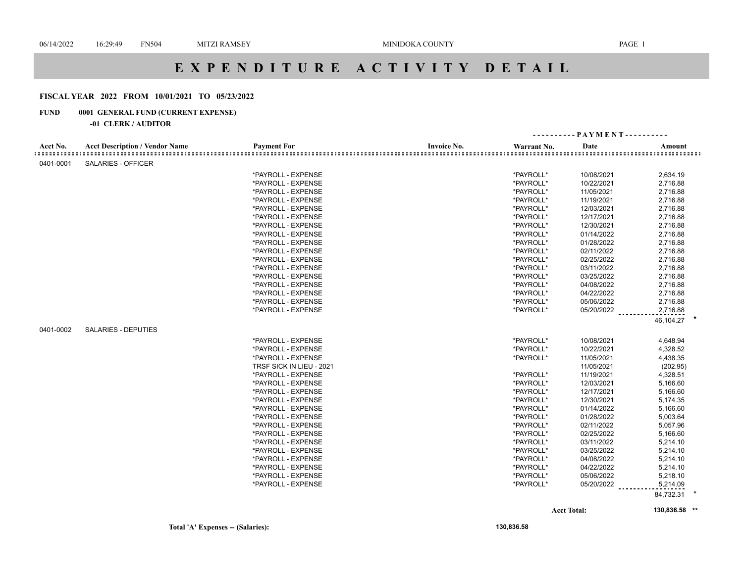# E X P E N D I T U R E   A C T I V I T Y   D E T A I L

**FISCAL YEAR 2022 FROM 10/01/2021 TO 05/23/2022**

**FUND 0001 GENERAL FUND (CURRENT EXPENSE)**

**-01 CLERK / AUDITOR**

| Acct No. | Acct Description / Vendor Name | Payment For | Invoice No. | Warrant No. | PAYMENT Date | PAYMENT Amount |
|---|---|---|---|---|---|---|
| 0401-0001 | SALARIES - OFFICER | | | | | |
| | | *PAYROLL - EXPENSE | | *PAYROLL* | 10/08/2021 | 2,634.19 |
| | | *PAYROLL - EXPENSE | | *PAYROLL* | 10/22/2021 | 2,716.88 |
| | | *PAYROLL - EXPENSE | | *PAYROLL* | 11/05/2021 | 2,716.88 |
| | | *PAYROLL - EXPENSE | | *PAYROLL* | 11/19/2021 | 2,716.88 |
| | | *PAYROLL - EXPENSE | | *PAYROLL* | 12/03/2021 | 2,716.88 |
| | | *PAYROLL - EXPENSE | | *PAYROLL* | 12/17/2021 | 2,716.88 |
| | | *PAYROLL - EXPENSE | | *PAYROLL* | 12/30/2021 | 2,716.88 |
| | | *PAYROLL - EXPENSE | | *PAYROLL* | 01/14/2022 | 2,716.88 |
| | | *PAYROLL - EXPENSE | | *PAYROLL* | 01/28/2022 | 2,716.88 |
| | | *PAYROLL - EXPENSE | | *PAYROLL* | 02/11/2022 | 2,716.88 |
| | | *PAYROLL - EXPENSE | | *PAYROLL* | 02/25/2022 | 2,716.88 |
| | | *PAYROLL - EXPENSE | | *PAYROLL* | 03/11/2022 | 2,716.88 |
| | | *PAYROLL - EXPENSE | | *PAYROLL* | 03/25/2022 | 2,716.88 |
| | | *PAYROLL - EXPENSE | | *PAYROLL* | 04/08/2022 | 2,716.88 |
| | | *PAYROLL - EXPENSE | | *PAYROLL* | 04/22/2022 | 2,716.88 |
| | | *PAYROLL - EXPENSE | | *PAYROLL* | 05/06/2022 | 2,716.88 |
| | | *PAYROLL - EXPENSE | | *PAYROLL* | 05/20/2022 | 2,716.88 |
| | | | | | | 46,104.27 * |
| 0401-0002 | SALARIES - DEPUTIES | | | | | |
| | | *PAYROLL - EXPENSE | | *PAYROLL* | 10/08/2021 | 4,648.94 |
| | | *PAYROLL - EXPENSE | | *PAYROLL* | 10/22/2021 | 4,328.52 |
| | | *PAYROLL - EXPENSE | | *PAYROLL* | 11/05/2021 | 4,438.35 |
| | | TRSF SICK IN LIEU - 2021 | | | 11/05/2021 | (202.95) |
| | | *PAYROLL - EXPENSE | | *PAYROLL* | 11/19/2021 | 4,328.51 |
| | | *PAYROLL - EXPENSE | | *PAYROLL* | 12/03/2021 | 5,166.60 |
| | | *PAYROLL - EXPENSE | | *PAYROLL* | 12/17/2021 | 5,166.60 |
| | | *PAYROLL - EXPENSE | | *PAYROLL* | 12/30/2021 | 5,174.35 |
| | | *PAYROLL - EXPENSE | | *PAYROLL* | 01/14/2022 | 5,166.60 |
| | | *PAYROLL - EXPENSE | | *PAYROLL* | 01/28/2022 | 5,003.64 |
| | | *PAYROLL - EXPENSE | | *PAYROLL* | 02/11/2022 | 5,057.96 |
| | | *PAYROLL - EXPENSE | | *PAYROLL* | 02/25/2022 | 5,166.60 |
| | | *PAYROLL - EXPENSE | | *PAYROLL* | 03/11/2022 | 5,214.10 |
| | | *PAYROLL - EXPENSE | | *PAYROLL* | 03/25/2022 | 5,214.10 |
| | | *PAYROLL - EXPENSE | | *PAYROLL* | 04/08/2022 | 5,214.10 |
| | | *PAYROLL - EXPENSE | | *PAYROLL* | 04/22/2022 | 5,214.10 |
| | | *PAYROLL - EXPENSE | | *PAYROLL* | 05/06/2022 | 5,218.10 |
| | | *PAYROLL - EXPENSE | | *PAYROLL* | 05/20/2022 | 5,214.09 |
| | | | | | | 84,732.31 * |
| | | | | | **Acct Total:** | **130,836.58 \*\*** |

**Total 'A' Expenses -- (Salaries):** **130,836.58**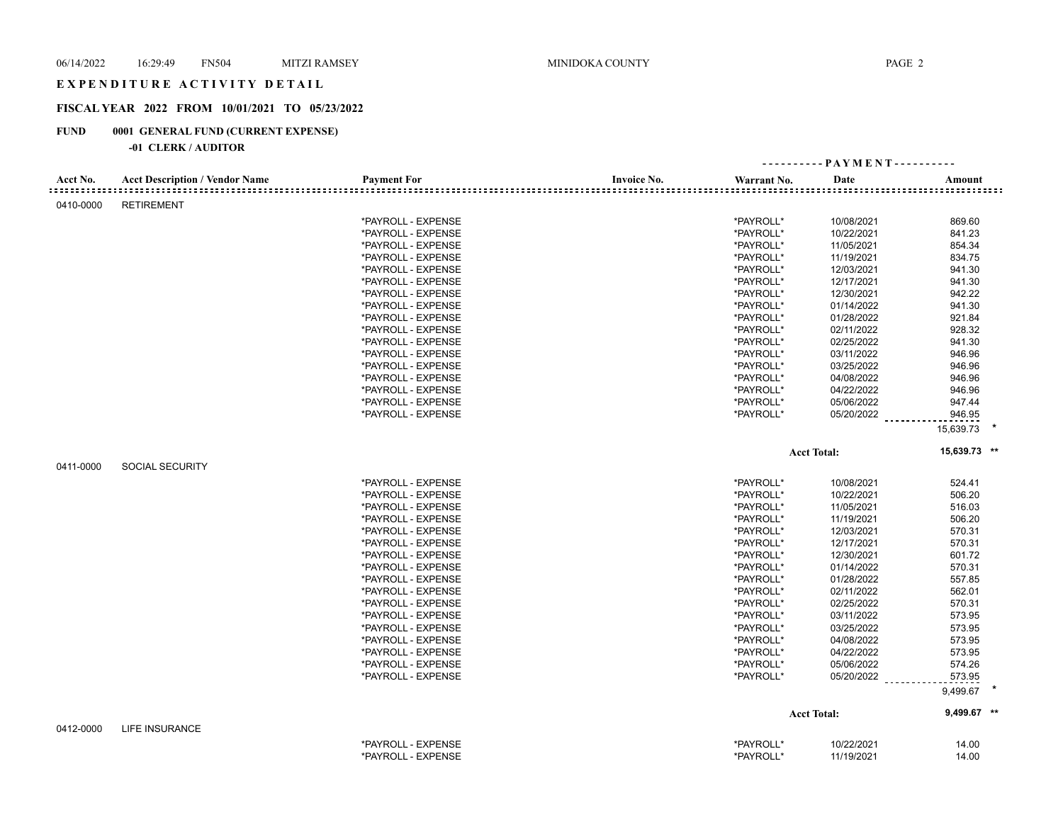# EXPENDITURE ACTIVITY DETAIL

## FISCAL YEAR 2022 FROM 10/01/2021 TO 05/23/2022

### FUND 0001 GENERAL FUND (CURRENT EXPENSE)

#### -01 CLERK / AUDITOR

| Acct No. | Acct Description / Vendor Name | Payment For | Invoice No. | Warrant No. | Date | Amount |
|---|---|---|---|---|---|---|
| 0410-0000 | RETIREMENT | | | | | |
| | | *PAYROLL - EXPENSE | | *PAYROLL* | 10/08/2021 | 869.60 |
| | | *PAYROLL - EXPENSE | | *PAYROLL* | 10/22/2021 | 841.23 |
| | | *PAYROLL - EXPENSE | | *PAYROLL* | 11/05/2021 | 854.34 |
| | | *PAYROLL - EXPENSE | | *PAYROLL* | 11/19/2021 | 834.75 |
| | | *PAYROLL - EXPENSE | | *PAYROLL* | 12/03/2021 | 941.30 |
| | | *PAYROLL - EXPENSE | | *PAYROLL* | 12/17/2021 | 941.30 |
| | | *PAYROLL - EXPENSE | | *PAYROLL* | 12/30/2021 | 942.22 |
| | | *PAYROLL - EXPENSE | | *PAYROLL* | 01/14/2022 | 941.30 |
| | | *PAYROLL - EXPENSE | | *PAYROLL* | 01/28/2022 | 921.84 |
| | | *PAYROLL - EXPENSE | | *PAYROLL* | 02/11/2022 | 928.32 |
| | | *PAYROLL - EXPENSE | | *PAYROLL* | 02/25/2022 | 941.30 |
| | | *PAYROLL - EXPENSE | | *PAYROLL* | 03/11/2022 | 946.96 |
| | | *PAYROLL - EXPENSE | | *PAYROLL* | 03/25/2022 | 946.96 |
| | | *PAYROLL - EXPENSE | | *PAYROLL* | 04/08/2022 | 946.96 |
| | | *PAYROLL - EXPENSE | | *PAYROLL* | 04/22/2022 | 946.96 |
| | | *PAYROLL - EXPENSE | | *PAYROLL* | 05/06/2022 | 947.44 |
| | | *PAYROLL - EXPENSE | | *PAYROLL* | 05/20/2022 | 946.95 |
| | | | | | | 15,639.73 * |
| | | | | | Acct Total: | 15,639.73 ** |
| 0411-0000 | SOCIAL SECURITY | | | | | |
| | | *PAYROLL - EXPENSE | | *PAYROLL* | 10/08/2021 | 524.41 |
| | | *PAYROLL - EXPENSE | | *PAYROLL* | 10/22/2021 | 506.20 |
| | | *PAYROLL - EXPENSE | | *PAYROLL* | 11/05/2021 | 516.03 |
| | | *PAYROLL - EXPENSE | | *PAYROLL* | 11/19/2021 | 506.20 |
| | | *PAYROLL - EXPENSE | | *PAYROLL* | 12/03/2021 | 570.31 |
| | | *PAYROLL - EXPENSE | | *PAYROLL* | 12/17/2021 | 570.31 |
| | | *PAYROLL - EXPENSE | | *PAYROLL* | 12/30/2021 | 601.72 |
| | | *PAYROLL - EXPENSE | | *PAYROLL* | 01/14/2022 | 570.31 |
| | | *PAYROLL - EXPENSE | | *PAYROLL* | 01/28/2022 | 557.85 |
| | | *PAYROLL - EXPENSE | | *PAYROLL* | 02/11/2022 | 562.01 |
| | | *PAYROLL - EXPENSE | | *PAYROLL* | 02/25/2022 | 570.31 |
| | | *PAYROLL - EXPENSE | | *PAYROLL* | 03/11/2022 | 573.95 |
| | | *PAYROLL - EXPENSE | | *PAYROLL* | 03/25/2022 | 573.95 |
| | | *PAYROLL - EXPENSE | | *PAYROLL* | 04/08/2022 | 573.95 |
| | | *PAYROLL - EXPENSE | | *PAYROLL* | 04/22/2022 | 573.95 |
| | | *PAYROLL - EXPENSE | | *PAYROLL* | 05/06/2022 | 574.26 |
| | | *PAYROLL - EXPENSE | | *PAYROLL* | 05/20/2022 | 573.95 |
| | | | | | | 9,499.67 * |
| | | | | | Acct Total: | 9,499.67 ** |
| 0412-0000 | LIFE INSURANCE | | | | | |
| | | *PAYROLL - EXPENSE | | *PAYROLL* | 10/22/2021 | 14.00 |
| | | *PAYROLL - EXPENSE | | *PAYROLL* | 11/19/2021 | 14.00 |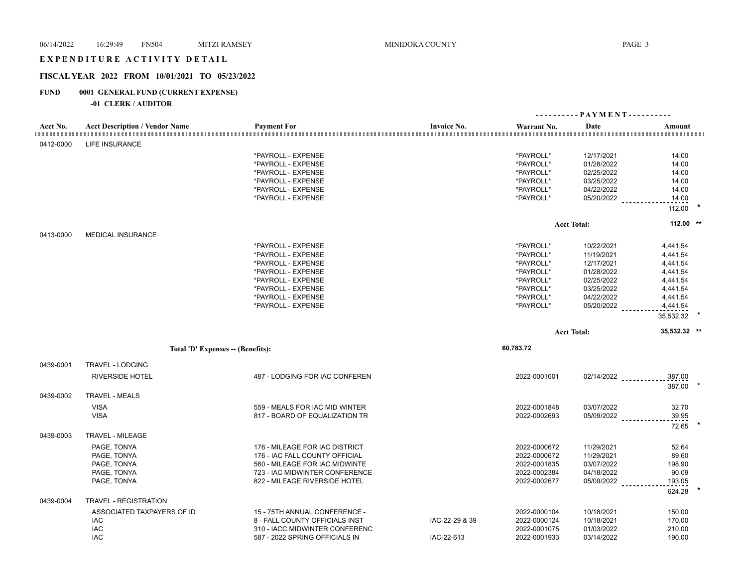# EXPENDITURE ACTIVITY DETAIL

## FISCAL YEAR 2022 FROM 10/01/2021 TO 05/23/2022

### FUND 0001 GENERAL FUND (CURRENT EXPENSE)

#### -01 CLERK / AUDITOR

| Acct No. | Acct Description / Vendor Name | Payment For | Invoice No. | Warrant No. | Date | Amount |
|---|---|---|---|---|---|---|
| 0412-0000 | LIFE INSURANCE | | | | | |
| | | *PAYROLL - EXPENSE | | *PAYROLL* | 12/17/2021 | 14.00 |
| | | *PAYROLL - EXPENSE | | *PAYROLL* | 01/28/2022 | 14.00 |
| | | *PAYROLL - EXPENSE | | *PAYROLL* | 02/25/2022 | 14.00 |
| | | *PAYROLL - EXPENSE | | *PAYROLL* | 03/25/2022 | 14.00 |
| | | *PAYROLL - EXPENSE | | *PAYROLL* | 04/22/2022 | 14.00 |
| | | *PAYROLL - EXPENSE | | *PAYROLL* | 05/20/2022 | 14.00 |
| | | | | | | 112.00 * |
| | | | | | Acct Total: | 112.00 ** |
| 0413-0000 | MEDICAL INSURANCE | | | | | |
| | | *PAYROLL - EXPENSE | | *PAYROLL* | 10/22/2021 | 4,441.54 |
| | | *PAYROLL - EXPENSE | | *PAYROLL* | 11/19/2021 | 4,441.54 |
| | | *PAYROLL - EXPENSE | | *PAYROLL* | 12/17/2021 | 4,441.54 |
| | | *PAYROLL - EXPENSE | | *PAYROLL* | 01/28/2022 | 4,441.54 |
| | | *PAYROLL - EXPENSE | | *PAYROLL* | 02/25/2022 | 4,441.54 |
| | | *PAYROLL - EXPENSE | | *PAYROLL* | 03/25/2022 | 4,441.54 |
| | | *PAYROLL - EXPENSE | | *PAYROLL* | 04/22/2022 | 4,441.54 |
| | | *PAYROLL - EXPENSE | | *PAYROLL* | 05/20/2022 | 4,441.54 |
| | | | | | | 35,532.32 * |
| | | | | | Acct Total: | 35,532.32 ** |
| | **Total 'D' Expenses -- (Benefits):** | | | 60,783.72 | | |
| 0439-0001 | TRAVEL - LODGING | | | | | |
| | RIVERSIDE HOTEL | 487 - LODGING FOR IAC CONFEREN | | 2022-0001601 | 02/14/2022 | 387.00 |
| | | | | | | 387.00 * |
| 0439-0002 | TRAVEL - MEALS | | | | | |
| | VISA | 559 - MEALS FOR IAC MID WINTER | | 2022-0001848 | 03/07/2022 | 32.70 |
| | VISA | 817 - BOARD OF EQUALIZATION TR | | 2022-0002693 | 05/09/2022 | 39.95 |
| | | | | | | 72.65 * |
| 0439-0003 | TRAVEL - MILEAGE | | | | | |
| | PAGE, TONYA | 176 - MILEAGE FOR IAC DISTRICT | | 2022-0000672 | 11/29/2021 | 52.64 |
| | PAGE, TONYA | 176 - IAC FALL COUNTY OFFICIAL | | 2022-0000672 | 11/29/2021 | 89.60 |
| | PAGE, TONYA | 560 - MILEAGE FOR IAC MIDWINTE | | 2022-0001835 | 03/07/2022 | 198.90 |
| | PAGE, TONYA | 723 - IAC MIDWINTER CONFERENCE | | 2022-0002384 | 04/18/2022 | 90.09 |
| | PAGE, TONYA | 822 - MILEAGE RIVERSIDE HOTEL | | 2022-0002677 | 05/09/2022 | 193.05 |
| | | | | | | 624.28 * |
| 0439-0004 | TRAVEL - REGISTRATION | | | | | |
| | ASSOCIATED TAXPAYERS OF ID | 15 - 75TH ANNUAL CONFERENCE - | | 2022-0000104 | 10/18/2021 | 150.00 |
| | IAC | 8 - FALL COUNTY OFFICIALS INST | IAC-22-29 & 39 | 2022-0000124 | 10/18/2021 | 170.00 |
| | IAC | 310 - IACC MIDWINTER CONFERENC | | 2022-0001075 | 01/03/2022 | 210.00 |
| | IAC | 587 - 2022 SPRING OFFICIALS IN | IAC-22-613 | 2022-0001933 | 03/14/2022 | 190.00 |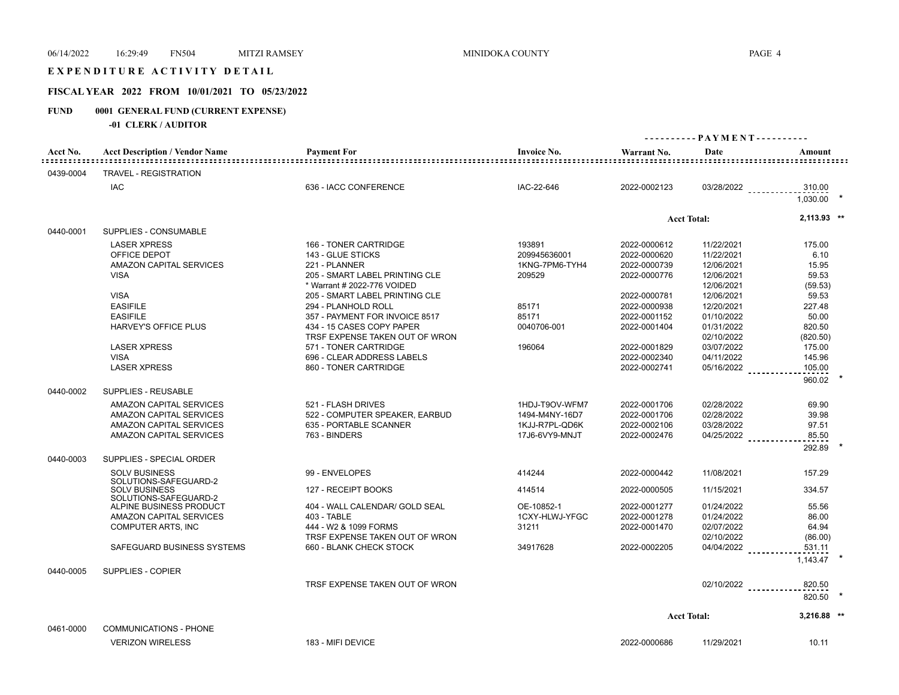# EXPENDITURE ACTIVITY DETAIL

## FISCAL YEAR 2022 FROM 10/01/2021 TO 05/23/2022

### FUND 0001 GENERAL FUND (CURRENT EXPENSE)

#### -01 CLERK / AUDITOR

| Acct No. | Acct Description / Vendor Name | Payment For | Invoice No. | Warrant No. | PAYMENT Date | PAYMENT Amount |
|---|---|---|---|---|---|---|
| 0439-0004 | TRAVEL - REGISTRATION | | | | | |
| | IAC | 636 - IACC CONFERENCE | IAC-22-646 | 2022-0002123 | 03/28/2022 | 310.00 |
| | | | | | | 1,030.00 * |
| | | | | | Acct Total: | 2,113.93 ** |
| 0440-0001 | SUPPLIES - CONSUMABLE | | | | | |
| | LASER XPRESS | 166 - TONER CARTRIDGE | 193891 | 2022-0000612 | 11/22/2021 | 175.00 |
| | OFFICE DEPOT | 143 - GLUE STICKS | 209945636001 | 2022-0000620 | 11/22/2021 | 6.10 |
| | AMAZON CAPITAL SERVICES | 221 - PLANNER | 1KNG-7PM6-TYH4 | 2022-0000739 | 12/06/2021 | 15.95 |
| | VISA | 205 - SMART LABEL PRINTING CLE | 209529 | 2022-0000776 | 12/06/2021 | 59.53 |
| | | * Warrant # 2022-776 VOIDED | | | 12/06/2021 | (59.53) |
| | VISA | 205 - SMART LABEL PRINTING CLE | | 2022-0000781 | 12/06/2021 | 59.53 |
| | EASIFILE | 294 - PLANHOLD ROLL | 85171 | 2022-0000938 | 12/20/2021 | 227.48 |
| | EASIFILE | 357 - PAYMENT FOR INVOICE 8517 | 85171 | 2022-0001152 | 01/10/2022 | 50.00 |
| | HARVEY'S OFFICE PLUS | 434 - 15 CASES COPY PAPER | 0040706-001 | 2022-0001404 | 01/31/2022 | 820.50 |
| | | TRSF EXPENSE TAKEN OUT OF WRON | | | 02/10/2022 | (820.50) |
| | LASER XPRESS | 571 - TONER CARTRIDGE | 196064 | 2022-0001829 | 03/07/2022 | 175.00 |
| | VISA | 696 - CLEAR ADDRESS LABELS | | 2022-0002340 | 04/11/2022 | 145.96 |
| | LASER XPRESS | 860 - TONER CARTRIDGE | | 2022-0002741 | 05/16/2022 | 105.00 |
| | | | | | | 960.02 * |
| 0440-0002 | SUPPLIES - REUSABLE | | | | | |
| | AMAZON CAPITAL SERVICES | 521 - FLASH DRIVES | 1HDJ-T9OV-WFM7 | 2022-0001706 | 02/28/2022 | 69.90 |
| | AMAZON CAPITAL SERVICES | 522 - COMPUTER SPEAKER, EARBUD | 1494-M4NY-16D7 | 2022-0001706 | 02/28/2022 | 39.98 |
| | AMAZON CAPITAL SERVICES | 635 - PORTABLE SCANNER | 1KJJ-R7PL-QD6K | 2022-0002106 | 03/28/2022 | 97.51 |
| | AMAZON CAPITAL SERVICES | 763 - BINDERS | 17J6-6VY9-MNJT | 2022-0002476 | 04/25/2022 | 85.50 |
| | | | | | | 292.89 * |
| 0440-0003 | SUPPLIES - SPECIAL ORDER | | | | | |
| | SOLV BUSINESS SOLUTIONS-SAFEGUARD-2 | 99 - ENVELOPES | 414244 | 2022-0000442 | 11/08/2021 | 157.29 |
| | SOLV BUSINESS SOLUTIONS-SAFEGUARD-2 | 127 - RECEIPT BOOKS | 414514 | 2022-0000505 | 11/15/2021 | 334.57 |
| | ALPINE BUSINESS PRODUCT | 404 - WALL CALENDAR/ GOLD SEAL | OE-10852-1 | 2022-0001277 | 01/24/2022 | 55.56 |
| | AMAZON CAPITAL SERVICES | 403 - TABLE | 1CXY-HLWJ-YFGC | 2022-0001278 | 01/24/2022 | 86.00 |
| | COMPUTER ARTS, INC | 444 - W2 & 1099 FORMS | 31211 | 2022-0001470 | 02/07/2022 | 64.94 |
| | | TRSF EXPENSE TAKEN OUT OF WRON | | | 02/10/2022 | (86.00) |
| | SAFEGUARD BUSINESS SYSTEMS | 660 - BLANK CHECK STOCK | 34917628 | 2022-0002205 | 04/04/2022 | 531.11 |
| | | | | | | 1,143.47 * |
| 0440-0005 | SUPPLIES - COPIER | | | | | |
| | | TRSF EXPENSE TAKEN OUT OF WRON | | | 02/10/2022 | 820.50 |
| | | | | | | 820.50 * |
| | | | | | Acct Total: | 3,216.88 ** |
| 0461-0000 | COMMUNICATIONS - PHONE | | | | | |
| | VERIZON WIRELESS | 183 - MIFI DEVICE | | 2022-0000686 | 11/29/2021 | 10.11 |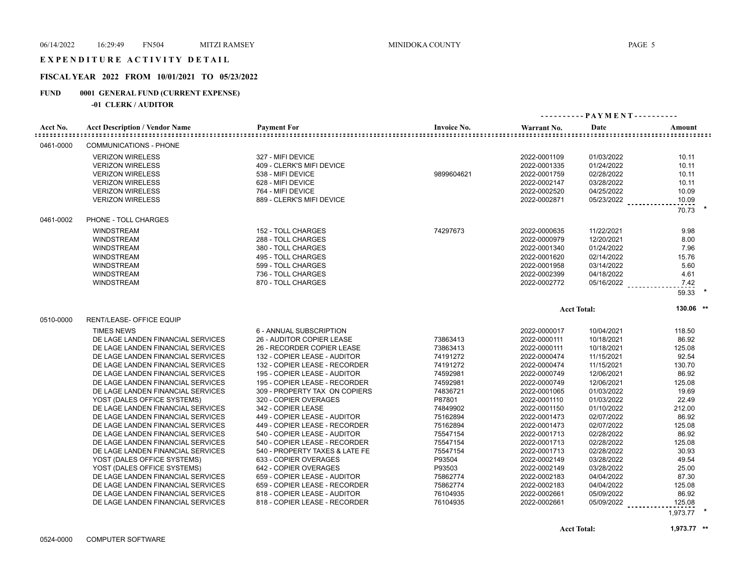# EXPENDITURE ACTIVITY DETAIL

## FISCAL YEAR 2022 FROM 10/01/2021 TO 05/23/2022

### FUND 0001 GENERAL FUND (CURRENT EXPENSE)

#### -01 CLERK / AUDITOR

| Acct No. | Acct Description / Vendor Name | Payment For | Invoice No. | Warrant No. | Date | Amount |
|---|---|---|---|---|---|---|
| 0461-0000 | COMMUNICATIONS - PHONE | | | | | |
| | VERIZON WIRELESS | 327 - MIFI DEVICE | | 2022-0001109 | 01/03/2022 | 10.11 |
| | VERIZON WIRELESS | 409 - CLERK'S MIFI DEVICE | | 2022-0001335 | 01/24/2022 | 10.11 |
| | VERIZON WIRELESS | 538 - MIFI DEVICE | 9899604621 | 2022-0001759 | 02/28/2022 | 10.11 |
| | VERIZON WIRELESS | 628 - MIFI DEVICE | | 2022-0002147 | 03/28/2022 | 10.11 |
| | VERIZON WIRELESS | 764 - MIFI DEVICE | | 2022-0002520 | 04/25/2022 | 10.09 |
| | VERIZON WIRELESS | 889 - CLERK'S MIFI DEVICE | | 2022-0002871 | 05/23/2022 | 10.09 |
| | | | | | | 70.73 * |
| 0461-0002 | PHONE - TOLL CHARGES | | | | | |
| | WINDSTREAM | 152 - TOLL CHARGES | 74297673 | 2022-0000635 | 11/22/2021 | 9.98 |
| | WINDSTREAM | 288 - TOLL CHARGES | | 2022-0000979 | 12/20/2021 | 8.00 |
| | WINDSTREAM | 380 - TOLL CHARGES | | 2022-0001340 | 01/24/2022 | 7.96 |
| | WINDSTREAM | 495 - TOLL CHARGES | | 2022-0001620 | 02/14/2022 | 15.76 |
| | WINDSTREAM | 599 - TOLL CHARGES | | 2022-0001958 | 03/14/2022 | 5.60 |
| | WINDSTREAM | 736 - TOLL CHARGES | | 2022-0002399 | 04/18/2022 | 4.61 |
| | WINDSTREAM | 870 - TOLL CHARGES | | 2022-0002772 | 05/16/2022 | 7.42 |
| | | | | | | 59.33 * |
| | | | | | Acct Total: | 130.06 ** |
| 0510-0000 | RENT/LEASE- OFFICE EQUIP | | | | | |
| | TIMES NEWS | 6 - ANNUAL SUBSCRIPTION | | 2022-0000017 | 10/04/2021 | 118.50 |
| | DE LAGE LANDEN FINANCIAL SERVICES | 26 - AUDITOR COPIER LEASE | 73863413 | 2022-0000111 | 10/18/2021 | 86.92 |
| | DE LAGE LANDEN FINANCIAL SERVICES | 26 - RECORDER COPIER LEASE | 73863413 | 2022-0000111 | 10/18/2021 | 125.08 |
| | DE LAGE LANDEN FINANCIAL SERVICES | 132 - COPIER LEASE - AUDITOR | 74191272 | 2022-0000474 | 11/15/2021 | 92.54 |
| | DE LAGE LANDEN FINANCIAL SERVICES | 132 - COPIER LEASE - RECORDER | 74191272 | 2022-0000474 | 11/15/2021 | 130.70 |
| | DE LAGE LANDEN FINANCIAL SERVICES | 195 - COPIER LEASE - AUDITOR | 74592981 | 2022-0000749 | 12/06/2021 | 86.92 |
| | DE LAGE LANDEN FINANCIAL SERVICES | 195 - COPIER LEASE - RECORDER | 74592981 | 2022-0000749 | 12/06/2021 | 125.08 |
| | DE LAGE LANDEN FINANCIAL SERVICES | 309 - PROPERTY TAX ON COPIERS | 74836721 | 2022-0001065 | 01/03/2022 | 19.69 |
| | YOST (DALES OFFICE SYSTEMS) | 320 - COPIER OVERAGES | P87801 | 2022-0001110 | 01/03/2022 | 22.49 |
| | DE LAGE LANDEN FINANCIAL SERVICES | 342 - COPIER LEASE | 74849902 | 2022-0001150 | 01/10/2022 | 212.00 |
| | DE LAGE LANDEN FINANCIAL SERVICES | 449 - COPIER LEASE - AUDITOR | 75162894 | 2022-0001473 | 02/07/2022 | 86.92 |
| | DE LAGE LANDEN FINANCIAL SERVICES | 449 - COPIER LEASE - RECORDER | 75162894 | 2022-0001473 | 02/07/2022 | 125.08 |
| | DE LAGE LANDEN FINANCIAL SERVICES | 540 - COPIER LEASE - AUDITOR | 75547154 | 2022-0001713 | 02/28/2022 | 86.92 |
| | DE LAGE LANDEN FINANCIAL SERVICES | 540 - COPIER LEASE - RECORDER | 75547154 | 2022-0001713 | 02/28/2022 | 125.08 |
| | DE LAGE LANDEN FINANCIAL SERVICES | 540 - PROPERTY TAXES & LATE FE | 75547154 | 2022-0001713 | 02/28/2022 | 30.93 |
| | YOST (DALES OFFICE SYSTEMS) | 633 - COPIER OVERAGES | P93504 | 2022-0002149 | 03/28/2022 | 49.54 |
| | YOST (DALES OFFICE SYSTEMS) | 642 - COPIER OVERAGES | P93503 | 2022-0002149 | 03/28/2022 | 25.00 |
| | DE LAGE LANDEN FINANCIAL SERVICES | 659 - COPIER LEASE - AUDITOR | 75862774 | 2022-0002183 | 04/04/2022 | 87.30 |
| | DE LAGE LANDEN FINANCIAL SERVICES | 659 - COPIER LEASE - RECORDER | 75862774 | 2022-0002183 | 04/04/2022 | 125.08 |
| | DE LAGE LANDEN FINANCIAL SERVICES | 818 - COPIER LEASE - AUDITOR | 76104935 | 2022-0002661 | 05/09/2022 | 86.92 |
| | DE LAGE LANDEN FINANCIAL SERVICES | 818 - COPIER LEASE - RECORDER | 76104935 | 2022-0002661 | 05/09/2022 | 125.08 |
| | | | | | | 1,973.77 * |
| | | | | | Acct Total: | 1,973.77 ** |
| 0524-0000 | COMPUTER SOFTWARE | | | | | |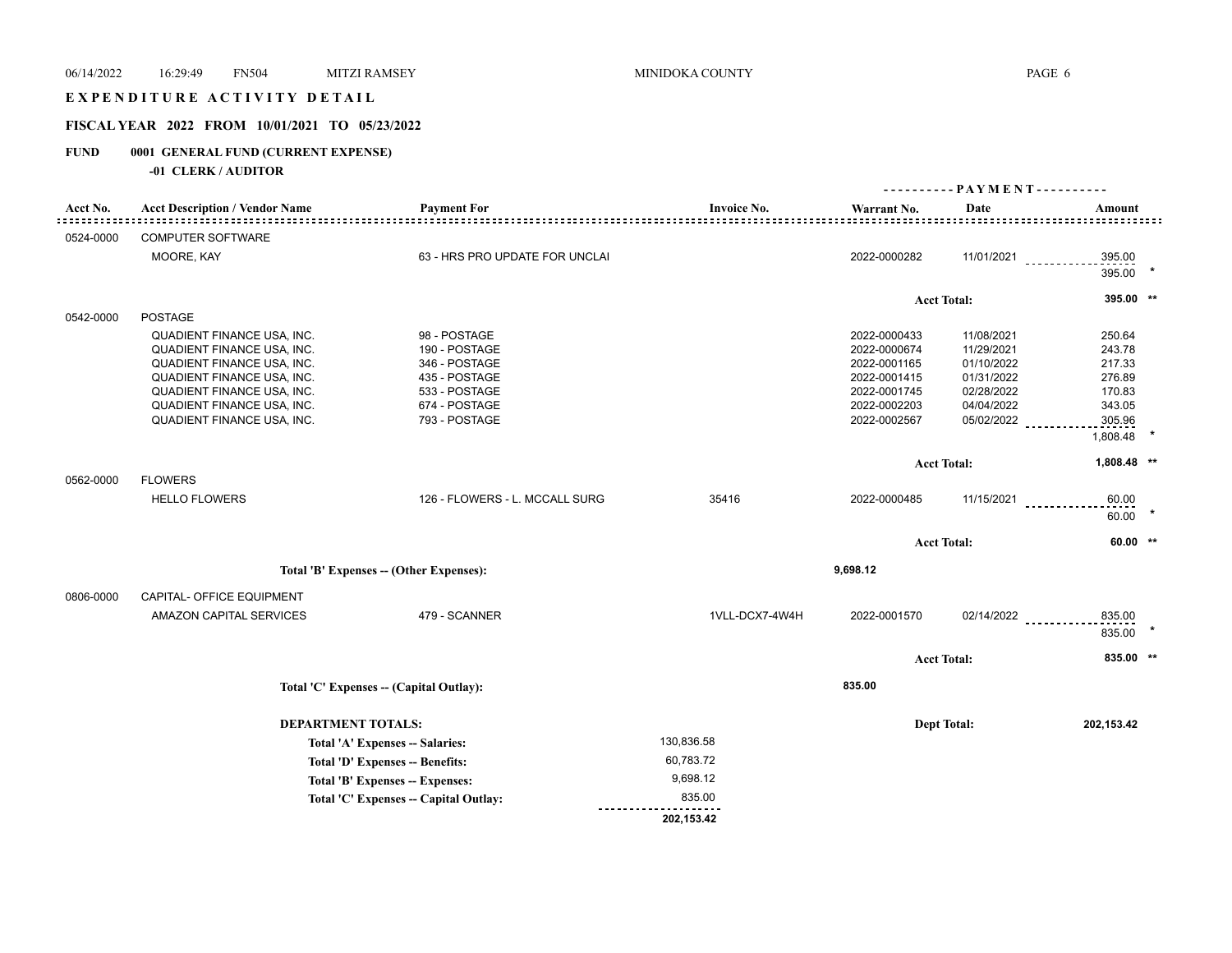# EXPENDITURE ACTIVITY DETAIL

## FISCAL YEAR 2022 FROM 10/01/2021 TO 05/23/2022

**FUND 0001 GENERAL FUND (CURRENT EXPENSE)**

**-01 CLERK / AUDITOR**

| Acct No. | Acct Description / Vendor Name | Payment For | Invoice No. | Warrant No. | Payment Date | Payment Amount |
|---|---|---|---|---|---|---|
| 0524-0000 | COMPUTER SOFTWARE | | | | | |
| | MOORE, KAY | 63 - HRS PRO UPDATE FOR UNCLAI | | 2022-0000282 | 11/01/2021 | 395.00 |
| | | | | | | 395.00 * |
| | | | | | Acct Total: | 395.00 ** |
| 0542-0000 | POSTAGE | | | | | |
| | QUADIENT FINANCE USA, INC. | 98 - POSTAGE | | 2022-0000433 | 11/08/2021 | 250.64 |
| | QUADIENT FINANCE USA, INC. | 190 - POSTAGE | | 2022-0000674 | 11/29/2021 | 243.78 |
| | QUADIENT FINANCE USA, INC. | 346 - POSTAGE | | 2022-0001165 | 01/10/2022 | 217.33 |
| | QUADIENT FINANCE USA, INC. | 435 - POSTAGE | | 2022-0001415 | 01/31/2022 | 276.89 |
| | QUADIENT FINANCE USA, INC. | 533 - POSTAGE | | 2022-0001745 | 02/28/2022 | 170.83 |
| | QUADIENT FINANCE USA, INC. | 674 - POSTAGE | | 2022-0002203 | 04/04/2022 | 343.05 |
| | QUADIENT FINANCE USA, INC. | 793 - POSTAGE | | 2022-0002567 | 05/02/2022 | 305.96 |
| | | | | | | 1,808.48 * |
| | | | | | Acct Total: | 1,808.48 ** |
| 0562-0000 | FLOWERS | | | | | |
| | HELLO FLOWERS | 126 - FLOWERS - L. MCCALL SURG | 35416 | 2022-0000485 | 11/15/2021 | 60.00 |
| | | | | | | 60.00 * |
| | | | | | Acct Total: | 60.00 ** |
| | **Total 'B' Expenses -- (Other Expenses):** | | | **9,698.12** | | |
| 0806-0000 | CAPITAL- OFFICE EQUIPMENT | | | | | |
| | AMAZON CAPITAL SERVICES | 479 - SCANNER | 1VLL-DCX7-4W4H | 2022-0001570 | 02/14/2022 | 835.00 |
| | | | | | | 835.00 * |
| | | | | | Acct Total: | 835.00 ** |
| | **Total 'C' Expenses -- (Capital Outlay):** | | | **835.00** | | |

**DEPARTMENT TOTALS:** — **Dept Total: 202,153.42**

| | |
|---|---|
| **Total 'A' Expenses -- Salaries:** | 130,836.58 |
| **Total 'D' Expenses -- Benefits:** | 60,783.72 |
| **Total 'B' Expenses -- Expenses:** | 9,698.12 |
| **Total 'C' Expenses -- Capital Outlay:** | 835.00 |
| | **202,153.42** |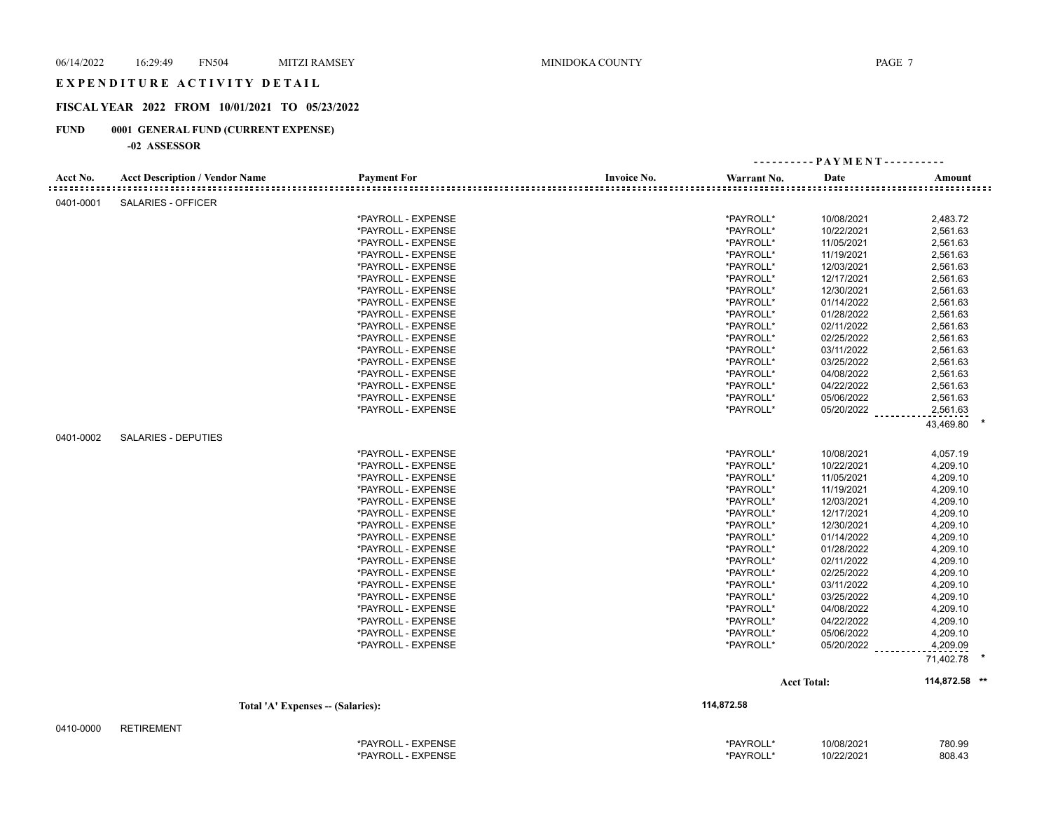# EXPENDITURE ACTIVITY DETAIL

## FISCAL YEAR 2022 FROM 10/01/2021 TO 05/23/2022

### FUND 0001 GENERAL FUND (CURRENT EXPENSE)

**-02 ASSESSOR**

| Acct No. | Acct Description / Vendor Name | Payment For | Invoice No. | Warrant No. | PAYMENT Date | PAYMENT Amount |
|---|---|---|---|---|---|---|
| 0401-0001 | SALARIES - OFFICER | | | | | |
| | | *PAYROLL - EXPENSE | | *PAYROLL* | 10/08/2021 | 2,483.72 |
| | | *PAYROLL - EXPENSE | | *PAYROLL* | 10/22/2021 | 2,561.63 |
| | | *PAYROLL - EXPENSE | | *PAYROLL* | 11/05/2021 | 2,561.63 |
| | | *PAYROLL - EXPENSE | | *PAYROLL* | 11/19/2021 | 2,561.63 |
| | | *PAYROLL - EXPENSE | | *PAYROLL* | 12/03/2021 | 2,561.63 |
| | | *PAYROLL - EXPENSE | | *PAYROLL* | 12/17/2021 | 2,561.63 |
| | | *PAYROLL - EXPENSE | | *PAYROLL* | 12/30/2021 | 2,561.63 |
| | | *PAYROLL - EXPENSE | | *PAYROLL* | 01/14/2022 | 2,561.63 |
| | | *PAYROLL - EXPENSE | | *PAYROLL* | 01/28/2022 | 2,561.63 |
| | | *PAYROLL - EXPENSE | | *PAYROLL* | 02/11/2022 | 2,561.63 |
| | | *PAYROLL - EXPENSE | | *PAYROLL* | 02/25/2022 | 2,561.63 |
| | | *PAYROLL - EXPENSE | | *PAYROLL* | 03/11/2022 | 2,561.63 |
| | | *PAYROLL - EXPENSE | | *PAYROLL* | 03/25/2022 | 2,561.63 |
| | | *PAYROLL - EXPENSE | | *PAYROLL* | 04/08/2022 | 2,561.63 |
| | | *PAYROLL - EXPENSE | | *PAYROLL* | 04/22/2022 | 2,561.63 |
| | | *PAYROLL - EXPENSE | | *PAYROLL* | 05/06/2022 | 2,561.63 |
| | | *PAYROLL - EXPENSE | | *PAYROLL* | 05/20/2022 | 2,561.63 |
| | | | | | | 43,469.80 * |
| 0401-0002 | SALARIES - DEPUTIES | | | | | |
| | | *PAYROLL - EXPENSE | | *PAYROLL* | 10/08/2021 | 4,057.19 |
| | | *PAYROLL - EXPENSE | | *PAYROLL* | 10/22/2021 | 4,209.10 |
| | | *PAYROLL - EXPENSE | | *PAYROLL* | 11/05/2021 | 4,209.10 |
| | | *PAYROLL - EXPENSE | | *PAYROLL* | 11/19/2021 | 4,209.10 |
| | | *PAYROLL - EXPENSE | | *PAYROLL* | 12/03/2021 | 4,209.10 |
| | | *PAYROLL - EXPENSE | | *PAYROLL* | 12/17/2021 | 4,209.10 |
| | | *PAYROLL - EXPENSE | | *PAYROLL* | 12/30/2021 | 4,209.10 |
| | | *PAYROLL - EXPENSE | | *PAYROLL* | 01/14/2022 | 4,209.10 |
| | | *PAYROLL - EXPENSE | | *PAYROLL* | 01/28/2022 | 4,209.10 |
| | | *PAYROLL - EXPENSE | | *PAYROLL* | 02/11/2022 | 4,209.10 |
| | | *PAYROLL - EXPENSE | | *PAYROLL* | 02/25/2022 | 4,209.10 |
| | | *PAYROLL - EXPENSE | | *PAYROLL* | 03/11/2022 | 4,209.10 |
| | | *PAYROLL - EXPENSE | | *PAYROLL* | 03/25/2022 | 4,209.10 |
| | | *PAYROLL - EXPENSE | | *PAYROLL* | 04/08/2022 | 4,209.10 |
| | | *PAYROLL - EXPENSE | | *PAYROLL* | 04/22/2022 | 4,209.10 |
| | | *PAYROLL - EXPENSE | | *PAYROLL* | 05/06/2022 | 4,209.10 |
| | | *PAYROLL - EXPENSE | | *PAYROLL* | 05/20/2022 | 4,209.09 |
| | | | | | | 71,402.78 * |
| | | | | | **Acct Total:** | **114,872.58 \*\*** |

**Total 'A' Expenses -- (Salaries):** **114,872.58**

| Acct No. | Acct Description / Vendor Name | Payment For | Invoice No. | Warrant No. | PAYMENT Date | PAYMENT Amount |
|---|---|---|---|---|---|---|
| 0410-0000 | RETIREMENT | | | | | |
| | | *PAYROLL - EXPENSE | | *PAYROLL* | 10/08/2021 | 780.99 |
| | | *PAYROLL - EXPENSE | | *PAYROLL* | 10/22/2021 | 808.43 |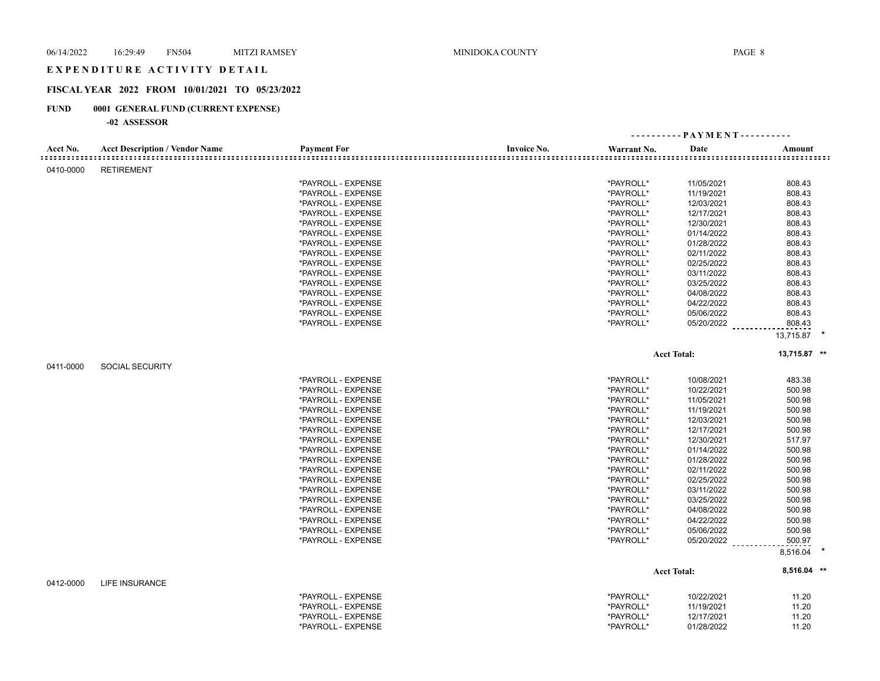06/14/2022 16:29:49 FN504 MITZI RAMSEY MINIDOKA COUNTY

# EXPENDITURE ACTIVITY DETAIL

## FISCAL YEAR 2022 FROM 10/01/2021 TO 05/23/2022

### FUND 0001 GENERAL FUND (CURRENT EXPENSE)

#### -02 ASSESSOR

| Acct No. | Acct Description / Vendor Name | Payment For | Invoice No. | Warrant No. | Date | Amount |
|---|---|---|---|---|---|---|
| 0410-0000 | RETIREMENT | | | | | |
| | | *PAYROLL - EXPENSE | | *PAYROLL* | 11/05/2021 | 808.43 |
| | | *PAYROLL - EXPENSE | | *PAYROLL* | 11/19/2021 | 808.43 |
| | | *PAYROLL - EXPENSE | | *PAYROLL* | 12/03/2021 | 808.43 |
| | | *PAYROLL - EXPENSE | | *PAYROLL* | 12/17/2021 | 808.43 |
| | | *PAYROLL - EXPENSE | | *PAYROLL* | 12/30/2021 | 808.43 |
| | | *PAYROLL - EXPENSE | | *PAYROLL* | 01/14/2022 | 808.43 |
| | | *PAYROLL - EXPENSE | | *PAYROLL* | 01/28/2022 | 808.43 |
| | | *PAYROLL - EXPENSE | | *PAYROLL* | 02/11/2022 | 808.43 |
| | | *PAYROLL - EXPENSE | | *PAYROLL* | 02/25/2022 | 808.43 |
| | | *PAYROLL - EXPENSE | | *PAYROLL* | 03/11/2022 | 808.43 |
| | | *PAYROLL - EXPENSE | | *PAYROLL* | 03/25/2022 | 808.43 |
| | | *PAYROLL - EXPENSE | | *PAYROLL* | 04/08/2022 | 808.43 |
| | | *PAYROLL - EXPENSE | | *PAYROLL* | 04/22/2022 | 808.43 |
| | | *PAYROLL - EXPENSE | | *PAYROLL* | 05/06/2022 | 808.43 |
| | | *PAYROLL - EXPENSE | | *PAYROLL* | 05/20/2022 | 808.43 |
| | | | | | | 13,715.87 * |
| | | | | | Acct Total: | 13,715.87 ** |
| 0411-0000 | SOCIAL SECURITY | | | | | |
| | | *PAYROLL - EXPENSE | | *PAYROLL* | 10/08/2021 | 483.38 |
| | | *PAYROLL - EXPENSE | | *PAYROLL* | 10/22/2021 | 500.98 |
| | | *PAYROLL - EXPENSE | | *PAYROLL* | 11/05/2021 | 500.98 |
| | | *PAYROLL - EXPENSE | | *PAYROLL* | 11/19/2021 | 500.98 |
| | | *PAYROLL - EXPENSE | | *PAYROLL* | 12/03/2021 | 500.98 |
| | | *PAYROLL - EXPENSE | | *PAYROLL* | 12/17/2021 | 500.98 |
| | | *PAYROLL - EXPENSE | | *PAYROLL* | 12/30/2021 | 517.97 |
| | | *PAYROLL - EXPENSE | | *PAYROLL* | 01/14/2022 | 500.98 |
| | | *PAYROLL - EXPENSE | | *PAYROLL* | 01/28/2022 | 500.98 |
| | | *PAYROLL - EXPENSE | | *PAYROLL* | 02/11/2022 | 500.98 |
| | | *PAYROLL - EXPENSE | | *PAYROLL* | 02/25/2022 | 500.98 |
| | | *PAYROLL - EXPENSE | | *PAYROLL* | 03/11/2022 | 500.98 |
| | | *PAYROLL - EXPENSE | | *PAYROLL* | 03/25/2022 | 500.98 |
| | | *PAYROLL - EXPENSE | | *PAYROLL* | 04/08/2022 | 500.98 |
| | | *PAYROLL - EXPENSE | | *PAYROLL* | 04/22/2022 | 500.98 |
| | | *PAYROLL - EXPENSE | | *PAYROLL* | 05/06/2022 | 500.98 |
| | | *PAYROLL - EXPENSE | | *PAYROLL* | 05/20/2022 | 500.97 |
| | | | | | | 8,516.04 * |
| | | | | | Acct Total: | 8,516.04 ** |
| 0412-0000 | LIFE INSURANCE | | | | | |
| | | *PAYROLL - EXPENSE | | *PAYROLL* | 10/22/2021 | 11.20 |
| | | *PAYROLL - EXPENSE | | *PAYROLL* | 11/19/2021 | 11.20 |
| | | *PAYROLL - EXPENSE | | *PAYROLL* | 12/17/2021 | 11.20 |
| | | *PAYROLL - EXPENSE | | *PAYROLL* | 01/28/2022 | 11.20 |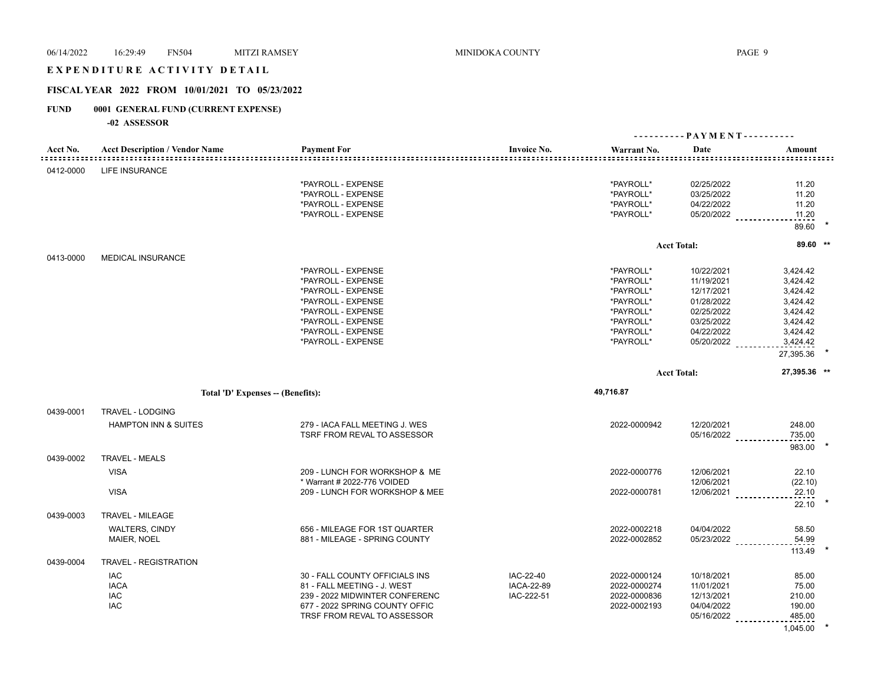# EXPENDITURE ACTIVITY DETAIL

## FISCAL YEAR 2022 FROM 10/01/2021 TO 05/23/2022

### FUND 0001 GENERAL FUND (CURRENT EXPENSE)

**-02 ASSESSOR**

| Acct No. | Acct Description / Vendor Name | Payment For | Invoice No. | Warrant No. | Date | Amount |
|---|---|---|---|---|---|---|
| 0412-0000 | LIFE INSURANCE | | | | | |
| | | *PAYROLL - EXPENSE | | *PAYROLL* | 02/25/2022 | 11.20 |
| | | *PAYROLL - EXPENSE | | *PAYROLL* | 03/25/2022 | 11.20 |
| | | *PAYROLL - EXPENSE | | *PAYROLL* | 04/22/2022 | 11.20 |
| | | *PAYROLL - EXPENSE | | *PAYROLL* | 05/20/2022 | 11.20 |
| | | | | | | 89.60 * |
| | | | | | Acct Total: | 89.60 ** |
| 0413-0000 | MEDICAL INSURANCE | | | | | |
| | | *PAYROLL - EXPENSE | | *PAYROLL* | 10/22/2021 | 3,424.42 |
| | | *PAYROLL - EXPENSE | | *PAYROLL* | 11/19/2021 | 3,424.42 |
| | | *PAYROLL - EXPENSE | | *PAYROLL* | 12/17/2021 | 3,424.42 |
| | | *PAYROLL - EXPENSE | | *PAYROLL* | 01/28/2022 | 3,424.42 |
| | | *PAYROLL - EXPENSE | | *PAYROLL* | 02/25/2022 | 3,424.42 |
| | | *PAYROLL - EXPENSE | | *PAYROLL* | 03/25/2022 | 3,424.42 |
| | | *PAYROLL - EXPENSE | | *PAYROLL* | 04/22/2022 | 3,424.42 |
| | | *PAYROLL - EXPENSE | | *PAYROLL* | 05/20/2022 | 3,424.42 |
| | | | | | | 27,395.36 * |
| | | | | | Acct Total: | 27,395.36 ** |
| | Total 'D' Expenses -- (Benefits): | | | 49,716.87 | | |
| 0439-0001 | TRAVEL - LODGING | | | | | |
| | HAMPTON INN & SUITES | 279 - IACA FALL MEETING J. WES | | 2022-0000942 | 12/20/2021 | 248.00 |
| | | TSRF FROM REVAL TO ASSESSOR | | | 05/16/2022 | 735.00 |
| | | | | | | 983.00 * |
| 0439-0002 | TRAVEL - MEALS | | | | | |
| | VISA | 209 - LUNCH FOR WORKSHOP & ME | | 2022-0000776 | 12/06/2021 | 22.10 |
| | | * Warrant # 2022-776 VOIDED | | | 12/06/2021 | (22.10) |
| | VISA | 209 - LUNCH FOR WORKSHOP & MEE | | 2022-0000781 | 12/06/2021 | 22.10 |
| | | | | | | 22.10 * |
| 0439-0003 | TRAVEL - MILEAGE | | | | | |
| | WALTERS, CINDY | 656 - MILEAGE FOR 1ST QUARTER | | 2022-0002218 | 04/04/2022 | 58.50 |
| | MAIER, NOEL | 881 - MILEAGE - SPRING COUNTY | | 2022-0002852 | 05/23/2022 | 54.99 |
| | | | | | | 113.49 * |
| 0439-0004 | TRAVEL - REGISTRATION | | | | | |
| | IAC | 30 - FALL COUNTY OFFICIALS INS | IAC-22-40 | 2022-0000124 | 10/18/2021 | 85.00 |
| | IACA | 81 - FALL MEETING - J. WEST | IACA-22-89 | 2022-0000274 | 11/01/2021 | 75.00 |
| | IAC | 239 - 2022 MIDWINTER CONFERENC | IAC-222-51 | 2022-0000836 | 12/13/2021 | 210.00 |
| | IAC | 677 - 2022 SPRING COUNTY OFFIC | | 2022-0002193 | 04/04/2022 | 190.00 |
| | | TRSF FROM REVAL TO ASSESSOR | | | 05/16/2022 | 485.00 |
| | | | | | | 1,045.00 * |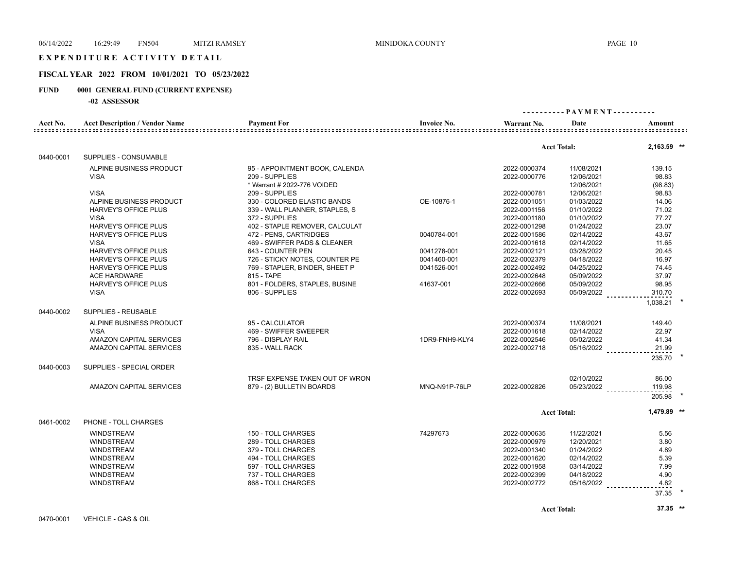# EXPENDITURE ACTIVITY DETAIL

## FISCAL YEAR 2022 FROM 10/01/2021 TO 05/23/2022

## FUND 0001 GENERAL FUND (CURRENT EXPENSE)

### -02 ASSESSOR

| Acct No. | Acct Description / Vendor Name | Payment For | Invoice No. | Warrant No. | Date | Amount |
|---|---|---|---|---|---|---|
| | | | | | Acct Total: | 2,163.59 ** |
| 0440-0001 | SUPPLIES - CONSUMABLE | | | | | |
| | ALPINE BUSINESS PRODUCT | 95 - APPOINTMENT BOOK, CALENDA | | 2022-0000374 | 11/08/2021 | 139.15 |
| | VISA | 209 - SUPPLIES | | 2022-0000776 | 12/06/2021 | 98.83 |
| | | * Warrant # 2022-776 VOIDED | | | 12/06/2021 | (98.83) |
| | VISA | 209 - SUPPLIES | | 2022-0000781 | 12/06/2021 | 98.83 |
| | ALPINE BUSINESS PRODUCT | 330 - COLORED ELASTIC BANDS | OE-10876-1 | 2022-0001051 | 01/03/2022 | 14.06 |
| | HARVEY'S OFFICE PLUS | 339 - WALL PLANNER, STAPLES, S | | 2022-0001156 | 01/10/2022 | 71.02 |
| | VISA | 372 - SUPPLIES | | 2022-0001180 | 01/10/2022 | 77.27 |
| | HARVEY'S OFFICE PLUS | 402 - STAPLE REMOVER, CALCULAT | | 2022-0001298 | 01/24/2022 | 23.07 |
| | HARVEY'S OFFICE PLUS | 472 - PENS, CARTRIDGES | 0040784-001 | 2022-0001586 | 02/14/2022 | 43.67 |
| | VISA | 469 - SWIFFER PADS & CLEANER | | 2022-0001618 | 02/14/2022 | 11.65 |
| | HARVEY'S OFFICE PLUS | 643 - COUNTER PEN | 0041278-001 | 2022-0002121 | 03/28/2022 | 20.45 |
| | HARVEY'S OFFICE PLUS | 726 - STICKY NOTES, COUNTER PE | 0041460-001 | 2022-0002379 | 04/18/2022 | 16.97 |
| | HARVEY'S OFFICE PLUS | 769 - STAPLER, BINDER, SHEET P | 0041526-001 | 2022-0002492 | 04/25/2022 | 74.45 |
| | ACE HARDWARE | 815 - TAPE | | 2022-0002648 | 05/09/2022 | 37.97 |
| | HARVEY'S OFFICE PLUS | 801 - FOLDERS, STAPLES, BUSINE | 41637-001 | 2022-0002666 | 05/09/2022 | 98.95 |
| | VISA | 806 - SUPPLIES | | 2022-0002693 | 05/09/2022 | 310.70 |
| | | | | | | 1,038.21 * |
| 0440-0002 | SUPPLIES - REUSABLE | | | | | |
| | ALPINE BUSINESS PRODUCT | 95 - CALCULATOR | | 2022-0000374 | 11/08/2021 | 149.40 |
| | VISA | 469 - SWIFFER SWEEPER | | 2022-0001618 | 02/14/2022 | 22.97 |
| | AMAZON CAPITAL SERVICES | 796 - DISPLAY RAIL | 1DR9-FNH9-KLY4 | 2022-0002546 | 05/02/2022 | 41.34 |
| | AMAZON CAPITAL SERVICES | 835 - WALL RACK | | 2022-0002718 | 05/16/2022 | 21.99 |
| | | | | | | 235.70 * |
| 0440-0003 | SUPPLIES - SPECIAL ORDER | | | | | |
| | | TRSF EXPENSE TAKEN OUT OF WRON | | | 02/10/2022 | 86.00 |
| | AMAZON CAPITAL SERVICES | 879 - (2) BULLETIN BOARDS | MNQ-N91P-76LP | 2022-0002826 | 05/23/2022 | 119.98 |
| | | | | | | 205.98 * |
| | | | | | Acct Total: | 1,479.89 ** |
| 0461-0002 | PHONE - TOLL CHARGES | | | | | |
| | WINDSTREAM | 150 - TOLL CHARGES | 74297673 | 2022-0000635 | 11/22/2021 | 5.56 |
| | WINDSTREAM | 289 - TOLL CHARGES | | 2022-0000979 | 12/20/2021 | 3.80 |
| | WINDSTREAM | 379 - TOLL CHARGES | | 2022-0001340 | 01/24/2022 | 4.89 |
| | WINDSTREAM | 494 - TOLL CHARGES | | 2022-0001620 | 02/14/2022 | 5.39 |
| | WINDSTREAM | 597 - TOLL CHARGES | | 2022-0001958 | 03/14/2022 | 7.99 |
| | WINDSTREAM | 737 - TOLL CHARGES | | 2022-0002399 | 04/18/2022 | 4.90 |
| | WINDSTREAM | 868 - TOLL CHARGES | | 2022-0002772 | 05/16/2022 | 4.82 |
| | | | | | | 37.35 * |
| | | | | | Acct Total: | 37.35 ** |
| 0470-0001 | VEHICLE - GAS & OIL | | | | | |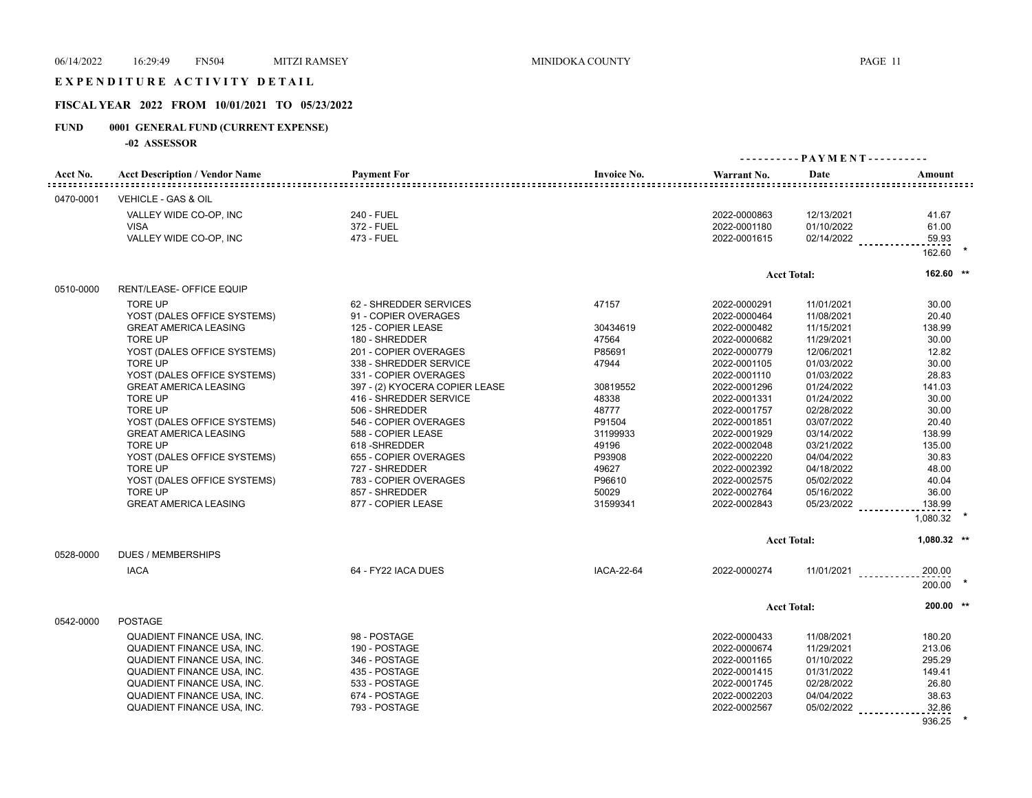# EXPENDITURE ACTIVITY DETAIL

## FISCAL YEAR 2022 FROM 10/01/2021 TO 05/23/2022

### FUND 0001 GENERAL FUND (CURRENT EXPENSE)

**-02 ASSESSOR**

| Acct No. | Acct Description / Vendor Name | Payment For | Invoice No. | Warrant No. | Date | Amount |
|---|---|---|---|---|---|---|
| 0470-0001 | VEHICLE - GAS & OIL | | | | | |
| | VALLEY WIDE CO-OP, INC | 240 - FUEL | | 2022-0000863 | 12/13/2021 | 41.67 |
| | VISA | 372 - FUEL | | 2022-0001180 | 01/10/2022 | 61.00 |
| | VALLEY WIDE CO-OP, INC | 473 - FUEL | | 2022-0001615 | 02/14/2022 | 59.93 |
| | | | | | | 162.60 * |
| | | | | Acct Total: | | 162.60 ** |
| 0510-0000 | RENT/LEASE- OFFICE EQUIP | | | | | |
| | TORE UP | 62 - SHREDDER SERVICES | 47157 | 2022-0000291 | 11/01/2021 | 30.00 |
| | YOST (DALES OFFICE SYSTEMS) | 91 - COPIER OVERAGES | | 2022-0000464 | 11/08/2021 | 20.40 |
| | GREAT AMERICA LEASING | 125 - COPIER LEASE | 30434619 | 2022-0000482 | 11/15/2021 | 138.99 |
| | TORE UP | 180 - SHREDDER | 47564 | 2022-0000682 | 11/29/2021 | 30.00 |
| | YOST (DALES OFFICE SYSTEMS) | 201 - COPIER OVERAGES | P85691 | 2022-0000779 | 12/06/2021 | 12.82 |
| | TORE UP | 338 - SHREDDER SERVICE | 47944 | 2022-0001105 | 01/03/2022 | 30.00 |
| | YOST (DALES OFFICE SYSTEMS) | 331 - COPIER OVERAGES | | 2022-0001110 | 01/03/2022 | 28.83 |
| | GREAT AMERICA LEASING | 397 - (2) KYOCERA COPIER LEASE | 30819552 | 2022-0001296 | 01/24/2022 | 141.03 |
| | TORE UP | 416 - SHREDDER SERVICE | 48338 | 2022-0001331 | 01/24/2022 | 30.00 |
| | TORE UP | 506 - SHREDDER | 48777 | 2022-0001757 | 02/28/2022 | 30.00 |
| | YOST (DALES OFFICE SYSTEMS) | 546 - COPIER OVERAGES | P91504 | 2022-0001851 | 03/07/2022 | 20.40 |
| | GREAT AMERICA LEASING | 588 - COPIER LEASE | 31199933 | 2022-0001929 | 03/14/2022 | 138.99 |
| | TORE UP | 618 -SHREDDER | 49196 | 2022-0002048 | 03/21/2022 | 135.00 |
| | YOST (DALES OFFICE SYSTEMS) | 655 - COPIER OVERAGES | P93908 | 2022-0002220 | 04/04/2022 | 30.83 |
| | TORE UP | 727 - SHREDDER | 49627 | 2022-0002392 | 04/18/2022 | 48.00 |
| | YOST (DALES OFFICE SYSTEMS) | 783 - COPIER OVERAGES | P96610 | 2022-0002575 | 05/02/2022 | 40.04 |
| | TORE UP | 857 - SHREDDER | 50029 | 2022-0002764 | 05/16/2022 | 36.00 |
| | GREAT AMERICA LEASING | 877 - COPIER LEASE | 31599341 | 2022-0002843 | 05/23/2022 | 138.99 |
| | | | | | | 1,080.32 * |
| | | | | Acct Total: | | 1,080.32 ** |
| 0528-0000 | DUES / MEMBERSHIPS | | | | | |
| | IACA | 64 - FY22 IACA DUES | IACA-22-64 | 2022-0000274 | 11/01/2021 | 200.00 |
| | | | | | | 200.00 * |
| | | | | Acct Total: | | 200.00 ** |
| 0542-0000 | POSTAGE | | | | | |
| | QUADIENT FINANCE USA, INC. | 98 - POSTAGE | | 2022-0000433 | 11/08/2021 | 180.20 |
| | QUADIENT FINANCE USA, INC. | 190 - POSTAGE | | 2022-0000674 | 11/29/2021 | 213.06 |
| | QUADIENT FINANCE USA, INC. | 346 - POSTAGE | | 2022-0001165 | 01/10/2022 | 295.29 |
| | QUADIENT FINANCE USA, INC. | 435 - POSTAGE | | 2022-0001415 | 01/31/2022 | 149.41 |
| | QUADIENT FINANCE USA, INC. | 533 - POSTAGE | | 2022-0001745 | 02/28/2022 | 26.80 |
| | QUADIENT FINANCE USA, INC. | 674 - POSTAGE | | 2022-0002203 | 04/04/2022 | 38.63 |
| | QUADIENT FINANCE USA, INC. | 793 - POSTAGE | | 2022-0002567 | 05/02/2022 | 32.86 |
| | | | | | | 936.25 * |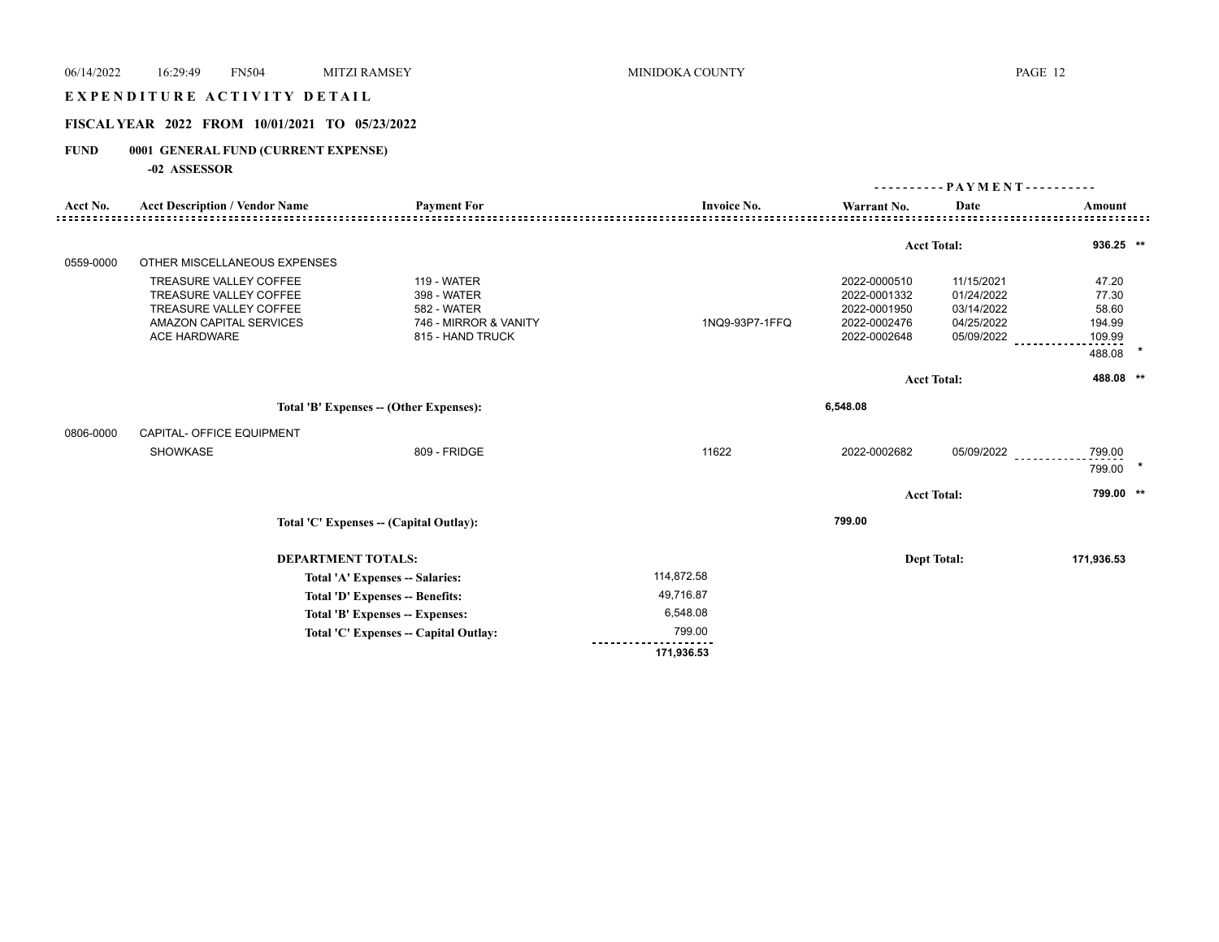# EXPENDITURE ACTIVITY DETAIL

## FISCAL YEAR 2022 FROM 10/01/2021 TO 05/23/2022

**FUND 0001 GENERAL FUND (CURRENT EXPENSE)**

**-02 ASSESSOR**

| Acct No. | Acct Description / Vendor Name | Payment For | Invoice No. | Warrant No. | PAYMENT Date | PAYMENT Amount |
|---|---|---|---|---|---|---|
| | | | | | Acct Total: | 936.25 ** |
| 0559-0000 | OTHER MISCELLANEOUS EXPENSES | | | | | |
| | TREASURE VALLEY COFFEE | 119 - WATER | | 2022-0000510 | 11/15/2021 | 47.20 |
| | TREASURE VALLEY COFFEE | 398 - WATER | | 2022-0001332 | 01/24/2022 | 77.30 |
| | TREASURE VALLEY COFFEE | 582 - WATER | | 2022-0001950 | 03/14/2022 | 58.60 |
| | AMAZON CAPITAL SERVICES | 746 - MIRROR & VANITY | 1NQ9-93P7-1FFQ | 2022-0002476 | 04/25/2022 | 194.99 |
| | ACE HARDWARE | 815 - HAND TRUCK | | 2022-0002648 | 05/09/2022 | 109.99 |
| | | | | | | 488.08 * |
| | | | | | Acct Total: | 488.08 ** |
| | | Total 'B' Expenses -- (Other Expenses): | | 6,548.08 | | |
| 0806-0000 | CAPITAL- OFFICE EQUIPMENT | | | | | |
| | SHOWKASE | 809 - FRIDGE | 11622 | 2022-0002682 | 05/09/2022 | 799.00 |
| | | | | | | 799.00 * |
| | | | | | Acct Total: | 799.00 ** |
| | | Total 'C' Expenses -- (Capital Outlay): | | 799.00 | | |

**DEPARTMENT TOTALS:** Dept Total: 171,936.53

| | |
|---|---|
| Total 'A' Expenses -- Salaries: | 114,872.58 |
| Total 'D' Expenses -- Benefits: | 49,716.87 |
| Total 'B' Expenses -- Expenses: | 6,548.08 |
| Total 'C' Expenses -- Capital Outlay: | 799.00 |
| | 171,936.53 |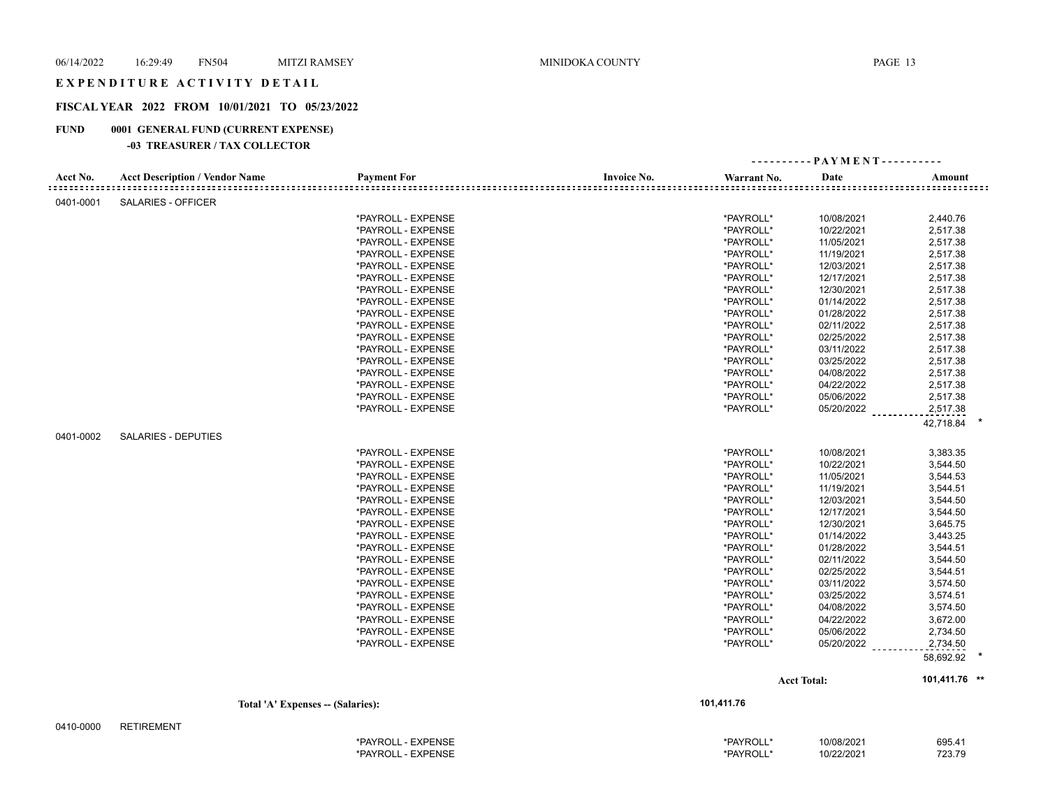# EXPENDITURE ACTIVITY DETAIL

## FISCAL YEAR 2022 FROM 10/01/2021 TO 05/23/2022

**FUND 0001 GENERAL FUND (CURRENT EXPENSE)**

**-03 TREASURER / TAX COLLECTOR**

| Acct No. | Acct Description / Vendor Name | Payment For | Invoice No. | Warrant No. | PAYMENT Date | PAYMENT Amount |
|---|---|---|---|---|---|---|
| 0401-0001 | SALARIES - OFFICER | | | | | |
| | | *PAYROLL - EXPENSE | | *PAYROLL* | 10/08/2021 | 2,440.76 |
| | | *PAYROLL - EXPENSE | | *PAYROLL* | 10/22/2021 | 2,517.38 |
| | | *PAYROLL - EXPENSE | | *PAYROLL* | 11/05/2021 | 2,517.38 |
| | | *PAYROLL - EXPENSE | | *PAYROLL* | 11/19/2021 | 2,517.38 |
| | | *PAYROLL - EXPENSE | | *PAYROLL* | 12/03/2021 | 2,517.38 |
| | | *PAYROLL - EXPENSE | | *PAYROLL* | 12/17/2021 | 2,517.38 |
| | | *PAYROLL - EXPENSE | | *PAYROLL* | 12/30/2021 | 2,517.38 |
| | | *PAYROLL - EXPENSE | | *PAYROLL* | 01/14/2022 | 2,517.38 |
| | | *PAYROLL - EXPENSE | | *PAYROLL* | 01/28/2022 | 2,517.38 |
| | | *PAYROLL - EXPENSE | | *PAYROLL* | 02/11/2022 | 2,517.38 |
| | | *PAYROLL - EXPENSE | | *PAYROLL* | 02/25/2022 | 2,517.38 |
| | | *PAYROLL - EXPENSE | | *PAYROLL* | 03/11/2022 | 2,517.38 |
| | | *PAYROLL - EXPENSE | | *PAYROLL* | 03/25/2022 | 2,517.38 |
| | | *PAYROLL - EXPENSE | | *PAYROLL* | 04/08/2022 | 2,517.38 |
| | | *PAYROLL - EXPENSE | | *PAYROLL* | 04/22/2022 | 2,517.38 |
| | | *PAYROLL - EXPENSE | | *PAYROLL* | 05/06/2022 | 2,517.38 |
| | | *PAYROLL - EXPENSE | | *PAYROLL* | 05/20/2022 | 2,517.38 |
| | | | | | | 42,718.84 * |
| 0401-0002 | SALARIES - DEPUTIES | | | | | |
| | | *PAYROLL - EXPENSE | | *PAYROLL* | 10/08/2021 | 3,383.35 |
| | | *PAYROLL - EXPENSE | | *PAYROLL* | 10/22/2021 | 3,544.50 |
| | | *PAYROLL - EXPENSE | | *PAYROLL* | 11/05/2021 | 3,544.53 |
| | | *PAYROLL - EXPENSE | | *PAYROLL* | 11/19/2021 | 3,544.51 |
| | | *PAYROLL - EXPENSE | | *PAYROLL* | 12/03/2021 | 3,544.50 |
| | | *PAYROLL - EXPENSE | | *PAYROLL* | 12/17/2021 | 3,544.50 |
| | | *PAYROLL - EXPENSE | | *PAYROLL* | 12/30/2021 | 3,645.75 |
| | | *PAYROLL - EXPENSE | | *PAYROLL* | 01/14/2022 | 3,443.25 |
| | | *PAYROLL - EXPENSE | | *PAYROLL* | 01/28/2022 | 3,544.51 |
| | | *PAYROLL - EXPENSE | | *PAYROLL* | 02/11/2022 | 3,544.50 |
| | | *PAYROLL - EXPENSE | | *PAYROLL* | 02/25/2022 | 3,544.51 |
| | | *PAYROLL - EXPENSE | | *PAYROLL* | 03/11/2022 | 3,574.50 |
| | | *PAYROLL - EXPENSE | | *PAYROLL* | 03/25/2022 | 3,574.51 |
| | | *PAYROLL - EXPENSE | | *PAYROLL* | 04/08/2022 | 3,574.50 |
| | | *PAYROLL - EXPENSE | | *PAYROLL* | 04/22/2022 | 3,672.00 |
| | | *PAYROLL - EXPENSE | | *PAYROLL* | 05/06/2022 | 2,734.50 |
| | | *PAYROLL - EXPENSE | | *PAYROLL* | 05/20/2022 | 2,734.50 |
| | | | | | | 58,692.92 * |
| | | | | | Acct Total: | 101,411.76 ** |
| | Total 'A' Expenses -- (Salaries): | | | 101,411.76 | | |
| 0410-0000 | RETIREMENT | | | | | |
| | | *PAYROLL - EXPENSE | | *PAYROLL* | 10/08/2021 | 695.41 |
| | | *PAYROLL - EXPENSE | | *PAYROLL* | 10/22/2021 | 723.79 |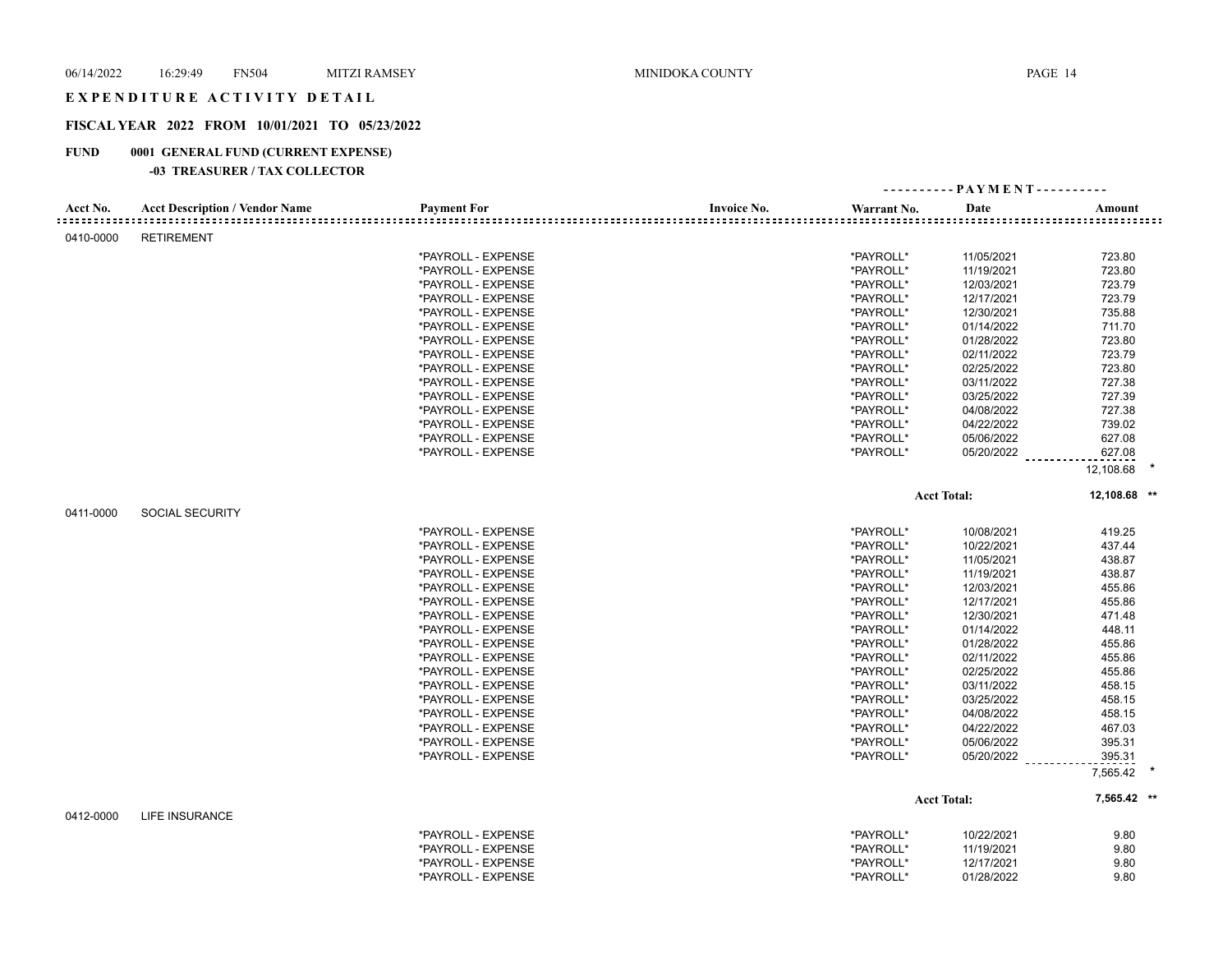# EXPENDITURE ACTIVITY DETAIL

## FISCAL YEAR 2022 FROM 10/01/2021 TO 05/23/2022

### FUND 0001 GENERAL FUND (CURRENT EXPENSE)

#### -03 TREASURER / TAX COLLECTOR

| Acct No. | Acct Description / Vendor Name | Payment For | Invoice No. | Warrant No. | Date | Amount |
|---|---|---|---|---|---|---|
| 0410-0000 | RETIREMENT | | | | | |
| | | *PAYROLL - EXPENSE | | *PAYROLL* | 11/05/2021 | 723.80 |
| | | *PAYROLL - EXPENSE | | *PAYROLL* | 11/19/2021 | 723.80 |
| | | *PAYROLL - EXPENSE | | *PAYROLL* | 12/03/2021 | 723.79 |
| | | *PAYROLL - EXPENSE | | *PAYROLL* | 12/17/2021 | 723.79 |
| | | *PAYROLL - EXPENSE | | *PAYROLL* | 12/30/2021 | 735.88 |
| | | *PAYROLL - EXPENSE | | *PAYROLL* | 01/14/2022 | 711.70 |
| | | *PAYROLL - EXPENSE | | *PAYROLL* | 01/28/2022 | 723.80 |
| | | *PAYROLL - EXPENSE | | *PAYROLL* | 02/11/2022 | 723.79 |
| | | *PAYROLL - EXPENSE | | *PAYROLL* | 02/25/2022 | 723.80 |
| | | *PAYROLL - EXPENSE | | *PAYROLL* | 03/11/2022 | 727.38 |
| | | *PAYROLL - EXPENSE | | *PAYROLL* | 03/25/2022 | 727.39 |
| | | *PAYROLL - EXPENSE | | *PAYROLL* | 04/08/2022 | 727.38 |
| | | *PAYROLL - EXPENSE | | *PAYROLL* | 04/22/2022 | 739.02 |
| | | *PAYROLL - EXPENSE | | *PAYROLL* | 05/06/2022 | 627.08 |
| | | *PAYROLL - EXPENSE | | *PAYROLL* | 05/20/2022 | 627.08 |
| | | | | | | 12,108.68 * |
| | | | | | Acct Total: | 12,108.68 ** |
| 0411-0000 | SOCIAL SECURITY | | | | | |
| | | *PAYROLL - EXPENSE | | *PAYROLL* | 10/08/2021 | 419.25 |
| | | *PAYROLL - EXPENSE | | *PAYROLL* | 10/22/2021 | 437.44 |
| | | *PAYROLL - EXPENSE | | *PAYROLL* | 11/05/2021 | 438.87 |
| | | *PAYROLL - EXPENSE | | *PAYROLL* | 11/19/2021 | 438.87 |
| | | *PAYROLL - EXPENSE | | *PAYROLL* | 12/03/2021 | 455.86 |
| | | *PAYROLL - EXPENSE | | *PAYROLL* | 12/17/2021 | 455.86 |
| | | *PAYROLL - EXPENSE | | *PAYROLL* | 12/30/2021 | 471.48 |
| | | *PAYROLL - EXPENSE | | *PAYROLL* | 01/14/2022 | 448.11 |
| | | *PAYROLL - EXPENSE | | *PAYROLL* | 01/28/2022 | 455.86 |
| | | *PAYROLL - EXPENSE | | *PAYROLL* | 02/11/2022 | 455.86 |
| | | *PAYROLL - EXPENSE | | *PAYROLL* | 02/25/2022 | 455.86 |
| | | *PAYROLL - EXPENSE | | *PAYROLL* | 03/11/2022 | 458.15 |
| | | *PAYROLL - EXPENSE | | *PAYROLL* | 03/25/2022 | 458.15 |
| | | *PAYROLL - EXPENSE | | *PAYROLL* | 04/08/2022 | 458.15 |
| | | *PAYROLL - EXPENSE | | *PAYROLL* | 04/22/2022 | 467.03 |
| | | *PAYROLL - EXPENSE | | *PAYROLL* | 05/06/2022 | 395.31 |
| | | *PAYROLL - EXPENSE | | *PAYROLL* | 05/20/2022 | 395.31 |
| | | | | | | 7,565.42 * |
| | | | | | Acct Total: | 7,565.42 ** |
| 0412-0000 | LIFE INSURANCE | | | | | |
| | | *PAYROLL - EXPENSE | | *PAYROLL* | 10/22/2021 | 9.80 |
| | | *PAYROLL - EXPENSE | | *PAYROLL* | 11/19/2021 | 9.80 |
| | | *PAYROLL - EXPENSE | | *PAYROLL* | 12/17/2021 | 9.80 |
| | | *PAYROLL - EXPENSE | | *PAYROLL* | 01/28/2022 | 9.80 |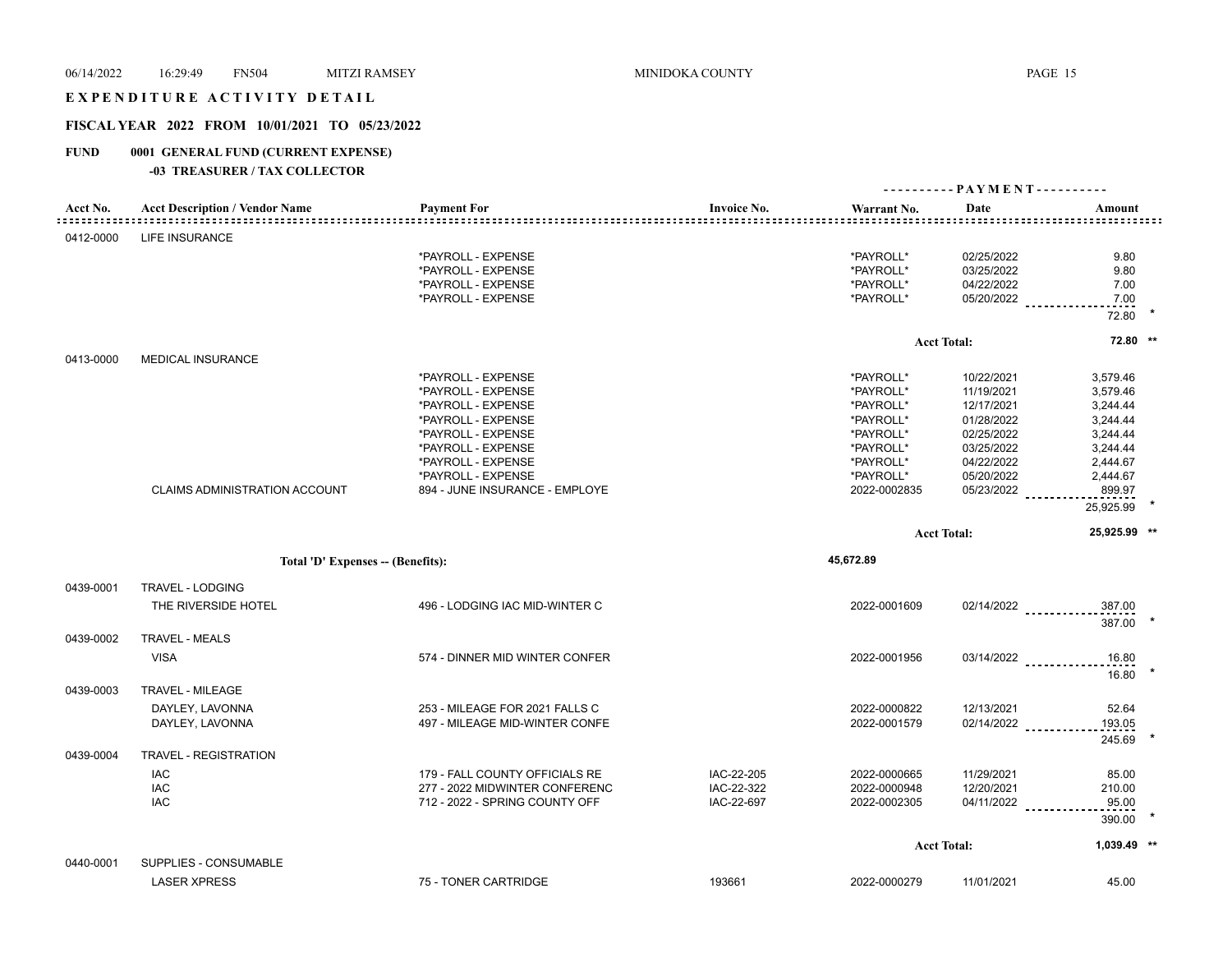# EXPENDITURE ACTIVITY DETAIL

## FISCAL YEAR 2022 FROM 10/01/2021 TO 05/23/2022

## FUND 0001 GENERAL FUND (CURRENT EXPENSE)

### -03 TREASURER / TAX COLLECTOR

| Acct No. | Acct Description / Vendor Name | Payment For | Invoice No. | Warrant No. | Date | Amount | |
|---|---|---|---|---|---|---|---|
| 0412-0000 | LIFE INSURANCE | | | | | | |
| | | *PAYROLL - EXPENSE | | *PAYROLL* | 02/25/2022 | 9.80 | |
| | | *PAYROLL - EXPENSE | | *PAYROLL* | 03/25/2022 | 9.80 | |
| | | *PAYROLL - EXPENSE | | *PAYROLL* | 04/22/2022 | 7.00 | |
| | | *PAYROLL - EXPENSE | | *PAYROLL* | 05/20/2022 | 7.00 | |
| | | | | | | 72.80 | * |
| | | | | | Acct Total: | 72.80 | ** |
| 0413-0000 | MEDICAL INSURANCE | | | | | | |
| | | *PAYROLL - EXPENSE | | *PAYROLL* | 10/22/2021 | 3,579.46 | |
| | | *PAYROLL - EXPENSE | | *PAYROLL* | 11/19/2021 | 3,579.46 | |
| | | *PAYROLL - EXPENSE | | *PAYROLL* | 12/17/2021 | 3,244.44 | |
| | | *PAYROLL - EXPENSE | | *PAYROLL* | 01/28/2022 | 3,244.44 | |
| | | *PAYROLL - EXPENSE | | *PAYROLL* | 02/25/2022 | 3,244.44 | |
| | | *PAYROLL - EXPENSE | | *PAYROLL* | 03/25/2022 | 3,244.44 | |
| | | *PAYROLL - EXPENSE | | *PAYROLL* | 04/22/2022 | 2,444.67 | |
| | | *PAYROLL - EXPENSE | | *PAYROLL* | 05/20/2022 | 2,444.67 | |
| | CLAIMS ADMINISTRATION ACCOUNT | 894 - JUNE INSURANCE - EMPLOYE | | 2022-0002835 | 05/23/2022 | 899.97 | |
| | | | | | | 25,925.99 | * |
| | | | | | Acct Total: | 25,925.99 | ** |
| | Total 'D' Expenses -- (Benefits): | | | 45,672.89 | | | |
| 0439-0001 | TRAVEL - LODGING | | | | | | |
| | THE RIVERSIDE HOTEL | 496 - LODGING IAC MID-WINTER C | | 2022-0001609 | 02/14/2022 | 387.00 | |
| | | | | | | 387.00 | * |
| 0439-0002 | TRAVEL - MEALS | | | | | | |
| | VISA | 574 - DINNER MID WINTER CONFER | | 2022-0001956 | 03/14/2022 | 16.80 | |
| | | | | | | 16.80 | * |
| 0439-0003 | TRAVEL - MILEAGE | | | | | | |
| | DAYLEY, LAVONNA | 253 - MILEAGE FOR 2021 FALLS C | | 2022-0000822 | 12/13/2021 | 52.64 | |
| | DAYLEY, LAVONNA | 497 - MILEAGE MID-WINTER CONFE | | 2022-0001579 | 02/14/2022 | 193.05 | |
| | | | | | | 245.69 | * |
| 0439-0004 | TRAVEL - REGISTRATION | | | | | | |
| | IAC | 179 - FALL COUNTY OFFICIALS RE | IAC-22-205 | 2022-0000665 | 11/29/2021 | 85.00 | |
| | IAC | 277 - 2022 MIDWINTER CONFERENC | IAC-22-322 | 2022-0000948 | 12/20/2021 | 210.00 | |
| | IAC | 712 - 2022 - SPRING COUNTY OFF | IAC-22-697 | 2022-0002305 | 04/11/2022 | 95.00 | |
| | | | | | | 390.00 | * |
| | | | | | Acct Total: | 1,039.49 | ** |
| 0440-0001 | SUPPLIES - CONSUMABLE | | | | | | |
| | LASER XPRESS | 75 - TONER CARTRIDGE | 193661 | 2022-0000279 | 11/01/2021 | 45.00 | |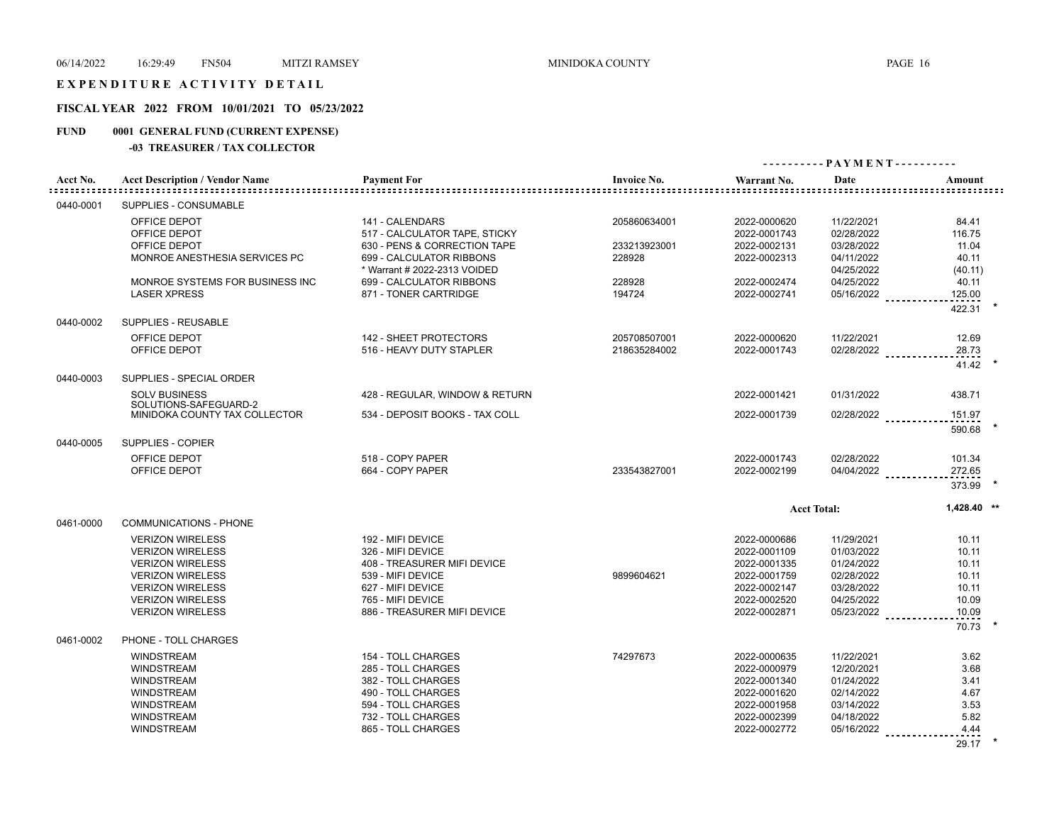# EXPENDITURE ACTIVITY DETAIL

## FISCAL YEAR 2022 FROM 10/01/2021 TO 05/23/2022

## FUND 0001 GENERAL FUND (CURRENT EXPENSE)

### -03 TREASURER / TAX COLLECTOR

| Acct No. | Acct Description / Vendor Name | Payment For | Invoice No. | Warrant No. | Date | Amount |
|---|---|---|---|---|---|---|
| 0440-0001 | SUPPLIES - CONSUMABLE | | | | | |
| | OFFICE DEPOT | 141 - CALENDARS | 205860634001 | 2022-0000620 | 11/22/2021 | 84.41 |
| | OFFICE DEPOT | 517 - CALCULATOR TAPE, STICKY | | 2022-0001743 | 02/28/2022 | 116.75 |
| | OFFICE DEPOT | 630 - PENS & CORRECTION TAPE | 233213923001 | 2022-0002131 | 03/28/2022 | 11.04 |
| | MONROE ANESTHESIA SERVICES PC | 699 - CALCULATOR RIBBONS | 228928 | 2022-0002313 | 04/11/2022 | 40.11 |
| | | * Warrant # 2022-2313 VOIDED | | | 04/25/2022 | (40.11) |
| | MONROE SYSTEMS FOR BUSINESS INC | 699 - CALCULATOR RIBBONS | 228928 | 2022-0002474 | 04/25/2022 | 40.11 |
| | LASER XPRESS | 871 - TONER CARTRIDGE | 194724 | 2022-0002741 | 05/16/2022 | 125.00 |
| | | | | | | 422.31 * |
| 0440-0002 | SUPPLIES - REUSABLE | | | | | |
| | OFFICE DEPOT | 142 - SHEET PROTECTORS | 205708507001 | 2022-0000620 | 11/22/2021 | 12.69 |
| | OFFICE DEPOT | 516 - HEAVY DUTY STAPLER | 218635284002 | 2022-0001743 | 02/28/2022 | 28.73 |
| | | | | | | 41.42 * |
| 0440-0003 | SUPPLIES - SPECIAL ORDER | | | | | |
| | SOLV BUSINESS SOLUTIONS-SAFEGUARD-2 | 428 - REGULAR, WINDOW & RETURN | | 2022-0001421 | 01/31/2022 | 438.71 |
| | MINIDOKA COUNTY TAX COLLECTOR | 534 - DEPOSIT BOOKS - TAX COLL | | 2022-0001739 | 02/28/2022 | 151.97 |
| | | | | | | 590.68 * |
| 0440-0005 | SUPPLIES - COPIER | | | | | |
| | OFFICE DEPOT | 518 - COPY PAPER | | 2022-0001743 | 02/28/2022 | 101.34 |
| | OFFICE DEPOT | 664 - COPY PAPER | 233543827001 | 2022-0002199 | 04/04/2022 | 272.65 |
| | | | | | | 373.99 * |
| | | | | Acct Total: | | 1,428.40 ** |
| 0461-0000 | COMMUNICATIONS - PHONE | | | | | |
| | VERIZON WIRELESS | 192 - MIFI DEVICE | | 2022-0000686 | 11/29/2021 | 10.11 |
| | VERIZON WIRELESS | 326 - MIFI DEVICE | | 2022-0001109 | 01/03/2022 | 10.11 |
| | VERIZON WIRELESS | 408 - TREASURER MIFI DEVICE | | 2022-0001335 | 01/24/2022 | 10.11 |
| | VERIZON WIRELESS | 539 - MIFI DEVICE | 9899604621 | 2022-0001759 | 02/28/2022 | 10.11 |
| | VERIZON WIRELESS | 627 - MIFI DEVICE | | 2022-0002147 | 03/28/2022 | 10.11 |
| | VERIZON WIRELESS | 765 - MIFI DEVICE | | 2022-0002520 | 04/25/2022 | 10.09 |
| | VERIZON WIRELESS | 886 - TREASURER MIFI DEVICE | | 2022-0002871 | 05/23/2022 | 10.09 |
| | | | | | | 70.73 * |
| 0461-0002 | PHONE - TOLL CHARGES | | | | | |
| | WINDSTREAM | 154 - TOLL CHARGES | 74297673 | 2022-0000635 | 11/22/2021 | 3.62 |
| | WINDSTREAM | 285 - TOLL CHARGES | | 2022-0000979 | 12/20/2021 | 3.68 |
| | WINDSTREAM | 382 - TOLL CHARGES | | 2022-0001340 | 01/24/2022 | 3.41 |
| | WINDSTREAM | 490 - TOLL CHARGES | | 2022-0001620 | 02/14/2022 | 4.67 |
| | WINDSTREAM | 594 - TOLL CHARGES | | 2022-0001958 | 03/14/2022 | 3.53 |
| | WINDSTREAM | 732 - TOLL CHARGES | | 2022-0002399 | 04/18/2022 | 5.82 |
| | WINDSTREAM | 865 - TOLL CHARGES | | 2022-0002772 | 05/16/2022 | 4.44 |
| | | | | | | 29.17 * |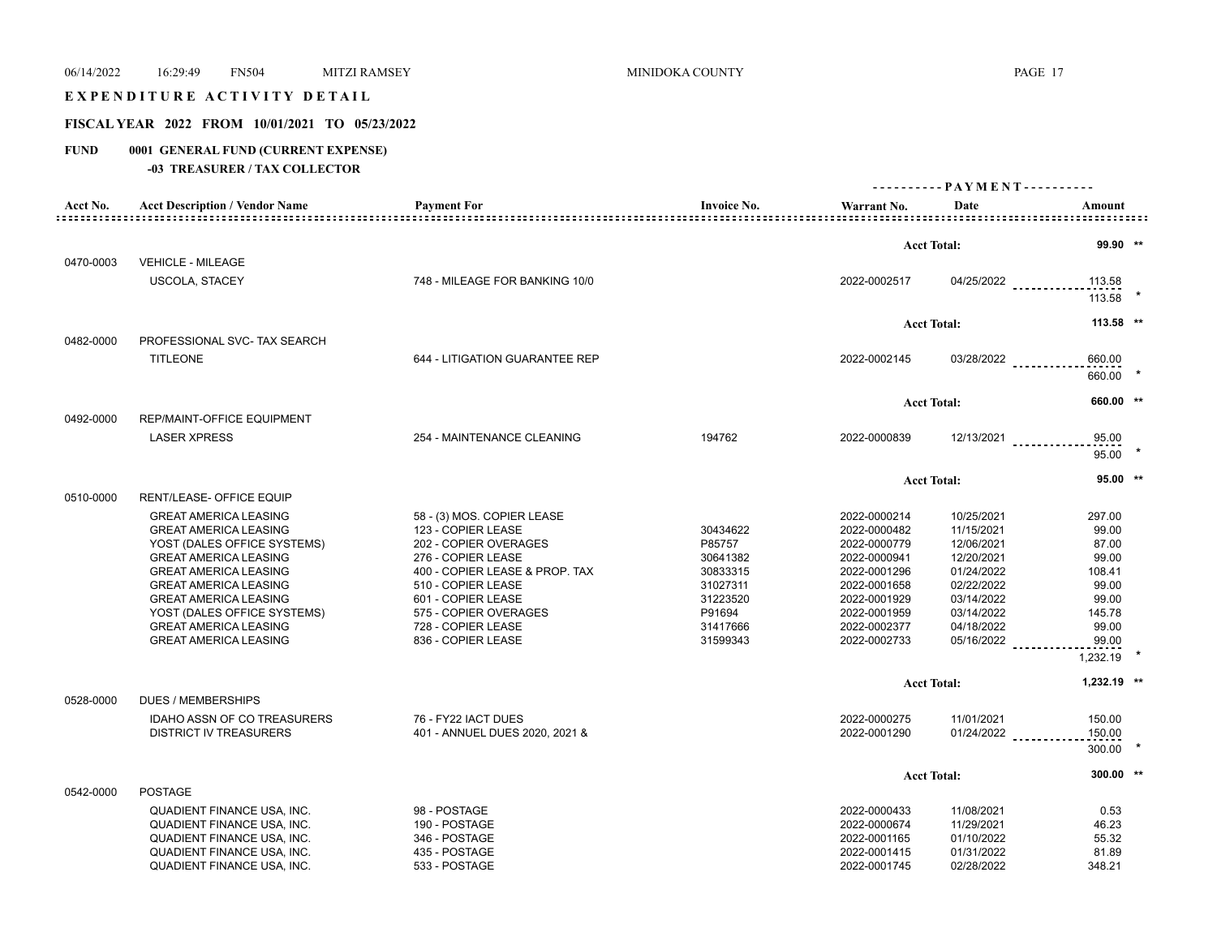# EXPENDITURE ACTIVITY DETAIL

## FISCAL YEAR 2022 FROM 10/01/2021 TO 05/23/2022

## FUND 0001 GENERAL FUND (CURRENT EXPENSE)

### -03 TREASURER / TAX COLLECTOR

| Acct No. | Acct Description / Vendor Name | Payment For | Invoice No. | Warrant No. | Date | Amount |
|---|---|---|---|---|---|---|
| | | | | Acct Total: | | 99.90 ** |
| 0470-0003 | VEHICLE - MILEAGE | | | | | |
| | USCOLA, STACEY | 748 - MILEAGE FOR BANKING 10/0 | | 2022-0002517 | 04/25/2022 | 113.58 |
| | | | | | | 113.58 * |
| | | | | Acct Total: | | 113.58 ** |
| 0482-0000 | PROFESSIONAL SVC- TAX SEARCH | | | | | |
| | TITLEONE | 644 - LITIGATION GUARANTEE REP | | 2022-0002145 | 03/28/2022 | 660.00 |
| | | | | | | 660.00 * |
| | | | | Acct Total: | | 660.00 ** |
| 0492-0000 | REP/MAINT-OFFICE EQUIPMENT | | | | | |
| | LASER XPRESS | 254 - MAINTENANCE CLEANING | 194762 | 2022-0000839 | 12/13/2021 | 95.00 |
| | | | | | | 95.00 * |
| | | | | Acct Total: | | 95.00 ** |
| 0510-0000 | RENT/LEASE- OFFICE EQUIP | | | | | |
| | GREAT AMERICA LEASING | 58 - (3) MOS. COPIER LEASE | | 2022-0000214 | 10/25/2021 | 297.00 |
| | GREAT AMERICA LEASING | 123 - COPIER LEASE | 30434622 | 2022-0000482 | 11/15/2021 | 99.00 |
| | YOST (DALES OFFICE SYSTEMS) | 202 - COPIER OVERAGES | P85757 | 2022-0000779 | 12/06/2021 | 87.00 |
| | GREAT AMERICA LEASING | 276 - COPIER LEASE | 30641382 | 2022-0000941 | 12/20/2021 | 99.00 |
| | GREAT AMERICA LEASING | 400 - COPIER LEASE & PROP. TAX | 30833315 | 2022-0001296 | 01/24/2022 | 108.41 |
| | GREAT AMERICA LEASING | 510 - COPIER LEASE | 31027311 | 2022-0001658 | 02/22/2022 | 99.00 |
| | GREAT AMERICA LEASING | 601 - COPIER LEASE | 31223520 | 2022-0001929 | 03/14/2022 | 99.00 |
| | YOST (DALES OFFICE SYSTEMS) | 575 - COPIER OVERAGES | P91694 | 2022-0001959 | 03/14/2022 | 145.78 |
| | GREAT AMERICA LEASING | 728 - COPIER LEASE | 31417666 | 2022-0002377 | 04/18/2022 | 99.00 |
| | GREAT AMERICA LEASING | 836 - COPIER LEASE | 31599343 | 2022-0002733 | 05/16/2022 | 99.00 |
| | | | | | | 1,232.19 * |
| | | | | Acct Total: | | 1,232.19 ** |
| 0528-0000 | DUES / MEMBERSHIPS | | | | | |
| | IDAHO ASSN OF CO TREASURERS | 76 - FY22 IACT DUES | | 2022-0000275 | 11/01/2021 | 150.00 |
| | DISTRICT IV TREASURERS | 401 - ANNUEL DUES 2020, 2021 & | | 2022-0001290 | 01/24/2022 | 150.00 |
| | | | | | | 300.00 * |
| | | | | Acct Total: | | 300.00 ** |
| 0542-0000 | POSTAGE | | | | | |
| | QUADIENT FINANCE USA, INC. | 98 - POSTAGE | | 2022-0000433 | 11/08/2021 | 0.53 |
| | QUADIENT FINANCE USA, INC. | 190 - POSTAGE | | 2022-0000674 | 11/29/2021 | 46.23 |
| | QUADIENT FINANCE USA, INC. | 346 - POSTAGE | | 2022-0001165 | 01/10/2022 | 55.32 |
| | QUADIENT FINANCE USA, INC. | 435 - POSTAGE | | 2022-0001415 | 01/31/2022 | 81.89 |
| | QUADIENT FINANCE USA, INC. | 533 - POSTAGE | | 2022-0001745 | 02/28/2022 | 348.21 |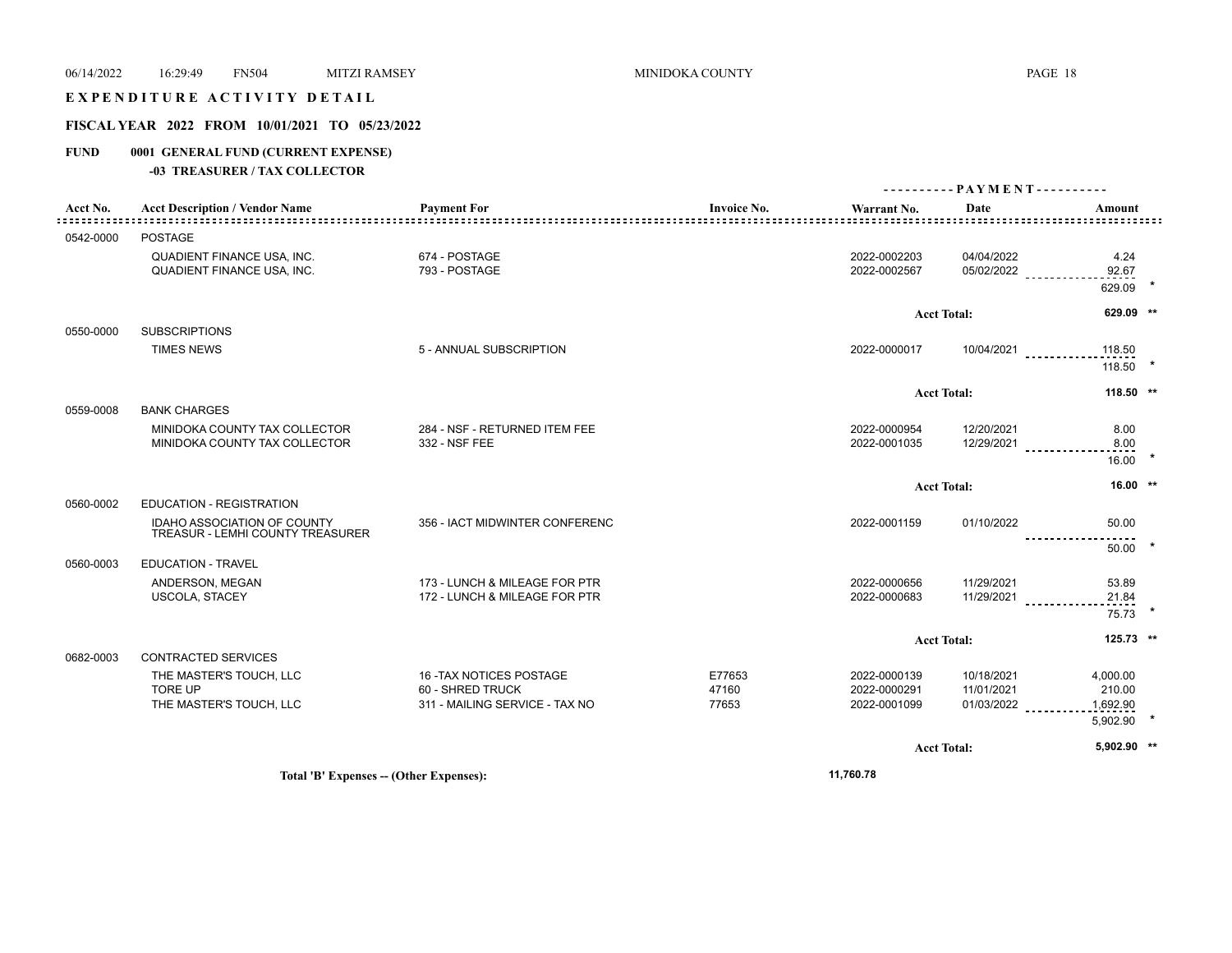# EXPENDITURE ACTIVITY DETAIL

## FISCAL YEAR 2022 FROM 10/01/2021 TO 05/23/2022

**FUND 0001 GENERAL FUND (CURRENT EXPENSE)**

**-03 TREASURER / TAX COLLECTOR**

| Acct No. | Acct Description / Vendor Name | Payment For | Invoice No. | Warrant No. | Date | Amount |
|---|---|---|---|---|---|---|
| 0542-0000 | POSTAGE | | | | | |
| | QUADIENT FINANCE USA, INC. | 674 - POSTAGE | | 2022-0002203 | 04/04/2022 | 4.24 |
| | QUADIENT FINANCE USA, INC. | 793 - POSTAGE | | 2022-0002567 | 05/02/2022 | 92.67 |
| | | | | | | 629.09 * |
| | | | | | Acct Total: | 629.09 ** |
| 0550-0000 | SUBSCRIPTIONS | | | | | |
| | TIMES NEWS | 5 - ANNUAL SUBSCRIPTION | | 2022-0000017 | 10/04/2021 | 118.50 |
| | | | | | | 118.50 * |
| | | | | | Acct Total: | 118.50 ** |
| 0559-0008 | BANK CHARGES | | | | | |
| | MINIDOKA COUNTY TAX COLLECTOR | 284 - NSF - RETURNED ITEM FEE | | 2022-0000954 | 12/20/2021 | 8.00 |
| | MINIDOKA COUNTY TAX COLLECTOR | 332 - NSF FEE | | 2022-0001035 | 12/29/2021 | 8.00 |
| | | | | | | 16.00 * |
| | | | | | Acct Total: | 16.00 ** |
| 0560-0002 | EDUCATION - REGISTRATION | | | | | |
| | IDAHO ASSOCIATION OF COUNTY TREASUR - LEMHI COUNTY TREASURER | 356 - IACT MIDWINTER CONFERENC | | 2022-0001159 | 01/10/2022 | 50.00 |
| | | | | | | 50.00 * |
| 0560-0003 | EDUCATION - TRAVEL | | | | | |
| | ANDERSON, MEGAN | 173 - LUNCH & MILEAGE FOR PTR | | 2022-0000656 | 11/29/2021 | 53.89 |
| | USCOLA, STACEY | 172 - LUNCH & MILEAGE FOR PTR | | 2022-0000683 | 11/29/2021 | 21.84 |
| | | | | | | 75.73 * |
| | | | | | Acct Total: | 125.73 ** |
| 0682-0003 | CONTRACTED SERVICES | | | | | |
| | THE MASTER'S TOUCH, LLC | 16 -TAX NOTICES POSTAGE | E77653 | 2022-0000139 | 10/18/2021 | 4,000.00 |
| | TORE UP | 60 - SHRED TRUCK | 47160 | 2022-0000291 | 11/01/2021 | 210.00 |
| | THE MASTER'S TOUCH, LLC | 311 - MAILING SERVICE - TAX NO | 77653 | 2022-0001099 | 01/03/2022 | 1,692.90 |
| | | | | | | 5,902.90 * |
| | | | | | Acct Total: | 5,902.90 ** |

**Total 'B' Expenses -- (Other Expenses): 11,760.78**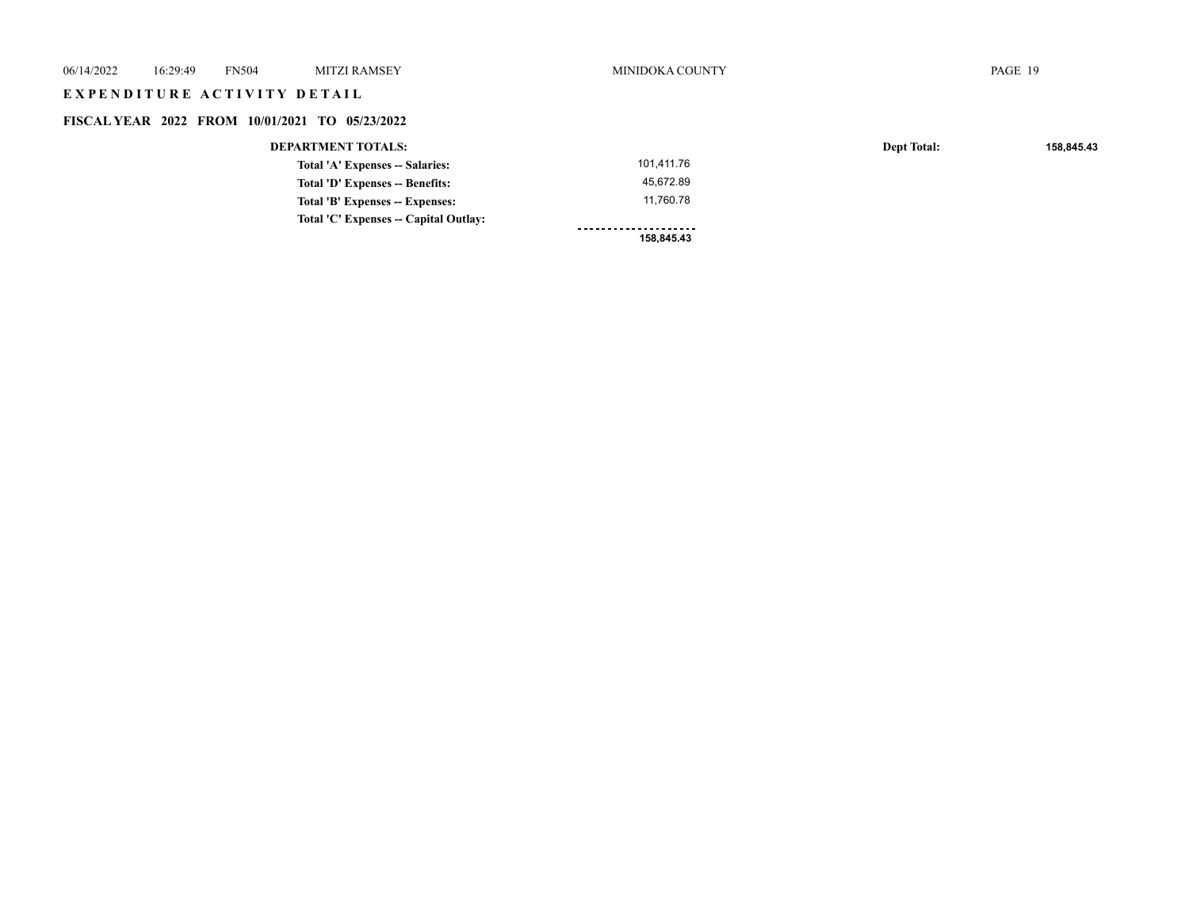## EXPENDITURE ACTIVITY DETAIL

### FISCAL YEAR 2022 FROM 10/01/2021 TO 05/23/2022

| DEPARTMENT TOTALS: | | Dept Total: | 158,845.43 |
|---|---|---|---|
| Total 'A' Expenses -- Salaries: | 101,411.76 | | |
| Total 'D' Expenses -- Benefits: | 45,672.89 | | |
| Total 'B' Expenses -- Expenses: | 11,760.78 | | |
| Total 'C' Expenses -- Capital Outlay: | | | |
| | **158,845.43** | | |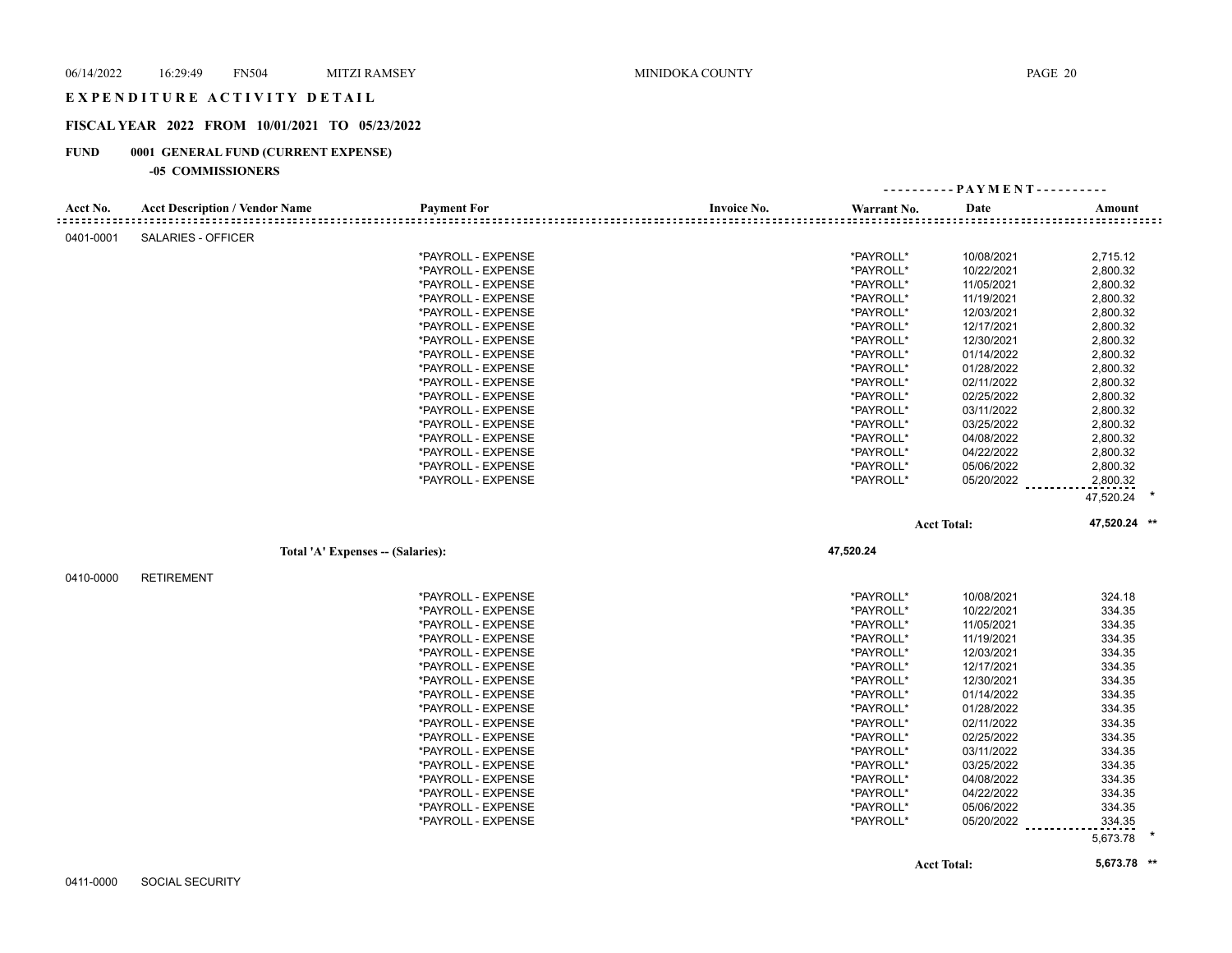# EXPENDITURE ACTIVITY DETAIL

## FISCAL YEAR 2022 FROM 10/01/2021 TO 05/23/2022

**FUND 0001 GENERAL FUND (CURRENT EXPENSE)**

**-05 COMMISSIONERS**

| Acct No. | Acct Description / Vendor Name | Payment For | Invoice No. | Warrant No. | Date | Amount |
|---|---|---|---|---|---|---|
| 0401-0001 | SALARIES - OFFICER | | | | | |
| | | *PAYROLL - EXPENSE | | *PAYROLL* | 10/08/2021 | 2,715.12 |
| | | *PAYROLL - EXPENSE | | *PAYROLL* | 10/22/2021 | 2,800.32 |
| | | *PAYROLL - EXPENSE | | *PAYROLL* | 11/05/2021 | 2,800.32 |
| | | *PAYROLL - EXPENSE | | *PAYROLL* | 11/19/2021 | 2,800.32 |
| | | *PAYROLL - EXPENSE | | *PAYROLL* | 12/03/2021 | 2,800.32 |
| | | *PAYROLL - EXPENSE | | *PAYROLL* | 12/17/2021 | 2,800.32 |
| | | *PAYROLL - EXPENSE | | *PAYROLL* | 12/30/2021 | 2,800.32 |
| | | *PAYROLL - EXPENSE | | *PAYROLL* | 01/14/2022 | 2,800.32 |
| | | *PAYROLL - EXPENSE | | *PAYROLL* | 01/28/2022 | 2,800.32 |
| | | *PAYROLL - EXPENSE | | *PAYROLL* | 02/11/2022 | 2,800.32 |
| | | *PAYROLL - EXPENSE | | *PAYROLL* | 02/25/2022 | 2,800.32 |
| | | *PAYROLL - EXPENSE | | *PAYROLL* | 03/11/2022 | 2,800.32 |
| | | *PAYROLL - EXPENSE | | *PAYROLL* | 03/25/2022 | 2,800.32 |
| | | *PAYROLL - EXPENSE | | *PAYROLL* | 04/08/2022 | 2,800.32 |
| | | *PAYROLL - EXPENSE | | *PAYROLL* | 04/22/2022 | 2,800.32 |
| | | *PAYROLL - EXPENSE | | *PAYROLL* | 05/06/2022 | 2,800.32 |
| | | *PAYROLL - EXPENSE | | *PAYROLL* | 05/20/2022 | 2,800.32 |
| | | | | | | 47,520.24 * |
| | | | | | Acct Total: | 47,520.24 ** |
| | Total 'A' Expenses -- (Salaries): | | | 47,520.24 | | |
| 0410-0000 | RETIREMENT | | | | | |
| | | *PAYROLL - EXPENSE | | *PAYROLL* | 10/08/2021 | 324.18 |
| | | *PAYROLL - EXPENSE | | *PAYROLL* | 10/22/2021 | 334.35 |
| | | *PAYROLL - EXPENSE | | *PAYROLL* | 11/05/2021 | 334.35 |
| | | *PAYROLL - EXPENSE | | *PAYROLL* | 11/19/2021 | 334.35 |
| | | *PAYROLL - EXPENSE | | *PAYROLL* | 12/03/2021 | 334.35 |
| | | *PAYROLL - EXPENSE | | *PAYROLL* | 12/17/2021 | 334.35 |
| | | *PAYROLL - EXPENSE | | *PAYROLL* | 12/30/2021 | 334.35 |
| | | *PAYROLL - EXPENSE | | *PAYROLL* | 01/14/2022 | 334.35 |
| | | *PAYROLL - EXPENSE | | *PAYROLL* | 01/28/2022 | 334.35 |
| | | *PAYROLL - EXPENSE | | *PAYROLL* | 02/11/2022 | 334.35 |
| | | *PAYROLL - EXPENSE | | *PAYROLL* | 02/25/2022 | 334.35 |
| | | *PAYROLL - EXPENSE | | *PAYROLL* | 03/11/2022 | 334.35 |
| | | *PAYROLL - EXPENSE | | *PAYROLL* | 03/25/2022 | 334.35 |
| | | *PAYROLL - EXPENSE | | *PAYROLL* | 04/08/2022 | 334.35 |
| | | *PAYROLL - EXPENSE | | *PAYROLL* | 04/22/2022 | 334.35 |
| | | *PAYROLL - EXPENSE | | *PAYROLL* | 05/06/2022 | 334.35 |
| | | *PAYROLL - EXPENSE | | *PAYROLL* | 05/20/2022 | 334.35 |
| | | | | | | 5,673.78 * |
| | | | | | Acct Total: | 5,673.78 ** |
| 0411-0000 | SOCIAL SECURITY | | | | | |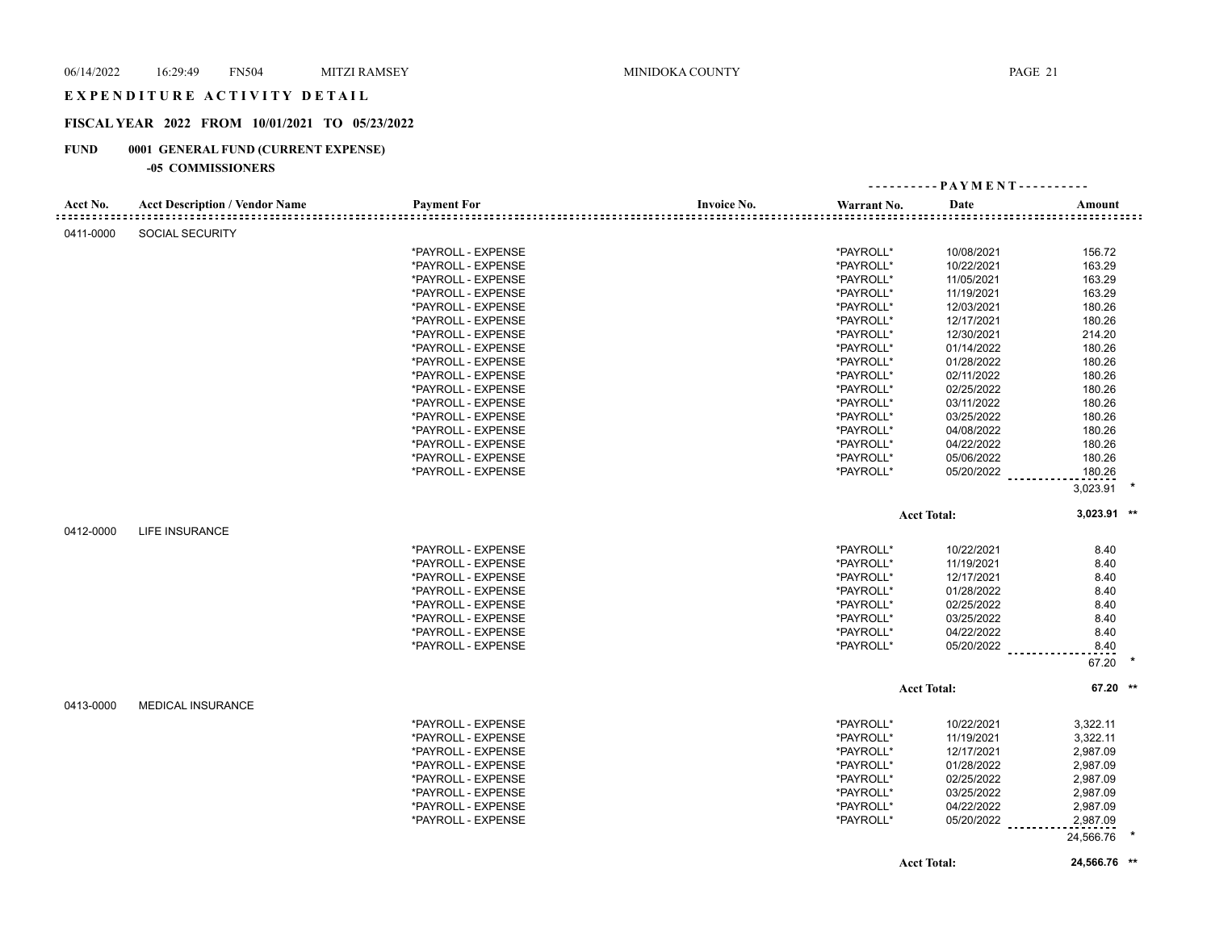# EXPENDITURE ACTIVITY DETAIL

## FISCAL YEAR 2022 FROM 10/01/2021 TO 05/23/2022

**FUND 0001 GENERAL FUND (CURRENT EXPENSE)**

**-05 COMMISSIONERS**

| Acct No. | Acct Description / Vendor Name | Payment For | Invoice No. | Warrant No. | Date | Amount |
|---|---|---|---|---|---|---|
| 0411-0000 | SOCIAL SECURITY | | | | | |
| | | *PAYROLL - EXPENSE | | *PAYROLL* | 10/08/2021 | 156.72 |
| | | *PAYROLL - EXPENSE | | *PAYROLL* | 10/22/2021 | 163.29 |
| | | *PAYROLL - EXPENSE | | *PAYROLL* | 11/05/2021 | 163.29 |
| | | *PAYROLL - EXPENSE | | *PAYROLL* | 11/19/2021 | 163.29 |
| | | *PAYROLL - EXPENSE | | *PAYROLL* | 12/03/2021 | 180.26 |
| | | *PAYROLL - EXPENSE | | *PAYROLL* | 12/17/2021 | 180.26 |
| | | *PAYROLL - EXPENSE | | *PAYROLL* | 12/30/2021 | 214.20 |
| | | *PAYROLL - EXPENSE | | *PAYROLL* | 01/14/2022 | 180.26 |
| | | *PAYROLL - EXPENSE | | *PAYROLL* | 01/28/2022 | 180.26 |
| | | *PAYROLL - EXPENSE | | *PAYROLL* | 02/11/2022 | 180.26 |
| | | *PAYROLL - EXPENSE | | *PAYROLL* | 02/25/2022 | 180.26 |
| | | *PAYROLL - EXPENSE | | *PAYROLL* | 03/11/2022 | 180.26 |
| | | *PAYROLL - EXPENSE | | *PAYROLL* | 03/25/2022 | 180.26 |
| | | *PAYROLL - EXPENSE | | *PAYROLL* | 04/08/2022 | 180.26 |
| | | *PAYROLL - EXPENSE | | *PAYROLL* | 04/22/2022 | 180.26 |
| | | *PAYROLL - EXPENSE | | *PAYROLL* | 05/06/2022 | 180.26 |
| | | *PAYROLL - EXPENSE | | *PAYROLL* | 05/20/2022 | 180.26 |
| | | | | | | 3,023.91 * |
| | | | | | **Acct Total:** | **3,023.91 \*\*** |
| 0412-0000 | LIFE INSURANCE | | | | | |
| | | *PAYROLL - EXPENSE | | *PAYROLL* | 10/22/2021 | 8.40 |
| | | *PAYROLL - EXPENSE | | *PAYROLL* | 11/19/2021 | 8.40 |
| | | *PAYROLL - EXPENSE | | *PAYROLL* | 12/17/2021 | 8.40 |
| | | *PAYROLL - EXPENSE | | *PAYROLL* | 01/28/2022 | 8.40 |
| | | *PAYROLL - EXPENSE | | *PAYROLL* | 02/25/2022 | 8.40 |
| | | *PAYROLL - EXPENSE | | *PAYROLL* | 03/25/2022 | 8.40 |
| | | *PAYROLL - EXPENSE | | *PAYROLL* | 04/22/2022 | 8.40 |
| | | *PAYROLL - EXPENSE | | *PAYROLL* | 05/20/2022 | 8.40 |
| | | | | | | 67.20 * |
| | | | | | **Acct Total:** | **67.20 \*\*** |
| 0413-0000 | MEDICAL INSURANCE | | | | | |
| | | *PAYROLL - EXPENSE | | *PAYROLL* | 10/22/2021 | 3,322.11 |
| | | *PAYROLL - EXPENSE | | *PAYROLL* | 11/19/2021 | 3,322.11 |
| | | *PAYROLL - EXPENSE | | *PAYROLL* | 12/17/2021 | 2,987.09 |
| | | *PAYROLL - EXPENSE | | *PAYROLL* | 01/28/2022 | 2,987.09 |
| | | *PAYROLL - EXPENSE | | *PAYROLL* | 02/25/2022 | 2,987.09 |
| | | *PAYROLL - EXPENSE | | *PAYROLL* | 03/25/2022 | 2,987.09 |
| | | *PAYROLL - EXPENSE | | *PAYROLL* | 04/22/2022 | 2,987.09 |
| | | *PAYROLL - EXPENSE | | *PAYROLL* | 05/20/2022 | 2,987.09 |
| | | | | | | 24,566.76 * |
| | | | | | **Acct Total:** | **24,566.76 \*\*** |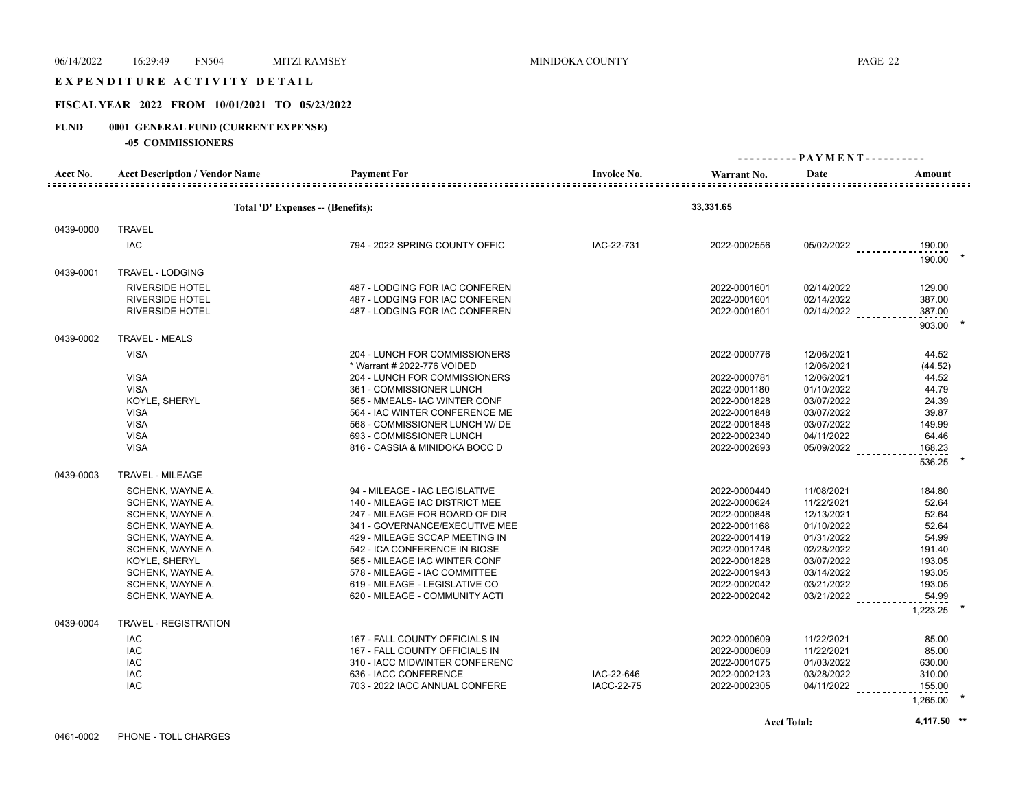# EXPENDITURE ACTIVITY DETAIL

## FISCAL YEAR 2022 FROM 10/01/2021 TO 05/23/2022

## FUND 0001 GENERAL FUND (CURRENT EXPENSE)

### -05 COMMISSIONERS

| Acct No. | Acct Description / Vendor Name | Payment For | Invoice No. | Warrant No. | Date | Amount |
|---|---|---|---|---|---|---|
| | Total 'D' Expenses -- (Benefits): | | | 33,331.65 | | |
| 0439-0000 | TRAVEL | | | | | |
| | IAC | 794 - 2022 SPRING COUNTY OFFIC | IAC-22-731 | 2022-0002556 | 05/02/2022 | 190.00 |
| | | | | | | 190.00 * |
| 0439-0001 | TRAVEL - LODGING | | | | | |
| | RIVERSIDE HOTEL | 487 - LODGING FOR IAC CONFEREN | | 2022-0001601 | 02/14/2022 | 129.00 |
| | RIVERSIDE HOTEL | 487 - LODGING FOR IAC CONFEREN | | 2022-0001601 | 02/14/2022 | 387.00 |
| | RIVERSIDE HOTEL | 487 - LODGING FOR IAC CONFEREN | | 2022-0001601 | 02/14/2022 | 387.00 |
| | | | | | | 903.00 * |
| 0439-0002 | TRAVEL - MEALS | | | | | |
| | VISA | 204 - LUNCH FOR COMMISSIONERS | | 2022-0000776 | 12/06/2021 | 44.52 |
| | | * Warrant # 2022-776 VOIDED | | | 12/06/2021 | (44.52) |
| | VISA | 204 - LUNCH FOR COMMISSIONERS | | 2022-0000781 | 12/06/2021 | 44.52 |
| | VISA | 361 - COMMISSIONER LUNCH | | 2022-0001180 | 01/10/2022 | 44.79 |
| | KOYLE, SHERYL | 565 - MMEALS- IAC WINTER CONF | | 2022-0001828 | 03/07/2022 | 24.39 |
| | VISA | 564 - IAC WINTER CONFERENCE ME | | 2022-0001848 | 03/07/2022 | 39.87 |
| | VISA | 568 - COMMISSIONER LUNCH W/ DE | | 2022-0001848 | 03/07/2022 | 149.99 |
| | VISA | 693 - COMMISSIONER LUNCH | | 2022-0002340 | 04/11/2022 | 64.46 |
| | VISA | 816 - CASSIA & MINIDOKA BOCC D | | 2022-0002693 | 05/09/2022 | 168.23 |
| | | | | | | 536.25 * |
| 0439-0003 | TRAVEL - MILEAGE | | | | | |
| | SCHENK, WAYNE A. | 94 - MILEAGE - IAC LEGISLATIVE | | 2022-0000440 | 11/08/2021 | 184.80 |
| | SCHENK, WAYNE A. | 140 - MILEAGE IAC DISTRICT MEE | | 2022-0000624 | 11/22/2021 | 52.64 |
| | SCHENK, WAYNE A. | 247 - MILEAGE FOR BOARD OF DIR | | 2022-0000848 | 12/13/2021 | 52.64 |
| | SCHENK, WAYNE A. | 341 - GOVERNANCE/EXECUTIVE MEE | | 2022-0001168 | 01/10/2022 | 52.64 |
| | SCHENK, WAYNE A. | 429 - MILEAGE SCCAP MEETING IN | | 2022-0001419 | 01/31/2022 | 54.99 |
| | SCHENK, WAYNE A. | 542 - ICA CONFERENCE IN BIOSE | | 2022-0001748 | 02/28/2022 | 191.40 |
| | KOYLE, SHERYL | 565 - MILEAGE IAC WINTER CONF | | 2022-0001828 | 03/07/2022 | 193.05 |
| | SCHENK, WAYNE A. | 578 - MILEAGE - IAC COMMITTEE | | 2022-0001943 | 03/14/2022 | 193.05 |
| | SCHENK, WAYNE A. | 619 - MILEAGE - LEGISLATIVE CO | | 2022-0002042 | 03/21/2022 | 193.05 |
| | SCHENK, WAYNE A. | 620 - MILEAGE - COMMUNITY ACTI | | 2022-0002042 | 03/21/2022 | 54.99 |
| | | | | | | 1,223.25 * |
| 0439-0004 | TRAVEL - REGISTRATION | | | | | |
| | IAC | 167 - FALL COUNTY OFFICIALS IN | | 2022-0000609 | 11/22/2021 | 85.00 |
| | IAC | 167 - FALL COUNTY OFFICIALS IN | | 2022-0000609 | 11/22/2021 | 85.00 |
| | IAC | 310 - IACC MIDWINTER CONFERENC | | 2022-0001075 | 01/03/2022 | 630.00 |
| | IAC | 636 - IACC CONFERENCE | IAC-22-646 | 2022-0002123 | 03/28/2022 | 310.00 |
| | IAC | 703 - 2022 IACC ANNUAL CONFERE | IACC-22-75 | 2022-0002305 | 04/11/2022 | 155.00 |
| | | | | | | 1,265.00 * |
| | | | | | Acct Total: | 4,117.50 ** |
| 0461-0002 | PHONE - TOLL CHARGES | | | | | |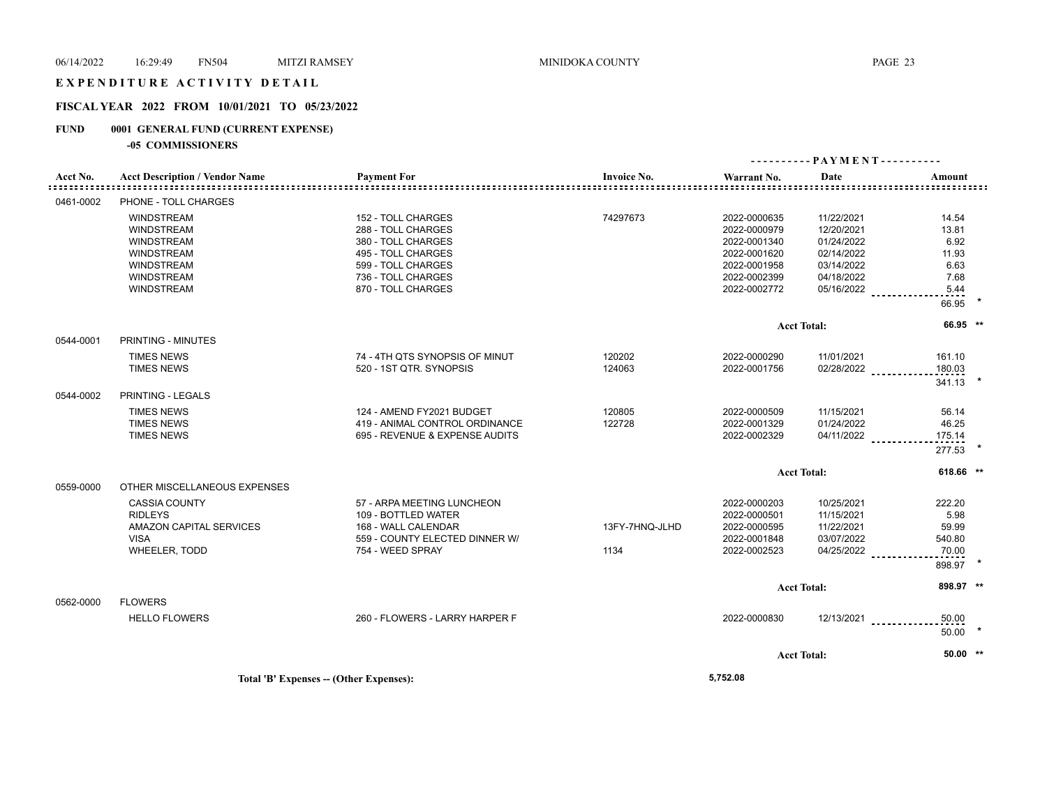# EXPENDITURE ACTIVITY DETAIL

## FISCAL YEAR 2022 FROM 10/01/2021 TO 05/23/2022

**FUND 0001 GENERAL FUND (CURRENT EXPENSE)**

**-05 COMMISSIONERS**

| Acct No. | Acct Description / Vendor Name | Payment For | Invoice No. | Warrant No. | Date | Amount |
|---|---|---|---|---|---|---|
| 0461-0002 | PHONE - TOLL CHARGES | | | | | |
| | WINDSTREAM | 152 - TOLL CHARGES | 74297673 | 2022-0000635 | 11/22/2021 | 14.54 |
| | WINDSTREAM | 288 - TOLL CHARGES | | 2022-0000979 | 12/20/2021 | 13.81 |
| | WINDSTREAM | 380 - TOLL CHARGES | | 2022-0001340 | 01/24/2022 | 6.92 |
| | WINDSTREAM | 495 - TOLL CHARGES | | 2022-0001620 | 02/14/2022 | 11.93 |
| | WINDSTREAM | 599 - TOLL CHARGES | | 2022-0001958 | 03/14/2022 | 6.63 |
| | WINDSTREAM | 736 - TOLL CHARGES | | 2022-0002399 | 04/18/2022 | 7.68 |
| | WINDSTREAM | 870 - TOLL CHARGES | | 2022-0002772 | 05/16/2022 | 5.44 |
| | | | | | | 66.95 * |
| | | | | | **Acct Total:** | **66.95 \*\*** |
| 0544-0001 | PRINTING - MINUTES | | | | | |
| | TIMES NEWS | 74 - 4TH QTS SYNOPSIS OF MINUT | 120202 | 2022-0000290 | 11/01/2021 | 161.10 |
| | TIMES NEWS | 520 - 1ST QTR. SYNOPSIS | 124063 | 2022-0001756 | 02/28/2022 | 180.03 |
| | | | | | | 341.13 * |
| 0544-0002 | PRINTING - LEGALS | | | | | |
| | TIMES NEWS | 124 - AMEND FY2021 BUDGET | 120805 | 2022-0000509 | 11/15/2021 | 56.14 |
| | TIMES NEWS | 419 - ANIMAL CONTROL ORDINANCE | 122728 | 2022-0001329 | 01/24/2022 | 46.25 |
| | TIMES NEWS | 695 - REVENUE & EXPENSE AUDITS | | 2022-0002329 | 04/11/2022 | 175.14 |
| | | | | | | 277.53 * |
| | | | | | **Acct Total:** | **618.66 \*\*** |
| 0559-0000 | OTHER MISCELLANEOUS EXPENSES | | | | | |
| | CASSIA COUNTY | 57 - ARPA MEETING LUNCHEON | | 2022-0000203 | 10/25/2021 | 222.20 |
| | RIDLEYS | 109 - BOTTLED WATER | | 2022-0000501 | 11/15/2021 | 5.98 |
| | AMAZON CAPITAL SERVICES | 168 - WALL CALENDAR | 13FY-7HNQ-JLHD | 2022-0000595 | 11/22/2021 | 59.99 |
| | VISA | 559 - COUNTY ELECTED DINNER W/ | | 2022-0001848 | 03/07/2022 | 540.80 |
| | WHEELER, TODD | 754 - WEED SPRAY | 1134 | 2022-0002523 | 04/25/2022 | 70.00 |
| | | | | | | 898.97 * |
| | | | | | **Acct Total:** | **898.97 \*\*** |
| 0562-0000 | FLOWERS | | | | | |
| | HELLO FLOWERS | 260 - FLOWERS - LARRY HARPER F | | 2022-0000830 | 12/13/2021 | 50.00 |
| | | | | | | 50.00 * |
| | | | | | **Acct Total:** | **50.00 \*\*** |

**Total 'B' Expenses -- (Other Expenses): 5,752.08**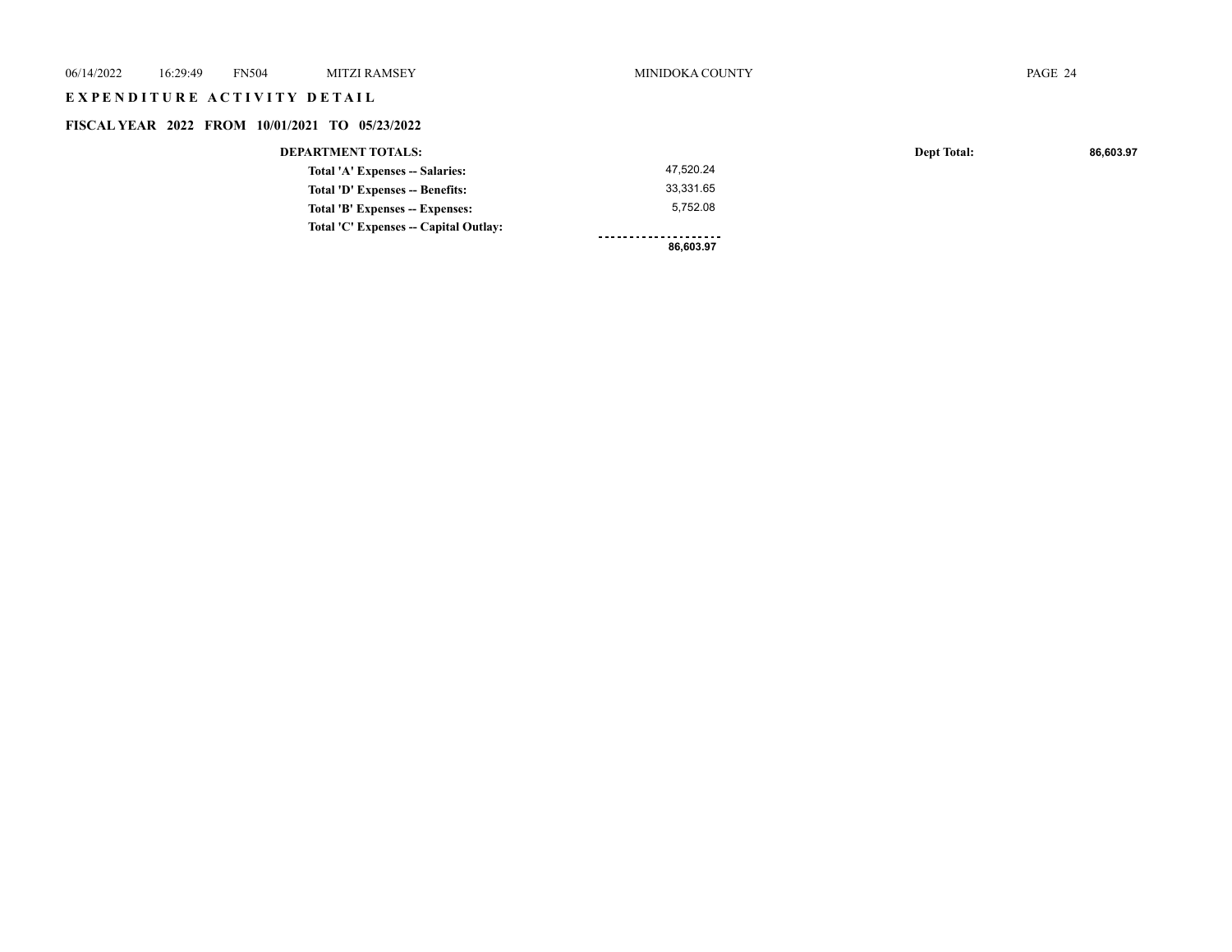# EXPENDITURE ACTIVITY DETAIL

## FISCAL YEAR 2022 FROM 10/01/2021 TO 05/23/2022

**DEPARTMENT TOTALS:** **Dept Total:** **86,603.97**

| | |
|---|---|
| **Total 'A' Expenses -- Salaries:** | 47,520.24 |
| **Total 'D' Expenses -- Benefits:** | 33,331.65 |
| **Total 'B' Expenses -- Expenses:** | 5,752.08 |
| **Total 'C' Expenses -- Capital Outlay:** | |
| | **86,603.97** |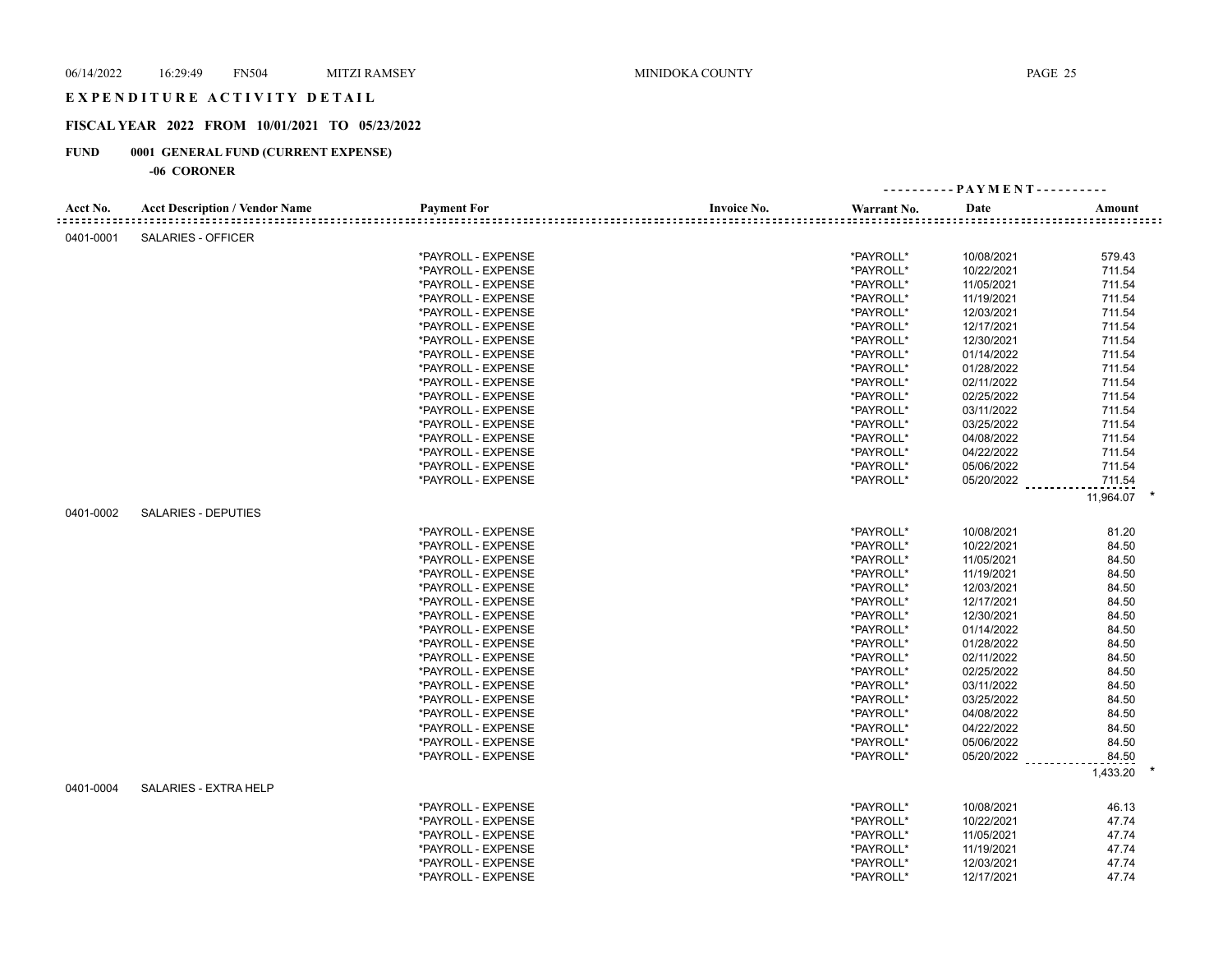# EXPENDITURE ACTIVITY DETAIL

## FISCAL YEAR 2022 FROM 10/01/2021 TO 05/23/2022

**FUND 0001 GENERAL FUND (CURRENT EXPENSE)**

**-06 CORONER**

| Acct No. | Acct Description / Vendor Name | Payment For | Invoice No. | Warrant No. | Date | Amount |
|---|---|---|---|---|---|---|
| 0401-0001 | SALARIES - OFFICER | | | | | |
| | | *PAYROLL - EXPENSE | | *PAYROLL* | 10/08/2021 | 579.43 |
| | | *PAYROLL - EXPENSE | | *PAYROLL* | 10/22/2021 | 711.54 |
| | | *PAYROLL - EXPENSE | | *PAYROLL* | 11/05/2021 | 711.54 |
| | | *PAYROLL - EXPENSE | | *PAYROLL* | 11/19/2021 | 711.54 |
| | | *PAYROLL - EXPENSE | | *PAYROLL* | 12/03/2021 | 711.54 |
| | | *PAYROLL - EXPENSE | | *PAYROLL* | 12/17/2021 | 711.54 |
| | | *PAYROLL - EXPENSE | | *PAYROLL* | 12/30/2021 | 711.54 |
| | | *PAYROLL - EXPENSE | | *PAYROLL* | 01/14/2022 | 711.54 |
| | | *PAYROLL - EXPENSE | | *PAYROLL* | 01/28/2022 | 711.54 |
| | | *PAYROLL - EXPENSE | | *PAYROLL* | 02/11/2022 | 711.54 |
| | | *PAYROLL - EXPENSE | | *PAYROLL* | 02/25/2022 | 711.54 |
| | | *PAYROLL - EXPENSE | | *PAYROLL* | 03/11/2022 | 711.54 |
| | | *PAYROLL - EXPENSE | | *PAYROLL* | 03/25/2022 | 711.54 |
| | | *PAYROLL - EXPENSE | | *PAYROLL* | 04/08/2022 | 711.54 |
| | | *PAYROLL - EXPENSE | | *PAYROLL* | 04/22/2022 | 711.54 |
| | | *PAYROLL - EXPENSE | | *PAYROLL* | 05/06/2022 | 711.54 |
| | | *PAYROLL - EXPENSE | | *PAYROLL* | 05/20/2022 | 711.54 |
| | | | | | | 11,964.07 * |
| 0401-0002 | SALARIES - DEPUTIES | | | | | |
| | | *PAYROLL - EXPENSE | | *PAYROLL* | 10/08/2021 | 81.20 |
| | | *PAYROLL - EXPENSE | | *PAYROLL* | 10/22/2021 | 84.50 |
| | | *PAYROLL - EXPENSE | | *PAYROLL* | 11/05/2021 | 84.50 |
| | | *PAYROLL - EXPENSE | | *PAYROLL* | 11/19/2021 | 84.50 |
| | | *PAYROLL - EXPENSE | | *PAYROLL* | 12/03/2021 | 84.50 |
| | | *PAYROLL - EXPENSE | | *PAYROLL* | 12/17/2021 | 84.50 |
| | | *PAYROLL - EXPENSE | | *PAYROLL* | 12/30/2021 | 84.50 |
| | | *PAYROLL - EXPENSE | | *PAYROLL* | 01/14/2022 | 84.50 |
| | | *PAYROLL - EXPENSE | | *PAYROLL* | 01/28/2022 | 84.50 |
| | | *PAYROLL - EXPENSE | | *PAYROLL* | 02/11/2022 | 84.50 |
| | | *PAYROLL - EXPENSE | | *PAYROLL* | 02/25/2022 | 84.50 |
| | | *PAYROLL - EXPENSE | | *PAYROLL* | 03/11/2022 | 84.50 |
| | | *PAYROLL - EXPENSE | | *PAYROLL* | 03/25/2022 | 84.50 |
| | | *PAYROLL - EXPENSE | | *PAYROLL* | 04/08/2022 | 84.50 |
| | | *PAYROLL - EXPENSE | | *PAYROLL* | 04/22/2022 | 84.50 |
| | | *PAYROLL - EXPENSE | | *PAYROLL* | 05/06/2022 | 84.50 |
| | | *PAYROLL - EXPENSE | | *PAYROLL* | 05/20/2022 | 84.50 |
| | | | | | | 1,433.20 * |
| 0401-0004 | SALARIES - EXTRA HELP | | | | | |
| | | *PAYROLL - EXPENSE | | *PAYROLL* | 10/08/2021 | 46.13 |
| | | *PAYROLL - EXPENSE | | *PAYROLL* | 10/22/2021 | 47.74 |
| | | *PAYROLL - EXPENSE | | *PAYROLL* | 11/05/2021 | 47.74 |
| | | *PAYROLL - EXPENSE | | *PAYROLL* | 11/19/2021 | 47.74 |
| | | *PAYROLL - EXPENSE | | *PAYROLL* | 12/03/2021 | 47.74 |
| | | *PAYROLL - EXPENSE | | *PAYROLL* | 12/17/2021 | 47.74 |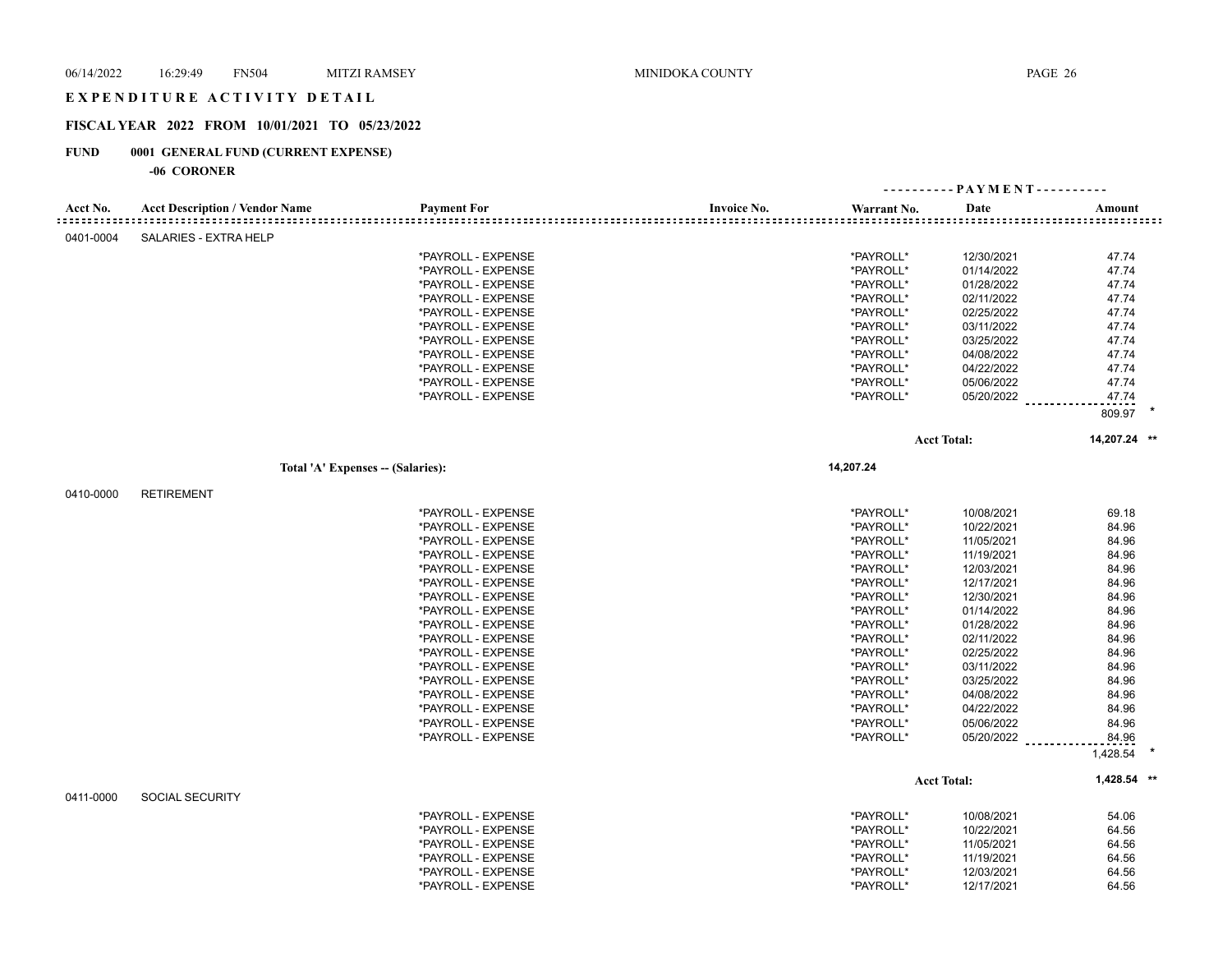# EXPENDITURE ACTIVITY DETAIL

## FISCAL YEAR 2022 FROM 10/01/2021 TO 05/23/2022

**FUND 0001 GENERAL FUND (CURRENT EXPENSE)**

**-06 CORONER**

| Acct No. | Acct Description / Vendor Name | Payment For | Invoice No. | Warrant No. | Date | Amount |
|---|---|---|---|---|---|---|
| 0401-0004 | SALARIES - EXTRA HELP | | | | | |
| | | *PAYROLL - EXPENSE | | *PAYROLL* | 12/30/2021 | 47.74 |
| | | *PAYROLL - EXPENSE | | *PAYROLL* | 01/14/2022 | 47.74 |
| | | *PAYROLL - EXPENSE | | *PAYROLL* | 01/28/2022 | 47.74 |
| | | *PAYROLL - EXPENSE | | *PAYROLL* | 02/11/2022 | 47.74 |
| | | *PAYROLL - EXPENSE | | *PAYROLL* | 02/25/2022 | 47.74 |
| | | *PAYROLL - EXPENSE | | *PAYROLL* | 03/11/2022 | 47.74 |
| | | *PAYROLL - EXPENSE | | *PAYROLL* | 03/25/2022 | 47.74 |
| | | *PAYROLL - EXPENSE | | *PAYROLL* | 04/08/2022 | 47.74 |
| | | *PAYROLL - EXPENSE | | *PAYROLL* | 04/22/2022 | 47.74 |
| | | *PAYROLL - EXPENSE | | *PAYROLL* | 05/06/2022 | 47.74 |
| | | *PAYROLL - EXPENSE | | *PAYROLL* | 05/20/2022 | 47.74 |
| | | | | | | 809.97 * |
| | | | | | Acct Total: | 14,207.24 ** |
| | Total 'A' Expenses -- (Salaries): | | | 14,207.24 | | |
| 0410-0000 | RETIREMENT | | | | | |
| | | *PAYROLL - EXPENSE | | *PAYROLL* | 10/08/2021 | 69.18 |
| | | *PAYROLL - EXPENSE | | *PAYROLL* | 10/22/2021 | 84.96 |
| | | *PAYROLL - EXPENSE | | *PAYROLL* | 11/05/2021 | 84.96 |
| | | *PAYROLL - EXPENSE | | *PAYROLL* | 11/19/2021 | 84.96 |
| | | *PAYROLL - EXPENSE | | *PAYROLL* | 12/03/2021 | 84.96 |
| | | *PAYROLL - EXPENSE | | *PAYROLL* | 12/17/2021 | 84.96 |
| | | *PAYROLL - EXPENSE | | *PAYROLL* | 12/30/2021 | 84.96 |
| | | *PAYROLL - EXPENSE | | *PAYROLL* | 01/14/2022 | 84.96 |
| | | *PAYROLL - EXPENSE | | *PAYROLL* | 01/28/2022 | 84.96 |
| | | *PAYROLL - EXPENSE | | *PAYROLL* | 02/11/2022 | 84.96 |
| | | *PAYROLL - EXPENSE | | *PAYROLL* | 02/25/2022 | 84.96 |
| | | *PAYROLL - EXPENSE | | *PAYROLL* | 03/11/2022 | 84.96 |
| | | *PAYROLL - EXPENSE | | *PAYROLL* | 03/25/2022 | 84.96 |
| | | *PAYROLL - EXPENSE | | *PAYROLL* | 04/08/2022 | 84.96 |
| | | *PAYROLL - EXPENSE | | *PAYROLL* | 04/22/2022 | 84.96 |
| | | *PAYROLL - EXPENSE | | *PAYROLL* | 05/06/2022 | 84.96 |
| | | *PAYROLL - EXPENSE | | *PAYROLL* | 05/20/2022 | 84.96 |
| | | | | | | 1,428.54 * |
| | | | | | Acct Total: | 1,428.54 ** |
| 0411-0000 | SOCIAL SECURITY | | | | | |
| | | *PAYROLL - EXPENSE | | *PAYROLL* | 10/08/2021 | 54.06 |
| | | *PAYROLL - EXPENSE | | *PAYROLL* | 10/22/2021 | 64.56 |
| | | *PAYROLL - EXPENSE | | *PAYROLL* | 11/05/2021 | 64.56 |
| | | *PAYROLL - EXPENSE | | *PAYROLL* | 11/19/2021 | 64.56 |
| | | *PAYROLL - EXPENSE | | *PAYROLL* | 12/03/2021 | 64.56 |
| | | *PAYROLL - EXPENSE | | *PAYROLL* | 12/17/2021 | 64.56 |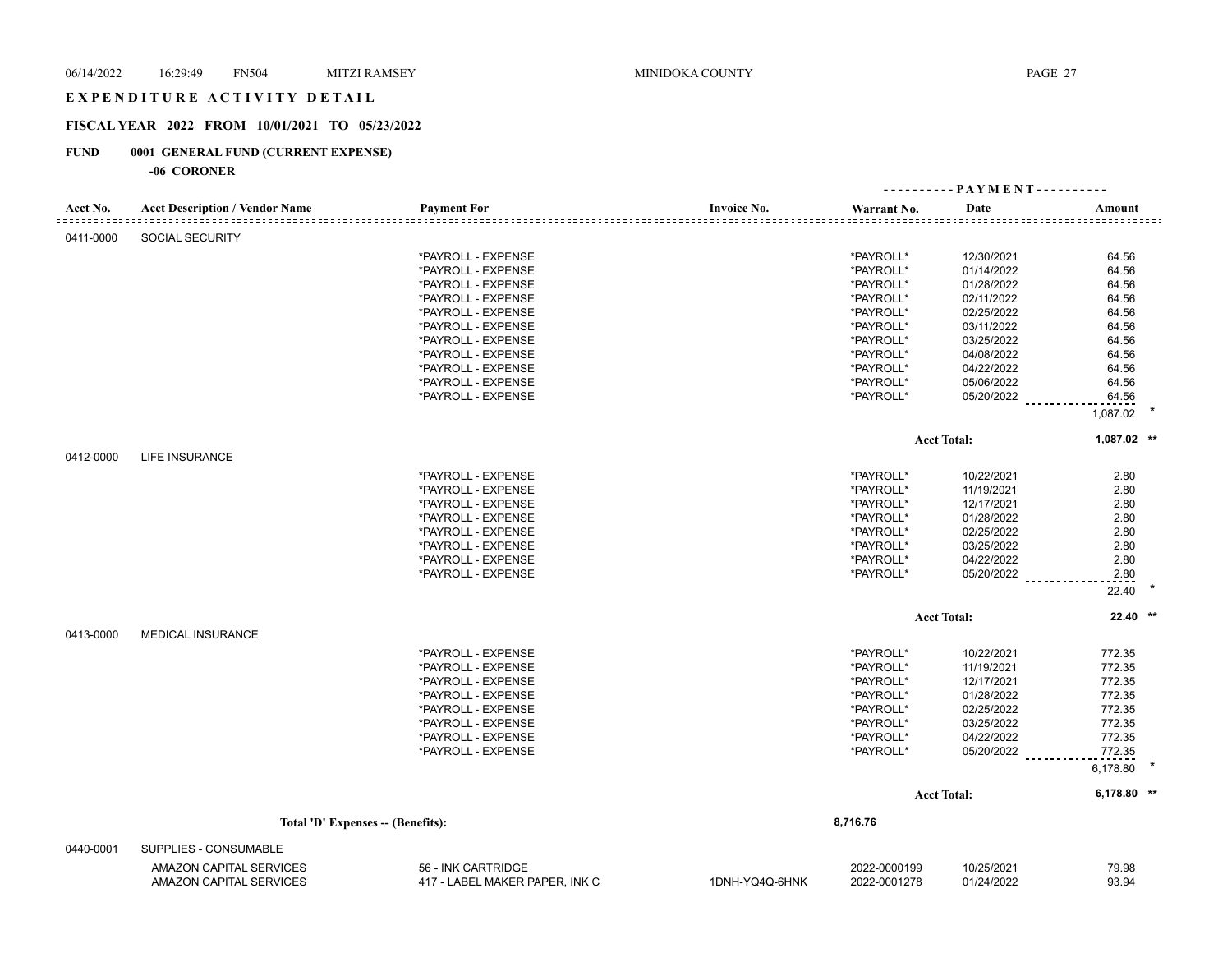# EXPENDITURE ACTIVITY DETAIL

## FISCAL YEAR 2022 FROM 10/01/2021 TO 05/23/2022

**FUND 0001 GENERAL FUND (CURRENT EXPENSE)**

**-06 CORONER**

| Acct No. | Acct Description / Vendor Name | Payment For | Invoice No. | Warrant No. | Date | Amount |
|---|---|---|---|---|---|---|
| 0411-0000 | SOCIAL SECURITY | | | | | |
| | | *PAYROLL - EXPENSE | | *PAYROLL* | 12/30/2021 | 64.56 |
| | | *PAYROLL - EXPENSE | | *PAYROLL* | 01/14/2022 | 64.56 |
| | | *PAYROLL - EXPENSE | | *PAYROLL* | 01/28/2022 | 64.56 |
| | | *PAYROLL - EXPENSE | | *PAYROLL* | 02/11/2022 | 64.56 |
| | | *PAYROLL - EXPENSE | | *PAYROLL* | 02/25/2022 | 64.56 |
| | | *PAYROLL - EXPENSE | | *PAYROLL* | 03/11/2022 | 64.56 |
| | | *PAYROLL - EXPENSE | | *PAYROLL* | 03/25/2022 | 64.56 |
| | | *PAYROLL - EXPENSE | | *PAYROLL* | 04/08/2022 | 64.56 |
| | | *PAYROLL - EXPENSE | | *PAYROLL* | 04/22/2022 | 64.56 |
| | | *PAYROLL - EXPENSE | | *PAYROLL* | 05/06/2022 | 64.56 |
| | | *PAYROLL - EXPENSE | | *PAYROLL* | 05/20/2022 | 64.56 |
| | | | | | | 1,087.02 * |
| | | | | | **Acct Total:** | **1,087.02 \*\*** |
| 0412-0000 | LIFE INSURANCE | | | | | |
| | | *PAYROLL - EXPENSE | | *PAYROLL* | 10/22/2021 | 2.80 |
| | | *PAYROLL - EXPENSE | | *PAYROLL* | 11/19/2021 | 2.80 |
| | | *PAYROLL - EXPENSE | | *PAYROLL* | 12/17/2021 | 2.80 |
| | | *PAYROLL - EXPENSE | | *PAYROLL* | 01/28/2022 | 2.80 |
| | | *PAYROLL - EXPENSE | | *PAYROLL* | 02/25/2022 | 2.80 |
| | | *PAYROLL - EXPENSE | | *PAYROLL* | 03/25/2022 | 2.80 |
| | | *PAYROLL - EXPENSE | | *PAYROLL* | 04/22/2022 | 2.80 |
| | | *PAYROLL - EXPENSE | | *PAYROLL* | 05/20/2022 | 2.80 |
| | | | | | | 22.40 * |
| | | | | | **Acct Total:** | **22.40 \*\*** |
| 0413-0000 | MEDICAL INSURANCE | | | | | |
| | | *PAYROLL - EXPENSE | | *PAYROLL* | 10/22/2021 | 772.35 |
| | | *PAYROLL - EXPENSE | | *PAYROLL* | 11/19/2021 | 772.35 |
| | | *PAYROLL - EXPENSE | | *PAYROLL* | 12/17/2021 | 772.35 |
| | | *PAYROLL - EXPENSE | | *PAYROLL* | 01/28/2022 | 772.35 |
| | | *PAYROLL - EXPENSE | | *PAYROLL* | 02/25/2022 | 772.35 |
| | | *PAYROLL - EXPENSE | | *PAYROLL* | 03/25/2022 | 772.35 |
| | | *PAYROLL - EXPENSE | | *PAYROLL* | 04/22/2022 | 772.35 |
| | | *PAYROLL - EXPENSE | | *PAYROLL* | 05/20/2022 | 772.35 |
| | | | | | | 6,178.80 * |
| | | | | | **Acct Total:** | **6,178.80 \*\*** |
| | **Total 'D' Expenses -- (Benefits):** | | | **8,716.76** | | |
| 0440-0001 | SUPPLIES - CONSUMABLE | | | | | |
| | AMAZON CAPITAL SERVICES | 56 - INK CARTRIDGE | | 2022-0000199 | 10/25/2021 | 79.98 |
| | AMAZON CAPITAL SERVICES | 417 - LABEL MAKER PAPER, INK C | 1DNH-YQ4Q-6HNK | 2022-0001278 | 01/24/2022 | 93.94 |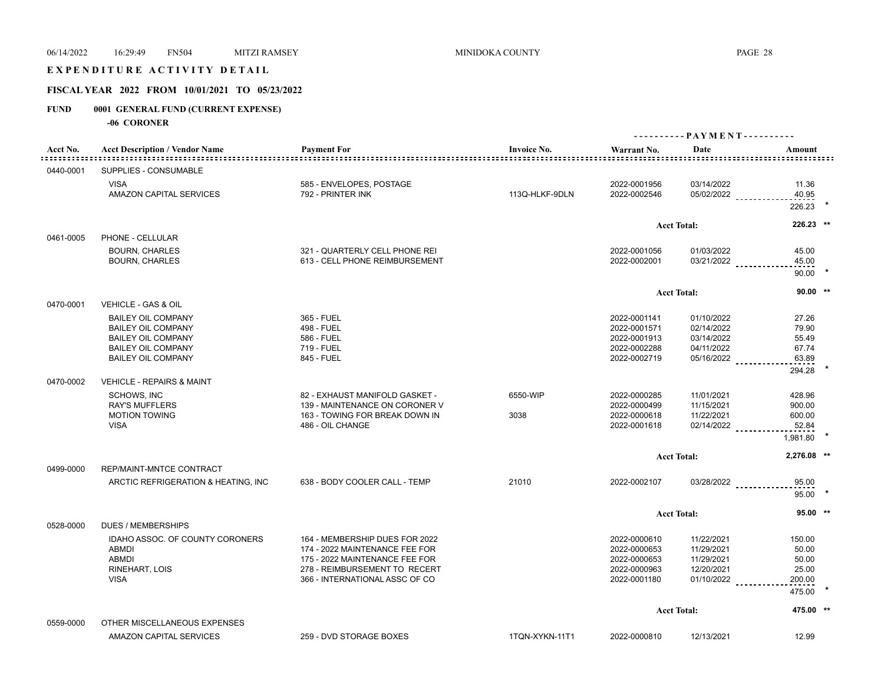# EXPENDITURE ACTIVITY DETAIL

## FISCAL YEAR 2022 FROM 10/01/2021 TO 05/23/2022

### FUND 0001 GENERAL FUND (CURRENT EXPENSE)

**-06 CORONER**

| Acct No. | Acct Description / Vendor Name | Payment For | Invoice No. | Warrant No. | Date | Amount |
|---|---|---|---|---|---|---|
| 0440-0001 | SUPPLIES - CONSUMABLE | | | | | |
| | VISA | 585 - ENVELOPES, POSTAGE | | 2022-0001956 | 03/14/2022 | 11.36 |
| | AMAZON CAPITAL SERVICES | 792 - PRINTER INK | 113Q-HLKF-9DLN | 2022-0002546 | 05/02/2022 | 40.95 |
| | | | | | | 226.23 * |
| | | | | | Acct Total: | 226.23 ** |
| 0461-0005 | PHONE - CELLULAR | | | | | |
| | BOURN, CHARLES | 321 - QUARTERLY CELL PHONE REI | | 2022-0001056 | 01/03/2022 | 45.00 |
| | BOURN, CHARLES | 613 - CELL PHONE REIMBURSEMENT | | 2022-0002001 | 03/21/2022 | 45.00 |
| | | | | | | 90.00 * |
| | | | | | Acct Total: | 90.00 ** |
| 0470-0001 | VEHICLE - GAS & OIL | | | | | |
| | BAILEY OIL COMPANY | 365 - FUEL | | 2022-0001141 | 01/10/2022 | 27.26 |
| | BAILEY OIL COMPANY | 498 - FUEL | | 2022-0001571 | 02/14/2022 | 79.90 |
| | BAILEY OIL COMPANY | 586 - FUEL | | 2022-0001913 | 03/14/2022 | 55.49 |
| | BAILEY OIL COMPANY | 719 - FUEL | | 2022-0002288 | 04/11/2022 | 67.74 |
| | BAILEY OIL COMPANY | 845 - FUEL | | 2022-0002719 | 05/16/2022 | 63.89 |
| | | | | | | 294.28 * |
| 0470-0002 | VEHICLE - REPAIRS & MAINT | | | | | |
| | SCHOWS, INC | 82 - EXHAUST MANIFOLD GASKET - | 6550-WIP | 2022-0000285 | 11/01/2021 | 428.96 |
| | RAY'S MUFFLERS | 139 - MAINTENANCE ON CORONER V | | 2022-0000499 | 11/15/2021 | 900.00 |
| | MOTION TOWING | 163 - TOWING FOR BREAK DOWN IN | 3038 | 2022-0000618 | 11/22/2021 | 600.00 |
| | VISA | 486 - OIL CHANGE | | 2022-0001618 | 02/14/2022 | 52.84 |
| | | | | | | 1,981.80 * |
| | | | | | Acct Total: | 2,276.08 ** |
| 0499-0000 | REP/MAINT-MNTCE CONTRACT | | | | | |
| | ARCTIC REFRIGERATION & HEATING, INC | 638 - BODY COOLER CALL - TEMP | 21010 | 2022-0002107 | 03/28/2022 | 95.00 |
| | | | | | | 95.00 * |
| | | | | | Acct Total: | 95.00 ** |
| 0528-0000 | DUES / MEMBERSHIPS | | | | | |
| | IDAHO ASSOC. OF COUNTY CORONERS | 164 - MEMBERSHIP DUES FOR 2022 | | 2022-0000610 | 11/22/2021 | 150.00 |
| | ABMDI | 174 - 2022 MAINTENANCE FEE FOR | | 2022-0000653 | 11/29/2021 | 50.00 |
| | ABMDI | 175 - 2022 MAINTENANCE FEE FOR | | 2022-0000653 | 11/29/2021 | 50.00 |
| | RINEHART, LOIS | 278 - REIMBURSEMENT TO RECERT | | 2022-0000963 | 12/20/2021 | 25.00 |
| | VISA | 366 - INTERNATIONAL ASSC OF CO | | 2022-0001180 | 01/10/2022 | 200.00 |
| | | | | | | 475.00 * |
| | | | | | Acct Total: | 475.00 ** |
| 0559-0000 | OTHER MISCELLANEOUS EXPENSES | | | | | |
| | AMAZON CAPITAL SERVICES | 259 - DVD STORAGE BOXES | 1TQN-XYKN-11T1 | 2022-0000810 | 12/13/2021 | 12.99 |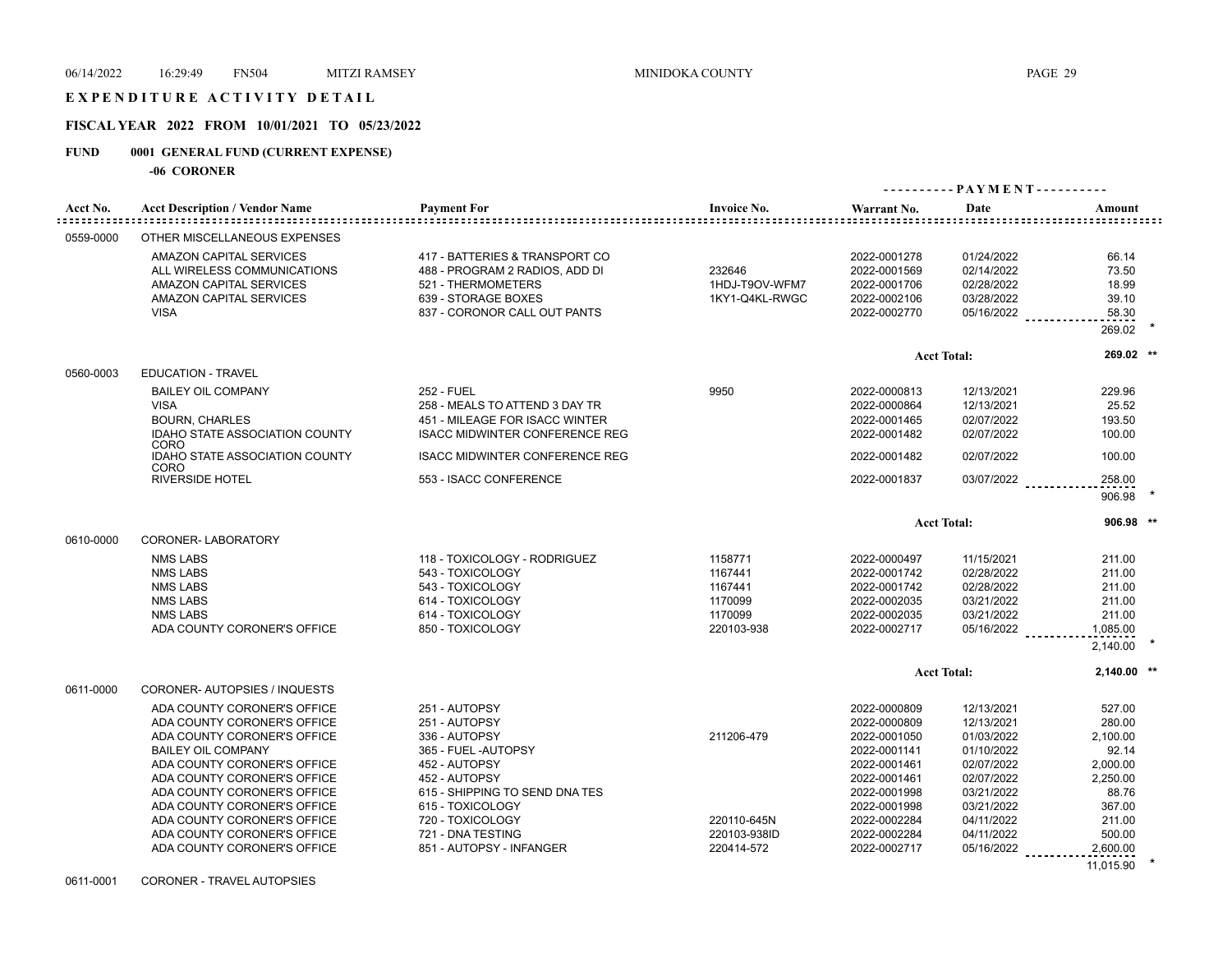# EXPENDITURE ACTIVITY DETAIL

## FISCAL YEAR 2022 FROM 10/01/2021 TO 05/23/2022

**FUND 0001 GENERAL FUND (CURRENT EXPENSE)**

**-06 CORONER**

| Acct No. | Acct Description / Vendor Name | Payment For | Invoice No. | Warrant No. | Date | Amount |
|---|---|---|---|---|---|---|
| 0559-0000 | OTHER MISCELLANEOUS EXPENSES | | | | | |
| | AMAZON CAPITAL SERVICES | 417 - BATTERIES & TRANSPORT CO | | 2022-0001278 | 01/24/2022 | 66.14 |
| | ALL WIRELESS COMMUNICATIONS | 488 - PROGRAM 2 RADIOS, ADD DI | 232646 | 2022-0001569 | 02/14/2022 | 73.50 |
| | AMAZON CAPITAL SERVICES | 521 - THERMOMETERS | 1HDJ-T9OV-WFM7 | 2022-0001706 | 02/28/2022 | 18.99 |
| | AMAZON CAPITAL SERVICES | 639 - STORAGE BOXES | 1KY1-Q4KL-RWGC | 2022-0002106 | 03/28/2022 | 39.10 |
| | VISA | 837 - CORONOR CALL OUT PANTS | | 2022-0002770 | 05/16/2022 | 58.30 |
| | | | | | | 269.02 * |
| | | | | Acct Total: | | 269.02 ** |
| 0560-0003 | EDUCATION - TRAVEL | | | | | |
| | BAILEY OIL COMPANY | 252 - FUEL | 9950 | 2022-0000813 | 12/13/2021 | 229.96 |
| | VISA | 258 - MEALS TO ATTEND 3 DAY TR | | 2022-0000864 | 12/13/2021 | 25.52 |
| | BOURN, CHARLES | 451 - MILEAGE FOR ISACC WINTER | | 2022-0001465 | 02/07/2022 | 193.50 |
| | IDAHO STATE ASSOCIATION COUNTY CORO | ISACC MIDWINTER CONFERENCE REG | | 2022-0001482 | 02/07/2022 | 100.00 |
| | IDAHO STATE ASSOCIATION COUNTY CORO | ISACC MIDWINTER CONFERENCE REG | | 2022-0001482 | 02/07/2022 | 100.00 |
| | RIVERSIDE HOTEL | 553 - ISACC CONFERENCE | | 2022-0001837 | 03/07/2022 | 258.00 |
| | | | | | | 906.98 * |
| | | | | Acct Total: | | 906.98 ** |
| 0610-0000 | CORONER- LABORATORY | | | | | |
| | NMS LABS | 118 - TOXICOLOGY - RODRIGUEZ | 1158771 | 2022-0000497 | 11/15/2021 | 211.00 |
| | NMS LABS | 543 - TOXICOLOGY | 1167441 | 2022-0001742 | 02/28/2022 | 211.00 |
| | NMS LABS | 543 - TOXICOLOGY | 1167441 | 2022-0001742 | 02/28/2022 | 211.00 |
| | NMS LABS | 614 - TOXICOLOGY | 1170099 | 2022-0002035 | 03/21/2022 | 211.00 |
| | NMS LABS | 614 - TOXICOLOGY | 1170099 | 2022-0002035 | 03/21/2022 | 211.00 |
| | ADA COUNTY CORONER'S OFFICE | 850 - TOXICOLOGY | 220103-938 | 2022-0002717 | 05/16/2022 | 1,085.00 |
| | | | | | | 2,140.00 * |
| | | | | Acct Total: | | 2,140.00 ** |
| 0611-0000 | CORONER- AUTOPSIES / INQUESTS | | | | | |
| | ADA COUNTY CORONER'S OFFICE | 251 - AUTOPSY | | 2022-0000809 | 12/13/2021 | 527.00 |
| | ADA COUNTY CORONER'S OFFICE | 251 - AUTOPSY | | 2022-0000809 | 12/13/2021 | 280.00 |
| | ADA COUNTY CORONER'S OFFICE | 336 - AUTOPSY | 211206-479 | 2022-0001050 | 01/03/2022 | 2,100.00 |
| | BAILEY OIL COMPANY | 365 - FUEL -AUTOPSY | | 2022-0001141 | 01/10/2022 | 92.14 |
| | ADA COUNTY CORONER'S OFFICE | 452 - AUTOPSY | | 2022-0001461 | 02/07/2022 | 2,000.00 |
| | ADA COUNTY CORONER'S OFFICE | 452 - AUTOPSY | | 2022-0001461 | 02/07/2022 | 2,250.00 |
| | ADA COUNTY CORONER'S OFFICE | 615 - SHIPPING TO SEND DNA TES | | 2022-0001998 | 03/21/2022 | 88.76 |
| | ADA COUNTY CORONER'S OFFICE | 615 - TOXICOLOGY | | 2022-0001998 | 03/21/2022 | 367.00 |
| | ADA COUNTY CORONER'S OFFICE | 720 - TOXICOLOGY | 220110-645N | 2022-0002284 | 04/11/2022 | 211.00 |
| | ADA COUNTY CORONER'S OFFICE | 721 - DNA TESTING | 220103-938ID | 2022-0002284 | 04/11/2022 | 500.00 |
| | ADA COUNTY CORONER'S OFFICE | 851 - AUTOPSY - INFANGER | 220414-572 | 2022-0002717 | 05/16/2022 | 2,600.00 |
| | | | | | | 11,015.90 * |
| 0611-0001 | CORONER - TRAVEL AUTOPSIES | | | | | |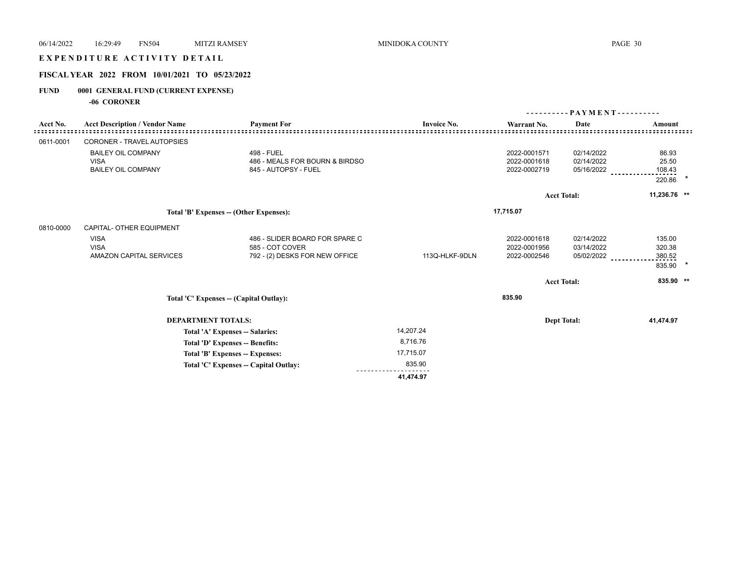# EXPENDITURE ACTIVITY DETAIL

## FISCAL YEAR 2022 FROM 10/01/2021 TO 05/23/2022

### FUND 0001 GENERAL FUND (CURRENT EXPENSE)

**-06 CORONER**

| Acct No. | Acct Description / Vendor Name | Payment For | Invoice No. | Warrant No. | Date | Amount |
|---|---|---|---|---|---|---|
| 0611-0001 | CORONER - TRAVEL AUTOPSIES | | | | | |
| | BAILEY OIL COMPANY | 498 - FUEL | | 2022-0001571 | 02/14/2022 | 86.93 |
| | VISA | 486 - MEALS FOR BOURN & BIRDSO | | 2022-0001618 | 02/14/2022 | 25.50 |
| | BAILEY OIL COMPANY | 845 - AUTOPSY - FUEL | | 2022-0002719 | 05/16/2022 | 108.43 |
| | | | | | | 220.86 * |
| | | | | | Acct Total: | 11,236.76 ** |
| | Total 'B' Expenses -- (Other Expenses): | | | 17,715.07 | | |
| 0810-0000 | CAPITAL- OTHER EQUIPMENT | | | | | |
| | VISA | 486 - SLIDER BOARD FOR SPARE C | | 2022-0001618 | 02/14/2022 | 135.00 |
| | VISA | 585 - COT COVER | | 2022-0001956 | 03/14/2022 | 320.38 |
| | AMAZON CAPITAL SERVICES | 792 - (2) DESKS FOR NEW OFFICE | 113Q-HLKF-9DLN | 2022-0002546 | 05/02/2022 | 380.52 |
| | | | | | | 835.90 * |
| | | | | | Acct Total: | 835.90 ** |
| | Total 'C' Expenses -- (Capital Outlay): | | | 835.90 | | |

**DEPARTMENT TOTALS:** Dept Total: **41,474.97**

| | |
|---|---|
| Total 'A' Expenses -- Salaries: | 14,207.24 |
| Total 'D' Expenses -- Benefits: | 8,716.76 |
| Total 'B' Expenses -- Expenses: | 17,715.07 |
| Total 'C' Expenses -- Capital Outlay: | 835.90 |
| | **41,474.97** |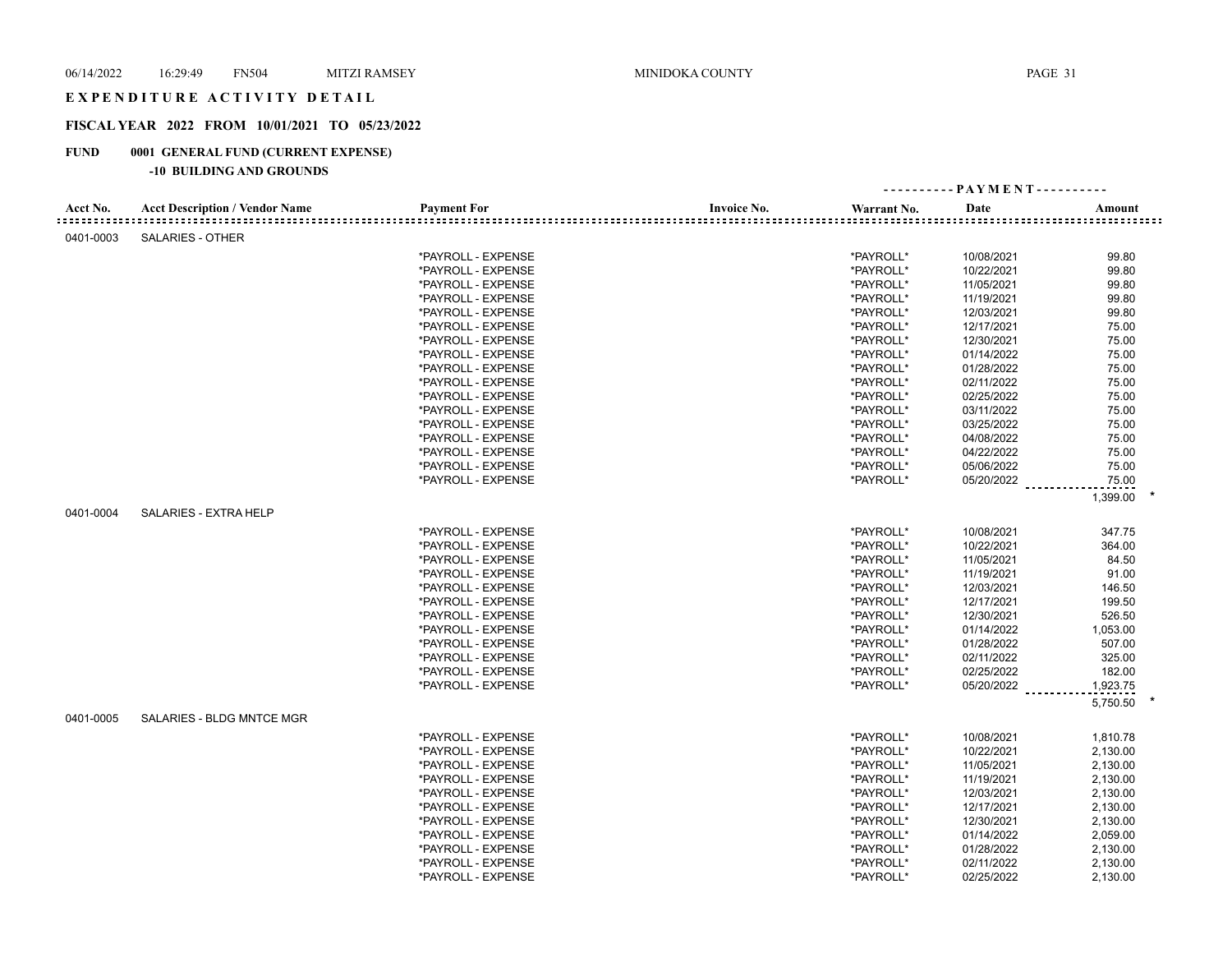# EXPENDITURE ACTIVITY DETAIL

## FISCAL YEAR 2022 FROM 10/01/2021 TO 05/23/2022

### FUND 0001 GENERAL FUND (CURRENT EXPENSE)

#### -10 BUILDING AND GROUNDS

| Acct No. | Acct Description / Vendor Name | Payment For | Invoice No. | Warrant No. | PAYMENT Date | PAYMENT Amount |
|---|---|---|---|---|---|---|
| 0401-0003 | SALARIES - OTHER | | | | | |
| | | *PAYROLL - EXPENSE | | *PAYROLL* | 10/08/2021 | 99.80 |
| | | *PAYROLL - EXPENSE | | *PAYROLL* | 10/22/2021 | 99.80 |
| | | *PAYROLL - EXPENSE | | *PAYROLL* | 11/05/2021 | 99.80 |
| | | *PAYROLL - EXPENSE | | *PAYROLL* | 11/19/2021 | 99.80 |
| | | *PAYROLL - EXPENSE | | *PAYROLL* | 12/03/2021 | 99.80 |
| | | *PAYROLL - EXPENSE | | *PAYROLL* | 12/17/2021 | 75.00 |
| | | *PAYROLL - EXPENSE | | *PAYROLL* | 12/30/2021 | 75.00 |
| | | *PAYROLL - EXPENSE | | *PAYROLL* | 01/14/2022 | 75.00 |
| | | *PAYROLL - EXPENSE | | *PAYROLL* | 01/28/2022 | 75.00 |
| | | *PAYROLL - EXPENSE | | *PAYROLL* | 02/11/2022 | 75.00 |
| | | *PAYROLL - EXPENSE | | *PAYROLL* | 02/25/2022 | 75.00 |
| | | *PAYROLL - EXPENSE | | *PAYROLL* | 03/11/2022 | 75.00 |
| | | *PAYROLL - EXPENSE | | *PAYROLL* | 03/25/2022 | 75.00 |
| | | *PAYROLL - EXPENSE | | *PAYROLL* | 04/08/2022 | 75.00 |
| | | *PAYROLL - EXPENSE | | *PAYROLL* | 04/22/2022 | 75.00 |
| | | *PAYROLL - EXPENSE | | *PAYROLL* | 05/06/2022 | 75.00 |
| | | *PAYROLL - EXPENSE | | *PAYROLL* | 05/20/2022 | 75.00 |
| | | | | | | 1,399.00 * |
| 0401-0004 | SALARIES - EXTRA HELP | | | | | |
| | | *PAYROLL - EXPENSE | | *PAYROLL* | 10/08/2021 | 347.75 |
| | | *PAYROLL - EXPENSE | | *PAYROLL* | 10/22/2021 | 364.00 |
| | | *PAYROLL - EXPENSE | | *PAYROLL* | 11/05/2021 | 84.50 |
| | | *PAYROLL - EXPENSE | | *PAYROLL* | 11/19/2021 | 91.00 |
| | | *PAYROLL - EXPENSE | | *PAYROLL* | 12/03/2021 | 146.50 |
| | | *PAYROLL - EXPENSE | | *PAYROLL* | 12/17/2021 | 199.50 |
| | | *PAYROLL - EXPENSE | | *PAYROLL* | 12/30/2021 | 526.50 |
| | | *PAYROLL - EXPENSE | | *PAYROLL* | 01/14/2022 | 1,053.00 |
| | | *PAYROLL - EXPENSE | | *PAYROLL* | 01/28/2022 | 507.00 |
| | | *PAYROLL - EXPENSE | | *PAYROLL* | 02/11/2022 | 325.00 |
| | | *PAYROLL - EXPENSE | | *PAYROLL* | 02/25/2022 | 182.00 |
| | | *PAYROLL - EXPENSE | | *PAYROLL* | 05/20/2022 | 1,923.75 |
| | | | | | | 5,750.50 * |
| 0401-0005 | SALARIES - BLDG MNTCE MGR | | | | | |
| | | *PAYROLL - EXPENSE | | *PAYROLL* | 10/08/2021 | 1,810.78 |
| | | *PAYROLL - EXPENSE | | *PAYROLL* | 10/22/2021 | 2,130.00 |
| | | *PAYROLL - EXPENSE | | *PAYROLL* | 11/05/2021 | 2,130.00 |
| | | *PAYROLL - EXPENSE | | *PAYROLL* | 11/19/2021 | 2,130.00 |
| | | *PAYROLL - EXPENSE | | *PAYROLL* | 12/03/2021 | 2,130.00 |
| | | *PAYROLL - EXPENSE | | *PAYROLL* | 12/17/2021 | 2,130.00 |
| | | *PAYROLL - EXPENSE | | *PAYROLL* | 12/30/2021 | 2,130.00 |
| | | *PAYROLL - EXPENSE | | *PAYROLL* | 01/14/2022 | 2,059.00 |
| | | *PAYROLL - EXPENSE | | *PAYROLL* | 01/28/2022 | 2,130.00 |
| | | *PAYROLL - EXPENSE | | *PAYROLL* | 02/11/2022 | 2,130.00 |
| | | *PAYROLL - EXPENSE | | *PAYROLL* | 02/25/2022 | 2,130.00 |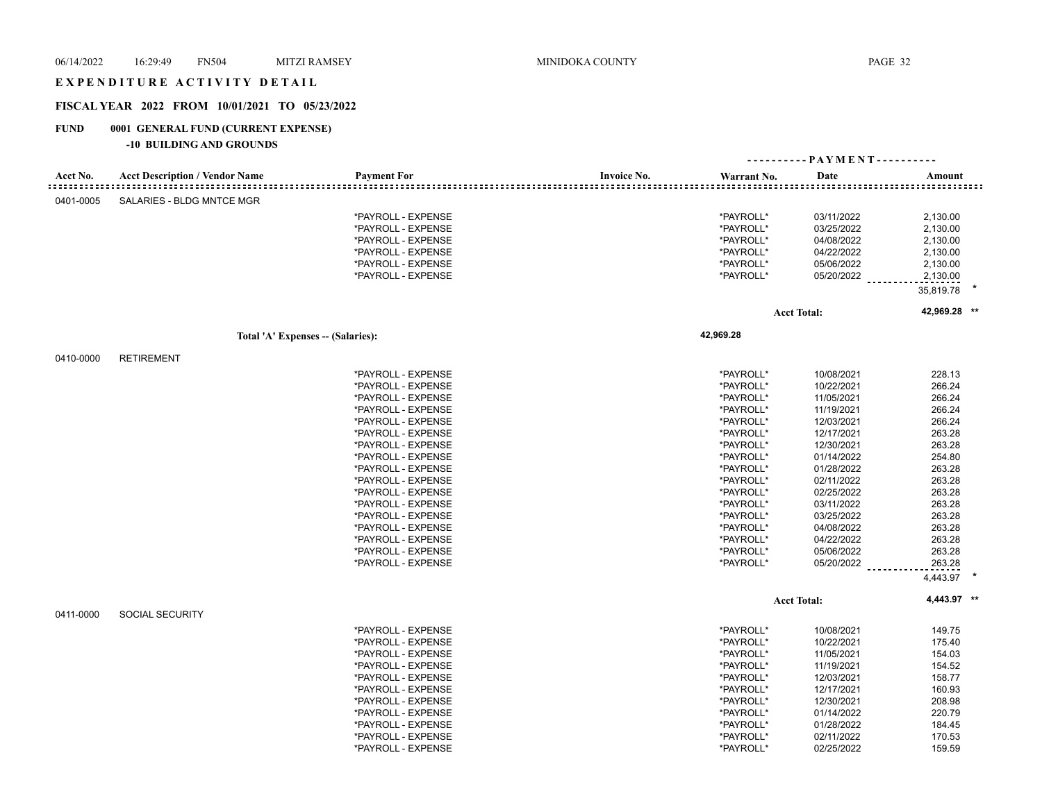# EXPENDITURE ACTIVITY DETAIL

## FISCAL YEAR 2022 FROM 10/01/2021 TO 05/23/2022

**FUND 0001 GENERAL FUND (CURRENT EXPENSE)**

**-10 BUILDING AND GROUNDS**

| Acct No. | Acct Description / Vendor Name | Payment For | Invoice No. | Warrant No. | Date | Amount |
|---|---|---|---|---|---|---|
| 0401-0005 | SALARIES - BLDG MNTCE MGR | | | | | |
| | | *PAYROLL - EXPENSE | | *PAYROLL* | 03/11/2022 | 2,130.00 |
| | | *PAYROLL - EXPENSE | | *PAYROLL* | 03/25/2022 | 2,130.00 |
| | | *PAYROLL - EXPENSE | | *PAYROLL* | 04/08/2022 | 2,130.00 |
| | | *PAYROLL - EXPENSE | | *PAYROLL* | 04/22/2022 | 2,130.00 |
| | | *PAYROLL - EXPENSE | | *PAYROLL* | 05/06/2022 | 2,130.00 |
| | | *PAYROLL - EXPENSE | | *PAYROLL* | 05/20/2022 | 2,130.00 |
| | | | | | | 35,819.78 * |
| | | | | | Acct Total: | 42,969.28 ** |
| | Total 'A' Expenses -- (Salaries): | | | 42,969.28 | | |
| 0410-0000 | RETIREMENT | | | | | |
| | | *PAYROLL - EXPENSE | | *PAYROLL* | 10/08/2021 | 228.13 |
| | | *PAYROLL - EXPENSE | | *PAYROLL* | 10/22/2021 | 266.24 |
| | | *PAYROLL - EXPENSE | | *PAYROLL* | 11/05/2021 | 266.24 |
| | | *PAYROLL - EXPENSE | | *PAYROLL* | 11/19/2021 | 266.24 |
| | | *PAYROLL - EXPENSE | | *PAYROLL* | 12/03/2021 | 266.24 |
| | | *PAYROLL - EXPENSE | | *PAYROLL* | 12/17/2021 | 263.28 |
| | | *PAYROLL - EXPENSE | | *PAYROLL* | 12/30/2021 | 263.28 |
| | | *PAYROLL - EXPENSE | | *PAYROLL* | 01/14/2022 | 254.80 |
| | | *PAYROLL - EXPENSE | | *PAYROLL* | 01/28/2022 | 263.28 |
| | | *PAYROLL - EXPENSE | | *PAYROLL* | 02/11/2022 | 263.28 |
| | | *PAYROLL - EXPENSE | | *PAYROLL* | 02/25/2022 | 263.28 |
| | | *PAYROLL - EXPENSE | | *PAYROLL* | 03/11/2022 | 263.28 |
| | | *PAYROLL - EXPENSE | | *PAYROLL* | 03/25/2022 | 263.28 |
| | | *PAYROLL - EXPENSE | | *PAYROLL* | 04/08/2022 | 263.28 |
| | | *PAYROLL - EXPENSE | | *PAYROLL* | 04/22/2022 | 263.28 |
| | | *PAYROLL - EXPENSE | | *PAYROLL* | 05/06/2022 | 263.28 |
| | | *PAYROLL - EXPENSE | | *PAYROLL* | 05/20/2022 | 263.28 |
| | | | | | | 4,443.97 * |
| | | | | | Acct Total: | 4,443.97 ** |
| 0411-0000 | SOCIAL SECURITY | | | | | |
| | | *PAYROLL - EXPENSE | | *PAYROLL* | 10/08/2021 | 149.75 |
| | | *PAYROLL - EXPENSE | | *PAYROLL* | 10/22/2021 | 175.40 |
| | | *PAYROLL - EXPENSE | | *PAYROLL* | 11/05/2021 | 154.03 |
| | | *PAYROLL - EXPENSE | | *PAYROLL* | 11/19/2021 | 154.52 |
| | | *PAYROLL - EXPENSE | | *PAYROLL* | 12/03/2021 | 158.77 |
| | | *PAYROLL - EXPENSE | | *PAYROLL* | 12/17/2021 | 160.93 |
| | | *PAYROLL - EXPENSE | | *PAYROLL* | 12/30/2021 | 208.98 |
| | | *PAYROLL - EXPENSE | | *PAYROLL* | 01/14/2022 | 220.79 |
| | | *PAYROLL - EXPENSE | | *PAYROLL* | 01/28/2022 | 184.45 |
| | | *PAYROLL - EXPENSE | | *PAYROLL* | 02/11/2022 | 170.53 |
| | | *PAYROLL - EXPENSE | | *PAYROLL* | 02/25/2022 | 159.59 |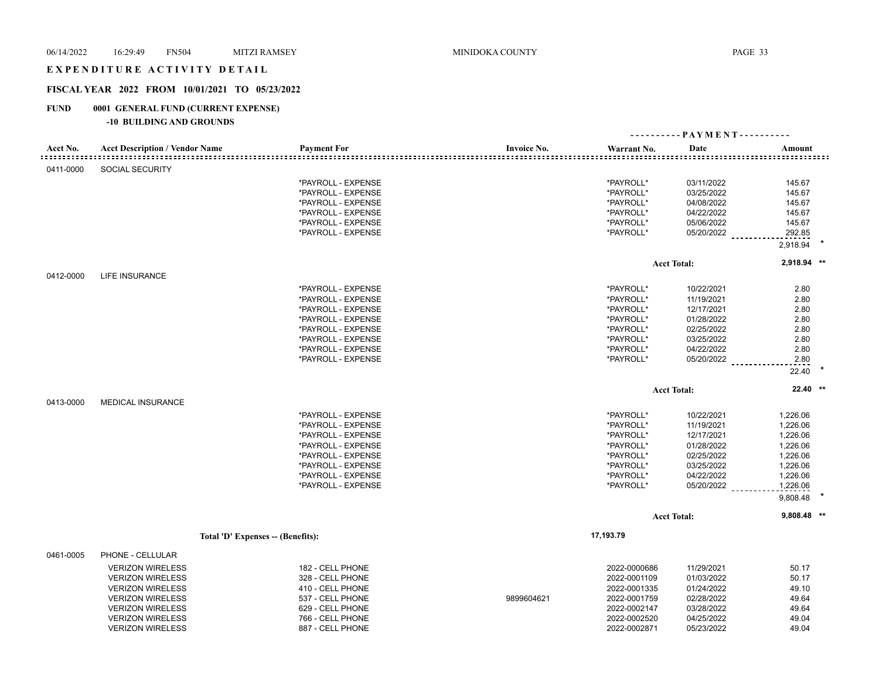# EXPENDITURE ACTIVITY DETAIL

## FISCAL YEAR 2022 FROM 10/01/2021 TO 05/23/2022

**FUND 0001 GENERAL FUND (CURRENT EXPENSE)**

**-10 BUILDING AND GROUNDS**

| Acct No. | Acct Description / Vendor Name | Payment For | Invoice No. | Warrant No. | Date | Amount |
|---|---|---|---|---|---|---|
| 0411-0000 | SOCIAL SECURITY | | | | | |
| | | *PAYROLL - EXPENSE | | *PAYROLL* | 03/11/2022 | 145.67 |
| | | *PAYROLL - EXPENSE | | *PAYROLL* | 03/25/2022 | 145.67 |
| | | *PAYROLL - EXPENSE | | *PAYROLL* | 04/08/2022 | 145.67 |
| | | *PAYROLL - EXPENSE | | *PAYROLL* | 04/22/2022 | 145.67 |
| | | *PAYROLL - EXPENSE | | *PAYROLL* | 05/06/2022 | 145.67 |
| | | *PAYROLL - EXPENSE | | *PAYROLL* | 05/20/2022 | 292.85 |
| | | | | | | 2,918.94 * |
| | | | | | Acct Total: | 2,918.94 ** |
| 0412-0000 | LIFE INSURANCE | | | | | |
| | | *PAYROLL - EXPENSE | | *PAYROLL* | 10/22/2021 | 2.80 |
| | | *PAYROLL - EXPENSE | | *PAYROLL* | 11/19/2021 | 2.80 |
| | | *PAYROLL - EXPENSE | | *PAYROLL* | 12/17/2021 | 2.80 |
| | | *PAYROLL - EXPENSE | | *PAYROLL* | 01/28/2022 | 2.80 |
| | | *PAYROLL - EXPENSE | | *PAYROLL* | 02/25/2022 | 2.80 |
| | | *PAYROLL - EXPENSE | | *PAYROLL* | 03/25/2022 | 2.80 |
| | | *PAYROLL - EXPENSE | | *PAYROLL* | 04/22/2022 | 2.80 |
| | | *PAYROLL - EXPENSE | | *PAYROLL* | 05/20/2022 | 2.80 |
| | | | | | | 22.40 * |
| | | | | | Acct Total: | 22.40 ** |
| 0413-0000 | MEDICAL INSURANCE | | | | | |
| | | *PAYROLL - EXPENSE | | *PAYROLL* | 10/22/2021 | 1,226.06 |
| | | *PAYROLL - EXPENSE | | *PAYROLL* | 11/19/2021 | 1,226.06 |
| | | *PAYROLL - EXPENSE | | *PAYROLL* | 12/17/2021 | 1,226.06 |
| | | *PAYROLL - EXPENSE | | *PAYROLL* | 01/28/2022 | 1,226.06 |
| | | *PAYROLL - EXPENSE | | *PAYROLL* | 02/25/2022 | 1,226.06 |
| | | *PAYROLL - EXPENSE | | *PAYROLL* | 03/25/2022 | 1,226.06 |
| | | *PAYROLL - EXPENSE | | *PAYROLL* | 04/22/2022 | 1,226.06 |
| | | *PAYROLL - EXPENSE | | *PAYROLL* | 05/20/2022 | 1,226.06 |
| | | | | | | 9,808.48 * |
| | | | | | Acct Total: | 9,808.48 ** |
| | Total 'D' Expenses -- (Benefits): | | | 17,193.79 | | |
| 0461-0005 | PHONE - CELLULAR | | | | | |
| | VERIZON WIRELESS | 182 - CELL PHONE | | 2022-0000686 | 11/29/2021 | 50.17 |
| | VERIZON WIRELESS | 328 - CELL PHONE | | 2022-0001109 | 01/03/2022 | 50.17 |
| | VERIZON WIRELESS | 410 - CELL PHONE | | 2022-0001335 | 01/24/2022 | 49.10 |
| | VERIZON WIRELESS | 537 - CELL PHONE | 9899604621 | 2022-0001759 | 02/28/2022 | 49.64 |
| | VERIZON WIRELESS | 629 - CELL PHONE | | 2022-0002147 | 03/28/2022 | 49.64 |
| | VERIZON WIRELESS | 766 - CELL PHONE | | 2022-0002520 | 04/25/2022 | 49.04 |
| | VERIZON WIRELESS | 887 - CELL PHONE | | 2022-0002871 | 05/23/2022 | 49.04 |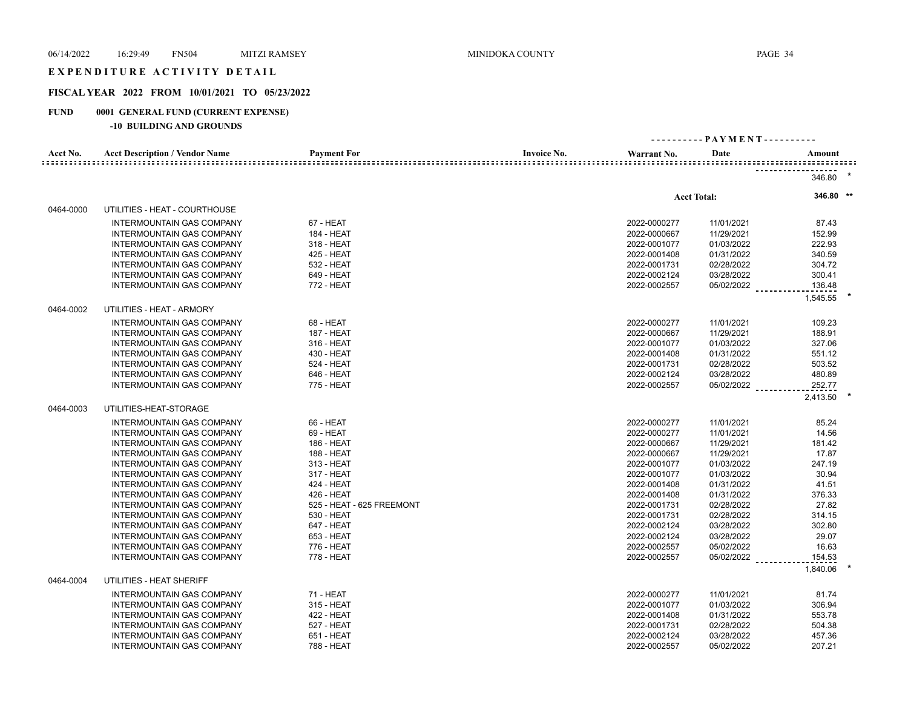# EXPENDITURE ACTIVITY DETAIL

## FISCAL YEAR 2022 FROM 10/01/2021 TO 05/23/2022

**FUND 0001 GENERAL FUND (CURRENT EXPENSE)**

**-10 BUILDING AND GROUNDS**

| Acct No. | Acct Description / Vendor Name | Payment For | Invoice No. | Warrant No. | Date | Amount |
|---|---|---|---|---|---|---|
| | | | | | | 346.80 * |
| | | | | | Acct Total: | 346.80 ** |
| 0464-0000 | UTILITIES - HEAT - COURTHOUSE | | | | | |
| | INTERMOUNTAIN GAS COMPANY | 67 - HEAT | | 2022-0000277 | 11/01/2021 | 87.43 |
| | INTERMOUNTAIN GAS COMPANY | 184 - HEAT | | 2022-0000667 | 11/29/2021 | 152.99 |
| | INTERMOUNTAIN GAS COMPANY | 318 - HEAT | | 2022-0001077 | 01/03/2022 | 222.93 |
| | INTERMOUNTAIN GAS COMPANY | 425 - HEAT | | 2022-0001408 | 01/31/2022 | 340.59 |
| | INTERMOUNTAIN GAS COMPANY | 532 - HEAT | | 2022-0001731 | 02/28/2022 | 304.72 |
| | INTERMOUNTAIN GAS COMPANY | 649 - HEAT | | 2022-0002124 | 03/28/2022 | 300.41 |
| | INTERMOUNTAIN GAS COMPANY | 772 - HEAT | | 2022-0002557 | 05/02/2022 | 136.48 |
| | | | | | | 1,545.55 * |
| 0464-0002 | UTILITIES - HEAT - ARMORY | | | | | |
| | INTERMOUNTAIN GAS COMPANY | 68 - HEAT | | 2022-0000277 | 11/01/2021 | 109.23 |
| | INTERMOUNTAIN GAS COMPANY | 187 - HEAT | | 2022-0000667 | 11/29/2021 | 188.91 |
| | INTERMOUNTAIN GAS COMPANY | 316 - HEAT | | 2022-0001077 | 01/03/2022 | 327.06 |
| | INTERMOUNTAIN GAS COMPANY | 430 - HEAT | | 2022-0001408 | 01/31/2022 | 551.12 |
| | INTERMOUNTAIN GAS COMPANY | 524 - HEAT | | 2022-0001731 | 02/28/2022 | 503.52 |
| | INTERMOUNTAIN GAS COMPANY | 646 - HEAT | | 2022-0002124 | 03/28/2022 | 480.89 |
| | INTERMOUNTAIN GAS COMPANY | 775 - HEAT | | 2022-0002557 | 05/02/2022 | 252.77 |
| | | | | | | 2,413.50 * |
| 0464-0003 | UTILITIES-HEAT-STORAGE | | | | | |
| | INTERMOUNTAIN GAS COMPANY | 66 - HEAT | | 2022-0000277 | 11/01/2021 | 85.24 |
| | INTERMOUNTAIN GAS COMPANY | 69 - HEAT | | 2022-0000277 | 11/01/2021 | 14.56 |
| | INTERMOUNTAIN GAS COMPANY | 186 - HEAT | | 2022-0000667 | 11/29/2021 | 181.42 |
| | INTERMOUNTAIN GAS COMPANY | 188 - HEAT | | 2022-0000667 | 11/29/2021 | 17.87 |
| | INTERMOUNTAIN GAS COMPANY | 313 - HEAT | | 2022-0001077 | 01/03/2022 | 247.19 |
| | INTERMOUNTAIN GAS COMPANY | 317 - HEAT | | 2022-0001077 | 01/03/2022 | 30.94 |
| | INTERMOUNTAIN GAS COMPANY | 424 - HEAT | | 2022-0001408 | 01/31/2022 | 41.51 |
| | INTERMOUNTAIN GAS COMPANY | 426 - HEAT | | 2022-0001408 | 01/31/2022 | 376.33 |
| | INTERMOUNTAIN GAS COMPANY | 525 - HEAT - 625 FREEMONT | | 2022-0001731 | 02/28/2022 | 27.82 |
| | INTERMOUNTAIN GAS COMPANY | 530 - HEAT | | 2022-0001731 | 02/28/2022 | 314.15 |
| | INTERMOUNTAIN GAS COMPANY | 647 - HEAT | | 2022-0002124 | 03/28/2022 | 302.80 |
| | INTERMOUNTAIN GAS COMPANY | 653 - HEAT | | 2022-0002124 | 03/28/2022 | 29.07 |
| | INTERMOUNTAIN GAS COMPANY | 776 - HEAT | | 2022-0002557 | 05/02/2022 | 16.63 |
| | INTERMOUNTAIN GAS COMPANY | 778 - HEAT | | 2022-0002557 | 05/02/2022 | 154.53 |
| | | | | | | 1,840.06 * |
| 0464-0004 | UTILITIES - HEAT SHERIFF | | | | | |
| | INTERMOUNTAIN GAS COMPANY | 71 - HEAT | | 2022-0000277 | 11/01/2021 | 81.74 |
| | INTERMOUNTAIN GAS COMPANY | 315 - HEAT | | 2022-0001077 | 01/03/2022 | 306.94 |
| | INTERMOUNTAIN GAS COMPANY | 422 - HEAT | | 2022-0001408 | 01/31/2022 | 553.78 |
| | INTERMOUNTAIN GAS COMPANY | 527 - HEAT | | 2022-0001731 | 02/28/2022 | 504.38 |
| | INTERMOUNTAIN GAS COMPANY | 651 - HEAT | | 2022-0002124 | 03/28/2022 | 457.36 |
| | INTERMOUNTAIN GAS COMPANY | 788 - HEAT | | 2022-0002557 | 05/02/2022 | 207.21 |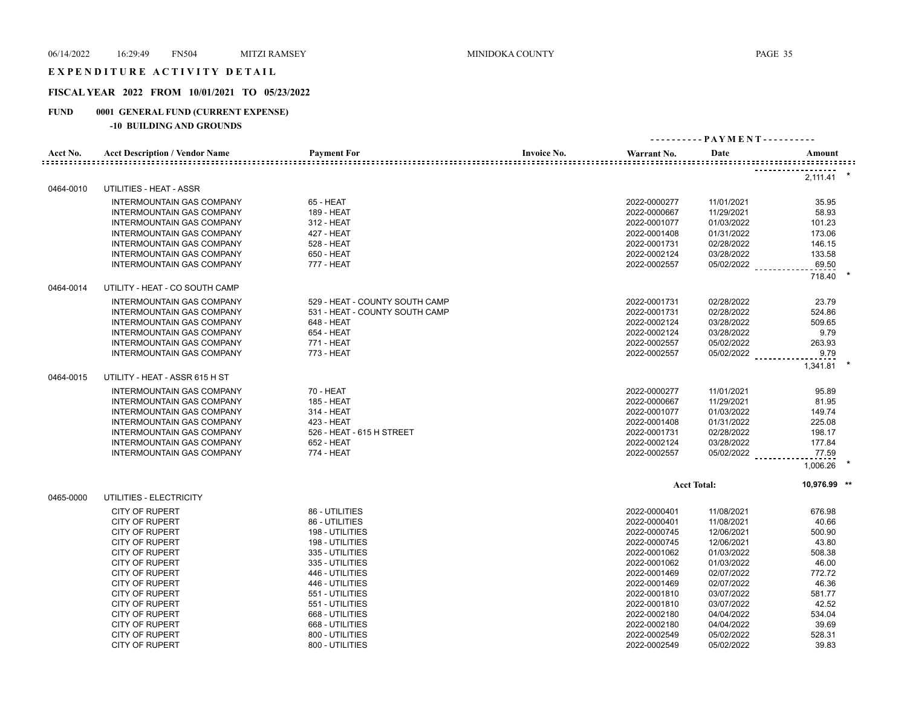# EXPENDITURE ACTIVITY DETAIL

## FISCAL YEAR 2022 FROM 10/01/2021 TO 05/23/2022

### FUND 0001 GENERAL FUND (CURRENT EXPENSE)

#### -10 BUILDING AND GROUNDS

| Acct No. | Acct Description / Vendor Name | Payment For | Invoice No. | Warrant No. | Date | Amount |
|---|---|---|---|---|---|---|
| | | | | | | 2,111.41 * |
| 0464-0010 | UTILITIES - HEAT - ASSR | | | | | |
| | INTERMOUNTAIN GAS COMPANY | 65 - HEAT | | 2022-0000277 | 11/01/2021 | 35.95 |
| | INTERMOUNTAIN GAS COMPANY | 189 - HEAT | | 2022-0000667 | 11/29/2021 | 58.93 |
| | INTERMOUNTAIN GAS COMPANY | 312 - HEAT | | 2022-0001077 | 01/03/2022 | 101.23 |
| | INTERMOUNTAIN GAS COMPANY | 427 - HEAT | | 2022-0001408 | 01/31/2022 | 173.06 |
| | INTERMOUNTAIN GAS COMPANY | 528 - HEAT | | 2022-0001731 | 02/28/2022 | 146.15 |
| | INTERMOUNTAIN GAS COMPANY | 650 - HEAT | | 2022-0002124 | 03/28/2022 | 133.58 |
| | INTERMOUNTAIN GAS COMPANY | 777 - HEAT | | 2022-0002557 | 05/02/2022 | 69.50 |
| | | | | | | 718.40 * |
| 0464-0014 | UTILITY - HEAT - CO SOUTH CAMP | | | | | |
| | INTERMOUNTAIN GAS COMPANY | 529 - HEAT - COUNTY SOUTH CAMP | | 2022-0001731 | 02/28/2022 | 23.79 |
| | INTERMOUNTAIN GAS COMPANY | 531 - HEAT - COUNTY SOUTH CAMP | | 2022-0001731 | 02/28/2022 | 524.86 |
| | INTERMOUNTAIN GAS COMPANY | 648 - HEAT | | 2022-0002124 | 03/28/2022 | 509.65 |
| | INTERMOUNTAIN GAS COMPANY | 654 - HEAT | | 2022-0002124 | 03/28/2022 | 9.79 |
| | INTERMOUNTAIN GAS COMPANY | 771 - HEAT | | 2022-0002557 | 05/02/2022 | 263.93 |
| | INTERMOUNTAIN GAS COMPANY | 773 - HEAT | | 2022-0002557 | 05/02/2022 | 9.79 |
| | | | | | | 1,341.81 * |
| 0464-0015 | UTILITY - HEAT - ASSR 615 H ST | | | | | |
| | INTERMOUNTAIN GAS COMPANY | 70 - HEAT | | 2022-0000277 | 11/01/2021 | 95.89 |
| | INTERMOUNTAIN GAS COMPANY | 185 - HEAT | | 2022-0000667 | 11/29/2021 | 81.95 |
| | INTERMOUNTAIN GAS COMPANY | 314 - HEAT | | 2022-0001077 | 01/03/2022 | 149.74 |
| | INTERMOUNTAIN GAS COMPANY | 423 - HEAT | | 2022-0001408 | 01/31/2022 | 225.08 |
| | INTERMOUNTAIN GAS COMPANY | 526 - HEAT - 615 H STREET | | 2022-0001731 | 02/28/2022 | 198.17 |
| | INTERMOUNTAIN GAS COMPANY | 652 - HEAT | | 2022-0002124 | 03/28/2022 | 177.84 |
| | INTERMOUNTAIN GAS COMPANY | 774 - HEAT | | 2022-0002557 | 05/02/2022 | 77.59 |
| | | | | | | 1,006.26 * |
| | | | | | Acct Total: | 10,976.99 ** |
| 0465-0000 | UTILITIES - ELECTRICITY | | | | | |
| | CITY OF RUPERT | 86 - UTILITIES | | 2022-0000401 | 11/08/2021 | 676.98 |
| | CITY OF RUPERT | 86 - UTILITIES | | 2022-0000401 | 11/08/2021 | 40.66 |
| | CITY OF RUPERT | 198 - UTILITIES | | 2022-0000745 | 12/06/2021 | 500.90 |
| | CITY OF RUPERT | 198 - UTILITIES | | 2022-0000745 | 12/06/2021 | 43.80 |
| | CITY OF RUPERT | 335 - UTILITIES | | 2022-0001062 | 01/03/2022 | 508.38 |
| | CITY OF RUPERT | 335 - UTILITIES | | 2022-0001062 | 01/03/2022 | 46.00 |
| | CITY OF RUPERT | 446 - UTILITIES | | 2022-0001469 | 02/07/2022 | 772.72 |
| | CITY OF RUPERT | 446 - UTILITIES | | 2022-0001469 | 02/07/2022 | 46.36 |
| | CITY OF RUPERT | 551 - UTILITIES | | 2022-0001810 | 03/07/2022 | 581.77 |
| | CITY OF RUPERT | 551 - UTILITIES | | 2022-0001810 | 03/07/2022 | 42.52 |
| | CITY OF RUPERT | 668 - UTILITIES | | 2022-0002180 | 04/04/2022 | 534.04 |
| | CITY OF RUPERT | 668 - UTILITIES | | 2022-0002180 | 04/04/2022 | 39.69 |
| | CITY OF RUPERT | 800 - UTILITIES | | 2022-0002549 | 05/02/2022 | 528.31 |
| | CITY OF RUPERT | 800 - UTILITIES | | 2022-0002549 | 05/02/2022 | 39.83 |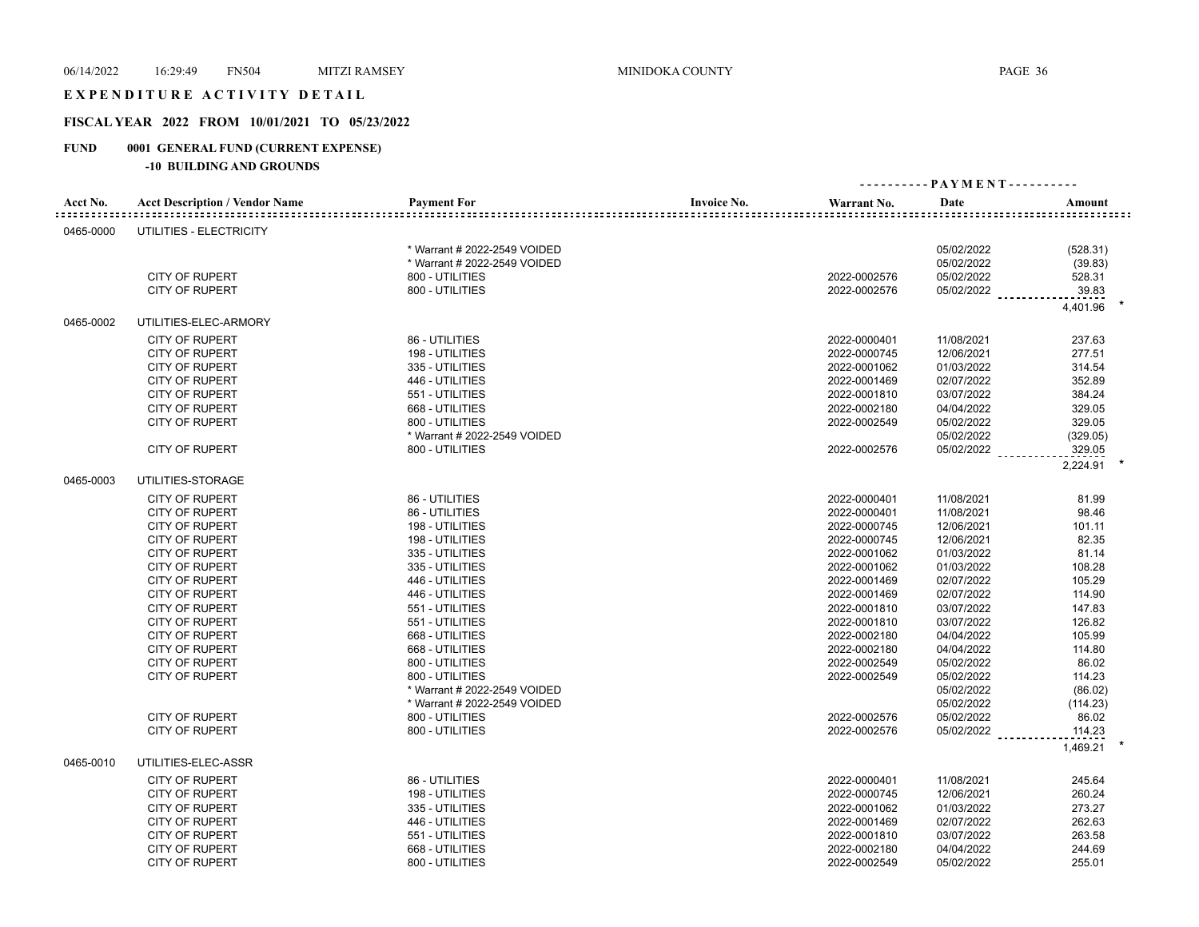# EXPENDITURE ACTIVITY DETAIL

## FISCAL YEAR 2022 FROM 10/01/2021 TO 05/23/2022

### FUND 0001 GENERAL FUND (CURRENT EXPENSE)

#### -10 BUILDING AND GROUNDS

| Acct No. | Acct Description / Vendor Name | Payment For | Invoice No. | Warrant No. | Date | Amount |
|---|---|---|---|---|---|---|
| 0465-0000 | UTILITIES - ELECTRICITY | | | | | |
| | | * Warrant # 2022-2549 VOIDED | | | 05/02/2022 | (528.31) |
| | | * Warrant # 2022-2549 VOIDED | | | 05/02/2022 | (39.83) |
| | CITY OF RUPERT | 800 - UTILITIES | | 2022-0002576 | 05/02/2022 | 528.31 |
| | CITY OF RUPERT | 800 - UTILITIES | | 2022-0002576 | 05/02/2022 | 39.83 |
| | | | | | | 4,401.96 * |
| 0465-0002 | UTILITIES-ELEC-ARMORY | | | | | |
| | CITY OF RUPERT | 86 - UTILITIES | | 2022-0000401 | 11/08/2021 | 237.63 |
| | CITY OF RUPERT | 198 - UTILITIES | | 2022-0000745 | 12/06/2021 | 277.51 |
| | CITY OF RUPERT | 335 - UTILITIES | | 2022-0001062 | 01/03/2022 | 314.54 |
| | CITY OF RUPERT | 446 - UTILITIES | | 2022-0001469 | 02/07/2022 | 352.89 |
| | CITY OF RUPERT | 551 - UTILITIES | | 2022-0001810 | 03/07/2022 | 384.24 |
| | CITY OF RUPERT | 668 - UTILITIES | | 2022-0002180 | 04/04/2022 | 329.05 |
| | CITY OF RUPERT | 800 - UTILITIES | | 2022-0002549 | 05/02/2022 | 329.05 |
| | | * Warrant # 2022-2549 VOIDED | | | 05/02/2022 | (329.05) |
| | CITY OF RUPERT | 800 - UTILITIES | | 2022-0002576 | 05/02/2022 | 329.05 |
| | | | | | | 2,224.91 * |
| 0465-0003 | UTILITIES-STORAGE | | | | | |
| | CITY OF RUPERT | 86 - UTILITIES | | 2022-0000401 | 11/08/2021 | 81.99 |
| | CITY OF RUPERT | 86 - UTILITIES | | 2022-0000401 | 11/08/2021 | 98.46 |
| | CITY OF RUPERT | 198 - UTILITIES | | 2022-0000745 | 12/06/2021 | 101.11 |
| | CITY OF RUPERT | 198 - UTILITIES | | 2022-0000745 | 12/06/2021 | 82.35 |
| | CITY OF RUPERT | 335 - UTILITIES | | 2022-0001062 | 01/03/2022 | 81.14 |
| | CITY OF RUPERT | 335 - UTILITIES | | 2022-0001062 | 01/03/2022 | 108.28 |
| | CITY OF RUPERT | 446 - UTILITIES | | 2022-0001469 | 02/07/2022 | 105.29 |
| | CITY OF RUPERT | 446 - UTILITIES | | 2022-0001469 | 02/07/2022 | 114.90 |
| | CITY OF RUPERT | 551 - UTILITIES | | 2022-0001810 | 03/07/2022 | 147.83 |
| | CITY OF RUPERT | 551 - UTILITIES | | 2022-0001810 | 03/07/2022 | 126.82 |
| | CITY OF RUPERT | 668 - UTILITIES | | 2022-0002180 | 04/04/2022 | 105.99 |
| | CITY OF RUPERT | 668 - UTILITIES | | 2022-0002180 | 04/04/2022 | 114.80 |
| | CITY OF RUPERT | 800 - UTILITIES | | 2022-0002549 | 05/02/2022 | 86.02 |
| | CITY OF RUPERT | 800 - UTILITIES | | 2022-0002549 | 05/02/2022 | 114.23 |
| | | * Warrant # 2022-2549 VOIDED | | | 05/02/2022 | (86.02) |
| | | * Warrant # 2022-2549 VOIDED | | | 05/02/2022 | (114.23) |
| | CITY OF RUPERT | 800 - UTILITIES | | 2022-0002576 | 05/02/2022 | 86.02 |
| | CITY OF RUPERT | 800 - UTILITIES | | 2022-0002576 | 05/02/2022 | 114.23 |
| | | | | | | 1,469.21 * |
| 0465-0010 | UTILITIES-ELEC-ASSR | | | | | |
| | CITY OF RUPERT | 86 - UTILITIES | | 2022-0000401 | 11/08/2021 | 245.64 |
| | CITY OF RUPERT | 198 - UTILITIES | | 2022-0000745 | 12/06/2021 | 260.24 |
| | CITY OF RUPERT | 335 - UTILITIES | | 2022-0001062 | 01/03/2022 | 273.27 |
| | CITY OF RUPERT | 446 - UTILITIES | | 2022-0001469 | 02/07/2022 | 262.63 |
| | CITY OF RUPERT | 551 - UTILITIES | | 2022-0001810 | 03/07/2022 | 263.58 |
| | CITY OF RUPERT | 668 - UTILITIES | | 2022-0002180 | 04/04/2022 | 244.69 |
| | CITY OF RUPERT | 800 - UTILITIES | | 2022-0002549 | 05/02/2022 | 255.01 |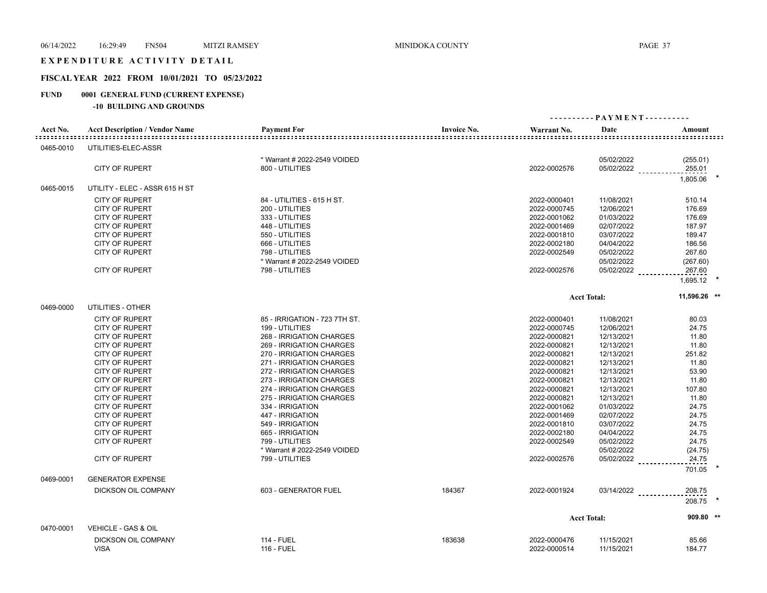# EXPENDITURE ACTIVITY DETAIL

## FISCAL YEAR 2022 FROM 10/01/2021 TO 05/23/2022

### FUND 0001 GENERAL FUND (CURRENT EXPENSE)

#### -10 BUILDING AND GROUNDS

| Acct No. | Acct Description / Vendor Name | Payment For | Invoice No. | Warrant No. | Date | Amount |
|---|---|---|---|---|---|---|
| 0465-0010 | UTILITIES-ELEC-ASSR | | | | | |
| | | * Warrant # 2022-2549 VOIDED | | | 05/02/2022 | (255.01) |
| | CITY OF RUPERT | 800 - UTILITIES | | 2022-0002576 | 05/02/2022 | 255.01 |
| | | | | | | 1,805.06 * |
| 0465-0015 | UTILITY - ELEC - ASSR 615 H ST | | | | | |
| | CITY OF RUPERT | 84 - UTILITIES - 615 H ST. | | 2022-0000401 | 11/08/2021 | 510.14 |
| | CITY OF RUPERT | 200 - UTILITIES | | 2022-0000745 | 12/06/2021 | 176.69 |
| | CITY OF RUPERT | 333 - UTILITIES | | 2022-0001062 | 01/03/2022 | 176.69 |
| | CITY OF RUPERT | 448 - UTILITIES | | 2022-0001469 | 02/07/2022 | 187.97 |
| | CITY OF RUPERT | 550 - UTILITIES | | 2022-0001810 | 03/07/2022 | 189.47 |
| | CITY OF RUPERT | 666 - UTILITIES | | 2022-0002180 | 04/04/2022 | 186.56 |
| | CITY OF RUPERT | 798 - UTILITIES | | 2022-0002549 | 05/02/2022 | 267.60 |
| | | * Warrant # 2022-2549 VOIDED | | | 05/02/2022 | (267.60) |
| | CITY OF RUPERT | 798 - UTILITIES | | 2022-0002576 | 05/02/2022 | 267.60 |
| | | | | | | 1,695.12 * |
| | | | | | Acct Total: | 11,596.26 ** |
| 0469-0000 | UTILITIES - OTHER | | | | | |
| | CITY OF RUPERT | 85 - IRRIGATION - 723 7TH ST. | | 2022-0000401 | 11/08/2021 | 80.03 |
| | CITY OF RUPERT | 199 - UTILITIES | | 2022-0000745 | 12/06/2021 | 24.75 |
| | CITY OF RUPERT | 268 - IRRIGATION CHARGES | | 2022-0000821 | 12/13/2021 | 11.80 |
| | CITY OF RUPERT | 269 - IRRIGATION CHARGES | | 2022-0000821 | 12/13/2021 | 11.80 |
| | CITY OF RUPERT | 270 - IRRIGATION CHARGES | | 2022-0000821 | 12/13/2021 | 251.82 |
| | CITY OF RUPERT | 271 - IRRIGATION CHARGES | | 2022-0000821 | 12/13/2021 | 11.80 |
| | CITY OF RUPERT | 272 - IRRIGATION CHARGES | | 2022-0000821 | 12/13/2021 | 53.90 |
| | CITY OF RUPERT | 273 - IRRIGATION CHARGES | | 2022-0000821 | 12/13/2021 | 11.80 |
| | CITY OF RUPERT | 274 - IRRIGATION CHARGES | | 2022-0000821 | 12/13/2021 | 107.80 |
| | CITY OF RUPERT | 275 - IRRIGATION CHARGES | | 2022-0000821 | 12/13/2021 | 11.80 |
| | CITY OF RUPERT | 334 - IRRIGATION | | 2022-0001062 | 01/03/2022 | 24.75 |
| | CITY OF RUPERT | 447 - IRRIGATION | | 2022-0001469 | 02/07/2022 | 24.75 |
| | CITY OF RUPERT | 549 - IRRIGATION | | 2022-0001810 | 03/07/2022 | 24.75 |
| | CITY OF RUPERT | 665 - IRRIGATION | | 2022-0002180 | 04/04/2022 | 24.75 |
| | CITY OF RUPERT | 799 - UTILITIES | | 2022-0002549 | 05/02/2022 | 24.75 |
| | | * Warrant # 2022-2549 VOIDED | | | 05/02/2022 | (24.75) |
| | CITY OF RUPERT | 799 - UTILITIES | | 2022-0002576 | 05/02/2022 | 24.75 |
| | | | | | | 701.05 * |
| 0469-0001 | GENERATOR EXPENSE | | | | | |
| | DICKSON OIL COMPANY | 603 - GENERATOR FUEL | 184367 | 2022-0001924 | 03/14/2022 | 208.75 |
| | | | | | | 208.75 * |
| | | | | | Acct Total: | 909.80 ** |
| 0470-0001 | VEHICLE - GAS & OIL | | | | | |
| | DICKSON OIL COMPANY | 114 - FUEL | 183638 | 2022-0000476 | 11/15/2021 | 85.66 |
| | VISA | 116 - FUEL | | 2022-0000514 | 11/15/2021 | 184.77 |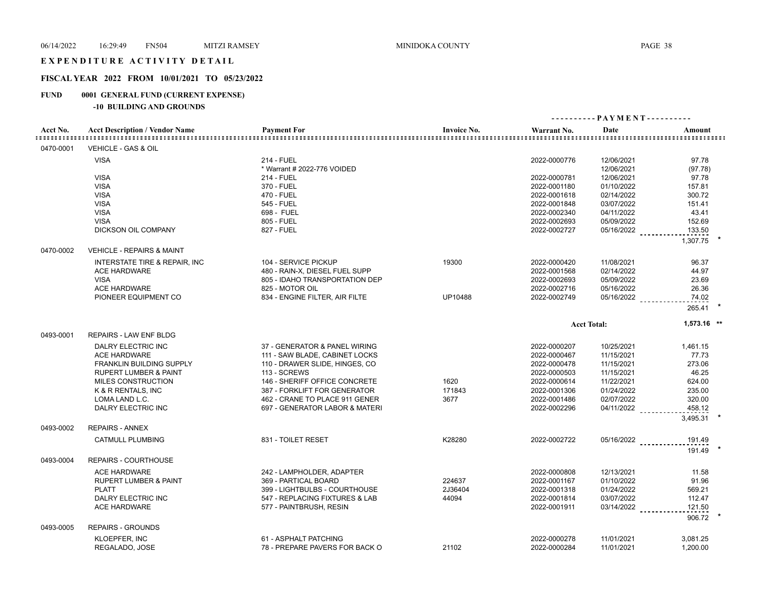# EXPENDITURE ACTIVITY DETAIL

## FISCAL YEAR 2022 FROM 10/01/2021 TO 05/23/2022

**FUND 0001 GENERAL FUND (CURRENT EXPENSE)**

**-10 BUILDING AND GROUNDS**

| Acct No. | Acct Description / Vendor Name | Payment For | Invoice No. | Warrant No. | Date | Amount |
|---|---|---|---|---|---|---|
| 0470-0001 | VEHICLE - GAS & OIL | | | | | |
| | VISA | 214 - FUEL | | 2022-0000776 | 12/06/2021 | 97.78 |
| | | * Warrant # 2022-776 VOIDED | | | 12/06/2021 | (97.78) |
| | VISA | 214 - FUEL | | 2022-0000781 | 12/06/2021 | 97.78 |
| | VISA | 370 - FUEL | | 2022-0001180 | 01/10/2022 | 157.81 |
| | VISA | 470 - FUEL | | 2022-0001618 | 02/14/2022 | 300.72 |
| | VISA | 545 - FUEL | | 2022-0001848 | 03/07/2022 | 151.41 |
| | VISA | 698 - FUEL | | 2022-0002340 | 04/11/2022 | 43.41 |
| | VISA | 805 - FUEL | | 2022-0002693 | 05/09/2022 | 152.69 |
| | DICKSON OIL COMPANY | 827 - FUEL | | 2022-0002727 | 05/16/2022 | 133.50 |
| | | | | | | 1,307.75 * |
| 0470-0002 | VEHICLE - REPAIRS & MAINT | | | | | |
| | INTERSTATE TIRE & REPAIR, INC | 104 - SERVICE PICKUP | 19300 | 2022-0000420 | 11/08/2021 | 96.37 |
| | ACE HARDWARE | 480 - RAIN-X, DIESEL FUEL SUPP | | 2022-0001568 | 02/14/2022 | 44.97 |
| | VISA | 805 - IDAHO TRANSPORTATION DEP | | 2022-0002693 | 05/09/2022 | 23.69 |
| | ACE HARDWARE | 825 - MOTOR OIL | | 2022-0002716 | 05/16/2022 | 26.36 |
| | PIONEER EQUIPMENT CO | 834 - ENGINE FILTER, AIR FILTE | UP10488 | 2022-0002749 | 05/16/2022 | 74.02 |
| | | | | | | 265.41 * |
| | | | | | Acct Total: | 1,573.16 ** |
| 0493-0001 | REPAIRS - LAW ENF BLDG | | | | | |
| | DALRY ELECTRIC INC | 37 - GENERATOR & PANEL WIRING | | 2022-0000207 | 10/25/2021 | 1,461.15 |
| | ACE HARDWARE | 111 - SAW BLADE, CABINET LOCKS | | 2022-0000467 | 11/15/2021 | 77.73 |
| | FRANKLIN BUILDING SUPPLY | 110 - DRAWER SLIDE, HINGES, CO | | 2022-0000478 | 11/15/2021 | 273.06 |
| | RUPERT LUMBER & PAINT | 113 - SCREWS | | 2022-0000503 | 11/15/2021 | 46.25 |
| | MILES CONSTRUCTION | 146 - SHERIFF OFFICE CONCRETE | 1620 | 2022-0000614 | 11/22/2021 | 624.00 |
| | K & R RENTALS, INC | 387 - FORKLIFT FOR GENERATOR | 171843 | 2022-0001306 | 01/24/2022 | 235.00 |
| | LOMA LAND L.C. | 462 - CRANE TO PLACE 911 GENER | 3677 | 2022-0001486 | 02/07/2022 | 320.00 |
| | DALRY ELECTRIC INC | 697 - GENERATOR LABOR & MATERI | | 2022-0002296 | 04/11/2022 | 458.12 |
| | | | | | | 3,495.31 * |
| 0493-0002 | REPAIRS - ANNEX | | | | | |
| | CATMULL PLUMBING | 831 - TOILET RESET | K28280 | 2022-0002722 | 05/16/2022 | 191.49 |
| | | | | | | 191.49 * |
| 0493-0004 | REPAIRS - COURTHOUSE | | | | | |
| | ACE HARDWARE | 242 - LAMPHOLDER, ADAPTER | | 2022-0000808 | 12/13/2021 | 11.58 |
| | RUPERT LUMBER & PAINT | 369 - PARTICAL BOARD | 224637 | 2022-0001167 | 01/10/2022 | 91.96 |
| | PLATT | 399 - LIGHTBULBS - COURTHOUSE | 2J36404 | 2022-0001318 | 01/24/2022 | 569.21 |
| | DALRY ELECTRIC INC | 547 - REPLACING FIXTURES & LAB | 44094 | 2022-0001814 | 03/07/2022 | 112.47 |
| | ACE HARDWARE | 577 - PAINTBRUSH, RESIN | | 2022-0001911 | 03/14/2022 | 121.50 |
| | | | | | | 906.72 * |
| 0493-0005 | REPAIRS - GROUNDS | | | | | |
| | KLOEPFER, INC | 61 - ASPHALT PATCHING | | 2022-0000278 | 11/01/2021 | 3,081.25 |
| | REGALADO, JOSE | 78 - PREPARE PAVERS FOR BACK O | 21102 | 2022-0000284 | 11/01/2021 | 1,200.00 |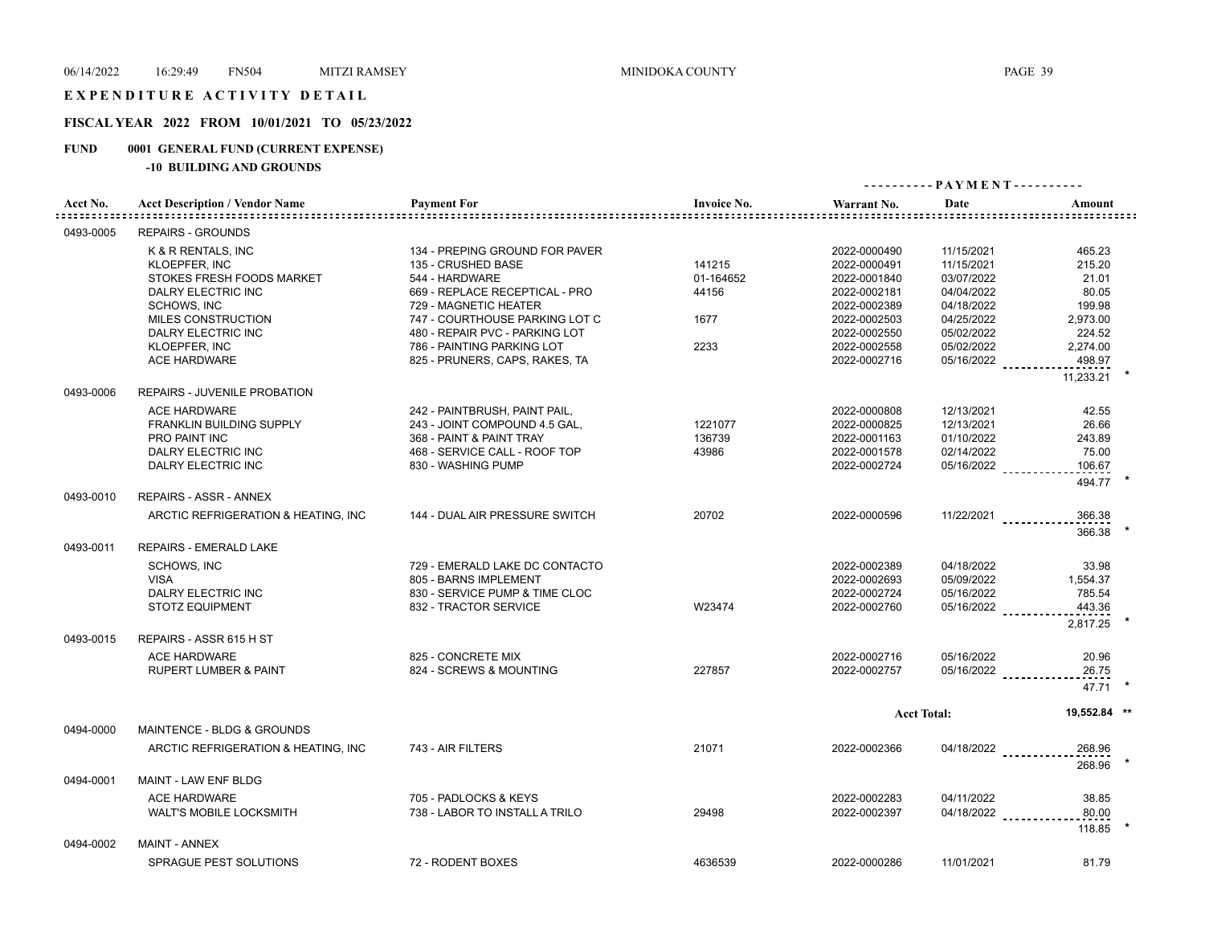# EXPENDITURE ACTIVITY DETAIL

## FISCAL YEAR 2022 FROM 10/01/2021 TO 05/23/2022

### FUND 0001 GENERAL FUND (CURRENT EXPENSE)

#### -10 BUILDING AND GROUNDS

| Acct No. | Acct Description / Vendor Name | Payment For | Invoice No. | Warrant No. | Date | Amount |
|---|---|---|---|---|---|---|
| 0493-0005 | REPAIRS - GROUNDS | | | | | |
| | K & R RENTALS, INC | 134 - PREPING GROUND FOR PAVER | | 2022-0000490 | 11/15/2021 | 465.23 |
| | KLOEPFER, INC | 135 - CRUSHED BASE | 141215 | 2022-0000491 | 11/15/2021 | 215.20 |
| | STOKES FRESH FOODS MARKET | 544 - HARDWARE | 01-164652 | 2022-0001840 | 03/07/2022 | 21.01 |
| | DALRY ELECTRIC INC | 669 - REPLACE RECEPTICAL - PRO | 44156 | 2022-0002181 | 04/04/2022 | 80.05 |
| | SCHOWS, INC | 729 - MAGNETIC HEATER | | 2022-0002389 | 04/18/2022 | 199.98 |
| | MILES CONSTRUCTION | 747 - COURTHOUSE PARKING LOT C | 1677 | 2022-0002503 | 04/25/2022 | 2,973.00 |
| | DALRY ELECTRIC INC | 480 - REPAIR PVC - PARKING LOT | | 2022-0002550 | 05/02/2022 | 224.52 |
| | KLOEPFER, INC | 786 - PAINTING PARKING LOT | 2233 | 2022-0002558 | 05/02/2022 | 2,274.00 |
| | ACE HARDWARE | 825 - PRUNERS, CAPS, RAKES, TA | | 2022-0002716 | 05/16/2022 | 498.97 |
| | | | | | | 11,233.21 * |
| 0493-0006 | REPAIRS - JUVENILE PROBATION | | | | | |
| | ACE HARDWARE | 242 - PAINTBRUSH, PAINT PAIL, | | 2022-0000808 | 12/13/2021 | 42.55 |
| | FRANKLIN BUILDING SUPPLY | 243 - JOINT COMPOUND 4.5 GAL, | 1221077 | 2022-0000825 | 12/13/2021 | 26.66 |
| | PRO PAINT INC | 368 - PAINT & PAINT TRAY | 136739 | 2022-0001163 | 01/10/2022 | 243.89 |
| | DALRY ELECTRIC INC | 468 - SERVICE CALL - ROOF TOP | 43986 | 2022-0001578 | 02/14/2022 | 75.00 |
| | DALRY ELECTRIC INC | 830 - WASHING PUMP | | 2022-0002724 | 05/16/2022 | 106.67 |
| | | | | | | 494.77 * |
| 0493-0010 | REPAIRS - ASSR - ANNEX | | | | | |
| | ARCTIC REFRIGERATION & HEATING, INC | 144 - DUAL AIR PRESSURE SWITCH | 20702 | 2022-0000596 | 11/22/2021 | 366.38 |
| | | | | | | 366.38 * |
| 0493-0011 | REPAIRS - EMERALD LAKE | | | | | |
| | SCHOWS, INC | 729 - EMERALD LAKE DC CONTACTO | | 2022-0002389 | 04/18/2022 | 33.98 |
| | VISA | 805 - BARNS IMPLEMENT | | 2022-0002693 | 05/09/2022 | 1,554.37 |
| | DALRY ELECTRIC INC | 830 - SERVICE PUMP & TIME CLOC | | 2022-0002724 | 05/16/2022 | 785.54 |
| | STOTZ EQUIPMENT | 832 - TRACTOR SERVICE | W23474 | 2022-0002760 | 05/16/2022 | 443.36 |
| | | | | | | 2,817.25 * |
| 0493-0015 | REPAIRS - ASSR 615 H ST | | | | | |
| | ACE HARDWARE | 825 - CONCRETE MIX | | 2022-0002716 | 05/16/2022 | 20.96 |
| | RUPERT LUMBER & PAINT | 824 - SCREWS & MOUNTING | 227857 | 2022-0002757 | 05/16/2022 | 26.75 |
| | | | | | | 47.71 * |
| | | | | | Acct Total: | 19,552.84 ** |
| 0494-0000 | MAINTENCE - BLDG & GROUNDS | | | | | |
| | ARCTIC REFRIGERATION & HEATING, INC | 743 - AIR FILTERS | 21071 | 2022-0002366 | 04/18/2022 | 268.96 |
| | | | | | | 268.96 * |
| 0494-0001 | MAINT - LAW ENF BLDG | | | | | |
| | ACE HARDWARE | 705 - PADLOCKS & KEYS | | 2022-0002283 | 04/11/2022 | 38.85 |
| | WALT'S MOBILE LOCKSMITH | 738 - LABOR TO INSTALL A TRILO | 29498 | 2022-0002397 | 04/18/2022 | 80.00 |
| | | | | | | 118.85 * |
| 0494-0002 | MAINT - ANNEX | | | | | |
| | SPRAGUE PEST SOLUTIONS | 72 - RODENT BOXES | 4636539 | 2022-0000286 | 11/01/2021 | 81.79 |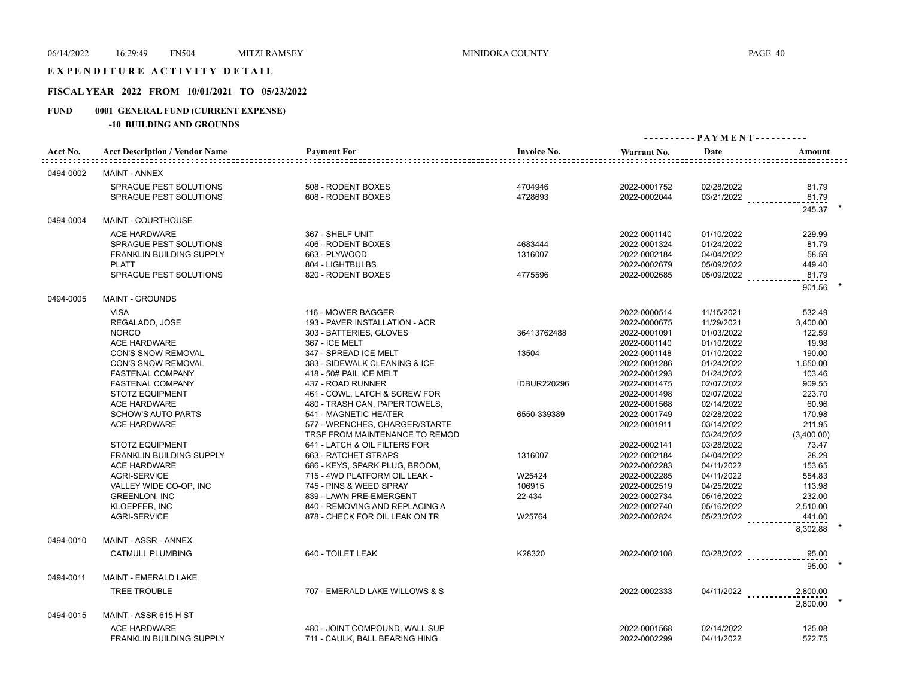06/14/2022 16:29:49 FN504 MITZI RAMSEY MINIDOKA COUNTY

# EXPENDITURE ACTIVITY DETAIL

## FISCAL YEAR 2022 FROM 10/01/2021 TO 05/23/2022

## FUND 0001 GENERAL FUND (CURRENT EXPENSE)

### -10 BUILDING AND GROUNDS

| Acct No. | Acct Description / Vendor Name | Payment For | Invoice No. | Warrant No. | PAYMENT Date | PAYMENT Amount |
|---|---|---|---|---|---|---|
| 0494-0002 | MAINT - ANNEX | | | | | |
| | SPRAGUE PEST SOLUTIONS | 508 - RODENT BOXES | 4704946 | 2022-0001752 | 02/28/2022 | 81.79 |
| | SPRAGUE PEST SOLUTIONS | 608 - RODENT BOXES | 4728693 | 2022-0002044 | 03/21/2022 | 81.79 |
| | | | | | | 245.37 * |
| 0494-0004 | MAINT - COURTHOUSE | | | | | |
| | ACE HARDWARE | 367 - SHELF UNIT | | 2022-0001140 | 01/10/2022 | 229.99 |
| | SPRAGUE PEST SOLUTIONS | 406 - RODENT BOXES | 4683444 | 2022-0001324 | 01/24/2022 | 81.79 |
| | FRANKLIN BUILDING SUPPLY | 663 - PLYWOOD | 1316007 | 2022-0002184 | 04/04/2022 | 58.59 |
| | PLATT | 804 - LIGHTBULBS | | 2022-0002679 | 05/09/2022 | 449.40 |
| | SPRAGUE PEST SOLUTIONS | 820 - RODENT BOXES | 4775596 | 2022-0002685 | 05/09/2022 | 81.79 |
| | | | | | | 901.56 * |
| 0494-0005 | MAINT - GROUNDS | | | | | |
| | VISA | 116 - MOWER BAGGER | | 2022-0000514 | 11/15/2021 | 532.49 |
| | REGALADO, JOSE | 193 - PAVER INSTALLATION - ACR | | 2022-0000675 | 11/29/2021 | 3,400.00 |
| | NORCO | 303 - BATTERIES, GLOVES | 36413762488 | 2022-0001091 | 01/03/2022 | 122.59 |
| | ACE HARDWARE | 367 - ICE MELT | | 2022-0001140 | 01/10/2022 | 19.98 |
| | CON'S SNOW REMOVAL | 347 - SPREAD ICE MELT | 13504 | 2022-0001148 | 01/10/2022 | 190.00 |
| | CON'S SNOW REMOVAL | 383 - SIDEWALK CLEANING & ICE | | 2022-0001286 | 01/24/2022 | 1,650.00 |
| | FASTENAL COMPANY | 418 - 50# PAIL ICE MELT | | 2022-0001293 | 01/24/2022 | 103.46 |
| | FASTENAL COMPANY | 437 - ROAD RUNNER | IDBUR220296 | 2022-0001475 | 02/07/2022 | 909.55 |
| | STOTZ EQUIPMENT | 461 - COWL, LATCH & SCREW FOR | | 2022-0001498 | 02/07/2022 | 223.70 |
| | ACE HARDWARE | 480 - TRASH CAN, PAPER TOWELS, | | 2022-0001568 | 02/14/2022 | 60.96 |
| | SCHOW'S AUTO PARTS | 541 - MAGNETIC HEATER | 6550-339389 | 2022-0001749 | 02/28/2022 | 170.98 |
| | ACE HARDWARE | 577 - WRENCHES, CHARGER/STARTE | | 2022-0001911 | 03/14/2022 | 211.95 |
| | | TRSF FROM MAINTENANCE TO REMOD | | | 03/24/2022 | (3,400.00) |
| | STOTZ EQUIPMENT | 641 - LATCH & OIL FILTERS FOR | | 2022-0002141 | 03/28/2022 | 73.47 |
| | FRANKLIN BUILDING SUPPLY | 663 - RATCHET STRAPS | 1316007 | 2022-0002184 | 04/04/2022 | 28.29 |
| | ACE HARDWARE | 686 - KEYS, SPARK PLUG, BROOM, | | 2022-0002283 | 04/11/2022 | 153.65 |
| | AGRI-SERVICE | 715 - 4WD PLATFORM OIL LEAK - | W25424 | 2022-0002285 | 04/11/2022 | 554.83 |
| | VALLEY WIDE CO-OP, INC | 745 - PINS & WEED SPRAY | 106915 | 2022-0002519 | 04/25/2022 | 113.98 |
| | GREENLON, INC | 839 - LAWN PRE-EMERGENT | 22-434 | 2022-0002734 | 05/16/2022 | 232.00 |
| | KLOEPFER, INC | 840 - REMOVING AND REPLACING A | | 2022-0002740 | 05/16/2022 | 2,510.00 |
| | AGRI-SERVICE | 878 - CHECK FOR OIL LEAK ON TR | W25764 | 2022-0002824 | 05/23/2022 | 441.00 |
| | | | | | | 8,302.88 * |
| 0494-0010 | MAINT - ASSR - ANNEX | | | | | |
| | CATMULL PLUMBING | 640 - TOILET LEAK | K28320 | 2022-0002108 | 03/28/2022 | 95.00 |
| | | | | | | 95.00 * |
| 0494-0011 | MAINT - EMERALD LAKE | | | | | |
| | TREE TROUBLE | 707 - EMERALD LAKE WILLOWS & S | | 2022-0002333 | 04/11/2022 | 2,800.00 |
| | | | | | | 2,800.00 * |
| 0494-0015 | MAINT - ASSR 615 H ST | | | | | |
| | ACE HARDWARE | 480 - JOINT COMPOUND, WALL SUP | | 2022-0001568 | 02/14/2022 | 125.08 |
| | FRANKLIN BUILDING SUPPLY | 711 - CAULK, BALL BEARING HING | | 2022-0002299 | 04/11/2022 | 522.75 |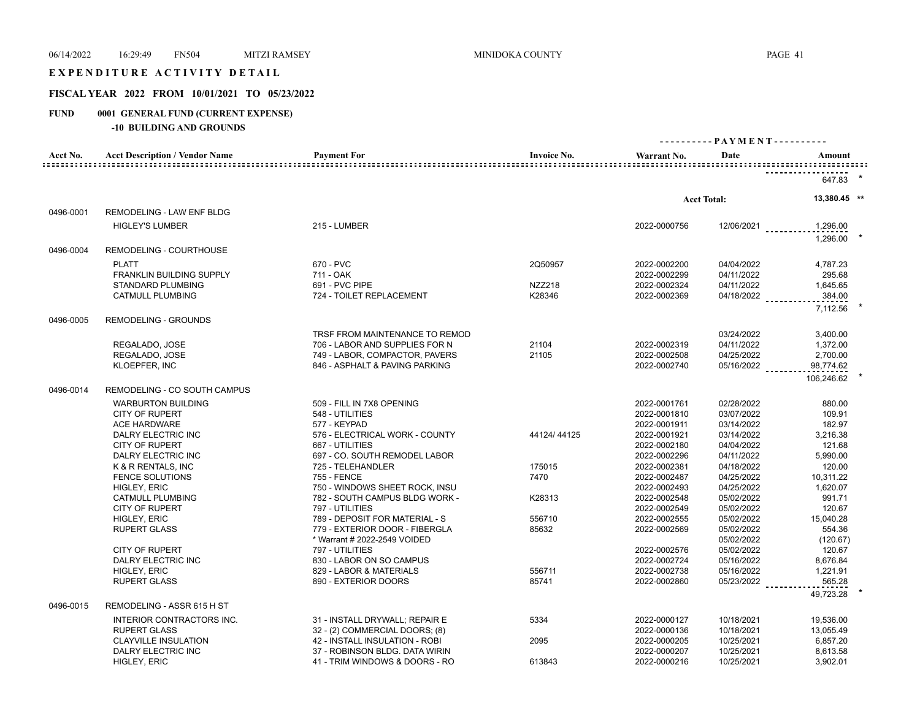## EXPENDITURE ACTIVITY DETAIL

### FISCAL YEAR 2022 FROM 10/01/2021 TO 05/23/2022

### FUND 0001 GENERAL FUND (CURRENT EXPENSE)

#### -10 BUILDING AND GROUNDS

| Acct No. | Acct Description / Vendor Name | Payment For | Invoice No. | Warrant No. | Date | Amount |
|---|---|---|---|---|---|---|
| | | | | | | 647.83 * |
| | | | | | Acct Total: | 13,380.45 ** |
| 0496-0001 | REMODELING - LAW ENF BLDG | | | | | |
| | HIGLEY'S LUMBER | 215 - LUMBER | | 2022-0000756 | 12/06/2021 | 1,296.00 |
| | | | | | | 1,296.00 * |
| 0496-0004 | REMODELING - COURTHOUSE | | | | | |
| | PLATT | 670 - PVC | 2Q50957 | 2022-0002200 | 04/04/2022 | 4,787.23 |
| | FRANKLIN BUILDING SUPPLY | 711 - OAK | | 2022-0002299 | 04/11/2022 | 295.68 |
| | STANDARD PLUMBING | 691 - PVC PIPE | NZZ218 | 2022-0002324 | 04/11/2022 | 1,645.65 |
| | CATMULL PLUMBING | 724 - TOILET REPLACEMENT | K28346 | 2022-0002369 | 04/18/2022 | 384.00 |
| | | | | | | 7,112.56 * |
| 0496-0005 | REMODELING - GROUNDS | | | | | |
| | | TRSF FROM MAINTENANCE TO REMOD | | | 03/24/2022 | 3,400.00 |
| | REGALADO, JOSE | 706 - LABOR AND SUPPLIES FOR N | 21104 | 2022-0002319 | 04/11/2022 | 1,372.00 |
| | REGALADO, JOSE | 749 - LABOR, COMPACTOR, PAVERS | 21105 | 2022-0002508 | 04/25/2022 | 2,700.00 |
| | KLOEPFER, INC | 846 - ASPHALT & PAVING PARKING | | 2022-0002740 | 05/16/2022 | 98,774.62 |
| | | | | | | 106,246.62 * |
| 0496-0014 | REMODELING - CO SOUTH CAMPUS | | | | | |
| | WARBURTON BUILDING | 509 - FILL IN 7X8 OPENING | | 2022-0001761 | 02/28/2022 | 880.00 |
| | CITY OF RUPERT | 548 - UTILITIES | | 2022-0001810 | 03/07/2022 | 109.91 |
| | ACE HARDWARE | 577 - KEYPAD | | 2022-0001911 | 03/14/2022 | 182.97 |
| | DALRY ELECTRIC INC | 576 - ELECTRICAL WORK - COUNTY | 44124/ 44125 | 2022-0001921 | 03/14/2022 | 3,216.38 |
| | CITY OF RUPERT | 667 - UTILITIES | | 2022-0002180 | 04/04/2022 | 121.68 |
| | DALRY ELECTRIC INC | 697 - CO. SOUTH REMODEL LABOR | | 2022-0002296 | 04/11/2022 | 5,990.00 |
| | K & R RENTALS, INC | 725 - TELEHANDLER | 175015 | 2022-0002381 | 04/18/2022 | 120.00 |
| | FENCE SOLUTIONS | 755 - FENCE | 7470 | 2022-0002487 | 04/25/2022 | 10,311.22 |
| | HIGLEY, ERIC | 750 - WINDOWS SHEET ROCK, INSU | | 2022-0002493 | 04/25/2022 | 1,620.07 |
| | CATMULL PLUMBING | 782 - SOUTH CAMPUS BLDG WORK - | K28313 | 2022-0002548 | 05/02/2022 | 991.71 |
| | CITY OF RUPERT | 797 - UTILITIES | | 2022-0002549 | 05/02/2022 | 120.67 |
| | HIGLEY, ERIC | 789 - DEPOSIT FOR MATERIAL - S | 556710 | 2022-0002555 | 05/02/2022 | 15,040.28 |
| | RUPERT GLASS | 779 - EXTERIOR DOOR - FIBERGLA | 85632 | 2022-0002569 | 05/02/2022 | 554.36 |
| | | * Warrant # 2022-2549 VOIDED | | | 05/02/2022 | (120.67) |
| | CITY OF RUPERT | 797 - UTILITIES | | 2022-0002576 | 05/02/2022 | 120.67 |
| | DALRY ELECTRIC INC | 830 - LABOR ON SO CAMPUS | | 2022-0002724 | 05/16/2022 | 8,676.84 |
| | HIGLEY, ERIC | 829 - LABOR & MATERIALS | 556711 | 2022-0002738 | 05/16/2022 | 1,221.91 |
| | RUPERT GLASS | 890 - EXTERIOR DOORS | 85741 | 2022-0002860 | 05/23/2022 | 565.28 |
| | | | | | | 49,723.28 * |
| 0496-0015 | REMODELING - ASSR 615 H ST | | | | | |
| | INTERIOR CONTRACTORS INC. | 31 - INSTALL DRYWALL; REPAIR E | 5334 | 2022-0000127 | 10/18/2021 | 19,536.00 |
| | RUPERT GLASS | 32 - (2) COMMERCIAL DOORS; (8) | | 2022-0000136 | 10/18/2021 | 13,055.49 |
| | CLAYVILLE INSULATION | 42 - INSTALL INSULATION - ROBI | 2095 | 2022-0000205 | 10/25/2021 | 6,857.20 |
| | DALRY ELECTRIC INC | 37 - ROBINSON BLDG. DATA WIRIN | | 2022-0000207 | 10/25/2021 | 8,613.58 |
| | HIGLEY, ERIC | 41 - TRIM WINDOWS & DOORS - RO | 613843 | 2022-0000216 | 10/25/2021 | 3,902.01 |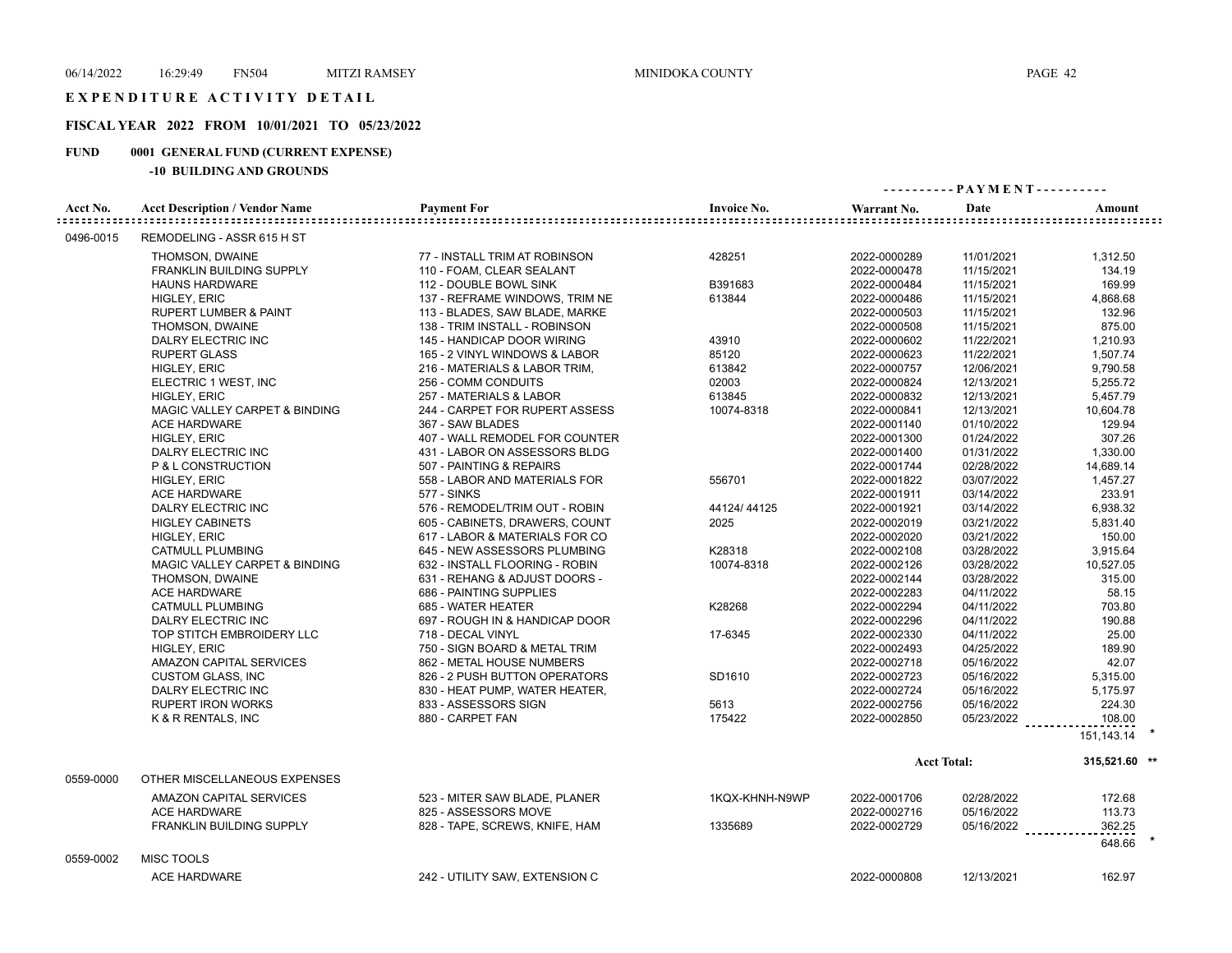# EXPENDITURE ACTIVITY DETAIL

## FISCAL YEAR 2022 FROM 10/01/2021 TO 05/23/2022

**FUND 0001 GENERAL FUND (CURRENT EXPENSE)**

**-10 BUILDING AND GROUNDS**

| Acct No. | Acct Description / Vendor Name | Payment For | Invoice No. | Warrant No. | Date | Amount |
|---|---|---|---|---|---|---|
| 0496-0015 | REMODELING - ASSR 615 H ST | | | | | |
| | THOMSON, DWAINE | 77 - INSTALL TRIM AT ROBINSON | 428251 | 2022-0000289 | 11/01/2021 | 1,312.50 |
| | FRANKLIN BUILDING SUPPLY | 110 - FOAM, CLEAR SEALANT | | 2022-0000478 | 11/15/2021 | 134.19 |
| | HAUNS HARDWARE | 112 - DOUBLE BOWL SINK | B391683 | 2022-0000484 | 11/15/2021 | 169.99 |
| | HIGLEY, ERIC | 137 - REFRAME WINDOWS, TRIM NE | 613844 | 2022-0000486 | 11/15/2021 | 4,868.68 |
| | RUPERT LUMBER & PAINT | 113 - BLADES, SAW BLADE, MARKE | | 2022-0000503 | 11/15/2021 | 132.96 |
| | THOMSON, DWAINE | 138 - TRIM INSTALL - ROBINSON | | 2022-0000508 | 11/15/2021 | 875.00 |
| | DALRY ELECTRIC INC | 145 - HANDICAP DOOR WIRING | 43910 | 2022-0000602 | 11/22/2021 | 1,210.93 |
| | RUPERT GLASS | 165 - 2 VINYL WINDOWS & LABOR | 85120 | 2022-0000623 | 11/22/2021 | 1,507.74 |
| | HIGLEY, ERIC | 216 - MATERIALS & LABOR TRIM, | 613842 | 2022-0000757 | 12/06/2021 | 9,790.58 |
| | ELECTRIC 1 WEST, INC | 256 - COMM CONDUITS | 02003 | 2022-0000824 | 12/13/2021 | 5,255.72 |
| | HIGLEY, ERIC | 257 - MATERIALS & LABOR | 613845 | 2022-0000832 | 12/13/2021 | 5,457.79 |
| | MAGIC VALLEY CARPET & BINDING | 244 - CARPET FOR RUPERT ASSESS | 10074-8318 | 2022-0000841 | 12/13/2021 | 10,604.78 |
| | ACE HARDWARE | 367 - SAW BLADES | | 2022-0001140 | 01/10/2022 | 129.94 |
| | HIGLEY, ERIC | 407 - WALL REMODEL FOR COUNTER | | 2022-0001300 | 01/24/2022 | 307.26 |
| | DALRY ELECTRIC INC | 431 - LABOR ON ASSESSORS BLDG | | 2022-0001400 | 01/31/2022 | 1,330.00 |
| | P & L CONSTRUCTION | 507 - PAINTING & REPAIRS | | 2022-0001744 | 02/28/2022 | 14,689.14 |
| | HIGLEY, ERIC | 558 - LABOR AND MATERIALS FOR | 556701 | 2022-0001822 | 03/07/2022 | 1,457.27 |
| | ACE HARDWARE | 577 - SINKS | | 2022-0001911 | 03/14/2022 | 233.91 |
| | DALRY ELECTRIC INC | 576 - REMODEL/TRIM OUT - ROBIN | 44124/ 44125 | 2022-0001921 | 03/14/2022 | 6,938.32 |
| | HIGLEY CABINETS | 605 - CABINETS, DRAWERS, COUNT | 2025 | 2022-0002019 | 03/21/2022 | 5,831.40 |
| | HIGLEY, ERIC | 617 - LABOR & MATERIALS FOR CO | | 2022-0002020 | 03/21/2022 | 150.00 |
| | CATMULL PLUMBING | 645 - NEW ASSESSORS PLUMBING | K28318 | 2022-0002108 | 03/28/2022 | 3,915.64 |
| | MAGIC VALLEY CARPET & BINDING | 632 - INSTALL FLOORING - ROBIN | 10074-8318 | 2022-0002126 | 03/28/2022 | 10,527.05 |
| | THOMSON, DWAINE | 631 - REHANG & ADJUST DOORS - | | 2022-0002144 | 03/28/2022 | 315.00 |
| | ACE HARDWARE | 686 - PAINTING SUPPLIES | | 2022-0002283 | 04/11/2022 | 58.15 |
| | CATMULL PLUMBING | 685 - WATER HEATER | K28268 | 2022-0002294 | 04/11/2022 | 703.80 |
| | DALRY ELECTRIC INC | 697 - ROUGH IN & HANDICAP DOOR | | 2022-0002296 | 04/11/2022 | 190.88 |
| | TOP STITCH EMBROIDERY LLC | 718 - DECAL VINYL | 17-6345 | 2022-0002330 | 04/11/2022 | 25.00 |
| | HIGLEY, ERIC | 750 - SIGN BOARD & METAL TRIM | | 2022-0002493 | 04/25/2022 | 189.90 |
| | AMAZON CAPITAL SERVICES | 862 - METAL HOUSE NUMBERS | | 2022-0002718 | 05/16/2022 | 42.07 |
| | CUSTOM GLASS, INC | 826 - 2 PUSH BUTTON OPERATORS | SD1610 | 2022-0002723 | 05/16/2022 | 5,315.00 |
| | DALRY ELECTRIC INC | 830 - HEAT PUMP, WATER HEATER, | | 2022-0002724 | 05/16/2022 | 5,175.97 |
| | RUPERT IRON WORKS | 833 - ASSESSORS SIGN | 5613 | 2022-0002756 | 05/16/2022 | 224.30 |
| | K & R RENTALS, INC | 880 - CARPET FAN | 175422 | 2022-0002850 | 05/23/2022 | 108.00 |
| | | | | | | 151,143.14 * |
| | | | | | **Acct Total:** | **315,521.60 \*\*** |
| 0559-0000 | OTHER MISCELLANEOUS EXPENSES | | | | | |
| | AMAZON CAPITAL SERVICES | 523 - MITER SAW BLADE, PLANER | 1KQX-KHNH-N9WP | 2022-0001706 | 02/28/2022 | 172.68 |
| | ACE HARDWARE | 825 - ASSESSORS MOVE | | 2022-0002716 | 05/16/2022 | 113.73 |
| | FRANKLIN BUILDING SUPPLY | 828 - TAPE, SCREWS, KNIFE, HAM | 1335689 | 2022-0002729 | 05/16/2022 | 362.25 |
| | | | | | | 648.66 * |
| 0559-0002 | MISC TOOLS | | | | | |
| | ACE HARDWARE | 242 - UTILITY SAW, EXTENSION C | | 2022-0000808 | 12/13/2021 | 162.97 |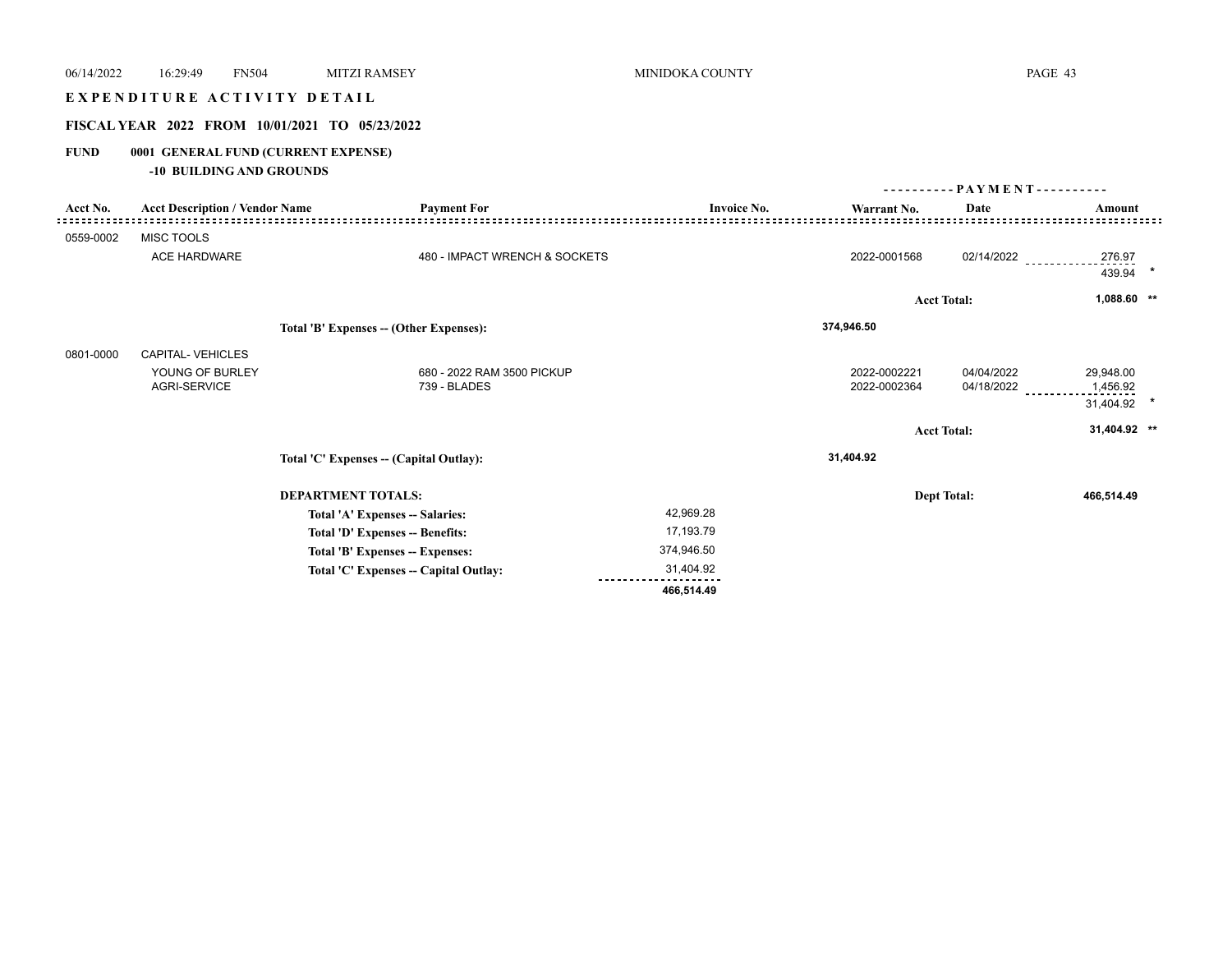# EXPENDITURE ACTIVITY DETAIL

## FISCAL YEAR 2022 FROM 10/01/2021 TO 05/23/2022

**FUND 0001 GENERAL FUND (CURRENT EXPENSE)**

**-10 BUILDING AND GROUNDS**

| Acct No. | Acct Description / Vendor Name | Payment For | Invoice No. | Warrant No. | Date | Amount |
|---|---|---|---|---|---|---|
| 0559-0002 | MISC TOOLS | | | | | |
| | ACE HARDWARE | 480 - IMPACT WRENCH & SOCKETS | | 2022-0001568 | 02/14/2022 | 276.97 |
| | | | | | | 439.94 * |
| | | | | | Acct Total: | 1,088.60 ** |
| | Total 'B' Expenses -- (Other Expenses): | | | 374,946.50 | | |
| 0801-0000 | CAPITAL- VEHICLES | | | | | |
| | YOUNG OF BURLEY | 680 - 2022 RAM 3500 PICKUP | | 2022-0002221 | 04/04/2022 | 29,948.00 |
| | AGRI-SERVICE | 739 - BLADES | | 2022-0002364 | 04/18/2022 | 1,456.92 |
| | | | | | | 31,404.92 * |
| | | | | | Acct Total: | 31,404.92 ** |
| | Total 'C' Expenses -- (Capital Outlay): | | | 31,404.92 | | |

**DEPARTMENT TOTALS:** Dept Total: **466,514.49**

| | |
|---|---|
| Total 'A' Expenses -- Salaries: | 42,969.28 |
| Total 'D' Expenses -- Benefits: | 17,193.79 |
| Total 'B' Expenses -- Expenses: | 374,946.50 |
| Total 'C' Expenses -- Capital Outlay: | 31,404.92 |
| | **466,514.49** |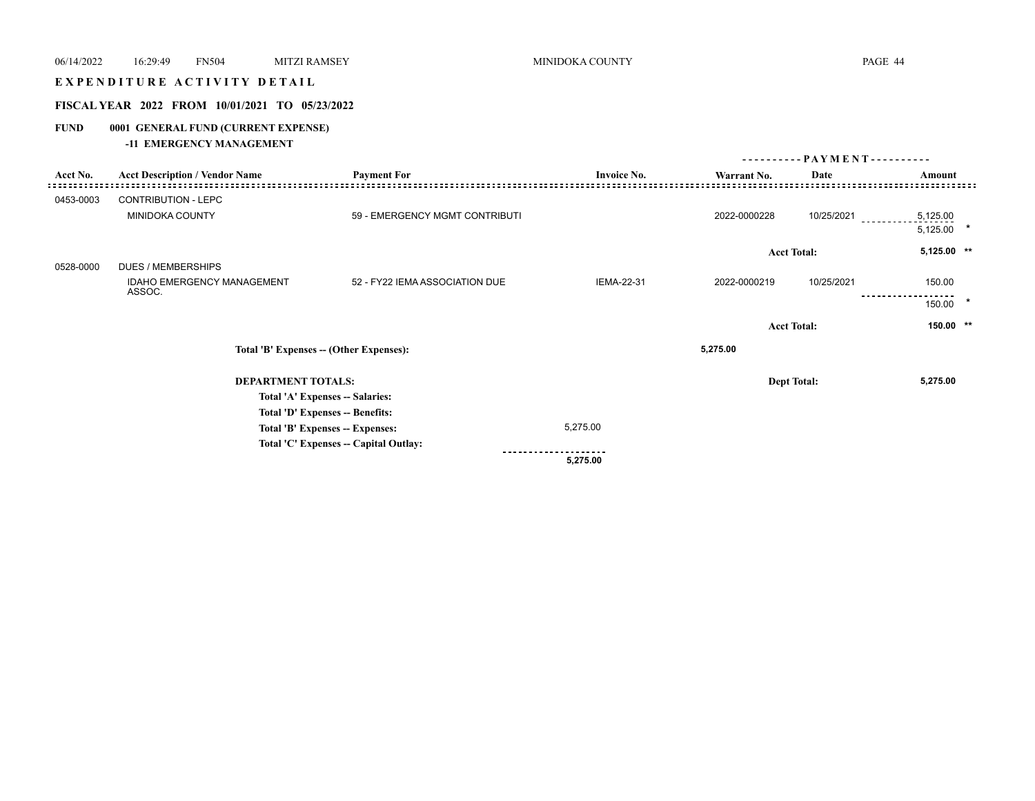# EXPENDITURE ACTIVITY DETAIL

## FISCAL YEAR 2022 FROM 10/01/2021 TO 05/23/2022

**FUND 0001 GENERAL FUND (CURRENT EXPENSE)**

**-11 EMERGENCY MANAGEMENT**

| Acct No. | Acct Description / Vendor Name | Payment For | Invoice No. | Warrant No. | PAYMENT Date | PAYMENT Amount |
|---|---|---|---|---|---|---|
| 0453-0003 | CONTRIBUTION - LEPC | | | | | |
| | MINIDOKA COUNTY | 59 - EMERGENCY MGMT CONTRIBUTI | | 2022-0000228 | 10/25/2021 | 5,125.00 |
| | | | | | | 5,125.00 * |
| | | | | | **Acct Total:** | **5,125.00 ** ** |
| 0528-0000 | DUES / MEMBERSHIPS | | | | | |
| | IDAHO EMERGENCY MANAGEMENT ASSOC. | 52 - FY22 IEMA ASSOCIATION DUE | IEMA-22-31 | 2022-0000219 | 10/25/2021 | 150.00 |
| | | | | | | 150.00 * |
| | | | | | **Acct Total:** | **150.00 ** ** |

**Total 'B' Expenses -- (Other Expenses):** 5,275.00

**DEPARTMENT TOTALS:** **Dept Total:** **5,275.00**

| | |
|---|---|
| **Total 'A' Expenses -- Salaries:** | |
| **Total 'D' Expenses -- Benefits:** | |
| **Total 'B' Expenses -- Expenses:** | 5,275.00 |
| **Total 'C' Expenses -- Capital Outlay:** | |
| | **5,275.00** |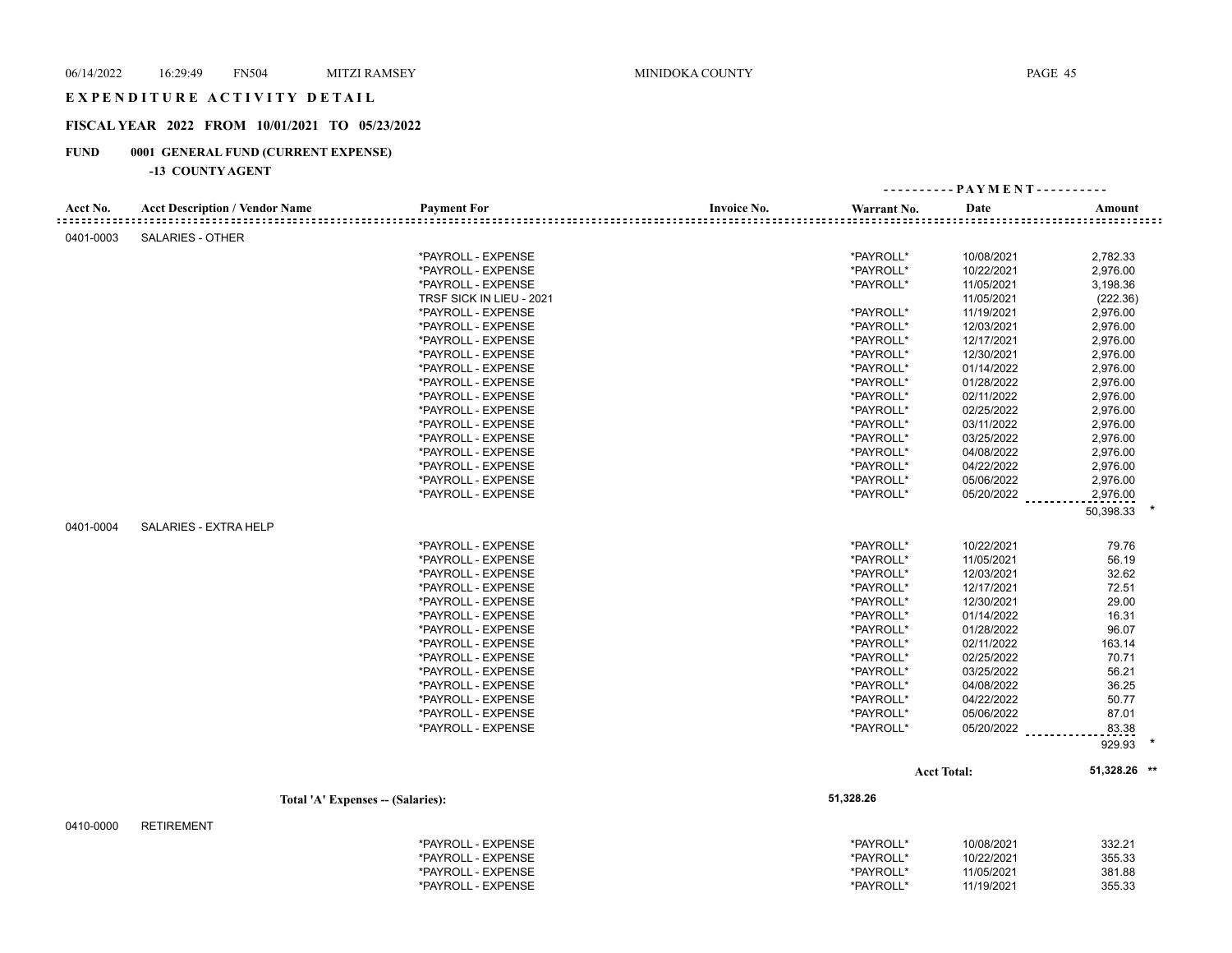# EXPENDITURE ACTIVITY DETAIL

## FISCAL YEAR 2022 FROM 10/01/2021 TO 05/23/2022

**FUND 0001 GENERAL FUND (CURRENT EXPENSE)**

**-13 COUNTY AGENT**

| Acct No. | Acct Description / Vendor Name | Payment For | Invoice No. | Warrant No. | Date | Amount |
|---|---|---|---|---|---|---|
| 0401-0003 | SALARIES - OTHER | | | | | |
| | | *PAYROLL - EXPENSE | | *PAYROLL* | 10/08/2021 | 2,782.33 |
| | | *PAYROLL - EXPENSE | | *PAYROLL* | 10/22/2021 | 2,976.00 |
| | | *PAYROLL - EXPENSE | | *PAYROLL* | 11/05/2021 | 3,198.36 |
| | | TRSF SICK IN LIEU - 2021 | | | 11/05/2021 | (222.36) |
| | | *PAYROLL - EXPENSE | | *PAYROLL* | 11/19/2021 | 2,976.00 |
| | | *PAYROLL - EXPENSE | | *PAYROLL* | 12/03/2021 | 2,976.00 |
| | | *PAYROLL - EXPENSE | | *PAYROLL* | 12/17/2021 | 2,976.00 |
| | | *PAYROLL - EXPENSE | | *PAYROLL* | 12/30/2021 | 2,976.00 |
| | | *PAYROLL - EXPENSE | | *PAYROLL* | 01/14/2022 | 2,976.00 |
| | | *PAYROLL - EXPENSE | | *PAYROLL* | 01/28/2022 | 2,976.00 |
| | | *PAYROLL - EXPENSE | | *PAYROLL* | 02/11/2022 | 2,976.00 |
| | | *PAYROLL - EXPENSE | | *PAYROLL* | 02/25/2022 | 2,976.00 |
| | | *PAYROLL - EXPENSE | | *PAYROLL* | 03/11/2022 | 2,976.00 |
| | | *PAYROLL - EXPENSE | | *PAYROLL* | 03/25/2022 | 2,976.00 |
| | | *PAYROLL - EXPENSE | | *PAYROLL* | 04/08/2022 | 2,976.00 |
| | | *PAYROLL - EXPENSE | | *PAYROLL* | 04/22/2022 | 2,976.00 |
| | | *PAYROLL - EXPENSE | | *PAYROLL* | 05/06/2022 | 2,976.00 |
| | | *PAYROLL - EXPENSE | | *PAYROLL* | 05/20/2022 | 2,976.00 |
| | | | | | | 50,398.33 * |
| 0401-0004 | SALARIES - EXTRA HELP | | | | | |
| | | *PAYROLL - EXPENSE | | *PAYROLL* | 10/22/2021 | 79.76 |
| | | *PAYROLL - EXPENSE | | *PAYROLL* | 11/05/2021 | 56.19 |
| | | *PAYROLL - EXPENSE | | *PAYROLL* | 12/03/2021 | 32.62 |
| | | *PAYROLL - EXPENSE | | *PAYROLL* | 12/17/2021 | 72.51 |
| | | *PAYROLL - EXPENSE | | *PAYROLL* | 12/30/2021 | 29.00 |
| | | *PAYROLL - EXPENSE | | *PAYROLL* | 01/14/2022 | 16.31 |
| | | *PAYROLL - EXPENSE | | *PAYROLL* | 01/28/2022 | 96.07 |
| | | *PAYROLL - EXPENSE | | *PAYROLL* | 02/11/2022 | 163.14 |
| | | *PAYROLL - EXPENSE | | *PAYROLL* | 02/25/2022 | 70.71 |
| | | *PAYROLL - EXPENSE | | *PAYROLL* | 03/25/2022 | 56.21 |
| | | *PAYROLL - EXPENSE | | *PAYROLL* | 04/08/2022 | 36.25 |
| | | *PAYROLL - EXPENSE | | *PAYROLL* | 04/22/2022 | 50.77 |
| | | *PAYROLL - EXPENSE | | *PAYROLL* | 05/06/2022 | 87.01 |
| | | *PAYROLL - EXPENSE | | *PAYROLL* | 05/20/2022 | 83.38 |
| | | | | | | 929.93 * |
| | | | | | Acct Total: | 51,328.26 ** |
| | Total 'A' Expenses -- (Salaries): | | | 51,328.26 | | |
| 0410-0000 | RETIREMENT | | | | | |
| | | *PAYROLL - EXPENSE | | *PAYROLL* | 10/08/2021 | 332.21 |
| | | *PAYROLL - EXPENSE | | *PAYROLL* | 10/22/2021 | 355.33 |
| | | *PAYROLL - EXPENSE | | *PAYROLL* | 11/05/2021 | 381.88 |
| | | *PAYROLL - EXPENSE | | *PAYROLL* | 11/19/2021 | 355.33 |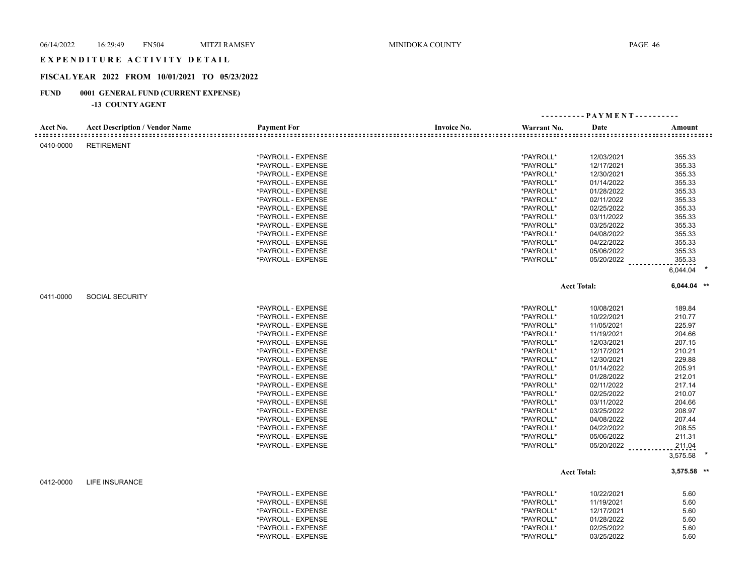# EXPENDITURE ACTIVITY DETAIL

## FISCAL YEAR 2022 FROM 10/01/2021 TO 05/23/2022

**FUND 0001 GENERAL FUND (CURRENT EXPENSE)**

**-13 COUNTY AGENT**

| Acct No. | Acct Description / Vendor Name | Payment For | Invoice No. | Warrant No. | Date | Amount |
|---|---|---|---|---|---|---|
| 0410-0000 | RETIREMENT | | | | | |
| | | *PAYROLL - EXPENSE | | *PAYROLL* | 12/03/2021 | 355.33 |
| | | *PAYROLL - EXPENSE | | *PAYROLL* | 12/17/2021 | 355.33 |
| | | *PAYROLL - EXPENSE | | *PAYROLL* | 12/30/2021 | 355.33 |
| | | *PAYROLL - EXPENSE | | *PAYROLL* | 01/14/2022 | 355.33 |
| | | *PAYROLL - EXPENSE | | *PAYROLL* | 01/28/2022 | 355.33 |
| | | *PAYROLL - EXPENSE | | *PAYROLL* | 02/11/2022 | 355.33 |
| | | *PAYROLL - EXPENSE | | *PAYROLL* | 02/25/2022 | 355.33 |
| | | *PAYROLL - EXPENSE | | *PAYROLL* | 03/11/2022 | 355.33 |
| | | *PAYROLL - EXPENSE | | *PAYROLL* | 03/25/2022 | 355.33 |
| | | *PAYROLL - EXPENSE | | *PAYROLL* | 04/08/2022 | 355.33 |
| | | *PAYROLL - EXPENSE | | *PAYROLL* | 04/22/2022 | 355.33 |
| | | *PAYROLL - EXPENSE | | *PAYROLL* | 05/06/2022 | 355.33 |
| | | *PAYROLL - EXPENSE | | *PAYROLL* | 05/20/2022 | 355.33 |
| | | | | | | 6,044.04 * |
| | | | | | Acct Total: | 6,044.04 ** |
| 0411-0000 | SOCIAL SECURITY | | | | | |
| | | *PAYROLL - EXPENSE | | *PAYROLL* | 10/08/2021 | 189.84 |
| | | *PAYROLL - EXPENSE | | *PAYROLL* | 10/22/2021 | 210.77 |
| | | *PAYROLL - EXPENSE | | *PAYROLL* | 11/05/2021 | 225.97 |
| | | *PAYROLL - EXPENSE | | *PAYROLL* | 11/19/2021 | 204.66 |
| | | *PAYROLL - EXPENSE | | *PAYROLL* | 12/03/2021 | 207.15 |
| | | *PAYROLL - EXPENSE | | *PAYROLL* | 12/17/2021 | 210.21 |
| | | *PAYROLL - EXPENSE | | *PAYROLL* | 12/30/2021 | 229.88 |
| | | *PAYROLL - EXPENSE | | *PAYROLL* | 01/14/2022 | 205.91 |
| | | *PAYROLL - EXPENSE | | *PAYROLL* | 01/28/2022 | 212.01 |
| | | *PAYROLL - EXPENSE | | *PAYROLL* | 02/11/2022 | 217.14 |
| | | *PAYROLL - EXPENSE | | *PAYROLL* | 02/25/2022 | 210.07 |
| | | *PAYROLL - EXPENSE | | *PAYROLL* | 03/11/2022 | 204.66 |
| | | *PAYROLL - EXPENSE | | *PAYROLL* | 03/25/2022 | 208.97 |
| | | *PAYROLL - EXPENSE | | *PAYROLL* | 04/08/2022 | 207.44 |
| | | *PAYROLL - EXPENSE | | *PAYROLL* | 04/22/2022 | 208.55 |
| | | *PAYROLL - EXPENSE | | *PAYROLL* | 05/06/2022 | 211.31 |
| | | *PAYROLL - EXPENSE | | *PAYROLL* | 05/20/2022 | 211.04 |
| | | | | | | 3,575.58 * |
| | | | | | Acct Total: | 3,575.58 ** |
| 0412-0000 | LIFE INSURANCE | | | | | |
| | | *PAYROLL - EXPENSE | | *PAYROLL* | 10/22/2021 | 5.60 |
| | | *PAYROLL - EXPENSE | | *PAYROLL* | 11/19/2021 | 5.60 |
| | | *PAYROLL - EXPENSE | | *PAYROLL* | 12/17/2021 | 5.60 |
| | | *PAYROLL - EXPENSE | | *PAYROLL* | 01/28/2022 | 5.60 |
| | | *PAYROLL - EXPENSE | | *PAYROLL* | 02/25/2022 | 5.60 |
| | | *PAYROLL - EXPENSE | | *PAYROLL* | 03/25/2022 | 5.60 |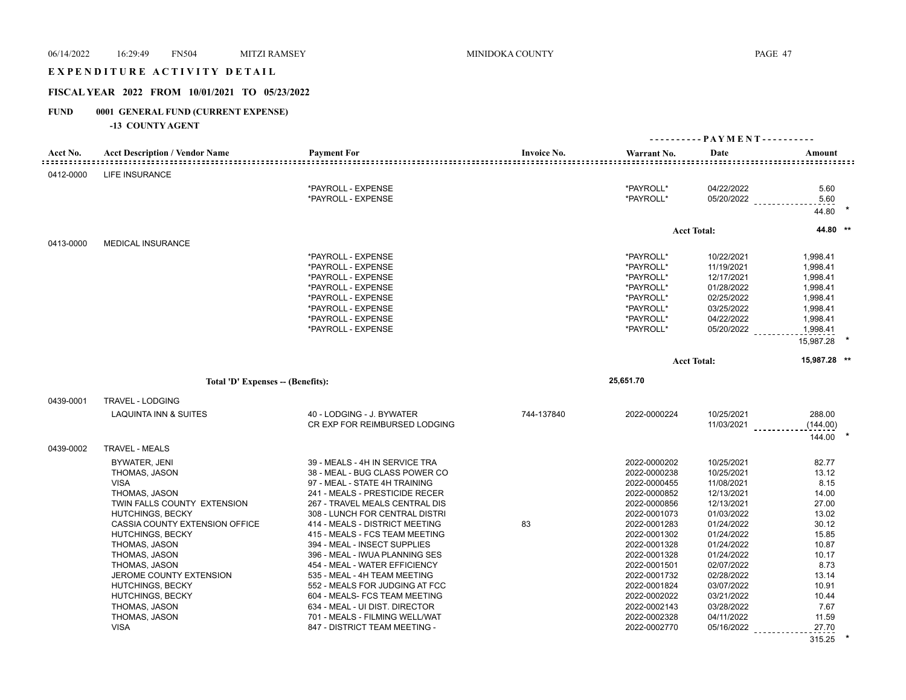# EXPENDITURE ACTIVITY DETAIL

## FISCAL YEAR 2022 FROM 10/01/2021 TO 05/23/2022

**FUND 0001 GENERAL FUND (CURRENT EXPENSE)**

**-13 COUNTY AGENT**

| Acct No. | Acct Description / Vendor Name | Payment For | Invoice No. | Warrant No. | Date | Amount |
|---|---|---|---|---|---|---|
| 0412-0000 | LIFE INSURANCE | | | | | |
| | | *PAYROLL - EXPENSE | | *PAYROLL* | 04/22/2022 | 5.60 |
| | | *PAYROLL - EXPENSE | | *PAYROLL* | 05/20/2022 | 5.60 |
| | | | | | | 44.80 * |
| | | | | | Acct Total: | 44.80 ** |
| 0413-0000 | MEDICAL INSURANCE | | | | | |
| | | *PAYROLL - EXPENSE | | *PAYROLL* | 10/22/2021 | 1,998.41 |
| | | *PAYROLL - EXPENSE | | *PAYROLL* | 11/19/2021 | 1,998.41 |
| | | *PAYROLL - EXPENSE | | *PAYROLL* | 12/17/2021 | 1,998.41 |
| | | *PAYROLL - EXPENSE | | *PAYROLL* | 01/28/2022 | 1,998.41 |
| | | *PAYROLL - EXPENSE | | *PAYROLL* | 02/25/2022 | 1,998.41 |
| | | *PAYROLL - EXPENSE | | *PAYROLL* | 03/25/2022 | 1,998.41 |
| | | *PAYROLL - EXPENSE | | *PAYROLL* | 04/22/2022 | 1,998.41 |
| | | *PAYROLL - EXPENSE | | *PAYROLL* | 05/20/2022 | 1,998.41 |
| | | | | | | 15,987.28 * |
| | | | | | Acct Total: | 15,987.28 ** |
| | Total 'D' Expenses -- (Benefits): | | | 25,651.70 | | |
| 0439-0001 | TRAVEL - LODGING | | | | | |
| | LAQUINTA INN & SUITES | 40 - LODGING - J. BYWATER | 744-137840 | 2022-0000224 | 10/25/2021 | 288.00 |
| | | CR EXP FOR REIMBURSED LODGING | | | 11/03/2021 | (144.00) |
| | | | | | | 144.00 * |
| 0439-0002 | TRAVEL - MEALS | | | | | |
| | BYWATER, JENI | 39 - MEALS - 4H IN SERVICE TRA | | 2022-0000202 | 10/25/2021 | 82.77 |
| | THOMAS, JASON | 38 - MEAL - BUG CLASS POWER CO | | 2022-0000238 | 10/25/2021 | 13.12 |
| | VISA | 97 - MEAL - STATE 4H TRAINING | | 2022-0000455 | 11/08/2021 | 8.15 |
| | THOMAS, JASON | 241 - MEALS - PRESTICIDE RECER | | 2022-0000852 | 12/13/2021 | 14.00 |
| | TWIN FALLS COUNTY EXTENSION | 267 - TRAVEL MEALS CENTRAL DIS | | 2022-0000856 | 12/13/2021 | 27.00 |
| | HUTCHINGS, BECKY | 308 - LUNCH FOR CENTRAL DISTRI | | 2022-0001073 | 01/03/2022 | 13.02 |
| | CASSIA COUNTY EXTENSION OFFICE | 414 - MEALS - DISTRICT MEETING | 83 | 2022-0001283 | 01/24/2022 | 30.12 |
| | HUTCHINGS, BECKY | 415 - MEALS - FCS TEAM MEETING | | 2022-0001302 | 01/24/2022 | 15.85 |
| | THOMAS, JASON | 394 - MEAL - INSECT SUPPLIES | | 2022-0001328 | 01/24/2022 | 10.87 |
| | THOMAS, JASON | 396 - MEAL - IWUA PLANNING SES | | 2022-0001328 | 01/24/2022 | 10.17 |
| | THOMAS, JASON | 454 - MEAL - WATER EFFICIENCY | | 2022-0001501 | 02/07/2022 | 8.73 |
| | JEROME COUNTY EXTENSION | 535 - MEAL - 4H TEAM MEETING | | 2022-0001732 | 02/28/2022 | 13.14 |
| | HUTCHINGS, BECKY | 552 - MEALS FOR JUDGING AT FCC | | 2022-0001824 | 03/07/2022 | 10.91 |
| | HUTCHINGS, BECKY | 604 - MEALS- FCS TEAM MEETING | | 2022-0002022 | 03/21/2022 | 10.44 |
| | THOMAS, JASON | 634 - MEAL - UI DIST. DIRECTOR | | 2022-0002143 | 03/28/2022 | 7.67 |
| | THOMAS, JASON | 701 - MEALS - FILMING WELL/WAT | | 2022-0002328 | 04/11/2022 | 11.59 |
| | VISA | 847 - DISTRICT TEAM MEETING - | | 2022-0002770 | 05/16/2022 | 27.70 |
| | | | | | | 315.25 * |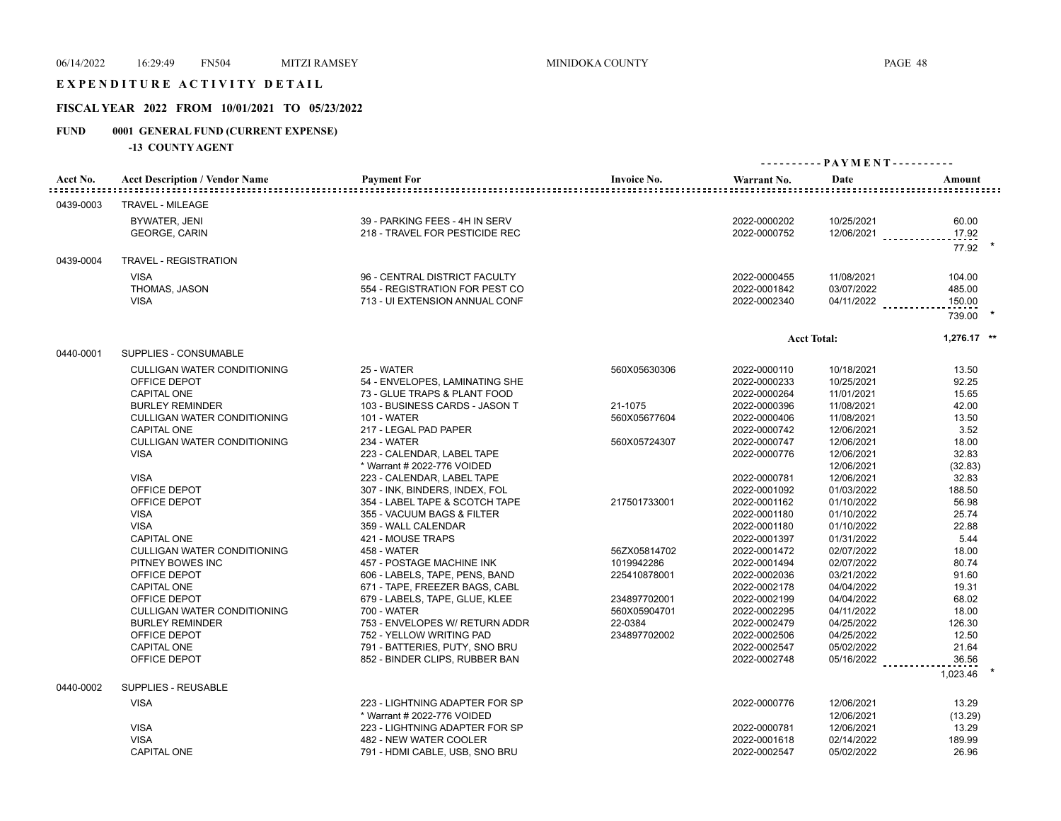# EXPENDITURE ACTIVITY DETAIL

## FISCAL YEAR 2022 FROM 10/01/2021 TO 05/23/2022

## FUND 0001 GENERAL FUND (CURRENT EXPENSE)

### -13 COUNTY AGENT

| Acct No. | Acct Description / Vendor Name | Payment For | Invoice No. | Warrant No. | Date | Amount |
|---|---|---|---|---|---|---|
| 0439-0003 | TRAVEL - MILEAGE | | | | | |
| | BYWATER, JENI | 39 - PARKING FEES - 4H IN SERV | | 2022-0000202 | 10/25/2021 | 60.00 |
| | GEORGE, CARIN | 218 - TRAVEL FOR PESTICIDE REC | | 2022-0000752 | 12/06/2021 | 17.92 |
| | | | | | | 77.92 * |
| 0439-0004 | TRAVEL - REGISTRATION | | | | | |
| | VISA | 96 - CENTRAL DISTRICT FACULTY | | 2022-0000455 | 11/08/2021 | 104.00 |
| | THOMAS, JASON | 554 - REGISTRATION FOR PEST CO | | 2022-0001842 | 03/07/2022 | 485.00 |
| | VISA | 713 - UI EXTENSION ANNUAL CONF | | 2022-0002340 | 04/11/2022 | 150.00 |
| | | | | | | 739.00 * |
| | | | | Acct Total: | | 1,276.17 ** |
| 0440-0001 | SUPPLIES - CONSUMABLE | | | | | |
| | CULLIGAN WATER CONDITIONING | 25 - WATER | 560X05630306 | 2022-0000110 | 10/18/2021 | 13.50 |
| | OFFICE DEPOT | 54 - ENVELOPES, LAMINATING SHE | | 2022-0000233 | 10/25/2021 | 92.25 |
| | CAPITAL ONE | 73 - GLUE TRAPS & PLANT FOOD | | 2022-0000264 | 11/01/2021 | 15.65 |
| | BURLEY REMINDER | 103 - BUSINESS CARDS - JASON T | 21-1075 | 2022-0000396 | 11/08/2021 | 42.00 |
| | CULLIGAN WATER CONDITIONING | 101 - WATER | 560X05677604 | 2022-0000406 | 11/08/2021 | 13.50 |
| | CAPITAL ONE | 217 - LEGAL PAD PAPER | | 2022-0000742 | 12/06/2021 | 3.52 |
| | CULLIGAN WATER CONDITIONING | 234 - WATER | 560X05724307 | 2022-0000747 | 12/06/2021 | 18.00 |
| | VISA | 223 - CALENDAR, LABEL TAPE | | 2022-0000776 | 12/06/2021 | 32.83 |
| | | * Warrant # 2022-776 VOIDED | | | 12/06/2021 | (32.83) |
| | VISA | 223 - CALENDAR, LABEL TAPE | | 2022-0000781 | 12/06/2021 | 32.83 |
| | OFFICE DEPOT | 307 - INK, BINDERS, INDEX, FOL | | 2022-0001092 | 01/03/2022 | 188.50 |
| | OFFICE DEPOT | 354 - LABEL TAPE & SCOTCH TAPE | 217501733001 | 2022-0001162 | 01/10/2022 | 56.98 |
| | VISA | 355 - VACUUM BAGS & FILTER | | 2022-0001180 | 01/10/2022 | 25.74 |
| | VISA | 359 - WALL CALENDAR | | 2022-0001180 | 01/10/2022 | 22.88 |
| | CAPITAL ONE | 421 - MOUSE TRAPS | | 2022-0001397 | 01/31/2022 | 5.44 |
| | CULLIGAN WATER CONDITIONING | 458 - WATER | 56ZX05814702 | 2022-0001472 | 02/07/2022 | 18.00 |
| | PITNEY BOWES INC | 457 - POSTAGE MACHINE INK | 1019942286 | 2022-0001494 | 02/07/2022 | 80.74 |
| | OFFICE DEPOT | 606 - LABELS, TAPE, PENS, BAND | 225410878001 | 2022-0002036 | 03/21/2022 | 91.60 |
| | CAPITAL ONE | 671 - TAPE, FREEZER BAGS, CABL | | 2022-0002178 | 04/04/2022 | 19.31 |
| | OFFICE DEPOT | 679 - LABELS, TAPE, GLUE, KLEE | 234897702001 | 2022-0002199 | 04/04/2022 | 68.02 |
| | CULLIGAN WATER CONDITIONING | 700 - WATER | 560X05904701 | 2022-0002295 | 04/11/2022 | 18.00 |
| | BURLEY REMINDER | 753 - ENVELOPES W/ RETURN ADDR | 22-0384 | 2022-0002479 | 04/25/2022 | 126.30 |
| | OFFICE DEPOT | 752 - YELLOW WRITING PAD | 234897702002 | 2022-0002506 | 04/25/2022 | 12.50 |
| | CAPITAL ONE | 791 - BATTERIES, PUTY, SNO BRU | | 2022-0002547 | 05/02/2022 | 21.64 |
| | OFFICE DEPOT | 852 - BINDER CLIPS, RUBBER BAN | | 2022-0002748 | 05/16/2022 | 36.56 |
| | | | | | | 1,023.46 * |
| 0440-0002 | SUPPLIES - REUSABLE | | | | | |
| | VISA | 223 - LIGHTNING ADAPTER FOR SP | | 2022-0000776 | 12/06/2021 | 13.29 |
| | | * Warrant # 2022-776 VOIDED | | | 12/06/2021 | (13.29) |
| | VISA | 223 - LIGHTNING ADAPTER FOR SP | | 2022-0000781 | 12/06/2021 | 13.29 |
| | VISA | 482 - NEW WATER COOLER | | 2022-0001618 | 02/14/2022 | 189.99 |
| | CAPITAL ONE | 791 - HDMI CABLE, USB, SNO BRU | | 2022-0002547 | 05/02/2022 | 26.96 |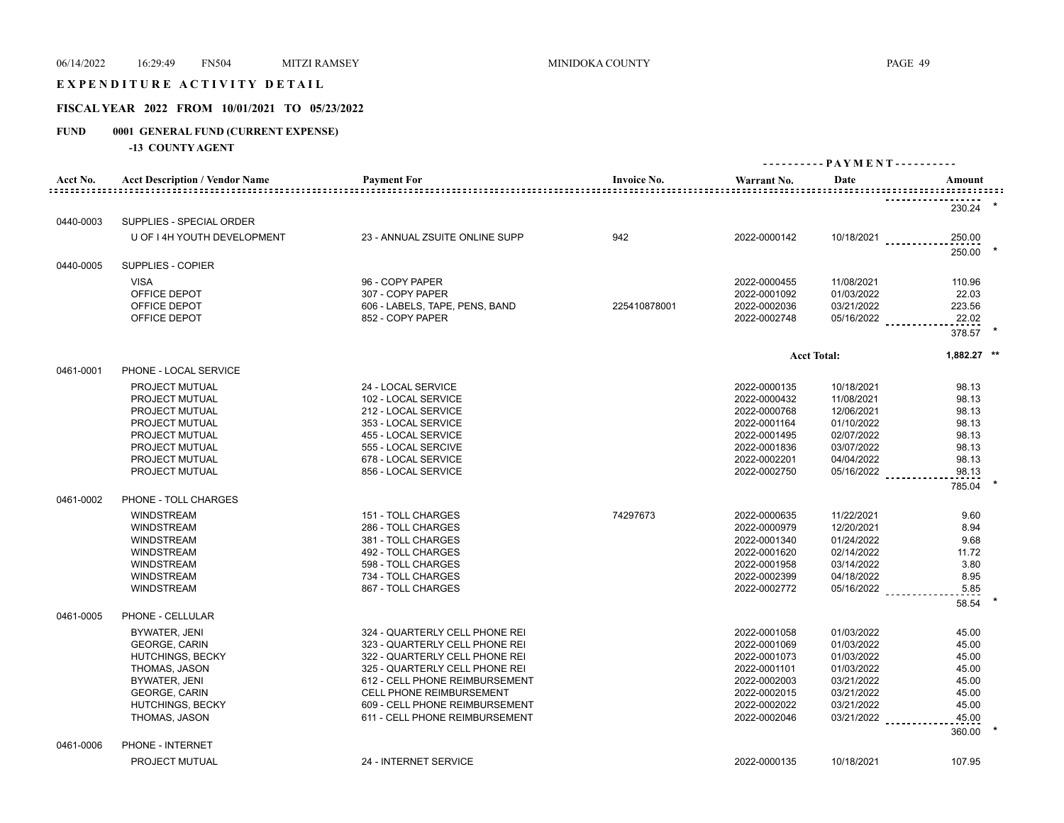EXPENDITURE ACTIVITY DETAIL

**FISCAL YEAR 2022 FROM 10/01/2021 TO 05/23/2022**

**FUND 0001 GENERAL FUND (CURRENT EXPENSE)**

**-13 COUNTY AGENT**

| Acct No. | Acct Description / Vendor Name | Payment For | Invoice No. | Warrant No. | Date | Amount |
|---|---|---|---|---|---|---|
| | | | | | | 230.24 * |
| 0440-0003 | SUPPLIES - SPECIAL ORDER | | | | | |
| | U OF I 4H YOUTH DEVELOPMENT | 23 - ANNUAL ZSUITE ONLINE SUPP | 942 | 2022-0000142 | 10/18/2021 | 250.00 |
| | | | | | | 250.00 * |
| 0440-0005 | SUPPLIES - COPIER | | | | | |
| | VISA | 96 - COPY PAPER | | 2022-0000455 | 11/08/2021 | 110.96 |
| | OFFICE DEPOT | 307 - COPY PAPER | | 2022-0001092 | 01/03/2022 | 22.03 |
| | OFFICE DEPOT | 606 - LABELS, TAPE, PENS, BAND | 225410878001 | 2022-0002036 | 03/21/2022 | 223.56 |
| | OFFICE DEPOT | 852 - COPY PAPER | | 2022-0002748 | 05/16/2022 | 22.02 |
| | | | | | | 378.57 * |
| | | | | Acct Total: | | 1,882.27 ** |
| 0461-0001 | PHONE - LOCAL SERVICE | | | | | |
| | PROJECT MUTUAL | 24 - LOCAL SERVICE | | 2022-0000135 | 10/18/2021 | 98.13 |
| | PROJECT MUTUAL | 102 - LOCAL SERVICE | | 2022-0000432 | 11/08/2021 | 98.13 |
| | PROJECT MUTUAL | 212 - LOCAL SERVICE | | 2022-0000768 | 12/06/2021 | 98.13 |
| | PROJECT MUTUAL | 353 - LOCAL SERVICE | | 2022-0001164 | 01/10/2022 | 98.13 |
| | PROJECT MUTUAL | 455 - LOCAL SERVICE | | 2022-0001495 | 02/07/2022 | 98.13 |
| | PROJECT MUTUAL | 555 - LOCAL SERCIVE | | 2022-0001836 | 03/07/2022 | 98.13 |
| | PROJECT MUTUAL | 678 - LOCAL SERVICE | | 2022-0002201 | 04/04/2022 | 98.13 |
| | PROJECT MUTUAL | 856 - LOCAL SERVICE | | 2022-0002750 | 05/16/2022 | 98.13 |
| | | | | | | 785.04 * |
| 0461-0002 | PHONE - TOLL CHARGES | | | | | |
| | WINDSTREAM | 151 - TOLL CHARGES | 74297673 | 2022-0000635 | 11/22/2021 | 9.60 |
| | WINDSTREAM | 286 - TOLL CHARGES | | 2022-0000979 | 12/20/2021 | 8.94 |
| | WINDSTREAM | 381 - TOLL CHARGES | | 2022-0001340 | 01/24/2022 | 9.68 |
| | WINDSTREAM | 492 - TOLL CHARGES | | 2022-0001620 | 02/14/2022 | 11.72 |
| | WINDSTREAM | 598 - TOLL CHARGES | | 2022-0001958 | 03/14/2022 | 3.80 |
| | WINDSTREAM | 734 - TOLL CHARGES | | 2022-0002399 | 04/18/2022 | 8.95 |
| | WINDSTREAM | 867 - TOLL CHARGES | | 2022-0002772 | 05/16/2022 | 5.85 |
| | | | | | | 58.54 * |
| 0461-0005 | PHONE - CELLULAR | | | | | |
| | BYWATER, JENI | 324 - QUARTERLY CELL PHONE REI | | 2022-0001058 | 01/03/2022 | 45.00 |
| | GEORGE, CARIN | 323 - QUARTERLY CELL PHONE REI | | 2022-0001069 | 01/03/2022 | 45.00 |
| | HUTCHINGS, BECKY | 322 - QUARTERLY CELL PHONE REI | | 2022-0001073 | 01/03/2022 | 45.00 |
| | THOMAS, JASON | 325 - QUARTERLY CELL PHONE REI | | 2022-0001101 | 01/03/2022 | 45.00 |
| | BYWATER, JENI | 612 - CELL PHONE REIMBURSEMENT | | 2022-0002003 | 03/21/2022 | 45.00 |
| | GEORGE, CARIN | CELL PHONE REIMBURSEMENT | | 2022-0002015 | 03/21/2022 | 45.00 |
| | HUTCHINGS, BECKY | 609 - CELL PHONE REIMBURSEMENT | | 2022-0002022 | 03/21/2022 | 45.00 |
| | THOMAS, JASON | 611 - CELL PHONE REIMBURSEMENT | | 2022-0002046 | 03/21/2022 | 45.00 |
| | | | | | | 360.00 * |
| 0461-0006 | PHONE - INTERNET | | | | | |
| | PROJECT MUTUAL | 24 - INTERNET SERVICE | | 2022-0000135 | 10/18/2021 | 107.95 |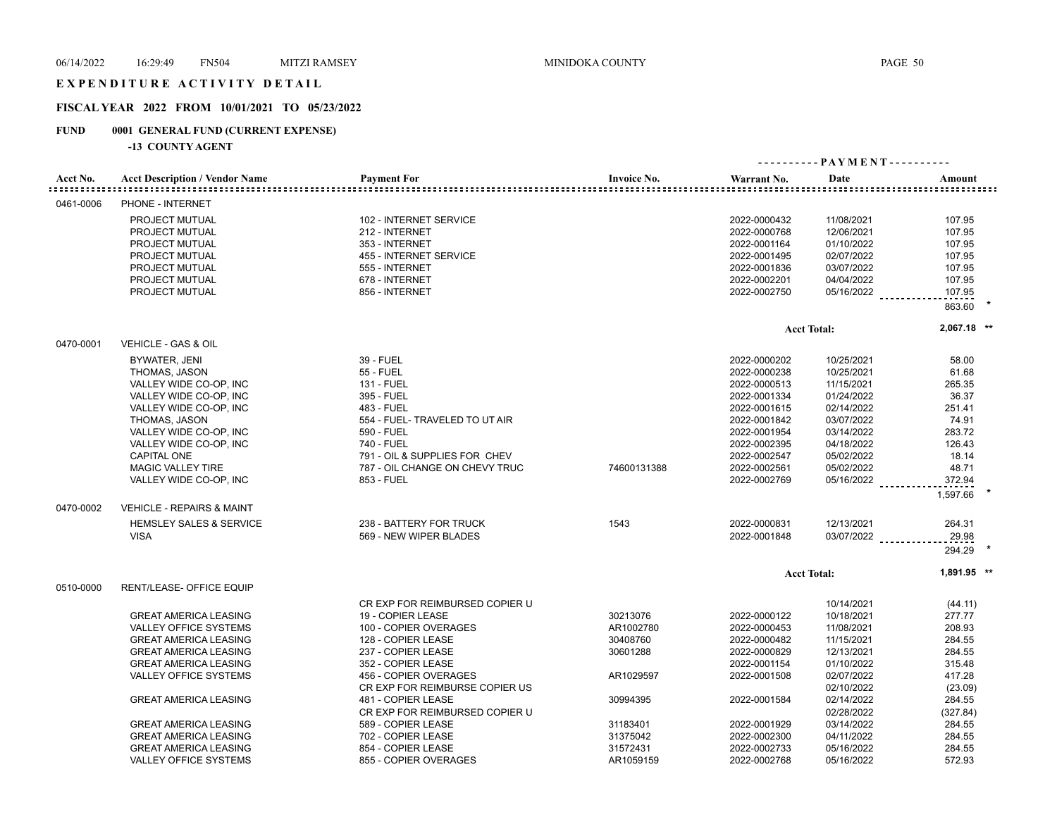# EXPENDITURE ACTIVITY DETAIL

## FISCAL YEAR 2022 FROM 10/01/2021 TO 05/23/2022

### FUND 0001 GENERAL FUND (CURRENT EXPENSE)

**-13 COUNTY AGENT**

| Acct No. | Acct Description / Vendor Name | Payment For | Invoice No. | Warrant No. | Date | Amount |
|---|---|---|---|---|---|---|
| 0461-0006 | PHONE - INTERNET | | | | | |
| | PROJECT MUTUAL | 102 - INTERNET SERVICE | | 2022-0000432 | 11/08/2021 | 107.95 |
| | PROJECT MUTUAL | 212 - INTERNET | | 2022-0000768 | 12/06/2021 | 107.95 |
| | PROJECT MUTUAL | 353 - INTERNET | | 2022-0001164 | 01/10/2022 | 107.95 |
| | PROJECT MUTUAL | 455 - INTERNET SERVICE | | 2022-0001495 | 02/07/2022 | 107.95 |
| | PROJECT MUTUAL | 555 - INTERNET | | 2022-0001836 | 03/07/2022 | 107.95 |
| | PROJECT MUTUAL | 678 - INTERNET | | 2022-0002201 | 04/04/2022 | 107.95 |
| | PROJECT MUTUAL | 856 - INTERNET | | 2022-0002750 | 05/16/2022 | 107.95 |
| | | | | | | 863.60 * |
| | | | | | Acct Total: | 2,067.18 ** |
| 0470-0001 | VEHICLE - GAS & OIL | | | | | |
| | BYWATER, JENI | 39 - FUEL | | 2022-0000202 | 10/25/2021 | 58.00 |
| | THOMAS, JASON | 55 - FUEL | | 2022-0000238 | 10/25/2021 | 61.68 |
| | VALLEY WIDE CO-OP, INC | 131 - FUEL | | 2022-0000513 | 11/15/2021 | 265.35 |
| | VALLEY WIDE CO-OP, INC | 395 - FUEL | | 2022-0001334 | 01/24/2022 | 36.37 |
| | VALLEY WIDE CO-OP, INC | 483 - FUEL | | 2022-0001615 | 02/14/2022 | 251.41 |
| | THOMAS, JASON | 554 - FUEL- TRAVELED TO UT AIR | | 2022-0001842 | 03/07/2022 | 74.91 |
| | VALLEY WIDE CO-OP, INC | 590 - FUEL | | 2022-0001954 | 03/14/2022 | 283.72 |
| | VALLEY WIDE CO-OP, INC | 740 - FUEL | | 2022-0002395 | 04/18/2022 | 126.43 |
| | CAPITAL ONE | 791 - OIL & SUPPLIES FOR CHEV | | 2022-0002547 | 05/02/2022 | 18.14 |
| | MAGIC VALLEY TIRE | 787 - OIL CHANGE ON CHEVY TRUC | 74600131388 | 2022-0002561 | 05/02/2022 | 48.71 |
| | VALLEY WIDE CO-OP, INC | 853 - FUEL | | 2022-0002769 | 05/16/2022 | 372.94 |
| | | | | | | 1,597.66 * |
| 0470-0002 | VEHICLE - REPAIRS & MAINT | | | | | |
| | HEMSLEY SALES & SERVICE | 238 - BATTERY FOR TRUCK | 1543 | 2022-0000831 | 12/13/2021 | 264.31 |
| | VISA | 569 - NEW WIPER BLADES | | 2022-0001848 | 03/07/2022 | 29.98 |
| | | | | | | 294.29 * |
| | | | | | Acct Total: | 1,891.95 ** |
| 0510-0000 | RENT/LEASE- OFFICE EQUIP | | | | | |
| | | CR EXP FOR REIMBURSED COPIER U | | | 10/14/2021 | (44.11) |
| | GREAT AMERICA LEASING | 19 - COPIER LEASE | 30213076 | 2022-0000122 | 10/18/2021 | 277.77 |
| | VALLEY OFFICE SYSTEMS | 100 - COPIER OVERAGES | AR1002780 | 2022-0000453 | 11/08/2021 | 208.93 |
| | GREAT AMERICA LEASING | 128 - COPIER LEASE | 30408760 | 2022-0000482 | 11/15/2021 | 284.55 |
| | GREAT AMERICA LEASING | 237 - COPIER LEASE | 30601288 | 2022-0000829 | 12/13/2021 | 284.55 |
| | GREAT AMERICA LEASING | 352 - COPIER LEASE | | 2022-0001154 | 01/10/2022 | 315.48 |
| | VALLEY OFFICE SYSTEMS | 456 - COPIER OVERAGES | AR1029597 | 2022-0001508 | 02/07/2022 | 417.28 |
| | | CR EXP FOR REIMBURSE COPIER US | | | 02/10/2022 | (23.09) |
| | GREAT AMERICA LEASING | 481 - COPIER LEASE | 30994395 | 2022-0001584 | 02/14/2022 | 284.55 |
| | | CR EXP FOR REIMBURSED COPIER U | | | 02/28/2022 | (327.84) |
| | GREAT AMERICA LEASING | 589 - COPIER LEASE | 31183401 | 2022-0001929 | 03/14/2022 | 284.55 |
| | GREAT AMERICA LEASING | 702 - COPIER LEASE | 31375042 | 2022-0002300 | 04/11/2022 | 284.55 |
| | GREAT AMERICA LEASING | 854 - COPIER LEASE | 31572431 | 2022-0002733 | 05/16/2022 | 284.55 |
| | VALLEY OFFICE SYSTEMS | 855 - COPIER OVERAGES | AR1059159 | 2022-0002768 | 05/16/2022 | 572.93 |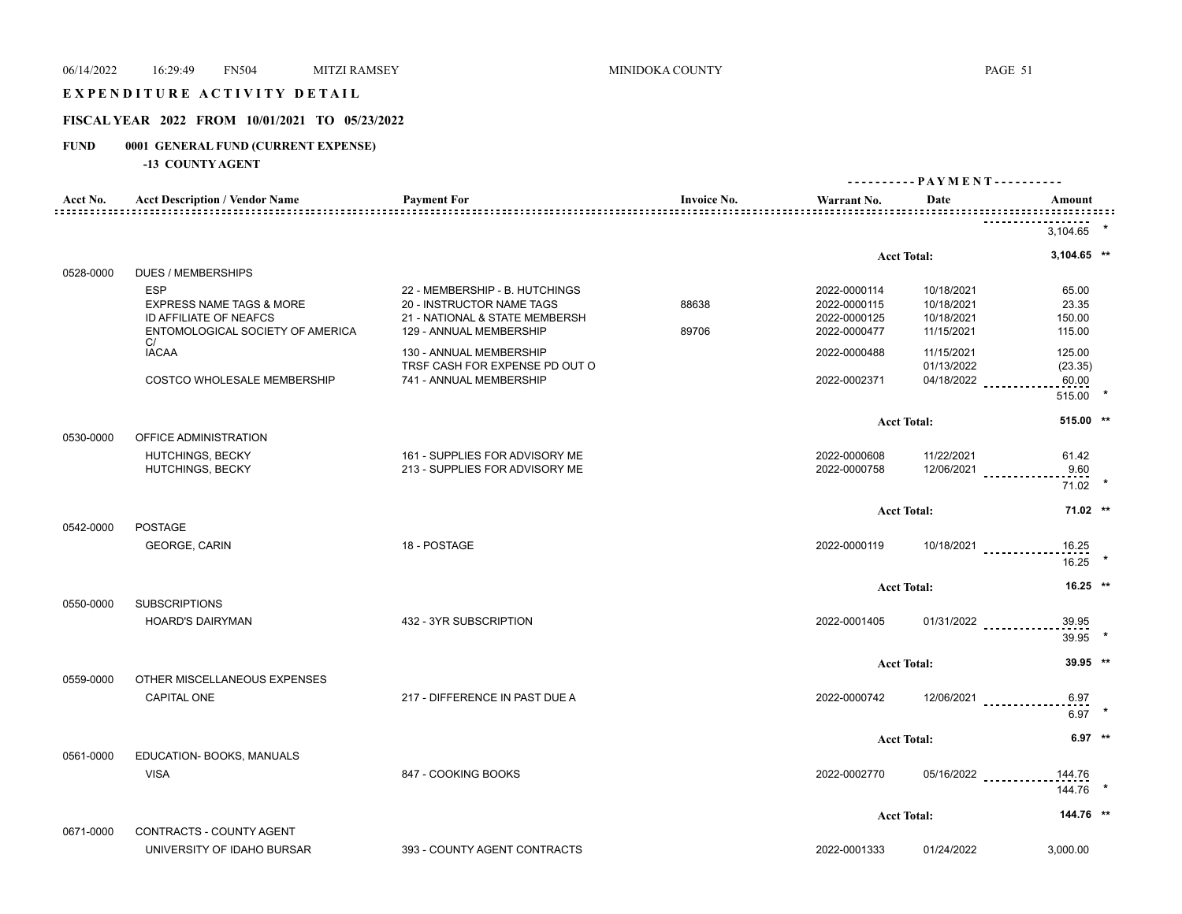# EXPENDITURE ACTIVITY DETAIL

## FISCAL YEAR 2022 FROM 10/01/2021 TO 05/23/2022

**FUND 0001 GENERAL FUND (CURRENT EXPENSE)**

**-13 COUNTY AGENT**

| Acct No. | Acct Description / Vendor Name | Payment For | Invoice No. | Warrant No. | Date | Amount |
|---|---|---|---|---|---|---|
| | | | | | | 3,104.65 * |
| | | | | | Acct Total: | 3,104.65 ** |
| 0528-0000 | DUES / MEMBERSHIPS | | | | | |
| | ESP | 22 - MEMBERSHIP - B. HUTCHINGS | | 2022-0000114 | 10/18/2021 | 65.00 |
| | EXPRESS NAME TAGS & MORE | 20 - INSTRUCTOR NAME TAGS | 88638 | 2022-0000115 | 10/18/2021 | 23.35 |
| | ID AFFILIATE OF NEAFCS | 21 - NATIONAL & STATE MEMBERSH | | 2022-0000125 | 10/18/2021 | 150.00 |
| | ENTOMOLOGICAL SOCIETY OF AMERICA C/ | 129 - ANNUAL MEMBERSHIP | 89706 | 2022-0000477 | 11/15/2021 | 115.00 |
| | IACAA | 130 - ANNUAL MEMBERSHIP | | 2022-0000488 | 11/15/2021 | 125.00 |
| | | TRSF CASH FOR EXPENSE PD OUT O | | | 01/13/2022 | (23.35) |
| | COSTCO WHOLESALE MEMBERSHIP | 741 - ANNUAL MEMBERSHIP | | 2022-0002371 | 04/18/2022 | 60.00 |
| | | | | | | 515.00 * |
| | | | | | Acct Total: | 515.00 ** |
| 0530-0000 | OFFICE ADMINISTRATION | | | | | |
| | HUTCHINGS, BECKY | 161 - SUPPLIES FOR ADVISORY ME | | 2022-0000608 | 11/22/2021 | 61.42 |
| | HUTCHINGS, BECKY | 213 - SUPPLIES FOR ADVISORY ME | | 2022-0000758 | 12/06/2021 | 9.60 |
| | | | | | | 71.02 * |
| | | | | | Acct Total: | 71.02 ** |
| 0542-0000 | POSTAGE | | | | | |
| | GEORGE, CARIN | 18 - POSTAGE | | 2022-0000119 | 10/18/2021 | 16.25 |
| | | | | | | 16.25 * |
| | | | | | Acct Total: | 16.25 ** |
| 0550-0000 | SUBSCRIPTIONS | | | | | |
| | HOARD'S DAIRYMAN | 432 - 3YR SUBSCRIPTION | | 2022-0001405 | 01/31/2022 | 39.95 |
| | | | | | | 39.95 * |
| | | | | | Acct Total: | 39.95 ** |
| 0559-0000 | OTHER MISCELLANEOUS EXPENSES | | | | | |
| | CAPITAL ONE | 217 - DIFFERENCE IN PAST DUE A | | 2022-0000742 | 12/06/2021 | 6.97 |
| | | | | | | 6.97 * |
| | | | | | Acct Total: | 6.97 ** |
| 0561-0000 | EDUCATION- BOOKS, MANUALS | | | | | |
| | VISA | 847 - COOKING BOOKS | | 2022-0002770 | 05/16/2022 | 144.76 |
| | | | | | | 144.76 * |
| | | | | | Acct Total: | 144.76 ** |
| 0671-0000 | CONTRACTS - COUNTY AGENT | | | | | |
| | UNIVERSITY OF IDAHO BURSAR | 393 - COUNTY AGENT CONTRACTS | | 2022-0001333 | 01/24/2022 | 3,000.00 |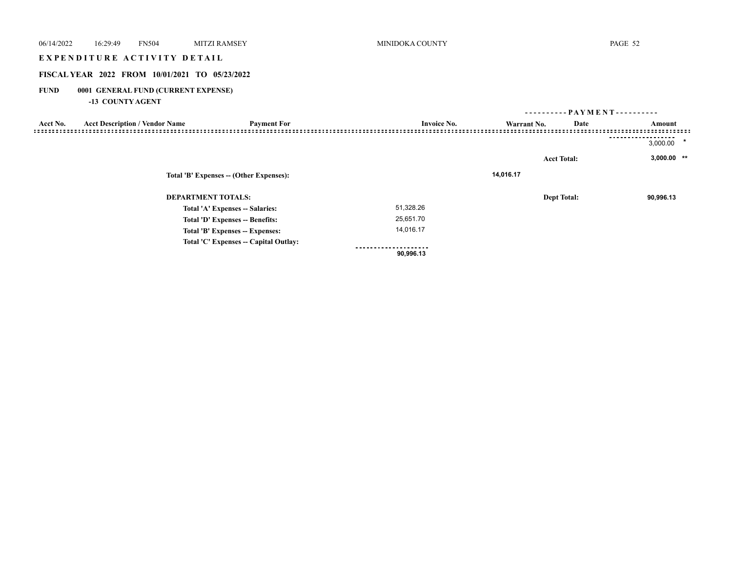# EXPENDITURE ACTIVITY DETAIL

### FISCAL YEAR 2022 FROM 10/01/2021 TO 05/23/2022

**FUND 0001 GENERAL FUND (CURRENT EXPENSE)**

**-13 COUNTY AGENT**

| Acct No. | Acct Description / Vendor Name | Payment For | Invoice No. | Warrant No. | Date | Amount |
|---|---|---|---|---|---|---|
| | | | | | | 3,000.00 * |
| | | | | | Acct Total: | **3,000.00 ** ** |

**Total 'B' Expenses -- (Other Expenses):** 14,016.17

**DEPARTMENT TOTALS:** **Dept Total: 90,996.13**

| | |
|---|---|
| **Total 'A' Expenses -- Salaries:** | 51,328.26 |
| **Total 'D' Expenses -- Benefits:** | 25,651.70 |
| **Total 'B' Expenses -- Expenses:** | 14,016.17 |
| **Total 'C' Expenses -- Capital Outlay:** | |
| | **90,996.13** |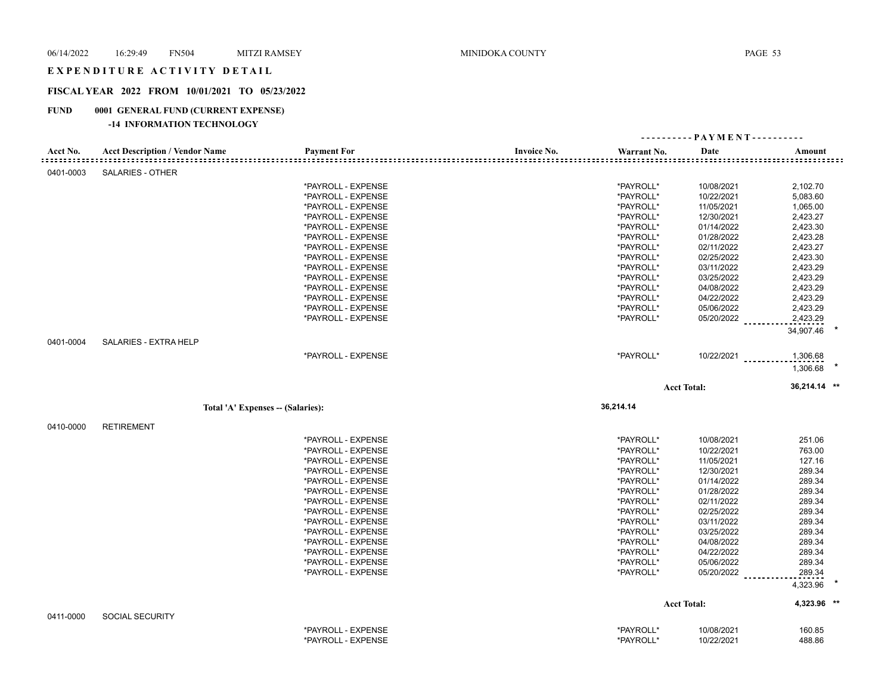# EXPENDITURE ACTIVITY DETAIL

## FISCAL YEAR 2022 FROM 10/01/2021 TO 05/23/2022

**FUND 0001 GENERAL FUND (CURRENT EXPENSE)**

**-14 INFORMATION TECHNOLOGY**

| Acct No. | Acct Description / Vendor Name | Payment For | Invoice No. | Warrant No. | Date | Amount |
|---|---|---|---|---|---|---|
| 0401-0003 | SALARIES - OTHER | | | | | |
| | | *PAYROLL - EXPENSE | | *PAYROLL* | 10/08/2021 | 2,102.70 |
| | | *PAYROLL - EXPENSE | | *PAYROLL* | 10/22/2021 | 5,083.60 |
| | | *PAYROLL - EXPENSE | | *PAYROLL* | 11/05/2021 | 1,065.00 |
| | | *PAYROLL - EXPENSE | | *PAYROLL* | 12/30/2021 | 2,423.27 |
| | | *PAYROLL - EXPENSE | | *PAYROLL* | 01/14/2022 | 2,423.30 |
| | | *PAYROLL - EXPENSE | | *PAYROLL* | 01/28/2022 | 2,423.28 |
| | | *PAYROLL - EXPENSE | | *PAYROLL* | 02/11/2022 | 2,423.27 |
| | | *PAYROLL - EXPENSE | | *PAYROLL* | 02/25/2022 | 2,423.30 |
| | | *PAYROLL - EXPENSE | | *PAYROLL* | 03/11/2022 | 2,423.29 |
| | | *PAYROLL - EXPENSE | | *PAYROLL* | 03/25/2022 | 2,423.29 |
| | | *PAYROLL - EXPENSE | | *PAYROLL* | 04/08/2022 | 2,423.29 |
| | | *PAYROLL - EXPENSE | | *PAYROLL* | 04/22/2022 | 2,423.29 |
| | | *PAYROLL - EXPENSE | | *PAYROLL* | 05/06/2022 | 2,423.29 |
| | | *PAYROLL - EXPENSE | | *PAYROLL* | 05/20/2022 | 2,423.29 |
| | | | | | | 34,907.46 * |
| 0401-0004 | SALARIES - EXTRA HELP | | | | | |
| | | *PAYROLL - EXPENSE | | *PAYROLL* | 10/22/2021 | 1,306.68 |
| | | | | | | 1,306.68 * |
| | | | | | Acct Total: | 36,214.14 ** |
| | Total 'A' Expenses -- (Salaries): | | | 36,214.14 | | |
| 0410-0000 | RETIREMENT | | | | | |
| | | *PAYROLL - EXPENSE | | *PAYROLL* | 10/08/2021 | 251.06 |
| | | *PAYROLL - EXPENSE | | *PAYROLL* | 10/22/2021 | 763.00 |
| | | *PAYROLL - EXPENSE | | *PAYROLL* | 11/05/2021 | 127.16 |
| | | *PAYROLL - EXPENSE | | *PAYROLL* | 12/30/2021 | 289.34 |
| | | *PAYROLL - EXPENSE | | *PAYROLL* | 01/14/2022 | 289.34 |
| | | *PAYROLL - EXPENSE | | *PAYROLL* | 01/28/2022 | 289.34 |
| | | *PAYROLL - EXPENSE | | *PAYROLL* | 02/11/2022 | 289.34 |
| | | *PAYROLL - EXPENSE | | *PAYROLL* | 02/25/2022 | 289.34 |
| | | *PAYROLL - EXPENSE | | *PAYROLL* | 03/11/2022 | 289.34 |
| | | *PAYROLL - EXPENSE | | *PAYROLL* | 03/25/2022 | 289.34 |
| | | *PAYROLL - EXPENSE | | *PAYROLL* | 04/08/2022 | 289.34 |
| | | *PAYROLL - EXPENSE | | *PAYROLL* | 04/22/2022 | 289.34 |
| | | *PAYROLL - EXPENSE | | *PAYROLL* | 05/06/2022 | 289.34 |
| | | *PAYROLL - EXPENSE | | *PAYROLL* | 05/20/2022 | 289.34 |
| | | | | | | 4,323.96 * |
| | | | | | Acct Total: | 4,323.96 ** |
| 0411-0000 | SOCIAL SECURITY | | | | | |
| | | *PAYROLL - EXPENSE | | *PAYROLL* | 10/08/2021 | 160.85 |
| | | *PAYROLL - EXPENSE | | *PAYROLL* | 10/22/2021 | 488.86 |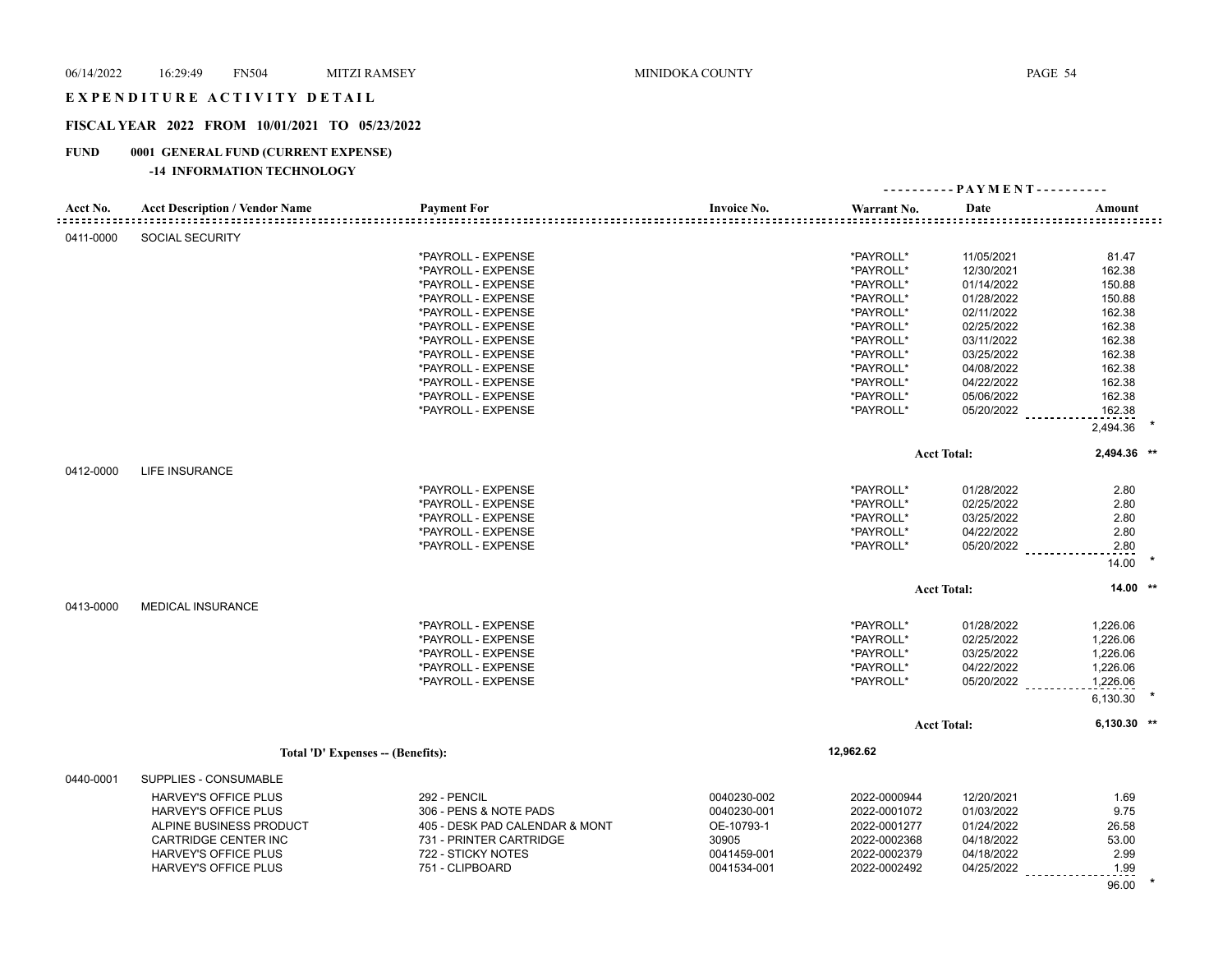# EXPENDITURE ACTIVITY DETAIL

## FISCAL YEAR 2022 FROM 10/01/2021 TO 05/23/2022

### FUND 0001 GENERAL FUND (CURRENT EXPENSE)

#### -14 INFORMATION TECHNOLOGY

| Acct No. | Acct Description / Vendor Name | Payment For | Invoice No. | Warrant No. | Date | Amount |
|---|---|---|---|---|---|---|
| 0411-0000 | SOCIAL SECURITY | | | | | |
| | | *PAYROLL - EXPENSE | | *PAYROLL* | 11/05/2021 | 81.47 |
| | | *PAYROLL - EXPENSE | | *PAYROLL* | 12/30/2021 | 162.38 |
| | | *PAYROLL - EXPENSE | | *PAYROLL* | 01/14/2022 | 150.88 |
| | | *PAYROLL - EXPENSE | | *PAYROLL* | 01/28/2022 | 150.88 |
| | | *PAYROLL - EXPENSE | | *PAYROLL* | 02/11/2022 | 162.38 |
| | | *PAYROLL - EXPENSE | | *PAYROLL* | 02/25/2022 | 162.38 |
| | | *PAYROLL - EXPENSE | | *PAYROLL* | 03/11/2022 | 162.38 |
| | | *PAYROLL - EXPENSE | | *PAYROLL* | 03/25/2022 | 162.38 |
| | | *PAYROLL - EXPENSE | | *PAYROLL* | 04/08/2022 | 162.38 |
| | | *PAYROLL - EXPENSE | | *PAYROLL* | 04/22/2022 | 162.38 |
| | | *PAYROLL - EXPENSE | | *PAYROLL* | 05/06/2022 | 162.38 |
| | | *PAYROLL - EXPENSE | | *PAYROLL* | 05/20/2022 | 162.38 |
| | | | | | | 2,494.36 * |
| | | | | | Acct Total: | 2,494.36 ** |
| 0412-0000 | LIFE INSURANCE | | | | | |
| | | *PAYROLL - EXPENSE | | *PAYROLL* | 01/28/2022 | 2.80 |
| | | *PAYROLL - EXPENSE | | *PAYROLL* | 02/25/2022 | 2.80 |
| | | *PAYROLL - EXPENSE | | *PAYROLL* | 03/25/2022 | 2.80 |
| | | *PAYROLL - EXPENSE | | *PAYROLL* | 04/22/2022 | 2.80 |
| | | *PAYROLL - EXPENSE | | *PAYROLL* | 05/20/2022 | 2.80 |
| | | | | | | 14.00 * |
| | | | | | Acct Total: | 14.00 ** |
| 0413-0000 | MEDICAL INSURANCE | | | | | |
| | | *PAYROLL - EXPENSE | | *PAYROLL* | 01/28/2022 | 1,226.06 |
| | | *PAYROLL - EXPENSE | | *PAYROLL* | 02/25/2022 | 1,226.06 |
| | | *PAYROLL - EXPENSE | | *PAYROLL* | 03/25/2022 | 1,226.06 |
| | | *PAYROLL - EXPENSE | | *PAYROLL* | 04/22/2022 | 1,226.06 |
| | | *PAYROLL - EXPENSE | | *PAYROLL* | 05/20/2022 | 1,226.06 |
| | | | | | | 6,130.30 * |
| | | | | | Acct Total: | 6,130.30 ** |
| | Total 'D' Expenses -- (Benefits): | | | 12,962.62 | | |
| 0440-0001 | SUPPLIES - CONSUMABLE | | | | | |
| | HARVEY'S OFFICE PLUS | 292 - PENCIL | 0040230-002 | 2022-0000944 | 12/20/2021 | 1.69 |
| | HARVEY'S OFFICE PLUS | 306 - PENS & NOTE PADS | 0040230-001 | 2022-0001072 | 01/03/2022 | 9.75 |
| | ALPINE BUSINESS PRODUCT | 405 - DESK PAD CALENDAR & MONT | OE-10793-1 | 2022-0001277 | 01/24/2022 | 26.58 |
| | CARTRIDGE CENTER INC | 731 - PRINTER CARTRIDGE | 30905 | 2022-0002368 | 04/18/2022 | 53.00 |
| | HARVEY'S OFFICE PLUS | 722 - STICKY NOTES | 0041459-001 | 2022-0002379 | 04/18/2022 | 2.99 |
| | HARVEY'S OFFICE PLUS | 751 - CLIPBOARD | 0041534-001 | 2022-0002492 | 04/25/2022 | 1.99 |
| | | | | | | 96.00 * |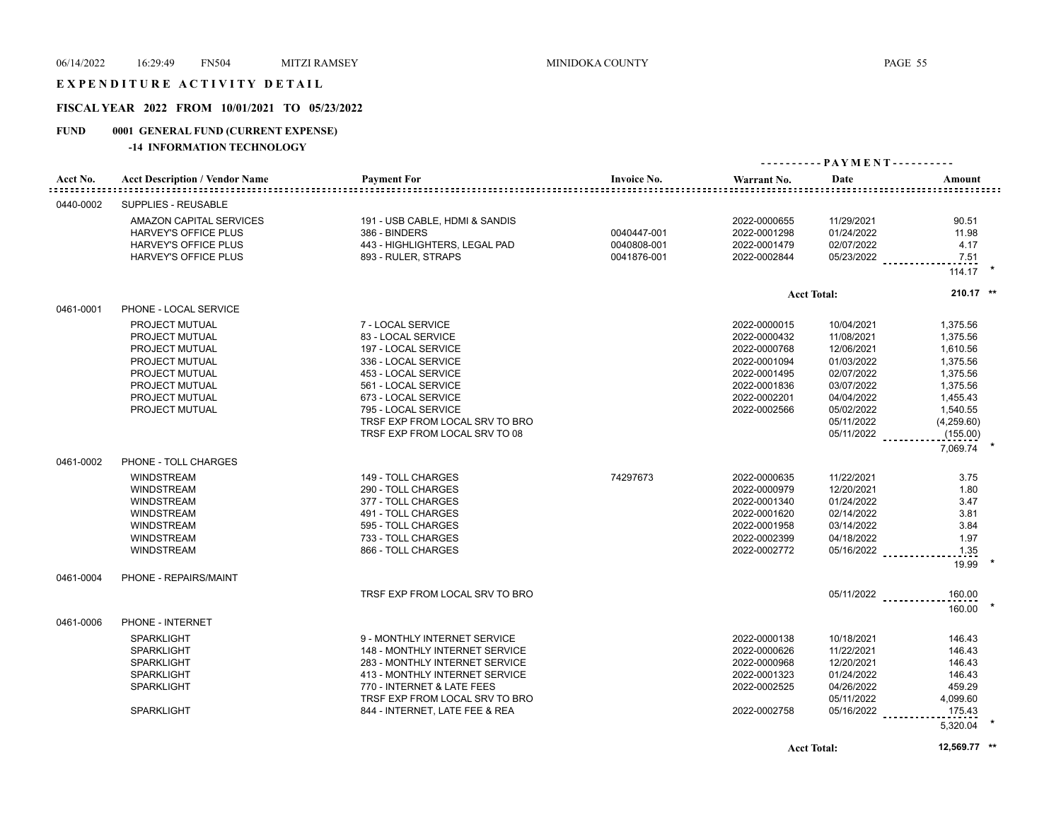# EXPENDITURE ACTIVITY DETAIL

## FISCAL YEAR 2022 FROM 10/01/2021 TO 05/23/2022

### FUND 0001 GENERAL FUND (CURRENT EXPENSE)

#### -14 INFORMATION TECHNOLOGY

| Acct No. | Acct Description / Vendor Name | Payment For | Invoice No. | Warrant No. | Date | Amount |
|---|---|---|---|---|---|---|
| 0440-0002 | SUPPLIES - REUSABLE | | | | | |
| | AMAZON CAPITAL SERVICES | 191 - USB CABLE, HDMI & SANDIS | | 2022-0000655 | 11/29/2021 | 90.51 |
| | HARVEY'S OFFICE PLUS | 386 - BINDERS | 0040447-001 | 2022-0001298 | 01/24/2022 | 11.98 |
| | HARVEY'S OFFICE PLUS | 443 - HIGHLIGHTERS, LEGAL PAD | 0040808-001 | 2022-0001479 | 02/07/2022 | 4.17 |
| | HARVEY'S OFFICE PLUS | 893 - RULER, STRAPS | 0041876-001 | 2022-0002844 | 05/23/2022 | 7.51 |
| | | | | | | 114.17 * |
| | | | | | Acct Total: | 210.17 ** |
| 0461-0001 | PHONE - LOCAL SERVICE | | | | | |
| | PROJECT MUTUAL | 7 - LOCAL SERVICE | | 2022-0000015 | 10/04/2021 | 1,375.56 |
| | PROJECT MUTUAL | 83 - LOCAL SERVICE | | 2022-0000432 | 11/08/2021 | 1,375.56 |
| | PROJECT MUTUAL | 197 - LOCAL SERVICE | | 2022-0000768 | 12/06/2021 | 1,610.56 |
| | PROJECT MUTUAL | 336 - LOCAL SERVICE | | 2022-0001094 | 01/03/2022 | 1,375.56 |
| | PROJECT MUTUAL | 453 - LOCAL SERVICE | | 2022-0001495 | 02/07/2022 | 1,375.56 |
| | PROJECT MUTUAL | 561 - LOCAL SERVICE | | 2022-0001836 | 03/07/2022 | 1,375.56 |
| | PROJECT MUTUAL | 673 - LOCAL SERVICE | | 2022-0002201 | 04/04/2022 | 1,455.43 |
| | PROJECT MUTUAL | 795 - LOCAL SERVICE | | 2022-0002566 | 05/02/2022 | 1,540.55 |
| | | TRSF EXP FROM LOCAL SRV TO BRO | | | 05/11/2022 | (4,259.60) |
| | | TRSF EXP FROM LOCAL SRV TO 08 | | | 05/11/2022 | (155.00) |
| | | | | | | 7,069.74 * |
| 0461-0002 | PHONE - TOLL CHARGES | | | | | |
| | WINDSTREAM | 149 - TOLL CHARGES | 74297673 | 2022-0000635 | 11/22/2021 | 3.75 |
| | WINDSTREAM | 290 - TOLL CHARGES | | 2022-0000979 | 12/20/2021 | 1.80 |
| | WINDSTREAM | 377 - TOLL CHARGES | | 2022-0001340 | 01/24/2022 | 3.47 |
| | WINDSTREAM | 491 - TOLL CHARGES | | 2022-0001620 | 02/14/2022 | 3.81 |
| | WINDSTREAM | 595 - TOLL CHARGES | | 2022-0001958 | 03/14/2022 | 3.84 |
| | WINDSTREAM | 733 - TOLL CHARGES | | 2022-0002399 | 04/18/2022 | 1.97 |
| | WINDSTREAM | 866 - TOLL CHARGES | | 2022-0002772 | 05/16/2022 | 1.35 |
| | | | | | | 19.99 * |
| 0461-0004 | PHONE - REPAIRS/MAINT | | | | | |
| | | TRSF EXP FROM LOCAL SRV TO BRO | | | 05/11/2022 | 160.00 |
| | | | | | | 160.00 * |
| 0461-0006 | PHONE - INTERNET | | | | | |
| | SPARKLIGHT | 9 - MONTHLY INTERNET SERVICE | | 2022-0000138 | 10/18/2021 | 146.43 |
| | SPARKLIGHT | 148 - MONTHLY INTERNET SERVICE | | 2022-0000626 | 11/22/2021 | 146.43 |
| | SPARKLIGHT | 283 - MONTHLY INTERNET SERVICE | | 2022-0000968 | 12/20/2021 | 146.43 |
| | SPARKLIGHT | 413 - MONTHLY INTERNET SERVICE | | 2022-0001323 | 01/24/2022 | 146.43 |
| | SPARKLIGHT | 770 - INTERNET & LATE FEES | | 2022-0002525 | 04/26/2022 | 459.29 |
| | | TRSF EXP FROM LOCAL SRV TO BRO | | | 05/11/2022 | 4,099.60 |
| | SPARKLIGHT | 844 - INTERNET, LATE FEE & REA | | 2022-0002758 | 05/16/2022 | 175.43 |
| | | | | | | 5,320.04 * |
| | | | | | Acct Total: | 12,569.77 ** |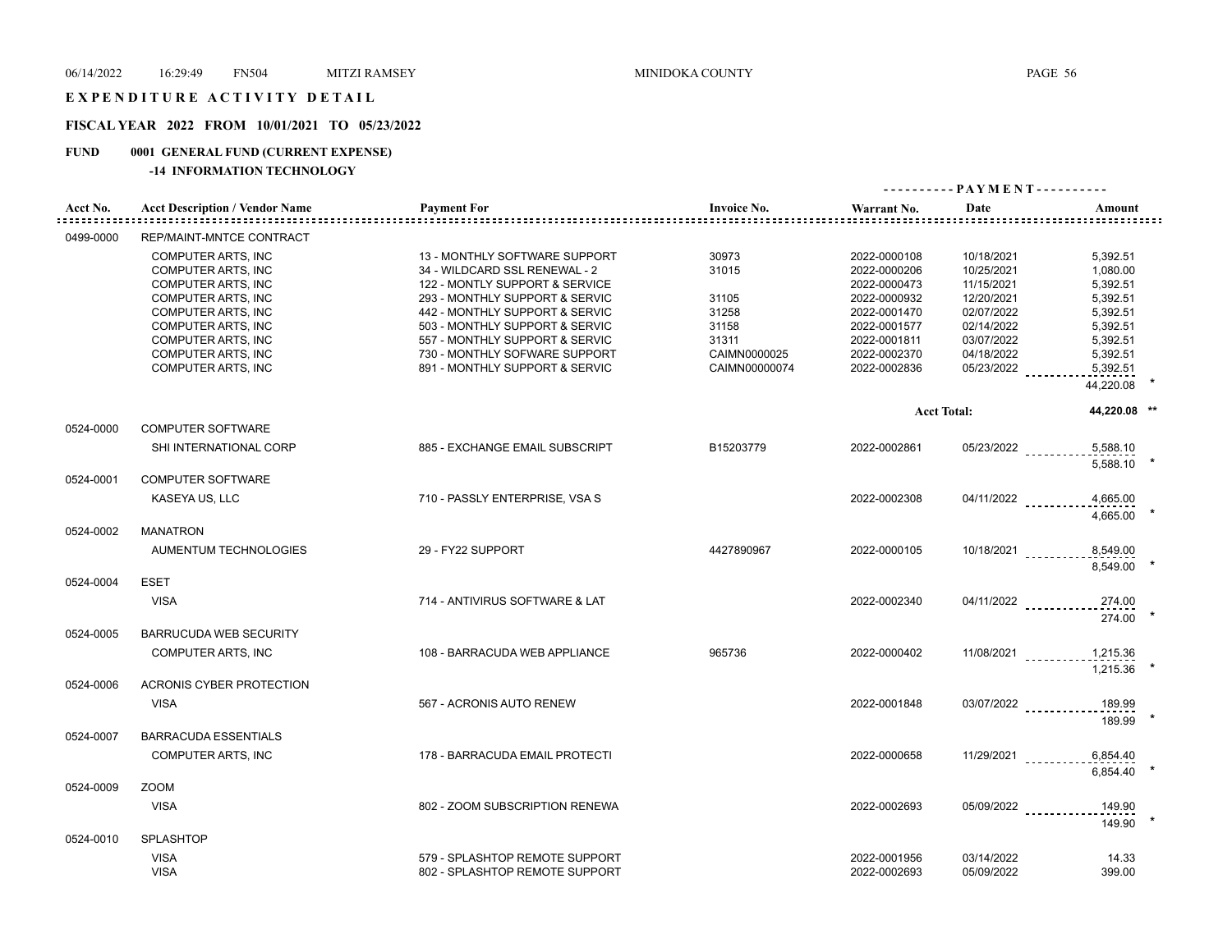# EXPENDITURE ACTIVITY DETAIL

## FISCAL YEAR 2022 FROM 10/01/2021 TO 05/23/2022

## FUND 0001 GENERAL FUND (CURRENT EXPENSE)

### -14 INFORMATION TECHNOLOGY

| Acct No. | Acct Description / Vendor Name | Payment For | Invoice No. | Warrant No. | Date | Amount |
|---|---|---|---|---|---|---|
| 0499-0000 | REP/MAINT-MNTCE CONTRACT | | | | | |
| | COMPUTER ARTS, INC | 13 - MONTHLY SOFTWARE SUPPORT | 30973 | 2022-0000108 | 10/18/2021 | 5,392.51 |
| | COMPUTER ARTS, INC | 34 - WILDCARD SSL RENEWAL - 2 | 31015 | 2022-0000206 | 10/25/2021 | 1,080.00 |
| | COMPUTER ARTS, INC | 122 - MONTLY SUPPORT & SERVICE | | 2022-0000473 | 11/15/2021 | 5,392.51 |
| | COMPUTER ARTS, INC | 293 - MONTHLY SUPPORT & SERVIC | 31105 | 2022-0000932 | 12/20/2021 | 5,392.51 |
| | COMPUTER ARTS, INC | 442 - MONTHLY SUPPORT & SERVIC | 31258 | 2022-0001470 | 02/07/2022 | 5,392.51 |
| | COMPUTER ARTS, INC | 503 - MONTHLY SUPPORT & SERVIC | 31158 | 2022-0001577 | 02/14/2022 | 5,392.51 |
| | COMPUTER ARTS, INC | 557 - MONTHLY SUPPORT & SERVIC | 31311 | 2022-0001811 | 03/07/2022 | 5,392.51 |
| | COMPUTER ARTS, INC | 730 - MONTHLY SOFWARE SUPPORT | CAIMN0000025 | 2022-0002370 | 04/18/2022 | 5,392.51 |
| | COMPUTER ARTS, INC | 891 - MONTHLY SUPPORT & SERVIC | CAIMN00000074 | 2022-0002836 | 05/23/2022 | 5,392.51 |
| | | | | | | 44,220.08 * |
| | | | | | Acct Total: | 44,220.08 ** |
| 0524-0000 | COMPUTER SOFTWARE | | | | | |
| | SHI INTERNATIONAL CORP | 885 - EXCHANGE EMAIL SUBSCRIPT | B15203779 | 2022-0002861 | 05/23/2022 | 5,588.10 |
| | | | | | | 5,588.10 * |
| 0524-0001 | COMPUTER SOFTWARE | | | | | |
| | KASEYA US, LLC | 710 - PASSLY ENTERPRISE, VSA S | | 2022-0002308 | 04/11/2022 | 4,665.00 |
| | | | | | | 4,665.00 * |
| 0524-0002 | MANATRON | | | | | |
| | AUMENTUM TECHNOLOGIES | 29 - FY22 SUPPORT | 4427890967 | 2022-0000105 | 10/18/2021 | 8,549.00 |
| | | | | | | 8,549.00 * |
| 0524-0004 | ESET | | | | | |
| | VISA | 714 - ANTIVIRUS SOFTWARE & LAT | | 2022-0002340 | 04/11/2022 | 274.00 |
| | | | | | | 274.00 * |
| 0524-0005 | BARRUCUDA WEB SECURITY | | | | | |
| | COMPUTER ARTS, INC | 108 - BARRACUDA WEB APPLIANCE | 965736 | 2022-0000402 | 11/08/2021 | 1,215.36 |
| | | | | | | 1,215.36 * |
| 0524-0006 | ACRONIS CYBER PROTECTION | | | | | |
| | VISA | 567 - ACRONIS AUTO RENEW | | 2022-0001848 | 03/07/2022 | 189.99 |
| | | | | | | 189.99 * |
| 0524-0007 | BARRACUDA ESSENTIALS | | | | | |
| | COMPUTER ARTS, INC | 178 - BARRACUDA EMAIL PROTECTI | | 2022-0000658 | 11/29/2021 | 6,854.40 |
| | | | | | | 6,854.40 * |
| 0524-0009 | ZOOM | | | | | |
| | VISA | 802 - ZOOM SUBSCRIPTION RENEWA | | 2022-0002693 | 05/09/2022 | 149.90 |
| | | | | | | 149.90 * |
| 0524-0010 | SPLASHTOP | | | | | |
| | VISA | 579 - SPLASHTOP REMOTE SUPPORT | | 2022-0001956 | 03/14/2022 | 14.33 |
| | VISA | 802 - SPLASHTOP REMOTE SUPPORT | | 2022-0002693 | 05/09/2022 | 399.00 |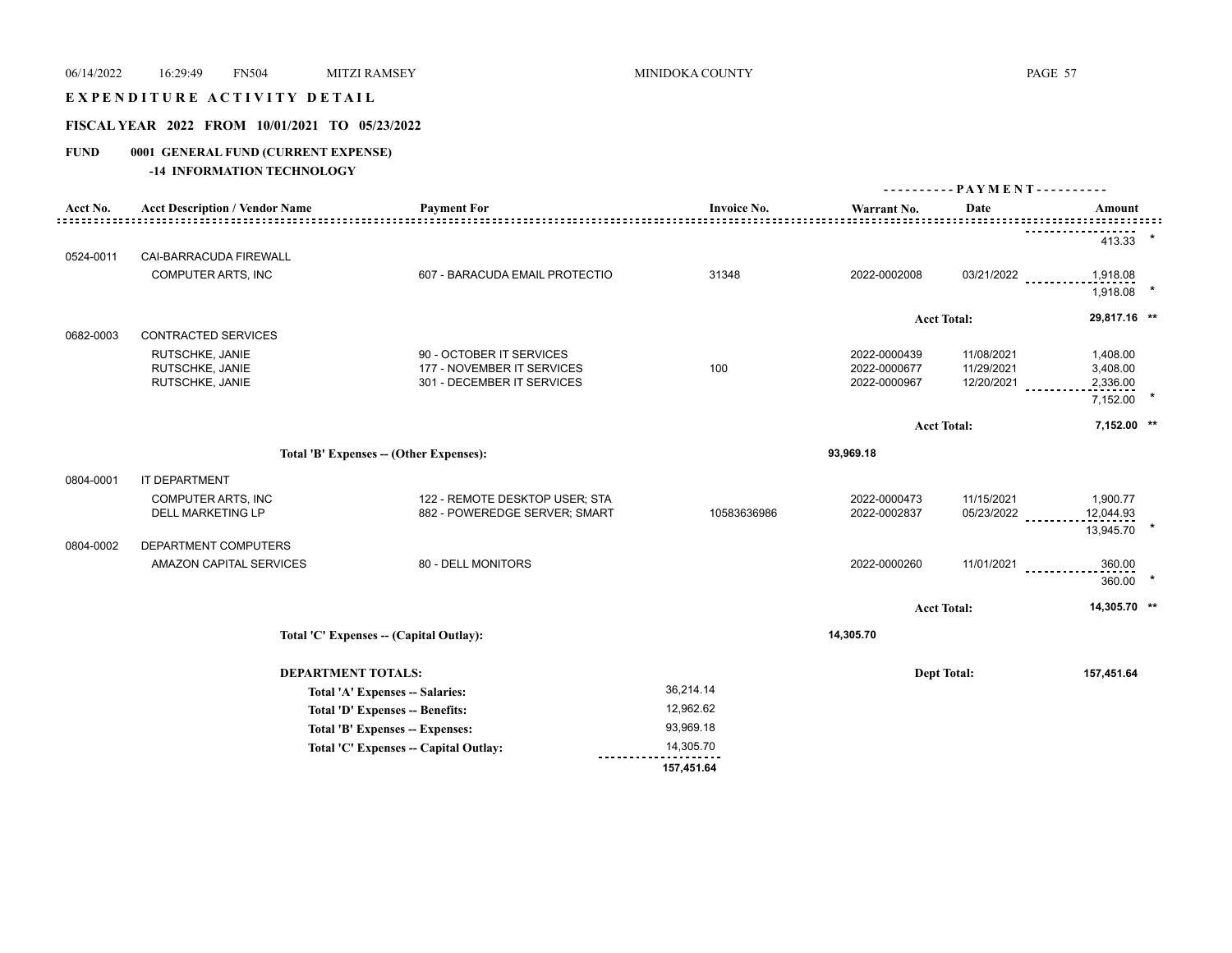# EXPENDITURE ACTIVITY DETAIL

## FISCAL YEAR 2022 FROM 10/01/2021 TO 05/23/2022

**FUND 0001 GENERAL FUND (CURRENT EXPENSE)**

**-14 INFORMATION TECHNOLOGY**

| Acct No. | Acct Description / Vendor Name | Payment For | Invoice No. | Warrant No. | Date | Amount |
|---|---|---|---|---|---|---|
| | | | | | | 413.33 * |
| 0524-0011 | CAI-BARRACUDA FIREWALL | | | | | |
| | COMPUTER ARTS, INC | 607 - BARACUDA EMAIL PROTECTIO | 31348 | 2022-0002008 | 03/21/2022 | 1,918.08 |
| | | | | | | 1,918.08 * |
| | | | | | Acct Total: | 29,817.16 ** |
| 0682-0003 | CONTRACTED SERVICES | | | | | |
| | RUTSCHKE, JANIE | 90 - OCTOBER IT SERVICES | | 2022-0000439 | 11/08/2021 | 1,408.00 |
| | RUTSCHKE, JANIE | 177 - NOVEMBER IT SERVICES | 100 | 2022-0000677 | 11/29/2021 | 3,408.00 |
| | RUTSCHKE, JANIE | 301 - DECEMBER IT SERVICES | | 2022-0000967 | 12/20/2021 | 2,336.00 |
| | | | | | | 7,152.00 * |
| | | | | | Acct Total: | 7,152.00 ** |
| | Total 'B' Expenses -- (Other Expenses): | | | 93,969.18 | | |
| 0804-0001 | IT DEPARTMENT | | | | | |
| | COMPUTER ARTS, INC | 122 - REMOTE DESKTOP USER; STA | | 2022-0000473 | 11/15/2021 | 1,900.77 |
| | DELL MARKETING LP | 882 - POWEREDGE SERVER; SMART | 10583636986 | 2022-0002837 | 05/23/2022 | 12,044.93 |
| | | | | | | 13,945.70 * |
| 0804-0002 | DEPARTMENT COMPUTERS | | | | | |
| | AMAZON CAPITAL SERVICES | 80 - DELL MONITORS | | 2022-0000260 | 11/01/2021 | 360.00 |
| | | | | | | 360.00 * |
| | | | | | Acct Total: | 14,305.70 ** |
| | Total 'C' Expenses -- (Capital Outlay): | | | 14,305.70 | | |

**DEPARTMENT TOTALS:** Dept Total: **157,451.64**

| | |
|---|---|
| Total 'A' Expenses -- Salaries: | 36,214.14 |
| Total 'D' Expenses -- Benefits: | 12,962.62 |
| Total 'B' Expenses -- Expenses: | 93,969.18 |
| Total 'C' Expenses -- Capital Outlay: | 14,305.70 |
| | **157,451.64** |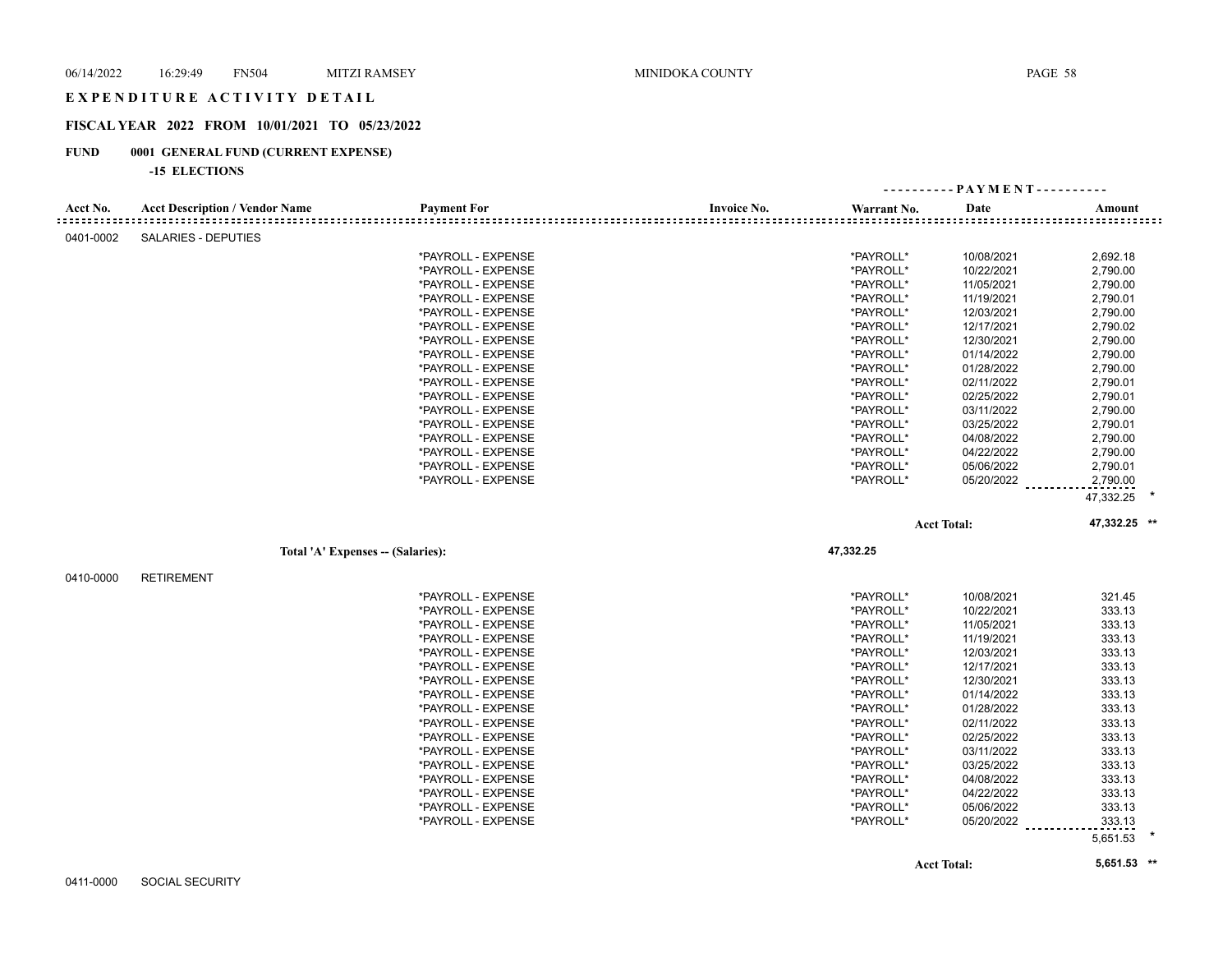# EXPENDITURE ACTIVITY DETAIL

## FISCAL YEAR 2022 FROM 10/01/2021 TO 05/23/2022

**FUND 0001 GENERAL FUND (CURRENT EXPENSE)**

**-15 ELECTIONS**

| Acct No. | Acct Description / Vendor Name | Payment For | Invoice No. | Warrant No. | Date | Amount |
|---|---|---|---|---|---|---|
| 0401-0002 | SALARIES - DEPUTIES | | | | | |
| | | *PAYROLL - EXPENSE | | *PAYROLL* | 10/08/2021 | 2,692.18 |
| | | *PAYROLL - EXPENSE | | *PAYROLL* | 10/22/2021 | 2,790.00 |
| | | *PAYROLL - EXPENSE | | *PAYROLL* | 11/05/2021 | 2,790.00 |
| | | *PAYROLL - EXPENSE | | *PAYROLL* | 11/19/2021 | 2,790.01 |
| | | *PAYROLL - EXPENSE | | *PAYROLL* | 12/03/2021 | 2,790.00 |
| | | *PAYROLL - EXPENSE | | *PAYROLL* | 12/17/2021 | 2,790.02 |
| | | *PAYROLL - EXPENSE | | *PAYROLL* | 12/30/2021 | 2,790.00 |
| | | *PAYROLL - EXPENSE | | *PAYROLL* | 01/14/2022 | 2,790.00 |
| | | *PAYROLL - EXPENSE | | *PAYROLL* | 01/28/2022 | 2,790.00 |
| | | *PAYROLL - EXPENSE | | *PAYROLL* | 02/11/2022 | 2,790.01 |
| | | *PAYROLL - EXPENSE | | *PAYROLL* | 02/25/2022 | 2,790.01 |
| | | *PAYROLL - EXPENSE | | *PAYROLL* | 03/11/2022 | 2,790.00 |
| | | *PAYROLL - EXPENSE | | *PAYROLL* | 03/25/2022 | 2,790.01 |
| | | *PAYROLL - EXPENSE | | *PAYROLL* | 04/08/2022 | 2,790.00 |
| | | *PAYROLL - EXPENSE | | *PAYROLL* | 04/22/2022 | 2,790.00 |
| | | *PAYROLL - EXPENSE | | *PAYROLL* | 05/06/2022 | 2,790.01 |
| | | *PAYROLL - EXPENSE | | *PAYROLL* | 05/20/2022 | 2,790.00 |
| | | | | | | 47,332.25 * |
| | | | | | **Acct Total:** | **47,332.25 \*\*** |
| | **Total 'A' Expenses -- (Salaries):** | | | **47,332.25** | | |
| 0410-0000 | RETIREMENT | | | | | |
| | | *PAYROLL - EXPENSE | | *PAYROLL* | 10/08/2021 | 321.45 |
| | | *PAYROLL - EXPENSE | | *PAYROLL* | 10/22/2021 | 333.13 |
| | | *PAYROLL - EXPENSE | | *PAYROLL* | 11/05/2021 | 333.13 |
| | | *PAYROLL - EXPENSE | | *PAYROLL* | 11/19/2021 | 333.13 |
| | | *PAYROLL - EXPENSE | | *PAYROLL* | 12/03/2021 | 333.13 |
| | | *PAYROLL - EXPENSE | | *PAYROLL* | 12/17/2021 | 333.13 |
| | | *PAYROLL - EXPENSE | | *PAYROLL* | 12/30/2021 | 333.13 |
| | | *PAYROLL - EXPENSE | | *PAYROLL* | 01/14/2022 | 333.13 |
| | | *PAYROLL - EXPENSE | | *PAYROLL* | 01/28/2022 | 333.13 |
| | | *PAYROLL - EXPENSE | | *PAYROLL* | 02/11/2022 | 333.13 |
| | | *PAYROLL - EXPENSE | | *PAYROLL* | 02/25/2022 | 333.13 |
| | | *PAYROLL - EXPENSE | | *PAYROLL* | 03/11/2022 | 333.13 |
| | | *PAYROLL - EXPENSE | | *PAYROLL* | 03/25/2022 | 333.13 |
| | | *PAYROLL - EXPENSE | | *PAYROLL* | 04/08/2022 | 333.13 |
| | | *PAYROLL - EXPENSE | | *PAYROLL* | 04/22/2022 | 333.13 |
| | | *PAYROLL - EXPENSE | | *PAYROLL* | 05/06/2022 | 333.13 |
| | | *PAYROLL - EXPENSE | | *PAYROLL* | 05/20/2022 | 333.13 |
| | | | | | | 5,651.53 * |
| | | | | | **Acct Total:** | **5,651.53 \*\*** |
| 0411-0000 | SOCIAL SECURITY | | | | | |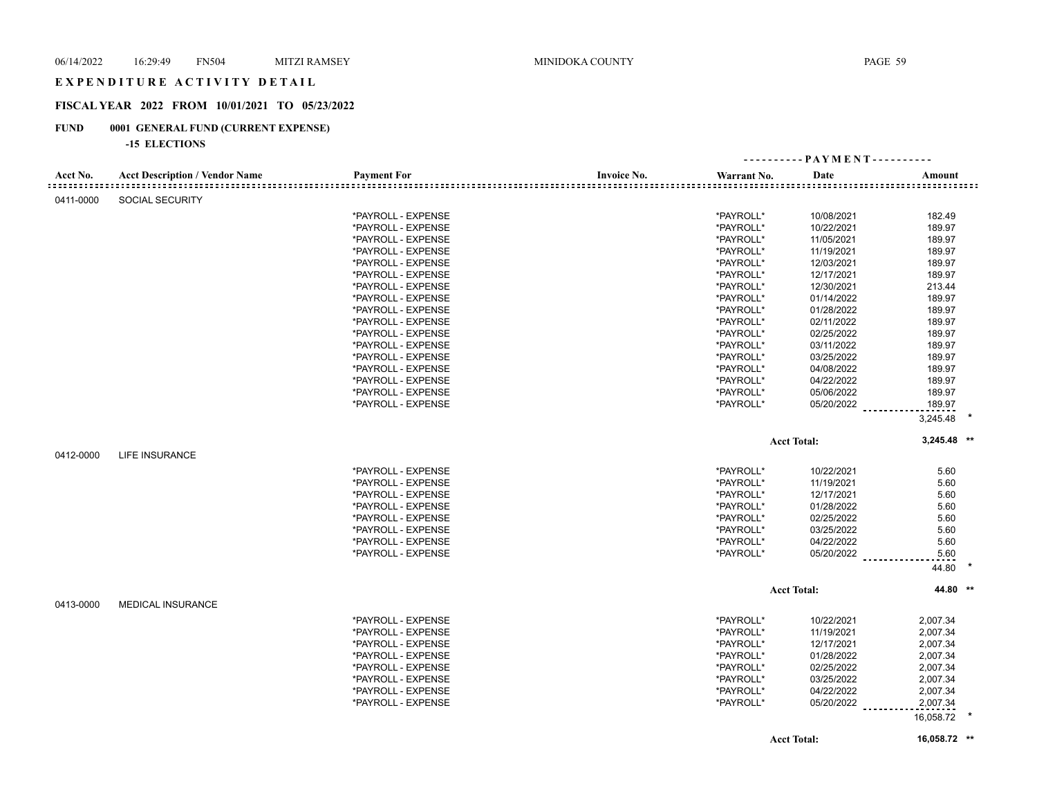# EXPENDITURE ACTIVITY DETAIL

## FISCAL YEAR 2022 FROM 10/01/2021 TO 05/23/2022

**FUND 0001 GENERAL FUND (CURRENT EXPENSE)**

**-15 ELECTIONS**

| Acct No. | Acct Description / Vendor Name | Payment For | Invoice No. | Warrant No. | Date | Amount |
|---|---|---|---|---|---|---|
| 0411-0000 | SOCIAL SECURITY | | | | | |
| | | *PAYROLL - EXPENSE | | *PAYROLL* | 10/08/2021 | 182.49 |
| | | *PAYROLL - EXPENSE | | *PAYROLL* | 10/22/2021 | 189.97 |
| | | *PAYROLL - EXPENSE | | *PAYROLL* | 11/05/2021 | 189.97 |
| | | *PAYROLL - EXPENSE | | *PAYROLL* | 11/19/2021 | 189.97 |
| | | *PAYROLL - EXPENSE | | *PAYROLL* | 12/03/2021 | 189.97 |
| | | *PAYROLL - EXPENSE | | *PAYROLL* | 12/17/2021 | 189.97 |
| | | *PAYROLL - EXPENSE | | *PAYROLL* | 12/30/2021 | 213.44 |
| | | *PAYROLL - EXPENSE | | *PAYROLL* | 01/14/2022 | 189.97 |
| | | *PAYROLL - EXPENSE | | *PAYROLL* | 01/28/2022 | 189.97 |
| | | *PAYROLL - EXPENSE | | *PAYROLL* | 02/11/2022 | 189.97 |
| | | *PAYROLL - EXPENSE | | *PAYROLL* | 02/25/2022 | 189.97 |
| | | *PAYROLL - EXPENSE | | *PAYROLL* | 03/11/2022 | 189.97 |
| | | *PAYROLL - EXPENSE | | *PAYROLL* | 03/25/2022 | 189.97 |
| | | *PAYROLL - EXPENSE | | *PAYROLL* | 04/08/2022 | 189.97 |
| | | *PAYROLL - EXPENSE | | *PAYROLL* | 04/22/2022 | 189.97 |
| | | *PAYROLL - EXPENSE | | *PAYROLL* | 05/06/2022 | 189.97 |
| | | *PAYROLL - EXPENSE | | *PAYROLL* | 05/20/2022 | 189.97 |
| | | | | | | 3,245.48 * |
| | | | | | Acct Total: | 3,245.48 ** |
| 0412-0000 | LIFE INSURANCE | | | | | |
| | | *PAYROLL - EXPENSE | | *PAYROLL* | 10/22/2021 | 5.60 |
| | | *PAYROLL - EXPENSE | | *PAYROLL* | 11/19/2021 | 5.60 |
| | | *PAYROLL - EXPENSE | | *PAYROLL* | 12/17/2021 | 5.60 |
| | | *PAYROLL - EXPENSE | | *PAYROLL* | 01/28/2022 | 5.60 |
| | | *PAYROLL - EXPENSE | | *PAYROLL* | 02/25/2022 | 5.60 |
| | | *PAYROLL - EXPENSE | | *PAYROLL* | 03/25/2022 | 5.60 |
| | | *PAYROLL - EXPENSE | | *PAYROLL* | 04/22/2022 | 5.60 |
| | | *PAYROLL - EXPENSE | | *PAYROLL* | 05/20/2022 | 5.60 |
| | | | | | | 44.80 * |
| | | | | | Acct Total: | 44.80 ** |
| 0413-0000 | MEDICAL INSURANCE | | | | | |
| | | *PAYROLL - EXPENSE | | *PAYROLL* | 10/22/2021 | 2,007.34 |
| | | *PAYROLL - EXPENSE | | *PAYROLL* | 11/19/2021 | 2,007.34 |
| | | *PAYROLL - EXPENSE | | *PAYROLL* | 12/17/2021 | 2,007.34 |
| | | *PAYROLL - EXPENSE | | *PAYROLL* | 01/28/2022 | 2,007.34 |
| | | *PAYROLL - EXPENSE | | *PAYROLL* | 02/25/2022 | 2,007.34 |
| | | *PAYROLL - EXPENSE | | *PAYROLL* | 03/25/2022 | 2,007.34 |
| | | *PAYROLL - EXPENSE | | *PAYROLL* | 04/22/2022 | 2,007.34 |
| | | *PAYROLL - EXPENSE | | *PAYROLL* | 05/20/2022 | 2,007.34 |
| | | | | | | 16,058.72 * |
| | | | | | Acct Total: | 16,058.72 ** |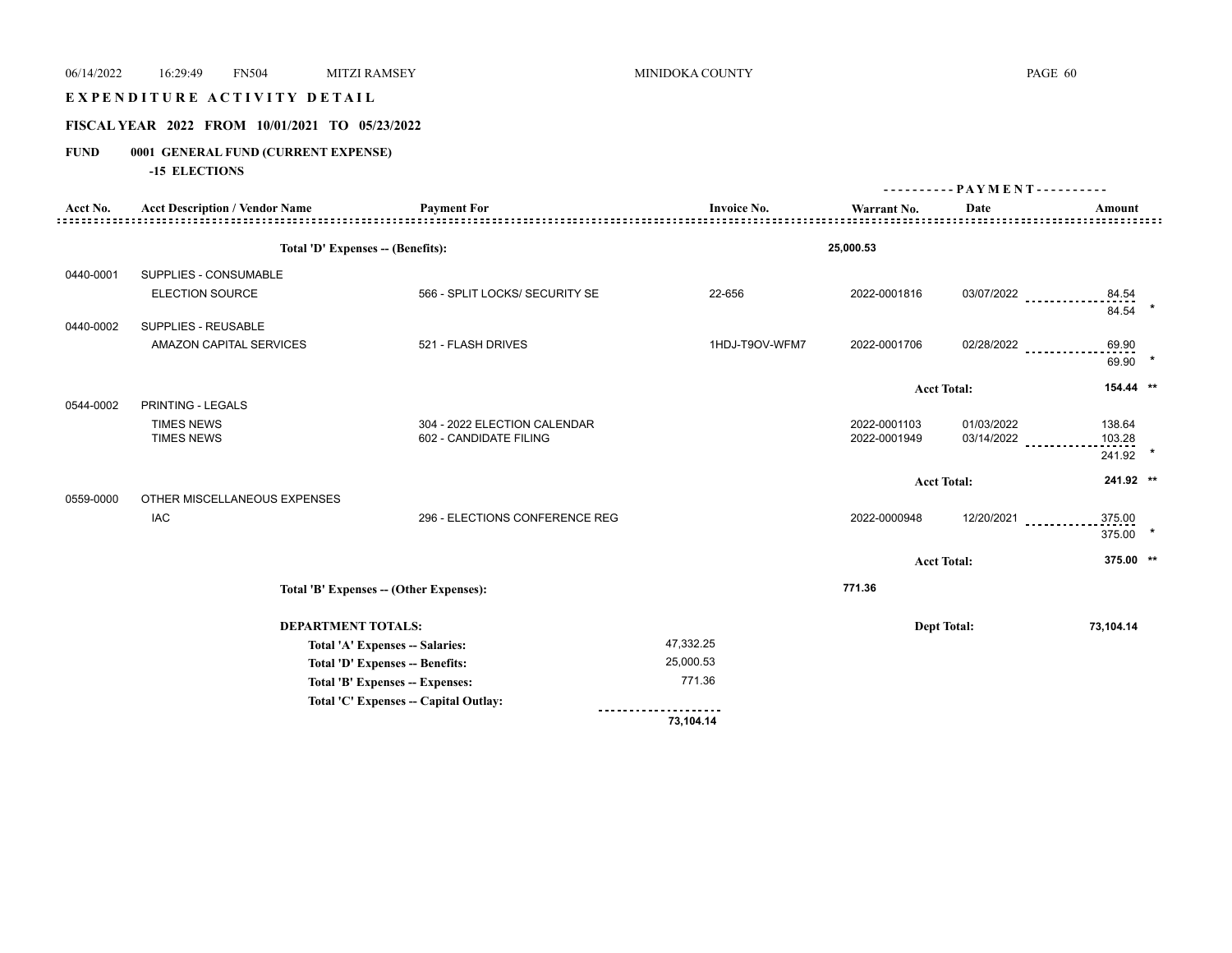# EXPENDITURE ACTIVITY DETAIL

## FISCAL YEAR 2022 FROM 10/01/2021 TO 05/23/2022

**FUND 0001 GENERAL FUND (CURRENT EXPENSE)**

**-15 ELECTIONS**

| Acct No. | Acct Description / Vendor Name | Payment For | Invoice No. | Warrant No. | Date | Amount |
|---|---|---|---|---|---|---|
| | **Total 'D' Expenses -- (Benefits):** | | | **25,000.53** | | |
| 0440-0001 | SUPPLIES - CONSUMABLE | | | | | |
| | ELECTION SOURCE | 566 - SPLIT LOCKS/ SECURITY SE | 22-656 | 2022-0001816 | 03/07/2022 | 84.54 |
| | | | | | | 84.54 * |
| 0440-0002 | SUPPLIES - REUSABLE | | | | | |
| | AMAZON CAPITAL SERVICES | 521 - FLASH DRIVES | 1HDJ-T9OV-WFM7 | 2022-0001706 | 02/28/2022 | 69.90 |
| | | | | | | 69.90 * |
| | | | | | **Acct Total:** | **154.44 \*\*** |
| 0544-0002 | PRINTING - LEGALS | | | | | |
| | TIMES NEWS | 304 - 2022 ELECTION CALENDAR | | 2022-0001103 | 01/03/2022 | 138.64 |
| | TIMES NEWS | 602 - CANDIDATE FILING | | 2022-0001949 | 03/14/2022 | 103.28 |
| | | | | | | 241.92 * |
| | | | | | **Acct Total:** | **241.92 \*\*** |
| 0559-0000 | OTHER MISCELLANEOUS EXPENSES | | | | | |
| | IAC | 296 - ELECTIONS CONFERENCE REG | | 2022-0000948 | 12/20/2021 | 375.00 |
| | | | | | | 375.00 * |
| | | | | | **Acct Total:** | **375.00 \*\*** |
| | **Total 'B' Expenses -- (Other Expenses):** | | | **771.36** | | |

**DEPARTMENT TOTALS:** — **Dept Total: 73,104.14**

| | |
|---|---|
| **Total 'A' Expenses -- Salaries:** | 47,332.25 |
| **Total 'D' Expenses -- Benefits:** | 25,000.53 |
| **Total 'B' Expenses -- Expenses:** | 771.36 |
| **Total 'C' Expenses -- Capital Outlay:** | |
| | **73,104.14** |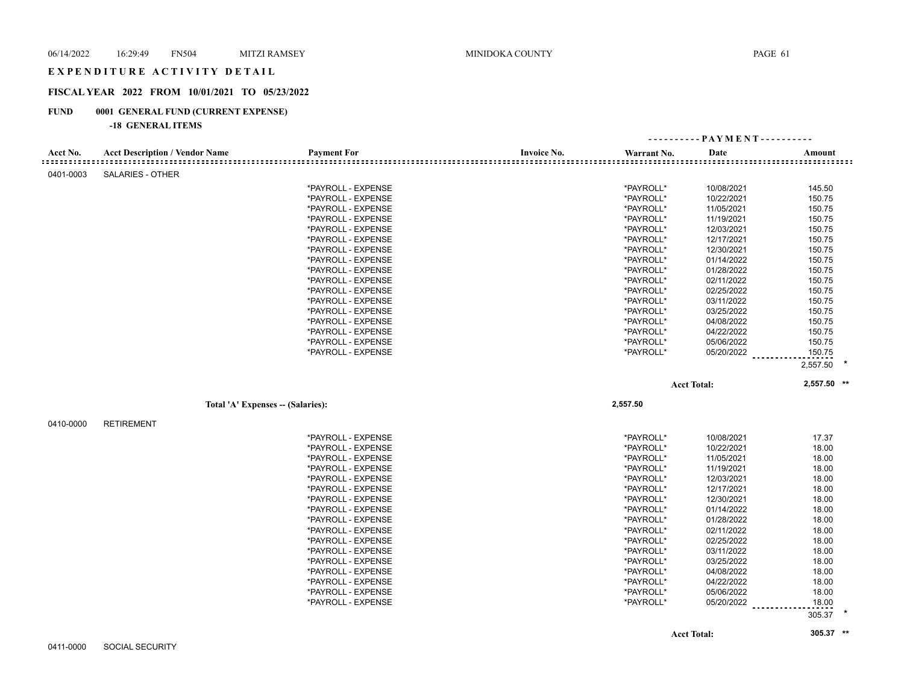# EXPENDITURE ACTIVITY DETAIL

## FISCAL YEAR 2022 FROM 10/01/2021 TO 05/23/2022

### FUND 0001 GENERAL FUND (CURRENT EXPENSE)

**-18 GENERAL ITEMS**

| Acct No. | Acct Description / Vendor Name | Payment For | Invoice No. | Warrant No. | Date | Amount |
|---|---|---|---|---|---|---|
| 0401-0003 | SALARIES - OTHER | | | | | |
| | | *PAYROLL - EXPENSE | | *PAYROLL* | 10/08/2021 | 145.50 |
| | | *PAYROLL - EXPENSE | | *PAYROLL* | 10/22/2021 | 150.75 |
| | | *PAYROLL - EXPENSE | | *PAYROLL* | 11/05/2021 | 150.75 |
| | | *PAYROLL - EXPENSE | | *PAYROLL* | 11/19/2021 | 150.75 |
| | | *PAYROLL - EXPENSE | | *PAYROLL* | 12/03/2021 | 150.75 |
| | | *PAYROLL - EXPENSE | | *PAYROLL* | 12/17/2021 | 150.75 |
| | | *PAYROLL - EXPENSE | | *PAYROLL* | 12/30/2021 | 150.75 |
| | | *PAYROLL - EXPENSE | | *PAYROLL* | 01/14/2022 | 150.75 |
| | | *PAYROLL - EXPENSE | | *PAYROLL* | 01/28/2022 | 150.75 |
| | | *PAYROLL - EXPENSE | | *PAYROLL* | 02/11/2022 | 150.75 |
| | | *PAYROLL - EXPENSE | | *PAYROLL* | 02/25/2022 | 150.75 |
| | | *PAYROLL - EXPENSE | | *PAYROLL* | 03/11/2022 | 150.75 |
| | | *PAYROLL - EXPENSE | | *PAYROLL* | 03/25/2022 | 150.75 |
| | | *PAYROLL - EXPENSE | | *PAYROLL* | 04/08/2022 | 150.75 |
| | | *PAYROLL - EXPENSE | | *PAYROLL* | 04/22/2022 | 150.75 |
| | | *PAYROLL - EXPENSE | | *PAYROLL* | 05/06/2022 | 150.75 |
| | | *PAYROLL - EXPENSE | | *PAYROLL* | 05/20/2022 | 150.75 |
| | | | | | | 2,557.50 * |
| | | | | | **Acct Total:** | **2,557.50 \*\*** |
| | **Total 'A' Expenses -- (Salaries):** | | | **2,557.50** | | |
| 0410-0000 | RETIREMENT | | | | | |
| | | *PAYROLL - EXPENSE | | *PAYROLL* | 10/08/2021 | 17.37 |
| | | *PAYROLL - EXPENSE | | *PAYROLL* | 10/22/2021 | 18.00 |
| | | *PAYROLL - EXPENSE | | *PAYROLL* | 11/05/2021 | 18.00 |
| | | *PAYROLL - EXPENSE | | *PAYROLL* | 11/19/2021 | 18.00 |
| | | *PAYROLL - EXPENSE | | *PAYROLL* | 12/03/2021 | 18.00 |
| | | *PAYROLL - EXPENSE | | *PAYROLL* | 12/17/2021 | 18.00 |
| | | *PAYROLL - EXPENSE | | *PAYROLL* | 12/30/2021 | 18.00 |
| | | *PAYROLL - EXPENSE | | *PAYROLL* | 01/14/2022 | 18.00 |
| | | *PAYROLL - EXPENSE | | *PAYROLL* | 01/28/2022 | 18.00 |
| | | *PAYROLL - EXPENSE | | *PAYROLL* | 02/11/2022 | 18.00 |
| | | *PAYROLL - EXPENSE | | *PAYROLL* | 02/25/2022 | 18.00 |
| | | *PAYROLL - EXPENSE | | *PAYROLL* | 03/11/2022 | 18.00 |
| | | *PAYROLL - EXPENSE | | *PAYROLL* | 03/25/2022 | 18.00 |
| | | *PAYROLL - EXPENSE | | *PAYROLL* | 04/08/2022 | 18.00 |
| | | *PAYROLL - EXPENSE | | *PAYROLL* | 04/22/2022 | 18.00 |
| | | *PAYROLL - EXPENSE | | *PAYROLL* | 05/06/2022 | 18.00 |
| | | *PAYROLL - EXPENSE | | *PAYROLL* | 05/20/2022 | 18.00 |
| | | | | | | 305.37 * |
| | | | | | **Acct Total:** | **305.37 \*\*** |
| 0411-0000 | SOCIAL SECURITY | | | | | |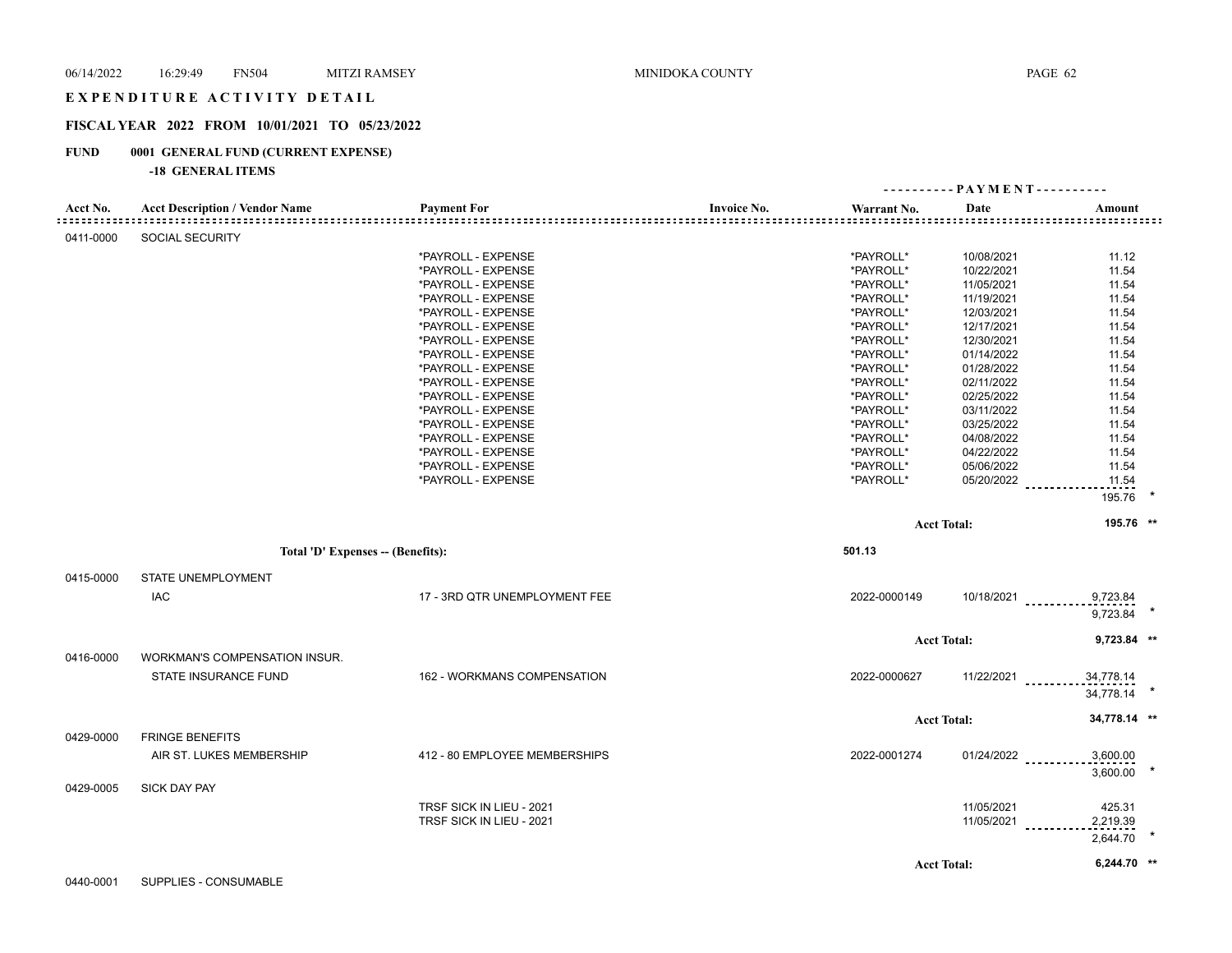# EXPENDITURE ACTIVITY DETAIL

## FISCAL YEAR 2022 FROM 10/01/2021 TO 05/23/2022

## FUND 0001 GENERAL FUND (CURRENT EXPENSE)

### -18 GENERAL ITEMS

| Acct No. | Acct Description / Vendor Name | Payment For | Invoice No. | Warrant No. | PAYMENT Date | PAYMENT Amount |
|---|---|---|---|---|---|---|
| 0411-0000 | SOCIAL SECURITY | | | | | |
| | | *PAYROLL - EXPENSE | | *PAYROLL* | 10/08/2021 | 11.12 |
| | | *PAYROLL - EXPENSE | | *PAYROLL* | 10/22/2021 | 11.54 |
| | | *PAYROLL - EXPENSE | | *PAYROLL* | 11/05/2021 | 11.54 |
| | | *PAYROLL - EXPENSE | | *PAYROLL* | 11/19/2021 | 11.54 |
| | | *PAYROLL - EXPENSE | | *PAYROLL* | 12/03/2021 | 11.54 |
| | | *PAYROLL - EXPENSE | | *PAYROLL* | 12/17/2021 | 11.54 |
| | | *PAYROLL - EXPENSE | | *PAYROLL* | 12/30/2021 | 11.54 |
| | | *PAYROLL - EXPENSE | | *PAYROLL* | 01/14/2022 | 11.54 |
| | | *PAYROLL - EXPENSE | | *PAYROLL* | 01/28/2022 | 11.54 |
| | | *PAYROLL - EXPENSE | | *PAYROLL* | 02/11/2022 | 11.54 |
| | | *PAYROLL - EXPENSE | | *PAYROLL* | 02/25/2022 | 11.54 |
| | | *PAYROLL - EXPENSE | | *PAYROLL* | 03/11/2022 | 11.54 |
| | | *PAYROLL - EXPENSE | | *PAYROLL* | 03/25/2022 | 11.54 |
| | | *PAYROLL - EXPENSE | | *PAYROLL* | 04/08/2022 | 11.54 |
| | | *PAYROLL - EXPENSE | | *PAYROLL* | 04/22/2022 | 11.54 |
| | | *PAYROLL - EXPENSE | | *PAYROLL* | 05/06/2022 | 11.54 |
| | | *PAYROLL - EXPENSE | | *PAYROLL* | 05/20/2022 | 11.54 |
| | | | | | | 195.76 * |
| | | | | | Acct Total: | 195.76 ** |
| | Total 'D' Expenses -- (Benefits): | | | 501.13 | | |
| 0415-0000 | STATE UNEMPLOYMENT | | | | | |
| | IAC | 17 - 3RD QTR UNEMPLOYMENT FEE | | 2022-0000149 | 10/18/2021 | 9,723.84 |
| | | | | | | 9,723.84 * |
| | | | | | Acct Total: | 9,723.84 ** |
| 0416-0000 | WORKMAN'S COMPENSATION INSUR. | | | | | |
| | STATE INSURANCE FUND | 162 - WORKMANS COMPENSATION | | 2022-0000627 | 11/22/2021 | 34,778.14 |
| | | | | | | 34,778.14 * |
| | | | | | Acct Total: | 34,778.14 ** |
| 0429-0000 | FRINGE BENEFITS | | | | | |
| | AIR ST. LUKES MEMBERSHIP | 412 - 80 EMPLOYEE MEMBERSHIPS | | 2022-0001274 | 01/24/2022 | 3,600.00 |
| | | | | | | 3,600.00 * |
| 0429-0005 | SICK DAY PAY | | | | | |
| | | TRSF SICK IN LIEU - 2021 | | | 11/05/2021 | 425.31 |
| | | TRSF SICK IN LIEU - 2021 | | | 11/05/2021 | 2,219.39 |
| | | | | | | 2,644.70 * |
| | | | | | Acct Total: | 6,244.70 ** |
| 0440-0001 | SUPPLIES - CONSUMABLE | | | | | |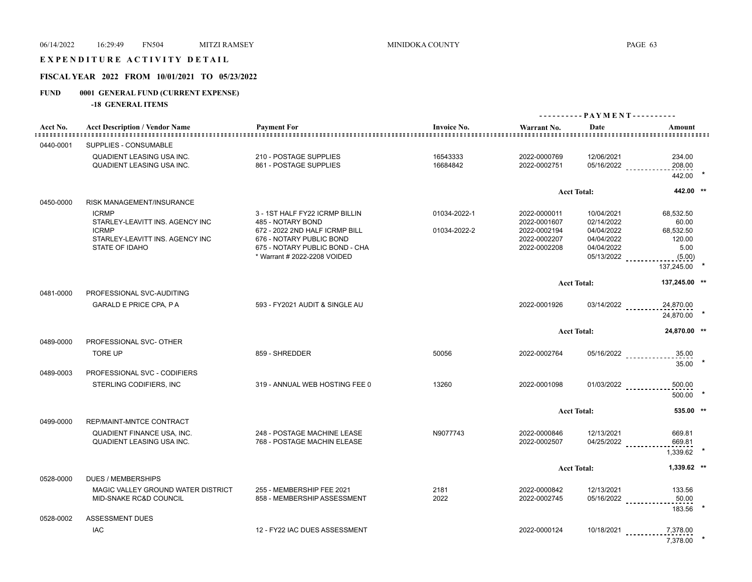# EXPENDITURE ACTIVITY DETAIL

## FISCAL YEAR 2022 FROM 10/01/2021 TO 05/23/2022

## FUND 0001 GENERAL FUND (CURRENT EXPENSE)

### -18 GENERAL ITEMS

| Acct No. | Acct Description / Vendor Name | Payment For | Invoice No. | Warrant No. | Date | Amount |
|---|---|---|---|---|---|---|
| 0440-0001 | SUPPLIES - CONSUMABLE | | | | | |
| | QUADIENT LEASING USA INC. | 210 - POSTAGE SUPPLIES | 16543333 | 2022-0000769 | 12/06/2021 | 234.00 |
| | QUADIENT LEASING USA INC. | 861 - POSTAGE SUPPLIES | 16684842 | 2022-0002751 | 05/16/2022 | 208.00 |
| | | | | | | 442.00 * |
| | | | | | Acct Total: | 442.00 ** |
| 0450-0000 | RISK MANAGEMENT/INSURANCE | | | | | |
| | ICRMP | 3 - 1ST HALF FY22 ICRMP BILLIN | 01034-2022-1 | 2022-0000011 | 10/04/2021 | 68,532.50 |
| | STARLEY-LEAVITT INS. AGENCY INC | 485 - NOTARY BOND | | 2022-0001607 | 02/14/2022 | 60.00 |
| | ICRMP | 672 - 2022 2ND HALF ICRMP BILL | 01034-2022-2 | 2022-0002194 | 04/04/2022 | 68,532.50 |
| | STARLEY-LEAVITT INS. AGENCY INC | 676 - NOTARY PUBLIC BOND | | 2022-0002207 | 04/04/2022 | 120.00 |
| | STATE OF IDAHO | 675 - NOTARY PUBLIC BOND - CHA | | 2022-0002208 | 04/04/2022 | 5.00 |
| | | * Warrant # 2022-2208 VOIDED | | | 05/13/2022 | (5.00) |
| | | | | | | 137,245.00 * |
| | | | | | Acct Total: | 137,245.00 ** |
| 0481-0000 | PROFESSIONAL SVC-AUDITING | | | | | |
| | GARALD E PRICE CPA, P A | 593 - FY2021 AUDIT & SINGLE AU | | 2022-0001926 | 03/14/2022 | 24,870.00 |
| | | | | | | 24,870.00 * |
| | | | | | Acct Total: | 24,870.00 ** |
| 0489-0000 | PROFESSIONAL SVC- OTHER | | | | | |
| | TORE UP | 859 - SHREDDER | 50056 | 2022-0002764 | 05/16/2022 | 35.00 |
| | | | | | | 35.00 * |
| 0489-0003 | PROFESSIONAL SVC - CODIFIERS | | | | | |
| | STERLING CODIFIERS, INC | 319 - ANNUAL WEB HOSTING FEE 0 | 13260 | 2022-0001098 | 01/03/2022 | 500.00 |
| | | | | | | 500.00 * |
| | | | | | Acct Total: | 535.00 ** |
| 0499-0000 | REP/MAINT-MNTCE CONTRACT | | | | | |
| | QUADIENT FINANCE USA, INC. | 248 - POSTAGE MACHINE LEASE | N9077743 | 2022-0000846 | 12/13/2021 | 669.81 |
| | QUADIENT LEASING USA INC. | 768 - POSTAGE MACHIN ELEASE | | 2022-0002507 | 04/25/2022 | 669.81 |
| | | | | | | 1,339.62 * |
| | | | | | Acct Total: | 1,339.62 ** |
| 0528-0000 | DUES / MEMBERSHIPS | | | | | |
| | MAGIC VALLEY GROUND WATER DISTRICT | 255 - MEMBERSHIP FEE 2021 | 2181 | 2022-0000842 | 12/13/2021 | 133.56 |
| | MID-SNAKE RC&D COUNCIL | 858 - MEMBERSHIP ASSESSMENT | 2022 | 2022-0002745 | 05/16/2022 | 50.00 |
| | | | | | | 183.56 * |
| 0528-0002 | ASSESSMENT DUES | | | | | |
| | IAC | 12 - FY22 IAC DUES ASSESSMENT | | 2022-0000124 | 10/18/2021 | 7,378.00 |
| | | | | | | 7,378.00 * |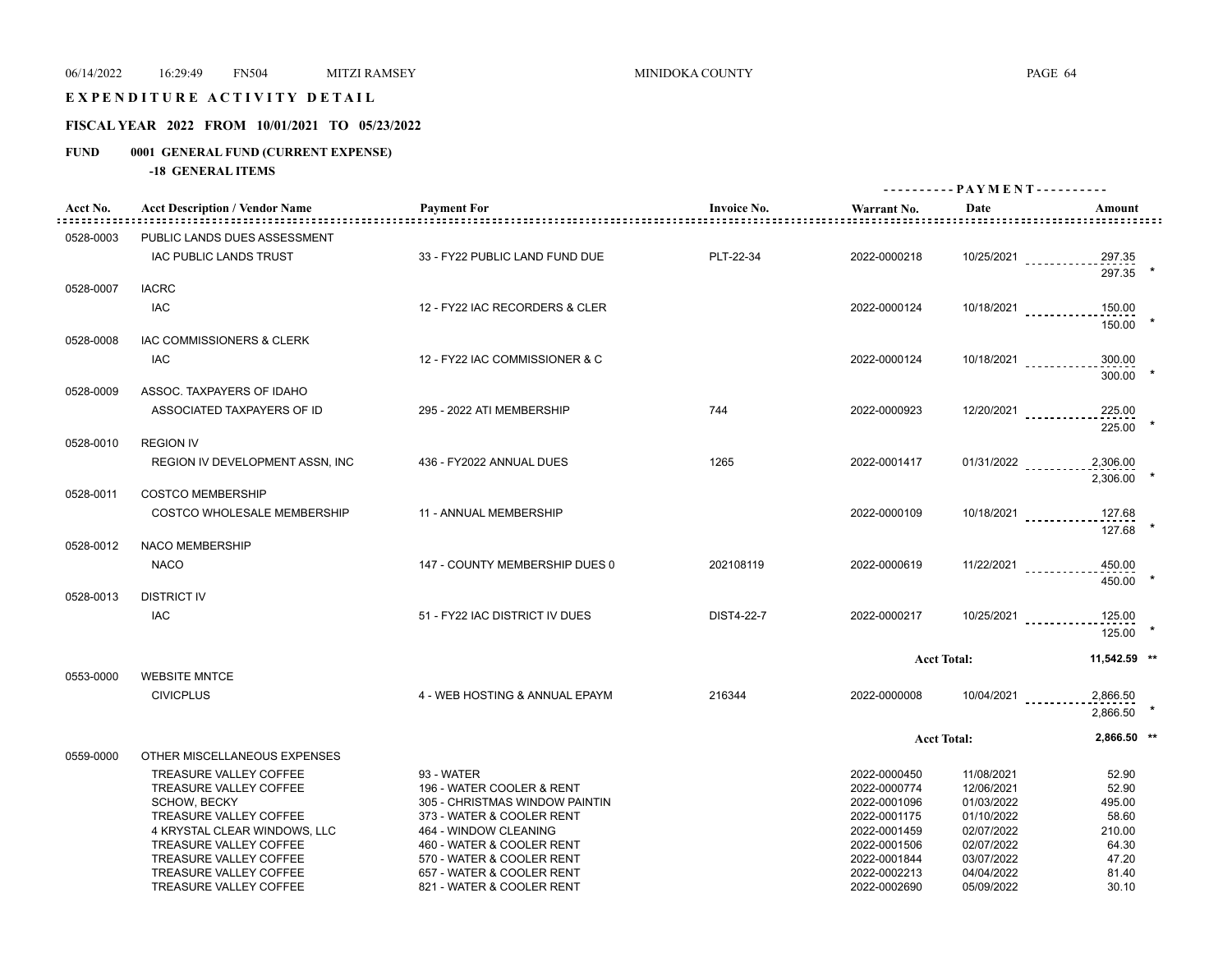# EXPENDITURE ACTIVITY DETAIL

## FISCAL YEAR 2022 FROM 10/01/2021 TO 05/23/2022

### FUND 0001 GENERAL FUND (CURRENT EXPENSE)

**-18 GENERAL ITEMS**

| Acct No. | Acct Description / Vendor Name | Payment For | Invoice No. | Warrant No. | Date | Amount |
|---|---|---|---|---|---|---|
| 0528-0003 | PUBLIC LANDS DUES ASSESSMENT | | | | | |
| | IAC PUBLIC LANDS TRUST | 33 - FY22 PUBLIC LAND FUND DUE | PLT-22-34 | 2022-0000218 | 10/25/2021 | 297.35 |
| | | | | | | 297.35 * |
| 0528-0007 | IACRC | | | | | |
| | IAC | 12 - FY22 IAC RECORDERS & CLER | | 2022-0000124 | 10/18/2021 | 150.00 |
| | | | | | | 150.00 * |
| 0528-0008 | IAC COMMISSIONERS & CLERK | | | | | |
| | IAC | 12 - FY22 IAC COMMISSIONER & C | | 2022-0000124 | 10/18/2021 | 300.00 |
| | | | | | | 300.00 * |
| 0528-0009 | ASSOC. TAXPAYERS OF IDAHO | | | | | |
| | ASSOCIATED TAXPAYERS OF ID | 295 - 2022 ATI MEMBERSHIP | 744 | 2022-0000923 | 12/20/2021 | 225.00 |
| | | | | | | 225.00 * |
| 0528-0010 | REGION IV | | | | | |
| | REGION IV DEVELOPMENT ASSN, INC | 436 - FY2022 ANNUAL DUES | 1265 | 2022-0001417 | 01/31/2022 | 2,306.00 |
| | | | | | | 2,306.00 * |
| 0528-0011 | COSTCO MEMBERSHIP | | | | | |
| | COSTCO WHOLESALE MEMBERSHIP | 11 - ANNUAL MEMBERSHIP | | 2022-0000109 | 10/18/2021 | 127.68 |
| | | | | | | 127.68 * |
| 0528-0012 | NACO MEMBERSHIP | | | | | |
| | NACO | 147 - COUNTY MEMBERSHIP DUES 0 | 202108119 | 2022-0000619 | 11/22/2021 | 450.00 |
| | | | | | | 450.00 * |
| 0528-0013 | DISTRICT IV | | | | | |
| | IAC | 51 - FY22 IAC DISTRICT IV DUES | DIST4-22-7 | 2022-0000217 | 10/25/2021 | 125.00 |
| | | | | | | 125.00 * |
| | | | | **Acct Total:** | | **11,542.59 \*\*** |
| 0553-0000 | WEBSITE MNTCE | | | | | |
| | CIVICPLUS | 4 - WEB HOSTING & ANNUAL EPAYM | 216344 | 2022-0000008 | 10/04/2021 | 2,866.50 |
| | | | | | | 2,866.50 * |
| | | | | **Acct Total:** | | **2,866.50 \*\*** |
| 0559-0000 | OTHER MISCELLANEOUS EXPENSES | | | | | |
| | TREASURE VALLEY COFFEE | 93 - WATER | | 2022-0000450 | 11/08/2021 | 52.90 |
| | TREASURE VALLEY COFFEE | 196 - WATER COOLER & RENT | | 2022-0000774 | 12/06/2021 | 52.90 |
| | SCHOW, BECKY | 305 - CHRISTMAS WINDOW PAINTIN | | 2022-0001096 | 01/03/2022 | 495.00 |
| | TREASURE VALLEY COFFEE | 373 - WATER & COOLER RENT | | 2022-0001175 | 01/10/2022 | 58.60 |
| | 4 KRYSTAL CLEAR WINDOWS, LLC | 464 - WINDOW CLEANING | | 2022-0001459 | 02/07/2022 | 210.00 |
| | TREASURE VALLEY COFFEE | 460 - WATER & COOLER RENT | | 2022-0001506 | 02/07/2022 | 64.30 |
| | TREASURE VALLEY COFFEE | 570 - WATER & COOLER RENT | | 2022-0001844 | 03/07/2022 | 47.20 |
| | TREASURE VALLEY COFFEE | 657 - WATER & COOLER RENT | | 2022-0002213 | 04/04/2022 | 81.40 |
| | TREASURE VALLEY COFFEE | 821 - WATER & COOLER RENT | | 2022-0002690 | 05/09/2022 | 30.10 |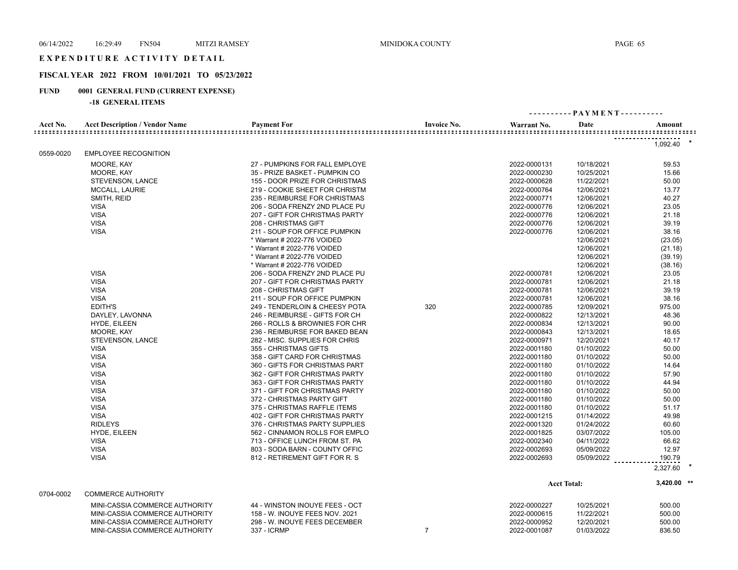EXPENDITURE ACTIVITY DETAIL

**FISCAL YEAR 2022 FROM 10/01/2021 TO 05/23/2022**

**FUND 0001 GENERAL FUND (CURRENT EXPENSE)**

**-18 GENERAL ITEMS**

| Acct No. | Acct Description / Vendor Name | Payment For | Invoice No. | Warrant No. | Date | Amount |
|---|---|---|---|---|---|---|
| | | | | | | 1,092.40 * |
| 0559-0020 | EMPLOYEE RECOGNITION | | | | | |
| | MOORE, KAY | 27 - PUMPKINS FOR FALL EMPLOYE | | 2022-0000131 | 10/18/2021 | 59.53 |
| | MOORE, KAY | 35 - PRIZE BASKET - PUMPKIN CO | | 2022-0000230 | 10/25/2021 | 15.66 |
| | STEVENSON, LANCE | 155 - DOOR PRIZE FOR CHRISTMAS | | 2022-0000628 | 11/22/2021 | 50.00 |
| | MCCALL, LAURIE | 219 - COOKIE SHEET FOR CHRISTM | | 2022-0000764 | 12/06/2021 | 13.77 |
| | SMITH, REID | 235 - REIMBURSE FOR CHRISTMAS | | 2022-0000771 | 12/06/2021 | 40.27 |
| | VISA | 206 - SODA FRENZY 2ND PLACE PU | | 2022-0000776 | 12/06/2021 | 23.05 |
| | VISA | 207 - GIFT FOR CHRISTMAS PARTY | | 2022-0000776 | 12/06/2021 | 21.18 |
| | VISA | 208 - CHRISTMAS GIFT | | 2022-0000776 | 12/06/2021 | 39.19 |
| | VISA | 211 - SOUP FOR OFFICE PUMPKIN | | 2022-0000776 | 12/06/2021 | 38.16 |
| | | * Warrant # 2022-776 VOIDED | | | 12/06/2021 | (23.05) |
| | | * Warrant # 2022-776 VOIDED | | | 12/06/2021 | (21.18) |
| | | * Warrant # 2022-776 VOIDED | | | 12/06/2021 | (39.19) |
| | | * Warrant # 2022-776 VOIDED | | | 12/06/2021 | (38.16) |
| | VISA | 206 - SODA FRENZY 2ND PLACE PU | | 2022-0000781 | 12/06/2021 | 23.05 |
| | VISA | 207 - GIFT FOR CHRISTMAS PARTY | | 2022-0000781 | 12/06/2021 | 21.18 |
| | VISA | 208 - CHRISTMAS GIFT | | 2022-0000781 | 12/06/2021 | 39.19 |
| | VISA | 211 - SOUP FOR OFFICE PUMPKIN | | 2022-0000781 | 12/06/2021 | 38.16 |
| | EDITH'S | 249 - TENDERLOIN & CHEESY POTA | 320 | 2022-0000785 | 12/09/2021 | 975.00 |
| | DAYLEY, LAVONNA | 246 - REIMBURSE - GIFTS FOR CH | | 2022-0000822 | 12/13/2021 | 48.36 |
| | HYDE, EILEEN | 266 - ROLLS & BROWNIES FOR CHR | | 2022-0000834 | 12/13/2021 | 90.00 |
| | MOORE, KAY | 236 - REIMBURSE FOR BAKED BEAN | | 2022-0000843 | 12/13/2021 | 18.65 |
| | STEVENSON, LANCE | 282 - MISC. SUPPLIES FOR CHRIS | | 2022-0000971 | 12/20/2021 | 40.17 |
| | VISA | 355 - CHRISTMAS GIFTS | | 2022-0001180 | 01/10/2022 | 50.00 |
| | VISA | 358 - GIFT CARD FOR CHRISTMAS | | 2022-0001180 | 01/10/2022 | 50.00 |
| | VISA | 360 - GIFTS FOR CHRISTMAS PART | | 2022-0001180 | 01/10/2022 | 14.64 |
| | VISA | 362 - GIFT FOR CHRISTMAS PARTY | | 2022-0001180 | 01/10/2022 | 57.90 |
| | VISA | 363 - GIFT FOR CHRISTMAS PARTY | | 2022-0001180 | 01/10/2022 | 44.94 |
| | VISA | 371 - GIFT FOR CHRISTMAS PARTY | | 2022-0001180 | 01/10/2022 | 50.00 |
| | VISA | 372 - CHRISTMAS PARTY GIFT | | 2022-0001180 | 01/10/2022 | 50.00 |
| | VISA | 375 - CHRISTMAS RAFFLE ITEMS | | 2022-0001180 | 01/10/2022 | 51.17 |
| | VISA | 402 - GIFT FOR CHRISTMAS PARTY | | 2022-0001215 | 01/14/2022 | 49.98 |
| | RIDLEYS | 376 - CHRISTMAS PARTY SUPPLIES | | 2022-0001320 | 01/24/2022 | 60.60 |
| | HYDE, EILEEN | 562 - CINNAMON ROLLS FOR EMPLO | | 2022-0001825 | 03/07/2022 | 105.00 |
| | VISA | 713 - OFFICE LUNCH FROM ST. PA | | 2022-0002340 | 04/11/2022 | 66.62 |
| | VISA | 803 - SODA BARN - COUNTY OFFIC | | 2022-0002693 | 05/09/2022 | 12.97 |
| | VISA | 812 - RETIREMENT GIFT FOR R. S | | 2022-0002693 | 05/09/2022 | 190.79 |
| | | | | | | 2,327.60 * |
| | | | | | **Acct Total:** | **3,420.00 \*\*** |
| 0704-0002 | COMMERCE AUTHORITY | | | | | |
| | MINI-CASSIA COMMERCE AUTHORITY | 44 - WINSTON INOUYE FEES - OCT | | 2022-0000227 | 10/25/2021 | 500.00 |
| | MINI-CASSIA COMMERCE AUTHORITY | 158 - W. INOUYE FEES NOV. 2021 | | 2022-0000615 | 11/22/2021 | 500.00 |
| | MINI-CASSIA COMMERCE AUTHORITY | 298 - W. INOUYE FEES DECEMBER | | 2022-0000952 | 12/20/2021 | 500.00 |
| | MINI-CASSIA COMMERCE AUTHORITY | 337 - ICRMP | 7 | 2022-0001087 | 01/03/2022 | 836.50 |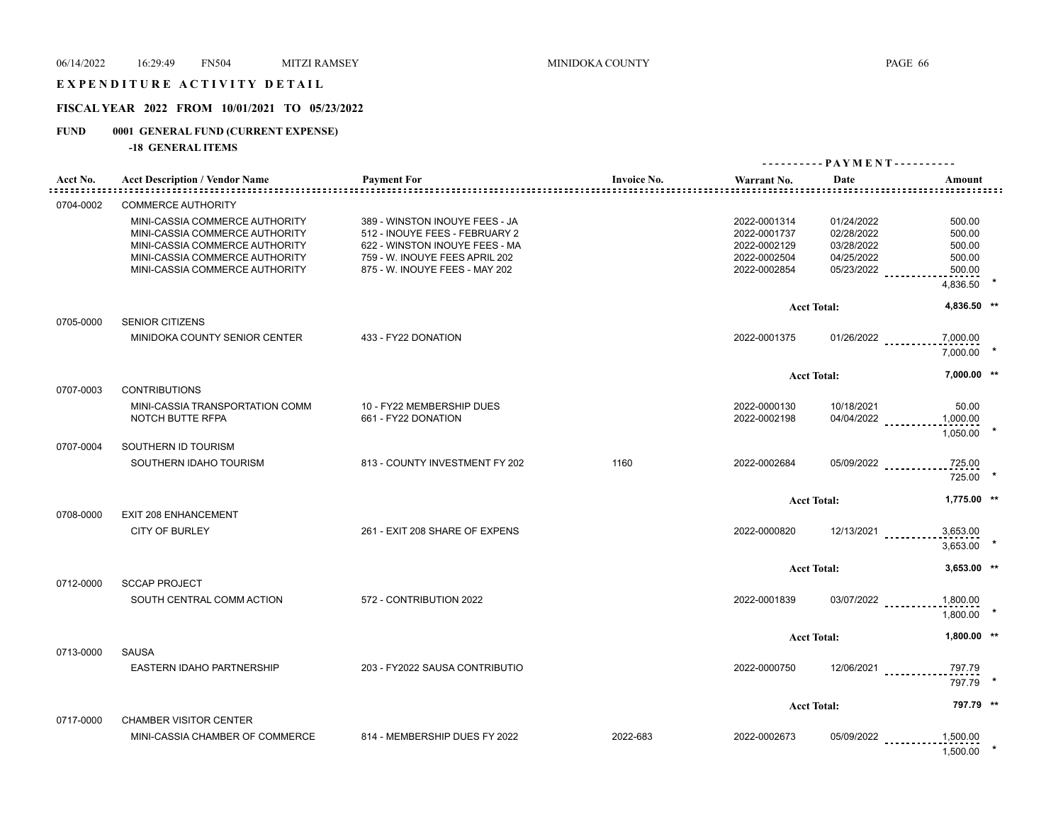# EXPENDITURE ACTIVITY DETAIL

## FISCAL YEAR 2022 FROM 10/01/2021 TO 05/23/2022

### FUND 0001 GENERAL FUND (CURRENT EXPENSE)

**-18 GENERAL ITEMS**

| Acct No. | Acct Description / Vendor Name | Payment For | Invoice No. | Warrant No. | Date | Amount |
|---|---|---|---|---|---|---|
| 0704-0002 | COMMERCE AUTHORITY | | | | | |
| | MINI-CASSIA COMMERCE AUTHORITY | 389 - WINSTON INOUYE FEES - JA | | 2022-0001314 | 01/24/2022 | 500.00 |
| | MINI-CASSIA COMMERCE AUTHORITY | 512 - INOUYE FEES - FEBRUARY 2 | | 2022-0001737 | 02/28/2022 | 500.00 |
| | MINI-CASSIA COMMERCE AUTHORITY | 622 - WINSTON INOUYE FEES - MA | | 2022-0002129 | 03/28/2022 | 500.00 |
| | MINI-CASSIA COMMERCE AUTHORITY | 759 - W. INOUYE FEES APRIL 202 | | 2022-0002504 | 04/25/2022 | 500.00 |
| | MINI-CASSIA COMMERCE AUTHORITY | 875 - W. INOUYE FEES - MAY 202 | | 2022-0002854 | 05/23/2022 | 500.00 |
| | | | | | | 4,836.50 * |
| | | | | | Acct Total: | 4,836.50 ** |
| 0705-0000 | SENIOR CITIZENS | | | | | |
| | MINIDOKA COUNTY SENIOR CENTER | 433 - FY22 DONATION | | 2022-0001375 | 01/26/2022 | 7,000.00 |
| | | | | | | 7,000.00 * |
| | | | | | Acct Total: | 7,000.00 ** |
| 0707-0003 | CONTRIBUTIONS | | | | | |
| | MINI-CASSIA TRANSPORTATION COMM | 10 - FY22 MEMBERSHIP DUES | | 2022-0000130 | 10/18/2021 | 50.00 |
| | NOTCH BUTTE RFPA | 661 - FY22 DONATION | | 2022-0002198 | 04/04/2022 | 1,000.00 |
| | | | | | | 1,050.00 * |
| 0707-0004 | SOUTHERN ID TOURISM | | | | | |
| | SOUTHERN IDAHO TOURISM | 813 - COUNTY INVESTMENT FY 202 | 1160 | 2022-0002684 | 05/09/2022 | 725.00 |
| | | | | | | 725.00 * |
| | | | | | Acct Total: | 1,775.00 ** |
| 0708-0000 | EXIT 208 ENHANCEMENT | | | | | |
| | CITY OF BURLEY | 261 - EXIT 208 SHARE OF EXPENS | | 2022-0000820 | 12/13/2021 | 3,653.00 |
| | | | | | | 3,653.00 * |
| | | | | | Acct Total: | 3,653.00 ** |
| 0712-0000 | SCCAP PROJECT | | | | | |
| | SOUTH CENTRAL COMM ACTION | 572 - CONTRIBUTION 2022 | | 2022-0001839 | 03/07/2022 | 1,800.00 |
| | | | | | | 1,800.00 * |
| | | | | | Acct Total: | 1,800.00 ** |
| 0713-0000 | SAUSA | | | | | |
| | EASTERN IDAHO PARTNERSHIP | 203 - FY2022 SAUSA CONTRIBUTIO | | 2022-0000750 | 12/06/2021 | 797.79 |
| | | | | | | 797.79 * |
| | | | | | Acct Total: | 797.79 ** |
| 0717-0000 | CHAMBER VISITOR CENTER | | | | | |
| | MINI-CASSIA CHAMBER OF COMMERCE | 814 - MEMBERSHIP DUES FY 2022 | 2022-683 | 2022-0002673 | 05/09/2022 | 1,500.00 |
| | | | | | | 1,500.00 * |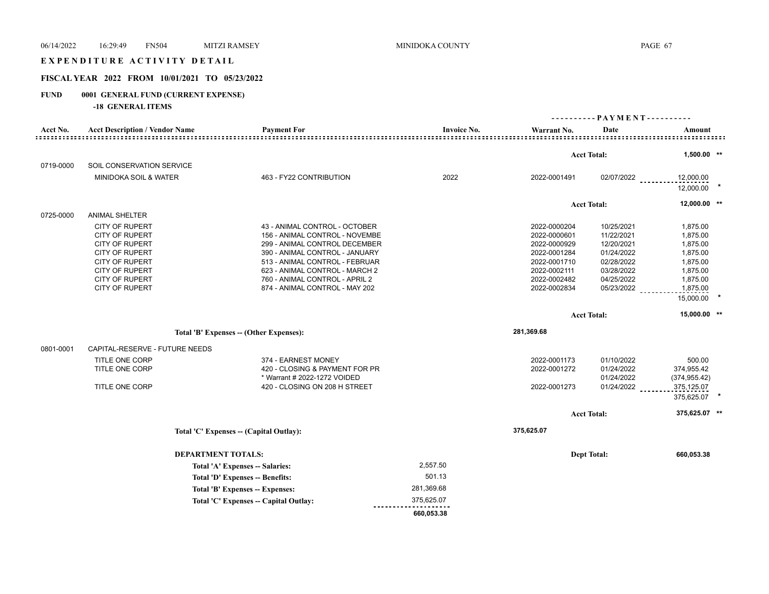## EXPENDITURE ACTIVITY DETAIL

### FISCAL YEAR 2022 FROM 10/01/2021 TO 05/23/2022

**FUND 0001 GENERAL FUND (CURRENT EXPENSE)**

**-18 GENERAL ITEMS**

| Acct No. | Acct Description / Vendor Name | Payment For | Invoice No. | Warrant No. | Date | Amount |
|---|---|---|---|---|---|---|
| | | | | | Acct Total: | 1,500.00 ** |
| 0719-0000 | SOIL CONSERVATION SERVICE | | | | | |
| | MINIDOKA SOIL & WATER | 463 - FY22 CONTRIBUTION | 2022 | 2022-0001491 | 02/07/2022 | 12,000.00 |
| | | | | | | 12,000.00 * |
| | | | | | Acct Total: | 12,000.00 ** |
| 0725-0000 | ANIMAL SHELTER | | | | | |
| | CITY OF RUPERT | 43 - ANIMAL CONTROL - OCTOBER | | 2022-0000204 | 10/25/2021 | 1,875.00 |
| | CITY OF RUPERT | 156 - ANIMAL CONTROL - NOVEMBE | | 2022-0000601 | 11/22/2021 | 1,875.00 |
| | CITY OF RUPERT | 299 - ANIMAL CONTROL DECEMBER | | 2022-0000929 | 12/20/2021 | 1,875.00 |
| | CITY OF RUPERT | 390 - ANIMAL CONTROL - JANUARY | | 2022-0001284 | 01/24/2022 | 1,875.00 |
| | CITY OF RUPERT | 513 - ANIMAL CONTROL - FEBRUAR | | 2022-0001710 | 02/28/2022 | 1,875.00 |
| | CITY OF RUPERT | 623 - ANIMAL CONTROL - MARCH 2 | | 2022-0002111 | 03/28/2022 | 1,875.00 |
| | CITY OF RUPERT | 760 - ANIMAL CONTROL - APRIL 2 | | 2022-0002482 | 04/25/2022 | 1,875.00 |
| | CITY OF RUPERT | 874 - ANIMAL CONTROL - MAY 202 | | 2022-0002834 | 05/23/2022 | 1,875.00 |
| | | | | | | 15,000.00 * |
| | | | | | Acct Total: | 15,000.00 ** |
| | Total 'B' Expenses -- (Other Expenses): | | | 281,369.68 | | |
| 0801-0001 | CAPITAL-RESERVE - FUTURE NEEDS | | | | | |
| | TITLE ONE CORP | 374 - EARNEST MONEY | | 2022-0001173 | 01/10/2022 | 500.00 |
| | TITLE ONE CORP | 420 - CLOSING & PAYMENT FOR PR | | 2022-0001272 | 01/24/2022 | 374,955.42 |
| | | * Warrant # 2022-1272 VOIDED | | | 01/24/2022 | (374,955.42) |
| | TITLE ONE CORP | 420 - CLOSING ON 208 H STREET | | 2022-0001273 | 01/24/2022 | 375,125.07 |
| | | | | | | 375,625.07 * |
| | | | | | Acct Total: | 375,625.07 ** |
| | Total 'C' Expenses -- (Capital Outlay): | | | 375,625.07 | | |
| | DEPARTMENT TOTALS: | | | | Dept Total: | 660,053.38 |
| | Total 'A' Expenses -- Salaries: | | 2,557.50 | | | |
| | Total 'D' Expenses -- Benefits: | | 501.13 | | | |
| | Total 'B' Expenses -- Expenses: | | 281,369.68 | | | |
| | Total 'C' Expenses -- Capital Outlay: | | 375,625.07 | | | |
| | | | 660,053.38 | | | |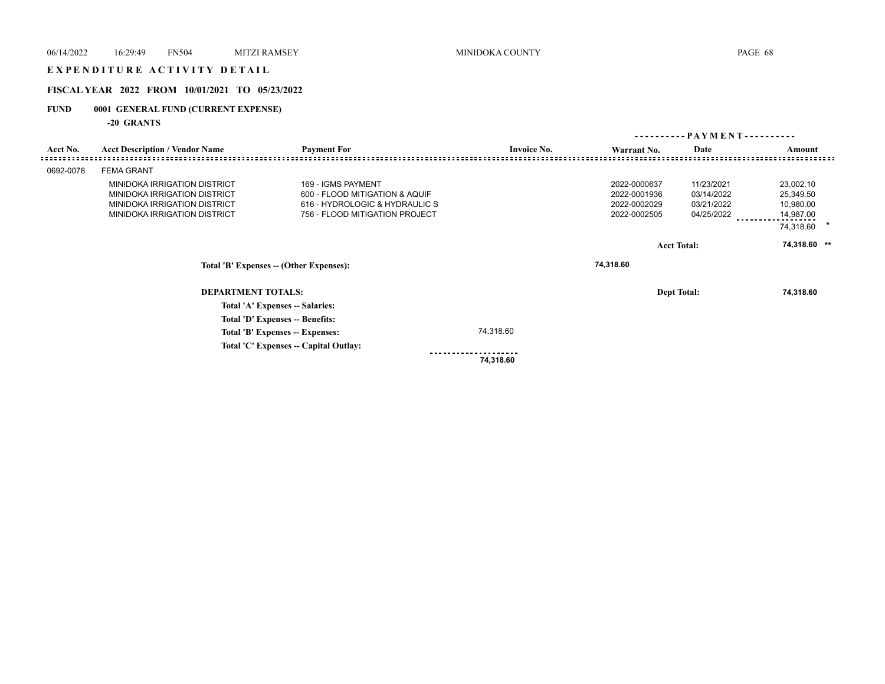# EXPENDITURE ACTIVITY DETAIL

## FISCAL YEAR 2022 FROM 10/01/2021 TO 05/23/2022

**FUND 0001 GENERAL FUND (CURRENT EXPENSE)**

**-20 GRANTS**

| Acct No. | Acct Description / Vendor Name | Payment For | Invoice No. | Warrant No. | Date | Amount |
|---|---|---|---|---|---|---|
| 0692-0078 | FEMA GRANT | | | | | |
| | MINIDOKA IRRIGATION DISTRICT | 169 - IGMS PAYMENT | | 2022-0000637 | 11/23/2021 | 23,002.10 |
| | MINIDOKA IRRIGATION DISTRICT | 600 - FLOOD MITIGATION & AQUIF | | 2022-0001936 | 03/14/2022 | 25,349.50 |
| | MINIDOKA IRRIGATION DISTRICT | 616 - HYDROLOGIC & HYDRAULIC S | | 2022-0002029 | 03/21/2022 | 10,980.00 |
| | MINIDOKA IRRIGATION DISTRICT | 756 - FLOOD MITIGATION PROJECT | | 2022-0002505 | 04/25/2022 | 14,987.00 |
| | | | | | | 74,318.60 * |
| | | | | | **Acct Total:** | **74,318.60 \*\*** |

**Total 'B' Expenses -- (Other Expenses):** **74,318.60**

**DEPARTMENT TOTALS:** **Dept Total:** **74,318.60**

| | |
|---|---|
| **Total 'A' Expenses -- Salaries:** | |
| **Total 'D' Expenses -- Benefits:** | |
| **Total 'B' Expenses -- Expenses:** | 74,318.60 |
| **Total 'C' Expenses -- Capital Outlay:** | |
| | **74,318.60** |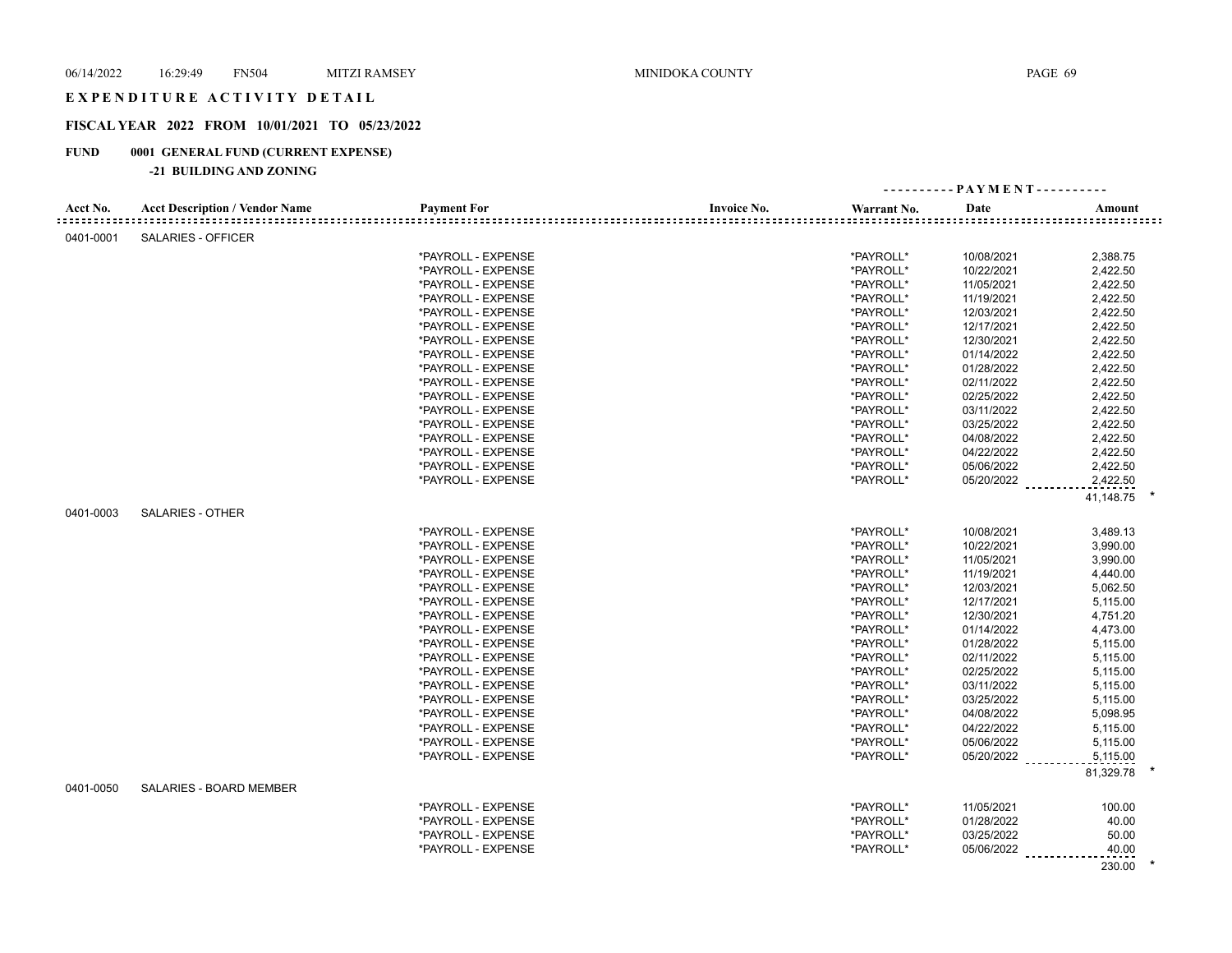# EXPENDITURE ACTIVITY DETAIL

## FISCAL YEAR 2022 FROM 10/01/2021 TO 05/23/2022

### FUND 0001 GENERAL FUND (CURRENT EXPENSE)

#### -21 BUILDING AND ZONING

| Acct No. | Acct Description / Vendor Name | Payment For | Invoice No. | Warrant No. | PAYMENT Date | PAYMENT Amount |
|---|---|---|---|---|---|---|
| 0401-0001 | SALARIES - OFFICER | | | | | |
| | | *PAYROLL - EXPENSE | | *PAYROLL* | 10/08/2021 | 2,388.75 |
| | | *PAYROLL - EXPENSE | | *PAYROLL* | 10/22/2021 | 2,422.50 |
| | | *PAYROLL - EXPENSE | | *PAYROLL* | 11/05/2021 | 2,422.50 |
| | | *PAYROLL - EXPENSE | | *PAYROLL* | 11/19/2021 | 2,422.50 |
| | | *PAYROLL - EXPENSE | | *PAYROLL* | 12/03/2021 | 2,422.50 |
| | | *PAYROLL - EXPENSE | | *PAYROLL* | 12/17/2021 | 2,422.50 |
| | | *PAYROLL - EXPENSE | | *PAYROLL* | 12/30/2021 | 2,422.50 |
| | | *PAYROLL - EXPENSE | | *PAYROLL* | 01/14/2022 | 2,422.50 |
| | | *PAYROLL - EXPENSE | | *PAYROLL* | 01/28/2022 | 2,422.50 |
| | | *PAYROLL - EXPENSE | | *PAYROLL* | 02/11/2022 | 2,422.50 |
| | | *PAYROLL - EXPENSE | | *PAYROLL* | 02/25/2022 | 2,422.50 |
| | | *PAYROLL - EXPENSE | | *PAYROLL* | 03/11/2022 | 2,422.50 |
| | | *PAYROLL - EXPENSE | | *PAYROLL* | 03/25/2022 | 2,422.50 |
| | | *PAYROLL - EXPENSE | | *PAYROLL* | 04/08/2022 | 2,422.50 |
| | | *PAYROLL - EXPENSE | | *PAYROLL* | 04/22/2022 | 2,422.50 |
| | | *PAYROLL - EXPENSE | | *PAYROLL* | 05/06/2022 | 2,422.50 |
| | | *PAYROLL - EXPENSE | | *PAYROLL* | 05/20/2022 | 2,422.50 |
| | | | | | | 41,148.75 * |
| 0401-0003 | SALARIES - OTHER | | | | | |
| | | *PAYROLL - EXPENSE | | *PAYROLL* | 10/08/2021 | 3,489.13 |
| | | *PAYROLL - EXPENSE | | *PAYROLL* | 10/22/2021 | 3,990.00 |
| | | *PAYROLL - EXPENSE | | *PAYROLL* | 11/05/2021 | 3,990.00 |
| | | *PAYROLL - EXPENSE | | *PAYROLL* | 11/19/2021 | 4,440.00 |
| | | *PAYROLL - EXPENSE | | *PAYROLL* | 12/03/2021 | 5,062.50 |
| | | *PAYROLL - EXPENSE | | *PAYROLL* | 12/17/2021 | 5,115.00 |
| | | *PAYROLL - EXPENSE | | *PAYROLL* | 12/30/2021 | 4,751.20 |
| | | *PAYROLL - EXPENSE | | *PAYROLL* | 01/14/2022 | 4,473.00 |
| | | *PAYROLL - EXPENSE | | *PAYROLL* | 01/28/2022 | 5,115.00 |
| | | *PAYROLL - EXPENSE | | *PAYROLL* | 02/11/2022 | 5,115.00 |
| | | *PAYROLL - EXPENSE | | *PAYROLL* | 02/25/2022 | 5,115.00 |
| | | *PAYROLL - EXPENSE | | *PAYROLL* | 03/11/2022 | 5,115.00 |
| | | *PAYROLL - EXPENSE | | *PAYROLL* | 03/25/2022 | 5,115.00 |
| | | *PAYROLL - EXPENSE | | *PAYROLL* | 04/08/2022 | 5,098.95 |
| | | *PAYROLL - EXPENSE | | *PAYROLL* | 04/22/2022 | 5,115.00 |
| | | *PAYROLL - EXPENSE | | *PAYROLL* | 05/06/2022 | 5,115.00 |
| | | *PAYROLL - EXPENSE | | *PAYROLL* | 05/20/2022 | 5,115.00 |
| | | | | | | 81,329.78 * |
| 0401-0050 | SALARIES - BOARD MEMBER | | | | | |
| | | *PAYROLL - EXPENSE | | *PAYROLL* | 11/05/2021 | 100.00 |
| | | *PAYROLL - EXPENSE | | *PAYROLL* | 01/28/2022 | 40.00 |
| | | *PAYROLL - EXPENSE | | *PAYROLL* | 03/25/2022 | 50.00 |
| | | *PAYROLL - EXPENSE | | *PAYROLL* | 05/06/2022 | 40.00 |
| | | | | | | 230.00 * |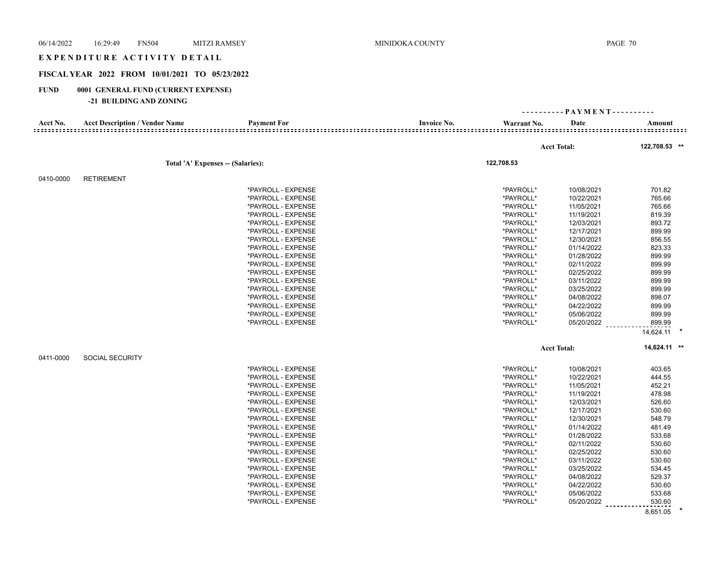# EXPENDITURE ACTIVITY DETAIL

## FISCAL YEAR 2022 FROM 10/01/2021 TO 05/23/2022

**FUND 0001 GENERAL FUND (CURRENT EXPENSE)**

**-21 BUILDING AND ZONING**

| Acct No. | Acct Description / Vendor Name | Payment For | Invoice No. | Warrant No. | Date | Amount |
|---|---|---|---|---|---|---|
| | | | | | Acct Total: | 122,708.53 ** |
| | Total 'A' Expenses -- (Salaries): | | | 122,708.53 | | |
| 0410-0000 | RETIREMENT | | | | | |
| | | *PAYROLL - EXPENSE | | *PAYROLL* | 10/08/2021 | 701.82 |
| | | *PAYROLL - EXPENSE | | *PAYROLL* | 10/22/2021 | 765.66 |
| | | *PAYROLL - EXPENSE | | *PAYROLL* | 11/05/2021 | 765.66 |
| | | *PAYROLL - EXPENSE | | *PAYROLL* | 11/19/2021 | 819.39 |
| | | *PAYROLL - EXPENSE | | *PAYROLL* | 12/03/2021 | 893.72 |
| | | *PAYROLL - EXPENSE | | *PAYROLL* | 12/17/2021 | 899.99 |
| | | *PAYROLL - EXPENSE | | *PAYROLL* | 12/30/2021 | 856.55 |
| | | *PAYROLL - EXPENSE | | *PAYROLL* | 01/14/2022 | 823.33 |
| | | *PAYROLL - EXPENSE | | *PAYROLL* | 01/28/2022 | 899.99 |
| | | *PAYROLL - EXPENSE | | *PAYROLL* | 02/11/2022 | 899.99 |
| | | *PAYROLL - EXPENSE | | *PAYROLL* | 02/25/2022 | 899.99 |
| | | *PAYROLL - EXPENSE | | *PAYROLL* | 03/11/2022 | 899.99 |
| | | *PAYROLL - EXPENSE | | *PAYROLL* | 03/25/2022 | 899.99 |
| | | *PAYROLL - EXPENSE | | *PAYROLL* | 04/08/2022 | 898.07 |
| | | *PAYROLL - EXPENSE | | *PAYROLL* | 04/22/2022 | 899.99 |
| | | *PAYROLL - EXPENSE | | *PAYROLL* | 05/06/2022 | 899.99 |
| | | *PAYROLL - EXPENSE | | *PAYROLL* | 05/20/2022 | 899.99 |
| | | | | | | 14,624.11 * |
| | | | | | Acct Total: | 14,624.11 ** |
| 0411-0000 | SOCIAL SECURITY | | | | | |
| | | *PAYROLL - EXPENSE | | *PAYROLL* | 10/08/2021 | 403.65 |
| | | *PAYROLL - EXPENSE | | *PAYROLL* | 10/22/2021 | 444.55 |
| | | *PAYROLL - EXPENSE | | *PAYROLL* | 11/05/2021 | 452.21 |
| | | *PAYROLL - EXPENSE | | *PAYROLL* | 11/19/2021 | 478.98 |
| | | *PAYROLL - EXPENSE | | *PAYROLL* | 12/03/2021 | 526.60 |
| | | *PAYROLL - EXPENSE | | *PAYROLL* | 12/17/2021 | 530.60 |
| | | *PAYROLL - EXPENSE | | *PAYROLL* | 12/30/2021 | 548.79 |
| | | *PAYROLL - EXPENSE | | *PAYROLL* | 01/14/2022 | 481.49 |
| | | *PAYROLL - EXPENSE | | *PAYROLL* | 01/28/2022 | 533.68 |
| | | *PAYROLL - EXPENSE | | *PAYROLL* | 02/11/2022 | 530.60 |
| | | *PAYROLL - EXPENSE | | *PAYROLL* | 02/25/2022 | 530.60 |
| | | *PAYROLL - EXPENSE | | *PAYROLL* | 03/11/2022 | 530.60 |
| | | *PAYROLL - EXPENSE | | *PAYROLL* | 03/25/2022 | 534.45 |
| | | *PAYROLL - EXPENSE | | *PAYROLL* | 04/08/2022 | 529.37 |
| | | *PAYROLL - EXPENSE | | *PAYROLL* | 04/22/2022 | 530.60 |
| | | *PAYROLL - EXPENSE | | *PAYROLL* | 05/06/2022 | 533.68 |
| | | *PAYROLL - EXPENSE | | *PAYROLL* | 05/20/2022 | 530.60 |
| | | | | | | 8,651.05 * |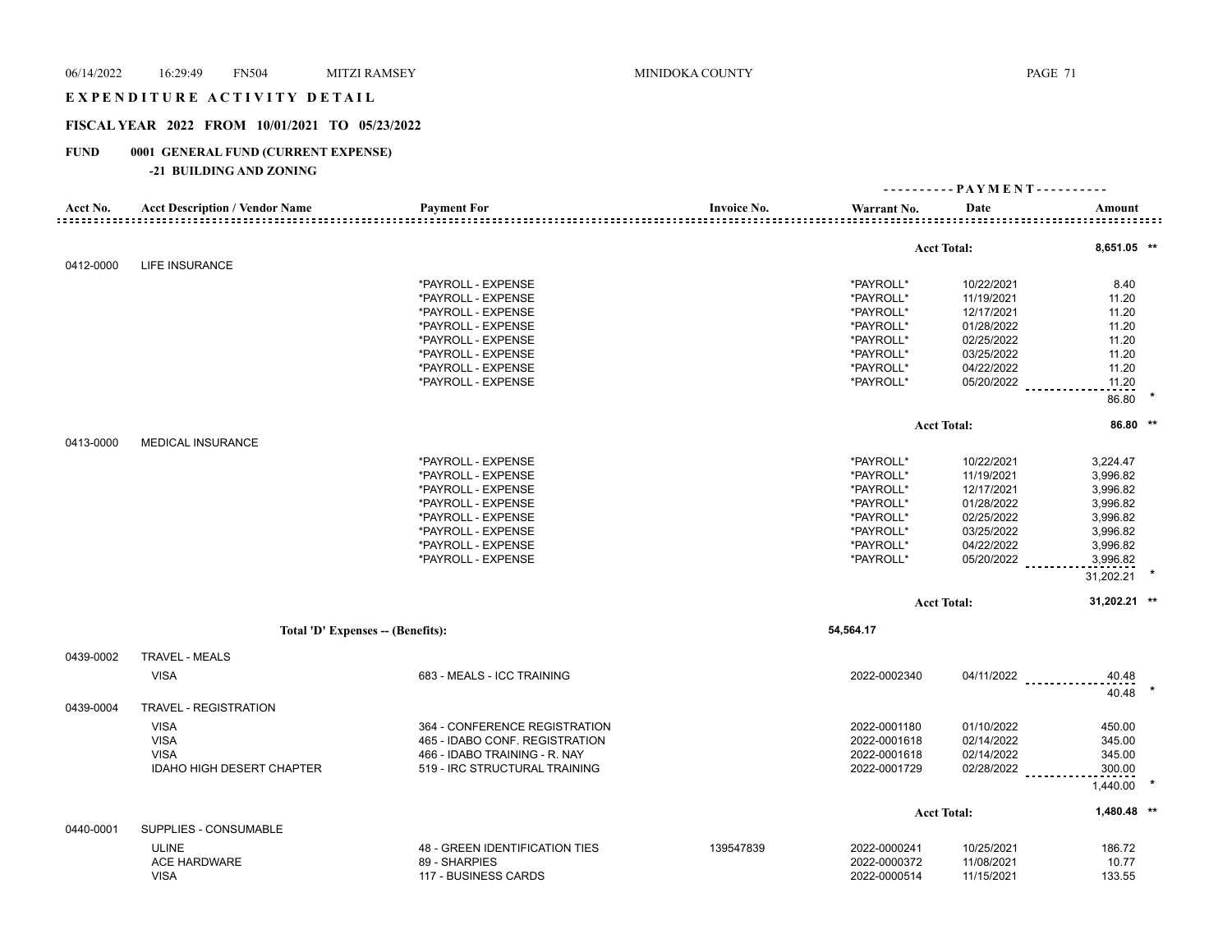# EXPENDITURE ACTIVITY DETAIL

## FISCAL YEAR 2022 FROM 10/01/2021 TO 05/23/2022

**FUND 0001 GENERAL FUND (CURRENT EXPENSE)**

**-21 BUILDING AND ZONING**

| Acct No. | Acct Description / Vendor Name | Payment For | Invoice No. | Warrant No. | Date | Amount |
|---|---|---|---|---|---|---|
| | | | | | **Acct Total:** | **8,651.05 \*\*** |
| 0412-0000 | LIFE INSURANCE | | | | | |
| | | *PAYROLL - EXPENSE | | *PAYROLL* | 10/22/2021 | 8.40 |
| | | *PAYROLL - EXPENSE | | *PAYROLL* | 11/19/2021 | 11.20 |
| | | *PAYROLL - EXPENSE | | *PAYROLL* | 12/17/2021 | 11.20 |
| | | *PAYROLL - EXPENSE | | *PAYROLL* | 01/28/2022 | 11.20 |
| | | *PAYROLL - EXPENSE | | *PAYROLL* | 02/25/2022 | 11.20 |
| | | *PAYROLL - EXPENSE | | *PAYROLL* | 03/25/2022 | 11.20 |
| | | *PAYROLL - EXPENSE | | *PAYROLL* | 04/22/2022 | 11.20 |
| | | *PAYROLL - EXPENSE | | *PAYROLL* | 05/20/2022 | 11.20 |
| | | | | | | 86.80 * |
| | | | | | **Acct Total:** | **86.80 \*\*** |
| 0413-0000 | MEDICAL INSURANCE | | | | | |
| | | *PAYROLL - EXPENSE | | *PAYROLL* | 10/22/2021 | 3,224.47 |
| | | *PAYROLL - EXPENSE | | *PAYROLL* | 11/19/2021 | 3,996.82 |
| | | *PAYROLL - EXPENSE | | *PAYROLL* | 12/17/2021 | 3,996.82 |
| | | *PAYROLL - EXPENSE | | *PAYROLL* | 01/28/2022 | 3,996.82 |
| | | *PAYROLL - EXPENSE | | *PAYROLL* | 02/25/2022 | 3,996.82 |
| | | *PAYROLL - EXPENSE | | *PAYROLL* | 03/25/2022 | 3,996.82 |
| | | *PAYROLL - EXPENSE | | *PAYROLL* | 04/22/2022 | 3,996.82 |
| | | *PAYROLL - EXPENSE | | *PAYROLL* | 05/20/2022 | 3,996.82 |
| | | | | | | 31,202.21 * |
| | | | | | **Acct Total:** | **31,202.21 \*\*** |
| | **Total 'D' Expenses -- (Benefits):** | | | **54,564.17** | | |
| 0439-0002 | TRAVEL - MEALS | | | | | |
| | VISA | 683 - MEALS - ICC TRAINING | | 2022-0002340 | 04/11/2022 | 40.48 |
| | | | | | | 40.48 * |
| 0439-0004 | TRAVEL - REGISTRATION | | | | | |
| | VISA | 364 - CONFERENCE REGISTRATION | | 2022-0001180 | 01/10/2022 | 450.00 |
| | VISA | 465 - IDABO CONF. REGISTRATION | | 2022-0001618 | 02/14/2022 | 345.00 |
| | VISA | 466 - IDABO TRAINING - R. NAY | | 2022-0001618 | 02/14/2022 | 345.00 |
| | IDAHO HIGH DESERT CHAPTER | 519 - IRC STRUCTURAL TRAINING | | 2022-0001729 | 02/28/2022 | 300.00 |
| | | | | | | 1,440.00 * |
| | | | | | **Acct Total:** | **1,480.48 \*\*** |
| 0440-0001 | SUPPLIES - CONSUMABLE | | | | | |
| | ULINE | 48 - GREEN IDENTIFICATION TIES | 139547839 | 2022-0000241 | 10/25/2021 | 186.72 |
| | ACE HARDWARE | 89 - SHARPIES | | 2022-0000372 | 11/08/2021 | 10.77 |
| | VISA | 117 - BUSINESS CARDS | | 2022-0000514 | 11/15/2021 | 133.55 |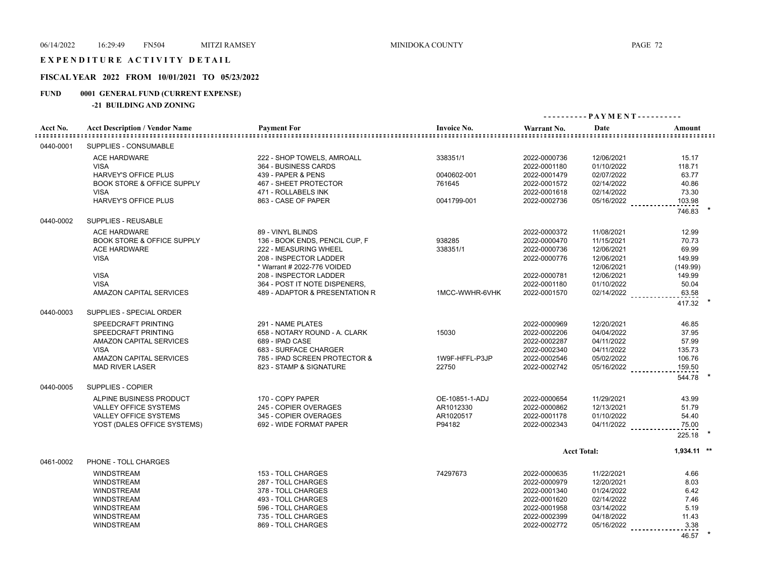# EXPENDITURE ACTIVITY DETAIL

## FISCAL YEAR 2022 FROM 10/01/2021 TO 05/23/2022

## FUND 0001 GENERAL FUND (CURRENT EXPENSE)

### -21 BUILDING AND ZONING

| Acct No. | Acct Description / Vendor Name | Payment For | Invoice No. | Warrant No. | Date | Amount |
|---|---|---|---|---|---|---|
| 0440-0001 | SUPPLIES - CONSUMABLE | | | | | |
| | ACE HARDWARE | 222 - SHOP TOWELS, AMROALL | 338351/1 | 2022-0000736 | 12/06/2021 | 15.17 |
| | VISA | 364 - BUSINESS CARDS | | 2022-0001180 | 01/10/2022 | 118.71 |
| | HARVEY'S OFFICE PLUS | 439 - PAPER & PENS | 0040602-001 | 2022-0001479 | 02/07/2022 | 63.77 |
| | BOOK STORE & OFFICE SUPPLY | 467 - SHEET PROTECTOR | 761645 | 2022-0001572 | 02/14/2022 | 40.86 |
| | VISA | 471 - ROLLABELS INK | | 2022-0001618 | 02/14/2022 | 73.30 |
| | HARVEY'S OFFICE PLUS | 863 - CASE OF PAPER | 0041799-001 | 2022-0002736 | 05/16/2022 | 103.98 |
| | | | | | | 746.83 * |
| 0440-0002 | SUPPLIES - REUSABLE | | | | | |
| | ACE HARDWARE | 89 - VINYL BLINDS | | 2022-0000372 | 11/08/2021 | 12.99 |
| | BOOK STORE & OFFICE SUPPLY | 136 - BOOK ENDS, PENCIL CUP, F | 938285 | 2022-0000470 | 11/15/2021 | 70.73 |
| | ACE HARDWARE | 222 - MEASURING WHEEL | 338351/1 | 2022-0000736 | 12/06/2021 | 69.99 |
| | VISA | 208 - INSPECTOR LADDER | | 2022-0000776 | 12/06/2021 | 149.99 |
| | | * Warrant # 2022-776 VOIDED | | | 12/06/2021 | (149.99) |
| | VISA | 208 - INSPECTOR LADDER | | 2022-0000781 | 12/06/2021 | 149.99 |
| | VISA | 364 - POST IT NOTE DISPENERS, | | 2022-0001180 | 01/10/2022 | 50.04 |
| | AMAZON CAPITAL SERVICES | 489 - ADAPTOR & PRESENTATION R | 1MCC-WWHR-6VHK | 2022-0001570 | 02/14/2022 | 63.58 |
| | | | | | | 417.32 * |
| 0440-0003 | SUPPLIES - SPECIAL ORDER | | | | | |
| | SPEEDCRAFT PRINTING | 291 - NAME PLATES | | 2022-0000969 | 12/20/2021 | 46.85 |
| | SPEEDCRAFT PRINTING | 658 - NOTARY ROUND - A. CLARK | 15030 | 2022-0002206 | 04/04/2022 | 37.95 |
| | AMAZON CAPITAL SERVICES | 689 - IPAD CASE | | 2022-0002287 | 04/11/2022 | 57.99 |
| | VISA | 683 - SURFACE CHARGER | | 2022-0002340 | 04/11/2022 | 135.73 |
| | AMAZON CAPITAL SERVICES | 785 - IPAD SCREEN PROTECTOR & | 1W9F-HFFL-P3JP | 2022-0002546 | 05/02/2022 | 106.76 |
| | MAD RIVER LASER | 823 - STAMP & SIGNATURE | 22750 | 2022-0002742 | 05/16/2022 | 159.50 |
| | | | | | | 544.78 * |
| 0440-0005 | SUPPLIES - COPIER | | | | | |
| | ALPINE BUSINESS PRODUCT | 170 - COPY PAPER | OE-10851-1-ADJ | 2022-0000654 | 11/29/2021 | 43.99 |
| | VALLEY OFFICE SYSTEMS | 245 - COPIER OVERAGES | AR1012330 | 2022-0000862 | 12/13/2021 | 51.79 |
| | VALLEY OFFICE SYSTEMS | 345 - COPIER OVERAGES | AR1020517 | 2022-0001178 | 01/10/2022 | 54.40 |
| | YOST (DALES OFFICE SYSTEMS) | 692 - WIDE FORMAT PAPER | P94182 | 2022-0002343 | 04/11/2022 | 75.00 |
| | | | | | | 225.18 * |
| | | | | Acct Total: | | 1,934.11 ** |
| 0461-0002 | PHONE - TOLL CHARGES | | | | | |
| | WINDSTREAM | 153 - TOLL CHARGES | 74297673 | 2022-0000635 | 11/22/2021 | 4.66 |
| | WINDSTREAM | 287 - TOLL CHARGES | | 2022-0000979 | 12/20/2021 | 8.03 |
| | WINDSTREAM | 378 - TOLL CHARGES | | 2022-0001340 | 01/24/2022 | 6.42 |
| | WINDSTREAM | 493 - TOLL CHARGES | | 2022-0001620 | 02/14/2022 | 7.46 |
| | WINDSTREAM | 596 - TOLL CHARGES | | 2022-0001958 | 03/14/2022 | 5.19 |
| | WINDSTREAM | 735 - TOLL CHARGES | | 2022-0002399 | 04/18/2022 | 11.43 |
| | WINDSTREAM | 869 - TOLL CHARGES | | 2022-0002772 | 05/16/2022 | 3.38 |
| | | | | | | 46.57 * |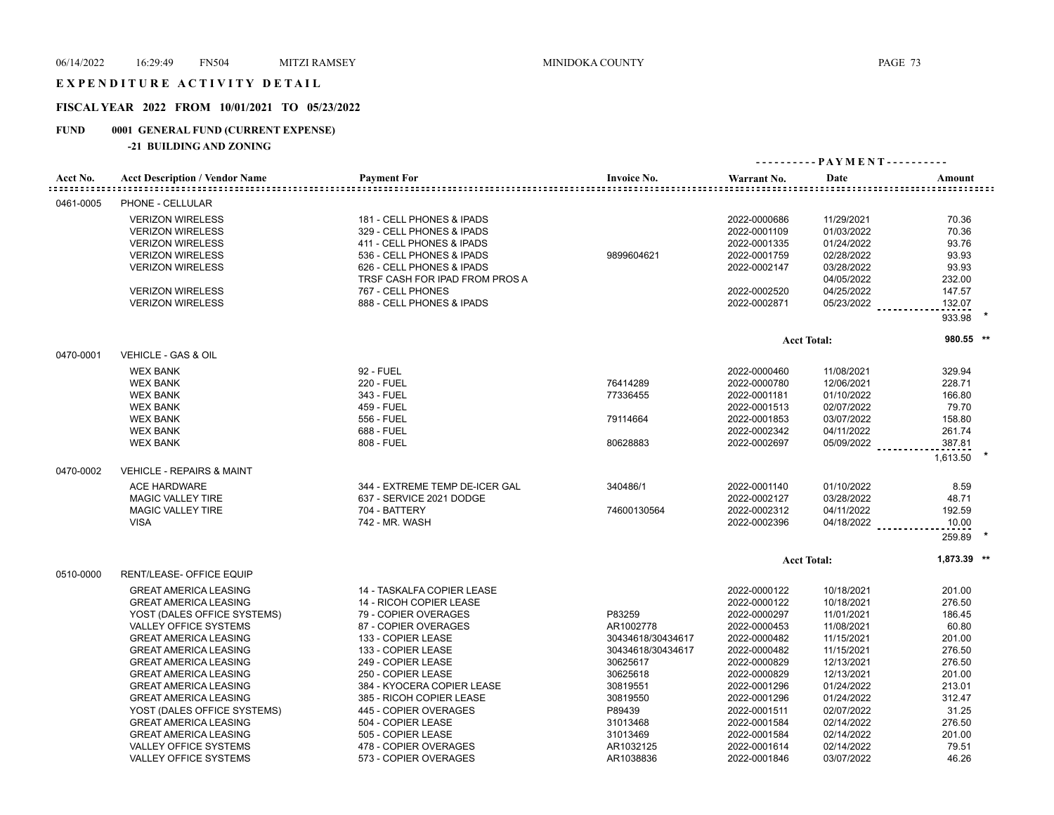# EXPENDITURE ACTIVITY DETAIL

## FISCAL YEAR 2022 FROM 10/01/2021 TO 05/23/2022

## FUND 0001 GENERAL FUND (CURRENT EXPENSE)

### -21 BUILDING AND ZONING

| Acct No. | Acct Description / Vendor Name | Payment For | Invoice No. | Warrant No. | Date | Amount |
|---|---|---|---|---|---|---|
| 0461-0005 | PHONE - CELLULAR | | | | | |
| | VERIZON WIRELESS | 181 - CELL PHONES & IPADS | | 2022-0000686 | 11/29/2021 | 70.36 |
| | VERIZON WIRELESS | 329 - CELL PHONES & IPADS | | 2022-0001109 | 01/03/2022 | 70.36 |
| | VERIZON WIRELESS | 411 - CELL PHONES & IPADS | | 2022-0001335 | 01/24/2022 | 93.76 |
| | VERIZON WIRELESS | 536 - CELL PHONES & IPADS | 9899604621 | 2022-0001759 | 02/28/2022 | 93.93 |
| | VERIZON WIRELESS | 626 - CELL PHONES & IPADS | | 2022-0002147 | 03/28/2022 | 93.93 |
| | | TRSF CASH FOR IPAD FROM PROS A | | | 04/05/2022 | 232.00 |
| | VERIZON WIRELESS | 767 - CELL PHONES | | 2022-0002520 | 04/25/2022 | 147.57 |
| | VERIZON WIRELESS | 888 - CELL PHONES & IPADS | | 2022-0002871 | 05/23/2022 | 132.07 |
| | | | | | | 933.98 * |
| | | | | | **Acct Total:** | **980.55 \*\*** |
| 0470-0001 | VEHICLE - GAS & OIL | | | | | |
| | WEX BANK | 92 - FUEL | | 2022-0000460 | 11/08/2021 | 329.94 |
| | WEX BANK | 220 - FUEL | 76414289 | 2022-0000780 | 12/06/2021 | 228.71 |
| | WEX BANK | 343 - FUEL | 77336455 | 2022-0001181 | 01/10/2022 | 166.80 |
| | WEX BANK | 459 - FUEL | | 2022-0001513 | 02/07/2022 | 79.70 |
| | WEX BANK | 556 - FUEL | 79114664 | 2022-0001853 | 03/07/2022 | 158.80 |
| | WEX BANK | 688 - FUEL | | 2022-0002342 | 04/11/2022 | 261.74 |
| | WEX BANK | 808 - FUEL | 80628883 | 2022-0002697 | 05/09/2022 | 387.81 |
| | | | | | | 1,613.50 * |
| 0470-0002 | VEHICLE - REPAIRS & MAINT | | | | | |
| | ACE HARDWARE | 344 - EXTREME TEMP DE-ICER GAL | 340486/1 | 2022-0001140 | 01/10/2022 | 8.59 |
| | MAGIC VALLEY TIRE | 637 - SERVICE 2021 DODGE | | 2022-0002127 | 03/28/2022 | 48.71 |
| | MAGIC VALLEY TIRE | 704 - BATTERY | 74600130564 | 2022-0002312 | 04/11/2022 | 192.59 |
| | VISA | 742 - MR. WASH | | 2022-0002396 | 04/18/2022 | 10.00 |
| | | | | | | 259.89 * |
| | | | | | **Acct Total:** | **1,873.39 \*\*** |
| 0510-0000 | RENT/LEASE- OFFICE EQUIP | | | | | |
| | GREAT AMERICA LEASING | 14 - TASKALFA COPIER LEASE | | 2022-0000122 | 10/18/2021 | 201.00 |
| | GREAT AMERICA LEASING | 14 - RICOH COPIER LEASE | | 2022-0000122 | 10/18/2021 | 276.50 |
| | YOST (DALES OFFICE SYSTEMS) | 79 - COPIER OVERAGES | P83259 | 2022-0000297 | 11/01/2021 | 186.45 |
| | VALLEY OFFICE SYSTEMS | 87 - COPIER OVERAGES | AR1002778 | 2022-0000453 | 11/08/2021 | 60.80 |
| | GREAT AMERICA LEASING | 133 - COPIER LEASE | 30434618/30434617 | 2022-0000482 | 11/15/2021 | 201.00 |
| | GREAT AMERICA LEASING | 133 - COPIER LEASE | 30434618/30434617 | 2022-0000482 | 11/15/2021 | 276.50 |
| | GREAT AMERICA LEASING | 249 - COPIER LEASE | 30625617 | 2022-0000829 | 12/13/2021 | 276.50 |
| | GREAT AMERICA LEASING | 250 - COPIER LEASE | 30625618 | 2022-0000829 | 12/13/2021 | 201.00 |
| | GREAT AMERICA LEASING | 384 - KYOCERA COPIER LEASE | 30819551 | 2022-0001296 | 01/24/2022 | 213.01 |
| | GREAT AMERICA LEASING | 385 - RICOH COPIER LEASE | 30819550 | 2022-0001296 | 01/24/2022 | 312.47 |
| | YOST (DALES OFFICE SYSTEMS) | 445 - COPIER OVERAGES | P89439 | 2022-0001511 | 02/07/2022 | 31.25 |
| | GREAT AMERICA LEASING | 504 - COPIER LEASE | 31013468 | 2022-0001584 | 02/14/2022 | 276.50 |
| | GREAT AMERICA LEASING | 505 - COPIER LEASE | 31013469 | 2022-0001584 | 02/14/2022 | 201.00 |
| | VALLEY OFFICE SYSTEMS | 478 - COPIER OVERAGES | AR1032125 | 2022-0001614 | 02/14/2022 | 79.51 |
| | VALLEY OFFICE SYSTEMS | 573 - COPIER OVERAGES | AR1038836 | 2022-0001846 | 03/07/2022 | 46.26 |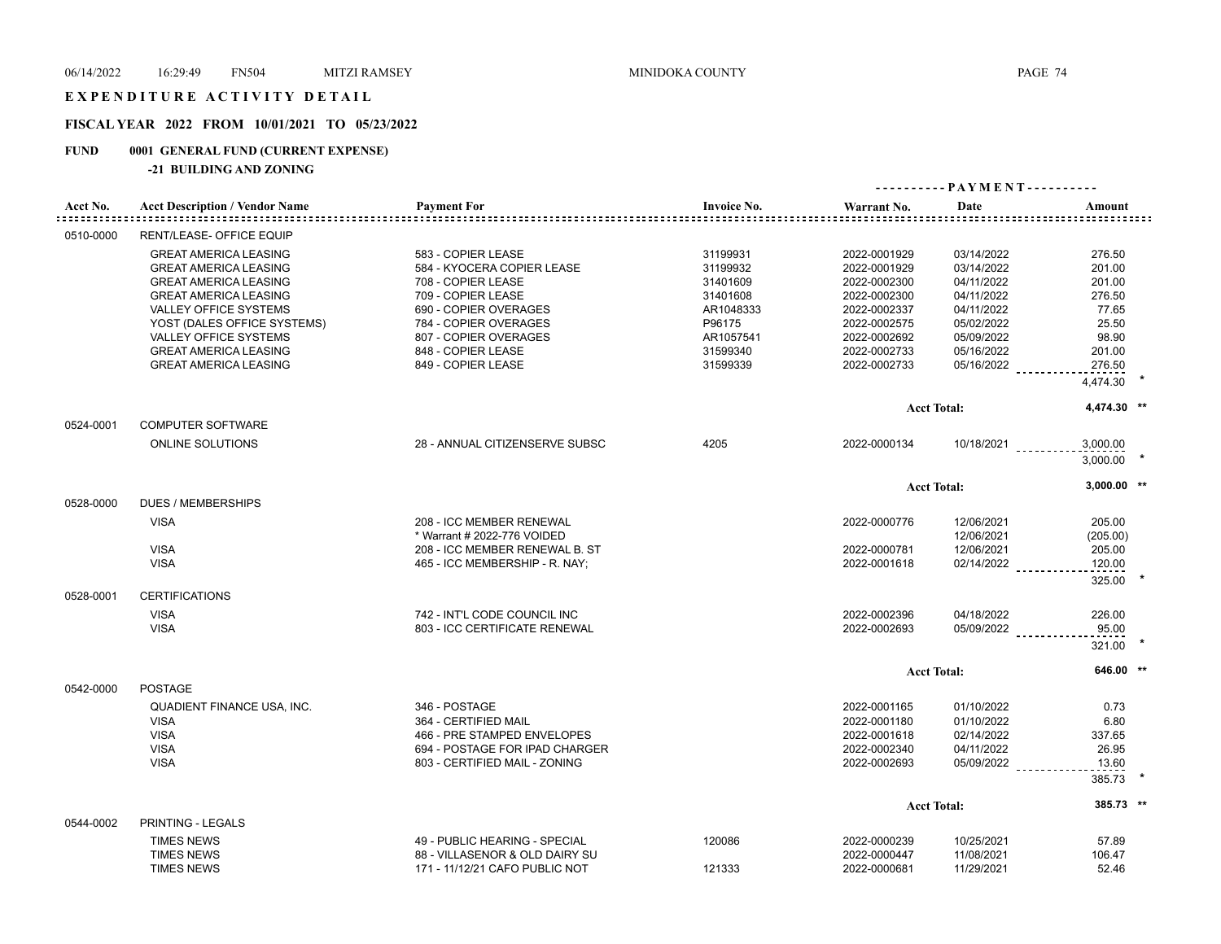# EXPENDITURE ACTIVITY DETAIL

## FISCAL YEAR 2022 FROM 10/01/2021 TO 05/23/2022

### FUND 0001 GENERAL FUND (CURRENT EXPENSE)

#### -21 BUILDING AND ZONING

| Acct No. | Acct Description / Vendor Name | Payment For | Invoice No. | Warrant No. | Date | Amount |
|---|---|---|---|---|---|---|
| 0510-0000 | RENT/LEASE- OFFICE EQUIP | | | | | |
| | GREAT AMERICA LEASING | 583 - COPIER LEASE | 31199931 | 2022-0001929 | 03/14/2022 | 276.50 |
| | GREAT AMERICA LEASING | 584 - KYOCERA COPIER LEASE | 31199932 | 2022-0001929 | 03/14/2022 | 201.00 |
| | GREAT AMERICA LEASING | 708 - COPIER LEASE | 31401609 | 2022-0002300 | 04/11/2022 | 201.00 |
| | GREAT AMERICA LEASING | 709 - COPIER LEASE | 31401608 | 2022-0002300 | 04/11/2022 | 276.50 |
| | VALLEY OFFICE SYSTEMS | 690 - COPIER OVERAGES | AR1048333 | 2022-0002337 | 04/11/2022 | 77.65 |
| | YOST (DALES OFFICE SYSTEMS) | 784 - COPIER OVERAGES | P96175 | 2022-0002575 | 05/02/2022 | 25.50 |
| | VALLEY OFFICE SYSTEMS | 807 - COPIER OVERAGES | AR1057541 | 2022-0002692 | 05/09/2022 | 98.90 |
| | GREAT AMERICA LEASING | 848 - COPIER LEASE | 31599340 | 2022-0002733 | 05/16/2022 | 201.00 |
| | GREAT AMERICA LEASING | 849 - COPIER LEASE | 31599339 | 2022-0002733 | 05/16/2022 | 276.50 |
| | | | | | | 4,474.30 * |
| | | | | Acct Total: | | 4,474.30 ** |
| 0524-0001 | COMPUTER SOFTWARE | | | | | |
| | ONLINE SOLUTIONS | 28 - ANNUAL CITIZENSERVE SUBSC | 4205 | 2022-0000134 | 10/18/2021 | 3,000.00 |
| | | | | | | 3,000.00 * |
| | | | | Acct Total: | | 3,000.00 ** |
| 0528-0000 | DUES / MEMBERSHIPS | | | | | |
| | VISA | 208 - ICC MEMBER RENEWAL | | 2022-0000776 | 12/06/2021 | 205.00 |
| | | * Warrant # 2022-776 VOIDED | | | 12/06/2021 | (205.00) |
| | VISA | 208 - ICC MEMBER RENEWAL B. ST | | 2022-0000781 | 12/06/2021 | 205.00 |
| | VISA | 465 - ICC MEMBERSHIP - R. NAY; | | 2022-0001618 | 02/14/2022 | 120.00 |
| | | | | | | 325.00 * |
| 0528-0001 | CERTIFICATIONS | | | | | |
| | VISA | 742 - INT'L CODE COUNCIL INC | | 2022-0002396 | 04/18/2022 | 226.00 |
| | VISA | 803 - ICC CERTIFICATE RENEWAL | | 2022-0002693 | 05/09/2022 | 95.00 |
| | | | | | | 321.00 * |
| | | | | Acct Total: | | 646.00 ** |
| 0542-0000 | POSTAGE | | | | | |
| | QUADIENT FINANCE USA, INC. | 346 - POSTAGE | | 2022-0001165 | 01/10/2022 | 0.73 |
| | VISA | 364 - CERTIFIED MAIL | | 2022-0001180 | 01/10/2022 | 6.80 |
| | VISA | 466 - PRE STAMPED ENVELOPES | | 2022-0001618 | 02/14/2022 | 337.65 |
| | VISA | 694 - POSTAGE FOR IPAD CHARGER | | 2022-0002340 | 04/11/2022 | 26.95 |
| | VISA | 803 - CERTIFIED MAIL - ZONING | | 2022-0002693 | 05/09/2022 | 13.60 |
| | | | | | | 385.73 * |
| | | | | Acct Total: | | 385.73 ** |
| 0544-0002 | PRINTING - LEGALS | | | | | |
| | TIMES NEWS | 49 - PUBLIC HEARING - SPECIAL | 120086 | 2022-0000239 | 10/25/2021 | 57.89 |
| | TIMES NEWS | 88 - VILLASENOR & OLD DAIRY SU | | 2022-0000447 | 11/08/2021 | 106.47 |
| | TIMES NEWS | 171 - 11/12/21 CAFO PUBLIC NOT | 121333 | 2022-0000681 | 11/29/2021 | 52.46 |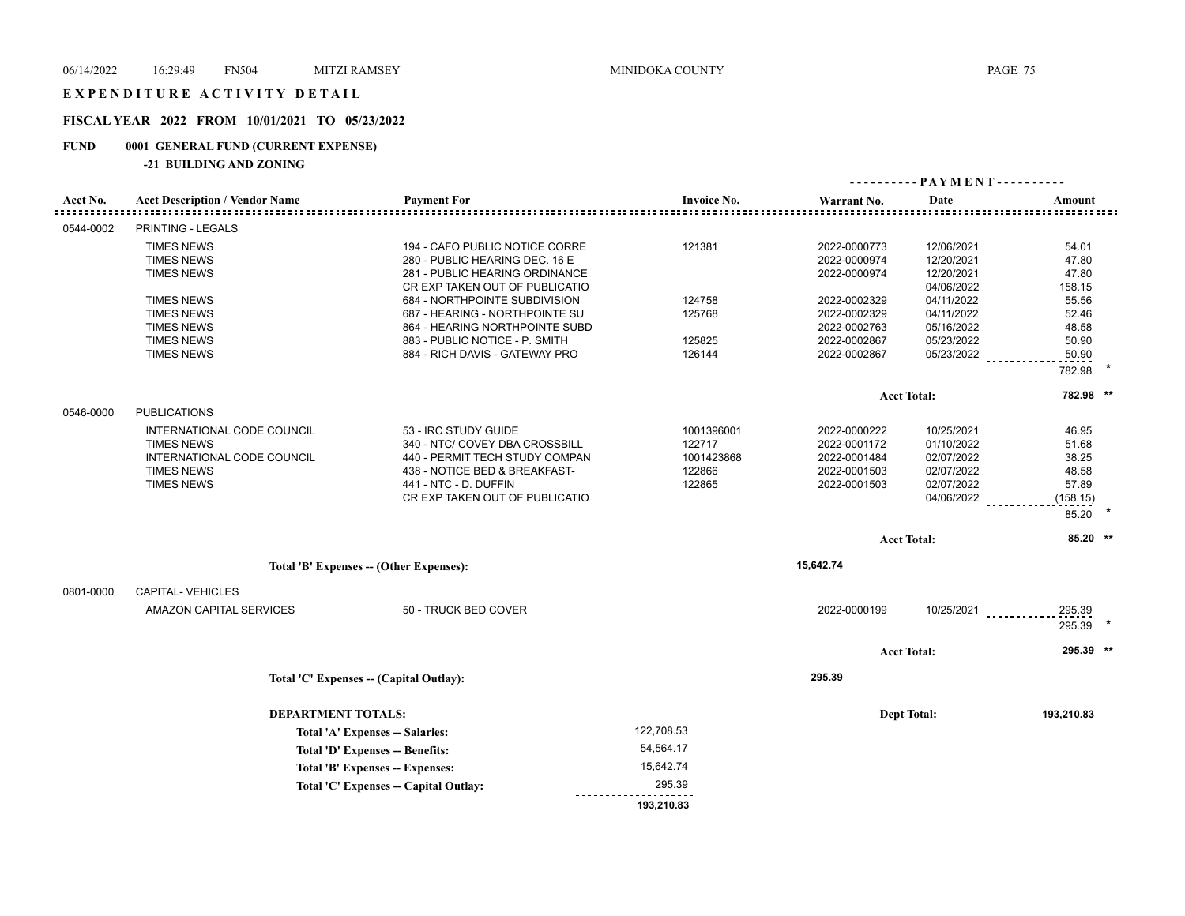# EXPENDITURE ACTIVITY DETAIL

## FISCAL YEAR 2022 FROM 10/01/2021 TO 05/23/2022

### FUND 0001 GENERAL FUND (CURRENT EXPENSE)

#### -21 BUILDING AND ZONING

| Acct No. | Acct Description / Vendor Name | Payment For | Invoice No. | Warrant No. | PAYMENT Date | PAYMENT Amount |
|---|---|---|---|---|---|---|
| 0544-0002 | PRINTING - LEGALS | | | | | |
| | TIMES NEWS | 194 - CAFO PUBLIC NOTICE CORRE | 121381 | 2022-0000773 | 12/06/2021 | 54.01 |
| | TIMES NEWS | 280 - PUBLIC HEARING DEC. 16 E | | 2022-0000974 | 12/20/2021 | 47.80 |
| | TIMES NEWS | 281 - PUBLIC HEARING ORDINANCE | | 2022-0000974 | 12/20/2021 | 47.80 |
| | | CR EXP TAKEN OUT OF PUBLICATIO | | | 04/06/2022 | 158.15 |
| | TIMES NEWS | 684 - NORTHPOINTE SUBDIVISION | 124758 | 2022-0002329 | 04/11/2022 | 55.56 |
| | TIMES NEWS | 687 - HEARING - NORTHPOINTE SU | 125768 | 2022-0002329 | 04/11/2022 | 52.46 |
| | TIMES NEWS | 864 - HEARING NORTHPOINTE SUBD | | 2022-0002763 | 05/16/2022 | 48.58 |
| | TIMES NEWS | 883 - PUBLIC NOTICE - P. SMITH | 125825 | 2022-0002867 | 05/23/2022 | 50.90 |
| | TIMES NEWS | 884 - RICH DAVIS - GATEWAY PRO | 126144 | 2022-0002867 | 05/23/2022 | 50.90 |
| | | | | | | 782.98 * |
| | | | | | Acct Total: | 782.98 ** |
| 0546-0000 | PUBLICATIONS | | | | | |
| | INTERNATIONAL CODE COUNCIL | 53 - IRC STUDY GUIDE | 1001396001 | 2022-0000222 | 10/25/2021 | 46.95 |
| | TIMES NEWS | 340 - NTC/ COVEY DBA CROSSBILL | 122717 | 2022-0001172 | 01/10/2022 | 51.68 |
| | INTERNATIONAL CODE COUNCIL | 440 - PERMIT TECH STUDY COMPAN | 1001423868 | 2022-0001484 | 02/07/2022 | 38.25 |
| | TIMES NEWS | 438 - NOTICE BED & BREAKFAST- | 122866 | 2022-0001503 | 02/07/2022 | 48.58 |
| | TIMES NEWS | 441 - NTC - D. DUFFIN | 122865 | 2022-0001503 | 02/07/2022 | 57.89 |
| | | CR EXP TAKEN OUT OF PUBLICATIO | | | 04/06/2022 | (158.15) |
| | | | | | | 85.20 * |
| | | | | | Acct Total: | 85.20 ** |
| | Total 'B' Expenses -- (Other Expenses): | | | 15,642.74 | | |
| 0801-0000 | CAPITAL- VEHICLES | | | | | |
| | AMAZON CAPITAL SERVICES | 50 - TRUCK BED COVER | | 2022-0000199 | 10/25/2021 | 295.39 |
| | | | | | | 295.39 * |
| | | | | | Acct Total: | 295.39 ** |
| | Total 'C' Expenses -- (Capital Outlay): | | | 295.39 | | |

**DEPARTMENT TOTALS:** Dept Total: **193,210.83**

| | |
|---|---|
| Total 'A' Expenses -- Salaries: | 122,708.53 |
| Total 'D' Expenses -- Benefits: | 54,564.17 |
| Total 'B' Expenses -- Expenses: | 15,642.74 |
| Total 'C' Expenses -- Capital Outlay: | 295.39 |
| | **193,210.83** |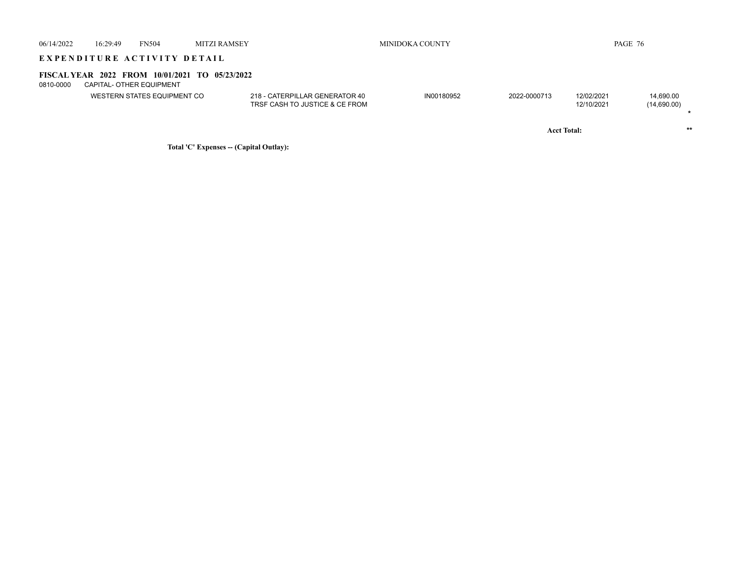## EXPENDITURE ACTIVITY DETAIL

### FISCAL YEAR 2022 FROM 10/01/2021 TO 05/23/2022

0810-0000 CAPITAL- OTHER EQUIPMENT

| Vendor | Description | Invoice | PO/Ref | Date | Amount | |
|---|---|---|---|---|---|---|
| WESTERN STATES EQUIPMENT CO | 218 - CATERPILLAR GENERATOR 40 | IN00180952 | 2022-0000713 | 12/02/2021 | 14,690.00 | |
| | TRSF CASH TO JUSTICE & CE FROM | | | 12/10/2021 | (14,690.00) | |
| | | | | | | * |
| | | | **Acct Total:** | | | ** |

**Total 'C' Expenses -- (Capital Outlay):**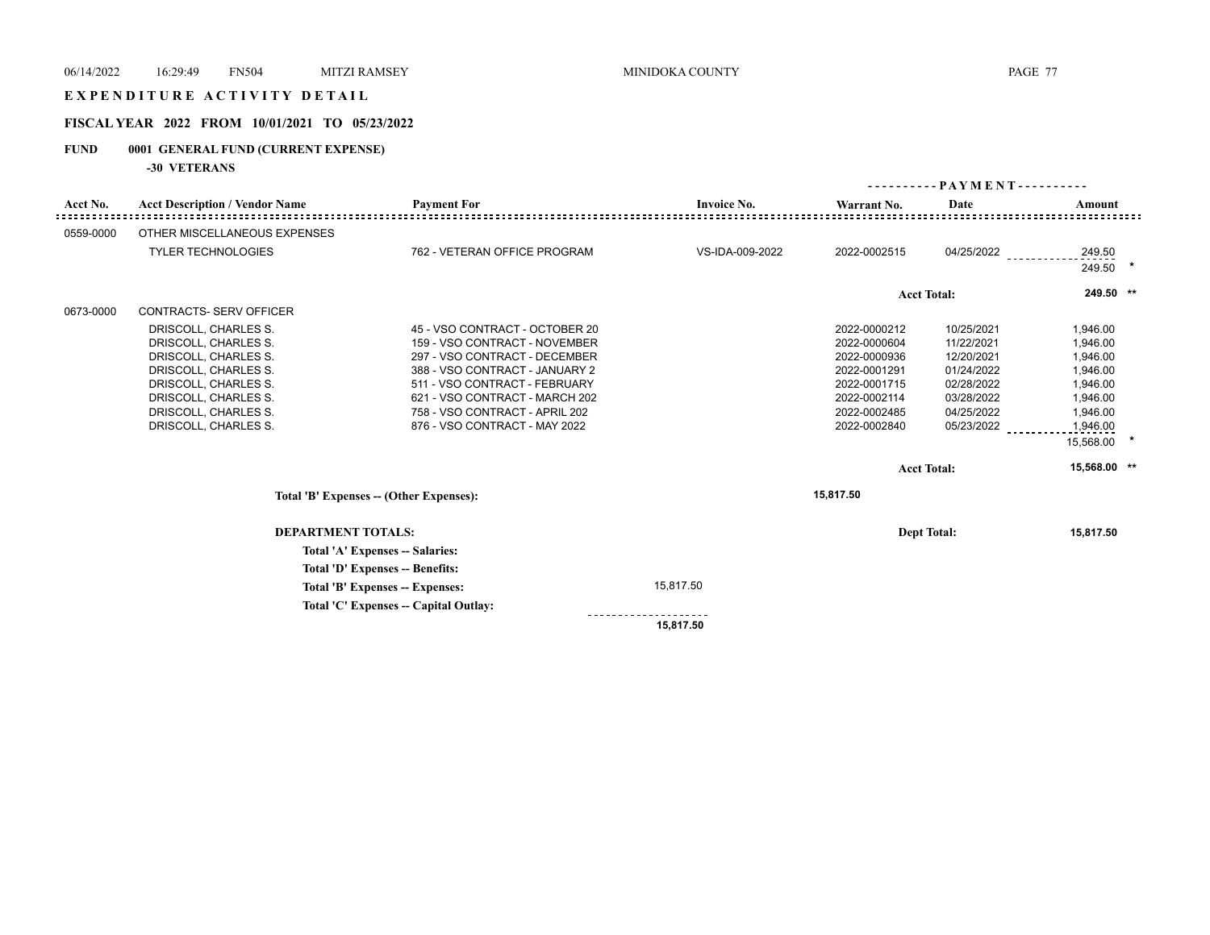# EXPENDITURE ACTIVITY DETAIL

## FISCAL YEAR 2022 FROM 10/01/2021 TO 05/23/2022

**FUND 0001 GENERAL FUND (CURRENT EXPENSE)**

**-30 VETERANS**

| Acct No. | Acct Description / Vendor Name | Payment For | Invoice No. | Warrant No. | PAYMENT Date | PAYMENT Amount |
|---|---|---|---|---|---|---|
| 0559-0000 | OTHER MISCELLANEOUS EXPENSES | | | | | |
| | TYLER TECHNOLOGIES | 762 - VETERAN OFFICE PROGRAM | VS-IDA-009-2022 | 2022-0002515 | 04/25/2022 | 249.50 |
| | | | | | | 249.50 * |
| | | | | | Acct Total: | 249.50 ** |
| 0673-0000 | CONTRACTS- SERV OFFICER | | | | | |
| | DRISCOLL, CHARLES S. | 45 - VSO CONTRACT - OCTOBER 20 | | 2022-0000212 | 10/25/2021 | 1,946.00 |
| | DRISCOLL, CHARLES S. | 159 - VSO CONTRACT - NOVEMBER | | 2022-0000604 | 11/22/2021 | 1,946.00 |
| | DRISCOLL, CHARLES S. | 297 - VSO CONTRACT - DECEMBER | | 2022-0000936 | 12/20/2021 | 1,946.00 |
| | DRISCOLL, CHARLES S. | 388 - VSO CONTRACT - JANUARY 2 | | 2022-0001291 | 01/24/2022 | 1,946.00 |
| | DRISCOLL, CHARLES S. | 511 - VSO CONTRACT - FEBRUARY | | 2022-0001715 | 02/28/2022 | 1,946.00 |
| | DRISCOLL, CHARLES S. | 621 - VSO CONTRACT - MARCH 202 | | 2022-0002114 | 03/28/2022 | 1,946.00 |
| | DRISCOLL, CHARLES S. | 758 - VSO CONTRACT - APRIL 202 | | 2022-0002485 | 04/25/2022 | 1,946.00 |
| | DRISCOLL, CHARLES S. | 876 - VSO CONTRACT - MAY 2022 | | 2022-0002840 | 05/23/2022 | 1,946.00 |
| | | | | | | 15,568.00 * |
| | | | | | Acct Total: | 15,568.00 ** |

**Total 'B' Expenses -- (Other Expenses):** 15,817.50

**DEPARTMENT TOTALS:** Dept Total: **15,817.50**

| | |
|---|---|
| **Total 'A' Expenses -- Salaries:** | |
| **Total 'D' Expenses -- Benefits:** | |
| **Total 'B' Expenses -- Expenses:** | 15,817.50 |
| **Total 'C' Expenses -- Capital Outlay:** | |
| | **15,817.50** |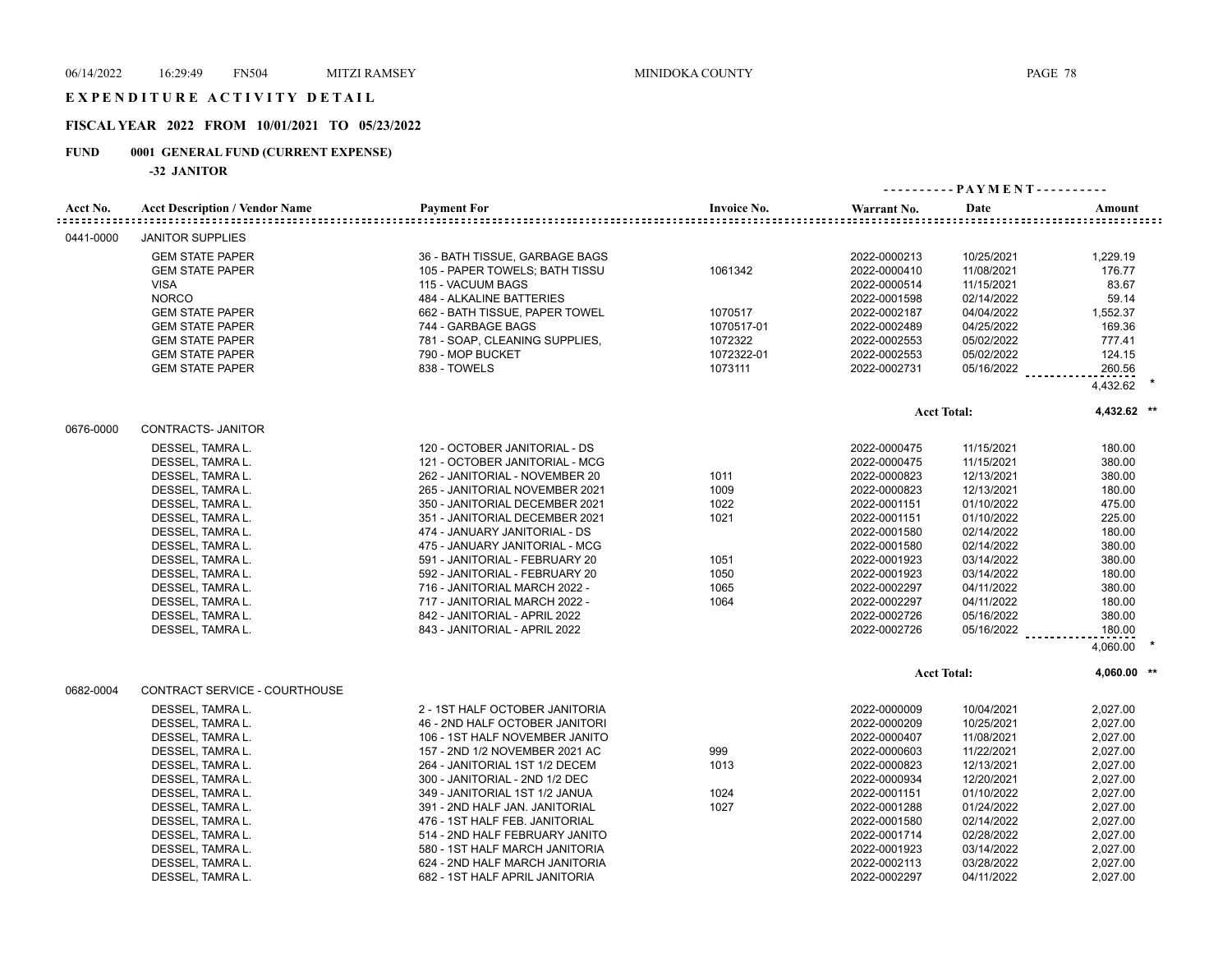# EXPENDITURE ACTIVITY DETAIL

## FISCAL YEAR 2022 FROM 10/01/2021 TO 05/23/2022

**FUND 0001 GENERAL FUND (CURRENT EXPENSE)**

**-32 JANITOR**

| Acct No. | Acct Description / Vendor Name | Payment For | Invoice No. | Warrant No. | Date | Amount |
|---|---|---|---|---|---|---|
| 0441-0000 | JANITOR SUPPLIES | | | | | |
| | GEM STATE PAPER | 36 - BATH TISSUE, GARBAGE BAGS | | 2022-0000213 | 10/25/2021 | 1,229.19 |
| | GEM STATE PAPER | 105 - PAPER TOWELS; BATH TISSU | 1061342 | 2022-0000410 | 11/08/2021 | 176.77 |
| | VISA | 115 - VACUUM BAGS | | 2022-0000514 | 11/15/2021 | 83.67 |
| | NORCO | 484 - ALKALINE BATTERIES | | 2022-0001598 | 02/14/2022 | 59.14 |
| | GEM STATE PAPER | 662 - BATH TISSUE, PAPER TOWEL | 1070517 | 2022-0002187 | 04/04/2022 | 1,552.37 |
| | GEM STATE PAPER | 744 - GARBAGE BAGS | 1070517-01 | 2022-0002489 | 04/25/2022 | 169.36 |
| | GEM STATE PAPER | 781 - SOAP, CLEANING SUPPLIES, | 1072322 | 2022-0002553 | 05/02/2022 | 777.41 |
| | GEM STATE PAPER | 790 - MOP BUCKET | 1072322-01 | 2022-0002553 | 05/02/2022 | 124.15 |
| | GEM STATE PAPER | 838 - TOWELS | 1073111 | 2022-0002731 | 05/16/2022 | 260.56 |
| | | | | | | 4,432.62 * |
| | | | | Acct Total: | | 4,432.62 ** |
| 0676-0000 | CONTRACTS- JANITOR | | | | | |
| | DESSEL, TAMRA L. | 120 - OCTOBER JANITORIAL - DS | | 2022-0000475 | 11/15/2021 | 180.00 |
| | DESSEL, TAMRA L. | 121 - OCTOBER JANITORIAL - MCG | | 2022-0000475 | 11/15/2021 | 380.00 |
| | DESSEL, TAMRA L. | 262 - JANITORIAL - NOVEMBER 20 | 1011 | 2022-0000823 | 12/13/2021 | 380.00 |
| | DESSEL, TAMRA L. | 265 - JANITORIAL NOVEMBER 2021 | 1009 | 2022-0000823 | 12/13/2021 | 180.00 |
| | DESSEL, TAMRA L. | 350 - JANITORIAL DECEMBER 2021 | 1022 | 2022-0001151 | 01/10/2022 | 475.00 |
| | DESSEL, TAMRA L. | 351 - JANITORIAL DECEMBER 2021 | 1021 | 2022-0001151 | 01/10/2022 | 225.00 |
| | DESSEL, TAMRA L. | 474 - JANUARY JANITORIAL - DS | | 2022-0001580 | 02/14/2022 | 180.00 |
| | DESSEL, TAMRA L. | 475 - JANUARY JANITORIAL - MCG | | 2022-0001580 | 02/14/2022 | 380.00 |
| | DESSEL, TAMRA L. | 591 - JANITORIAL - FEBRUARY 20 | 1051 | 2022-0001923 | 03/14/2022 | 380.00 |
| | DESSEL, TAMRA L. | 592 - JANITORIAL - FEBRUARY 20 | 1050 | 2022-0001923 | 03/14/2022 | 180.00 |
| | DESSEL, TAMRA L. | 716 - JANITORIAL MARCH 2022 - | 1065 | 2022-0002297 | 04/11/2022 | 380.00 |
| | DESSEL, TAMRA L. | 717 - JANITORIAL MARCH 2022 - | 1064 | 2022-0002297 | 04/11/2022 | 180.00 |
| | DESSEL, TAMRA L. | 842 - JANITORIAL - APRIL 2022 | | 2022-0002726 | 05/16/2022 | 380.00 |
| | DESSEL, TAMRA L. | 843 - JANITORIAL - APRIL 2022 | | 2022-0002726 | 05/16/2022 | 180.00 |
| | | | | | | 4,060.00 * |
| | | | | Acct Total: | | 4,060.00 ** |
| 0682-0004 | CONTRACT SERVICE - COURTHOUSE | | | | | |
| | DESSEL, TAMRA L. | 2 - 1ST HALF OCTOBER JANITORIA | | 2022-0000009 | 10/04/2021 | 2,027.00 |
| | DESSEL, TAMRA L. | 46 - 2ND HALF OCTOBER JANITORI | | 2022-0000209 | 10/25/2021 | 2,027.00 |
| | DESSEL, TAMRA L. | 106 - 1ST HALF NOVEMBER JANITO | | 2022-0000407 | 11/08/2021 | 2,027.00 |
| | DESSEL, TAMRA L. | 157 - 2ND 1/2 NOVEMBER 2021 AC | 999 | 2022-0000603 | 11/22/2021 | 2,027.00 |
| | DESSEL, TAMRA L. | 264 - JANITORIAL 1ST 1/2 DECEM | 1013 | 2022-0000823 | 12/13/2021 | 2,027.00 |
| | DESSEL, TAMRA L. | 300 - JANITORIAL - 2ND 1/2 DEC | | 2022-0000934 | 12/20/2021 | 2,027.00 |
| | DESSEL, TAMRA L. | 349 - JANITORIAL 1ST 1/2 JANUA | 1024 | 2022-0001151 | 01/10/2022 | 2,027.00 |
| | DESSEL, TAMRA L. | 391 - 2ND HALF JAN. JANITORIAL | 1027 | 2022-0001288 | 01/24/2022 | 2,027.00 |
| | DESSEL, TAMRA L. | 476 - 1ST HALF FEB. JANITORIAL | | 2022-0001580 | 02/14/2022 | 2,027.00 |
| | DESSEL, TAMRA L. | 514 - 2ND HALF FEBRUARY JANITO | | 2022-0001714 | 02/28/2022 | 2,027.00 |
| | DESSEL, TAMRA L. | 580 - 1ST HALF MARCH JANITORIA | | 2022-0001923 | 03/14/2022 | 2,027.00 |
| | DESSEL, TAMRA L. | 624 - 2ND HALF MARCH JANITORIA | | 2022-0002113 | 03/28/2022 | 2,027.00 |
| | DESSEL, TAMRA L. | 682 - 1ST HALF APRIL JANITORIA | | 2022-0002297 | 04/11/2022 | 2,027.00 |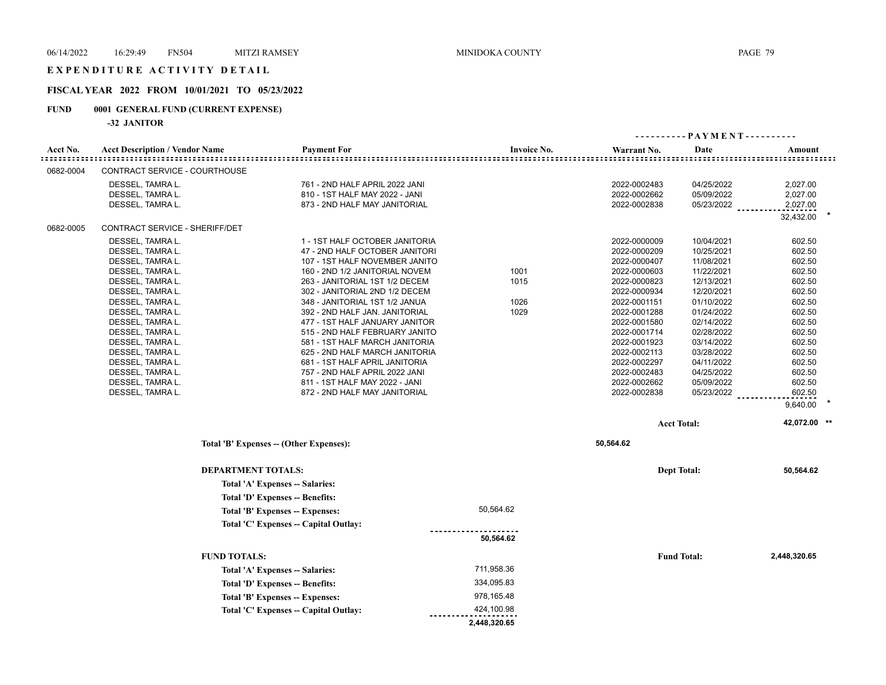# EXPENDITURE ACTIVITY DETAIL

## FISCAL YEAR 2022 FROM 10/01/2021 TO 05/23/2022

**FUND 0001 GENERAL FUND (CURRENT EXPENSE)**

**-32 JANITOR**

| Acct No. | Acct Description / Vendor Name | Payment For | Invoice No. | Warrant No. | Date | Amount |
|---|---|---|---|---|---|---|
| 0682-0004 | CONTRACT SERVICE - COURTHOUSE | | | | | |
| | DESSEL, TAMRA L. | 761 - 2ND HALF APRIL 2022 JANI | | 2022-0002483 | 04/25/2022 | 2,027.00 |
| | DESSEL, TAMRA L. | 810 - 1ST HALF MAY 2022 - JANI | | 2022-0002662 | 05/09/2022 | 2,027.00 |
| | DESSEL, TAMRA L. | 873 - 2ND HALF MAY JANITORIAL | | 2022-0002838 | 05/23/2022 | 2,027.00 |
| | | | | | | 32,432.00 * |
| 0682-0005 | CONTRACT SERVICE - SHERIFF/DET | | | | | |
| | DESSEL, TAMRA L. | 1 - 1ST HALF OCTOBER JANITORIA | | 2022-0000009 | 10/04/2021 | 602.50 |
| | DESSEL, TAMRA L. | 47 - 2ND HALF OCTOBER JANITORI | | 2022-0000209 | 10/25/2021 | 602.50 |
| | DESSEL, TAMRA L. | 107 - 1ST HALF NOVEMBER JANITO | | 2022-0000407 | 11/08/2021 | 602.50 |
| | DESSEL, TAMRA L. | 160 - 2ND 1/2 JANITORIAL NOVEM | 1001 | 2022-0000603 | 11/22/2021 | 602.50 |
| | DESSEL, TAMRA L. | 263 - JANITORIAL 1ST 1/2 DECEM | 1015 | 2022-0000823 | 12/13/2021 | 602.50 |
| | DESSEL, TAMRA L. | 302 - JANITORIAL 2ND 1/2 DECEM | | 2022-0000934 | 12/20/2021 | 602.50 |
| | DESSEL, TAMRA L. | 348 - JANITORIAL 1ST 1/2 JANUA | 1026 | 2022-0001151 | 01/10/2022 | 602.50 |
| | DESSEL, TAMRA L. | 392 - 2ND HALF JAN. JANITORIAL | 1029 | 2022-0001288 | 01/24/2022 | 602.50 |
| | DESSEL, TAMRA L. | 477 - 1ST HALF JANUARY JANITOR | | 2022-0001580 | 02/14/2022 | 602.50 |
| | DESSEL, TAMRA L. | 515 - 2ND HALF FEBRUARY JANITO | | 2022-0001714 | 02/28/2022 | 602.50 |
| | DESSEL, TAMRA L. | 581 - 1ST HALF MARCH JANITORIA | | 2022-0001923 | 03/14/2022 | 602.50 |
| | DESSEL, TAMRA L. | 625 - 2ND HALF MARCH JANITORIA | | 2022-0002113 | 03/28/2022 | 602.50 |
| | DESSEL, TAMRA L. | 681 - 1ST HALF APRIL JANITORIA | | 2022-0002297 | 04/11/2022 | 602.50 |
| | DESSEL, TAMRA L. | 757 - 2ND HALF APRIL 2022 JANI | | 2022-0002483 | 04/25/2022 | 602.50 |
| | DESSEL, TAMRA L. | 811 - 1ST HALF MAY 2022 - JANI | | 2022-0002662 | 05/09/2022 | 602.50 |
| | DESSEL, TAMRA L. | 872 - 2ND HALF MAY JANITORIAL | | 2022-0002838 | 05/23/2022 | 602.50 |
| | | | | | | 9,640.00 * |
| | | | | | Acct Total: | 42,072.00 ** |

**Total 'B' Expenses -- (Other Expenses):** 50,564.62

**DEPARTMENT TOTALS:** Dept Total: **50,564.62**

| | |
|---|---|
| Total 'A' Expenses -- Salaries: | |
| Total 'D' Expenses -- Benefits: | |
| Total 'B' Expenses -- Expenses: | 50,564.62 |
| Total 'C' Expenses -- Capital Outlay: | |
| | **50,564.62** |

**FUND TOTALS:** Fund Total: **2,448,320.65**

| | |
|---|---|
| Total 'A' Expenses -- Salaries: | 711,958.36 |
| Total 'D' Expenses -- Benefits: | 334,095.83 |
| Total 'B' Expenses -- Expenses: | 978,165.48 |
| Total 'C' Expenses -- Capital Outlay: | 424,100.98 |
| | **2,448,320.65** |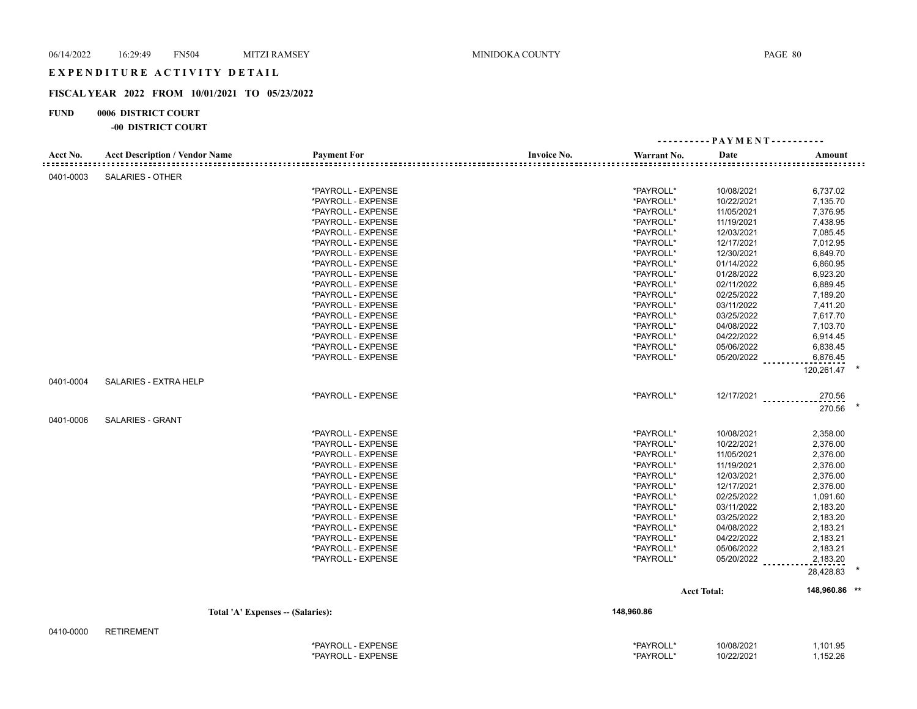# EXPENDITURE ACTIVITY DETAIL

## FISCAL YEAR 2022 FROM 10/01/2021 TO 05/23/2022

**FUND 0006 DISTRICT COURT**

**-00 DISTRICT COURT**

| Acct No. | Acct Description / Vendor Name | Payment For | Invoice No. | Warrant No. | PAYMENT Date | PAYMENT Amount |
|---|---|---|---|---|---|---|
| 0401-0003 | SALARIES - OTHER | | | | | |
| | | *PAYROLL - EXPENSE | | *PAYROLL* | 10/08/2021 | 6,737.02 |
| | | *PAYROLL - EXPENSE | | *PAYROLL* | 10/22/2021 | 7,135.70 |
| | | *PAYROLL - EXPENSE | | *PAYROLL* | 11/05/2021 | 7,376.95 |
| | | *PAYROLL - EXPENSE | | *PAYROLL* | 11/19/2021 | 7,438.95 |
| | | *PAYROLL - EXPENSE | | *PAYROLL* | 12/03/2021 | 7,085.45 |
| | | *PAYROLL - EXPENSE | | *PAYROLL* | 12/17/2021 | 7,012.95 |
| | | *PAYROLL - EXPENSE | | *PAYROLL* | 12/30/2021 | 6,849.70 |
| | | *PAYROLL - EXPENSE | | *PAYROLL* | 01/14/2022 | 6,860.95 |
| | | *PAYROLL - EXPENSE | | *PAYROLL* | 01/28/2022 | 6,923.20 |
| | | *PAYROLL - EXPENSE | | *PAYROLL* | 02/11/2022 | 6,889.45 |
| | | *PAYROLL - EXPENSE | | *PAYROLL* | 02/25/2022 | 7,189.20 |
| | | *PAYROLL - EXPENSE | | *PAYROLL* | 03/11/2022 | 7,411.20 |
| | | *PAYROLL - EXPENSE | | *PAYROLL* | 03/25/2022 | 7,617.70 |
| | | *PAYROLL - EXPENSE | | *PAYROLL* | 04/08/2022 | 7,103.70 |
| | | *PAYROLL - EXPENSE | | *PAYROLL* | 04/22/2022 | 6,914.45 |
| | | *PAYROLL - EXPENSE | | *PAYROLL* | 05/06/2022 | 6,838.45 |
| | | *PAYROLL - EXPENSE | | *PAYROLL* | 05/20/2022 | 6,876.45 |
| | | | | | | 120,261.47 * |
| 0401-0004 | SALARIES - EXTRA HELP | | | | | |
| | | *PAYROLL - EXPENSE | | *PAYROLL* | 12/17/2021 | 270.56 |
| | | | | | | 270.56 * |
| 0401-0006 | SALARIES - GRANT | | | | | |
| | | *PAYROLL - EXPENSE | | *PAYROLL* | 10/08/2021 | 2,358.00 |
| | | *PAYROLL - EXPENSE | | *PAYROLL* | 10/22/2021 | 2,376.00 |
| | | *PAYROLL - EXPENSE | | *PAYROLL* | 11/05/2021 | 2,376.00 |
| | | *PAYROLL - EXPENSE | | *PAYROLL* | 11/19/2021 | 2,376.00 |
| | | *PAYROLL - EXPENSE | | *PAYROLL* | 12/03/2021 | 2,376.00 |
| | | *PAYROLL - EXPENSE | | *PAYROLL* | 12/17/2021 | 2,376.00 |
| | | *PAYROLL - EXPENSE | | *PAYROLL* | 02/25/2022 | 1,091.60 |
| | | *PAYROLL - EXPENSE | | *PAYROLL* | 03/11/2022 | 2,183.20 |
| | | *PAYROLL - EXPENSE | | *PAYROLL* | 03/25/2022 | 2,183.20 |
| | | *PAYROLL - EXPENSE | | *PAYROLL* | 04/08/2022 | 2,183.21 |
| | | *PAYROLL - EXPENSE | | *PAYROLL* | 04/22/2022 | 2,183.21 |
| | | *PAYROLL - EXPENSE | | *PAYROLL* | 05/06/2022 | 2,183.21 |
| | | *PAYROLL - EXPENSE | | *PAYROLL* | 05/20/2022 | 2,183.20 |
| | | | | | | 28,428.83 * |
| | | | | | Acct Total: | 148,960.86 ** |
| | Total 'A' Expenses -- (Salaries): | | | 148,960.86 | | |
| 0410-0000 | RETIREMENT | | | | | |
| | | *PAYROLL - EXPENSE | | *PAYROLL* | 10/08/2021 | 1,101.95 |
| | | *PAYROLL - EXPENSE | | *PAYROLL* | 10/22/2021 | 1,152.26 |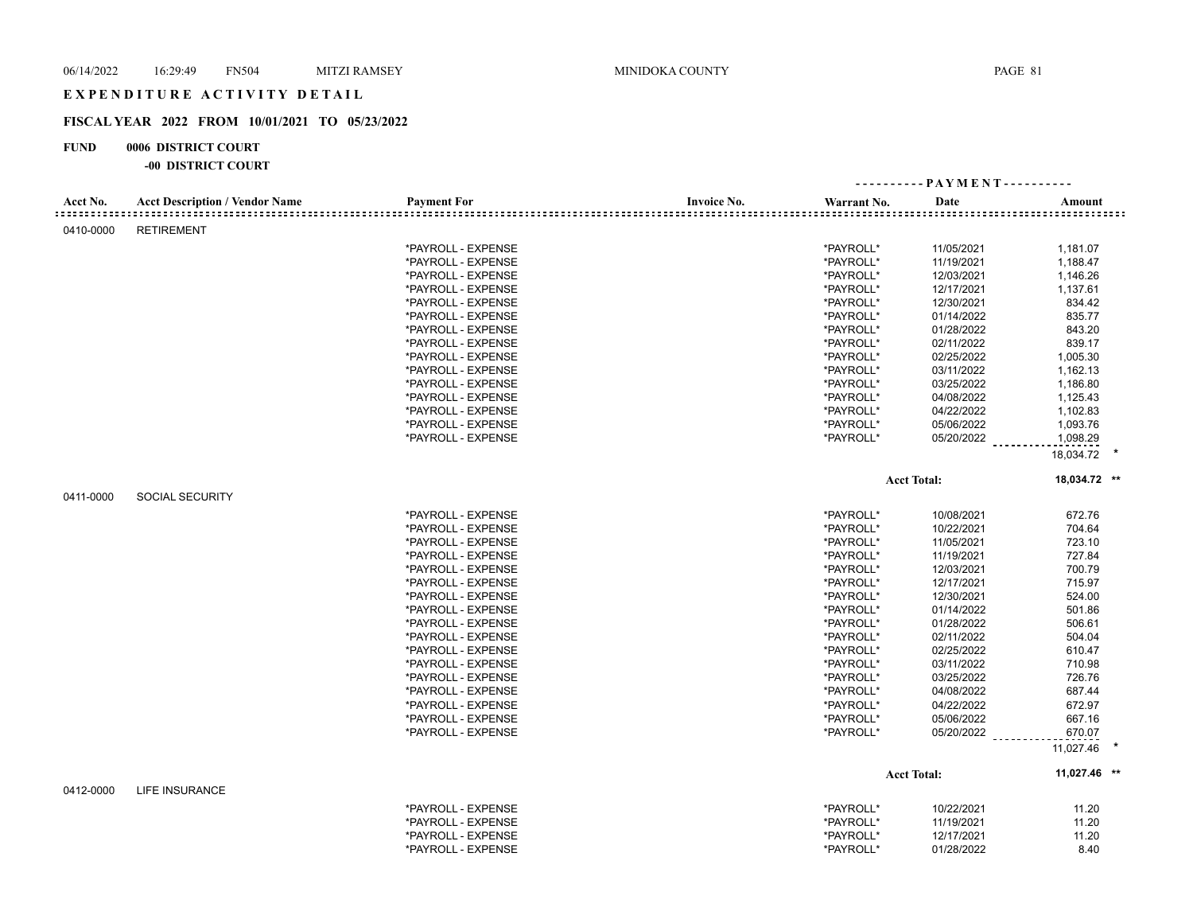# EXPENDITURE ACTIVITY DETAIL

## FISCAL YEAR 2022 FROM 10/01/2021 TO 05/23/2022

**FUND 0006 DISTRICT COURT**

**-00 DISTRICT COURT**

| Acct No. | Acct Description / Vendor Name | Payment For | Invoice No. | Warrant No. | Date | Amount |
|---|---|---|---|---|---|---|
| 0410-0000 | RETIREMENT | | | | | |
| | | *PAYROLL - EXPENSE | | *PAYROLL* | 11/05/2021 | 1,181.07 |
| | | *PAYROLL - EXPENSE | | *PAYROLL* | 11/19/2021 | 1,188.47 |
| | | *PAYROLL - EXPENSE | | *PAYROLL* | 12/03/2021 | 1,146.26 |
| | | *PAYROLL - EXPENSE | | *PAYROLL* | 12/17/2021 | 1,137.61 |
| | | *PAYROLL - EXPENSE | | *PAYROLL* | 12/30/2021 | 834.42 |
| | | *PAYROLL - EXPENSE | | *PAYROLL* | 01/14/2022 | 835.77 |
| | | *PAYROLL - EXPENSE | | *PAYROLL* | 01/28/2022 | 843.20 |
| | | *PAYROLL - EXPENSE | | *PAYROLL* | 02/11/2022 | 839.17 |
| | | *PAYROLL - EXPENSE | | *PAYROLL* | 02/25/2022 | 1,005.30 |
| | | *PAYROLL - EXPENSE | | *PAYROLL* | 03/11/2022 | 1,162.13 |
| | | *PAYROLL - EXPENSE | | *PAYROLL* | 03/25/2022 | 1,186.80 |
| | | *PAYROLL - EXPENSE | | *PAYROLL* | 04/08/2022 | 1,125.43 |
| | | *PAYROLL - EXPENSE | | *PAYROLL* | 04/22/2022 | 1,102.83 |
| | | *PAYROLL - EXPENSE | | *PAYROLL* | 05/06/2022 | 1,093.76 |
| | | *PAYROLL - EXPENSE | | *PAYROLL* | 05/20/2022 | 1,098.29 |
| | | | | | | 18,034.72 * |
| | | | | | Acct Total: | 18,034.72 ** |
| 0411-0000 | SOCIAL SECURITY | | | | | |
| | | *PAYROLL - EXPENSE | | *PAYROLL* | 10/08/2021 | 672.76 |
| | | *PAYROLL - EXPENSE | | *PAYROLL* | 10/22/2021 | 704.64 |
| | | *PAYROLL - EXPENSE | | *PAYROLL* | 11/05/2021 | 723.10 |
| | | *PAYROLL - EXPENSE | | *PAYROLL* | 11/19/2021 | 727.84 |
| | | *PAYROLL - EXPENSE | | *PAYROLL* | 12/03/2021 | 700.79 |
| | | *PAYROLL - EXPENSE | | *PAYROLL* | 12/17/2021 | 715.97 |
| | | *PAYROLL - EXPENSE | | *PAYROLL* | 12/30/2021 | 524.00 |
| | | *PAYROLL - EXPENSE | | *PAYROLL* | 01/14/2022 | 501.86 |
| | | *PAYROLL - EXPENSE | | *PAYROLL* | 01/28/2022 | 506.61 |
| | | *PAYROLL - EXPENSE | | *PAYROLL* | 02/11/2022 | 504.04 |
| | | *PAYROLL - EXPENSE | | *PAYROLL* | 02/25/2022 | 610.47 |
| | | *PAYROLL - EXPENSE | | *PAYROLL* | 03/11/2022 | 710.98 |
| | | *PAYROLL - EXPENSE | | *PAYROLL* | 03/25/2022 | 726.76 |
| | | *PAYROLL - EXPENSE | | *PAYROLL* | 04/08/2022 | 687.44 |
| | | *PAYROLL - EXPENSE | | *PAYROLL* | 04/22/2022 | 672.97 |
| | | *PAYROLL - EXPENSE | | *PAYROLL* | 05/06/2022 | 667.16 |
| | | *PAYROLL - EXPENSE | | *PAYROLL* | 05/20/2022 | 670.07 |
| | | | | | | 11,027.46 * |
| | | | | | Acct Total: | 11,027.46 ** |
| 0412-0000 | LIFE INSURANCE | | | | | |
| | | *PAYROLL - EXPENSE | | *PAYROLL* | 10/22/2021 | 11.20 |
| | | *PAYROLL - EXPENSE | | *PAYROLL* | 11/19/2021 | 11.20 |
| | | *PAYROLL - EXPENSE | | *PAYROLL* | 12/17/2021 | 11.20 |
| | | *PAYROLL - EXPENSE | | *PAYROLL* | 01/28/2022 | 8.40 |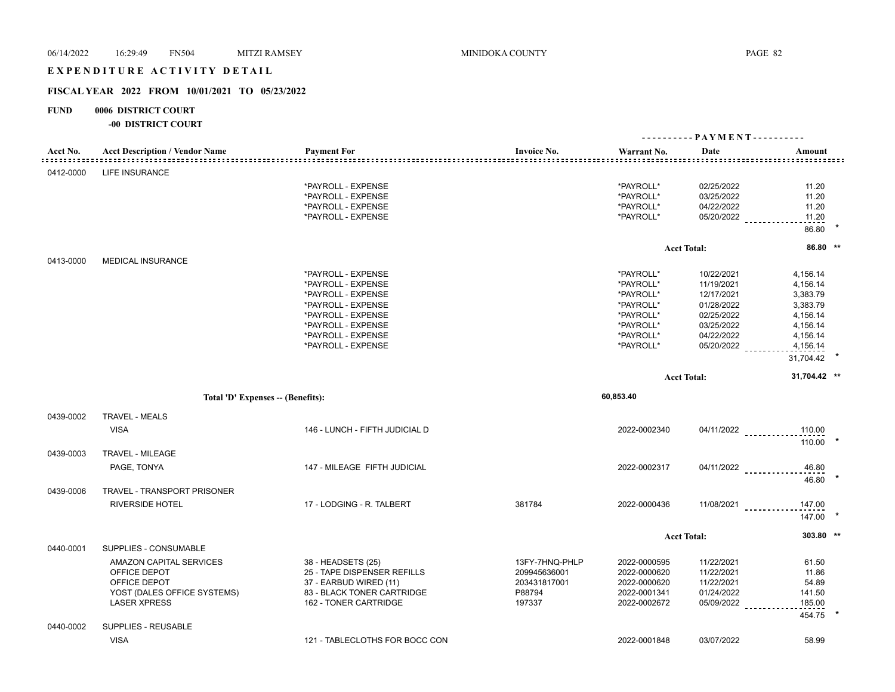# EXPENDITURE ACTIVITY DETAIL

## FISCAL YEAR 2022 FROM 10/01/2021 TO 05/23/2022

**FUND 0006 DISTRICT COURT**

**-00 DISTRICT COURT**

| Acct No. | Acct Description / Vendor Name | Payment For | Invoice No. | Warrant No. | Date | Amount |
|---|---|---|---|---|---|---|
| 0412-0000 | LIFE INSURANCE | | | | | |
| | | *PAYROLL - EXPENSE | | *PAYROLL* | 02/25/2022 | 11.20 |
| | | *PAYROLL - EXPENSE | | *PAYROLL* | 03/25/2022 | 11.20 |
| | | *PAYROLL - EXPENSE | | *PAYROLL* | 04/22/2022 | 11.20 |
| | | *PAYROLL - EXPENSE | | *PAYROLL* | 05/20/2022 | 11.20 |
| | | | | | | 86.80 * |
| | | | | | **Acct Total:** | **86.80 \*\*** |
| 0413-0000 | MEDICAL INSURANCE | | | | | |
| | | *PAYROLL - EXPENSE | | *PAYROLL* | 10/22/2021 | 4,156.14 |
| | | *PAYROLL - EXPENSE | | *PAYROLL* | 11/19/2021 | 4,156.14 |
| | | *PAYROLL - EXPENSE | | *PAYROLL* | 12/17/2021 | 3,383.79 |
| | | *PAYROLL - EXPENSE | | *PAYROLL* | 01/28/2022 | 3,383.79 |
| | | *PAYROLL - EXPENSE | | *PAYROLL* | 02/25/2022 | 4,156.14 |
| | | *PAYROLL - EXPENSE | | *PAYROLL* | 03/25/2022 | 4,156.14 |
| | | *PAYROLL - EXPENSE | | *PAYROLL* | 04/22/2022 | 4,156.14 |
| | | *PAYROLL - EXPENSE | | *PAYROLL* | 05/20/2022 | 4,156.14 |
| | | | | | | 31,704.42 * |
| | | | | | **Acct Total:** | **31,704.42 \*\*** |
| | **Total 'D' Expenses -- (Benefits):** | | | **60,853.40** | | |
| 0439-0002 | TRAVEL - MEALS | | | | | |
| | VISA | 146 - LUNCH - FIFTH JUDICIAL D | | 2022-0002340 | 04/11/2022 | 110.00 |
| | | | | | | 110.00 * |
| 0439-0003 | TRAVEL - MILEAGE | | | | | |
| | PAGE, TONYA | 147 - MILEAGE FIFTH JUDICIAL | | 2022-0002317 | 04/11/2022 | 46.80 |
| | | | | | | 46.80 * |
| 0439-0006 | TRAVEL - TRANSPORT PRISONER | | | | | |
| | RIVERSIDE HOTEL | 17 - LODGING - R. TALBERT | 381784 | 2022-0000436 | 11/08/2021 | 147.00 |
| | | | | | | 147.00 * |
| | | | | | **Acct Total:** | **303.80 \*\*** |
| 0440-0001 | SUPPLIES - CONSUMABLE | | | | | |
| | AMAZON CAPITAL SERVICES | 38 - HEADSETS (25) | 13FY-7HNQ-PHLP | 2022-0000595 | 11/22/2021 | 61.50 |
| | OFFICE DEPOT | 25 - TAPE DISPENSER REFILLS | 209945636001 | 2022-0000620 | 11/22/2021 | 11.86 |
| | OFFICE DEPOT | 37 - EARBUD WIRED (11) | 203431817001 | 2022-0000620 | 11/22/2021 | 54.89 |
| | YOST (DALES OFFICE SYSTEMS) | 83 - BLACK TONER CARTRIDGE | P88794 | 2022-0001341 | 01/24/2022 | 141.50 |
| | LASER XPRESS | 162 - TONER CARTRIDGE | 197337 | 2022-0002672 | 05/09/2022 | 185.00 |
| | | | | | | 454.75 * |
| 0440-0002 | SUPPLIES - REUSABLE | | | | | |
| | VISA | 121 - TABLECLOTHS FOR BOCC CON | | 2022-0001848 | 03/07/2022 | 58.99 |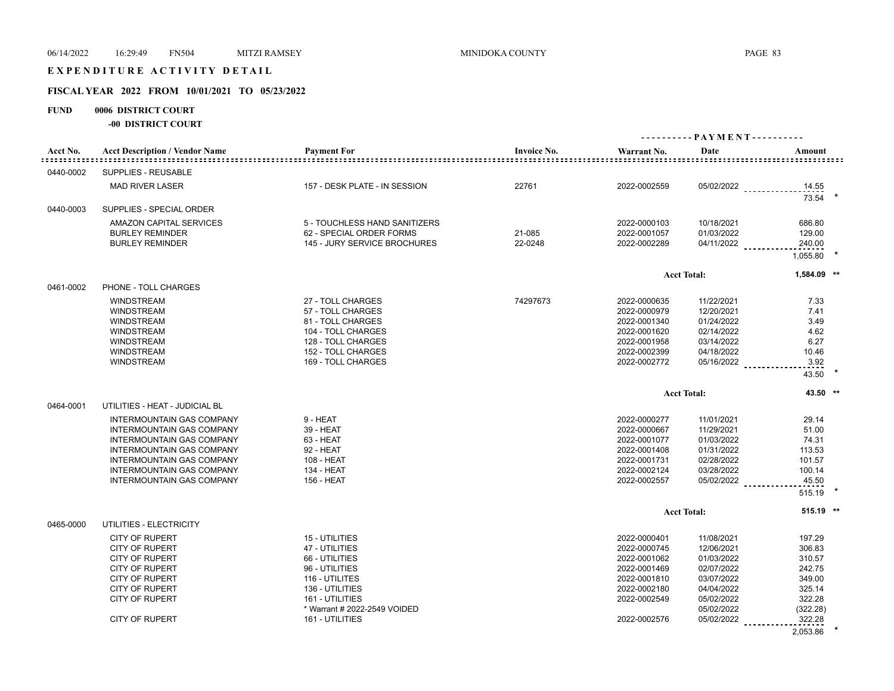# EXPENDITURE ACTIVITY DETAIL

## FISCAL YEAR 2022 FROM 10/01/2021 TO 05/23/2022

**FUND 0006 DISTRICT COURT**

**-00 DISTRICT COURT**

| Acct No. | Acct Description / Vendor Name | Payment For | Invoice No. | Warrant No. | Date | Amount | |
|---|---|---|---|---|---|---|---|
| 0440-0002 | SUPPLIES - REUSABLE | | | | | | |
| | MAD RIVER LASER | 157 - DESK PLATE - IN SESSION | 22761 | 2022-0002559 | 05/02/2022 | 14.55 | |
| | | | | | | 73.54 | * |
| 0440-0003 | SUPPLIES - SPECIAL ORDER | | | | | | |
| | AMAZON CAPITAL SERVICES | 5 - TOUCHLESS HAND SANITIZERS | | 2022-0000103 | 10/18/2021 | 686.80 | |
| | BURLEY REMINDER | 62 - SPECIAL ORDER FORMS | 21-085 | 2022-0001057 | 01/03/2022 | 129.00 | |
| | BURLEY REMINDER | 145 - JURY SERVICE BROCHURES | 22-0248 | 2022-0002289 | 04/11/2022 | 240.00 | |
| | | | | | | 1,055.80 | * |
| | | | | | Acct Total: | 1,584.09 | ** |
| 0461-0002 | PHONE - TOLL CHARGES | | | | | | |
| | WINDSTREAM | 27 - TOLL CHARGES | 74297673 | 2022-0000635 | 11/22/2021 | 7.33 | |
| | WINDSTREAM | 57 - TOLL CHARGES | | 2022-0000979 | 12/20/2021 | 7.41 | |
| | WINDSTREAM | 81 - TOLL CHARGES | | 2022-0001340 | 01/24/2022 | 3.49 | |
| | WINDSTREAM | 104 - TOLL CHARGES | | 2022-0001620 | 02/14/2022 | 4.62 | |
| | WINDSTREAM | 128 - TOLL CHARGES | | 2022-0001958 | 03/14/2022 | 6.27 | |
| | WINDSTREAM | 152 - TOLL CHARGES | | 2022-0002399 | 04/18/2022 | 10.46 | |
| | WINDSTREAM | 169 - TOLL CHARGES | | 2022-0002772 | 05/16/2022 | 3.92 | |
| | | | | | | 43.50 | * |
| | | | | | Acct Total: | 43.50 | ** |
| 0464-0001 | UTILITIES - HEAT - JUDICIAL BL | | | | | | |
| | INTERMOUNTAIN GAS COMPANY | 9 - HEAT | | 2022-0000277 | 11/01/2021 | 29.14 | |
| | INTERMOUNTAIN GAS COMPANY | 39 - HEAT | | 2022-0000667 | 11/29/2021 | 51.00 | |
| | INTERMOUNTAIN GAS COMPANY | 63 - HEAT | | 2022-0001077 | 01/03/2022 | 74.31 | |
| | INTERMOUNTAIN GAS COMPANY | 92 - HEAT | | 2022-0001408 | 01/31/2022 | 113.53 | |
| | INTERMOUNTAIN GAS COMPANY | 108 - HEAT | | 2022-0001731 | 02/28/2022 | 101.57 | |
| | INTERMOUNTAIN GAS COMPANY | 134 - HEAT | | 2022-0002124 | 03/28/2022 | 100.14 | |
| | INTERMOUNTAIN GAS COMPANY | 156 - HEAT | | 2022-0002557 | 05/02/2022 | 45.50 | |
| | | | | | | 515.19 | * |
| | | | | | Acct Total: | 515.19 | ** |
| 0465-0000 | UTILITIES - ELECTRICITY | | | | | | |
| | CITY OF RUPERT | 15 - UTILITIES | | 2022-0000401 | 11/08/2021 | 197.29 | |
| | CITY OF RUPERT | 47 - UTILITIES | | 2022-0000745 | 12/06/2021 | 306.83 | |
| | CITY OF RUPERT | 66 - UTILITIES | | 2022-0001062 | 01/03/2022 | 310.57 | |
| | CITY OF RUPERT | 96 - UTILITIES | | 2022-0001469 | 02/07/2022 | 242.75 | |
| | CITY OF RUPERT | 116 - UTILITES | | 2022-0001810 | 03/07/2022 | 349.00 | |
| | CITY OF RUPERT | 136 - UTILITIES | | 2022-0002180 | 04/04/2022 | 325.14 | |
| | CITY OF RUPERT | 161 - UTILITIES | | 2022-0002549 | 05/02/2022 | 322.28 | |
| | | * Warrant # 2022-2549 VOIDED | | | 05/02/2022 | (322.28) | |
| | CITY OF RUPERT | 161 - UTILITIES | | 2022-0002576 | 05/02/2022 | 322.28 | |
| | | | | | | 2,053.86 | * |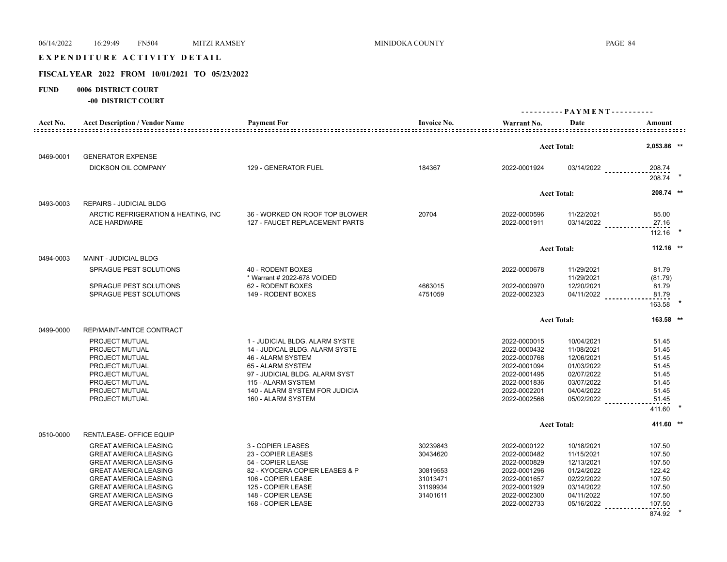# EXPENDITURE ACTIVITY DETAIL

## FISCAL YEAR 2022 FROM 10/01/2021 TO 05/23/2022

**FUND 0006 DISTRICT COURT**

**-00 DISTRICT COURT**

| Acct No. | Acct Description / Vendor Name | Payment For | Invoice No. | Warrant No. | Date | Amount |
|---|---|---|---|---|---|---|
| | | | | | **Acct Total:** | **2,053.86 \*\*** |
| 0469-0001 | GENERATOR EXPENSE | | | | | |
| | DICKSON OIL COMPANY | 129 - GENERATOR FUEL | 184367 | 2022-0001924 | 03/14/2022 | 208.74 |
| | | | | | | 208.74 * |
| | | | | | **Acct Total:** | **208.74 \*\*** |
| 0493-0003 | REPAIRS - JUDICIAL BLDG | | | | | |
| | ARCTIC REFRIGERATION & HEATING, INC | 36 - WORKED ON ROOF TOP BLOWER | 20704 | 2022-0000596 | 11/22/2021 | 85.00 |
| | ACE HARDWARE | 127 - FAUCET REPLACEMENT PARTS | | 2022-0001911 | 03/14/2022 | 27.16 |
| | | | | | | 112.16 * |
| | | | | | **Acct Total:** | **112.16 \*\*** |
| 0494-0003 | MAINT - JUDICIAL BLDG | | | | | |
| | SPRAGUE PEST SOLUTIONS | 40 - RODENT BOXES | | 2022-0000678 | 11/29/2021 | 81.79 |
| | | * Warrant # 2022-678 VOIDED | | | 11/29/2021 | (81.79) |
| | SPRAGUE PEST SOLUTIONS | 62 - RODENT BOXES | 4663015 | 2022-0000970 | 12/20/2021 | 81.79 |
| | SPRAGUE PEST SOLUTIONS | 149 - RODENT BOXES | 4751059 | 2022-0002323 | 04/11/2022 | 81.79 |
| | | | | | | 163.58 * |
| | | | | | **Acct Total:** | **163.58 \*\*** |
| 0499-0000 | REP/MAINT-MNTCE CONTRACT | | | | | |
| | PROJECT MUTUAL | 1 - JUDICIAL BLDG. ALARM SYSTE | | 2022-0000015 | 10/04/2021 | 51.45 |
| | PROJECT MUTUAL | 14 - JUDICAL BLDG. ALARM SYSTE | | 2022-0000432 | 11/08/2021 | 51.45 |
| | PROJECT MUTUAL | 46 - ALARM SYSTEM | | 2022-0000768 | 12/06/2021 | 51.45 |
| | PROJECT MUTUAL | 65 - ALARM SYSTEM | | 2022-0001094 | 01/03/2022 | 51.45 |
| | PROJECT MUTUAL | 97 - JUDICIAL BLDG. ALARM SYST | | 2022-0001495 | 02/07/2022 | 51.45 |
| | PROJECT MUTUAL | 115 - ALARM SYSTEM | | 2022-0001836 | 03/07/2022 | 51.45 |
| | PROJECT MUTUAL | 140 - ALARM SYSTEM FOR JUDICIA | | 2022-0002201 | 04/04/2022 | 51.45 |
| | PROJECT MUTUAL | 160 - ALARM SYSTEM | | 2022-0002566 | 05/02/2022 | 51.45 |
| | | | | | | 411.60 * |
| | | | | | **Acct Total:** | **411.60 \*\*** |
| 0510-0000 | RENT/LEASE- OFFICE EQUIP | | | | | |
| | GREAT AMERICA LEASING | 3 - COPIER LEASES | 30239843 | 2022-0000122 | 10/18/2021 | 107.50 |
| | GREAT AMERICA LEASING | 23 - COPIER LEASES | 30434620 | 2022-0000482 | 11/15/2021 | 107.50 |
| | GREAT AMERICA LEASING | 54 - COPIER LEASE | | 2022-0000829 | 12/13/2021 | 107.50 |
| | GREAT AMERICA LEASING | 82 - KYOCERA COPIER LEASES & P | 30819553 | 2022-0001296 | 01/24/2022 | 122.42 |
| | GREAT AMERICA LEASING | 106 - COPIER LEASE | 31013471 | 2022-0001657 | 02/22/2022 | 107.50 |
| | GREAT AMERICA LEASING | 125 - COPIER LEASE | 31199934 | 2022-0001929 | 03/14/2022 | 107.50 |
| | GREAT AMERICA LEASING | 148 - COPIER LEASE | 31401611 | 2022-0002300 | 04/11/2022 | 107.50 |
| | GREAT AMERICA LEASING | 168 - COPIER LEASE | | 2022-0002733 | 05/16/2022 | 107.50 |
| | | | | | | 874.92 * |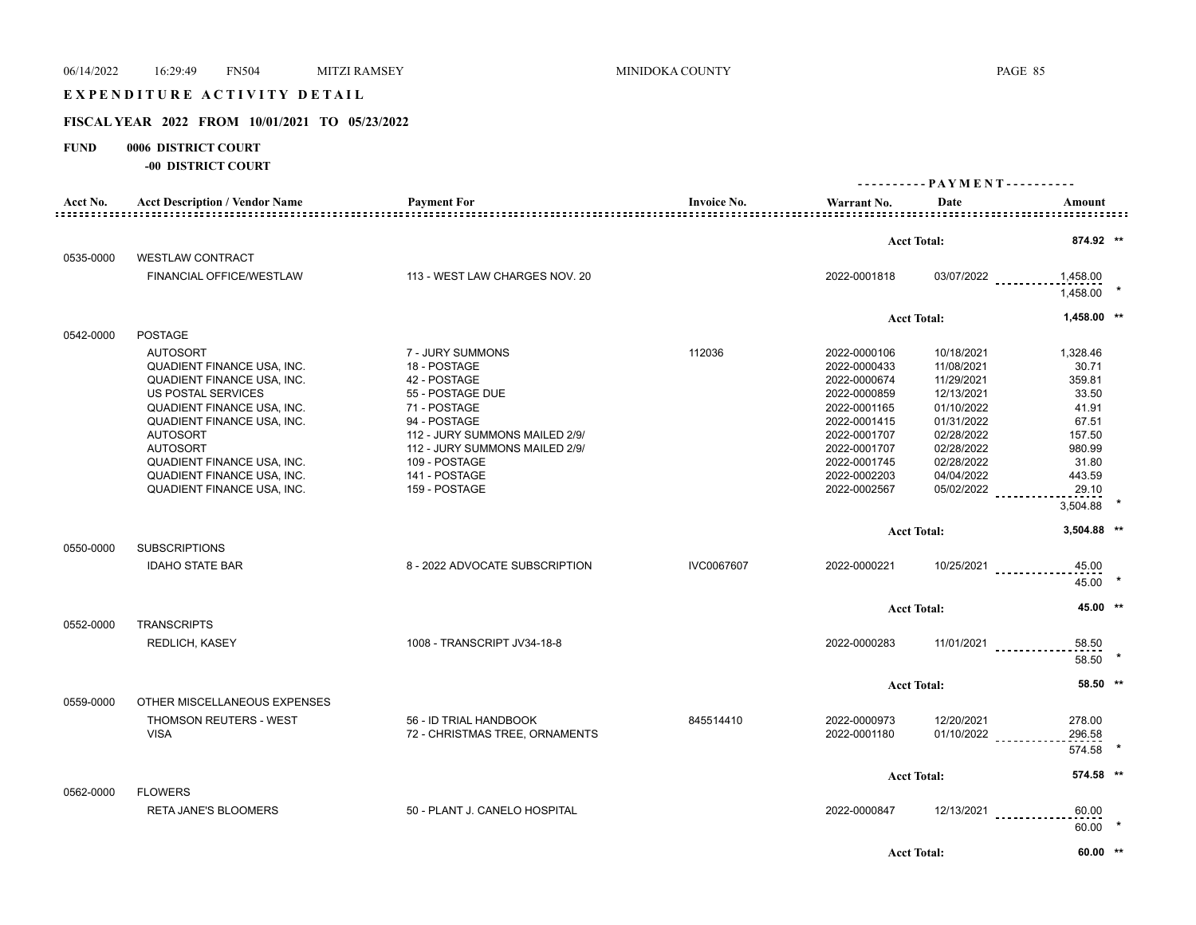# EXPENDITURE ACTIVITY DETAIL

## FISCAL YEAR 2022 FROM 10/01/2021 TO 05/23/2022

**FUND 0006 DISTRICT COURT**

**-00 DISTRICT COURT**

| Acct No. | Acct Description / Vendor Name | Payment For | Invoice No. | Warrant No. | Date | Amount |
|---|---|---|---|---|---|---|
| | | | | | Acct Total: | 874.92 ** |
| 0535-0000 | WESTLAW CONTRACT | | | | | |
| | FINANCIAL OFFICE/WESTLAW | 113 - WEST LAW CHARGES NOV. 20 | | 2022-0001818 | 03/07/2022 | 1,458.00 |
| | | | | | | 1,458.00 * |
| | | | | | Acct Total: | 1,458.00 ** |
| 0542-0000 | POSTAGE | | | | | |
| | AUTOSORT | 7 - JURY SUMMONS | 112036 | 2022-0000106 | 10/18/2021 | 1,328.46 |
| | QUADIENT FINANCE USA, INC. | 18 - POSTAGE | | 2022-0000433 | 11/08/2021 | 30.71 |
| | QUADIENT FINANCE USA, INC. | 42 - POSTAGE | | 2022-0000674 | 11/29/2021 | 359.81 |
| | US POSTAL SERVICES | 55 - POSTAGE DUE | | 2022-0000859 | 12/13/2021 | 33.50 |
| | QUADIENT FINANCE USA, INC. | 71 - POSTAGE | | 2022-0001165 | 01/10/2022 | 41.91 |
| | QUADIENT FINANCE USA, INC. | 94 - POSTAGE | | 2022-0001415 | 01/31/2022 | 67.51 |
| | AUTOSORT | 112 - JURY SUMMONS MAILED 2/9/ | | 2022-0001707 | 02/28/2022 | 157.50 |
| | AUTOSORT | 112 - JURY SUMMONS MAILED 2/9/ | | 2022-0001707 | 02/28/2022 | 980.99 |
| | QUADIENT FINANCE USA, INC. | 109 - POSTAGE | | 2022-0001745 | 02/28/2022 | 31.80 |
| | QUADIENT FINANCE USA, INC. | 141 - POSTAGE | | 2022-0002203 | 04/04/2022 | 443.59 |
| | QUADIENT FINANCE USA, INC. | 159 - POSTAGE | | 2022-0002567 | 05/02/2022 | 29.10 |
| | | | | | | 3,504.88 * |
| | | | | | Acct Total: | 3,504.88 ** |
| 0550-0000 | SUBSCRIPTIONS | | | | | |
| | IDAHO STATE BAR | 8 - 2022 ADVOCATE SUBSCRIPTION | IVC0067607 | 2022-0000221 | 10/25/2021 | 45.00 |
| | | | | | | 45.00 * |
| | | | | | Acct Total: | 45.00 ** |
| 0552-0000 | TRANSCRIPTS | | | | | |
| | REDLICH, KASEY | 1008 - TRANSCRIPT JV34-18-8 | | 2022-0000283 | 11/01/2021 | 58.50 |
| | | | | | | 58.50 * |
| | | | | | Acct Total: | 58.50 ** |
| 0559-0000 | OTHER MISCELLANEOUS EXPENSES | | | | | |
| | THOMSON REUTERS - WEST | 56 - ID TRIAL HANDBOOK | 845514410 | 2022-0000973 | 12/20/2021 | 278.00 |
| | VISA | 72 - CHRISTMAS TREE, ORNAMENTS | | 2022-0001180 | 01/10/2022 | 296.58 |
| | | | | | | 574.58 * |
| | | | | | Acct Total: | 574.58 ** |
| 0562-0000 | FLOWERS | | | | | |
| | RETA JANE'S BLOOMERS | 50 - PLANT J. CANELO HOSPITAL | | 2022-0000847 | 12/13/2021 | 60.00 |
| | | | | | | 60.00 * |
| | | | | | Acct Total: | 60.00 ** |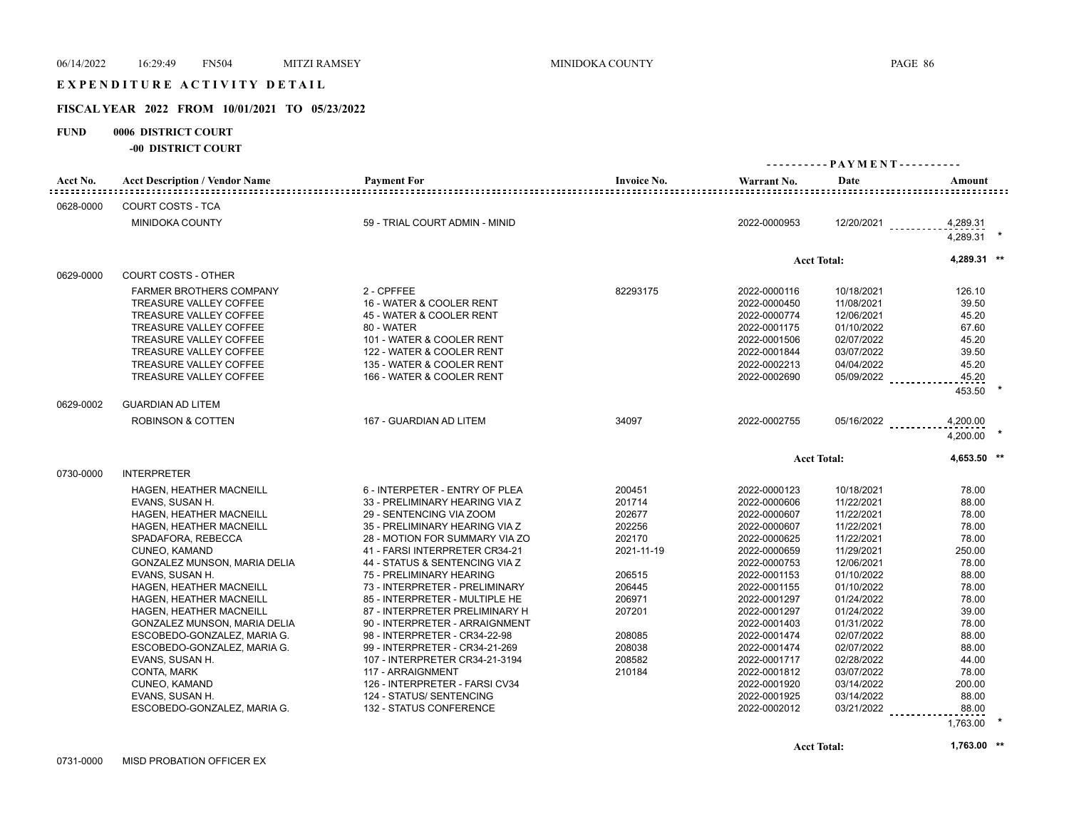# EXPENDITURE ACTIVITY DETAIL

## FISCAL YEAR 2022 FROM 10/01/2021 TO 05/23/2022

**FUND 0006 DISTRICT COURT**

**-00 DISTRICT COURT**

| Acct No. | Acct Description / Vendor Name | Payment For | Invoice No. | Warrant No. | Date | Amount |
|---|---|---|---|---|---|---|
| 0628-0000 | COURT COSTS - TCA | | | | | |
| | MINIDOKA COUNTY | 59 - TRIAL COURT ADMIN - MINID | | 2022-0000953 | 12/20/2021 | 4,289.31 |
| | | | | | | 4,289.31 * |
| | | | | Acct Total: | | 4,289.31 ** |
| 0629-0000 | COURT COSTS - OTHER | | | | | |
| | FARMER BROTHERS COMPANY | 2 - CPFFEE | 82293175 | 2022-0000116 | 10/18/2021 | 126.10 |
| | TREASURE VALLEY COFFEE | 16 - WATER & COOLER RENT | | 2022-0000450 | 11/08/2021 | 39.50 |
| | TREASURE VALLEY COFFEE | 45 - WATER & COOLER RENT | | 2022-0000774 | 12/06/2021 | 45.20 |
| | TREASURE VALLEY COFFEE | 80 - WATER | | 2022-0001175 | 01/10/2022 | 67.60 |
| | TREASURE VALLEY COFFEE | 101 - WATER & COOLER RENT | | 2022-0001506 | 02/07/2022 | 45.20 |
| | TREASURE VALLEY COFFEE | 122 - WATER & COOLER RENT | | 2022-0001844 | 03/07/2022 | 39.50 |
| | TREASURE VALLEY COFFEE | 135 - WATER & COOLER RENT | | 2022-0002213 | 04/04/2022 | 45.20 |
| | TREASURE VALLEY COFFEE | 166 - WATER & COOLER RENT | | 2022-0002690 | 05/09/2022 | 45.20 |
| | | | | | | 453.50 * |
| 0629-0002 | GUARDIAN AD LITEM | | | | | |
| | ROBINSON & COTTEN | 167 - GUARDIAN AD LITEM | 34097 | 2022-0002755 | 05/16/2022 | 4,200.00 |
| | | | | | | 4,200.00 * |
| | | | | Acct Total: | | 4,653.50 ** |
| 0730-0000 | INTERPRETER | | | | | |
| | HAGEN, HEATHER MACNEILL | 6 - INTERPETER - ENTRY OF PLEA | 200451 | 2022-0000123 | 10/18/2021 | 78.00 |
| | EVANS, SUSAN H. | 33 - PRELIMINARY HEARING VIA Z | 201714 | 2022-0000606 | 11/22/2021 | 88.00 |
| | HAGEN, HEATHER MACNEILL | 29 - SENTENCING VIA ZOOM | 202677 | 2022-0000607 | 11/22/2021 | 78.00 |
| | HAGEN, HEATHER MACNEILL | 35 - PRELIMINARY HEARING VIA Z | 202256 | 2022-0000607 | 11/22/2021 | 78.00 |
| | SPADAFORA, REBECCA | 28 - MOTION FOR SUMMARY VIA ZO | 202170 | 2022-0000625 | 11/22/2021 | 78.00 |
| | CUNEO, KAMAND | 41 - FARSI INTERPRETER CR34-21 | 2021-11-19 | 2022-0000659 | 11/29/2021 | 250.00 |
| | GONZALEZ MUNSON, MARIA DELIA | 44 - STATUS & SENTENCING VIA Z | | 2022-0000753 | 12/06/2021 | 78.00 |
| | EVANS, SUSAN H. | 75 - PRELIMINARY HEARING | 206515 | 2022-0001153 | 01/10/2022 | 88.00 |
| | HAGEN, HEATHER MACNEILL | 73 - INTERPRETER - PRELIMINARY | 206445 | 2022-0001155 | 01/10/2022 | 78.00 |
| | HAGEN, HEATHER MACNEILL | 85 - INTERPRETER - MULTIPLE HE | 206971 | 2022-0001297 | 01/24/2022 | 78.00 |
| | HAGEN, HEATHER MACNEILL | 87 - INTERPRETER PRELIMINARY H | 207201 | 2022-0001297 | 01/24/2022 | 39.00 |
| | GONZALEZ MUNSON, MARIA DELIA | 90 - INTERPRETER - ARRAIGNMENT | | 2022-0001403 | 01/31/2022 | 78.00 |
| | ESCOBEDO-GONZALEZ, MARIA G. | 98 - INTERPRETER - CR34-22-98 | 208085 | 2022-0001474 | 02/07/2022 | 88.00 |
| | ESCOBEDO-GONZALEZ, MARIA G. | 99 - INTERPRETER - CR34-21-269 | 208038 | 2022-0001474 | 02/07/2022 | 88.00 |
| | EVANS, SUSAN H. | 107 - INTERPRETER CR34-21-3194 | 208582 | 2022-0001717 | 02/28/2022 | 44.00 |
| | CONTA, MARK | 117 - ARRAIGNMENT | 210184 | 2022-0001812 | 03/07/2022 | 78.00 |
| | CUNEO, KAMAND | 126 - INTERPRETER - FARSI CV34 | | 2022-0001920 | 03/14/2022 | 200.00 |
| | EVANS, SUSAN H. | 124 - STATUS/ SENTENCING | | 2022-0001925 | 03/14/2022 | 88.00 |
| | ESCOBEDO-GONZALEZ, MARIA G. | 132 - STATUS CONFERENCE | | 2022-0002012 | 03/21/2022 | 88.00 |
| | | | | | | 1,763.00 * |
| | | | | Acct Total: | | 1,763.00 ** |
| 0731-0000 | MISD PROBATION OFFICER EX | | | | | |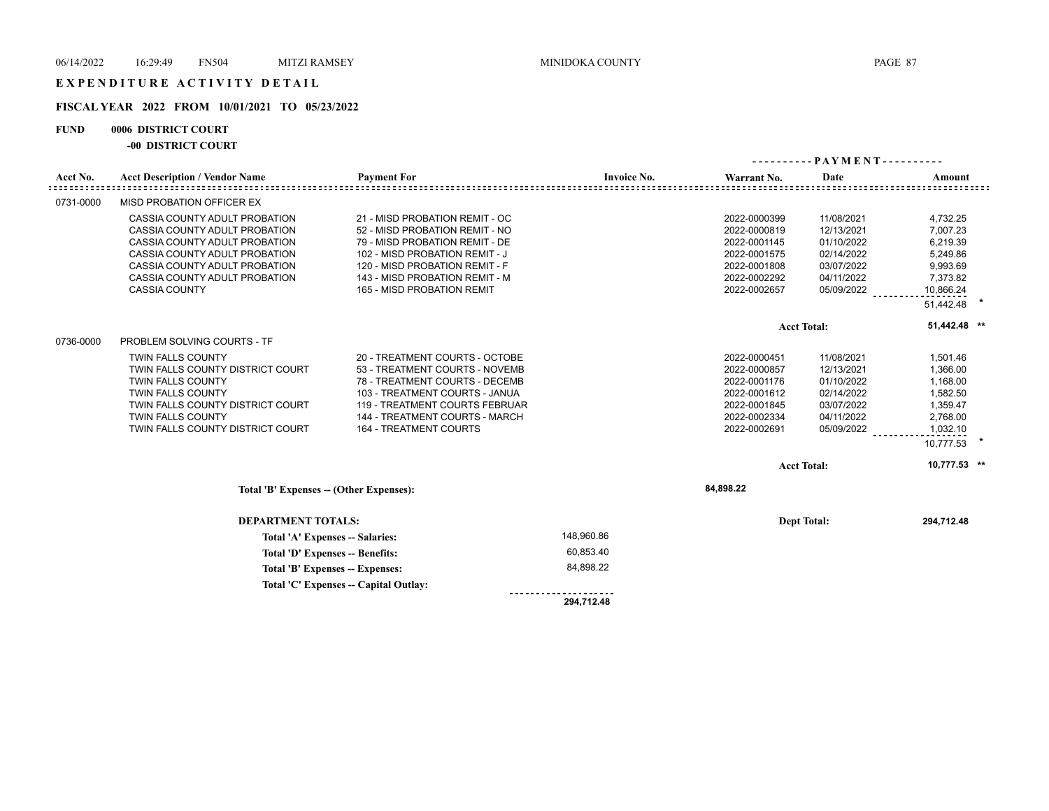# EXPENDITURE ACTIVITY DETAIL

## FISCAL YEAR 2022 FROM 10/01/2021 TO 05/23/2022

**FUND 0006 DISTRICT COURT**

**-00 DISTRICT COURT**

| Acct No. | Acct Description / Vendor Name | Payment For | Invoice No. | Warrant No. | Date | Amount |
|---|---|---|---|---|---|---|
| 0731-0000 | MISD PROBATION OFFICER EX | | | | | |
| | CASSIA COUNTY ADULT PROBATION | 21 - MISD PROBATION REMIT - OC | | 2022-0000399 | 11/08/2021 | 4,732.25 |
| | CASSIA COUNTY ADULT PROBATION | 52 - MISD PROBATION REMIT - NO | | 2022-0000819 | 12/13/2021 | 7,007.23 |
| | CASSIA COUNTY ADULT PROBATION | 79 - MISD PROBATION REMIT - DE | | 2022-0001145 | 01/10/2022 | 6,219.39 |
| | CASSIA COUNTY ADULT PROBATION | 102 - MISD PROBATION REMIT - J | | 2022-0001575 | 02/14/2022 | 5,249.86 |
| | CASSIA COUNTY ADULT PROBATION | 120 - MISD PROBATION REMIT - F | | 2022-0001808 | 03/07/2022 | 9,993.69 |
| | CASSIA COUNTY ADULT PROBATION | 143 - MISD PROBATION REMIT - M | | 2022-0002292 | 04/11/2022 | 7,373.82 |
| | CASSIA COUNTY | 165 - MISD PROBATION REMIT | | 2022-0002657 | 05/09/2022 | 10,866.24 |
| | | | | | | 51,442.48 * |
| | | | | | Acct Total: | 51,442.48 ** |
| 0736-0000 | PROBLEM SOLVING COURTS - TF | | | | | |
| | TWIN FALLS COUNTY | 20 - TREATMENT COURTS - OCTOBE | | 2022-0000451 | 11/08/2021 | 1,501.46 |
| | TWIN FALLS COUNTY DISTRICT COURT | 53 - TREATMENT COURTS - NOVEMB | | 2022-0000857 | 12/13/2021 | 1,366.00 |
| | TWIN FALLS COUNTY | 78 - TREATMENT COURTS - DECEMB | | 2022-0001176 | 01/10/2022 | 1,168.00 |
| | TWIN FALLS COUNTY | 103 - TREATMENT COURTS - JANUA | | 2022-0001612 | 02/14/2022 | 1,582.50 |
| | TWIN FALLS COUNTY DISTRICT COURT | 119 - TREATMENT COURTS FEBRUAR | | 2022-0001845 | 03/07/2022 | 1,359.47 |
| | TWIN FALLS COUNTY | 144 - TREATMENT COURTS - MARCH | | 2022-0002334 | 04/11/2022 | 2,768.00 |
| | TWIN FALLS COUNTY DISTRICT COURT | 164 - TREATMENT COURTS | | 2022-0002691 | 05/09/2022 | 1,032.10 |
| | | | | | | 10,777.53 * |
| | | | | | Acct Total: | 10,777.53 ** |

**Total 'B' Expenses -- (Other Expenses):** 84,898.22

**DEPARTMENT TOTALS:** Dept Total: **294,712.48**

| | |
|---|---|
| **Total 'A' Expenses -- Salaries:** | 148,960.86 |
| **Total 'D' Expenses -- Benefits:** | 60,853.40 |
| **Total 'B' Expenses -- Expenses:** | 84,898.22 |
| **Total 'C' Expenses -- Capital Outlay:** | |
| | **294,712.48** |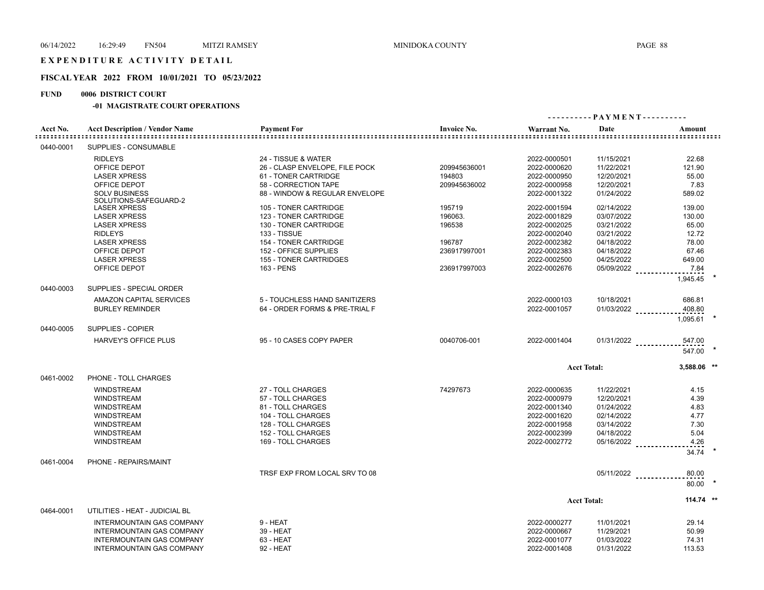# EXPENDITURE ACTIVITY DETAIL

## FISCAL YEAR 2022 FROM 10/01/2021 TO 05/23/2022

**FUND 0006 DISTRICT COURT**

**-01 MAGISTRATE COURT OPERATIONS**

| Acct No. | Acct Description / Vendor Name | Payment For | Invoice No. | Warrant No. | Date | Amount |
|---|---|---|---|---|---|---|
| 0440-0001 | SUPPLIES - CONSUMABLE | | | | | |
| | RIDLEYS | 24 - TISSUE & WATER | | 2022-0000501 | 11/15/2021 | 22.68 |
| | OFFICE DEPOT | 26 - CLASP ENVELOPE, FILE POCK | 209945636001 | 2022-0000620 | 11/22/2021 | 121.90 |
| | LASER XPRESS | 61 - TONER CARTRIDGE | 194803 | 2022-0000950 | 12/20/2021 | 55.00 |
| | OFFICE DEPOT | 58 - CORRECTION TAPE | 209945636002 | 2022-0000958 | 12/20/2021 | 7.83 |
| | SOLV BUSINESS SOLUTIONS-SAFEGUARD-2 | 88 - WINDOW & REGULAR ENVELOPE | | 2022-0001322 | 01/24/2022 | 589.02 |
| | LASER XPRESS | 105 - TONER CARTRIDGE | 195719 | 2022-0001594 | 02/14/2022 | 139.00 |
| | LASER XPRESS | 123 - TONER CARTRIDGE | 196063. | 2022-0001829 | 03/07/2022 | 130.00 |
| | LASER XPRESS | 130 - TONER CARTRIDGE | 196538 | 2022-0002025 | 03/21/2022 | 65.00 |
| | RIDLEYS | 133 - TISSUE | | 2022-0002040 | 03/21/2022 | 12.72 |
| | LASER XPRESS | 154 - TONER CARTRIDGE | 196787 | 2022-0002382 | 04/18/2022 | 78.00 |
| | OFFICE DEPOT | 152 - OFFICE SUPPLIES | 236917997001 | 2022-0002383 | 04/18/2022 | 67.46 |
| | LASER XPRESS | 155 - TONER CARTRIDGES | | 2022-0002500 | 04/25/2022 | 649.00 |
| | OFFICE DEPOT | 163 - PENS | 236917997003 | 2022-0002676 | 05/09/2022 | 7.84 |
| | | | | | | 1,945.45 * |
| 0440-0003 | SUPPLIES - SPECIAL ORDER | | | | | |
| | AMAZON CAPITAL SERVICES | 5 - TOUCHLESS HAND SANITIZERS | | 2022-0000103 | 10/18/2021 | 686.81 |
| | BURLEY REMINDER | 64 - ORDER FORMS & PRE-TRIAL F | | 2022-0001057 | 01/03/2022 | 408.80 |
| | | | | | | 1,095.61 * |
| 0440-0005 | SUPPLIES - COPIER | | | | | |
| | HARVEY'S OFFICE PLUS | 95 - 10 CASES COPY PAPER | 0040706-001 | 2022-0001404 | 01/31/2022 | 547.00 |
| | | | | | | 547.00 * |
| | | | | | **Acct Total:** | **3,588.06 \*\*** |
| 0461-0002 | PHONE - TOLL CHARGES | | | | | |
| | WINDSTREAM | 27 - TOLL CHARGES | 74297673 | 2022-0000635 | 11/22/2021 | 4.15 |
| | WINDSTREAM | 57 - TOLL CHARGES | | 2022-0000979 | 12/20/2021 | 4.39 |
| | WINDSTREAM | 81 - TOLL CHARGES | | 2022-0001340 | 01/24/2022 | 4.83 |
| | WINDSTREAM | 104 - TOLL CHARGES | | 2022-0001620 | 02/14/2022 | 4.77 |
| | WINDSTREAM | 128 - TOLL CHARGES | | 2022-0001958 | 03/14/2022 | 7.30 |
| | WINDSTREAM | 152 - TOLL CHARGES | | 2022-0002399 | 04/18/2022 | 5.04 |
| | WINDSTREAM | 169 - TOLL CHARGES | | 2022-0002772 | 05/16/2022 | 4.26 |
| | | | | | | 34.74 * |
| 0461-0004 | PHONE - REPAIRS/MAINT | | | | | |
| | | TRSF EXP FROM LOCAL SRV TO 08 | | | 05/11/2022 | 80.00 |
| | | | | | | 80.00 * |
| | | | | | **Acct Total:** | **114.74 \*\*** |
| 0464-0001 | UTILITIES - HEAT - JUDICIAL BL | | | | | |
| | INTERMOUNTAIN GAS COMPANY | 9 - HEAT | | 2022-0000277 | 11/01/2021 | 29.14 |
| | INTERMOUNTAIN GAS COMPANY | 39 - HEAT | | 2022-0000667 | 11/29/2021 | 50.99 |
| | INTERMOUNTAIN GAS COMPANY | 63 - HEAT | | 2022-0001077 | 01/03/2022 | 74.31 |
| | INTERMOUNTAIN GAS COMPANY | 92 - HEAT | | 2022-0001408 | 01/31/2022 | 113.53 |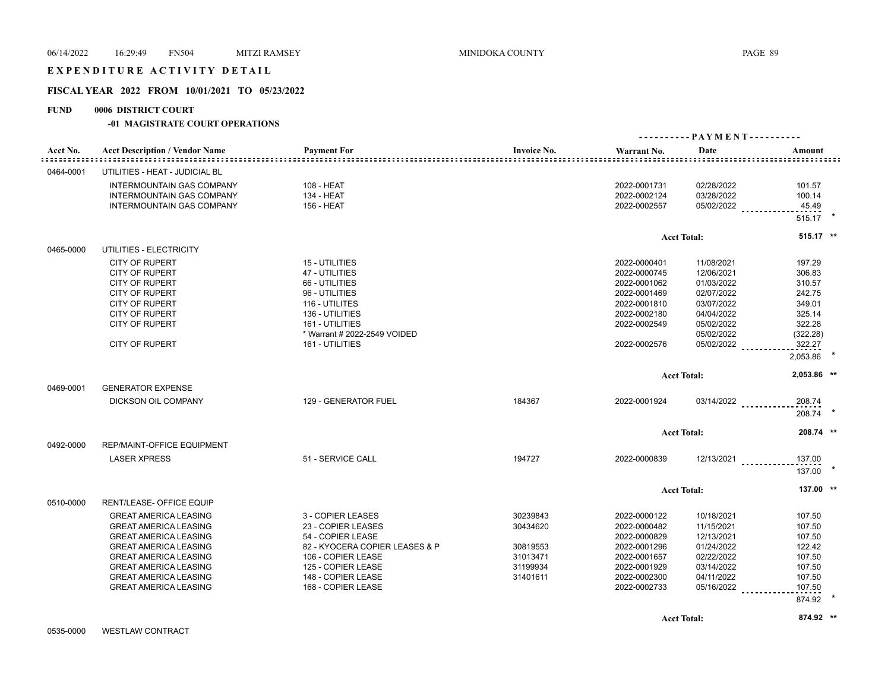# EXPENDITURE ACTIVITY DETAIL

## FISCAL YEAR 2022 FROM 10/01/2021 TO 05/23/2022

**FUND 0006 DISTRICT COURT**

**-01 MAGISTRATE COURT OPERATIONS**

| Acct No. | Acct Description / Vendor Name | Payment For | Invoice No. | Warrant No. | Date | Amount |
|---|---|---|---|---|---|---|
| 0464-0001 | UTILITIES - HEAT - JUDICIAL BL | | | | | |
| | INTERMOUNTAIN GAS COMPANY | 108 - HEAT | | 2022-0001731 | 02/28/2022 | 101.57 |
| | INTERMOUNTAIN GAS COMPANY | 134 - HEAT | | 2022-0002124 | 03/28/2022 | 100.14 |
| | INTERMOUNTAIN GAS COMPANY | 156 - HEAT | | 2022-0002557 | 05/02/2022 | 45.49 |
| | | | | | | 515.17 * |
| | | | | | Acct Total: | 515.17 ** |
| 0465-0000 | UTILITIES - ELECTRICITY | | | | | |
| | CITY OF RUPERT | 15 - UTILITIES | | 2022-0000401 | 11/08/2021 | 197.29 |
| | CITY OF RUPERT | 47 - UTILITIES | | 2022-0000745 | 12/06/2021 | 306.83 |
| | CITY OF RUPERT | 66 - UTILITIES | | 2022-0001062 | 01/03/2022 | 310.57 |
| | CITY OF RUPERT | 96 - UTILITIES | | 2022-0001469 | 02/07/2022 | 242.75 |
| | CITY OF RUPERT | 116 - UTILITES | | 2022-0001810 | 03/07/2022 | 349.01 |
| | CITY OF RUPERT | 136 - UTILITIES | | 2022-0002180 | 04/04/2022 | 325.14 |
| | CITY OF RUPERT | 161 - UTILITIES | | 2022-0002549 | 05/02/2022 | 322.28 |
| | | * Warrant # 2022-2549 VOIDED | | | 05/02/2022 | (322.28) |
| | CITY OF RUPERT | 161 - UTILITIES | | 2022-0002576 | 05/02/2022 | 322.27 |
| | | | | | | 2,053.86 * |
| | | | | | Acct Total: | 2,053.86 ** |
| 0469-0001 | GENERATOR EXPENSE | | | | | |
| | DICKSON OIL COMPANY | 129 - GENERATOR FUEL | 184367 | 2022-0001924 | 03/14/2022 | 208.74 |
| | | | | | | 208.74 * |
| | | | | | Acct Total: | 208.74 ** |
| 0492-0000 | REP/MAINT-OFFICE EQUIPMENT | | | | | |
| | LASER XPRESS | 51 - SERVICE CALL | 194727 | 2022-0000839 | 12/13/2021 | 137.00 |
| | | | | | | 137.00 * |
| | | | | | Acct Total: | 137.00 ** |
| 0510-0000 | RENT/LEASE- OFFICE EQUIP | | | | | |
| | GREAT AMERICA LEASING | 3 - COPIER LEASES | 30239843 | 2022-0000122 | 10/18/2021 | 107.50 |
| | GREAT AMERICA LEASING | 23 - COPIER LEASES | 30434620 | 2022-0000482 | 11/15/2021 | 107.50 |
| | GREAT AMERICA LEASING | 54 - COPIER LEASE | | 2022-0000829 | 12/13/2021 | 107.50 |
| | GREAT AMERICA LEASING | 82 - KYOCERA COPIER LEASES & P | 30819553 | 2022-0001296 | 01/24/2022 | 122.42 |
| | GREAT AMERICA LEASING | 106 - COPIER LEASE | 31013471 | 2022-0001657 | 02/22/2022 | 107.50 |
| | GREAT AMERICA LEASING | 125 - COPIER LEASE | 31199934 | 2022-0001929 | 03/14/2022 | 107.50 |
| | GREAT AMERICA LEASING | 148 - COPIER LEASE | 31401611 | 2022-0002300 | 04/11/2022 | 107.50 |
| | GREAT AMERICA LEASING | 168 - COPIER LEASE | | 2022-0002733 | 05/16/2022 | 107.50 |
| | | | | | | 874.92 * |
| | | | | | Acct Total: | 874.92 ** |
| 0535-0000 | WESTLAW CONTRACT | | | | | |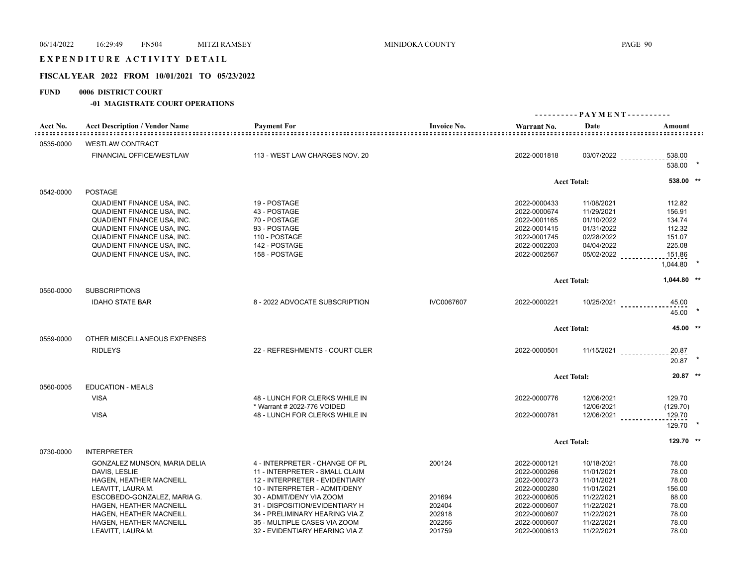EXPENDITURE ACTIVITY DETAIL

## FISCAL YEAR 2022 FROM 10/01/2021 TO 05/23/2022

**FUND 0006 DISTRICT COURT**

**-01 MAGISTRATE COURT OPERATIONS**

| Acct No. | Acct Description / Vendor Name | Payment For | Invoice No. | Warrant No. | Date | Amount |
|---|---|---|---|---|---|---|
| 0535-0000 | WESTLAW CONTRACT | | | | | |
| | FINANCIAL OFFICE/WESTLAW | 113 - WEST LAW CHARGES NOV. 20 | | 2022-0001818 | 03/07/2022 | 538.00 |
| | | | | | | 538.00 * |
| | | | | | Acct Total: | 538.00 ** |
| 0542-0000 | POSTAGE | | | | | |
| | QUADIENT FINANCE USA, INC. | 19 - POSTAGE | | 2022-0000433 | 11/08/2021 | 112.82 |
| | QUADIENT FINANCE USA, INC. | 43 - POSTAGE | | 2022-0000674 | 11/29/2021 | 156.91 |
| | QUADIENT FINANCE USA, INC. | 70 - POSTAGE | | 2022-0001165 | 01/10/2022 | 134.74 |
| | QUADIENT FINANCE USA, INC. | 93 - POSTAGE | | 2022-0001415 | 01/31/2022 | 112.32 |
| | QUADIENT FINANCE USA, INC. | 110 - POSTAGE | | 2022-0001745 | 02/28/2022 | 151.07 |
| | QUADIENT FINANCE USA, INC. | 142 - POSTAGE | | 2022-0002203 | 04/04/2022 | 225.08 |
| | QUADIENT FINANCE USA, INC. | 158 - POSTAGE | | 2022-0002567 | 05/02/2022 | 151.86 |
| | | | | | | 1,044.80 * |
| | | | | | Acct Total: | 1,044.80 ** |
| 0550-0000 | SUBSCRIPTIONS | | | | | |
| | IDAHO STATE BAR | 8 - 2022 ADVOCATE SUBSCRIPTION | IVC0067607 | 2022-0000221 | 10/25/2021 | 45.00 |
| | | | | | | 45.00 * |
| | | | | | Acct Total: | 45.00 ** |
| 0559-0000 | OTHER MISCELLANEOUS EXPENSES | | | | | |
| | RIDLEYS | 22 - REFRESHMENTS - COURT CLER | | 2022-0000501 | 11/15/2021 | 20.87 |
| | | | | | | 20.87 * |
| | | | | | Acct Total: | 20.87 ** |
| 0560-0005 | EDUCATION - MEALS | | | | | |
| | VISA | 48 - LUNCH FOR CLERKS WHILE IN | | 2022-0000776 | 12/06/2021 | 129.70 |
| | | * Warrant # 2022-776 VOIDED | | | 12/06/2021 | (129.70) |
| | VISA | 48 - LUNCH FOR CLERKS WHILE IN | | 2022-0000781 | 12/06/2021 | 129.70 |
| | | | | | | 129.70 * |
| | | | | | Acct Total: | 129.70 ** |
| 0730-0000 | INTERPRETER | | | | | |
| | GONZALEZ MUNSON, MARIA DELIA | 4 - INTERPRETER - CHANGE OF PL | 200124 | 2022-0000121 | 10/18/2021 | 78.00 |
| | DAVIS, LESLIE | 11 - INTERPRETER - SMALL CLAIM | | 2022-0000266 | 11/01/2021 | 78.00 |
| | HAGEN, HEATHER MACNEILL | 12 - INTERPRETER - EVIDENTIARY | | 2022-0000273 | 11/01/2021 | 78.00 |
| | LEAVITT, LAURA M. | 10 - INTERPRETER - ADMIT/DENY | | 2022-0000280 | 11/01/2021 | 156.00 |
| | ESCOBEDO-GONZALEZ, MARIA G. | 30 - ADMIT/DENY VIA ZOOM | 201694 | 2022-0000605 | 11/22/2021 | 88.00 |
| | HAGEN, HEATHER MACNEILL | 31 - DISPOSITION/EVIDENTIARY H | 202404 | 2022-0000607 | 11/22/2021 | 78.00 |
| | HAGEN, HEATHER MACNEILL | 34 - PRELIMINARY HEARING VIA Z | 202918 | 2022-0000607 | 11/22/2021 | 78.00 |
| | HAGEN, HEATHER MACNEILL | 35 - MULTIPLE CASES VIA ZOOM | 202256 | 2022-0000607 | 11/22/2021 | 78.00 |
| | LEAVITT, LAURA M. | 32 - EVIDENTIARY HEARING VIA Z | 201759 | 2022-0000613 | 11/22/2021 | 78.00 |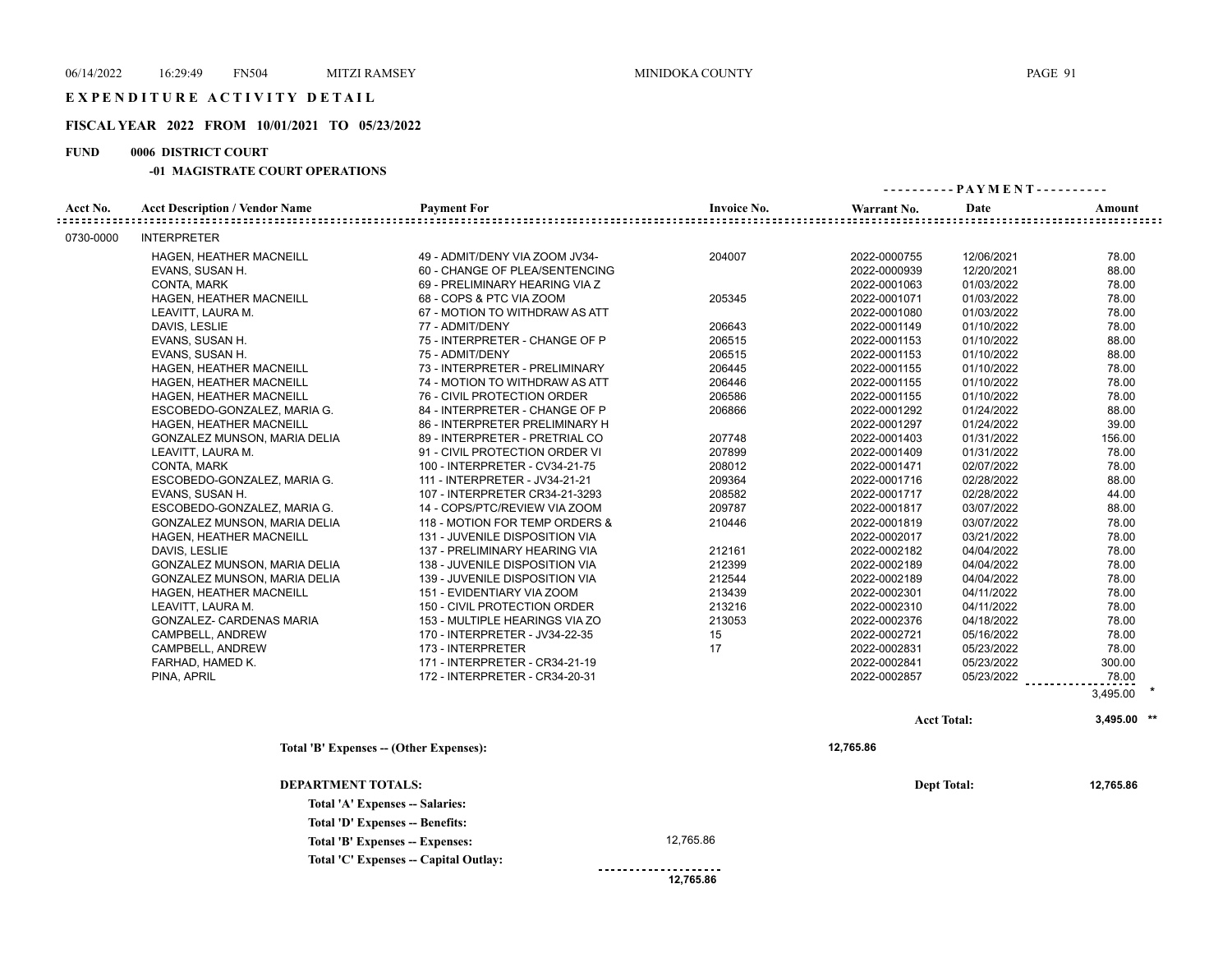# EXPENDITURE ACTIVITY DETAIL

## FISCAL YEAR 2022 FROM 10/01/2021 TO 05/23/2022

**FUND 0006 DISTRICT COURT**

**-01 MAGISTRATE COURT OPERATIONS**

| Acct No. | Acct Description / Vendor Name | Payment For | Invoice No. | Warrant No. | Date | Amount |
|---|---|---|---|---|---|---|
| 0730-0000 | INTERPRETER | | | | | |
| | HAGEN, HEATHER MACNEILL | 49 - ADMIT/DENY VIA ZOOM JV34- | 204007 | 2022-0000755 | 12/06/2021 | 78.00 |
| | EVANS, SUSAN H. | 60 - CHANGE OF PLEA/SENTENCING | | 2022-0000939 | 12/20/2021 | 88.00 |
| | CONTA, MARK | 69 - PRELIMINARY HEARING VIA Z | | 2022-0001063 | 01/03/2022 | 78.00 |
| | HAGEN, HEATHER MACNEILL | 68 - COPS & PTC VIA ZOOM | 205345 | 2022-0001071 | 01/03/2022 | 78.00 |
| | LEAVITT, LAURA M. | 67 - MOTION TO WITHDRAW AS ATT | | 2022-0001080 | 01/03/2022 | 78.00 |
| | DAVIS, LESLIE | 77 - ADMIT/DENY | 206643 | 2022-0001149 | 01/10/2022 | 78.00 |
| | EVANS, SUSAN H. | 75 - INTERPRETER - CHANGE OF P | 206515 | 2022-0001153 | 01/10/2022 | 88.00 |
| | EVANS, SUSAN H. | 75 - ADMIT/DENY | 206515 | 2022-0001153 | 01/10/2022 | 88.00 |
| | HAGEN, HEATHER MACNEILL | 73 - INTERPRETER - PRELIMINARY | 206445 | 2022-0001155 | 01/10/2022 | 78.00 |
| | HAGEN, HEATHER MACNEILL | 74 - MOTION TO WITHDRAW AS ATT | 206446 | 2022-0001155 | 01/10/2022 | 78.00 |
| | HAGEN, HEATHER MACNEILL | 76 - CIVIL PROTECTION ORDER | 206586 | 2022-0001155 | 01/10/2022 | 78.00 |
| | ESCOBEDO-GONZALEZ, MARIA G. | 84 - INTERPRETER - CHANGE OF P | 206866 | 2022-0001292 | 01/24/2022 | 88.00 |
| | HAGEN, HEATHER MACNEILL | 86 - INTERPRETER PRELIMINARY H | | 2022-0001297 | 01/24/2022 | 39.00 |
| | GONZALEZ MUNSON, MARIA DELIA | 89 - INTERPRETER - PRETRIAL CO | 207748 | 2022-0001403 | 01/31/2022 | 156.00 |
| | LEAVITT, LAURA M. | 91 - CIVIL PROTECTION ORDER VI | 207899 | 2022-0001409 | 01/31/2022 | 78.00 |
| | CONTA, MARK | 100 - INTERPRETER - CV34-21-75 | 208012 | 2022-0001471 | 02/07/2022 | 78.00 |
| | ESCOBEDO-GONZALEZ, MARIA G. | 111 - INTERPRETER - JV34-21-21 | 209364 | 2022-0001716 | 02/28/2022 | 88.00 |
| | EVANS, SUSAN H. | 107 - INTERPRETER CR34-21-3293 | 208582 | 2022-0001717 | 02/28/2022 | 44.00 |
| | ESCOBEDO-GONZALEZ, MARIA G. | 14 - COPS/PTC/REVIEW VIA ZOOM | 209787 | 2022-0001817 | 03/07/2022 | 88.00 |
| | GONZALEZ MUNSON, MARIA DELIA | 118 - MOTION FOR TEMP ORDERS & | 210446 | 2022-0001819 | 03/07/2022 | 78.00 |
| | HAGEN, HEATHER MACNEILL | 131 - JUVENILE DISPOSITION VIA | | 2022-0002017 | 03/21/2022 | 78.00 |
| | DAVIS, LESLIE | 137 - PRELIMINARY HEARING VIA | 212161 | 2022-0002182 | 04/04/2022 | 78.00 |
| | GONZALEZ MUNSON, MARIA DELIA | 138 - JUVENILE DISPOSITION VIA | 212399 | 2022-0002189 | 04/04/2022 | 78.00 |
| | GONZALEZ MUNSON, MARIA DELIA | 139 - JUVENILE DISPOSITION VIA | 212544 | 2022-0002189 | 04/04/2022 | 78.00 |
| | HAGEN, HEATHER MACNEILL | 151 - EVIDENTIARY VIA ZOOM | 213439 | 2022-0002301 | 04/11/2022 | 78.00 |
| | LEAVITT, LAURA M. | 150 - CIVIL PROTECTION ORDER | 213216 | 2022-0002310 | 04/11/2022 | 78.00 |
| | GONZALEZ- CARDENAS MARIA | 153 - MULTIPLE HEARINGS VIA ZO | 213053 | 2022-0002376 | 04/18/2022 | 78.00 |
| | CAMPBELL, ANDREW | 170 - INTERPRETER - JV34-22-35 | 15 | 2022-0002721 | 05/16/2022 | 78.00 |
| | CAMPBELL, ANDREW | 173 - INTERPRETER | 17 | 2022-0002831 | 05/23/2022 | 78.00 |
| | FARHAD, HAMED K. | 171 - INTERPRETER - CR34-21-19 | | 2022-0002841 | 05/23/2022 | 300.00 |
| | PINA, APRIL | 172 - INTERPRETER - CR34-20-31 | | 2022-0002857 | 05/23/2022 | 78.00 |
| | | | | | | 3,495.00 * |
| | | | | | Acct Total: | 3,495.00 ** |

**Total 'B' Expenses -- (Other Expenses):** 12,765.86

**DEPARTMENT TOTALS:** Dept Total: **12,765.86**

| | |
|---|---|
| Total 'A' Expenses -- Salaries: | |
| Total 'D' Expenses -- Benefits: | |
| Total 'B' Expenses -- Expenses: | 12,765.86 |
| Total 'C' Expenses -- Capital Outlay: | |
| | 12,765.86 |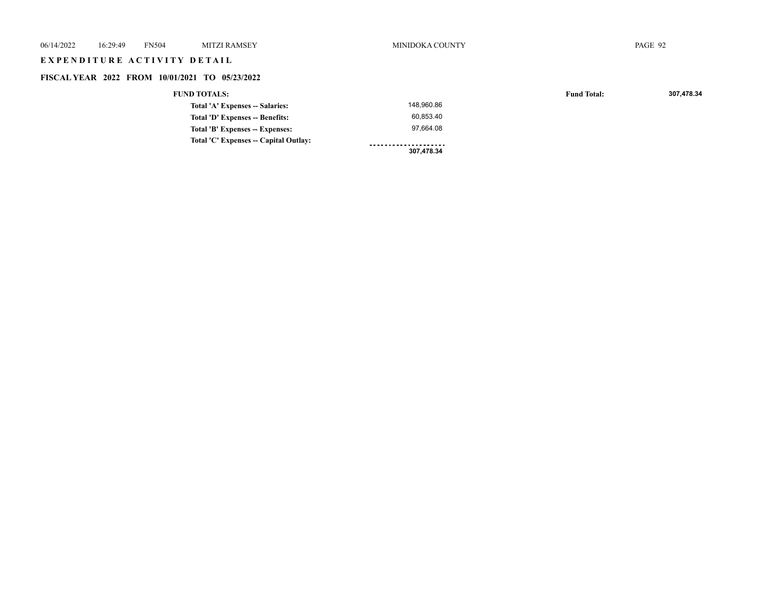## EXPENDITURE ACTIVITY DETAIL

### FISCAL YEAR 2022 FROM 10/01/2021 TO 05/23/2022

| FUND TOTALS: | | Fund Total: | **307,478.34** |
|---|---|---|---|
| Total 'A' Expenses -- Salaries: | 148,960.86 | | |
| Total 'D' Expenses -- Benefits: | 60,853.40 | | |
| Total 'B' Expenses -- Expenses: | 97,664.08 | | |
| Total 'C' Expenses -- Capital Outlay: | | | |
| | **307,478.34** | | |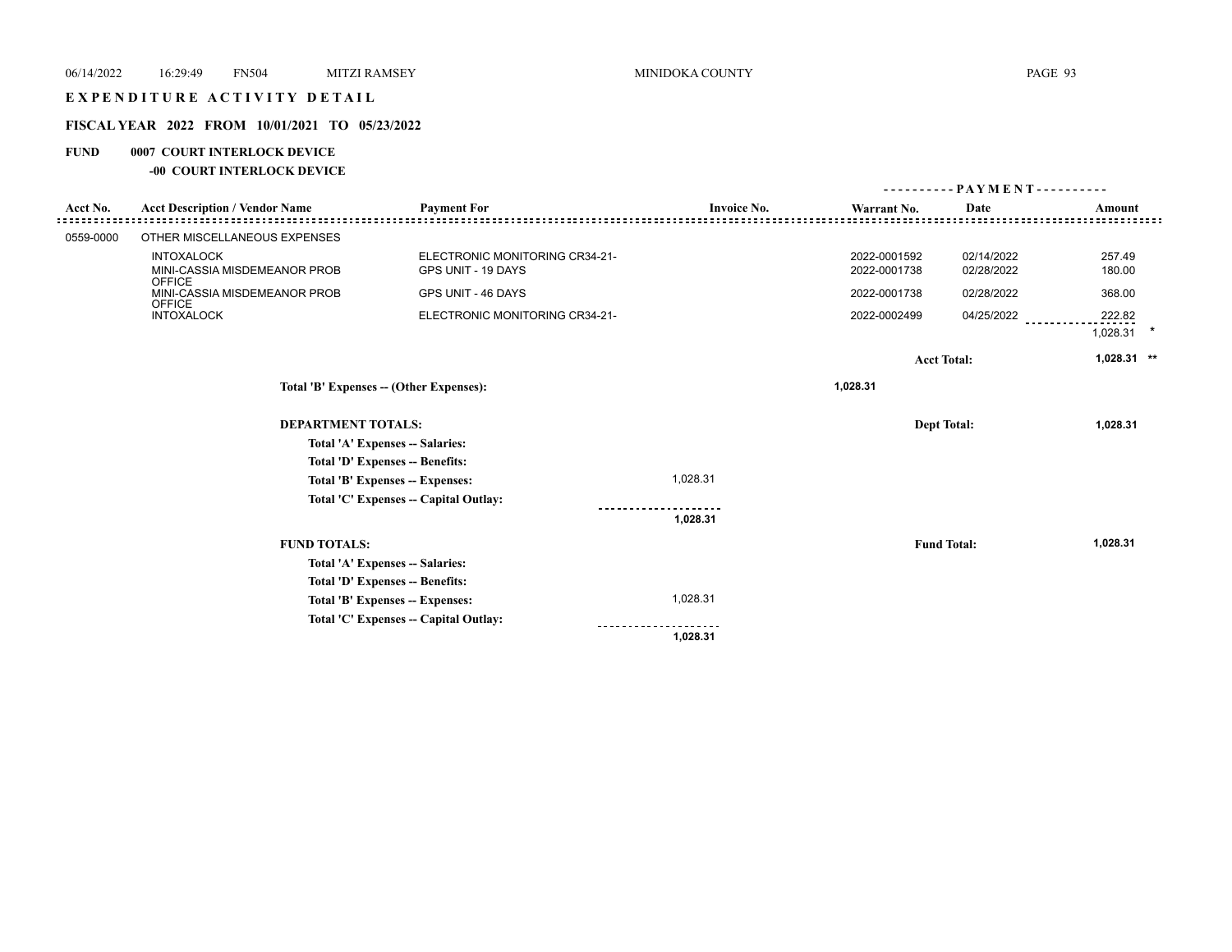# EXPENDITURE ACTIVITY DETAIL

## FISCAL YEAR 2022 FROM 10/01/2021 TO 05/23/2022

**FUND 0007 COURT INTERLOCK DEVICE**

**-00 COURT INTERLOCK DEVICE**

| Acct No. | Acct Description / Vendor Name | Payment For | Invoice No. | Warrant No. | Date | Amount |
|---|---|---|---|---|---|---|
| 0559-0000 | OTHER MISCELLANEOUS EXPENSES | | | | | |
| | INTOXALOCK | ELECTRONIC MONITORING CR34-21- | | 2022-0001592 | 02/14/2022 | 257.49 |
| | MINI-CASSIA MISDEMEANOR PROB OFFICE | GPS UNIT - 19 DAYS | | 2022-0001738 | 02/28/2022 | 180.00 |
| | MINI-CASSIA MISDEMEANOR PROB OFFICE | GPS UNIT - 46 DAYS | | 2022-0001738 | 02/28/2022 | 368.00 |
| | INTOXALOCK | ELECTRONIC MONITORING CR34-21- | | 2022-0002499 | 04/25/2022 | 222.82 |
| | | | | | | 1,028.31 * |
| | | | | | Acct Total: | 1,028.31 ** |

**Total 'B' Expenses -- (Other Expenses):** 1,028.31

**DEPARTMENT TOTALS:** Dept Total: **1,028.31**

| | |
|---|---|
| Total 'A' Expenses -- Salaries: | |
| Total 'D' Expenses -- Benefits: | |
| Total 'B' Expenses -- Expenses: | 1,028.31 |
| Total 'C' Expenses -- Capital Outlay: | |
| | **1,028.31** |

**FUND TOTALS:** Fund Total: **1,028.31**

| | |
|---|---|
| Total 'A' Expenses -- Salaries: | |
| Total 'D' Expenses -- Benefits: | |
| Total 'B' Expenses -- Expenses: | 1,028.31 |
| Total 'C' Expenses -- Capital Outlay: | |
| | **1,028.31** |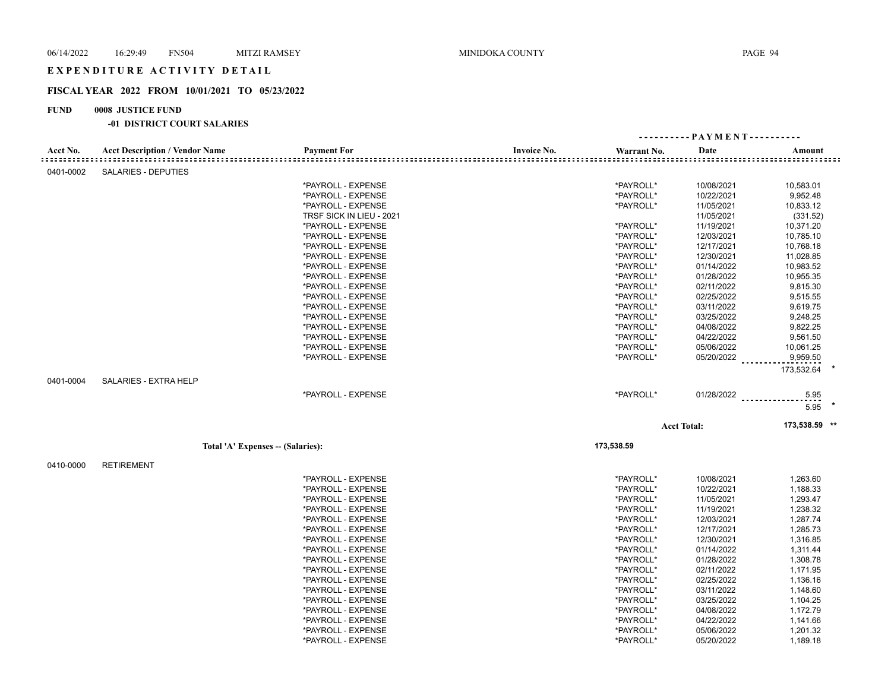# EXPENDITURE ACTIVITY DETAIL

## FISCAL YEAR 2022 FROM 10/01/2021 TO 05/23/2022

**FUND 0008 JUSTICE FUND**

**-01 DISTRICT COURT SALARIES**

| Acct No. | Acct Description / Vendor Name | Payment For | Invoice No. | Warrant No. | PAYMENT Date | Amount |
|---|---|---|---|---|---|---|
| 0401-0002 | SALARIES - DEPUTIES | | | | | |
| | | *PAYROLL - EXPENSE | | *PAYROLL* | 10/08/2021 | 10,583.01 |
| | | *PAYROLL - EXPENSE | | *PAYROLL* | 10/22/2021 | 9,952.48 |
| | | *PAYROLL - EXPENSE | | *PAYROLL* | 11/05/2021 | 10,833.12 |
| | | TRSF SICK IN LIEU - 2021 | | | 11/05/2021 | (331.52) |
| | | *PAYROLL - EXPENSE | | *PAYROLL* | 11/19/2021 | 10,371.20 |
| | | *PAYROLL - EXPENSE | | *PAYROLL* | 12/03/2021 | 10,785.10 |
| | | *PAYROLL - EXPENSE | | *PAYROLL* | 12/17/2021 | 10,768.18 |
| | | *PAYROLL - EXPENSE | | *PAYROLL* | 12/30/2021 | 11,028.85 |
| | | *PAYROLL - EXPENSE | | *PAYROLL* | 01/14/2022 | 10,983.52 |
| | | *PAYROLL - EXPENSE | | *PAYROLL* | 01/28/2022 | 10,955.35 |
| | | *PAYROLL - EXPENSE | | *PAYROLL* | 02/11/2022 | 9,815.30 |
| | | *PAYROLL - EXPENSE | | *PAYROLL* | 02/25/2022 | 9,515.55 |
| | | *PAYROLL - EXPENSE | | *PAYROLL* | 03/11/2022 | 9,619.75 |
| | | *PAYROLL - EXPENSE | | *PAYROLL* | 03/25/2022 | 9,248.25 |
| | | *PAYROLL - EXPENSE | | *PAYROLL* | 04/08/2022 | 9,822.25 |
| | | *PAYROLL - EXPENSE | | *PAYROLL* | 04/22/2022 | 9,561.50 |
| | | *PAYROLL - EXPENSE | | *PAYROLL* | 05/06/2022 | 10,061.25 |
| | | *PAYROLL - EXPENSE | | *PAYROLL* | 05/20/2022 | 9,959.50 |
| | | | | | | 173,532.64 * |
| 0401-0004 | SALARIES - EXTRA HELP | | | | | |
| | | *PAYROLL - EXPENSE | | *PAYROLL* | 01/28/2022 | 5.95 |
| | | | | | | 5.95 * |
| | | | | | Acct Total: | 173,538.59 ** |
| | Total 'A' Expenses -- (Salaries): | | | 173,538.59 | | |
| 0410-0000 | RETIREMENT | | | | | |
| | | *PAYROLL - EXPENSE | | *PAYROLL* | 10/08/2021 | 1,263.60 |
| | | *PAYROLL - EXPENSE | | *PAYROLL* | 10/22/2021 | 1,188.33 |
| | | *PAYROLL - EXPENSE | | *PAYROLL* | 11/05/2021 | 1,293.47 |
| | | *PAYROLL - EXPENSE | | *PAYROLL* | 11/19/2021 | 1,238.32 |
| | | *PAYROLL - EXPENSE | | *PAYROLL* | 12/03/2021 | 1,287.74 |
| | | *PAYROLL - EXPENSE | | *PAYROLL* | 12/17/2021 | 1,285.73 |
| | | *PAYROLL - EXPENSE | | *PAYROLL* | 12/30/2021 | 1,316.85 |
| | | *PAYROLL - EXPENSE | | *PAYROLL* | 01/14/2022 | 1,311.44 |
| | | *PAYROLL - EXPENSE | | *PAYROLL* | 01/28/2022 | 1,308.78 |
| | | *PAYROLL - EXPENSE | | *PAYROLL* | 02/11/2022 | 1,171.95 |
| | | *PAYROLL - EXPENSE | | *PAYROLL* | 02/25/2022 | 1,136.16 |
| | | *PAYROLL - EXPENSE | | *PAYROLL* | 03/11/2022 | 1,148.60 |
| | | *PAYROLL - EXPENSE | | *PAYROLL* | 03/25/2022 | 1,104.25 |
| | | *PAYROLL - EXPENSE | | *PAYROLL* | 04/08/2022 | 1,172.79 |
| | | *PAYROLL - EXPENSE | | *PAYROLL* | 04/22/2022 | 1,141.66 |
| | | *PAYROLL - EXPENSE | | *PAYROLL* | 05/06/2022 | 1,201.32 |
| | | *PAYROLL - EXPENSE | | *PAYROLL* | 05/20/2022 | 1,189.18 |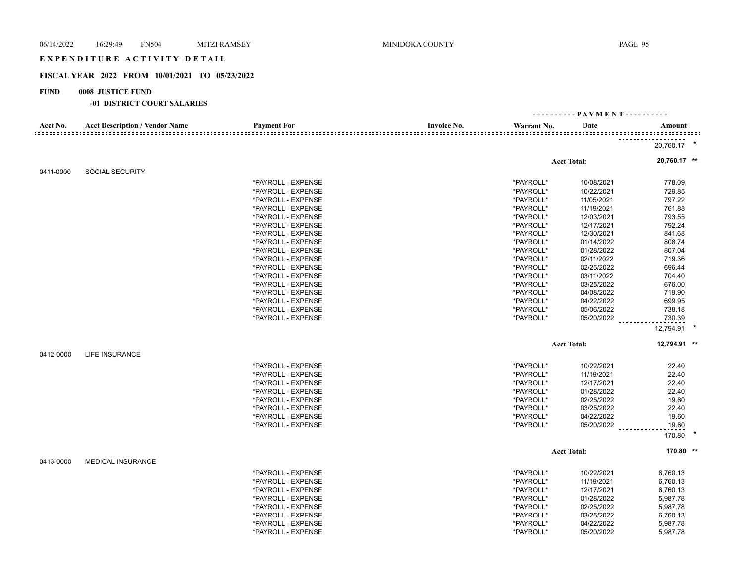# EXPENDITURE ACTIVITY DETAIL

## FISCAL YEAR 2022 FROM 10/01/2021 TO 05/23/2022

**FUND 0008 JUSTICE FUND**

**-01 DISTRICT COURT SALARIES**

| Acct No. | Acct Description / Vendor Name | Payment For | Invoice No. | Warrant No. | Date | Amount |
|---|---|---|---|---|---|---|
| | | | | | | 20,760.17 * |
| | | | | | Acct Total: | **20,760.17 \*\*** |
| 0411-0000 | SOCIAL SECURITY | | | | | |
| | | *PAYROLL - EXPENSE | | *PAYROLL* | 10/08/2021 | 778.09 |
| | | *PAYROLL - EXPENSE | | *PAYROLL* | 10/22/2021 | 729.85 |
| | | *PAYROLL - EXPENSE | | *PAYROLL* | 11/05/2021 | 797.22 |
| | | *PAYROLL - EXPENSE | | *PAYROLL* | 11/19/2021 | 761.88 |
| | | *PAYROLL - EXPENSE | | *PAYROLL* | 12/03/2021 | 793.55 |
| | | *PAYROLL - EXPENSE | | *PAYROLL* | 12/17/2021 | 792.24 |
| | | *PAYROLL - EXPENSE | | *PAYROLL* | 12/30/2021 | 841.68 |
| | | *PAYROLL - EXPENSE | | *PAYROLL* | 01/14/2022 | 808.74 |
| | | *PAYROLL - EXPENSE | | *PAYROLL* | 01/28/2022 | 807.04 |
| | | *PAYROLL - EXPENSE | | *PAYROLL* | 02/11/2022 | 719.36 |
| | | *PAYROLL - EXPENSE | | *PAYROLL* | 02/25/2022 | 696.44 |
| | | *PAYROLL - EXPENSE | | *PAYROLL* | 03/11/2022 | 704.40 |
| | | *PAYROLL - EXPENSE | | *PAYROLL* | 03/25/2022 | 676.00 |
| | | *PAYROLL - EXPENSE | | *PAYROLL* | 04/08/2022 | 719.90 |
| | | *PAYROLL - EXPENSE | | *PAYROLL* | 04/22/2022 | 699.95 |
| | | *PAYROLL - EXPENSE | | *PAYROLL* | 05/06/2022 | 738.18 |
| | | *PAYROLL - EXPENSE | | *PAYROLL* | 05/20/2022 | 730.39 |
| | | | | | | 12,794.91 * |
| | | | | | Acct Total: | **12,794.91 \*\*** |
| 0412-0000 | LIFE INSURANCE | | | | | |
| | | *PAYROLL - EXPENSE | | *PAYROLL* | 10/22/2021 | 22.40 |
| | | *PAYROLL - EXPENSE | | *PAYROLL* | 11/19/2021 | 22.40 |
| | | *PAYROLL - EXPENSE | | *PAYROLL* | 12/17/2021 | 22.40 |
| | | *PAYROLL - EXPENSE | | *PAYROLL* | 01/28/2022 | 22.40 |
| | | *PAYROLL - EXPENSE | | *PAYROLL* | 02/25/2022 | 19.60 |
| | | *PAYROLL - EXPENSE | | *PAYROLL* | 03/25/2022 | 22.40 |
| | | *PAYROLL - EXPENSE | | *PAYROLL* | 04/22/2022 | 19.60 |
| | | *PAYROLL - EXPENSE | | *PAYROLL* | 05/20/2022 | 19.60 |
| | | | | | | 170.80 * |
| | | | | | Acct Total: | **170.80 \*\*** |
| 0413-0000 | MEDICAL INSURANCE | | | | | |
| | | *PAYROLL - EXPENSE | | *PAYROLL* | 10/22/2021 | 6,760.13 |
| | | *PAYROLL - EXPENSE | | *PAYROLL* | 11/19/2021 | 6,760.13 |
| | | *PAYROLL - EXPENSE | | *PAYROLL* | 12/17/2021 | 6,760.13 |
| | | *PAYROLL - EXPENSE | | *PAYROLL* | 01/28/2022 | 5,987.78 |
| | | *PAYROLL - EXPENSE | | *PAYROLL* | 02/25/2022 | 5,987.78 |
| | | *PAYROLL - EXPENSE | | *PAYROLL* | 03/25/2022 | 6,760.13 |
| | | *PAYROLL - EXPENSE | | *PAYROLL* | 04/22/2022 | 5,987.78 |
| | | *PAYROLL - EXPENSE | | *PAYROLL* | 05/20/2022 | 5,987.78 |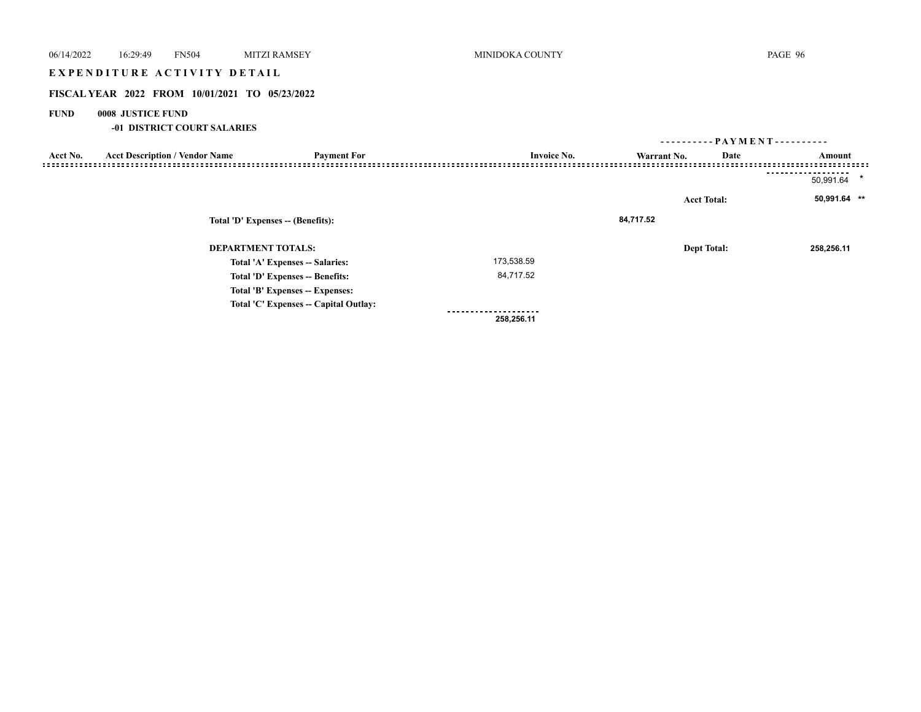# EXPENDITURE ACTIVITY DETAIL

**FISCAL YEAR 2022 FROM 10/01/2021 TO 05/23/2022**

**FUND 0008 JUSTICE FUND**

**-01 DISTRICT COURT SALARIES**

| Acct No. | Acct Description / Vendor Name | Payment For | Invoice No. | Warrant No. | Date | Amount |
|---|---|---|---|---|---|---|
| | | | | | | 50,991.64 * |
| | | | | | **Acct Total:** | **50,991.64 \*\*** |

**Total 'D' Expenses -- (Benefits):** **84,717.52**

**DEPARTMENT TOTALS:** **Dept Total:** **258,256.11**

| | |
|---|---|
| **Total 'A' Expenses -- Salaries:** | 173,538.59 |
| **Total 'D' Expenses -- Benefits:** | 84,717.52 |
| **Total 'B' Expenses -- Expenses:** | |
| **Total 'C' Expenses -- Capital Outlay:** | |
| | **258,256.11** |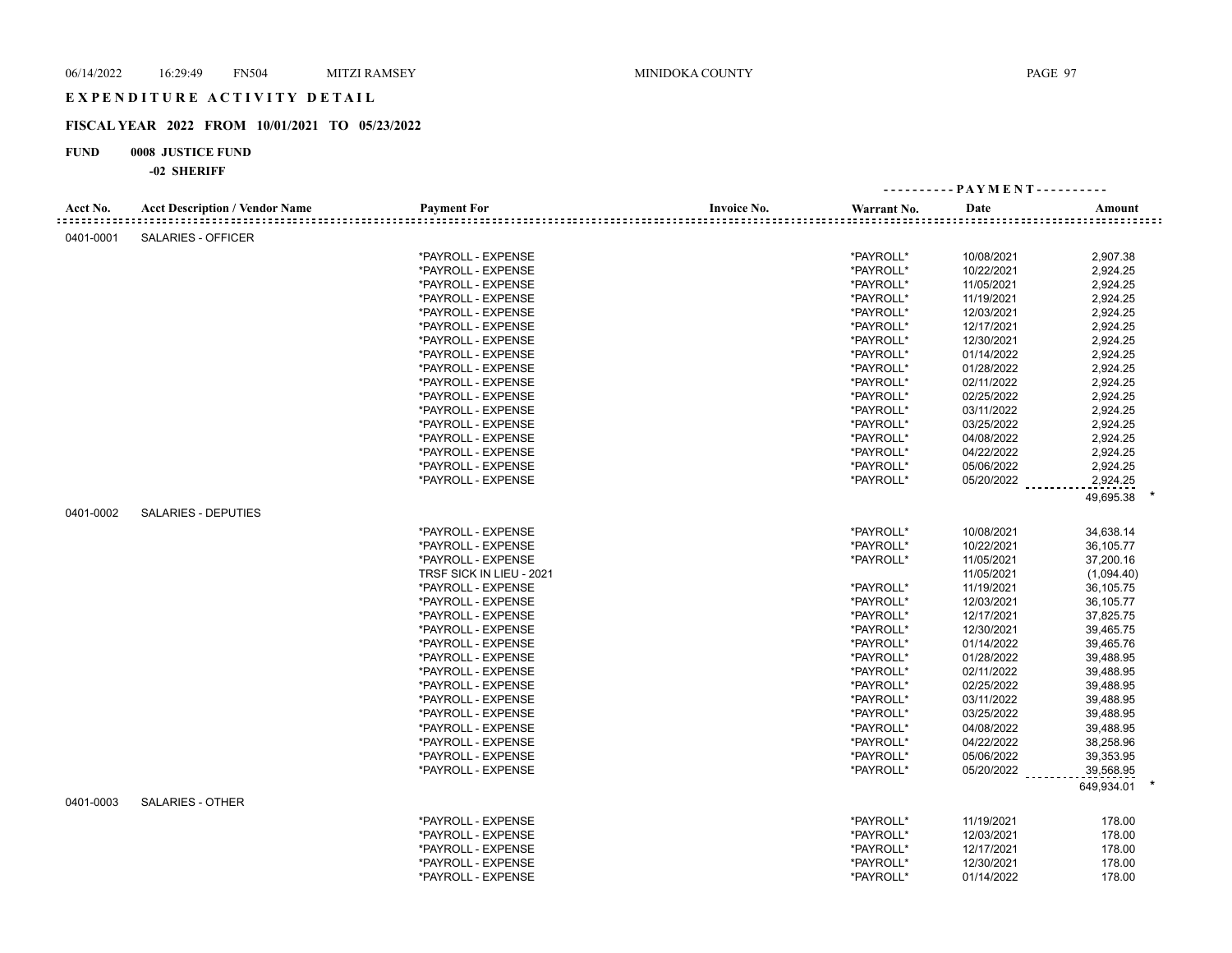# EXPENDITURE ACTIVITY DETAIL

## FISCAL YEAR 2022 FROM 10/01/2021 TO 05/23/2022

**FUND 0008 JUSTICE FUND**

**-02 SHERIFF**

| Acct No. | Acct Description / Vendor Name | Payment For | Invoice No. | Warrant No. | Date | Amount |
|---|---|---|---|---|---|---|
| 0401-0001 | SALARIES - OFFICER | | | | | |
| | | *PAYROLL - EXPENSE | | *PAYROLL* | 10/08/2021 | 2,907.38 |
| | | *PAYROLL - EXPENSE | | *PAYROLL* | 10/22/2021 | 2,924.25 |
| | | *PAYROLL - EXPENSE | | *PAYROLL* | 11/05/2021 | 2,924.25 |
| | | *PAYROLL - EXPENSE | | *PAYROLL* | 11/19/2021 | 2,924.25 |
| | | *PAYROLL - EXPENSE | | *PAYROLL* | 12/03/2021 | 2,924.25 |
| | | *PAYROLL - EXPENSE | | *PAYROLL* | 12/17/2021 | 2,924.25 |
| | | *PAYROLL - EXPENSE | | *PAYROLL* | 12/30/2021 | 2,924.25 |
| | | *PAYROLL - EXPENSE | | *PAYROLL* | 01/14/2022 | 2,924.25 |
| | | *PAYROLL - EXPENSE | | *PAYROLL* | 01/28/2022 | 2,924.25 |
| | | *PAYROLL - EXPENSE | | *PAYROLL* | 02/11/2022 | 2,924.25 |
| | | *PAYROLL - EXPENSE | | *PAYROLL* | 02/25/2022 | 2,924.25 |
| | | *PAYROLL - EXPENSE | | *PAYROLL* | 03/11/2022 | 2,924.25 |
| | | *PAYROLL - EXPENSE | | *PAYROLL* | 03/25/2022 | 2,924.25 |
| | | *PAYROLL - EXPENSE | | *PAYROLL* | 04/08/2022 | 2,924.25 |
| | | *PAYROLL - EXPENSE | | *PAYROLL* | 04/22/2022 | 2,924.25 |
| | | *PAYROLL - EXPENSE | | *PAYROLL* | 05/06/2022 | 2,924.25 |
| | | *PAYROLL - EXPENSE | | *PAYROLL* | 05/20/2022 | 2,924.25 |
| | | | | | | 49,695.38 * |
| 0401-0002 | SALARIES - DEPUTIES | | | | | |
| | | *PAYROLL - EXPENSE | | *PAYROLL* | 10/08/2021 | 34,638.14 |
| | | *PAYROLL - EXPENSE | | *PAYROLL* | 10/22/2021 | 36,105.77 |
| | | *PAYROLL - EXPENSE | | *PAYROLL* | 11/05/2021 | 37,200.16 |
| | | TRSF SICK IN LIEU - 2021 | | | 11/05/2021 | (1,094.40) |
| | | *PAYROLL - EXPENSE | | *PAYROLL* | 11/19/2021 | 36,105.75 |
| | | *PAYROLL - EXPENSE | | *PAYROLL* | 12/03/2021 | 36,105.77 |
| | | *PAYROLL - EXPENSE | | *PAYROLL* | 12/17/2021 | 37,825.75 |
| | | *PAYROLL - EXPENSE | | *PAYROLL* | 12/30/2021 | 39,465.75 |
| | | *PAYROLL - EXPENSE | | *PAYROLL* | 01/14/2022 | 39,465.76 |
| | | *PAYROLL - EXPENSE | | *PAYROLL* | 01/28/2022 | 39,488.95 |
| | | *PAYROLL - EXPENSE | | *PAYROLL* | 02/11/2022 | 39,488.95 |
| | | *PAYROLL - EXPENSE | | *PAYROLL* | 02/25/2022 | 39,488.95 |
| | | *PAYROLL - EXPENSE | | *PAYROLL* | 03/11/2022 | 39,488.95 |
| | | *PAYROLL - EXPENSE | | *PAYROLL* | 03/25/2022 | 39,488.95 |
| | | *PAYROLL - EXPENSE | | *PAYROLL* | 04/08/2022 | 39,488.95 |
| | | *PAYROLL - EXPENSE | | *PAYROLL* | 04/22/2022 | 38,258.96 |
| | | *PAYROLL - EXPENSE | | *PAYROLL* | 05/06/2022 | 39,353.95 |
| | | *PAYROLL - EXPENSE | | *PAYROLL* | 05/20/2022 | 39,568.95 |
| | | | | | | 649,934.01 * |
| 0401-0003 | SALARIES - OTHER | | | | | |
| | | *PAYROLL - EXPENSE | | *PAYROLL* | 11/19/2021 | 178.00 |
| | | *PAYROLL - EXPENSE | | *PAYROLL* | 12/03/2021 | 178.00 |
| | | *PAYROLL - EXPENSE | | *PAYROLL* | 12/17/2021 | 178.00 |
| | | *PAYROLL - EXPENSE | | *PAYROLL* | 12/30/2021 | 178.00 |
| | | *PAYROLL - EXPENSE | | *PAYROLL* | 01/14/2022 | 178.00 |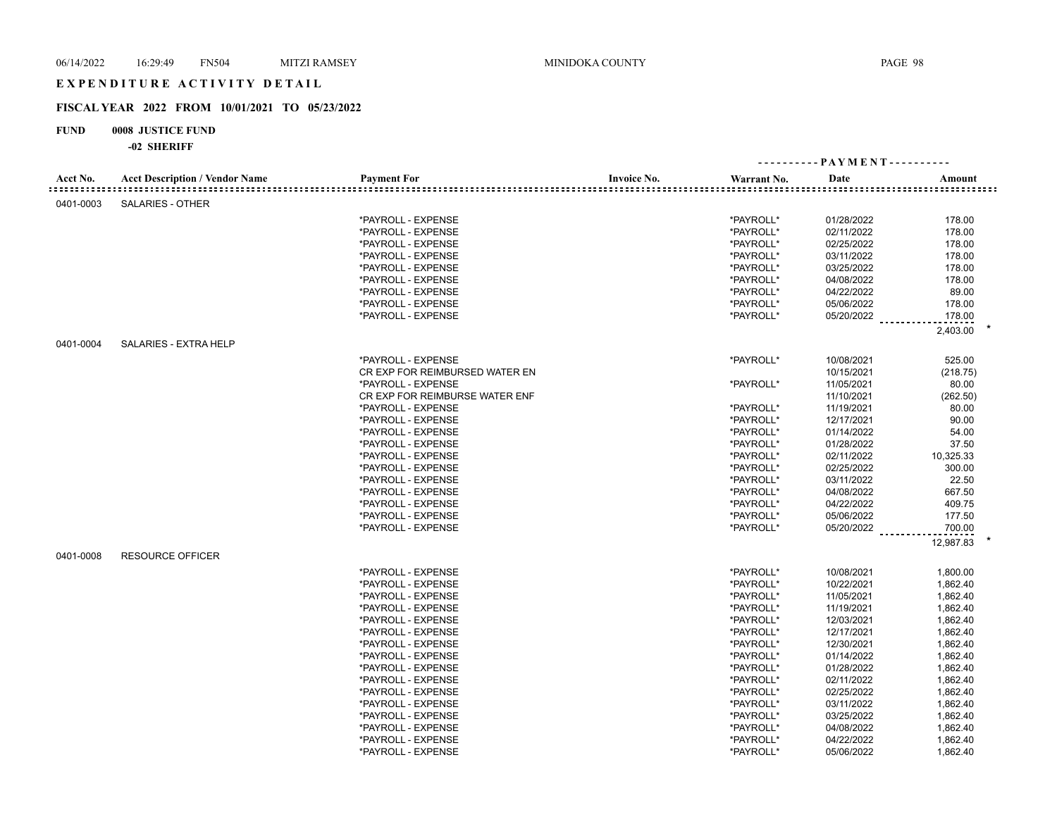# EXPENDITURE ACTIVITY DETAIL

## FISCAL YEAR 2022 FROM 10/01/2021 TO 05/23/2022

**FUND 0008 JUSTICE FUND**

**-02 SHERIFF**

| Acct No. | Acct Description / Vendor Name | Payment For | Invoice No. | Warrant No. | PAYMENT Date | PAYMENT Amount |
|---|---|---|---|---|---|---|
| 0401-0003 | SALARIES - OTHER | | | | | |
| | | *PAYROLL - EXPENSE | | *PAYROLL* | 01/28/2022 | 178.00 |
| | | *PAYROLL - EXPENSE | | *PAYROLL* | 02/11/2022 | 178.00 |
| | | *PAYROLL - EXPENSE | | *PAYROLL* | 02/25/2022 | 178.00 |
| | | *PAYROLL - EXPENSE | | *PAYROLL* | 03/11/2022 | 178.00 |
| | | *PAYROLL - EXPENSE | | *PAYROLL* | 03/25/2022 | 178.00 |
| | | *PAYROLL - EXPENSE | | *PAYROLL* | 04/08/2022 | 178.00 |
| | | *PAYROLL - EXPENSE | | *PAYROLL* | 04/22/2022 | 89.00 |
| | | *PAYROLL - EXPENSE | | *PAYROLL* | 05/06/2022 | 178.00 |
| | | *PAYROLL - EXPENSE | | *PAYROLL* | 05/20/2022 | 178.00 |
| | | | | | | 2,403.00 * |
| 0401-0004 | SALARIES - EXTRA HELP | | | | | |
| | | *PAYROLL - EXPENSE | | *PAYROLL* | 10/08/2021 | 525.00 |
| | | CR EXP FOR REIMBURSED WATER EN | | | 10/15/2021 | (218.75) |
| | | *PAYROLL - EXPENSE | | *PAYROLL* | 11/05/2021 | 80.00 |
| | | CR EXP FOR REIMBURSE WATER ENF | | | 11/10/2021 | (262.50) |
| | | *PAYROLL - EXPENSE | | *PAYROLL* | 11/19/2021 | 80.00 |
| | | *PAYROLL - EXPENSE | | *PAYROLL* | 12/17/2021 | 90.00 |
| | | *PAYROLL - EXPENSE | | *PAYROLL* | 01/14/2022 | 54.00 |
| | | *PAYROLL - EXPENSE | | *PAYROLL* | 01/28/2022 | 37.50 |
| | | *PAYROLL - EXPENSE | | *PAYROLL* | 02/11/2022 | 10,325.33 |
| | | *PAYROLL - EXPENSE | | *PAYROLL* | 02/25/2022 | 300.00 |
| | | *PAYROLL - EXPENSE | | *PAYROLL* | 03/11/2022 | 22.50 |
| | | *PAYROLL - EXPENSE | | *PAYROLL* | 04/08/2022 | 667.50 |
| | | *PAYROLL - EXPENSE | | *PAYROLL* | 04/22/2022 | 409.75 |
| | | *PAYROLL - EXPENSE | | *PAYROLL* | 05/06/2022 | 177.50 |
| | | *PAYROLL - EXPENSE | | *PAYROLL* | 05/20/2022 | 700.00 |
| | | | | | | 12,987.83 * |
| 0401-0008 | RESOURCE OFFICER | | | | | |
| | | *PAYROLL - EXPENSE | | *PAYROLL* | 10/08/2021 | 1,800.00 |
| | | *PAYROLL - EXPENSE | | *PAYROLL* | 10/22/2021 | 1,862.40 |
| | | *PAYROLL - EXPENSE | | *PAYROLL* | 11/05/2021 | 1,862.40 |
| | | *PAYROLL - EXPENSE | | *PAYROLL* | 11/19/2021 | 1,862.40 |
| | | *PAYROLL - EXPENSE | | *PAYROLL* | 12/03/2021 | 1,862.40 |
| | | *PAYROLL - EXPENSE | | *PAYROLL* | 12/17/2021 | 1,862.40 |
| | | *PAYROLL - EXPENSE | | *PAYROLL* | 12/30/2021 | 1,862.40 |
| | | *PAYROLL - EXPENSE | | *PAYROLL* | 01/14/2022 | 1,862.40 |
| | | *PAYROLL - EXPENSE | | *PAYROLL* | 01/28/2022 | 1,862.40 |
| | | *PAYROLL - EXPENSE | | *PAYROLL* | 02/11/2022 | 1,862.40 |
| | | *PAYROLL - EXPENSE | | *PAYROLL* | 02/25/2022 | 1,862.40 |
| | | *PAYROLL - EXPENSE | | *PAYROLL* | 03/11/2022 | 1,862.40 |
| | | *PAYROLL - EXPENSE | | *PAYROLL* | 03/25/2022 | 1,862.40 |
| | | *PAYROLL - EXPENSE | | *PAYROLL* | 04/08/2022 | 1,862.40 |
| | | *PAYROLL - EXPENSE | | *PAYROLL* | 04/22/2022 | 1,862.40 |
| | | *PAYROLL - EXPENSE | | *PAYROLL* | 05/06/2022 | 1,862.40 |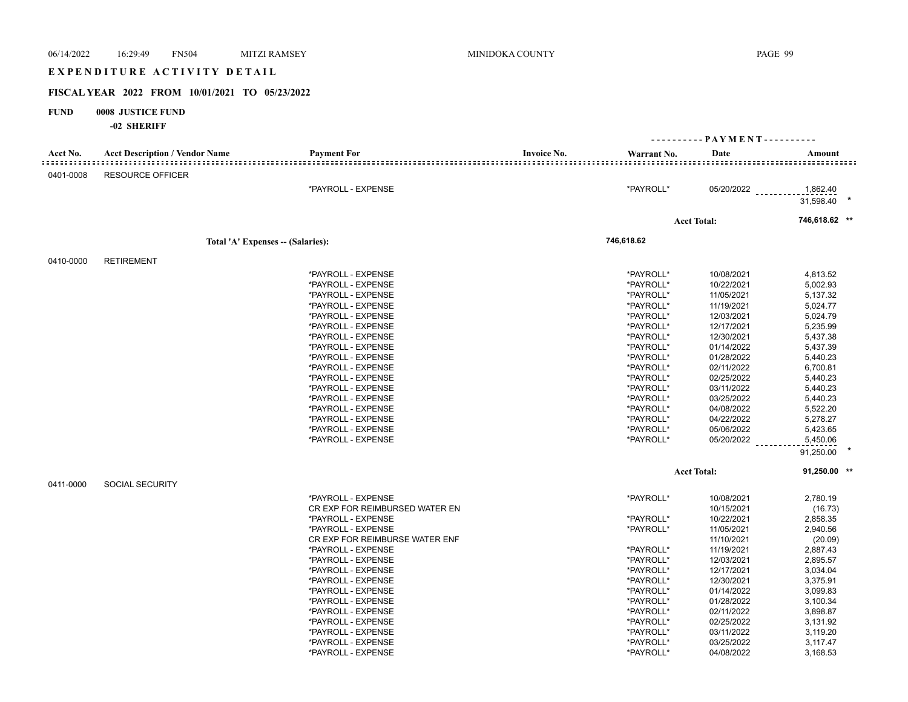# EXPENDITURE ACTIVITY DETAIL

## FISCAL YEAR 2022 FROM 10/01/2021 TO 05/23/2022

**FUND 0008 JUSTICE FUND**

**-02 SHERIFF**

| Acct No. | Acct Description / Vendor Name | Payment For | Invoice No. | Warrant No. | PAYMENT Date | Amount |
|---|---|---|---|---|---|---|
| 0401-0008 | RESOURCE OFFICER | | | | | |
| | | *PAYROLL - EXPENSE | | *PAYROLL* | 05/20/2022 | 1,862.40 |
| | | | | | | 31,598.40 * |
| | | | | | Acct Total: | 746,618.62 ** |
| | Total 'A' Expenses -- (Salaries): | | | 746,618.62 | | |
| 0410-0000 | RETIREMENT | | | | | |
| | | *PAYROLL - EXPENSE | | *PAYROLL* | 10/08/2021 | 4,813.52 |
| | | *PAYROLL - EXPENSE | | *PAYROLL* | 10/22/2021 | 5,002.93 |
| | | *PAYROLL - EXPENSE | | *PAYROLL* | 11/05/2021 | 5,137.32 |
| | | *PAYROLL - EXPENSE | | *PAYROLL* | 11/19/2021 | 5,024.77 |
| | | *PAYROLL - EXPENSE | | *PAYROLL* | 12/03/2021 | 5,024.79 |
| | | *PAYROLL - EXPENSE | | *PAYROLL* | 12/17/2021 | 5,235.99 |
| | | *PAYROLL - EXPENSE | | *PAYROLL* | 12/30/2021 | 5,437.38 |
| | | *PAYROLL - EXPENSE | | *PAYROLL* | 01/14/2022 | 5,437.39 |
| | | *PAYROLL - EXPENSE | | *PAYROLL* | 01/28/2022 | 5,440.23 |
| | | *PAYROLL - EXPENSE | | *PAYROLL* | 02/11/2022 | 6,700.81 |
| | | *PAYROLL - EXPENSE | | *PAYROLL* | 02/25/2022 | 5,440.23 |
| | | *PAYROLL - EXPENSE | | *PAYROLL* | 03/11/2022 | 5,440.23 |
| | | *PAYROLL - EXPENSE | | *PAYROLL* | 03/25/2022 | 5,440.23 |
| | | *PAYROLL - EXPENSE | | *PAYROLL* | 04/08/2022 | 5,522.20 |
| | | *PAYROLL - EXPENSE | | *PAYROLL* | 04/22/2022 | 5,278.27 |
| | | *PAYROLL - EXPENSE | | *PAYROLL* | 05/06/2022 | 5,423.65 |
| | | *PAYROLL - EXPENSE | | *PAYROLL* | 05/20/2022 | 5,450.06 |
| | | | | | | 91,250.00 * |
| | | | | | Acct Total: | 91,250.00 ** |
| 0411-0000 | SOCIAL SECURITY | | | | | |
| | | *PAYROLL - EXPENSE | | *PAYROLL* | 10/08/2021 | 2,780.19 |
| | | CR EXP FOR REIMBURSED WATER EN | | | 10/15/2021 | (16.73) |
| | | *PAYROLL - EXPENSE | | *PAYROLL* | 10/22/2021 | 2,858.35 |
| | | *PAYROLL - EXPENSE | | *PAYROLL* | 11/05/2021 | 2,940.56 |
| | | CR EXP FOR REIMBURSE WATER ENF | | | 11/10/2021 | (20.09) |
| | | *PAYROLL - EXPENSE | | *PAYROLL* | 11/19/2021 | 2,887.43 |
| | | *PAYROLL - EXPENSE | | *PAYROLL* | 12/03/2021 | 2,895.57 |
| | | *PAYROLL - EXPENSE | | *PAYROLL* | 12/17/2021 | 3,034.04 |
| | | *PAYROLL - EXPENSE | | *PAYROLL* | 12/30/2021 | 3,375.91 |
| | | *PAYROLL - EXPENSE | | *PAYROLL* | 01/14/2022 | 3,099.83 |
| | | *PAYROLL - EXPENSE | | *PAYROLL* | 01/28/2022 | 3,100.34 |
| | | *PAYROLL - EXPENSE | | *PAYROLL* | 02/11/2022 | 3,898.87 |
| | | *PAYROLL - EXPENSE | | *PAYROLL* | 02/25/2022 | 3,131.92 |
| | | *PAYROLL - EXPENSE | | *PAYROLL* | 03/11/2022 | 3,119.20 |
| | | *PAYROLL - EXPENSE | | *PAYROLL* | 03/25/2022 | 3,117.47 |
| | | *PAYROLL - EXPENSE | | *PAYROLL* | 04/08/2022 | 3,168.53 |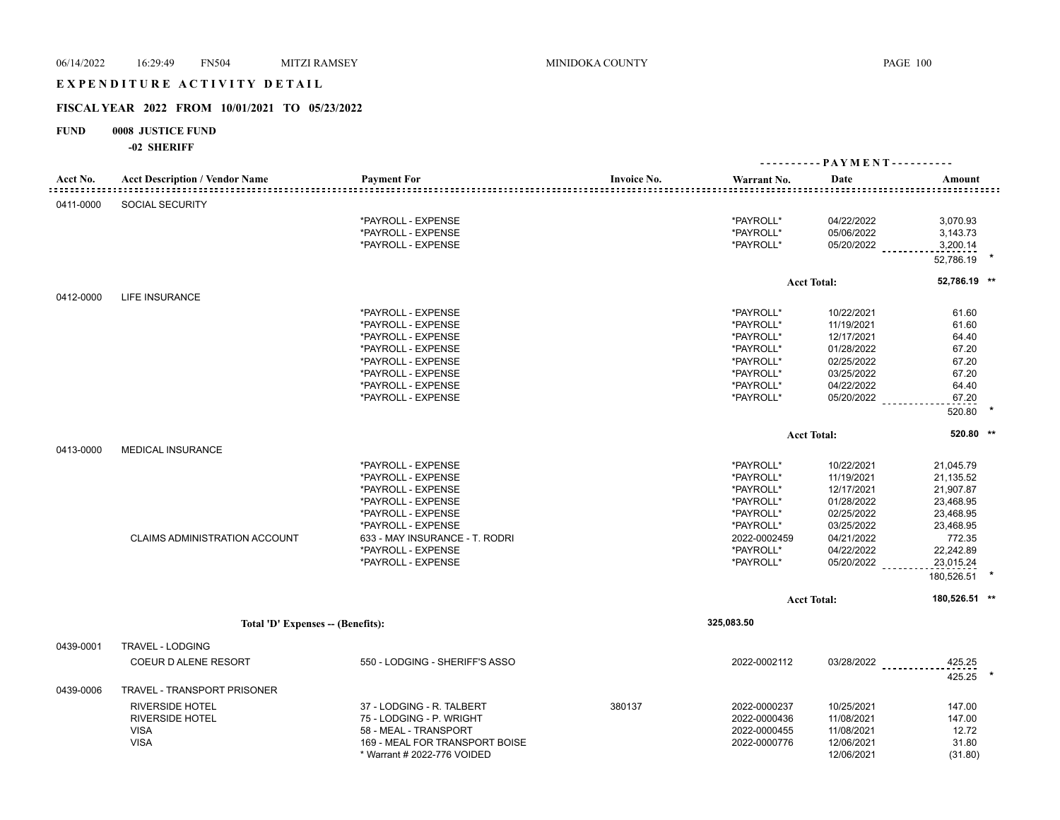# EXPENDITURE ACTIVITY DETAIL

## FISCAL YEAR 2022 FROM 10/01/2021 TO 05/23/2022

**FUND 0008 JUSTICE FUND**

**-02 SHERIFF**

| Acct No. | Acct Description / Vendor Name | Payment For | Invoice No. | Warrant No. | Date | Amount |
|---|---|---|---|---|---|---|
| 0411-0000 | SOCIAL SECURITY | | | | | |
| | | *PAYROLL - EXPENSE | | *PAYROLL* | 04/22/2022 | 3,070.93 |
| | | *PAYROLL - EXPENSE | | *PAYROLL* | 05/06/2022 | 3,143.73 |
| | | *PAYROLL - EXPENSE | | *PAYROLL* | 05/20/2022 | 3,200.14 |
| | | | | | | 52,786.19 * |
| | | | | | **Acct Total:** | **52,786.19 ** ** |
| 0412-0000 | LIFE INSURANCE | | | | | |
| | | *PAYROLL - EXPENSE | | *PAYROLL* | 10/22/2021 | 61.60 |
| | | *PAYROLL - EXPENSE | | *PAYROLL* | 11/19/2021 | 61.60 |
| | | *PAYROLL - EXPENSE | | *PAYROLL* | 12/17/2021 | 64.40 |
| | | *PAYROLL - EXPENSE | | *PAYROLL* | 01/28/2022 | 67.20 |
| | | *PAYROLL - EXPENSE | | *PAYROLL* | 02/25/2022 | 67.20 |
| | | *PAYROLL - EXPENSE | | *PAYROLL* | 03/25/2022 | 67.20 |
| | | *PAYROLL - EXPENSE | | *PAYROLL* | 04/22/2022 | 64.40 |
| | | *PAYROLL - EXPENSE | | *PAYROLL* | 05/20/2022 | 67.20 |
| | | | | | | 520.80 * |
| | | | | | **Acct Total:** | **520.80 ** ** |
| 0413-0000 | MEDICAL INSURANCE | | | | | |
| | | *PAYROLL - EXPENSE | | *PAYROLL* | 10/22/2021 | 21,045.79 |
| | | *PAYROLL - EXPENSE | | *PAYROLL* | 11/19/2021 | 21,135.52 |
| | | *PAYROLL - EXPENSE | | *PAYROLL* | 12/17/2021 | 21,907.87 |
| | | *PAYROLL - EXPENSE | | *PAYROLL* | 01/28/2022 | 23,468.95 |
| | | *PAYROLL - EXPENSE | | *PAYROLL* | 02/25/2022 | 23,468.95 |
| | | *PAYROLL - EXPENSE | | *PAYROLL* | 03/25/2022 | 23,468.95 |
| | CLAIMS ADMINISTRATION ACCOUNT | 633 - MAY INSURANCE - T. RODRI | | 2022-0002459 | 04/21/2022 | 772.35 |
| | | *PAYROLL - EXPENSE | | *PAYROLL* | 04/22/2022 | 22,242.89 |
| | | *PAYROLL - EXPENSE | | *PAYROLL* | 05/20/2022 | 23,015.24 |
| | | | | | | 180,526.51 * |
| | | | | | **Acct Total:** | **180,526.51 ** ** |
| | **Total 'D' Expenses -- (Benefits):** | | | **325,083.50** | | |
| 0439-0001 | TRAVEL - LODGING | | | | | |
| | COEUR D ALENE RESORT | 550 - LODGING - SHERIFF'S ASSO | | 2022-0002112 | 03/28/2022 | 425.25 |
| | | | | | | 425.25 * |
| 0439-0006 | TRAVEL - TRANSPORT PRISONER | | | | | |
| | RIVERSIDE HOTEL | 37 - LODGING - R. TALBERT | 380137 | 2022-0000237 | 10/25/2021 | 147.00 |
| | RIVERSIDE HOTEL | 75 - LODGING - P. WRIGHT | | 2022-0000436 | 11/08/2021 | 147.00 |
| | VISA | 58 - MEAL - TRANSPORT | | 2022-0000455 | 11/08/2021 | 12.72 |
| | VISA | 169 - MEAL FOR TRANSPORT BOISE | | 2022-0000776 | 12/06/2021 | 31.80 |
| | | * Warrant # 2022-776 VOIDED | | | 12/06/2021 | (31.80) |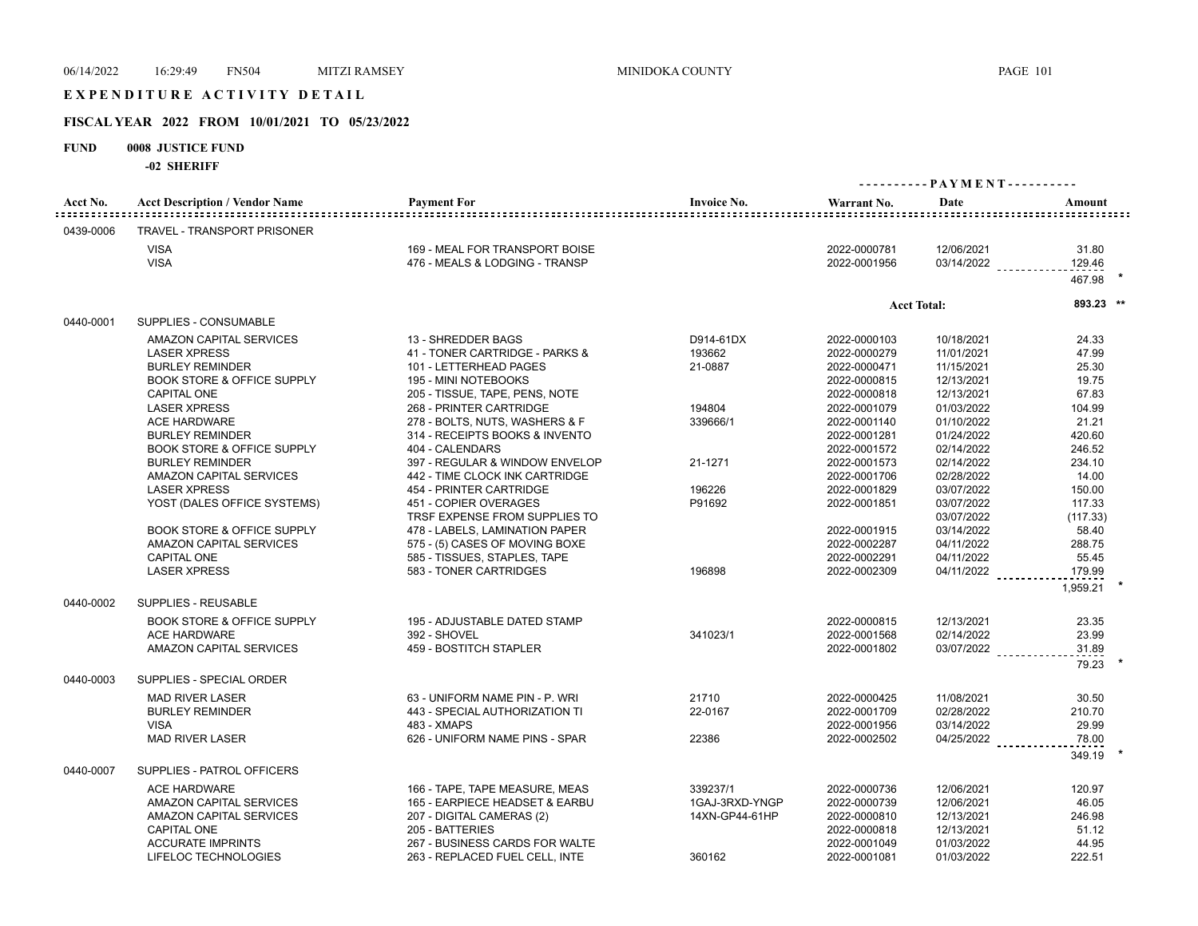# EXPENDITURE ACTIVITY DETAIL

## FISCAL YEAR 2022 FROM 10/01/2021 TO 05/23/2022

**FUND 0008 JUSTICE FUND**

**-02 SHERIFF**

| Acct No. | Acct Description / Vendor Name | Payment For | Invoice No. | Warrant No. | Date | Amount |
|---|---|---|---|---|---|---|
| 0439-0006 | TRAVEL - TRANSPORT PRISONER | | | | | |
| | VISA | 169 - MEAL FOR TRANSPORT BOISE | | 2022-0000781 | 12/06/2021 | 31.80 |
| | VISA | 476 - MEALS & LODGING - TRANSP | | 2022-0001956 | 03/14/2022 | 129.46 |
| | | | | | | 467.98 * |
| | | | | | Acct Total: | 893.23 ** |
| 0440-0001 | SUPPLIES - CONSUMABLE | | | | | |
| | AMAZON CAPITAL SERVICES | 13 - SHREDDER BAGS | D914-61DX | 2022-0000103 | 10/18/2021 | 24.33 |
| | LASER XPRESS | 41 - TONER CARTRIDGE - PARKS & | 193662 | 2022-0000279 | 11/01/2021 | 47.99 |
| | BURLEY REMINDER | 101 - LETTERHEAD PAGES | 21-0887 | 2022-0000471 | 11/15/2021 | 25.30 |
| | BOOK STORE & OFFICE SUPPLY | 195 - MINI NOTEBOOKS | | 2022-0000815 | 12/13/2021 | 19.75 |
| | CAPITAL ONE | 205 - TISSUE, TAPE, PENS, NOTE | | 2022-0000818 | 12/13/2021 | 67.83 |
| | LASER XPRESS | 268 - PRINTER CARTRIDGE | 194804 | 2022-0001079 | 01/03/2022 | 104.99 |
| | ACE HARDWARE | 278 - BOLTS, NUTS, WASHERS & F | 339666/1 | 2022-0001140 | 01/10/2022 | 21.21 |
| | BURLEY REMINDER | 314 - RECEIPTS BOOKS & INVENTO | | 2022-0001281 | 01/24/2022 | 420.60 |
| | BOOK STORE & OFFICE SUPPLY | 404 - CALENDARS | | 2022-0001572 | 02/14/2022 | 246.52 |
| | BURLEY REMINDER | 397 - REGULAR & WINDOW ENVELOP | 21-1271 | 2022-0001573 | 02/14/2022 | 234.10 |
| | AMAZON CAPITAL SERVICES | 442 - TIME CLOCK INK CARTRIDGE | | 2022-0001706 | 02/28/2022 | 14.00 |
| | LASER XPRESS | 454 - PRINTER CARTRIDGE | 196226 | 2022-0001829 | 03/07/2022 | 150.00 |
| | YOST (DALES OFFICE SYSTEMS) | 451 - COPIER OVERAGES | P91692 | 2022-0001851 | 03/07/2022 | 117.33 |
| | | TRSF EXPENSE FROM SUPPLIES TO | | | 03/07/2022 | (117.33) |
| | BOOK STORE & OFFICE SUPPLY | 478 - LABELS, LAMINATION PAPER | | 2022-0001915 | 03/14/2022 | 58.40 |
| | AMAZON CAPITAL SERVICES | 575 - (5) CASES OF MOVING BOXE | | 2022-0002287 | 04/11/2022 | 288.75 |
| | CAPITAL ONE | 585 - TISSUES, STAPLES, TAPE | | 2022-0002291 | 04/11/2022 | 55.45 |
| | LASER XPRESS | 583 - TONER CARTRIDGES | 196898 | 2022-0002309 | 04/11/2022 | 179.99 |
| | | | | | | 1,959.21 * |
| 0440-0002 | SUPPLIES - REUSABLE | | | | | |
| | BOOK STORE & OFFICE SUPPLY | 195 - ADJUSTABLE DATED STAMP | | 2022-0000815 | 12/13/2021 | 23.35 |
| | ACE HARDWARE | 392 - SHOVEL | 341023/1 | 2022-0001568 | 02/14/2022 | 23.99 |
| | AMAZON CAPITAL SERVICES | 459 - BOSTITCH STAPLER | | 2022-0001802 | 03/07/2022 | 31.89 |
| | | | | | | 79.23 * |
| 0440-0003 | SUPPLIES - SPECIAL ORDER | | | | | |
| | MAD RIVER LASER | 63 - UNIFORM NAME PIN - P. WRI | 21710 | 2022-0000425 | 11/08/2021 | 30.50 |
| | BURLEY REMINDER | 443 - SPECIAL AUTHORIZATION TI | 22-0167 | 2022-0001709 | 02/28/2022 | 210.70 |
| | VISA | 483 - XMAPS | | 2022-0001956 | 03/14/2022 | 29.99 |
| | MAD RIVER LASER | 626 - UNIFORM NAME PINS - SPAR | 22386 | 2022-0002502 | 04/25/2022 | 78.00 |
| | | | | | | 349.19 * |
| 0440-0007 | SUPPLIES - PATROL OFFICERS | | | | | |
| | ACE HARDWARE | 166 - TAPE, TAPE MEASURE, MEAS | 339237/1 | 2022-0000736 | 12/06/2021 | 120.97 |
| | AMAZON CAPITAL SERVICES | 165 - EARPIECE HEADSET & EARBU | 1GAJ-3RXD-YNGP | 2022-0000739 | 12/06/2021 | 46.05 |
| | AMAZON CAPITAL SERVICES | 207 - DIGITAL CAMERAS (2) | 14XN-GP44-61HP | 2022-0000810 | 12/13/2021 | 246.98 |
| | CAPITAL ONE | 205 - BATTERIES | | 2022-0000818 | 12/13/2021 | 51.12 |
| | ACCURATE IMPRINTS | 267 - BUSINESS CARDS FOR WALTE | | 2022-0001049 | 01/03/2022 | 44.95 |
| | LIFELOC TECHNOLOGIES | 263 - REPLACED FUEL CELL, INTE | 360162 | 2022-0001081 | 01/03/2022 | 222.51 |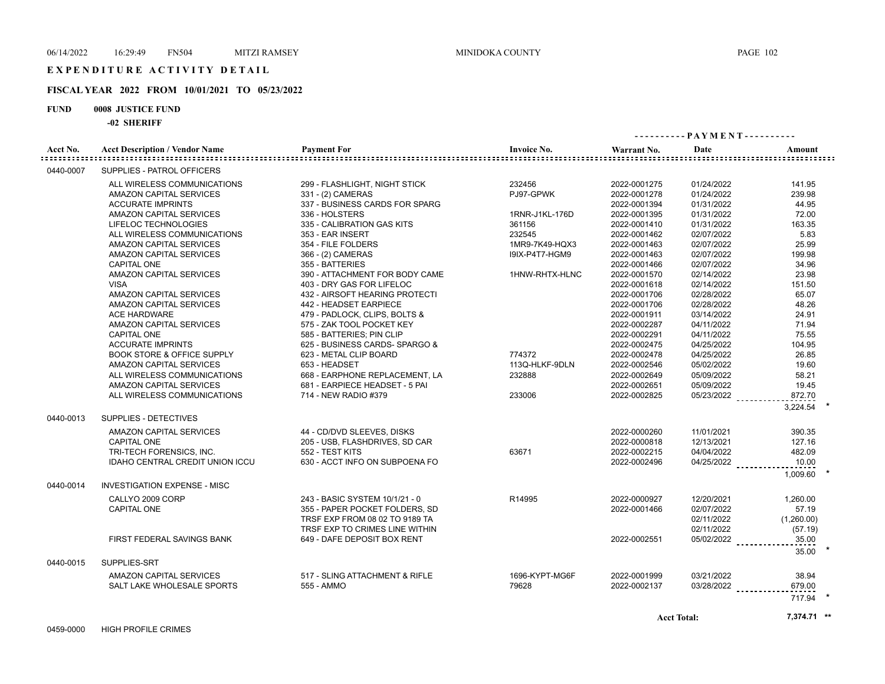# EXPENDITURE ACTIVITY DETAIL

## FISCAL YEAR 2022 FROM 10/01/2021 TO 05/23/2022

**FUND 0008 JUSTICE FUND**

**-02 SHERIFF**

| Acct No. | Acct Description / Vendor Name | Payment For | Invoice No. | Warrant No. | Date | Amount |
|---|---|---|---|---|---|---|
| 0440-0007 | SUPPLIES - PATROL OFFICERS | | | | | |
| | ALL WIRELESS COMMUNICATIONS | 299 - FLASHLIGHT, NIGHT STICK | 232456 | 2022-0001275 | 01/24/2022 | 141.95 |
| | AMAZON CAPITAL SERVICES | 331 - (2) CAMERAS | PJ97-GPWK | 2022-0001278 | 01/24/2022 | 239.98 |
| | ACCURATE IMPRINTS | 337 - BUSINESS CARDS FOR SPARG | | 2022-0001394 | 01/31/2022 | 44.95 |
| | AMAZON CAPITAL SERVICES | 336 - HOLSTERS | 1RNR-J1KL-176D | 2022-0001395 | 01/31/2022 | 72.00 |
| | LIFELOC TECHNOLOGIES | 335 - CALIBRATION GAS KITS | 361156 | 2022-0001410 | 01/31/2022 | 163.35 |
| | ALL WIRELESS COMMUNICATIONS | 353 - EAR INSERT | 232545 | 2022-0001462 | 02/07/2022 | 5.83 |
| | AMAZON CAPITAL SERVICES | 354 - FILE FOLDERS | 1MR9-7K49-HQX3 | 2022-0001463 | 02/07/2022 | 25.99 |
| | AMAZON CAPITAL SERVICES | 366 - (2) CAMERAS | I9IX-P4T7-HGM9 | 2022-0001463 | 02/07/2022 | 199.98 |
| | CAPITAL ONE | 355 - BATTERIES | | 2022-0001466 | 02/07/2022 | 34.96 |
| | AMAZON CAPITAL SERVICES | 390 - ATTACHMENT FOR BODY CAME | 1HNW-RHTX-HLNC | 2022-0001570 | 02/14/2022 | 23.98 |
| | VISA | 403 - DRY GAS FOR LIFELOC | | 2022-0001618 | 02/14/2022 | 151.50 |
| | AMAZON CAPITAL SERVICES | 432 - AIRSOFT HEARING PROTECTI | | 2022-0001706 | 02/28/2022 | 65.07 |
| | AMAZON CAPITAL SERVICES | 442 - HEADSET EARPIECE | | 2022-0001706 | 02/28/2022 | 48.26 |
| | ACE HARDWARE | 479 - PADLOCK, CLIPS, BOLTS & | | 2022-0001911 | 03/14/2022 | 24.91 |
| | AMAZON CAPITAL SERVICES | 575 - ZAK TOOL POCKET KEY | | 2022-0002287 | 04/11/2022 | 71.94 |
| | CAPITAL ONE | 585 - BATTERIES; PIN CLIP | | 2022-0002291 | 04/11/2022 | 75.55 |
| | ACCURATE IMPRINTS | 625 - BUSINESS CARDS- SPARGO & | | 2022-0002475 | 04/25/2022 | 104.95 |
| | BOOK STORE & OFFICE SUPPLY | 623 - METAL CLIP BOARD | 774372 | 2022-0002478 | 04/25/2022 | 26.85 |
| | AMAZON CAPITAL SERVICES | 653 - HEADSET | 113Q-HLKF-9DLN | 2022-0002546 | 05/02/2022 | 19.60 |
| | ALL WIRELESS COMMUNICATIONS | 668 - EARPHONE REPLACEMENT, LA | 232888 | 2022-0002649 | 05/09/2022 | 58.21 |
| | AMAZON CAPITAL SERVICES | 681 - EARPIECE HEADSET - 5 PAI | | 2022-0002651 | 05/09/2022 | 19.45 |
| | ALL WIRELESS COMMUNICATIONS | 714 - NEW RADIO #379 | 233006 | 2022-0002825 | 05/23/2022 | 872.70 |
| | | | | | | 3,224.54 * |
| 0440-0013 | SUPPLIES - DETECTIVES | | | | | |
| | AMAZON CAPITAL SERVICES | 44 - CD/DVD SLEEVES, DISKS | | 2022-0000260 | 11/01/2021 | 390.35 |
| | CAPITAL ONE | 205 - USB, FLASHDRIVES, SD CAR | | 2022-0000818 | 12/13/2021 | 127.16 |
| | TRI-TECH FORENSICS, INC. | 552 - TEST KITS | 63671 | 2022-0002215 | 04/04/2022 | 482.09 |
| | IDAHO CENTRAL CREDIT UNION ICCU | 630 - ACCT INFO ON SUBPOENA FO | | 2022-0002496 | 04/25/2022 | 10.00 |
| | | | | | | 1,009.60 * |
| 0440-0014 | INVESTIGATION EXPENSE - MISC | | | | | |
| | CALLYO 2009 CORP | 243 - BASIC SYSTEM 10/1/21 - 0 | R14995 | 2022-0000927 | 12/20/2021 | 1,260.00 |
| | CAPITAL ONE | 355 - PAPER POCKET FOLDERS, SD | | 2022-0001466 | 02/07/2022 | 57.19 |
| | | TRSF EXP FROM 08 02 TO 9189 TA | | | 02/11/2022 | (1,260.00) |
| | | TRSF EXP TO CRIMES LINE WITHIN | | | 02/11/2022 | (57.19) |
| | FIRST FEDERAL SAVINGS BANK | 649 - DAFE DEPOSIT BOX RENT | | 2022-0002551 | 05/02/2022 | 35.00 |
| | | | | | | 35.00 * |
| 0440-0015 | SUPPLIES-SRT | | | | | |
| | AMAZON CAPITAL SERVICES | 517 - SLING ATTACHMENT & RIFLE | 1696-KYPT-MG6F | 2022-0001999 | 03/21/2022 | 38.94 |
| | SALT LAKE WHOLESALE SPORTS | 555 - AMMO | 79628 | 2022-0002137 | 03/28/2022 | 679.00 |
| | | | | | | 717.94 * |
| | | | | | Acct Total: | 7,374.71 ** |
| 0459-0000 | HIGH PROFILE CRIMES | | | | | |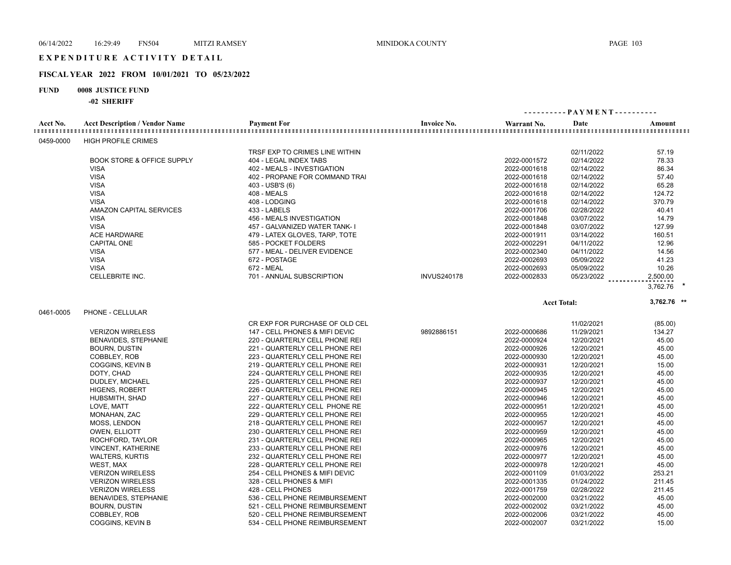# EXPENDITURE ACTIVITY DETAIL

## FISCAL YEAR 2022 FROM 10/01/2021 TO 05/23/2022

**FUND 0008 JUSTICE FUND**

**-02 SHERIFF**

| Acct No. | Acct Description / Vendor Name | Payment For | Invoice No. | Warrant No. | Date | Amount |
|---|---|---|---|---|---|---|
| 0459-0000 | HIGH PROFILE CRIMES | | | | | |
| | | TRSF EXP TO CRIMES LINE WITHIN | | | 02/11/2022 | 57.19 |
| | BOOK STORE & OFFICE SUPPLY | 404 - LEGAL INDEX TABS | | 2022-0001572 | 02/14/2022 | 78.33 |
| | VISA | 402 - MEALS - INVESTIGATION | | 2022-0001618 | 02/14/2022 | 86.34 |
| | VISA | 402 - PROPANE FOR COMMAND TRAI | | 2022-0001618 | 02/14/2022 | 57.40 |
| | VISA | 403 - USB'S (6) | | 2022-0001618 | 02/14/2022 | 65.28 |
| | VISA | 408 - MEALS | | 2022-0001618 | 02/14/2022 | 124.72 |
| | VISA | 408 - LODGING | | 2022-0001618 | 02/14/2022 | 370.79 |
| | AMAZON CAPITAL SERVICES | 433 - LABELS | | 2022-0001706 | 02/28/2022 | 40.41 |
| | VISA | 456 - MEALS INVESTIGATION | | 2022-0001848 | 03/07/2022 | 14.79 |
| | VISA | 457 - GALVANIZED WATER TANK- I | | 2022-0001848 | 03/07/2022 | 127.99 |
| | ACE HARDWARE | 479 - LATEX GLOVES, TARP, TOTE | | 2022-0001911 | 03/14/2022 | 160.51 |
| | CAPITAL ONE | 585 - POCKET FOLDERS | | 2022-0002291 | 04/11/2022 | 12.96 |
| | VISA | 577 - MEAL - DELIVER EVIDENCE | | 2022-0002340 | 04/11/2022 | 14.56 |
| | VISA | 672 - POSTAGE | | 2022-0002693 | 05/09/2022 | 41.23 |
| | VISA | 672 - MEAL | | 2022-0002693 | 05/09/2022 | 10.26 |
| | CELLEBRITE INC. | 701 - ANNUAL SUBSCRIPTION | INVUS240178 | 2022-0002833 | 05/23/2022 | 2,500.00 |
| | | | | | | 3,762.76 * |
| | | | | | Acct Total: | 3,762.76 ** |
| 0461-0005 | PHONE - CELLULAR | | | | | |
| | | CR EXP FOR PURCHASE OF OLD CEL | | | 11/02/2021 | (85.00) |
| | VERIZON WIRELESS | 147 - CELL PHONES & MIFI DEVIC | 9892886151 | 2022-0000686 | 11/29/2021 | 134.27 |
| | BENAVIDES, STEPHANIE | 220 - QUARTERLY CELL PHONE REI | | 2022-0000924 | 12/20/2021 | 45.00 |
| | BOURN, DUSTIN | 221 - QUARTERLY CELL PHONE REI | | 2022-0000926 | 12/20/2021 | 45.00 |
| | COBBLEY, ROB | 223 - QUARTERLY CELL PHONE REI | | 2022-0000930 | 12/20/2021 | 45.00 |
| | COGGINS, KEVIN B | 219 - QUARTERLY CELL PHONE REI | | 2022-0000931 | 12/20/2021 | 15.00 |
| | DOTY, CHAD | 224 - QUARTERLY CELL PHONE REI | | 2022-0000935 | 12/20/2021 | 45.00 |
| | DUDLEY, MICHAEL | 225 - QUARTERLY CELL PHONE REI | | 2022-0000937 | 12/20/2021 | 45.00 |
| | HIGENS, ROBERT | 226 - QUARTERLY CELL PHONE REI | | 2022-0000945 | 12/20/2021 | 45.00 |
| | HUBSMITH, SHAD | 227 - QUARTERLY CELL PHONE REI | | 2022-0000946 | 12/20/2021 | 45.00 |
| | LOVE, MATT | 222 - QUARTERLY CELL PHONE RE | | 2022-0000951 | 12/20/2021 | 45.00 |
| | MONAHAN, ZAC | 229 - QUARTERLY CELL PHONE REI | | 2022-0000955 | 12/20/2021 | 45.00 |
| | MOSS, LENDON | 218 - QUARTERLY CELL PHONE REI | | 2022-0000957 | 12/20/2021 | 45.00 |
| | OWEN, ELLIOTT | 230 - QUARTERLY CELL PHONE REI | | 2022-0000959 | 12/20/2021 | 45.00 |
| | ROCHFORD, TAYLOR | 231 - QUARTERLY CELL PHONE REI | | 2022-0000965 | 12/20/2021 | 45.00 |
| | VINCENT, KATHERINE | 233 - QUARTERLY CELL PHONE REI | | 2022-0000976 | 12/20/2021 | 45.00 |
| | WALTERS, KURTIS | 232 - QUARTERLY CELL PHONE REI | | 2022-0000977 | 12/20/2021 | 45.00 |
| | WEST, MAX | 228 - QUARTERLY CELL PHONE REI | | 2022-0000978 | 12/20/2021 | 45.00 |
| | VERIZON WIRELESS | 254 - CELL PHONES & MIFI DEVIC | | 2022-0001109 | 01/03/2022 | 253.21 |
| | VERIZON WIRELESS | 328 - CELL PHONES & MIFI | | 2022-0001335 | 01/24/2022 | 211.45 |
| | VERIZON WIRELESS | 428 - CELL PHONES | | 2022-0001759 | 02/28/2022 | 211.45 |
| | BENAVIDES, STEPHANIE | 536 - CELL PHONE REIMBURSEMENT | | 2022-0002000 | 03/21/2022 | 45.00 |
| | BOURN, DUSTIN | 521 - CELL PHONE REIMBURSEMENT | | 2022-0002002 | 03/21/2022 | 45.00 |
| | COBBLEY, ROB | 520 - CELL PHONE REIMBURSEMENT | | 2022-0002006 | 03/21/2022 | 45.00 |
| | COGGINS, KEVIN B | 534 - CELL PHONE REIMBURSEMENT | | 2022-0002007 | 03/21/2022 | 15.00 |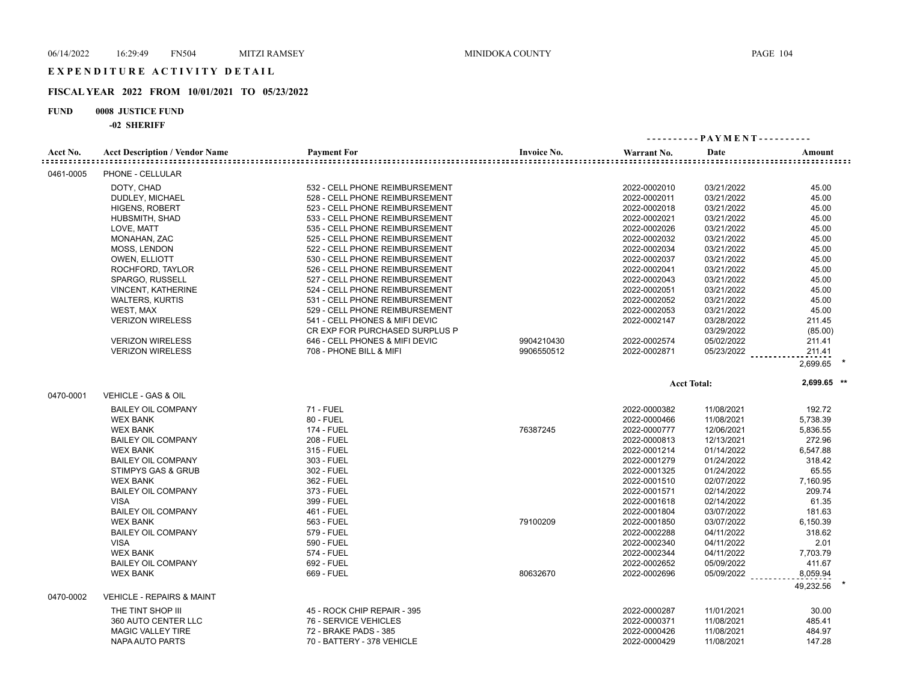# EXPENDITURE ACTIVITY DETAIL

## FISCAL YEAR 2022 FROM 10/01/2021 TO 05/23/2022

**FUND 0008 JUSTICE FUND**

**-02 SHERIFF**

| Acct No. | Acct Description / Vendor Name | Payment For | Invoice No. | Warrant No. | Date | Amount |
|---|---|---|---|---|---|---|
| 0461-0005 | PHONE - CELLULAR | | | | | |
| | DOTY, CHAD | 532 - CELL PHONE REIMBURSEMENT | | 2022-0002010 | 03/21/2022 | 45.00 |
| | DUDLEY, MICHAEL | 528 - CELL PHONE REIMBURSEMENT | | 2022-0002011 | 03/21/2022 | 45.00 |
| | HIGENS, ROBERT | 523 - CELL PHONE REIMBURSEMENT | | 2022-0002018 | 03/21/2022 | 45.00 |
| | HUBSMITH, SHAD | 533 - CELL PHONE REIMBURSEMENT | | 2022-0002021 | 03/21/2022 | 45.00 |
| | LOVE, MATT | 535 - CELL PHONE REIMBURSEMENT | | 2022-0002026 | 03/21/2022 | 45.00 |
| | MONAHAN, ZAC | 525 - CELL PHONE REIMBURSEMENT | | 2022-0002032 | 03/21/2022 | 45.00 |
| | MOSS, LENDON | 522 - CELL PHONE REIMBURSEMENT | | 2022-0002034 | 03/21/2022 | 45.00 |
| | OWEN, ELLIOTT | 530 - CELL PHONE REIMBURSEMENT | | 2022-0002037 | 03/21/2022 | 45.00 |
| | ROCHFORD, TAYLOR | 526 - CELL PHONE REIMBURSEMENT | | 2022-0002041 | 03/21/2022 | 45.00 |
| | SPARGO, RUSSELL | 527 - CELL PHONE REIMBURSEMENT | | 2022-0002043 | 03/21/2022 | 45.00 |
| | VINCENT, KATHERINE | 524 - CELL PHONE REIMBURSEMENT | | 2022-0002051 | 03/21/2022 | 45.00 |
| | WALTERS, KURTIS | 531 - CELL PHONE REIMBURSEMENT | | 2022-0002052 | 03/21/2022 | 45.00 |
| | WEST, MAX | 529 - CELL PHONE REIMBURSEMENT | | 2022-0002053 | 03/21/2022 | 45.00 |
| | VERIZON WIRELESS | 541 - CELL PHONES & MIFI DEVIC | | 2022-0002147 | 03/28/2022 | 211.45 |
| | | CR EXP FOR PURCHASED SURPLUS P | | | 03/29/2022 | (85.00) |
| | VERIZON WIRELESS | 646 - CELL PHONES & MIFI DEVIC | 9904210430 | 2022-0002574 | 05/02/2022 | 211.41 |
| | VERIZON WIRELESS | 708 - PHONE BILL & MIFI | 9906550512 | 2022-0002871 | 05/23/2022 | 211.41 |
| | | | | | | 2,699.65 * |
| | | | | | **Acct Total:** | **2,699.65 \*\*** |
| 0470-0001 | VEHICLE - GAS & OIL | | | | | |
| | BAILEY OIL COMPANY | 71 - FUEL | | 2022-0000382 | 11/08/2021 | 192.72 |
| | WEX BANK | 80 - FUEL | | 2022-0000466 | 11/08/2021 | 5,738.39 |
| | WEX BANK | 174 - FUEL | 76387245 | 2022-0000777 | 12/06/2021 | 5,836.55 |
| | BAILEY OIL COMPANY | 208 - FUEL | | 2022-0000813 | 12/13/2021 | 272.96 |
| | WEX BANK | 315 - FUEL | | 2022-0001214 | 01/14/2022 | 6,547.88 |
| | BAILEY OIL COMPANY | 303 - FUEL | | 2022-0001279 | 01/24/2022 | 318.42 |
| | STIMPYS GAS & GRUB | 302 - FUEL | | 2022-0001325 | 01/24/2022 | 65.55 |
| | WEX BANK | 362 - FUEL | | 2022-0001510 | 02/07/2022 | 7,160.95 |
| | BAILEY OIL COMPANY | 373 - FUEL | | 2022-0001571 | 02/14/2022 | 209.74 |
| | VISA | 399 - FUEL | | 2022-0001618 | 02/14/2022 | 61.35 |
| | BAILEY OIL COMPANY | 461 - FUEL | | 2022-0001804 | 03/07/2022 | 181.63 |
| | WEX BANK | 563 - FUEL | 79100209 | 2022-0001850 | 03/07/2022 | 6,150.39 |
| | BAILEY OIL COMPANY | 579 - FUEL | | 2022-0002288 | 04/11/2022 | 318.62 |
| | VISA | 590 - FUEL | | 2022-0002340 | 04/11/2022 | 2.01 |
| | WEX BANK | 574 - FUEL | | 2022-0002344 | 04/11/2022 | 7,703.79 |
| | BAILEY OIL COMPANY | 692 - FUEL | | 2022-0002652 | 05/09/2022 | 411.67 |
| | WEX BANK | 669 - FUEL | 80632670 | 2022-0002696 | 05/09/2022 | 8,059.94 |
| | | | | | | 49,232.56 * |
| 0470-0002 | VEHICLE - REPAIRS & MAINT | | | | | |
| | THE TINT SHOP III | 45 - ROCK CHIP REPAIR - 395 | | 2022-0000287 | 11/01/2021 | 30.00 |
| | 360 AUTO CENTER LLC | 76 - SERVICE VEHICLES | | 2022-0000371 | 11/08/2021 | 485.41 |
| | MAGIC VALLEY TIRE | 72 - BRAKE PADS - 385 | | 2022-0000426 | 11/08/2021 | 484.97 |
| | NAPA AUTO PARTS | 70 - BATTERY - 378 VEHICLE | | 2022-0000429 | 11/08/2021 | 147.28 |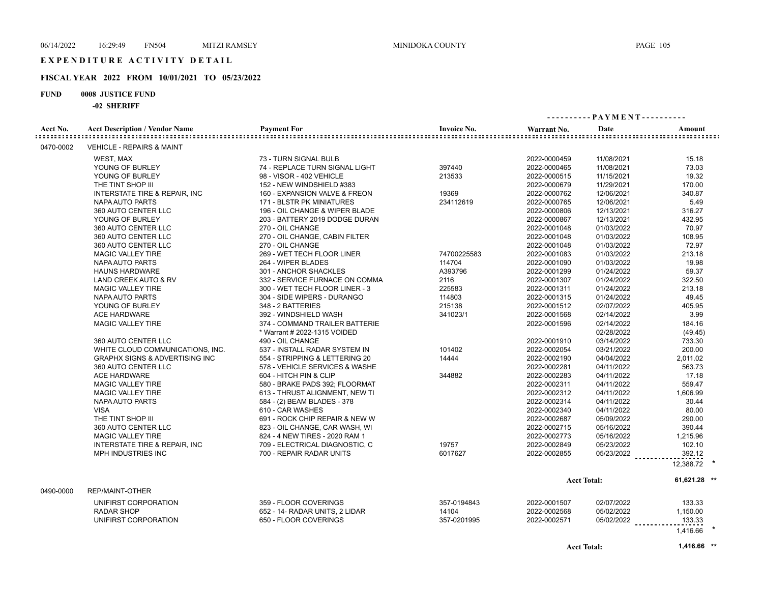# EXPENDITURE ACTIVITY DETAIL

## FISCAL YEAR 2022 FROM 10/01/2021 TO 05/23/2022

**FUND 0008 JUSTICE FUND**

**-02 SHERIFF**

| Acct No. | Acct Description / Vendor Name | Payment For | Invoice No. | Warrant No. | Date | Amount |
|---|---|---|---|---|---|---|
| 0470-0002 | VEHICLE - REPAIRS & MAINT | | | | | |
| | WEST, MAX | 73 - TURN SIGNAL BULB | | 2022-0000459 | 11/08/2021 | 15.18 |
| | YOUNG OF BURLEY | 74 - REPLACE TURN SIGNAL LIGHT | 397440 | 2022-0000465 | 11/08/2021 | 73.03 |
| | YOUNG OF BURLEY | 98 - VISOR - 402 VEHICLE | 213533 | 2022-0000515 | 11/15/2021 | 19.32 |
| | THE TINT SHOP III | 152 - NEW WINDSHIELD #383 | | 2022-0000679 | 11/29/2021 | 170.00 |
| | INTERSTATE TIRE & REPAIR, INC | 160 - EXPANSION VALVE & FREON | 19369 | 2022-0000762 | 12/06/2021 | 340.87 |
| | NAPA AUTO PARTS | 171 - BLSTR PK MINIATURES | 234112619 | 2022-0000765 | 12/06/2021 | 5.49 |
| | 360 AUTO CENTER LLC | 196 - OIL CHANGE & WIPER BLADE | | 2022-0000806 | 12/13/2021 | 316.27 |
| | YOUNG OF BURLEY | 203 - BATTERY 2019 DODGE DURAN | | 2022-0000867 | 12/13/2021 | 432.95 |
| | 360 AUTO CENTER LLC | 270 - OIL CHANGE | | 2022-0001048 | 01/03/2022 | 70.97 |
| | 360 AUTO CENTER LLC | 270 - OIL CHANGE, CABIN FILTER | | 2022-0001048 | 01/03/2022 | 108.95 |
| | 360 AUTO CENTER LLC | 270 - OIL CHANGE | | 2022-0001048 | 01/03/2022 | 72.97 |
| | MAGIC VALLEY TIRE | 269 - WET TECH FLOOR LINER | 74700225583 | 2022-0001083 | 01/03/2022 | 213.18 |
| | NAPA AUTO PARTS | 264 - WIPER BLADES | 114704 | 2022-0001090 | 01/03/2022 | 19.98 |
| | HAUNS HARDWARE | 301 - ANCHOR SHACKLES | A393796 | 2022-0001299 | 01/24/2022 | 59.37 |
| | LAND CREEK AUTO & RV | 332 - SERVICE FURNACE ON COMMA | 2116 | 2022-0001307 | 01/24/2022 | 322.50 |
| | MAGIC VALLEY TIRE | 300 - WET TECH FLOOR LINER - 3 | 225583 | 2022-0001311 | 01/24/2022 | 213.18 |
| | NAPA AUTO PARTS | 304 - SIDE WIPERS - DURANGO | 114803 | 2022-0001315 | 01/24/2022 | 49.45 |
| | YOUNG OF BURLEY | 348 - 2 BATTERIES | 215138 | 2022-0001512 | 02/07/2022 | 405.95 |
| | ACE HARDWARE | 392 - WINDSHIELD WASH | 341023/1 | 2022-0001568 | 02/14/2022 | 3.99 |
| | MAGIC VALLEY TIRE | 374 - COMMAND TRAILER BATTERIE | | 2022-0001596 | 02/14/2022 | 184.16 |
| | | * Warrant # 2022-1315 VOIDED | | | 02/28/2022 | (49.45) |
| | 360 AUTO CENTER LLC | 490 - OIL CHANGE | | 2022-0001910 | 03/14/2022 | 733.30 |
| | WHITE CLOUD COMMUNICATIONS, INC. | 537 - INSTALL RADAR SYSTEM IN | 101402 | 2022-0002054 | 03/21/2022 | 200.00 |
| | GRAPHX SIGNS & ADVERTISING INC | 554 - STRIPPING & LETTERING 20 | 14444 | 2022-0002190 | 04/04/2022 | 2,011.02 |
| | 360 AUTO CENTER LLC | 578 - VEHICLE SERVICES & WASHE | | 2022-0002281 | 04/11/2022 | 563.73 |
| | ACE HARDWARE | 604 - HITCH PIN & CLIP | 344882 | 2022-0002283 | 04/11/2022 | 17.18 |
| | MAGIC VALLEY TIRE | 580 - BRAKE PADS 392; FLOORMAT | | 2022-0002311 | 04/11/2022 | 559.47 |
| | MAGIC VALLEY TIRE | 613 - THRUST ALIGNMENT, NEW TI | | 2022-0002312 | 04/11/2022 | 1,606.99 |
| | NAPA AUTO PARTS | 584 - (2) BEAM BLADES - 378 | | 2022-0002314 | 04/11/2022 | 30.44 |
| | VISA | 610 - CAR WASHES | | 2022-0002340 | 04/11/2022 | 80.00 |
| | THE TINT SHOP III | 691 - ROCK CHIP REPAIR & NEW W | | 2022-0002687 | 05/09/2022 | 290.00 |
| | 360 AUTO CENTER LLC | 823 - OIL CHANGE, CAR WASH, WI | | 2022-0002715 | 05/16/2022 | 390.44 |
| | MAGIC VALLEY TIRE | 824 - 4 NEW TIRES - 2020 RAM 1 | | 2022-0002773 | 05/16/2022 | 1,215.96 |
| | INTERSTATE TIRE & REPAIR, INC | 709 - ELECTRICAL DIAGNOSTIC, C | 19757 | 2022-0002849 | 05/23/2022 | 102.10 |
| | MPH INDUSTRIES INC | 700 - REPAIR RADAR UNITS | 6017627 | 2022-0002855 | 05/23/2022 | 392.12 |
| | | | | | | 12,388.72 * |
| | | | | | **Acct Total:** | **61,621.28 \*\*** |
| 0490-0000 | REP/MAINT-OTHER | | | | | |
| | UNIFIRST CORPORATION | 359 - FLOOR COVERINGS | 357-0194843 | 2022-0001507 | 02/07/2022 | 133.33 |
| | RADAR SHOP | 652 - 14- RADAR UNITS, 2 LIDAR | 14104 | 2022-0002568 | 05/02/2022 | 1,150.00 |
| | UNIFIRST CORPORATION | 650 - FLOOR COVERINGS | 357-0201995 | 2022-0002571 | 05/02/2022 | 133.33 |
| | | | | | | 1,416.66 * |
| | | | | | **Acct Total:** | **1,416.66 \*\*** |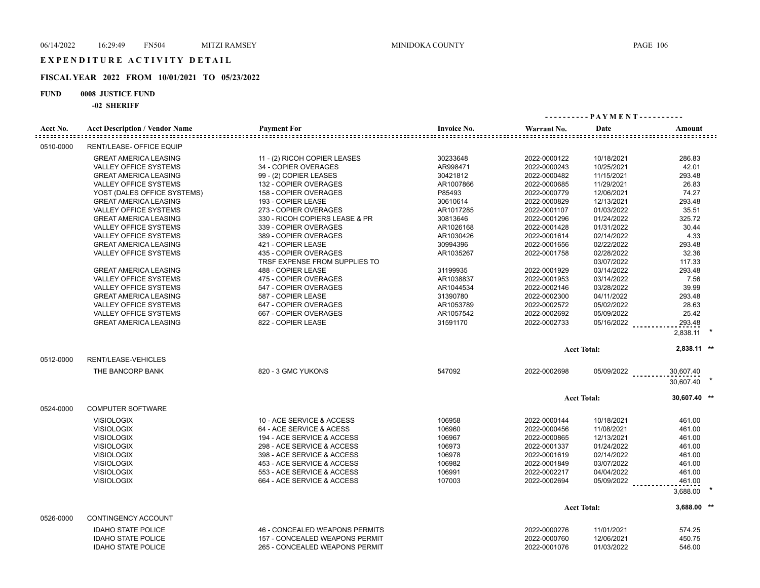# EXPENDITURE ACTIVITY DETAIL

## FISCAL YEAR 2022 FROM 10/01/2021 TO 05/23/2022

**FUND 0008 JUSTICE FUND**

**-02 SHERIFF**

| Acct No. | Acct Description / Vendor Name | Payment For | Invoice No. | Warrant No. | Date | Amount |
|---|---|---|---|---|---|---|
| 0510-0000 | RENT/LEASE- OFFICE EQUIP | | | | | |
| | GREAT AMERICA LEASING | 11 - (2) RICOH COPIER LEASES | 30233648 | 2022-0000122 | 10/18/2021 | 286.83 |
| | VALLEY OFFICE SYSTEMS | 34 - COPIER OVERAGES | AR998471 | 2022-0000243 | 10/25/2021 | 42.01 |
| | GREAT AMERICA LEASING | 99 - (2) COPIER LEASES | 30421812 | 2022-0000482 | 11/15/2021 | 293.48 |
| | VALLEY OFFICE SYSTEMS | 132 - COPIER OVERAGES | AR1007866 | 2022-0000685 | 11/29/2021 | 26.83 |
| | YOST (DALES OFFICE SYSTEMS) | 158 - COPIER OVERAGES | P85493 | 2022-0000779 | 12/06/2021 | 74.27 |
| | GREAT AMERICA LEASING | 193 - COPIER LEASE | 30610614 | 2022-0000829 | 12/13/2021 | 293.48 |
| | VALLEY OFFICE SYSTEMS | 273 - COPIER OVERAGES | AR1017285 | 2022-0001107 | 01/03/2022 | 35.51 |
| | GREAT AMERICA LEASING | 330 - RICOH COPIERS LEASE & PR | 30813646 | 2022-0001296 | 01/24/2022 | 325.72 |
| | VALLEY OFFICE SYSTEMS | 339 - COPIER OVERAGES | AR1026168 | 2022-0001428 | 01/31/2022 | 30.44 |
| | VALLEY OFFICE SYSTEMS | 389 - COPIER OVERAGES | AR1030426 | 2022-0001614 | 02/14/2022 | 4.33 |
| | GREAT AMERICA LEASING | 421 - COPIER LEASE | 30994396 | 2022-0001656 | 02/22/2022 | 293.48 |
| | VALLEY OFFICE SYSTEMS | 435 - COPIER OVERAGES | AR1035267 | 2022-0001758 | 02/28/2022 | 32.36 |
| | | TRSF EXPENSE FROM SUPPLIES TO | | | 03/07/2022 | 117.33 |
| | GREAT AMERICA LEASING | 488 - COPIER LEASE | 31199935 | 2022-0001929 | 03/14/2022 | 293.48 |
| | VALLEY OFFICE SYSTEMS | 475 - COPIER OVERAGES | AR1038837 | 2022-0001953 | 03/14/2022 | 7.56 |
| | VALLEY OFFICE SYSTEMS | 547 - COPIER OVERAGES | AR1044534 | 2022-0002146 | 03/28/2022 | 39.99 |
| | GREAT AMERICA LEASING | 587 - COPIER LEASE | 31390780 | 2022-0002300 | 04/11/2022 | 293.48 |
| | VALLEY OFFICE SYSTEMS | 647 - COPIER OVERAGES | AR1053789 | 2022-0002572 | 05/02/2022 | 28.63 |
| | VALLEY OFFICE SYSTEMS | 667 - COPIER OVERAGES | AR1057542 | 2022-0002692 | 05/09/2022 | 25.42 |
| | GREAT AMERICA LEASING | 822 - COPIER LEASE | 31591170 | 2022-0002733 | 05/16/2022 | 293.48 |
| | | | | | | 2,838.11 * |
| | | | | | Acct Total: | 2,838.11 ** |
| 0512-0000 | RENT/LEASE-VEHICLES | | | | | |
| | THE BANCORP BANK | 820 - 3 GMC YUKONS | 547092 | 2022-0002698 | 05/09/2022 | 30,607.40 |
| | | | | | | 30,607.40 * |
| | | | | | Acct Total: | 30,607.40 ** |
| 0524-0000 | COMPUTER SOFTWARE | | | | | |
| | VISIOLOGIX | 10 - ACE SERVICE & ACCESS | 106958 | 2022-0000144 | 10/18/2021 | 461.00 |
| | VISIOLOGIX | 64 - ACE SERVICE & ACESS | 106960 | 2022-0000456 | 11/08/2021 | 461.00 |
| | VISIOLOGIX | 194 - ACE SERVICE & ACCESS | 106967 | 2022-0000865 | 12/13/2021 | 461.00 |
| | VISIOLOGIX | 298 - ACE SERVICE & ACCESS | 106973 | 2022-0001337 | 01/24/2022 | 461.00 |
| | VISIOLOGIX | 398 - ACE SERVICE & ACCESS | 106978 | 2022-0001619 | 02/14/2022 | 461.00 |
| | VISIOLOGIX | 453 - ACE SERVICE & ACCESS | 106982 | 2022-0001849 | 03/07/2022 | 461.00 |
| | VISIOLOGIX | 553 - ACE SERVICE & ACCESS | 106991 | 2022-0002217 | 04/04/2022 | 461.00 |
| | VISIOLOGIX | 664 - ACE SERVICE & ACCESS | 107003 | 2022-0002694 | 05/09/2022 | 461.00 |
| | | | | | | 3,688.00 * |
| | | | | | Acct Total: | 3,688.00 ** |
| 0526-0000 | CONTINGENCY ACCOUNT | | | | | |
| | IDAHO STATE POLICE | 46 - CONCEALED WEAPONS PERMITS | | 2022-0000276 | 11/01/2021 | 574.25 |
| | IDAHO STATE POLICE | 157 - CONCEALED WEAPONS PERMIT | | 2022-0000760 | 12/06/2021 | 450.75 |
| | IDAHO STATE POLICE | 265 - CONCEALED WEAPONS PERMIT | | 2022-0001076 | 01/03/2022 | 546.00 |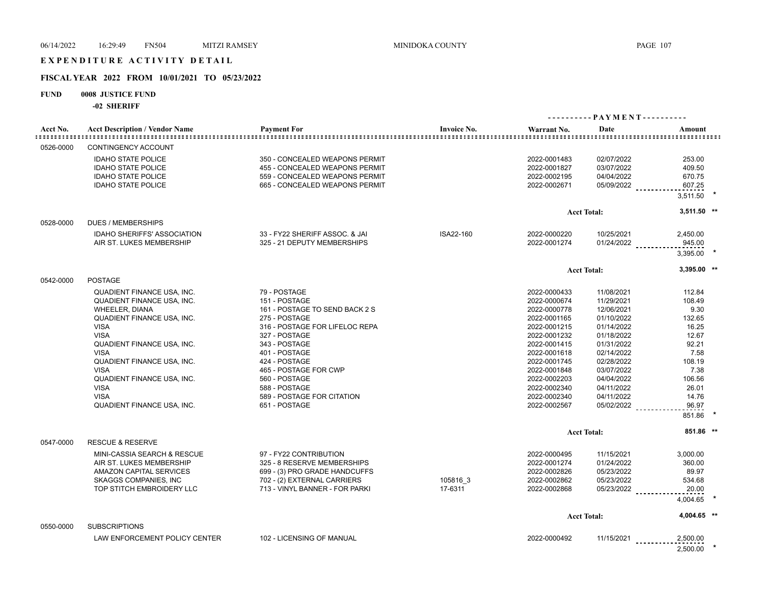# EXPENDITURE ACTIVITY DETAIL

## FISCAL YEAR 2022 FROM 10/01/2021 TO 05/23/2022

**FUND 0008 JUSTICE FUND**

**-02 SHERIFF**

| Acct No. | Acct Description / Vendor Name | Payment For | Invoice No. | Warrant No. | Date | Amount |
|---|---|---|---|---|---|---|
| 0526-0000 | CONTINGENCY ACCOUNT | | | | | |
| | IDAHO STATE POLICE | 350 - CONCEALED WEAPONS PERMIT | | 2022-0001483 | 02/07/2022 | 253.00 |
| | IDAHO STATE POLICE | 455 - CONCEALED WEAPONS PERMIT | | 2022-0001827 | 03/07/2022 | 409.50 |
| | IDAHO STATE POLICE | 559 - CONCEALED WEAPONS PERMIT | | 2022-0002195 | 04/04/2022 | 670.75 |
| | IDAHO STATE POLICE | 665 - CONCEALED WEAPONS PERMIT | | 2022-0002671 | 05/09/2022 | 607.25 |
| | | | | | | 3,511.50 * |
| | | | | | Acct Total: | 3,511.50 ** |
| 0528-0000 | DUES / MEMBERSHIPS | | | | | |
| | IDAHO SHERIFFS' ASSOCIATION | 33 - FY22 SHERIFF ASSOC. & JAI | ISA22-160 | 2022-0000220 | 10/25/2021 | 2,450.00 |
| | AIR ST. LUKES MEMBERSHIP | 325 - 21 DEPUTY MEMBERSHIPS | | 2022-0001274 | 01/24/2022 | 945.00 |
| | | | | | | 3,395.00 * |
| | | | | | Acct Total: | 3,395.00 ** |
| 0542-0000 | POSTAGE | | | | | |
| | QUADIENT FINANCE USA, INC. | 79 - POSTAGE | | 2022-0000433 | 11/08/2021 | 112.84 |
| | QUADIENT FINANCE USA, INC. | 151 - POSTAGE | | 2022-0000674 | 11/29/2021 | 108.49 |
| | WHEELER, DIANA | 161 - POSTAGE TO SEND BACK 2 S | | 2022-0000778 | 12/06/2021 | 9.30 |
| | QUADIENT FINANCE USA, INC. | 275 - POSTAGE | | 2022-0001165 | 01/10/2022 | 132.65 |
| | VISA | 316 - POSTAGE FOR LIFELOC REPA | | 2022-0001215 | 01/14/2022 | 16.25 |
| | VISA | 327 - POSTAGE | | 2022-0001232 | 01/18/2022 | 12.67 |
| | QUADIENT FINANCE USA, INC. | 343 - POSTAGE | | 2022-0001415 | 01/31/2022 | 92.21 |
| | VISA | 401 - POSTAGE | | 2022-0001618 | 02/14/2022 | 7.58 |
| | QUADIENT FINANCE USA, INC. | 424 - POSTAGE | | 2022-0001745 | 02/28/2022 | 108.19 |
| | VISA | 465 - POSTAGE FOR CWP | | 2022-0001848 | 03/07/2022 | 7.38 |
| | QUADIENT FINANCE USA, INC. | 560 - POSTAGE | | 2022-0002203 | 04/04/2022 | 106.56 |
| | VISA | 588 - POSTAGE | | 2022-0002340 | 04/11/2022 | 26.01 |
| | VISA | 589 - POSTAGE FOR CITATION | | 2022-0002340 | 04/11/2022 | 14.76 |
| | QUADIENT FINANCE USA, INC. | 651 - POSTAGE | | 2022-0002567 | 05/02/2022 | 96.97 |
| | | | | | | 851.86 * |
| | | | | | Acct Total: | 851.86 ** |
| 0547-0000 | RESCUE & RESERVE | | | | | |
| | MINI-CASSIA SEARCH & RESCUE | 97 - FY22 CONTRIBUTION | | 2022-0000495 | 11/15/2021 | 3,000.00 |
| | AIR ST. LUKES MEMBERSHIP | 325 - 8 RESERVE MEMBERSHIPS | | 2022-0001274 | 01/24/2022 | 360.00 |
| | AMAZON CAPITAL SERVICES | 699 - (3) PRO GRADE HANDCUFFS | | 2022-0002826 | 05/23/2022 | 89.97 |
| | SKAGGS COMPANIES, INC | 702 - (2) EXTERNAL CARRIERS | 105816_3 | 2022-0002862 | 05/23/2022 | 534.68 |
| | TOP STITCH EMBROIDERY LLC | 713 - VINYL BANNER - FOR PARKI | 17-6311 | 2022-0002868 | 05/23/2022 | 20.00 |
| | | | | | | 4,004.65 * |
| | | | | | Acct Total: | 4,004.65 ** |
| 0550-0000 | SUBSCRIPTIONS | | | | | |
| | LAW ENFORCEMENT POLICY CENTER | 102 - LICENSING OF MANUAL | | 2022-0000492 | 11/15/2021 | 2,500.00 |
| | | | | | | 2,500.00 * |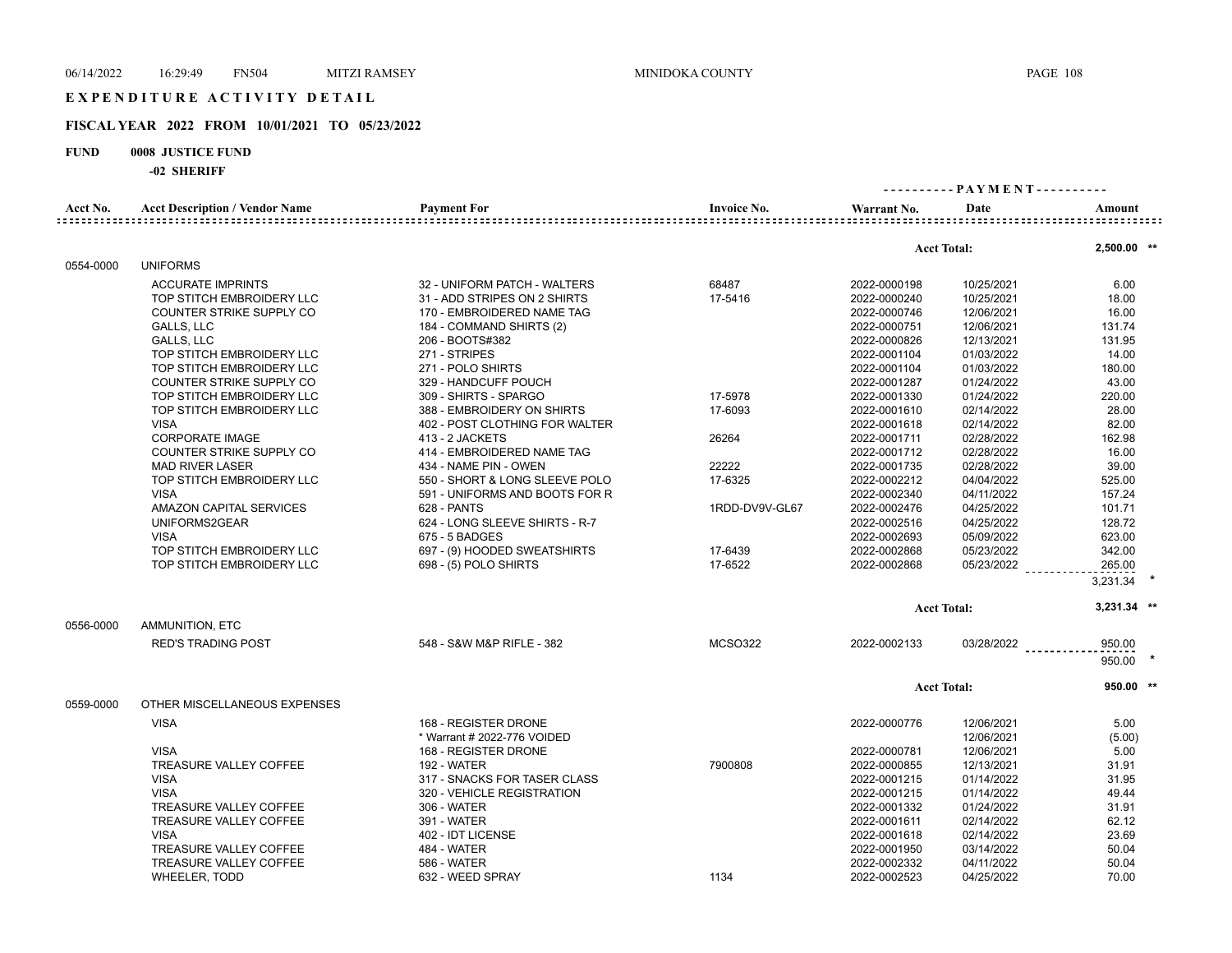# EXPENDITURE ACTIVITY DETAIL

## FISCAL YEAR 2022 FROM 10/01/2021 TO 05/23/2022

**FUND 0008 JUSTICE FUND**

**-02 SHERIFF**

| Acct No. | Acct Description / Vendor Name | Payment For | Invoice No. | Warrant No. | Date | Amount |
|---|---|---|---|---|---|---|
| | | | | | Acct Total: | 2,500.00 ** |
| 0554-0000 | UNIFORMS | | | | | |
| | ACCURATE IMPRINTS | 32 - UNIFORM PATCH - WALTERS | 68487 | 2022-0000198 | 10/25/2021 | 6.00 |
| | TOP STITCH EMBROIDERY LLC | 31 - ADD STRIPES ON 2 SHIRTS | 17-5416 | 2022-0000240 | 10/25/2021 | 18.00 |
| | COUNTER STRIKE SUPPLY CO | 170 - EMBROIDERED NAME TAG | | 2022-0000746 | 12/06/2021 | 16.00 |
| | GALLS, LLC | 184 - COMMAND SHIRTS (2) | | 2022-0000751 | 12/06/2021 | 131.74 |
| | GALLS, LLC | 206 - BOOTS#382 | | 2022-0000826 | 12/13/2021 | 131.95 |
| | TOP STITCH EMBROIDERY LLC | 271 - STRIPES | | 2022-0001104 | 01/03/2022 | 14.00 |
| | TOP STITCH EMBROIDERY LLC | 271 - POLO SHIRTS | | 2022-0001104 | 01/03/2022 | 180.00 |
| | COUNTER STRIKE SUPPLY CO | 329 - HANDCUFF POUCH | | 2022-0001287 | 01/24/2022 | 43.00 |
| | TOP STITCH EMBROIDERY LLC | 309 - SHIRTS - SPARGO | 17-5978 | 2022-0001330 | 01/24/2022 | 220.00 |
| | TOP STITCH EMBROIDERY LLC | 388 - EMBROIDERY ON SHIRTS | 17-6093 | 2022-0001610 | 02/14/2022 | 28.00 |
| | VISA | 402 - POST CLOTHING FOR WALTER | | 2022-0001618 | 02/14/2022 | 82.00 |
| | CORPORATE IMAGE | 413 - 2 JACKETS | 26264 | 2022-0001711 | 02/28/2022 | 162.98 |
| | COUNTER STRIKE SUPPLY CO | 414 - EMBROIDERED NAME TAG | | 2022-0001712 | 02/28/2022 | 16.00 |
| | MAD RIVER LASER | 434 - NAME PIN - OWEN | 22222 | 2022-0001735 | 02/28/2022 | 39.00 |
| | TOP STITCH EMBROIDERY LLC | 550 - SHORT & LONG SLEEVE POLO | 17-6325 | 2022-0002212 | 04/04/2022 | 525.00 |
| | VISA | 591 - UNIFORMS AND BOOTS FOR R | | 2022-0002340 | 04/11/2022 | 157.24 |
| | AMAZON CAPITAL SERVICES | 628 - PANTS | 1RDD-DV9V-GL67 | 2022-0002476 | 04/25/2022 | 101.71 |
| | UNIFORMS2GEAR | 624 - LONG SLEEVE SHIRTS - R-7 | | 2022-0002516 | 04/25/2022 | 128.72 |
| | VISA | 675 - 5 BADGES | | 2022-0002693 | 05/09/2022 | 623.00 |
| | TOP STITCH EMBROIDERY LLC | 697 - (9) HOODED SWEATSHIRTS | 17-6439 | 2022-0002868 | 05/23/2022 | 342.00 |
| | TOP STITCH EMBROIDERY LLC | 698 - (5) POLO SHIRTS | 17-6522 | 2022-0002868 | 05/23/2022 | 265.00 |
| | | | | | | 3,231.34 * |
| | | | | | Acct Total: | 3,231.34 ** |
| 0556-0000 | AMMUNITION, ETC | | | | | |
| | RED'S TRADING POST | 548 - S&W M&P RIFLE - 382 | MCSO322 | 2022-0002133 | 03/28/2022 | 950.00 |
| | | | | | | 950.00 * |
| | | | | | Acct Total: | 950.00 ** |
| 0559-0000 | OTHER MISCELLANEOUS EXPENSES | | | | | |
| | VISA | 168 - REGISTER DRONE | | 2022-0000776 | 12/06/2021 | 5.00 |
| | | * Warrant # 2022-776 VOIDED | | | 12/06/2021 | (5.00) |
| | VISA | 168 - REGISTER DRONE | | 2022-0000781 | 12/06/2021 | 5.00 |
| | TREASURE VALLEY COFFEE | 192 - WATER | 7900808 | 2022-0000855 | 12/13/2021 | 31.91 |
| | VISA | 317 - SNACKS FOR TASER CLASS | | 2022-0001215 | 01/14/2022 | 31.95 |
| | VISA | 320 - VEHICLE REGISTRATION | | 2022-0001215 | 01/14/2022 | 49.44 |
| | TREASURE VALLEY COFFEE | 306 - WATER | | 2022-0001332 | 01/24/2022 | 31.91 |
| | TREASURE VALLEY COFFEE | 391 - WATER | | 2022-0001611 | 02/14/2022 | 62.12 |
| | VISA | 402 - IDT LICENSE | | 2022-0001618 | 02/14/2022 | 23.69 |
| | TREASURE VALLEY COFFEE | 484 - WATER | | 2022-0001950 | 03/14/2022 | 50.04 |
| | TREASURE VALLEY COFFEE | 586 - WATER | | 2022-0002332 | 04/11/2022 | 50.04 |
| | WHEELER, TODD | 632 - WEED SPRAY | 1134 | 2022-0002523 | 04/25/2022 | 70.00 |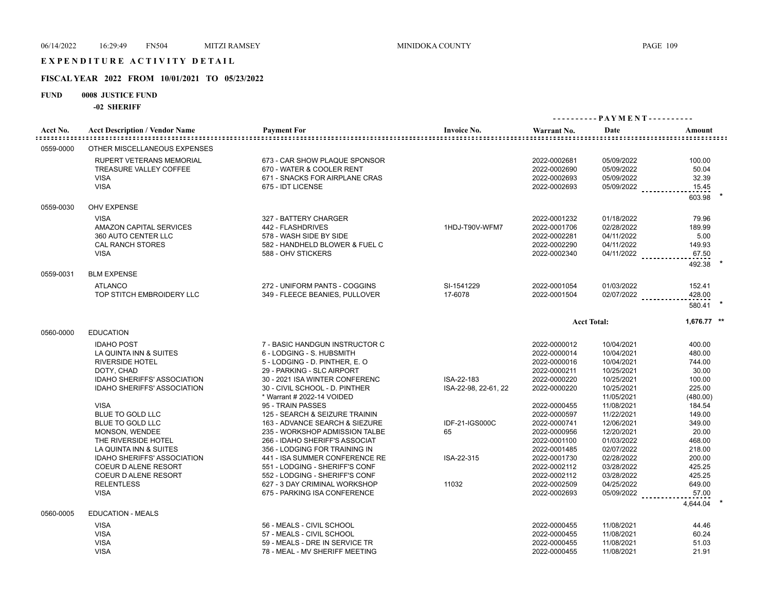# EXPENDITURE ACTIVITY DETAIL

## FISCAL YEAR 2022 FROM 10/01/2021 TO 05/23/2022

**FUND 0008 JUSTICE FUND**

**-02 SHERIFF**

| Acct No. | Acct Description / Vendor Name | Payment For | Invoice No. | Warrant No. | PAYMENT Date | Amount |
|---|---|---|---|---|---|---|
| 0559-0000 | OTHER MISCELLANEOUS EXPENSES | | | | | |
| | RUPERT VETERANS MEMORIAL | 673 - CAR SHOW PLAQUE SPONSOR | | 2022-0002681 | 05/09/2022 | 100.00 |
| | TREASURE VALLEY COFFEE | 670 - WATER & COOLER RENT | | 2022-0002690 | 05/09/2022 | 50.04 |
| | VISA | 671 - SNACKS FOR AIRPLANE CRAS | | 2022-0002693 | 05/09/2022 | 32.39 |
| | VISA | 675 - IDT LICENSE | | 2022-0002693 | 05/09/2022 | 15.45 |
| | | | | | | 603.98 * |
| 0559-0030 | OHV EXPENSE | | | | | |
| | VISA | 327 - BATTERY CHARGER | | 2022-0001232 | 01/18/2022 | 79.96 |
| | AMAZON CAPITAL SERVICES | 442 - FLASHDRIVES | 1HDJ-T90V-WFM7 | 2022-0001706 | 02/28/2022 | 189.99 |
| | 360 AUTO CENTER LLC | 578 - WASH SIDE BY SIDE | | 2022-0002281 | 04/11/2022 | 5.00 |
| | CAL RANCH STORES | 582 - HANDHELD BLOWER & FUEL C | | 2022-0002290 | 04/11/2022 | 149.93 |
| | VISA | 588 - OHV STICKERS | | 2022-0002340 | 04/11/2022 | 67.50 |
| | | | | | | 492.38 * |
| 0559-0031 | BLM EXPENSE | | | | | |
| | ATLANCO | 272 - UNIFORM PANTS - COGGINS | SI-1541229 | 2022-0001054 | 01/03/2022 | 152.41 |
| | TOP STITCH EMBROIDERY LLC | 349 - FLEECE BEANIES, PULLOVER | 17-6078 | 2022-0001504 | 02/07/2022 | 428.00 |
| | | | | | | 580.41 * |
| | | | | Acct Total: | | 1,676.77 ** |
| 0560-0000 | EDUCATION | | | | | |
| | IDAHO POST | 7 - BASIC HANDGUN INSTRUCTOR C | | 2022-0000012 | 10/04/2021 | 400.00 |
| | LA QUINTA INN & SUITES | 6 - LODGING - S. HUBSMITH | | 2022-0000014 | 10/04/2021 | 480.00 |
| | RIVERSIDE HOTEL | 5 - LODGING - D. PINTHER, E. O | | 2022-0000016 | 10/04/2021 | 744.00 |
| | DOTY, CHAD | 29 - PARKING - SLC AIRPORT | | 2022-0000211 | 10/25/2021 | 30.00 |
| | IDAHO SHERIFFS' ASSOCIATION | 30 - 2021 ISA WINTER CONFERENC | ISA-22-183 | 2022-0000220 | 10/25/2021 | 100.00 |
| | IDAHO SHERIFFS' ASSOCIATION | 30 - CIVIL SCHOOL - D. PINTHER | ISA-22-98, 22-61, 22 | 2022-0000220 | 10/25/2021 | 225.00 |
| | | * Warrant # 2022-14 VOIDED | | | 11/05/2021 | (480.00) |
| | VISA | 95 - TRAIN PASSES | | 2022-0000455 | 11/08/2021 | 184.54 |
| | BLUE TO GOLD LLC | 125 - SEARCH & SEIZURE TRAININ | | 2022-0000597 | 11/22/2021 | 149.00 |
| | BLUE TO GOLD LLC | 163 - ADVANCE SEARCH & SIEZURE | IDF-21-IGS000C | 2022-0000741 | 12/06/2021 | 349.00 |
| | MONSON, WENDEE | 235 - WORKSHOP ADMISSION TALBE | 65 | 2022-0000956 | 12/20/2021 | 20.00 |
| | THE RIVERSIDE HOTEL | 266 - IDAHO SHERIFF'S ASSOCIAT | | 2022-0001100 | 01/03/2022 | 468.00 |
| | LA QUINTA INN & SUITES | 356 - LODGING FOR TRAINING IN | | 2022-0001485 | 02/07/2022 | 218.00 |
| | IDAHO SHERIFFS' ASSOCIATION | 441 - ISA SUMMER CONFERENCE RE | ISA-22-315 | 2022-0001730 | 02/28/2022 | 200.00 |
| | COEUR D ALENE RESORT | 551 - LODGING - SHERIFF'S CONF | | 2022-0002112 | 03/28/2022 | 425.25 |
| | COEUR D ALENE RESORT | 552 - LODGING - SHERIFF'S CONF | | 2022-0002112 | 03/28/2022 | 425.25 |
| | RELENTLESS | 627 - 3 DAY CRIMINAL WORKSHOP | 11032 | 2022-0002509 | 04/25/2022 | 649.00 |
| | VISA | 675 - PARKING ISA CONFERENCE | | 2022-0002693 | 05/09/2022 | 57.00 |
| | | | | | | 4,644.04 * |
| 0560-0005 | EDUCATION - MEALS | | | | | |
| | VISA | 56 - MEALS - CIVIL SCHOOL | | 2022-0000455 | 11/08/2021 | 44.46 |
| | VISA | 57 - MEALS - CIVIL SCHOOL | | 2022-0000455 | 11/08/2021 | 60.24 |
| | VISA | 59 - MEALS - DRE IN SERVICE TR | | 2022-0000455 | 11/08/2021 | 51.03 |
| | VISA | 78 - MEAL - MV SHERIFF MEETING | | 2022-0000455 | 11/08/2021 | 21.91 |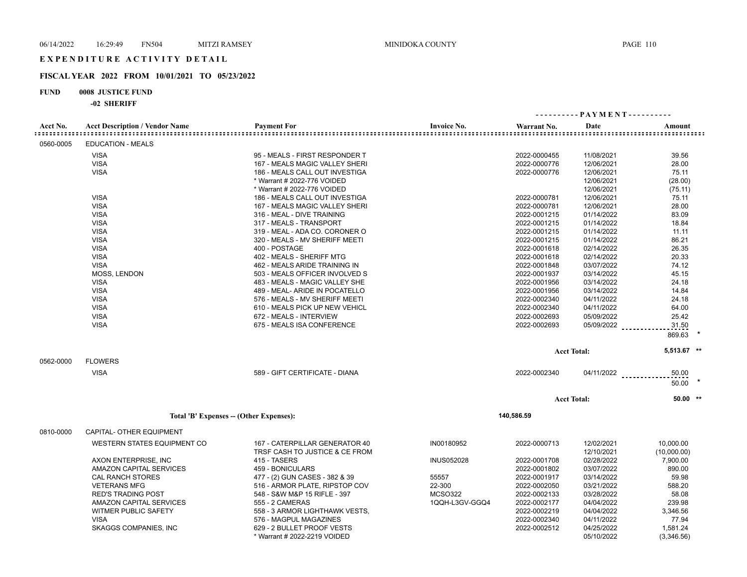# EXPENDITURE ACTIVITY DETAIL

## FISCAL YEAR 2022 FROM 10/01/2021 TO 05/23/2022

**FUND 0008 JUSTICE FUND**

**-02 SHERIFF**

| Acct No. | Acct Description / Vendor Name | Payment For | Invoice No. | Warrant No. | Date | Amount |
|---|---|---|---|---|---|---|
| 0560-0005 | EDUCATION - MEALS | | | | | |
| | VISA | 95 - MEALS - FIRST RESPONDER T | | 2022-0000455 | 11/08/2021 | 39.56 |
| | VISA | 167 - MEALS MAGIC VALLEY SHERI | | 2022-0000776 | 12/06/2021 | 28.00 |
| | VISA | 186 - MEALS CALL OUT INVESTIGA | | 2022-0000776 | 12/06/2021 | 75.11 |
| | | * Warrant # 2022-776 VOIDED | | | 12/06/2021 | (28.00) |
| | | * Warrant # 2022-776 VOIDED | | | 12/06/2021 | (75.11) |
| | VISA | 186 - MEALS CALL OUT INVESTIGA | | 2022-0000781 | 12/06/2021 | 75.11 |
| | VISA | 167 - MEALS MAGIC VALLEY SHERI | | 2022-0000781 | 12/06/2021 | 28.00 |
| | VISA | 316 - MEAL - DIVE TRAINING | | 2022-0001215 | 01/14/2022 | 83.09 |
| | VISA | 317 - MEALS - TRANSPORT | | 2022-0001215 | 01/14/2022 | 18.84 |
| | VISA | 319 - MEAL - ADA CO. CORONER O | | 2022-0001215 | 01/14/2022 | 11.11 |
| | VISA | 320 - MEALS - MV SHERIFF MEETI | | 2022-0001215 | 01/14/2022 | 86.21 |
| | VISA | 400 - POSTAGE | | 2022-0001618 | 02/14/2022 | 26.35 |
| | VISA | 402 - MEALS - SHERIFF MTG | | 2022-0001618 | 02/14/2022 | 20.33 |
| | VISA | 462 - MEALS ARIDE TRAINING IN | | 2022-0001848 | 03/07/2022 | 74.12 |
| | MOSS, LENDON | 503 - MEALS OFFICER INVOLVED S | | 2022-0001937 | 03/14/2022 | 45.15 |
| | VISA | 483 - MEALS - MAGIC VALLEY SHE | | 2022-0001956 | 03/14/2022 | 24.18 |
| | VISA | 489 - MEAL- ARIDE IN POCATELLO | | 2022-0001956 | 03/14/2022 | 14.84 |
| | VISA | 576 - MEALS - MV SHERIFF MEETI | | 2022-0002340 | 04/11/2022 | 24.18 |
| | VISA | 610 - MEALS PICK UP NEW VEHICL | | 2022-0002340 | 04/11/2022 | 64.00 |
| | VISA | 672 - MEALS - INTERVIEW | | 2022-0002693 | 05/09/2022 | 25.42 |
| | VISA | 675 - MEALS ISA CONFERENCE | | 2022-0002693 | 05/09/2022 | 31.50 |
| | | | | | | 869.63 * |
| | | | | | **Acct Total:** | **5,513.67 \*\*** |
| 0562-0000 | FLOWERS | | | | | |
| | VISA | 589 - GIFT CERTIFICATE - DIANA | | 2022-0002340 | 04/11/2022 | 50.00 |
| | | | | | | 50.00 * |
| | | | | | **Acct Total:** | **50.00 \*\*** |
| | **Total 'B' Expenses -- (Other Expenses):** | | | **140,586.59** | | |
| 0810-0000 | CAPITAL- OTHER EQUIPMENT | | | | | |
| | WESTERN STATES EQUIPMENT CO | 167 - CATERPILLAR GENERATOR 40 | IN00180952 | 2022-0000713 | 12/02/2021 | 10,000.00 |
| | | TRSF CASH TO JUSTICE & CE FROM | | | 12/10/2021 | (10,000.00) |
| | AXON ENTERPRISE, INC | 415 - TASERS | INUS052028 | 2022-0001708 | 02/28/2022 | 7,900.00 |
| | AMAZON CAPITAL SERVICES | 459 - BONICULARS | | 2022-0001802 | 03/07/2022 | 890.00 |
| | CAL RANCH STORES | 477 - (2) GUN CASES - 382 & 39 | 55557 | 2022-0001917 | 03/14/2022 | 59.98 |
| | VETERANS MFG | 516 - ARMOR PLATE, RIPSTOP COV | 22-300 | 2022-0002050 | 03/21/2022 | 588.20 |
| | RED'S TRADING POST | 548 - S&W M&P 15 RIFLE - 397 | MCSO322 | 2022-0002133 | 03/28/2022 | 58.08 |
| | AMAZON CAPITAL SERVICES | 555 - 2 CAMERAS | 1QQH-L3GV-GGQ4 | 2022-0002177 | 04/04/2022 | 239.98 |
| | WITMER PUBLIC SAFETY | 558 - 3 ARMOR LIGHTHAWK VESTS, | | 2022-0002219 | 04/04/2022 | 3,346.56 |
| | VISA | 576 - MAGPUL MAGAZINES | | 2022-0002340 | 04/11/2022 | 77.94 |
| | SKAGGS COMPANIES, INC | 629 - 2 BULLET PROOF VESTS | | 2022-0002512 | 04/25/2022 | 1,581.24 |
| | | * Warrant # 2022-2219 VOIDED | | | 05/10/2022 | (3,346.56) |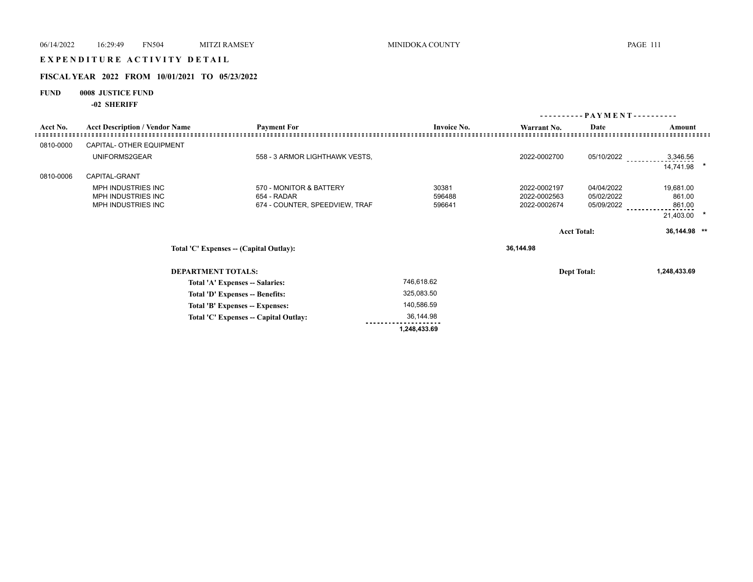# EXPENDITURE ACTIVITY DETAIL

## FISCAL YEAR 2022 FROM 10/01/2021 TO 05/23/2022

**FUND 0008 JUSTICE FUND**

**-02 SHERIFF**

| Acct No. | Acct Description / Vendor Name | Payment For | Invoice No. | Warrant No. | Date | Amount |
|---|---|---|---|---|---|---|
| 0810-0000 | CAPITAL- OTHER EQUIPMENT | | | | | |
| | UNIFORMS2GEAR | 558 - 3 ARMOR LIGHTHAWK VESTS, | | 2022-0002700 | 05/10/2022 | 3,346.56 |
| | | | | | | 14,741.98 * |
| 0810-0006 | CAPITAL-GRANT | | | | | |
| | MPH INDUSTRIES INC | 570 - MONITOR & BATTERY | 30381 | 2022-0002197 | 04/04/2022 | 19,681.00 |
| | MPH INDUSTRIES INC | 654 - RADAR | 596488 | 2022-0002563 | 05/02/2022 | 861.00 |
| | MPH INDUSTRIES INC | 674 - COUNTER, SPEEDVIEW, TRAF | 596641 | 2022-0002674 | 05/09/2022 | 861.00 |
| | | | | | | 21,403.00 * |
| | | | | | **Acct Total:** | **36,144.98 \*\*** |

**Total 'C' Expenses -- (Capital Outlay):** 36,144.98

| **DEPARTMENT TOTALS:** | | **Dept Total:** 1,248,433.69 |
|---|---|---|
| **Total 'A' Expenses -- Salaries:** | 746,618.62 | |
| **Total 'D' Expenses -- Benefits:** | 325,083.50 | |
| **Total 'B' Expenses -- Expenses:** | 140,586.59 | |
| **Total 'C' Expenses -- Capital Outlay:** | 36,144.98 | |
| | **1,248,433.69** | |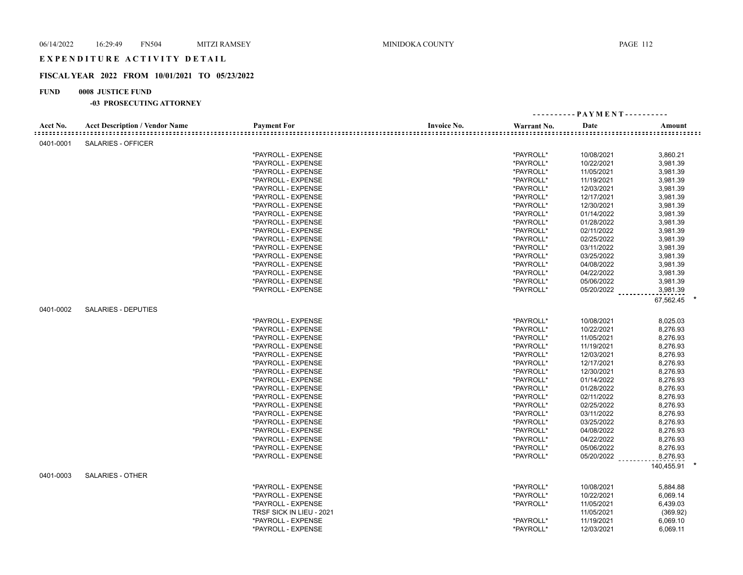# EXPENDITURE ACTIVITY DETAIL

## FISCAL YEAR 2022 FROM 10/01/2021 TO 05/23/2022

**FUND 0008 JUSTICE FUND**

**-03 PROSECUTING ATTORNEY**

| Acct No. | Acct Description / Vendor Name | Payment For | Invoice No. | Warrant No. | Date | Amount |
|---|---|---|---|---|---|---|
| 0401-0001 | SALARIES - OFFICER | | | | | |
| | | *PAYROLL - EXPENSE | | *PAYROLL* | 10/08/2021 | 3,860.21 |
| | | *PAYROLL - EXPENSE | | *PAYROLL* | 10/22/2021 | 3,981.39 |
| | | *PAYROLL - EXPENSE | | *PAYROLL* | 11/05/2021 | 3,981.39 |
| | | *PAYROLL - EXPENSE | | *PAYROLL* | 11/19/2021 | 3,981.39 |
| | | *PAYROLL - EXPENSE | | *PAYROLL* | 12/03/2021 | 3,981.39 |
| | | *PAYROLL - EXPENSE | | *PAYROLL* | 12/17/2021 | 3,981.39 |
| | | *PAYROLL - EXPENSE | | *PAYROLL* | 12/30/2021 | 3,981.39 |
| | | *PAYROLL - EXPENSE | | *PAYROLL* | 01/14/2022 | 3,981.39 |
| | | *PAYROLL - EXPENSE | | *PAYROLL* | 01/28/2022 | 3,981.39 |
| | | *PAYROLL - EXPENSE | | *PAYROLL* | 02/11/2022 | 3,981.39 |
| | | *PAYROLL - EXPENSE | | *PAYROLL* | 02/25/2022 | 3,981.39 |
| | | *PAYROLL - EXPENSE | | *PAYROLL* | 03/11/2022 | 3,981.39 |
| | | *PAYROLL - EXPENSE | | *PAYROLL* | 03/25/2022 | 3,981.39 |
| | | *PAYROLL - EXPENSE | | *PAYROLL* | 04/08/2022 | 3,981.39 |
| | | *PAYROLL - EXPENSE | | *PAYROLL* | 04/22/2022 | 3,981.39 |
| | | *PAYROLL - EXPENSE | | *PAYROLL* | 05/06/2022 | 3,981.39 |
| | | *PAYROLL - EXPENSE | | *PAYROLL* | 05/20/2022 | 3,981.39 |
| | | | | | | 67,562.45 * |
| 0401-0002 | SALARIES - DEPUTIES | | | | | |
| | | *PAYROLL - EXPENSE | | *PAYROLL* | 10/08/2021 | 8,025.03 |
| | | *PAYROLL - EXPENSE | | *PAYROLL* | 10/22/2021 | 8,276.93 |
| | | *PAYROLL - EXPENSE | | *PAYROLL* | 11/05/2021 | 8,276.93 |
| | | *PAYROLL - EXPENSE | | *PAYROLL* | 11/19/2021 | 8,276.93 |
| | | *PAYROLL - EXPENSE | | *PAYROLL* | 12/03/2021 | 8,276.93 |
| | | *PAYROLL - EXPENSE | | *PAYROLL* | 12/17/2021 | 8,276.93 |
| | | *PAYROLL - EXPENSE | | *PAYROLL* | 12/30/2021 | 8,276.93 |
| | | *PAYROLL - EXPENSE | | *PAYROLL* | 01/14/2022 | 8,276.93 |
| | | *PAYROLL - EXPENSE | | *PAYROLL* | 01/28/2022 | 8,276.93 |
| | | *PAYROLL - EXPENSE | | *PAYROLL* | 02/11/2022 | 8,276.93 |
| | | *PAYROLL - EXPENSE | | *PAYROLL* | 02/25/2022 | 8,276.93 |
| | | *PAYROLL - EXPENSE | | *PAYROLL* | 03/11/2022 | 8,276.93 |
| | | *PAYROLL - EXPENSE | | *PAYROLL* | 03/25/2022 | 8,276.93 |
| | | *PAYROLL - EXPENSE | | *PAYROLL* | 04/08/2022 | 8,276.93 |
| | | *PAYROLL - EXPENSE | | *PAYROLL* | 04/22/2022 | 8,276.93 |
| | | *PAYROLL - EXPENSE | | *PAYROLL* | 05/06/2022 | 8,276.93 |
| | | *PAYROLL - EXPENSE | | *PAYROLL* | 05/20/2022 | 8,276.93 |
| | | | | | | 140,455.91 * |
| 0401-0003 | SALARIES - OTHER | | | | | |
| | | *PAYROLL - EXPENSE | | *PAYROLL* | 10/08/2021 | 5,884.88 |
| | | *PAYROLL - EXPENSE | | *PAYROLL* | 10/22/2021 | 6,069.14 |
| | | *PAYROLL - EXPENSE | | *PAYROLL* | 11/05/2021 | 6,439.03 |
| | | TRSF SICK IN LIEU - 2021 | | | 11/05/2021 | (369.92) |
| | | *PAYROLL - EXPENSE | | *PAYROLL* | 11/19/2021 | 6,069.10 |
| | | *PAYROLL - EXPENSE | | *PAYROLL* | 12/03/2021 | 6,069.11 |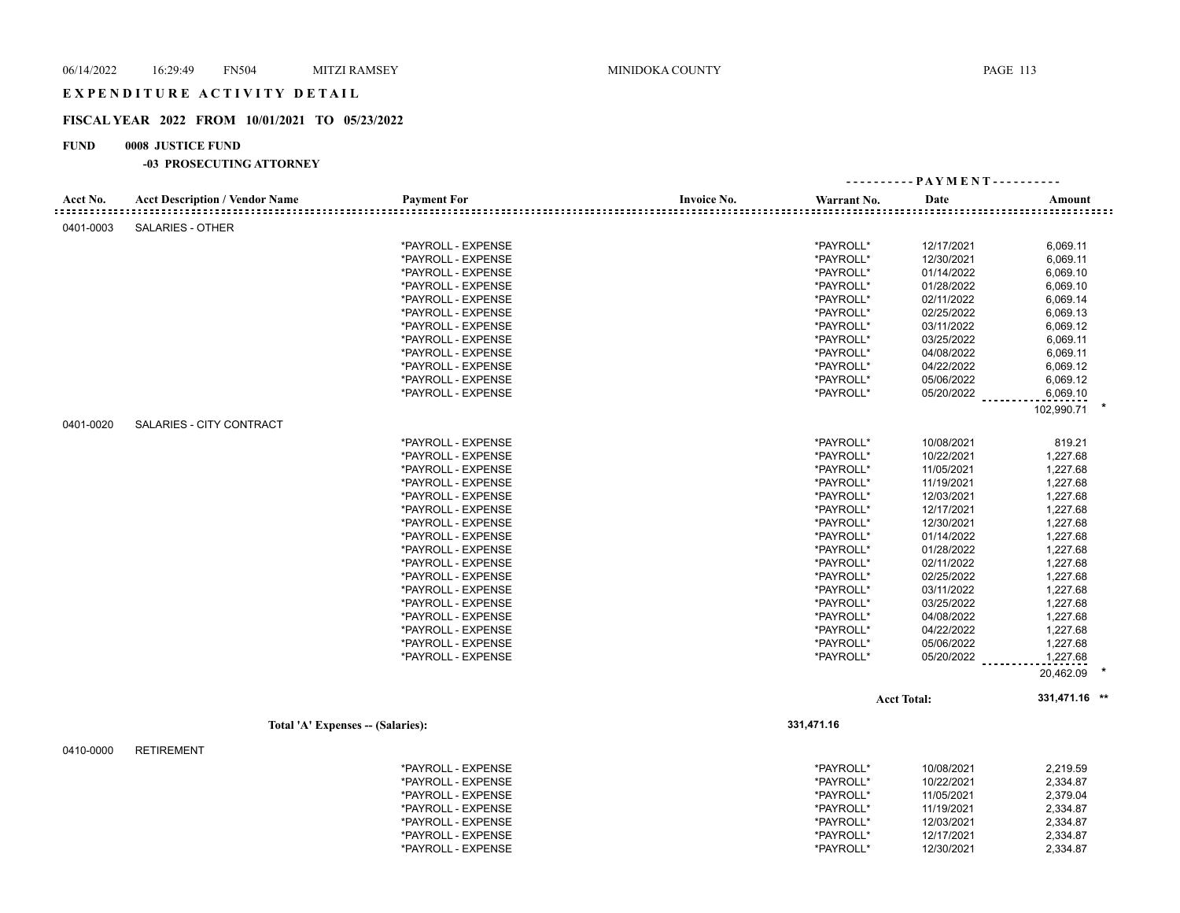# EXPENDITURE ACTIVITY DETAIL

## FISCAL YEAR 2022 FROM 10/01/2021 TO 05/23/2022

**FUND 0008 JUSTICE FUND**

**-03 PROSECUTING ATTORNEY**

| Acct No. | Acct Description / Vendor Name | Payment For | Invoice No. | Warrant No. | Date | Amount |
|---|---|---|---|---|---|---|
| 0401-0003 | SALARIES - OTHER | | | | | |
| | | *PAYROLL - EXPENSE | | *PAYROLL* | 12/17/2021 | 6,069.11 |
| | | *PAYROLL - EXPENSE | | *PAYROLL* | 12/30/2021 | 6,069.11 |
| | | *PAYROLL - EXPENSE | | *PAYROLL* | 01/14/2022 | 6,069.10 |
| | | *PAYROLL - EXPENSE | | *PAYROLL* | 01/28/2022 | 6,069.10 |
| | | *PAYROLL - EXPENSE | | *PAYROLL* | 02/11/2022 | 6,069.14 |
| | | *PAYROLL - EXPENSE | | *PAYROLL* | 02/25/2022 | 6,069.13 |
| | | *PAYROLL - EXPENSE | | *PAYROLL* | 03/11/2022 | 6,069.12 |
| | | *PAYROLL - EXPENSE | | *PAYROLL* | 03/25/2022 | 6,069.11 |
| | | *PAYROLL - EXPENSE | | *PAYROLL* | 04/08/2022 | 6,069.11 |
| | | *PAYROLL - EXPENSE | | *PAYROLL* | 04/22/2022 | 6,069.12 |
| | | *PAYROLL - EXPENSE | | *PAYROLL* | 05/06/2022 | 6,069.12 |
| | | *PAYROLL - EXPENSE | | *PAYROLL* | 05/20/2022 | 6,069.10 |
| | | | | | | 102,990.71 * |
| 0401-0020 | SALARIES - CITY CONTRACT | | | | | |
| | | *PAYROLL - EXPENSE | | *PAYROLL* | 10/08/2021 | 819.21 |
| | | *PAYROLL - EXPENSE | | *PAYROLL* | 10/22/2021 | 1,227.68 |
| | | *PAYROLL - EXPENSE | | *PAYROLL* | 11/05/2021 | 1,227.68 |
| | | *PAYROLL - EXPENSE | | *PAYROLL* | 11/19/2021 | 1,227.68 |
| | | *PAYROLL - EXPENSE | | *PAYROLL* | 12/03/2021 | 1,227.68 |
| | | *PAYROLL - EXPENSE | | *PAYROLL* | 12/17/2021 | 1,227.68 |
| | | *PAYROLL - EXPENSE | | *PAYROLL* | 12/30/2021 | 1,227.68 |
| | | *PAYROLL - EXPENSE | | *PAYROLL* | 01/14/2022 | 1,227.68 |
| | | *PAYROLL - EXPENSE | | *PAYROLL* | 01/28/2022 | 1,227.68 |
| | | *PAYROLL - EXPENSE | | *PAYROLL* | 02/11/2022 | 1,227.68 |
| | | *PAYROLL - EXPENSE | | *PAYROLL* | 02/25/2022 | 1,227.68 |
| | | *PAYROLL - EXPENSE | | *PAYROLL* | 03/11/2022 | 1,227.68 |
| | | *PAYROLL - EXPENSE | | *PAYROLL* | 03/25/2022 | 1,227.68 |
| | | *PAYROLL - EXPENSE | | *PAYROLL* | 04/08/2022 | 1,227.68 |
| | | *PAYROLL - EXPENSE | | *PAYROLL* | 04/22/2022 | 1,227.68 |
| | | *PAYROLL - EXPENSE | | *PAYROLL* | 05/06/2022 | 1,227.68 |
| | | *PAYROLL - EXPENSE | | *PAYROLL* | 05/20/2022 | 1,227.68 |
| | | | | | | 20,462.09 * |
| | | | | | **Acct Total:** | **331,471.16 \*\*** |
| | **Total 'A' Expenses -- (Salaries):** | | | **331,471.16** | | |
| 0410-0000 | RETIREMENT | | | | | |
| | | *PAYROLL - EXPENSE | | *PAYROLL* | 10/08/2021 | 2,219.59 |
| | | *PAYROLL - EXPENSE | | *PAYROLL* | 10/22/2021 | 2,334.87 |
| | | *PAYROLL - EXPENSE | | *PAYROLL* | 11/05/2021 | 2,379.04 |
| | | *PAYROLL - EXPENSE | | *PAYROLL* | 11/19/2021 | 2,334.87 |
| | | *PAYROLL - EXPENSE | | *PAYROLL* | 12/03/2021 | 2,334.87 |
| | | *PAYROLL - EXPENSE | | *PAYROLL* | 12/17/2021 | 2,334.87 |
| | | *PAYROLL - EXPENSE | | *PAYROLL* | 12/30/2021 | 2,334.87 |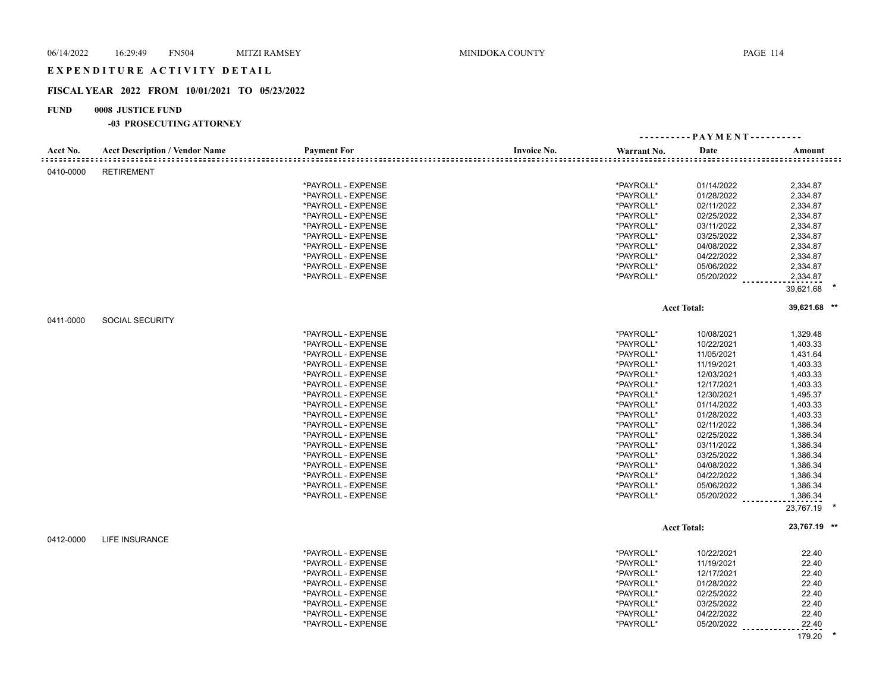# EXPENDITURE ACTIVITY DETAIL

## FISCAL YEAR 2022 FROM 10/01/2021 TO 05/23/2022

**FUND 0008 JUSTICE FUND**

**-03 PROSECUTING ATTORNEY**

| Acct No. | Acct Description / Vendor Name | Payment For | Invoice No. | Warrant No. | Date | Amount |
|---|---|---|---|---|---|---|
| 0410-0000 | RETIREMENT | | | | | |
| | | *PAYROLL - EXPENSE | | *PAYROLL* | 01/14/2022 | 2,334.87 |
| | | *PAYROLL - EXPENSE | | *PAYROLL* | 01/28/2022 | 2,334.87 |
| | | *PAYROLL - EXPENSE | | *PAYROLL* | 02/11/2022 | 2,334.87 |
| | | *PAYROLL - EXPENSE | | *PAYROLL* | 02/25/2022 | 2,334.87 |
| | | *PAYROLL - EXPENSE | | *PAYROLL* | 03/11/2022 | 2,334.87 |
| | | *PAYROLL - EXPENSE | | *PAYROLL* | 03/25/2022 | 2,334.87 |
| | | *PAYROLL - EXPENSE | | *PAYROLL* | 04/08/2022 | 2,334.87 |
| | | *PAYROLL - EXPENSE | | *PAYROLL* | 04/22/2022 | 2,334.87 |
| | | *PAYROLL - EXPENSE | | *PAYROLL* | 05/06/2022 | 2,334.87 |
| | | *PAYROLL - EXPENSE | | *PAYROLL* | 05/20/2022 | 2,334.87 |
| | | | | | | 39,621.68 * |
| | | | | | Acct Total: | 39,621.68 ** |
| 0411-0000 | SOCIAL SECURITY | | | | | |
| | | *PAYROLL - EXPENSE | | *PAYROLL* | 10/08/2021 | 1,329.48 |
| | | *PAYROLL - EXPENSE | | *PAYROLL* | 10/22/2021 | 1,403.33 |
| | | *PAYROLL - EXPENSE | | *PAYROLL* | 11/05/2021 | 1,431.64 |
| | | *PAYROLL - EXPENSE | | *PAYROLL* | 11/19/2021 | 1,403.33 |
| | | *PAYROLL - EXPENSE | | *PAYROLL* | 12/03/2021 | 1,403.33 |
| | | *PAYROLL - EXPENSE | | *PAYROLL* | 12/17/2021 | 1,403.33 |
| | | *PAYROLL - EXPENSE | | *PAYROLL* | 12/30/2021 | 1,495.37 |
| | | *PAYROLL - EXPENSE | | *PAYROLL* | 01/14/2022 | 1,403.33 |
| | | *PAYROLL - EXPENSE | | *PAYROLL* | 01/28/2022 | 1,403.33 |
| | | *PAYROLL - EXPENSE | | *PAYROLL* | 02/11/2022 | 1,386.34 |
| | | *PAYROLL - EXPENSE | | *PAYROLL* | 02/25/2022 | 1,386.34 |
| | | *PAYROLL - EXPENSE | | *PAYROLL* | 03/11/2022 | 1,386.34 |
| | | *PAYROLL - EXPENSE | | *PAYROLL* | 03/25/2022 | 1,386.34 |
| | | *PAYROLL - EXPENSE | | *PAYROLL* | 04/08/2022 | 1,386.34 |
| | | *PAYROLL - EXPENSE | | *PAYROLL* | 04/22/2022 | 1,386.34 |
| | | *PAYROLL - EXPENSE | | *PAYROLL* | 05/06/2022 | 1,386.34 |
| | | *PAYROLL - EXPENSE | | *PAYROLL* | 05/20/2022 | 1,386.34 |
| | | | | | | 23,767.19 * |
| | | | | | Acct Total: | 23,767.19 ** |
| 0412-0000 | LIFE INSURANCE | | | | | |
| | | *PAYROLL - EXPENSE | | *PAYROLL* | 10/22/2021 | 22.40 |
| | | *PAYROLL - EXPENSE | | *PAYROLL* | 11/19/2021 | 22.40 |
| | | *PAYROLL - EXPENSE | | *PAYROLL* | 12/17/2021 | 22.40 |
| | | *PAYROLL - EXPENSE | | *PAYROLL* | 01/28/2022 | 22.40 |
| | | *PAYROLL - EXPENSE | | *PAYROLL* | 02/25/2022 | 22.40 |
| | | *PAYROLL - EXPENSE | | *PAYROLL* | 03/25/2022 | 22.40 |
| | | *PAYROLL - EXPENSE | | *PAYROLL* | 04/22/2022 | 22.40 |
| | | *PAYROLL - EXPENSE | | *PAYROLL* | 05/20/2022 | 22.40 |
| | | | | | | 179.20 * |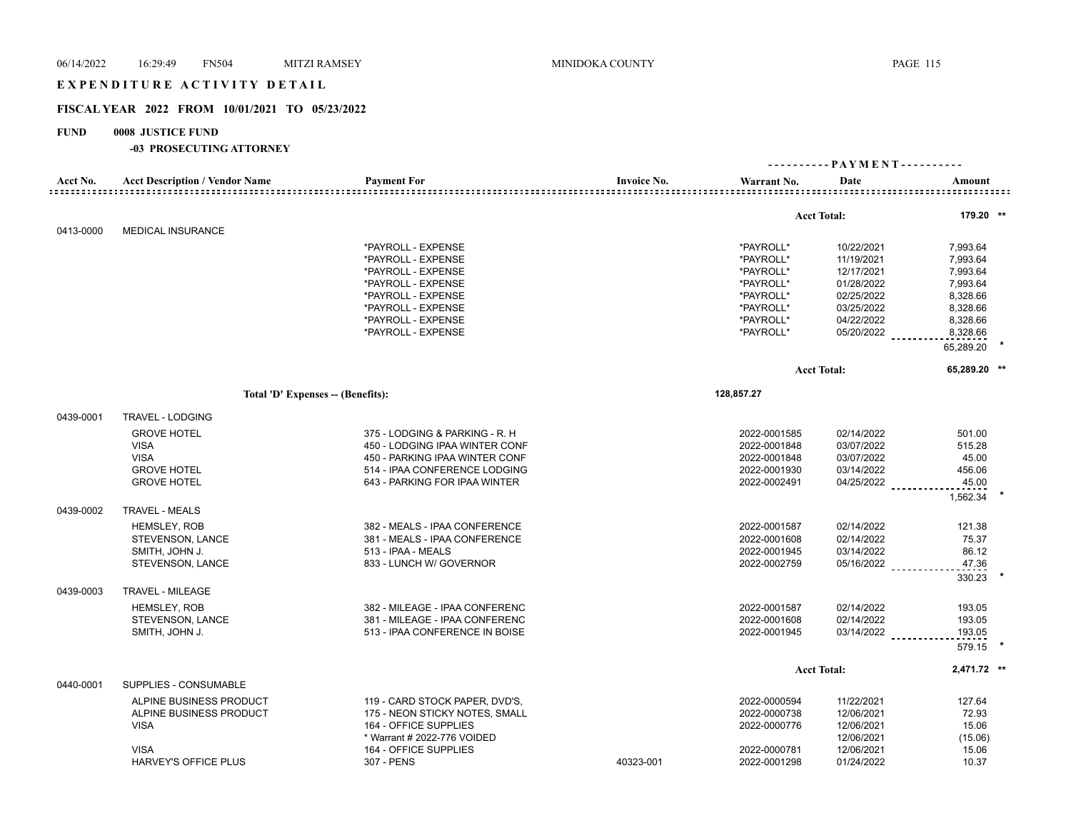# EXPENDITURE ACTIVITY DETAIL

## FISCAL YEAR 2022 FROM 10/01/2021 TO 05/23/2022

**FUND 0008 JUSTICE FUND**

**-03 PROSECUTING ATTORNEY**

| Acct No. | Acct Description / Vendor Name | Payment For | Invoice No. | Warrant No. | Date | Amount |
|---|---|---|---|---|---|---|
| | | | | | **Acct Total:** | **179.20 \*\*** |
| 0413-0000 | MEDICAL INSURANCE | | | | | |
| | | *PAYROLL - EXPENSE | | *PAYROLL* | 10/22/2021 | 7,993.64 |
| | | *PAYROLL - EXPENSE | | *PAYROLL* | 11/19/2021 | 7,993.64 |
| | | *PAYROLL - EXPENSE | | *PAYROLL* | 12/17/2021 | 7,993.64 |
| | | *PAYROLL - EXPENSE | | *PAYROLL* | 01/28/2022 | 7,993.64 |
| | | *PAYROLL - EXPENSE | | *PAYROLL* | 02/25/2022 | 8,328.66 |
| | | *PAYROLL - EXPENSE | | *PAYROLL* | 03/25/2022 | 8,328.66 |
| | | *PAYROLL - EXPENSE | | *PAYROLL* | 04/22/2022 | 8,328.66 |
| | | *PAYROLL - EXPENSE | | *PAYROLL* | 05/20/2022 | 8,328.66 |
| | | | | | | 65,289.20 * |
| | | | | | **Acct Total:** | **65,289.20 \*\*** |
| | **Total 'D' Expenses -- (Benefits):** | | | 128,857.27 | | |
| 0439-0001 | TRAVEL - LODGING | | | | | |
| | GROVE HOTEL | 375 - LODGING & PARKING - R. H | | 2022-0001585 | 02/14/2022 | 501.00 |
| | VISA | 450 - LODGING IPAA WINTER CONF | | 2022-0001848 | 03/07/2022 | 515.28 |
| | VISA | 450 - PARKING IPAA WINTER CONF | | 2022-0001848 | 03/07/2022 | 45.00 |
| | GROVE HOTEL | 514 - IPAA CONFERENCE LODGING | | 2022-0001930 | 03/14/2022 | 456.06 |
| | GROVE HOTEL | 643 - PARKING FOR IPAA WINTER | | 2022-0002491 | 04/25/2022 | 45.00 |
| | | | | | | 1,562.34 * |
| 0439-0002 | TRAVEL - MEALS | | | | | |
| | HEMSLEY, ROB | 382 - MEALS - IPAA CONFERENCE | | 2022-0001587 | 02/14/2022 | 121.38 |
| | STEVENSON, LANCE | 381 - MEALS - IPAA CONFERENCE | | 2022-0001608 | 02/14/2022 | 75.37 |
| | SMITH, JOHN J. | 513 - IPAA - MEALS | | 2022-0001945 | 03/14/2022 | 86.12 |
| | STEVENSON, LANCE | 833 - LUNCH W/ GOVERNOR | | 2022-0002759 | 05/16/2022 | 47.36 |
| | | | | | | 330.23 * |
| 0439-0003 | TRAVEL - MILEAGE | | | | | |
| | HEMSLEY, ROB | 382 - MILEAGE - IPAA CONFERENC | | 2022-0001587 | 02/14/2022 | 193.05 |
| | STEVENSON, LANCE | 381 - MILEAGE - IPAA CONFERENC | | 2022-0001608 | 02/14/2022 | 193.05 |
| | SMITH, JOHN J. | 513 - IPAA CONFERENCE IN BOISE | | 2022-0001945 | 03/14/2022 | 193.05 |
| | | | | | | 579.15 * |
| | | | | | **Acct Total:** | **2,471.72 \*\*** |
| 0440-0001 | SUPPLIES - CONSUMABLE | | | | | |
| | ALPINE BUSINESS PRODUCT | 119 - CARD STOCK PAPER, DVD'S, | | 2022-0000594 | 11/22/2021 | 127.64 |
| | ALPINE BUSINESS PRODUCT | 175 - NEON STICKY NOTES, SMALL | | 2022-0000738 | 12/06/2021 | 72.93 |
| | VISA | 164 - OFFICE SUPPLIES | | 2022-0000776 | 12/06/2021 | 15.06 |
| | | * Warrant # 2022-776 VOIDED | | | 12/06/2021 | (15.06) |
| | VISA | 164 - OFFICE SUPPLIES | | 2022-0000781 | 12/06/2021 | 15.06 |
| | HARVEY'S OFFICE PLUS | 307 - PENS | 40323-001 | 2022-0001298 | 01/24/2022 | 10.37 |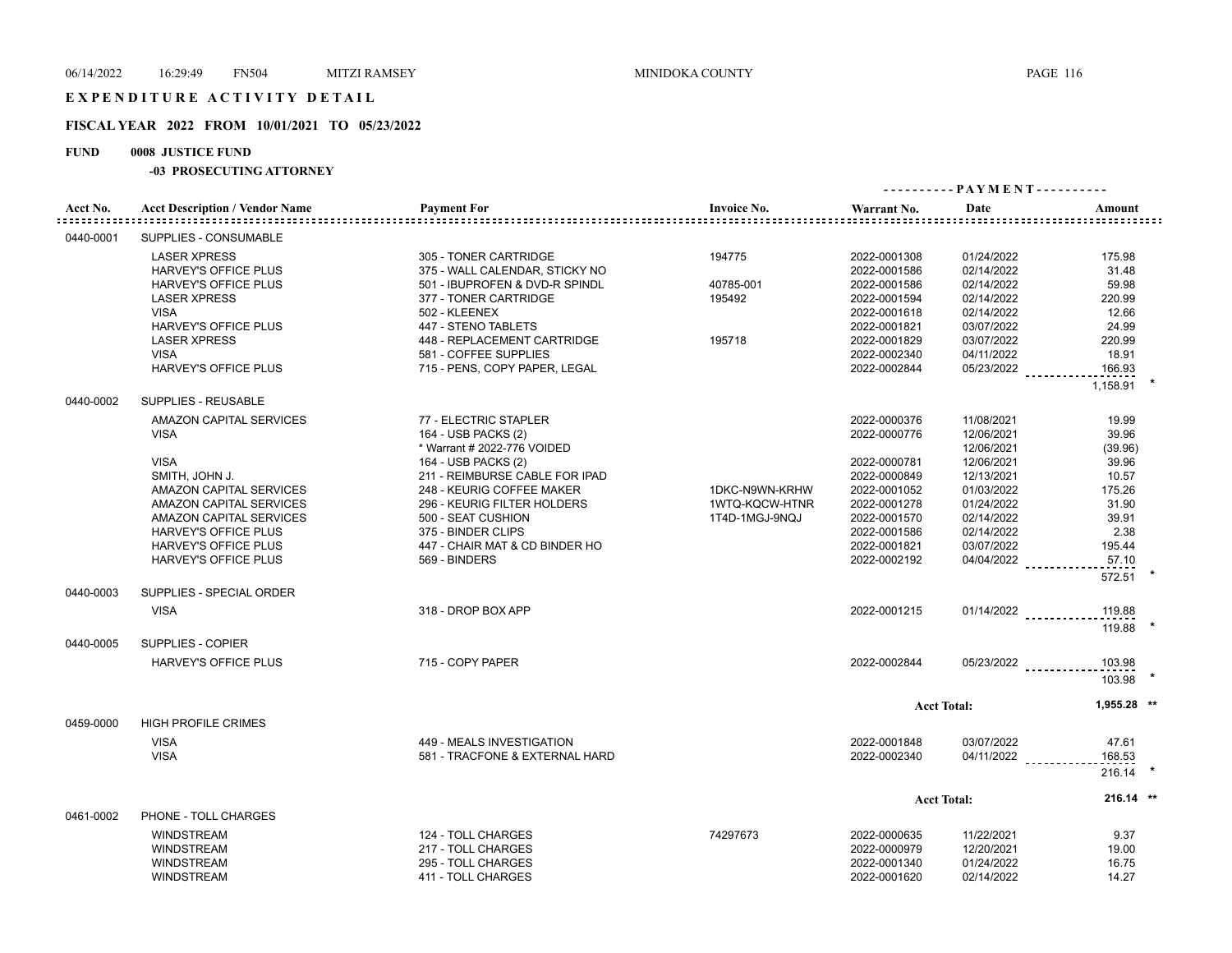# EXPENDITURE ACTIVITY DETAIL

## FISCAL YEAR 2022 FROM 10/01/2021 TO 05/23/2022

**FUND 0008 JUSTICE FUND**

**-03 PROSECUTING ATTORNEY**

| Acct No. | Acct Description / Vendor Name | Payment For | Invoice No. | Warrant No. | Date | Amount |
|---|---|---|---|---|---|---|
| 0440-0001 | SUPPLIES - CONSUMABLE | | | | | |
| | LASER XPRESS | 305 - TONER CARTRIDGE | 194775 | 2022-0001308 | 01/24/2022 | 175.98 |
| | HARVEY'S OFFICE PLUS | 375 - WALL CALENDAR, STICKY NO | | 2022-0001586 | 02/14/2022 | 31.48 |
| | HARVEY'S OFFICE PLUS | 501 - IBUPROFEN & DVD-R SPINDL | 40785-001 | 2022-0001586 | 02/14/2022 | 59.98 |
| | LASER XPRESS | 377 - TONER CARTRIDGE | 195492 | 2022-0001594 | 02/14/2022 | 220.99 |
| | VISA | 502 - KLEENEX | | 2022-0001618 | 02/14/2022 | 12.66 |
| | HARVEY'S OFFICE PLUS | 447 - STENO TABLETS | | 2022-0001821 | 03/07/2022 | 24.99 |
| | LASER XPRESS | 448 - REPLACEMENT CARTRIDGE | 195718 | 2022-0001829 | 03/07/2022 | 220.99 |
| | VISA | 581 - COFFEE SUPPLIES | | 2022-0002340 | 04/11/2022 | 18.91 |
| | HARVEY'S OFFICE PLUS | 715 - PENS, COPY PAPER, LEGAL | | 2022-0002844 | 05/23/2022 | 166.93 |
| | | | | | | 1,158.91 * |
| 0440-0002 | SUPPLIES - REUSABLE | | | | | |
| | AMAZON CAPITAL SERVICES | 77 - ELECTRIC STAPLER | | 2022-0000376 | 11/08/2021 | 19.99 |
| | VISA | 164 - USB PACKS (2) | | 2022-0000776 | 12/06/2021 | 39.96 |
| | | * Warrant # 2022-776 VOIDED | | | 12/06/2021 | (39.96) |
| | VISA | 164 - USB PACKS (2) | | 2022-0000781 | 12/06/2021 | 39.96 |
| | SMITH, JOHN J. | 211 - REIMBURSE CABLE FOR IPAD | | 2022-0000849 | 12/13/2021 | 10.57 |
| | AMAZON CAPITAL SERVICES | 248 - KEURIG COFFEE MAKER | 1DKC-N9WN-KRHW | 2022-0001052 | 01/03/2022 | 175.26 |
| | AMAZON CAPITAL SERVICES | 296 - KEURIG FILTER HOLDERS | 1WTQ-KQCW-HTNR | 2022-0001278 | 01/24/2022 | 31.90 |
| | AMAZON CAPITAL SERVICES | 500 - SEAT CUSHION | 1T4D-1MGJ-9NQJ | 2022-0001570 | 02/14/2022 | 39.91 |
| | HARVEY'S OFFICE PLUS | 375 - BINDER CLIPS | | 2022-0001586 | 02/14/2022 | 2.38 |
| | HARVEY'S OFFICE PLUS | 447 - CHAIR MAT & CD BINDER HO | | 2022-0001821 | 03/07/2022 | 195.44 |
| | HARVEY'S OFFICE PLUS | 569 - BINDERS | | 2022-0002192 | 04/04/2022 | 57.10 |
| | | | | | | 572.51 * |
| 0440-0003 | SUPPLIES - SPECIAL ORDER | | | | | |
| | VISA | 318 - DROP BOX APP | | 2022-0001215 | 01/14/2022 | 119.88 |
| | | | | | | 119.88 * |
| 0440-0005 | SUPPLIES - COPIER | | | | | |
| | HARVEY'S OFFICE PLUS | 715 - COPY PAPER | | 2022-0002844 | 05/23/2022 | 103.98 |
| | | | | | | 103.98 * |
| | | | | | Acct Total: | 1,955.28 ** |
| 0459-0000 | HIGH PROFILE CRIMES | | | | | |
| | VISA | 449 - MEALS INVESTIGATION | | 2022-0001848 | 03/07/2022 | 47.61 |
| | VISA | 581 - TRACFONE & EXTERNAL HARD | | 2022-0002340 | 04/11/2022 | 168.53 |
| | | | | | | 216.14 * |
| | | | | | Acct Total: | 216.14 ** |
| 0461-0002 | PHONE - TOLL CHARGES | | | | | |
| | WINDSTREAM | 124 - TOLL CHARGES | 74297673 | 2022-0000635 | 11/22/2021 | 9.37 |
| | WINDSTREAM | 217 - TOLL CHARGES | | 2022-0000979 | 12/20/2021 | 19.00 |
| | WINDSTREAM | 295 - TOLL CHARGES | | 2022-0001340 | 01/24/2022 | 16.75 |
| | WINDSTREAM | 411 - TOLL CHARGES | | 2022-0001620 | 02/14/2022 | 14.27 |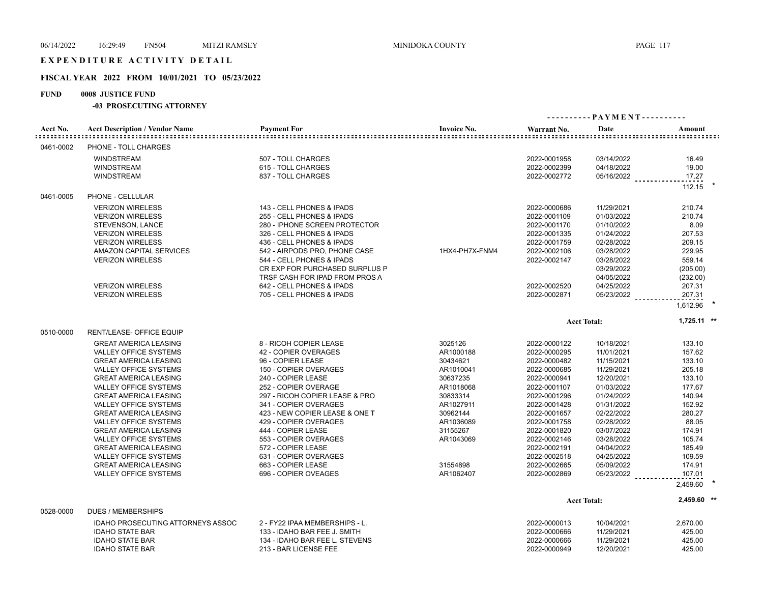# EXPENDITURE ACTIVITY DETAIL

## FISCAL YEAR 2022 FROM 10/01/2021 TO 05/23/2022

**FUND 0008 JUSTICE FUND**

**-03 PROSECUTING ATTORNEY**

| Acct No. | Acct Description / Vendor Name | Payment For | Invoice No. | Warrant No. | PAYMENT Date | Amount |
|---|---|---|---|---|---|---|
| 0461-0002 | PHONE - TOLL CHARGES | | | | | |
| | WINDSTREAM | 507 - TOLL CHARGES | | 2022-0001958 | 03/14/2022 | 16.49 |
| | WINDSTREAM | 615 - TOLL CHARGES | | 2022-0002399 | 04/18/2022 | 19.00 |
| | WINDSTREAM | 837 - TOLL CHARGES | | 2022-0002772 | 05/16/2022 | 17.27 |
| | | | | | | 112.15 * |
| 0461-0005 | PHONE - CELLULAR | | | | | |
| | VERIZON WIRELESS | 143 - CELL PHONES & IPADS | | 2022-0000686 | 11/29/2021 | 210.74 |
| | VERIZON WIRELESS | 255 - CELL PHONES & IPADS | | 2022-0001109 | 01/03/2022 | 210.74 |
| | STEVENSON, LANCE | 280 - IPHONE SCREEN PROTECTOR | | 2022-0001170 | 01/10/2022 | 8.09 |
| | VERIZON WIRELESS | 326 - CELL PHONES & IPADS | | 2022-0001335 | 01/24/2022 | 207.53 |
| | VERIZON WIRELESS | 436 - CELL PHONES & IPADS | | 2022-0001759 | 02/28/2022 | 209.15 |
| | AMAZON CAPITAL SERVICES | 542 - AIRPODS PRO, PHONE CASE | 1HX4-PH7X-FNM4 | 2022-0002106 | 03/28/2022 | 229.95 |
| | VERIZON WIRELESS | 544 - CELL PHONES & IPADS | | 2022-0002147 | 03/28/2022 | 559.14 |
| | | CR EXP FOR PURCHASED SURPLUS P | | | 03/29/2022 | (205.00) |
| | | TRSF CASH FOR IPAD FROM PROS A | | | 04/05/2022 | (232.00) |
| | VERIZON WIRELESS | 642 - CELL PHONES & IPADS | | 2022-0002520 | 04/25/2022 | 207.31 |
| | VERIZON WIRELESS | 705 - CELL PHONES & IPADS | | 2022-0002871 | 05/23/2022 | 207.31 |
| | | | | | | 1,612.96 * |
| | | | | Acct Total: | | 1,725.11 ** |
| 0510-0000 | RENT/LEASE- OFFICE EQUIP | | | | | |
| | GREAT AMERICA LEASING | 8 - RICOH COPIER LEASE | 3025126 | 2022-0000122 | 10/18/2021 | 133.10 |
| | VALLEY OFFICE SYSTEMS | 42 - COPIER OVERAGES | AR1000188 | 2022-0000295 | 11/01/2021 | 157.62 |
| | GREAT AMERICA LEASING | 96 - COPIER LEASE | 30434621 | 2022-0000482 | 11/15/2021 | 133.10 |
| | VALLEY OFFICE SYSTEMS | 150 - COPIER OVERAGES | AR1010041 | 2022-0000685 | 11/29/2021 | 205.18 |
| | GREAT AMERICA LEASING | 240 - COPIER LEASE | 30637235 | 2022-0000941 | 12/20/2021 | 133.10 |
| | VALLEY OFFICE SYSTEMS | 252 - COPIER OVERAGE | AR1018068 | 2022-0001107 | 01/03/2022 | 177.67 |
| | GREAT AMERICA LEASING | 297 - RICOH COPIER LEASE & PRO | 30833314 | 2022-0001296 | 01/24/2022 | 140.94 |
| | VALLEY OFFICE SYSTEMS | 341 - COPIER OVERAGES | AR1027911 | 2022-0001428 | 01/31/2022 | 152.92 |
| | GREAT AMERICA LEASING | 423 - NEW COPIER LEASE & ONE T | 30962144 | 2022-0001657 | 02/22/2022 | 280.27 |
| | VALLEY OFFICE SYSTEMS | 429 - COPIER OVERAGES | AR1036089 | 2022-0001758 | 02/28/2022 | 88.05 |
| | GREAT AMERICA LEASING | 444 - COPIER LEASE | 31155267 | 2022-0001820 | 03/07/2022 | 174.91 |
| | VALLEY OFFICE SYSTEMS | 553 - COPIER OVERAGES | AR1043069 | 2022-0002146 | 03/28/2022 | 105.74 |
| | GREAT AMERICA LEASING | 572 - COPIER LEASE | | 2022-0002191 | 04/04/2022 | 185.49 |
| | VALLEY OFFICE SYSTEMS | 631 - COPIER OVERAGES | | 2022-0002518 | 04/25/2022 | 109.59 |
| | GREAT AMERICA LEASING | 663 - COPIER LEASE | 31554898 | 2022-0002665 | 05/09/2022 | 174.91 |
| | VALLEY OFFICE SYSTEMS | 696 - COPIER OVEAGES | AR1062407 | 2022-0002869 | 05/23/2022 | 107.01 |
| | | | | | | 2,459.60 * |
| | | | | Acct Total: | | 2,459.60 ** |
| 0528-0000 | DUES / MEMBERSHIPS | | | | | |
| | IDAHO PROSECUTING ATTORNEYS ASSOC | 2 - FY22 IPAA MEMBERSHIPS - L. | | 2022-0000013 | 10/04/2021 | 2,670.00 |
| | IDAHO STATE BAR | 133 - IDAHO BAR FEE J. SMITH | | 2022-0000666 | 11/29/2021 | 425.00 |
| | IDAHO STATE BAR | 134 - IDAHO BAR FEE L. STEVENS | | 2022-0000666 | 11/29/2021 | 425.00 |
| | IDAHO STATE BAR | 213 - BAR LICENSE FEE | | 2022-0000949 | 12/20/2021 | 425.00 |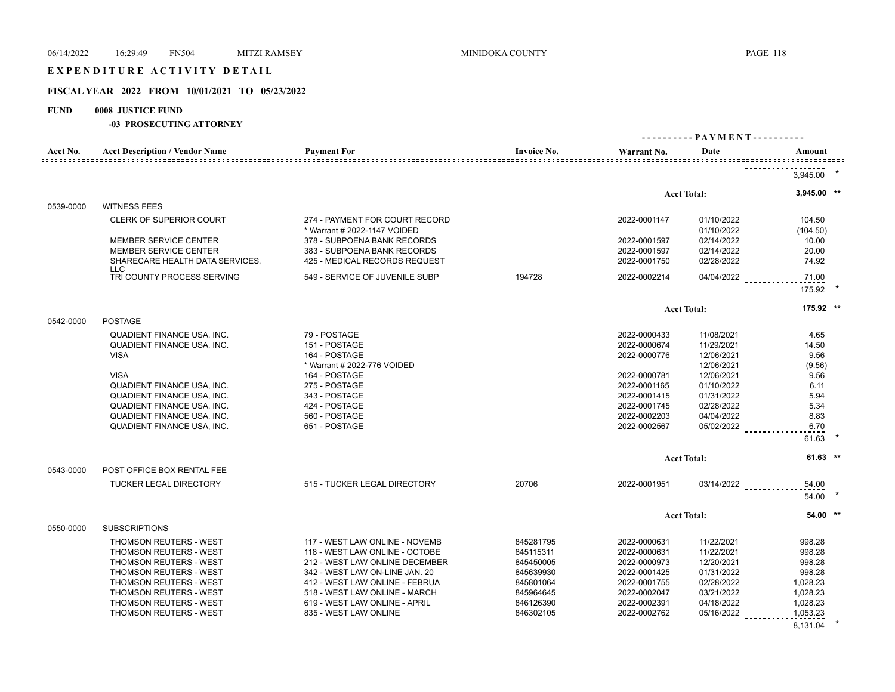# EXPENDITURE ACTIVITY DETAIL

## FISCAL YEAR 2022 FROM 10/01/2021 TO 05/23/2022

**FUND 0008 JUSTICE FUND**

**-03 PROSECUTING ATTORNEY**

| Acct No. | Acct Description / Vendor Name | Payment For | Invoice No. | Warrant No. | Date | Amount |
|---|---|---|---|---|---|---|
| | | | | | | 3,945.00 * |
| | | | | | Acct Total: | 3,945.00 ** |
| 0539-0000 | WITNESS FEES | | | | | |
| | CLERK OF SUPERIOR COURT | 274 - PAYMENT FOR COURT RECORD | | 2022-0001147 | 01/10/2022 | 104.50 |
| | | * Warrant # 2022-1147 VOIDED | | | 01/10/2022 | (104.50) |
| | MEMBER SERVICE CENTER | 378 - SUBPOENA BANK RECORDS | | 2022-0001597 | 02/14/2022 | 10.00 |
| | MEMBER SERVICE CENTER | 383 - SUBPOENA BANK RECORDS | | 2022-0001597 | 02/14/2022 | 20.00 |
| | SHARECARE HEALTH DATA SERVICES, LLC | 425 - MEDICAL RECORDS REQUEST | | 2022-0001750 | 02/28/2022 | 74.92 |
| | TRI COUNTY PROCESS SERVING | 549 - SERVICE OF JUVENILE SUBP | 194728 | 2022-0002214 | 04/04/2022 | 71.00 |
| | | | | | | 175.92 * |
| | | | | | Acct Total: | 175.92 ** |
| 0542-0000 | POSTAGE | | | | | |
| | QUADIENT FINANCE USA, INC. | 79 - POSTAGE | | 2022-0000433 | 11/08/2021 | 4.65 |
| | QUADIENT FINANCE USA, INC. | 151 - POSTAGE | | 2022-0000674 | 11/29/2021 | 14.50 |
| | VISA | 164 - POSTAGE | | 2022-0000776 | 12/06/2021 | 9.56 |
| | | * Warrant # 2022-776 VOIDED | | | 12/06/2021 | (9.56) |
| | VISA | 164 - POSTAGE | | 2022-0000781 | 12/06/2021 | 9.56 |
| | QUADIENT FINANCE USA, INC. | 275 - POSTAGE | | 2022-0001165 | 01/10/2022 | 6.11 |
| | QUADIENT FINANCE USA, INC. | 343 - POSTAGE | | 2022-0001415 | 01/31/2022 | 5.94 |
| | QUADIENT FINANCE USA, INC. | 424 - POSTAGE | | 2022-0001745 | 02/28/2022 | 5.34 |
| | QUADIENT FINANCE USA, INC. | 560 - POSTAGE | | 2022-0002203 | 04/04/2022 | 8.83 |
| | QUADIENT FINANCE USA, INC. | 651 - POSTAGE | | 2022-0002567 | 05/02/2022 | 6.70 |
| | | | | | | 61.63 * |
| | | | | | Acct Total: | 61.63 ** |
| 0543-0000 | POST OFFICE BOX RENTAL FEE | | | | | |
| | TUCKER LEGAL DIRECTORY | 515 - TUCKER LEGAL DIRECTORY | 20706 | 2022-0001951 | 03/14/2022 | 54.00 |
| | | | | | | 54.00 * |
| | | | | | Acct Total: | 54.00 ** |
| 0550-0000 | SUBSCRIPTIONS | | | | | |
| | THOMSON REUTERS - WEST | 117 - WEST LAW ONLINE - NOVEMB | 845281795 | 2022-0000631 | 11/22/2021 | 998.28 |
| | THOMSON REUTERS - WEST | 118 - WEST LAW ONLINE - OCTOBE | 845115311 | 2022-0000631 | 11/22/2021 | 998.28 |
| | THOMSON REUTERS - WEST | 212 - WEST LAW ONLINE DECEMBER | 845450005 | 2022-0000973 | 12/20/2021 | 998.28 |
| | THOMSON REUTERS - WEST | 342 - WEST LAW ON-LINE JAN. 20 | 845639930 | 2022-0001425 | 01/31/2022 | 998.28 |
| | THOMSON REUTERS - WEST | 412 - WEST LAW ONLINE - FEBRUA | 845801064 | 2022-0001755 | 02/28/2022 | 1,028.23 |
| | THOMSON REUTERS - WEST | 518 - WEST LAW ONLINE - MARCH | 845964645 | 2022-0002047 | 03/21/2022 | 1,028.23 |
| | THOMSON REUTERS - WEST | 619 - WEST LAW ONLINE - APRIL | 846126390 | 2022-0002391 | 04/18/2022 | 1,028.23 |
| | THOMSON REUTERS - WEST | 835 - WEST LAW ONLINE | 846302105 | 2022-0002762 | 05/16/2022 | 1,053.23 |
| | | | | | | 8,131.04 * |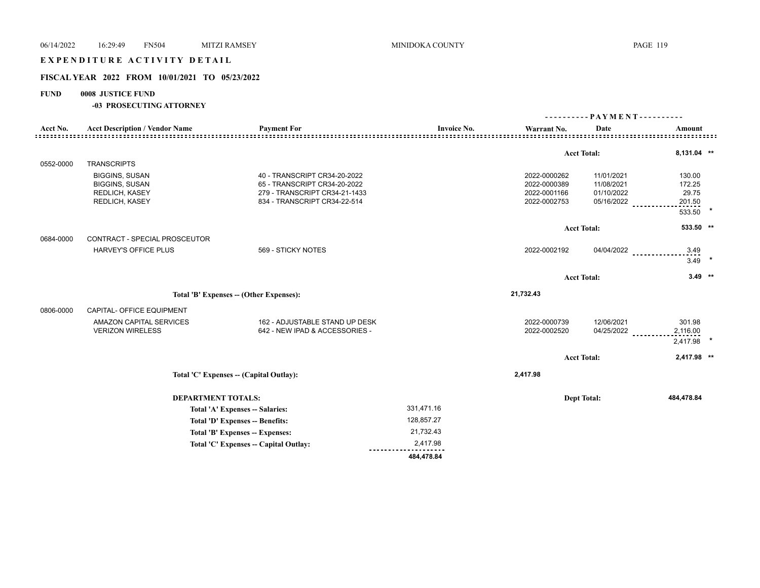# EXPENDITURE ACTIVITY DETAIL

## FISCAL YEAR 2022 FROM 10/01/2021 TO 05/23/2022

**FUND** 0008 JUSTICE FUND

**-03 PROSECUTING ATTORNEY**

| Acct No. | Acct Description / Vendor Name | Payment For | Invoice No. | Warrant No. | Date | Amount | |
|---|---|---|---|---|---|---|---|
| | | | | | Acct Total: | 8,131.04 | ** |
| 0552-0000 | TRANSCRIPTS | | | | | | |
| | BIGGINS, SUSAN | 40 - TRANSCRIPT CR34-20-2022 | | 2022-0000262 | 11/01/2021 | 130.00 | |
| | BIGGINS, SUSAN | 65 - TRANSCRIPT CR34-20-2022 | | 2022-0000389 | 11/08/2021 | 172.25 | |
| | REDLICH, KASEY | 279 - TRANSCRIPT CR34-21-1433 | | 2022-0001166 | 01/10/2022 | 29.75 | |
| | REDLICH, KASEY | 834 - TRANSCRIPT CR34-22-514 | | 2022-0002753 | 05/16/2022 | 201.50 | |
| | | | | | | 533.50 | * |
| | | | | | Acct Total: | 533.50 | ** |
| 0684-0000 | CONTRACT - SPECIAL PROSCEUTOR | | | | | | |
| | HARVEY'S OFFICE PLUS | 569 - STICKY NOTES | | 2022-0002192 | 04/04/2022 | 3.49 | |
| | | | | | | 3.49 | * |
| | | | | | Acct Total: | 3.49 | ** |
| | Total 'B' Expenses -- (Other Expenses): | | | 21,732.43 | | | |
| 0806-0000 | CAPITAL- OFFICE EQUIPMENT | | | | | | |
| | AMAZON CAPITAL SERVICES | 162 - ADJUSTABLE STAND UP DESK | | 2022-0000739 | 12/06/2021 | 301.98 | |
| | VERIZON WIRELESS | 642 - NEW IPAD & ACCESSORIES - | | 2022-0002520 | 04/25/2022 | 2,116.00 | |
| | | | | | | 2,417.98 | * |
| | | | | | Acct Total: | 2,417.98 | ** |
| | Total 'C' Expenses -- (Capital Outlay): | | | 2,417.98 | | | |

**DEPARTMENT TOTALS:** Dept Total: **484,478.84**

| | |
|---|---|
| Total 'A' Expenses -- Salaries: | 331,471.16 |
| Total 'D' Expenses -- Benefits: | 128,857.27 |
| Total 'B' Expenses -- Expenses: | 21,732.43 |
| Total 'C' Expenses -- Capital Outlay: | 2,417.98 |
| | **484,478.84** |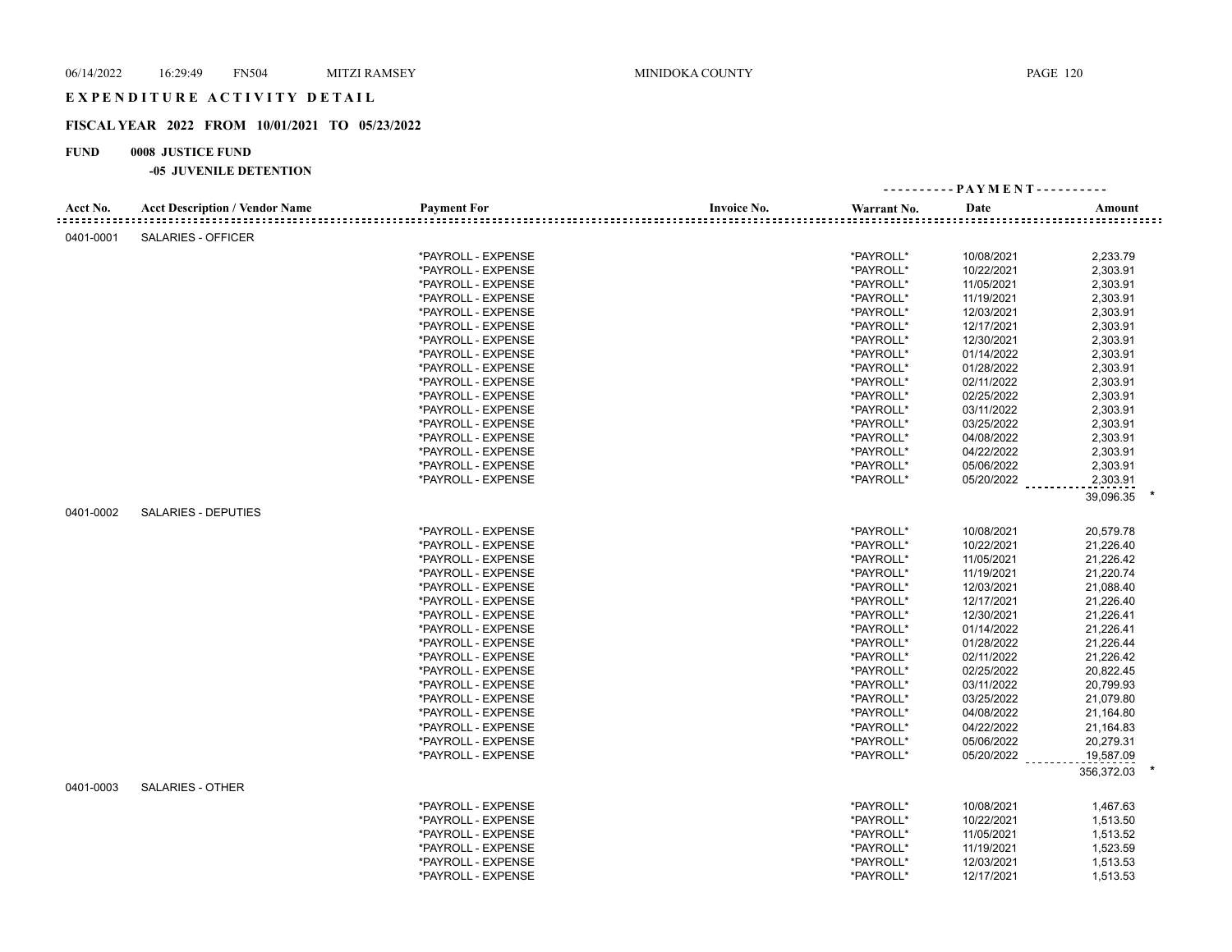# EXPENDITURE ACTIVITY DETAIL

## FISCAL YEAR 2022 FROM 10/01/2021 TO 05/23/2022

**FUND 0008 JUSTICE FUND**

**-05 JUVENILE DETENTION**

| Acct No. | Acct Description / Vendor Name | Payment For | Invoice No. | Warrant No. | PAYMENT Date | Amount |
|---|---|---|---|---|---|---|
| 0401-0001 | SALARIES - OFFICER | | | | | |
| | | *PAYROLL - EXPENSE | | *PAYROLL* | 10/08/2021 | 2,233.79 |
| | | *PAYROLL - EXPENSE | | *PAYROLL* | 10/22/2021 | 2,303.91 |
| | | *PAYROLL - EXPENSE | | *PAYROLL* | 11/05/2021 | 2,303.91 |
| | | *PAYROLL - EXPENSE | | *PAYROLL* | 11/19/2021 | 2,303.91 |
| | | *PAYROLL - EXPENSE | | *PAYROLL* | 12/03/2021 | 2,303.91 |
| | | *PAYROLL - EXPENSE | | *PAYROLL* | 12/17/2021 | 2,303.91 |
| | | *PAYROLL - EXPENSE | | *PAYROLL* | 12/30/2021 | 2,303.91 |
| | | *PAYROLL - EXPENSE | | *PAYROLL* | 01/14/2022 | 2,303.91 |
| | | *PAYROLL - EXPENSE | | *PAYROLL* | 01/28/2022 | 2,303.91 |
| | | *PAYROLL - EXPENSE | | *PAYROLL* | 02/11/2022 | 2,303.91 |
| | | *PAYROLL - EXPENSE | | *PAYROLL* | 02/25/2022 | 2,303.91 |
| | | *PAYROLL - EXPENSE | | *PAYROLL* | 03/11/2022 | 2,303.91 |
| | | *PAYROLL - EXPENSE | | *PAYROLL* | 03/25/2022 | 2,303.91 |
| | | *PAYROLL - EXPENSE | | *PAYROLL* | 04/08/2022 | 2,303.91 |
| | | *PAYROLL - EXPENSE | | *PAYROLL* | 04/22/2022 | 2,303.91 |
| | | *PAYROLL - EXPENSE | | *PAYROLL* | 05/06/2022 | 2,303.91 |
| | | *PAYROLL - EXPENSE | | *PAYROLL* | 05/20/2022 | 2,303.91 |
| | | | | | | 39,096.35 * |
| 0401-0002 | SALARIES - DEPUTIES | | | | | |
| | | *PAYROLL - EXPENSE | | *PAYROLL* | 10/08/2021 | 20,579.78 |
| | | *PAYROLL - EXPENSE | | *PAYROLL* | 10/22/2021 | 21,226.40 |
| | | *PAYROLL - EXPENSE | | *PAYROLL* | 11/05/2021 | 21,226.42 |
| | | *PAYROLL - EXPENSE | | *PAYROLL* | 11/19/2021 | 21,220.74 |
| | | *PAYROLL - EXPENSE | | *PAYROLL* | 12/03/2021 | 21,088.40 |
| | | *PAYROLL - EXPENSE | | *PAYROLL* | 12/17/2021 | 21,226.40 |
| | | *PAYROLL - EXPENSE | | *PAYROLL* | 12/30/2021 | 21,226.41 |
| | | *PAYROLL - EXPENSE | | *PAYROLL* | 01/14/2022 | 21,226.41 |
| | | *PAYROLL - EXPENSE | | *PAYROLL* | 01/28/2022 | 21,226.44 |
| | | *PAYROLL - EXPENSE | | *PAYROLL* | 02/11/2022 | 21,226.42 |
| | | *PAYROLL - EXPENSE | | *PAYROLL* | 02/25/2022 | 20,822.45 |
| | | *PAYROLL - EXPENSE | | *PAYROLL* | 03/11/2022 | 20,799.93 |
| | | *PAYROLL - EXPENSE | | *PAYROLL* | 03/25/2022 | 21,079.80 |
| | | *PAYROLL - EXPENSE | | *PAYROLL* | 04/08/2022 | 21,164.80 |
| | | *PAYROLL - EXPENSE | | *PAYROLL* | 04/22/2022 | 21,164.83 |
| | | *PAYROLL - EXPENSE | | *PAYROLL* | 05/06/2022 | 20,279.31 |
| | | *PAYROLL - EXPENSE | | *PAYROLL* | 05/20/2022 | 19,587.09 |
| | | | | | | 356,372.03 * |
| 0401-0003 | SALARIES - OTHER | | | | | |
| | | *PAYROLL - EXPENSE | | *PAYROLL* | 10/08/2021 | 1,467.63 |
| | | *PAYROLL - EXPENSE | | *PAYROLL* | 10/22/2021 | 1,513.50 |
| | | *PAYROLL - EXPENSE | | *PAYROLL* | 11/05/2021 | 1,513.52 |
| | | *PAYROLL - EXPENSE | | *PAYROLL* | 11/19/2021 | 1,523.59 |
| | | *PAYROLL - EXPENSE | | *PAYROLL* | 12/03/2021 | 1,513.53 |
| | | *PAYROLL - EXPENSE | | *PAYROLL* | 12/17/2021 | 1,513.53 |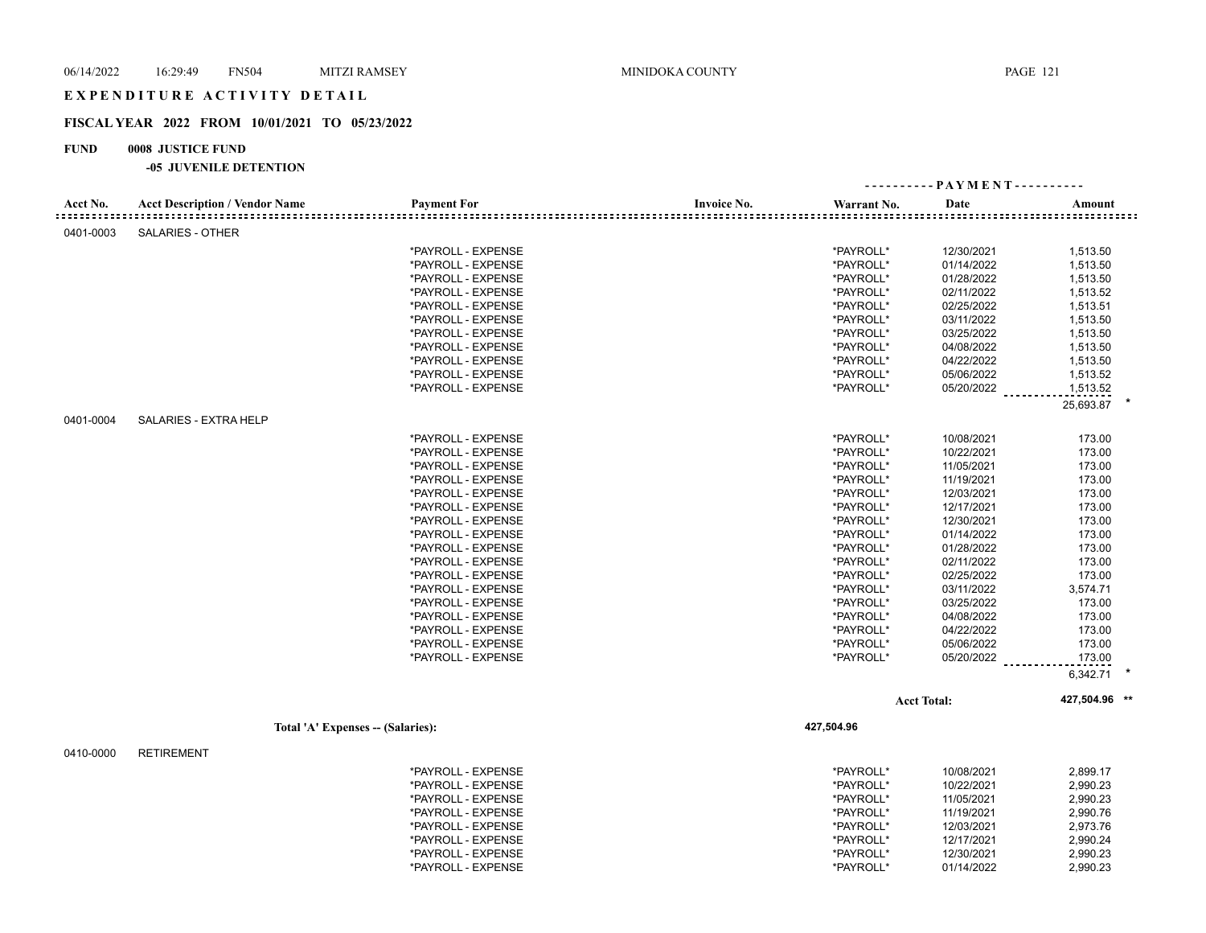# EXPENDITURE ACTIVITY DETAIL

## FISCAL YEAR 2022 FROM 10/01/2021 TO 05/23/2022

**FUND 0008 JUSTICE FUND**

**-05 JUVENILE DETENTION**

| Acct No. | Acct Description / Vendor Name | Payment For | Invoice No. | Warrant No. | PAYMENT Date | Amount |
|---|---|---|---|---|---|---|
| 0401-0003 | SALARIES - OTHER | | | | | |
| | | *PAYROLL - EXPENSE | | *PAYROLL* | 12/30/2021 | 1,513.50 |
| | | *PAYROLL - EXPENSE | | *PAYROLL* | 01/14/2022 | 1,513.50 |
| | | *PAYROLL - EXPENSE | | *PAYROLL* | 01/28/2022 | 1,513.50 |
| | | *PAYROLL - EXPENSE | | *PAYROLL* | 02/11/2022 | 1,513.52 |
| | | *PAYROLL - EXPENSE | | *PAYROLL* | 02/25/2022 | 1,513.51 |
| | | *PAYROLL - EXPENSE | | *PAYROLL* | 03/11/2022 | 1,513.50 |
| | | *PAYROLL - EXPENSE | | *PAYROLL* | 03/25/2022 | 1,513.50 |
| | | *PAYROLL - EXPENSE | | *PAYROLL* | 04/08/2022 | 1,513.50 |
| | | *PAYROLL - EXPENSE | | *PAYROLL* | 04/22/2022 | 1,513.50 |
| | | *PAYROLL - EXPENSE | | *PAYROLL* | 05/06/2022 | 1,513.52 |
| | | *PAYROLL - EXPENSE | | *PAYROLL* | 05/20/2022 | 1,513.52 |
| | | | | | | 25,693.87 * |
| 0401-0004 | SALARIES - EXTRA HELP | | | | | |
| | | *PAYROLL - EXPENSE | | *PAYROLL* | 10/08/2021 | 173.00 |
| | | *PAYROLL - EXPENSE | | *PAYROLL* | 10/22/2021 | 173.00 |
| | | *PAYROLL - EXPENSE | | *PAYROLL* | 11/05/2021 | 173.00 |
| | | *PAYROLL - EXPENSE | | *PAYROLL* | 11/19/2021 | 173.00 |
| | | *PAYROLL - EXPENSE | | *PAYROLL* | 12/03/2021 | 173.00 |
| | | *PAYROLL - EXPENSE | | *PAYROLL* | 12/17/2021 | 173.00 |
| | | *PAYROLL - EXPENSE | | *PAYROLL* | 12/30/2021 | 173.00 |
| | | *PAYROLL - EXPENSE | | *PAYROLL* | 01/14/2022 | 173.00 |
| | | *PAYROLL - EXPENSE | | *PAYROLL* | 01/28/2022 | 173.00 |
| | | *PAYROLL - EXPENSE | | *PAYROLL* | 02/11/2022 | 173.00 |
| | | *PAYROLL - EXPENSE | | *PAYROLL* | 02/25/2022 | 173.00 |
| | | *PAYROLL - EXPENSE | | *PAYROLL* | 03/11/2022 | 3,574.71 |
| | | *PAYROLL - EXPENSE | | *PAYROLL* | 03/25/2022 | 173.00 |
| | | *PAYROLL - EXPENSE | | *PAYROLL* | 04/08/2022 | 173.00 |
| | | *PAYROLL - EXPENSE | | *PAYROLL* | 04/22/2022 | 173.00 |
| | | *PAYROLL - EXPENSE | | *PAYROLL* | 05/06/2022 | 173.00 |
| | | *PAYROLL - EXPENSE | | *PAYROLL* | 05/20/2022 | 173.00 |
| | | | | | | 6,342.71 * |
| | | | | | **Acct Total:** | **427,504.96 \*\*** |
| | **Total 'A' Expenses -- (Salaries):** | | | **427,504.96** | | |
| 0410-0000 | RETIREMENT | | | | | |
| | | *PAYROLL - EXPENSE | | *PAYROLL* | 10/08/2021 | 2,899.17 |
| | | *PAYROLL - EXPENSE | | *PAYROLL* | 10/22/2021 | 2,990.23 |
| | | *PAYROLL - EXPENSE | | *PAYROLL* | 11/05/2021 | 2,990.23 |
| | | *PAYROLL - EXPENSE | | *PAYROLL* | 11/19/2021 | 2,990.76 |
| | | *PAYROLL - EXPENSE | | *PAYROLL* | 12/03/2021 | 2,973.76 |
| | | *PAYROLL - EXPENSE | | *PAYROLL* | 12/17/2021 | 2,990.24 |
| | | *PAYROLL - EXPENSE | | *PAYROLL* | 12/30/2021 | 2,990.23 |
| | | *PAYROLL - EXPENSE | | *PAYROLL* | 01/14/2022 | 2,990.23 |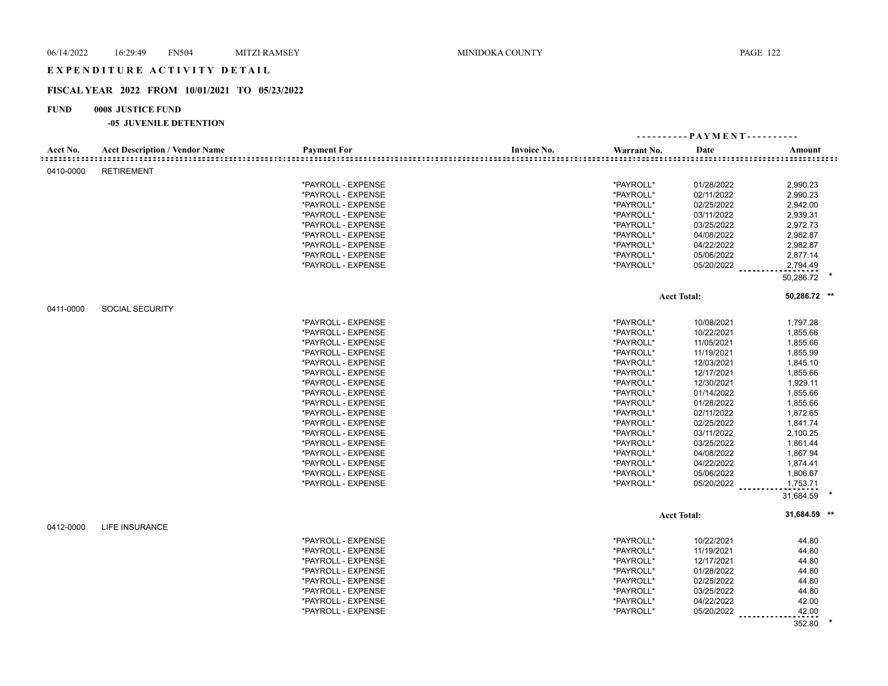# EXPENDITURE ACTIVITY DETAIL

## FISCAL YEAR 2022 FROM 10/01/2021 TO 05/23/2022

**FUND 0008 JUSTICE FUND**

**-05 JUVENILE DETENTION**

| Acct No. | Acct Description / Vendor Name | Payment For | Invoice No. | Warrant No. | Date | Amount |
|---|---|---|---|---|---|---|
| 0410-0000 | RETIREMENT | | | | | |
| | | *PAYROLL - EXPENSE | | *PAYROLL* | 01/28/2022 | 2,990.23 |
| | | *PAYROLL - EXPENSE | | *PAYROLL* | 02/11/2022 | 2,990.23 |
| | | *PAYROLL - EXPENSE | | *PAYROLL* | 02/25/2022 | 2,942.00 |
| | | *PAYROLL - EXPENSE | | *PAYROLL* | 03/11/2022 | 2,939.31 |
| | | *PAYROLL - EXPENSE | | *PAYROLL* | 03/25/2022 | 2,972.73 |
| | | *PAYROLL - EXPENSE | | *PAYROLL* | 04/08/2022 | 2,982.87 |
| | | *PAYROLL - EXPENSE | | *PAYROLL* | 04/22/2022 | 2,982.87 |
| | | *PAYROLL - EXPENSE | | *PAYROLL* | 05/06/2022 | 2,877.14 |
| | | *PAYROLL - EXPENSE | | *PAYROLL* | 05/20/2022 | 2,794.49 |
| | | | | | | 50,286.72 * |
| | | | | | Acct Total: | 50,286.72 ** |
| 0411-0000 | SOCIAL SECURITY | | | | | |
| | | *PAYROLL - EXPENSE | | *PAYROLL* | 10/08/2021 | 1,797.28 |
| | | *PAYROLL - EXPENSE | | *PAYROLL* | 10/22/2021 | 1,855.66 |
| | | *PAYROLL - EXPENSE | | *PAYROLL* | 11/05/2021 | 1,855.66 |
| | | *PAYROLL - EXPENSE | | *PAYROLL* | 11/19/2021 | 1,855.99 |
| | | *PAYROLL - EXPENSE | | *PAYROLL* | 12/03/2021 | 1,845.10 |
| | | *PAYROLL - EXPENSE | | *PAYROLL* | 12/17/2021 | 1,855.66 |
| | | *PAYROLL - EXPENSE | | *PAYROLL* | 12/30/2021 | 1,929.11 |
| | | *PAYROLL - EXPENSE | | *PAYROLL* | 01/14/2022 | 1,855.66 |
| | | *PAYROLL - EXPENSE | | *PAYROLL* | 01/28/2022 | 1,855.66 |
| | | *PAYROLL - EXPENSE | | *PAYROLL* | 02/11/2022 | 1,872.65 |
| | | *PAYROLL - EXPENSE | | *PAYROLL* | 02/25/2022 | 1,841.74 |
| | | *PAYROLL - EXPENSE | | *PAYROLL* | 03/11/2022 | 2,100.25 |
| | | *PAYROLL - EXPENSE | | *PAYROLL* | 03/25/2022 | 1,861.44 |
| | | *PAYROLL - EXPENSE | | *PAYROLL* | 04/08/2022 | 1,867.94 |
| | | *PAYROLL - EXPENSE | | *PAYROLL* | 04/22/2022 | 1,874.41 |
| | | *PAYROLL - EXPENSE | | *PAYROLL* | 05/06/2022 | 1,806.67 |
| | | *PAYROLL - EXPENSE | | *PAYROLL* | 05/20/2022 | 1,753.71 |
| | | | | | | 31,684.59 * |
| | | | | | Acct Total: | 31,684.59 ** |
| 0412-0000 | LIFE INSURANCE | | | | | |
| | | *PAYROLL - EXPENSE | | *PAYROLL* | 10/22/2021 | 44.80 |
| | | *PAYROLL - EXPENSE | | *PAYROLL* | 11/19/2021 | 44.80 |
| | | *PAYROLL - EXPENSE | | *PAYROLL* | 12/17/2021 | 44.80 |
| | | *PAYROLL - EXPENSE | | *PAYROLL* | 01/28/2022 | 44.80 |
| | | *PAYROLL - EXPENSE | | *PAYROLL* | 02/25/2022 | 44.80 |
| | | *PAYROLL - EXPENSE | | *PAYROLL* | 03/25/2022 | 44.80 |
| | | *PAYROLL - EXPENSE | | *PAYROLL* | 04/22/2022 | 42.00 |
| | | *PAYROLL - EXPENSE | | *PAYROLL* | 05/20/2022 | 42.00 |
| | | | | | | 352.80 * |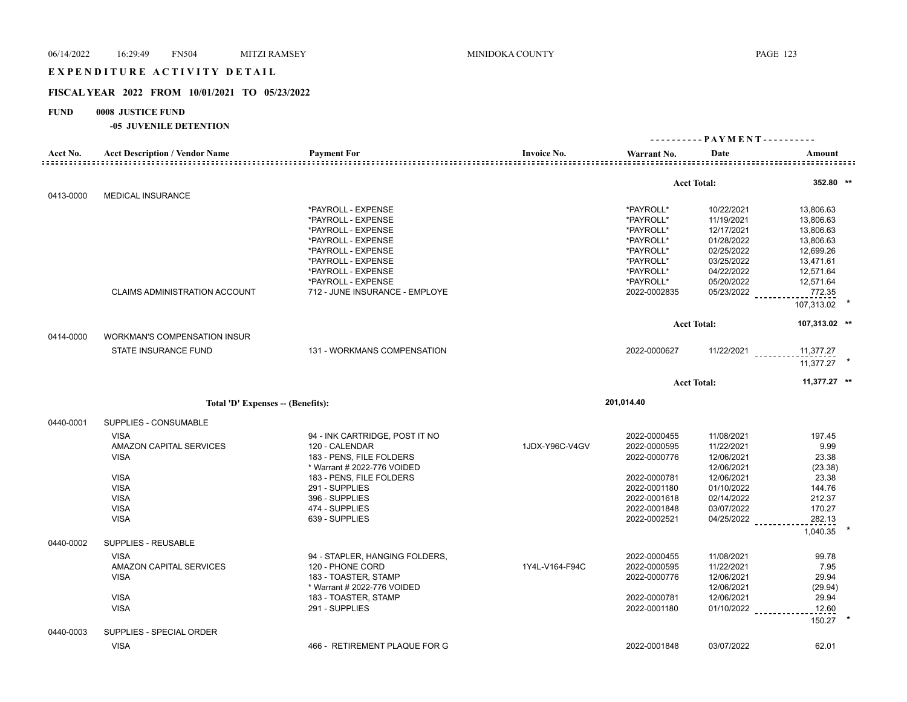# EXPENDITURE ACTIVITY DETAIL

## FISCAL YEAR 2022 FROM 10/01/2021 TO 05/23/2022

**FUND 0008 JUSTICE FUND**

**-05 JUVENILE DETENTION**

| Acct No. | Acct Description / Vendor Name | Payment For | Invoice No. | Warrant No. | PAYMENT Date | Amount |
|---|---|---|---|---|---|---|
| | | | | | **Acct Total:** | **352.80 \*\*** |
| 0413-0000 | MEDICAL INSURANCE | | | | | |
| | | *PAYROLL - EXPENSE | | *PAYROLL* | 10/22/2021 | 13,806.63 |
| | | *PAYROLL - EXPENSE | | *PAYROLL* | 11/19/2021 | 13,806.63 |
| | | *PAYROLL - EXPENSE | | *PAYROLL* | 12/17/2021 | 13,806.63 |
| | | *PAYROLL - EXPENSE | | *PAYROLL* | 01/28/2022 | 13,806.63 |
| | | *PAYROLL - EXPENSE | | *PAYROLL* | 02/25/2022 | 12,699.26 |
| | | *PAYROLL - EXPENSE | | *PAYROLL* | 03/25/2022 | 13,471.61 |
| | | *PAYROLL - EXPENSE | | *PAYROLL* | 04/22/2022 | 12,571.64 |
| | | *PAYROLL - EXPENSE | | *PAYROLL* | 05/20/2022 | 12,571.64 |
| | CLAIMS ADMINISTRATION ACCOUNT | 712 - JUNE INSURANCE - EMPLOYE | | 2022-0002835 | 05/23/2022 | 772.35 |
| | | | | | | 107,313.02 * |
| | | | | | **Acct Total:** | **107,313.02 \*\*** |
| 0414-0000 | WORKMAN'S COMPENSATION INSUR | | | | | |
| | STATE INSURANCE FUND | 131 - WORKMANS COMPENSATION | | 2022-0000627 | 11/22/2021 | 11,377.27 |
| | | | | | | 11,377.27 * |
| | | | | | **Acct Total:** | **11,377.27 \*\*** |
| | **Total 'D' Expenses -- (Benefits):** | | | **201,014.40** | | |
| 0440-0001 | SUPPLIES - CONSUMABLE | | | | | |
| | VISA | 94 - INK CARTRIDGE, POST IT NO | | 2022-0000455 | 11/08/2021 | 197.45 |
| | AMAZON CAPITAL SERVICES | 120 - CALENDAR | 1JDX-Y96C-V4GV | 2022-0000595 | 11/22/2021 | 9.99 |
| | VISA | 183 - PENS, FILE FOLDERS | | 2022-0000776 | 12/06/2021 | 23.38 |
| | | * Warrant # 2022-776 VOIDED | | | 12/06/2021 | (23.38) |
| | VISA | 183 - PENS, FILE FOLDERS | | 2022-0000781 | 12/06/2021 | 23.38 |
| | VISA | 291 - SUPPLIES | | 2022-0001180 | 01/10/2022 | 144.76 |
| | VISA | 396 - SUPPLIES | | 2022-0001618 | 02/14/2022 | 212.37 |
| | VISA | 474 - SUPPLIES | | 2022-0001848 | 03/07/2022 | 170.27 |
| | VISA | 639 - SUPPLIES | | 2022-0002521 | 04/25/2022 | 282.13 |
| | | | | | | 1,040.35 * |
| 0440-0002 | SUPPLIES - REUSABLE | | | | | |
| | VISA | 94 - STAPLER, HANGING FOLDERS, | | 2022-0000455 | 11/08/2021 | 99.78 |
| | AMAZON CAPITAL SERVICES | 120 - PHONE CORD | 1Y4L-V164-F94C | 2022-0000595 | 11/22/2021 | 7.95 |
| | VISA | 183 - TOASTER, STAMP | | 2022-0000776 | 12/06/2021 | 29.94 |
| | | * Warrant # 2022-776 VOIDED | | | 12/06/2021 | (29.94) |
| | VISA | 183 - TOASTER, STAMP | | 2022-0000781 | 12/06/2021 | 29.94 |
| | VISA | 291 - SUPPLIES | | 2022-0001180 | 01/10/2022 | 12.60 |
| | | | | | | 150.27 * |
| 0440-0003 | SUPPLIES - SPECIAL ORDER | | | | | |
| | VISA | 466 - RETIREMENT PLAQUE FOR G | | 2022-0001848 | 03/07/2022 | 62.01 |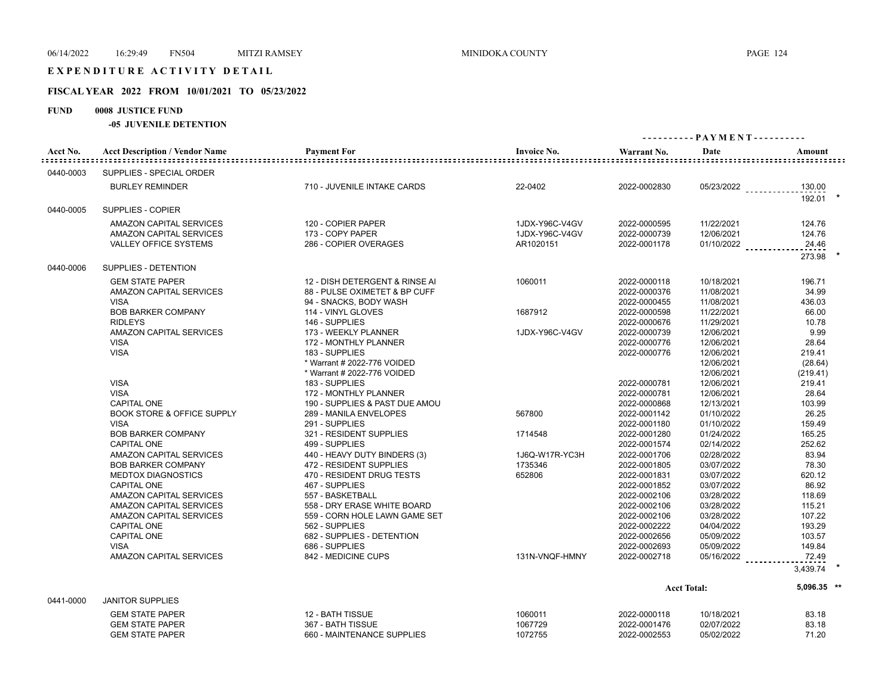# EXPENDITURE ACTIVITY DETAIL

## FISCAL YEAR 2022 FROM 10/01/2021 TO 05/23/2022

**FUND 0008 JUSTICE FUND**

**-05 JUVENILE DETENTION**

| Acct No. | Acct Description / Vendor Name | Payment For | Invoice No. | Warrant No. | Date | Amount |
|---|---|---|---|---|---|---|
| 0440-0003 | SUPPLIES - SPECIAL ORDER | | | | | |
| | BURLEY REMINDER | 710 - JUVENILE INTAKE CARDS | 22-0402 | 2022-0002830 | 05/23/2022 | 130.00 |
| | | | | | | 192.01 * |
| 0440-0005 | SUPPLIES - COPIER | | | | | |
| | AMAZON CAPITAL SERVICES | 120 - COPIER PAPER | 1JDX-Y96C-V4GV | 2022-0000595 | 11/22/2021 | 124.76 |
| | AMAZON CAPITAL SERVICES | 173 - COPY PAPER | 1JDX-Y96C-V4GV | 2022-0000739 | 12/06/2021 | 124.76 |
| | VALLEY OFFICE SYSTEMS | 286 - COPIER OVERAGES | AR1020151 | 2022-0001178 | 01/10/2022 | 24.46 |
| | | | | | | 273.98 * |
| 0440-0006 | SUPPLIES - DETENTION | | | | | |
| | GEM STATE PAPER | 12 - DISH DETERGENT & RINSE AI | 1060011 | 2022-0000118 | 10/18/2021 | 196.71 |
| | AMAZON CAPITAL SERVICES | 88 - PULSE OXIMETET & BP CUFF | | 2022-0000376 | 11/08/2021 | 34.99 |
| | VISA | 94 - SNACKS, BODY WASH | | 2022-0000455 | 11/08/2021 | 436.03 |
| | BOB BARKER COMPANY | 114 - VINYL GLOVES | 1687912 | 2022-0000598 | 11/22/2021 | 66.00 |
| | RIDLEYS | 146 - SUPPLIES | | 2022-0000676 | 11/29/2021 | 10.78 |
| | AMAZON CAPITAL SERVICES | 173 - WEEKLY PLANNER | 1JDX-Y96C-V4GV | 2022-0000739 | 12/06/2021 | 9.99 |
| | VISA | 172 - MONTHLY PLANNER | | 2022-0000776 | 12/06/2021 | 28.64 |
| | VISA | 183 - SUPPLIES | | 2022-0000776 | 12/06/2021 | 219.41 |
| | | * Warrant # 2022-776 VOIDED | | | 12/06/2021 | (28.64) |
| | | * Warrant # 2022-776 VOIDED | | | 12/06/2021 | (219.41) |
| | VISA | 183 - SUPPLIES | | 2022-0000781 | 12/06/2021 | 219.41 |
| | VISA | 172 - MONTHLY PLANNER | | 2022-0000781 | 12/06/2021 | 28.64 |
| | CAPITAL ONE | 190 - SUPPLIES & PAST DUE AMOU | | 2022-0000868 | 12/13/2021 | 103.99 |
| | BOOK STORE & OFFICE SUPPLY | 289 - MANILA ENVELOPES | 567800 | 2022-0001142 | 01/10/2022 | 26.25 |
| | VISA | 291 - SUPPLIES | | 2022-0001180 | 01/10/2022 | 159.49 |
| | BOB BARKER COMPANY | 321 - RESIDENT SUPPLIES | 1714548 | 2022-0001280 | 01/24/2022 | 165.25 |
| | CAPITAL ONE | 499 - SUPPLIES | | 2022-0001574 | 02/14/2022 | 252.62 |
| | AMAZON CAPITAL SERVICES | 440 - HEAVY DUTY BINDERS (3) | 1J6Q-W17R-YC3H | 2022-0001706 | 02/28/2022 | 83.94 |
| | BOB BARKER COMPANY | 472 - RESIDENT SUPPLIES | 1735346 | 2022-0001805 | 03/07/2022 | 78.30 |
| | MEDTOX DIAGNOSTICS | 470 - RESIDENT DRUG TESTS | 652806 | 2022-0001831 | 03/07/2022 | 620.12 |
| | CAPITAL ONE | 467 - SUPPLIES | | 2022-0001852 | 03/07/2022 | 86.92 |
| | AMAZON CAPITAL SERVICES | 557 - BASKETBALL | | 2022-0002106 | 03/28/2022 | 118.69 |
| | AMAZON CAPITAL SERVICES | 558 - DRY ERASE WHITE BOARD | | 2022-0002106 | 03/28/2022 | 115.21 |
| | AMAZON CAPITAL SERVICES | 559 - CORN HOLE LAWN GAME SET | | 2022-0002106 | 03/28/2022 | 107.22 |
| | CAPITAL ONE | 562 - SUPPLIES | | 2022-0002222 | 04/04/2022 | 193.29 |
| | CAPITAL ONE | 682 - SUPPLIES - DETENTION | | 2022-0002656 | 05/09/2022 | 103.57 |
| | VISA | 686 - SUPPLIES | | 2022-0002693 | 05/09/2022 | 149.84 |
| | AMAZON CAPITAL SERVICES | 842 - MEDICINE CUPS | 131N-VNQF-HMNY | 2022-0002718 | 05/16/2022 | 72.49 |
| | | | | | | 3,439.74 * |
| | | | | | Acct Total: | 5,096.35 ** |
| 0441-0000 | JANITOR SUPPLIES | | | | | |
| | GEM STATE PAPER | 12 - BATH TISSUE | 1060011 | 2022-0000118 | 10/18/2021 | 83.18 |
| | GEM STATE PAPER | 367 - BATH TISSUE | 1067729 | 2022-0001476 | 02/07/2022 | 83.18 |
| | GEM STATE PAPER | 660 - MAINTENANCE SUPPLIES | 1072755 | 2022-0002553 | 05/02/2022 | 71.20 |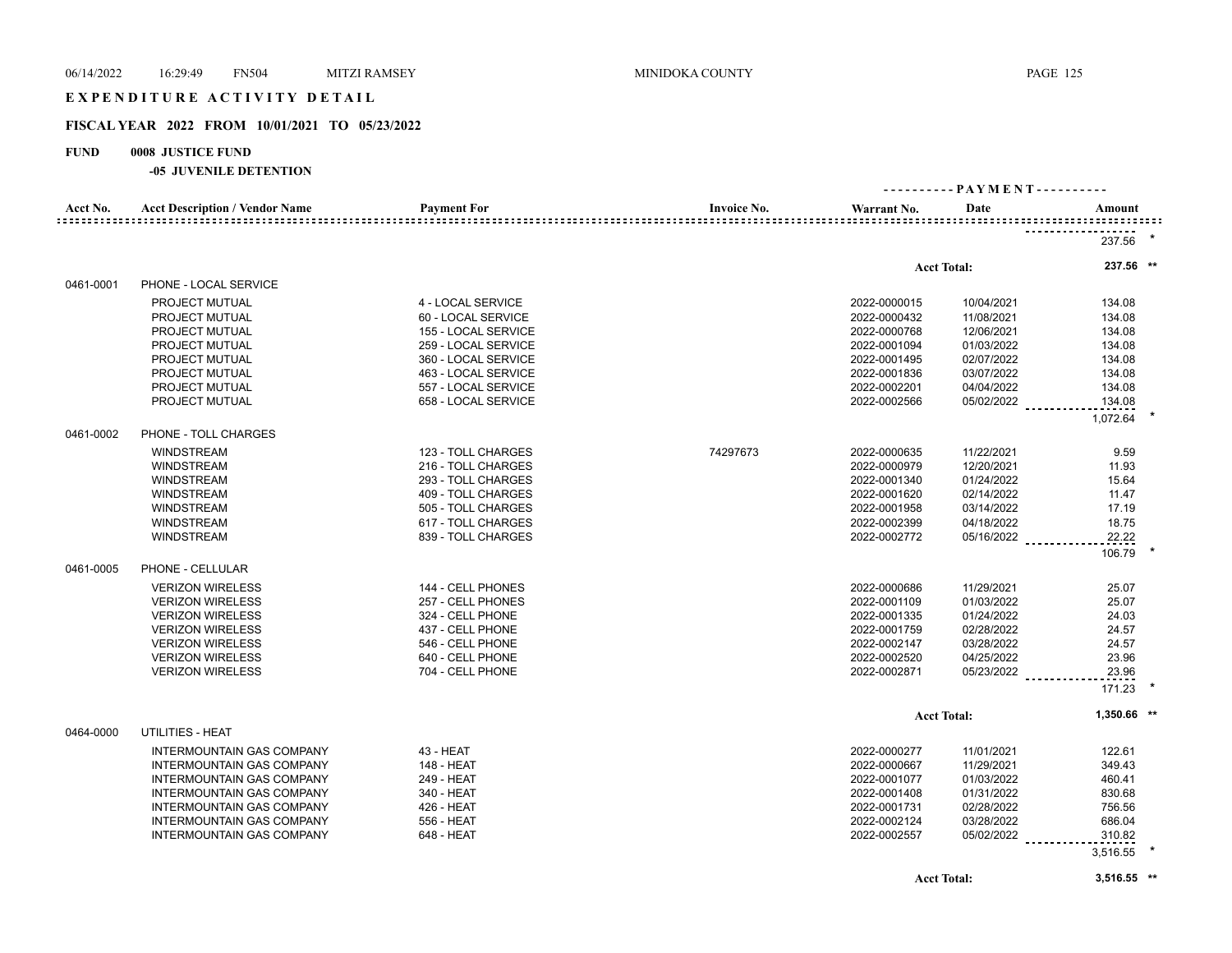# EXPENDITURE ACTIVITY DETAIL

## FISCAL YEAR 2022 FROM 10/01/2021 TO 05/23/2022

**FUND 0008 JUSTICE FUND**

**-05 JUVENILE DETENTION**

| Acct No. | Acct Description / Vendor Name | Payment For | Invoice No. | Warrant No. | Date | Amount |
|---|---|---|---|---|---|---|
| | | | | | | 237.56 * |
| | | | | | Acct Total: | 237.56 ** |
| 0461-0001 | PHONE - LOCAL SERVICE | | | | | |
| | PROJECT MUTUAL | 4 - LOCAL SERVICE | | 2022-0000015 | 10/04/2021 | 134.08 |
| | PROJECT MUTUAL | 60 - LOCAL SERVICE | | 2022-0000432 | 11/08/2021 | 134.08 |
| | PROJECT MUTUAL | 155 - LOCAL SERVICE | | 2022-0000768 | 12/06/2021 | 134.08 |
| | PROJECT MUTUAL | 259 - LOCAL SERVICE | | 2022-0001094 | 01/03/2022 | 134.08 |
| | PROJECT MUTUAL | 360 - LOCAL SERVICE | | 2022-0001495 | 02/07/2022 | 134.08 |
| | PROJECT MUTUAL | 463 - LOCAL SERVICE | | 2022-0001836 | 03/07/2022 | 134.08 |
| | PROJECT MUTUAL | 557 - LOCAL SERVICE | | 2022-0002201 | 04/04/2022 | 134.08 |
| | PROJECT MUTUAL | 658 - LOCAL SERVICE | | 2022-0002566 | 05/02/2022 | 134.08 |
| | | | | | | 1,072.64 * |
| 0461-0002 | PHONE - TOLL CHARGES | | | | | |
| | WINDSTREAM | 123 - TOLL CHARGES | 74297673 | 2022-0000635 | 11/22/2021 | 9.59 |
| | WINDSTREAM | 216 - TOLL CHARGES | | 2022-0000979 | 12/20/2021 | 11.93 |
| | WINDSTREAM | 293 - TOLL CHARGES | | 2022-0001340 | 01/24/2022 | 15.64 |
| | WINDSTREAM | 409 - TOLL CHARGES | | 2022-0001620 | 02/14/2022 | 11.47 |
| | WINDSTREAM | 505 - TOLL CHARGES | | 2022-0001958 | 03/14/2022 | 17.19 |
| | WINDSTREAM | 617 - TOLL CHARGES | | 2022-0002399 | 04/18/2022 | 18.75 |
| | WINDSTREAM | 839 - TOLL CHARGES | | 2022-0002772 | 05/16/2022 | 22.22 |
| | | | | | | 106.79 * |
| 0461-0005 | PHONE - CELLULAR | | | | | |
| | VERIZON WIRELESS | 144 - CELL PHONES | | 2022-0000686 | 11/29/2021 | 25.07 |
| | VERIZON WIRELESS | 257 - CELL PHONES | | 2022-0001109 | 01/03/2022 | 25.07 |
| | VERIZON WIRELESS | 324 - CELL PHONE | | 2022-0001335 | 01/24/2022 | 24.03 |
| | VERIZON WIRELESS | 437 - CELL PHONE | | 2022-0001759 | 02/28/2022 | 24.57 |
| | VERIZON WIRELESS | 546 - CELL PHONE | | 2022-0002147 | 03/28/2022 | 24.57 |
| | VERIZON WIRELESS | 640 - CELL PHONE | | 2022-0002520 | 04/25/2022 | 23.96 |
| | VERIZON WIRELESS | 704 - CELL PHONE | | 2022-0002871 | 05/23/2022 | 23.96 |
| | | | | | | 171.23 * |
| | | | | | Acct Total: | 1,350.66 ** |
| 0464-0000 | UTILITIES - HEAT | | | | | |
| | INTERMOUNTAIN GAS COMPANY | 43 - HEAT | | 2022-0000277 | 11/01/2021 | 122.61 |
| | INTERMOUNTAIN GAS COMPANY | 148 - HEAT | | 2022-0000667 | 11/29/2021 | 349.43 |
| | INTERMOUNTAIN GAS COMPANY | 249 - HEAT | | 2022-0001077 | 01/03/2022 | 460.41 |
| | INTERMOUNTAIN GAS COMPANY | 340 - HEAT | | 2022-0001408 | 01/31/2022 | 830.68 |
| | INTERMOUNTAIN GAS COMPANY | 426 - HEAT | | 2022-0001731 | 02/28/2022 | 756.56 |
| | INTERMOUNTAIN GAS COMPANY | 556 - HEAT | | 2022-0002124 | 03/28/2022 | 686.04 |
| | INTERMOUNTAIN GAS COMPANY | 648 - HEAT | | 2022-0002557 | 05/02/2022 | 310.82 |
| | | | | | | 3,516.55 * |
| | | | | | Acct Total: | 3,516.55 ** |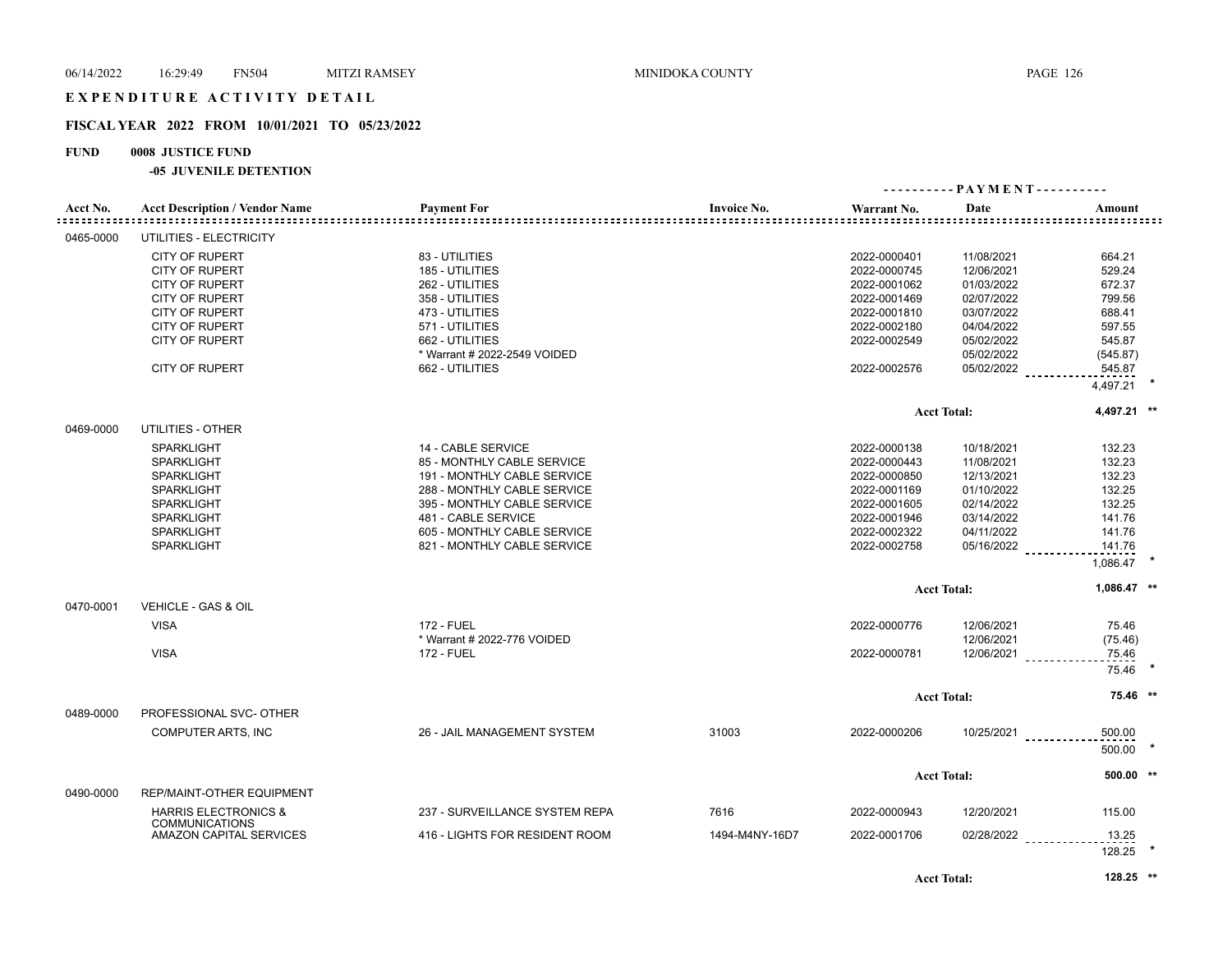# EXPENDITURE ACTIVITY DETAIL

## FISCAL YEAR 2022 FROM 10/01/2021 TO 05/23/2022

**FUND 0008 JUSTICE FUND**

**-05 JUVENILE DETENTION**

| Acct No. | Acct Description / Vendor Name | Payment For | Invoice No. | Warrant No. | Date | Amount | |
|---|---|---|---|---|---|---|---|
| 0465-0000 | UTILITIES - ELECTRICITY | | | | | | |
| | CITY OF RUPERT | 83 - UTILITIES | | 2022-0000401 | 11/08/2021 | 664.21 | |
| | CITY OF RUPERT | 185 - UTILITIES | | 2022-0000745 | 12/06/2021 | 529.24 | |
| | CITY OF RUPERT | 262 - UTILITIES | | 2022-0001062 | 01/03/2022 | 672.37 | |
| | CITY OF RUPERT | 358 - UTILITIES | | 2022-0001469 | 02/07/2022 | 799.56 | |
| | CITY OF RUPERT | 473 - UTILITIES | | 2022-0001810 | 03/07/2022 | 688.41 | |
| | CITY OF RUPERT | 571 - UTILITIES | | 2022-0002180 | 04/04/2022 | 597.55 | |
| | CITY OF RUPERT | 662 - UTILITIES | | 2022-0002549 | 05/02/2022 | 545.87 | |
| | | * Warrant # 2022-2549 VOIDED | | | 05/02/2022 | (545.87) | |
| | CITY OF RUPERT | 662 - UTILITIES | | 2022-0002576 | 05/02/2022 | 545.87 | |
| | | | | | | 4,497.21 | * |
| | | | | | Acct Total: | 4,497.21 | ** |
| 0469-0000 | UTILITIES - OTHER | | | | | | |
| | SPARKLIGHT | 14 - CABLE SERVICE | | 2022-0000138 | 10/18/2021 | 132.23 | |
| | SPARKLIGHT | 85 - MONTHLY CABLE SERVICE | | 2022-0000443 | 11/08/2021 | 132.23 | |
| | SPARKLIGHT | 191 - MONTHLY CABLE SERVICE | | 2022-0000850 | 12/13/2021 | 132.23 | |
| | SPARKLIGHT | 288 - MONTHLY CABLE SERVICE | | 2022-0001169 | 01/10/2022 | 132.25 | |
| | SPARKLIGHT | 395 - MONTHLY CABLE SERVICE | | 2022-0001605 | 02/14/2022 | 132.25 | |
| | SPARKLIGHT | 481 - CABLE SERVICE | | 2022-0001946 | 03/14/2022 | 141.76 | |
| | SPARKLIGHT | 605 - MONTHLY CABLE SERVICE | | 2022-0002322 | 04/11/2022 | 141.76 | |
| | SPARKLIGHT | 821 - MONTHLY CABLE SERVICE | | 2022-0002758 | 05/16/2022 | 141.76 | |
| | | | | | | 1,086.47 | * |
| | | | | | Acct Total: | 1,086.47 | ** |
| 0470-0001 | VEHICLE - GAS & OIL | | | | | | |
| | VISA | 172 - FUEL | | 2022-0000776 | 12/06/2021 | 75.46 | |
| | | * Warrant # 2022-776 VOIDED | | | 12/06/2021 | (75.46) | |
| | VISA | 172 - FUEL | | 2022-0000781 | 12/06/2021 | 75.46 | |
| | | | | | | 75.46 | * |
| | | | | | Acct Total: | 75.46 | ** |
| 0489-0000 | PROFESSIONAL SVC- OTHER | | | | | | |
| | COMPUTER ARTS, INC | 26 - JAIL MANAGEMENT SYSTEM | 31003 | 2022-0000206 | 10/25/2021 | 500.00 | |
| | | | | | | 500.00 | * |
| | | | | | Acct Total: | 500.00 | ** |
| 0490-0000 | REP/MAINT-OTHER EQUIPMENT | | | | | | |
| | HARRIS ELECTRONICS & COMMUNICATIONS | 237 - SURVEILLANCE SYSTEM REPA | 7616 | 2022-0000943 | 12/20/2021 | 115.00 | |
| | AMAZON CAPITAL SERVICES | 416 - LIGHTS FOR RESIDENT ROOM | 1494-M4NY-16D7 | 2022-0001706 | 02/28/2022 | 13.25 | |
| | | | | | | 128.25 | * |
| | | | | | Acct Total: | 128.25 | ** |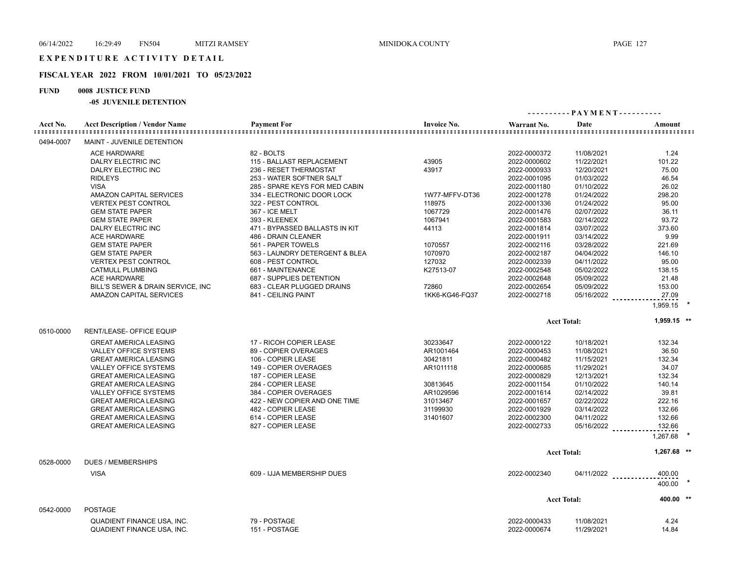# EXPENDITURE ACTIVITY DETAIL

## FISCAL YEAR 2022 FROM 10/01/2021 TO 05/23/2022

**FUND 0008 JUSTICE FUND**

**-05 JUVENILE DETENTION**

| Acct No. | Acct Description / Vendor Name | Payment For | Invoice No. | Warrant No. | Date | Amount |
|---|---|---|---|---|---|---|
| 0494-0007 | MAINT - JUVENILE DETENTION | | | | | |
| | ACE HARDWARE | 82 - BOLTS | | 2022-0000372 | 11/08/2021 | 1.24 |
| | DALRY ELECTRIC INC | 115 - BALLAST REPLACEMENT | 43905 | 2022-0000602 | 11/22/2021 | 101.22 |
| | DALRY ELECTRIC INC | 236 - RESET THERMOSTAT | 43917 | 2022-0000933 | 12/20/2021 | 75.00 |
| | RIDLEYS | 253 - WATER SOFTNER SALT | | 2022-0001095 | 01/03/2022 | 46.54 |
| | VISA | 285 - SPARE KEYS FOR MED CABIN | | 2022-0001180 | 01/10/2022 | 26.02 |
| | AMAZON CAPITAL SERVICES | 334 - ELECTRONIC DOOR LOCK | 1W77-MFFV-DT36 | 2022-0001278 | 01/24/2022 | 298.20 |
| | VERTEX PEST CONTROL | 322 - PEST CONTROL | 118975 | 2022-0001336 | 01/24/2022 | 95.00 |
| | GEM STATE PAPER | 367 - ICE MELT | 1067729 | 2022-0001476 | 02/07/2022 | 36.11 |
| | GEM STATE PAPER | 393 - KLEENEX | 1067941 | 2022-0001583 | 02/14/2022 | 93.72 |
| | DALRY ELECTRIC INC | 471 - BYPASSED BALLASTS IN KIT | 44113 | 2022-0001814 | 03/07/2022 | 373.60 |
| | ACE HARDWARE | 486 - DRAIN CLEANER | | 2022-0001911 | 03/14/2022 | 9.99 |
| | GEM STATE PAPER | 561 - PAPER TOWELS | 1070557 | 2022-0002116 | 03/28/2022 | 221.69 |
| | GEM STATE PAPER | 563 - LAUNDRY DETERGENT & BLEA | 1070970 | 2022-0002187 | 04/04/2022 | 146.10 |
| | VERTEX PEST CONTROL | 608 - PEST CONTROL | 127032 | 2022-0002339 | 04/11/2022 | 95.00 |
| | CATMULL PLUMBING | 661 - MAINTENANCE | K27513-07 | 2022-0002548 | 05/02/2022 | 138.15 |
| | ACE HARDWARE | 687 - SUPPLIES DETENTION | | 2022-0002648 | 05/09/2022 | 21.48 |
| | BILL'S SEWER & DRAIN SERVICE, INC | 683 - CLEAR PLUGGED DRAINS | 72860 | 2022-0002654 | 05/09/2022 | 153.00 |
| | AMAZON CAPITAL SERVICES | 841 - CEILING PAINT | 1KK6-KG46-FQ37 | 2022-0002718 | 05/16/2022 | 27.09 |
| | | | | | | 1,959.15 * |
| | | | | Acct Total: | | 1,959.15 ** |
| 0510-0000 | RENT/LEASE- OFFICE EQUIP | | | | | |
| | GREAT AMERICA LEASING | 17 - RICOH COPIER LEASE | 30233647 | 2022-0000122 | 10/18/2021 | 132.34 |
| | VALLEY OFFICE SYSTEMS | 89 - COPIER OVERAGES | AR1001464 | 2022-0000453 | 11/08/2021 | 36.50 |
| | GREAT AMERICA LEASING | 106 - COPIER LEASE | 30421811 | 2022-0000482 | 11/15/2021 | 132.34 |
| | VALLEY OFFICE SYSTEMS | 149 - COPIER OVERAGES | AR1011118 | 2022-0000685 | 11/29/2021 | 34.07 |
| | GREAT AMERICA LEASING | 187 - COPIER LEASE | | 2022-0000829 | 12/13/2021 | 132.34 |
| | GREAT AMERICA LEASING | 284 - COPIER LEASE | 30813645 | 2022-0001154 | 01/10/2022 | 140.14 |
| | VALLEY OFFICE SYSTEMS | 384 - COPIER OVERAGES | AR1029596 | 2022-0001614 | 02/14/2022 | 39.81 |
| | GREAT AMERICA LEASING | 422 - NEW COPIER AND ONE TIME | 31013467 | 2022-0001657 | 02/22/2022 | 222.16 |
| | GREAT AMERICA LEASING | 482 - COPIER LEASE | 31199930 | 2022-0001929 | 03/14/2022 | 132.66 |
| | GREAT AMERICA LEASING | 614 - COPIER LEASE | 31401607 | 2022-0002300 | 04/11/2022 | 132.66 |
| | GREAT AMERICA LEASING | 827 - COPIER LEASE | | 2022-0002733 | 05/16/2022 | 132.66 |
| | | | | | | 1,267.68 * |
| | | | | Acct Total: | | 1,267.68 ** |
| 0528-0000 | DUES / MEMBERSHIPS | | | | | |
| | VISA | 609 - IJJA MEMBERSHIP DUES | | 2022-0002340 | 04/11/2022 | 400.00 |
| | | | | | | 400.00 * |
| | | | | Acct Total: | | 400.00 ** |
| 0542-0000 | POSTAGE | | | | | |
| | QUADIENT FINANCE USA, INC. | 79 - POSTAGE | | 2022-0000433 | 11/08/2021 | 4.24 |
| | QUADIENT FINANCE USA, INC. | 151 - POSTAGE | | 2022-0000674 | 11/29/2021 | 14.84 |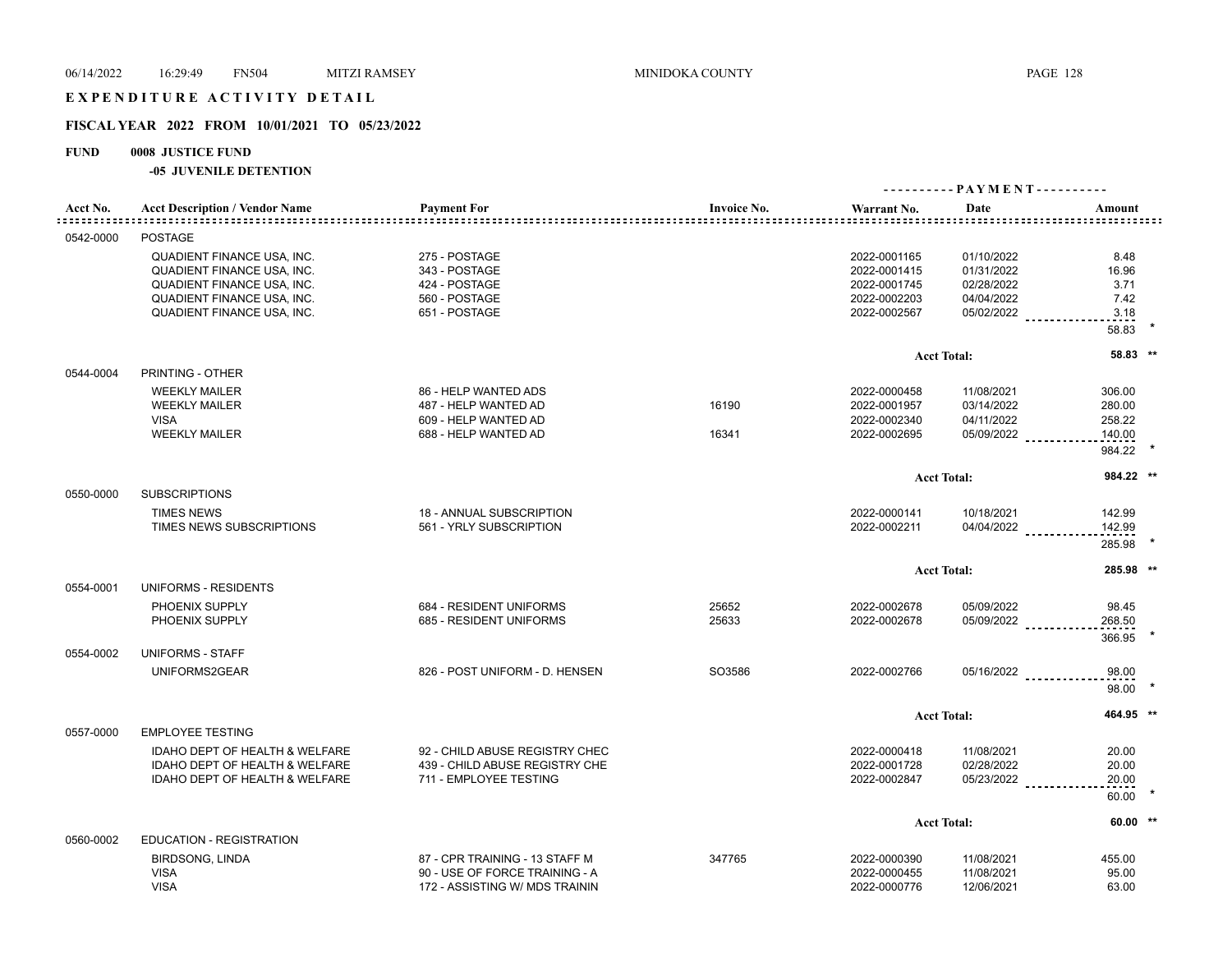# EXPENDITURE ACTIVITY DETAIL

## FISCAL YEAR 2022 FROM 10/01/2021 TO 05/23/2022

**FUND 0008 JUSTICE FUND**

**-05 JUVENILE DETENTION**

| Acct No. | Acct Description / Vendor Name | Payment For | Invoice No. | Warrant No. | Date | Amount |
|---|---|---|---|---|---|---|
| 0542-0000 | POSTAGE | | | | | |
| | QUADIENT FINANCE USA, INC. | 275 - POSTAGE | | 2022-0001165 | 01/10/2022 | 8.48 |
| | QUADIENT FINANCE USA, INC. | 343 - POSTAGE | | 2022-0001415 | 01/31/2022 | 16.96 |
| | QUADIENT FINANCE USA, INC. | 424 - POSTAGE | | 2022-0001745 | 02/28/2022 | 3.71 |
| | QUADIENT FINANCE USA, INC. | 560 - POSTAGE | | 2022-0002203 | 04/04/2022 | 7.42 |
| | QUADIENT FINANCE USA, INC. | 651 - POSTAGE | | 2022-0002567 | 05/02/2022 | 3.18 |
| | | | | | | 58.83 * |
| | | | | | Acct Total: | 58.83 ** |
| 0544-0004 | PRINTING - OTHER | | | | | |
| | WEEKLY MAILER | 86 - HELP WANTED ADS | | 2022-0000458 | 11/08/2021 | 306.00 |
| | WEEKLY MAILER | 487 - HELP WANTED AD | 16190 | 2022-0001957 | 03/14/2022 | 280.00 |
| | VISA | 609 - HELP WANTED AD | | 2022-0002340 | 04/11/2022 | 258.22 |
| | WEEKLY MAILER | 688 - HELP WANTED AD | 16341 | 2022-0002695 | 05/09/2022 | 140.00 |
| | | | | | | 984.22 * |
| | | | | | Acct Total: | 984.22 ** |
| 0550-0000 | SUBSCRIPTIONS | | | | | |
| | TIMES NEWS | 18 - ANNUAL SUBSCRIPTION | | 2022-0000141 | 10/18/2021 | 142.99 |
| | TIMES NEWS SUBSCRIPTIONS | 561 - YRLY SUBSCRIPTION | | 2022-0002211 | 04/04/2022 | 142.99 |
| | | | | | | 285.98 * |
| | | | | | Acct Total: | 285.98 ** |
| 0554-0001 | UNIFORMS - RESIDENTS | | | | | |
| | PHOENIX SUPPLY | 684 - RESIDENT UNIFORMS | 25652 | 2022-0002678 | 05/09/2022 | 98.45 |
| | PHOENIX SUPPLY | 685 - RESIDENT UNIFORMS | 25633 | 2022-0002678 | 05/09/2022 | 268.50 |
| | | | | | | 366.95 * |
| 0554-0002 | UNIFORMS - STAFF | | | | | |
| | UNIFORMS2GEAR | 826 - POST UNIFORM - D. HENSEN | SO3586 | 2022-0002766 | 05/16/2022 | 98.00 |
| | | | | | | 98.00 * |
| | | | | | Acct Total: | 464.95 ** |
| 0557-0000 | EMPLOYEE TESTING | | | | | |
| | IDAHO DEPT OF HEALTH & WELFARE | 92 - CHILD ABUSE REGISTRY CHEC | | 2022-0000418 | 11/08/2021 | 20.00 |
| | IDAHO DEPT OF HEALTH & WELFARE | 439 - CHILD ABUSE REGISTRY CHE | | 2022-0001728 | 02/28/2022 | 20.00 |
| | IDAHO DEPT OF HEALTH & WELFARE | 711 - EMPLOYEE TESTING | | 2022-0002847 | 05/23/2022 | 20.00 |
| | | | | | | 60.00 * |
| | | | | | Acct Total: | 60.00 ** |
| 0560-0002 | EDUCATION - REGISTRATION | | | | | |
| | BIRDSONG, LINDA | 87 - CPR TRAINING - 13 STAFF M | 347765 | 2022-0000390 | 11/08/2021 | 455.00 |
| | VISA | 90 - USE OF FORCE TRAINING - A | | 2022-0000455 | 11/08/2021 | 95.00 |
| | VISA | 172 - ASSISTING W/ MDS TRAININ | | 2022-0000776 | 12/06/2021 | 63.00 |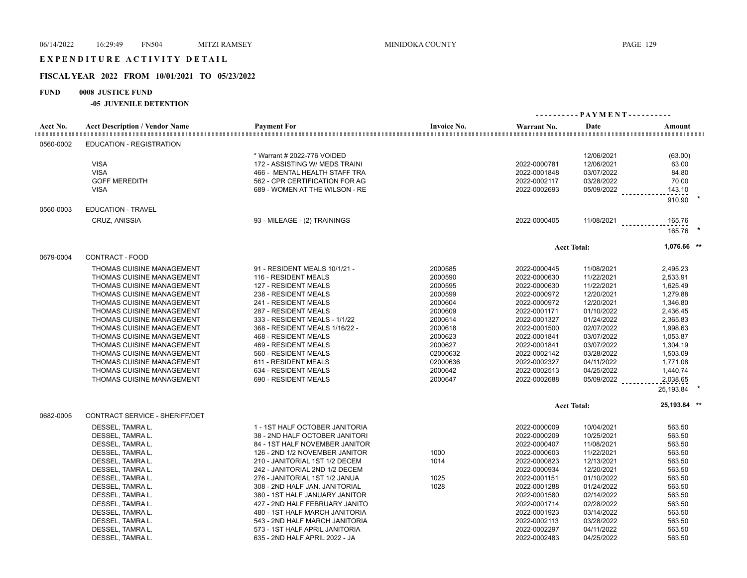# EXPENDITURE ACTIVITY DETAIL

## FISCAL YEAR 2022 FROM 10/01/2021 TO 05/23/2022

**FUND 0008 JUSTICE FUND**

**-05 JUVENILE DETENTION**

| Acct No. | Acct Description / Vendor Name | Payment For | Invoice No. | Warrant No. | Date | Amount |
|---|---|---|---|---|---|---|
| 0560-0002 | EDUCATION - REGISTRATION | | | | | |
| | | * Warrant # 2022-776 VOIDED | | | 12/06/2021 | (63.00) |
| | VISA | 172 - ASSISTING W/ MEDS TRAINI | | 2022-0000781 | 12/06/2021 | 63.00 |
| | VISA | 466 - MENTAL HEALTH STAFF TRA | | 2022-0001848 | 03/07/2022 | 84.80 |
| | GOFF MEREDITH | 562 - CPR CERTIFICATION FOR AG | | 2022-0002117 | 03/28/2022 | 70.00 |
| | VISA | 689 - WOMEN AT THE WILSON - RE | | 2022-0002693 | 05/09/2022 | 143.10 |
| | | | | | | 910.90 * |
| 0560-0003 | EDUCATION - TRAVEL | | | | | |
| | CRUZ, ANISSIA | 93 - MILEAGE - (2) TRAININGS | | 2022-0000405 | 11/08/2021 | 165.76 |
| | | | | | | 165.76 * |
| | | | | Acct Total: | | 1,076.66 ** |
| 0679-0004 | CONTRACT - FOOD | | | | | |
| | THOMAS CUISINE MANAGEMENT | 91 - RESIDENT MEALS 10/1/21 - | 2000585 | 2022-0000445 | 11/08/2021 | 2,495.23 |
| | THOMAS CUISINE MANAGEMENT | 116 - RESIDENT MEALS | 2000590 | 2022-0000630 | 11/22/2021 | 2,533.91 |
| | THOMAS CUISINE MANAGEMENT | 127 - RESIDENT MEALS | 2000595 | 2022-0000630 | 11/22/2021 | 1,625.49 |
| | THOMAS CUISINE MANAGEMENT | 238 - RESIDENT MEALS | 2000599 | 2022-0000972 | 12/20/2021 | 1,279.88 |
| | THOMAS CUISINE MANAGEMENT | 241 - RESIDENT MEALS | 2000604 | 2022-0000972 | 12/20/2021 | 1,346.80 |
| | THOMAS CUISINE MANAGEMENT | 287 - RESIDENT MEALS | 2000609 | 2022-0001171 | 01/10/2022 | 2,436.45 |
| | THOMAS CUISINE MANAGEMENT | 333 - RESIDENT MEALS - 1/1/22 | 2000614 | 2022-0001327 | 01/24/2022 | 2,365.83 |
| | THOMAS CUISINE MANAGEMENT | 368 - RESIDENT MEALS 1/16/22 - | 2000618 | 2022-0001500 | 02/07/2022 | 1,998.63 |
| | THOMAS CUISINE MANAGEMENT | 468 - RESIDENT MEALS | 2000623 | 2022-0001841 | 03/07/2022 | 1,053.87 |
| | THOMAS CUISINE MANAGEMENT | 469 - RESIDENT MEALS | 2000627 | 2022-0001841 | 03/07/2022 | 1,304.19 |
| | THOMAS CUISINE MANAGEMENT | 560 - RESIDENT MEALS | 02000632 | 2022-0002142 | 03/28/2022 | 1,503.09 |
| | THOMAS CUISINE MANAGEMENT | 611 - RESIDENT MEALS | 02000636 | 2022-0002327 | 04/11/2022 | 1,771.08 |
| | THOMAS CUISINE MANAGEMENT | 634 - RESIDENT MEALS | 2000642 | 2022-0002513 | 04/25/2022 | 1,440.74 |
| | THOMAS CUISINE MANAGEMENT | 690 - RESIDENT MEALS | 2000647 | 2022-0002688 | 05/09/2022 | 2,038.65 |
| | | | | | | 25,193.84 * |
| | | | | Acct Total: | | 25,193.84 ** |
| 0682-0005 | CONTRACT SERVICE - SHERIFF/DET | | | | | |
| | DESSEL, TAMRA L. | 1 - 1ST HALF OCTOBER JANITORIA | | 2022-0000009 | 10/04/2021 | 563.50 |
| | DESSEL, TAMRA L. | 38 - 2ND HALF OCTOBER JANITORI | | 2022-0000209 | 10/25/2021 | 563.50 |
| | DESSEL, TAMRA L. | 84 - 1ST HALF NOVEMBER JANITOR | | 2022-0000407 | 11/08/2021 | 563.50 |
| | DESSEL, TAMRA L. | 126 - 2ND 1/2 NOVEMBER JANITOR | 1000 | 2022-0000603 | 11/22/2021 | 563.50 |
| | DESSEL, TAMRA L. | 210 - JANITORIAL 1ST 1/2 DECEM | 1014 | 2022-0000823 | 12/13/2021 | 563.50 |
| | DESSEL, TAMRA L. | 242 - JANITORIAL 2ND 1/2 DECEM | | 2022-0000934 | 12/20/2021 | 563.50 |
| | DESSEL, TAMRA L. | 276 - JANITORIAL 1ST 1/2 JANUA | 1025 | 2022-0001151 | 01/10/2022 | 563.50 |
| | DESSEL, TAMRA L. | 308 - 2ND HALF JAN. JANITORIAL | 1028 | 2022-0001288 | 01/24/2022 | 563.50 |
| | DESSEL, TAMRA L. | 380 - 1ST HALF JANUARY JANITOR | | 2022-0001580 | 02/14/2022 | 563.50 |
| | DESSEL, TAMRA L. | 427 - 2ND HALF FEBRUARY JANITO | | 2022-0001714 | 02/28/2022 | 563.50 |
| | DESSEL, TAMRA L. | 480 - 1ST HALF MARCH JANITORIA | | 2022-0001923 | 03/14/2022 | 563.50 |
| | DESSEL, TAMRA L. | 543 - 2ND HALF MARCH JANITORIA | | 2022-0002113 | 03/28/2022 | 563.50 |
| | DESSEL, TAMRA L. | 573 - 1ST HALF APRIL JANITORIA | | 2022-0002297 | 04/11/2022 | 563.50 |
| | DESSEL, TAMRA L. | 635 - 2ND HALF APRIL 2022 - JA | | 2022-0002483 | 04/25/2022 | 563.50 |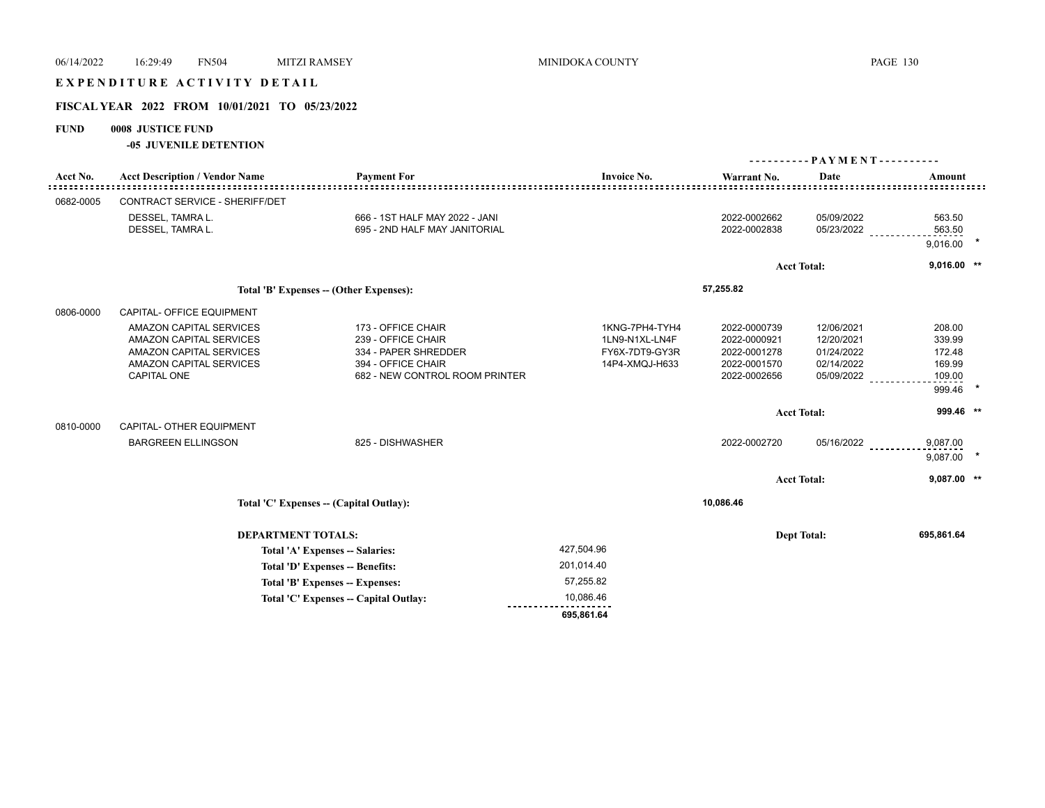# EXPENDITURE ACTIVITY DETAIL

## FISCAL YEAR 2022 FROM 10/01/2021 TO 05/23/2022

**FUND 0008 JUSTICE FUND**

**-05 JUVENILE DETENTION**

| Acct No. | Acct Description / Vendor Name | Payment For | Invoice No. | Warrant No. | Date | Amount |
|---|---|---|---|---|---|---|
| 0682-0005 | CONTRACT SERVICE - SHERIFF/DET | | | | | |
| | DESSEL, TAMRA L. | 666 - 1ST HALF MAY 2022 - JANI | | 2022-0002662 | 05/09/2022 | 563.50 |
| | DESSEL, TAMRA L. | 695 - 2ND HALF MAY JANITORIAL | | 2022-0002838 | 05/23/2022 | 563.50 |
| | | | | | | 9,016.00 * |
| | | | | | Acct Total: | 9,016.00 ** |
| | Total 'B' Expenses -- (Other Expenses): | | | 57,255.82 | | |
| 0806-0000 | CAPITAL- OFFICE EQUIPMENT | | | | | |
| | AMAZON CAPITAL SERVICES | 173 - OFFICE CHAIR | 1KNG-7PH4-TYH4 | 2022-0000739 | 12/06/2021 | 208.00 |
| | AMAZON CAPITAL SERVICES | 239 - OFFICE CHAIR | 1LN9-N1XL-LN4F | 2022-0000921 | 12/20/2021 | 339.99 |
| | AMAZON CAPITAL SERVICES | 334 - PAPER SHREDDER | FY6X-7DT9-GY3R | 2022-0001278 | 01/24/2022 | 172.48 |
| | AMAZON CAPITAL SERVICES | 394 - OFFICE CHAIR | 14P4-XMQJ-H633 | 2022-0001570 | 02/14/2022 | 169.99 |
| | CAPITAL ONE | 682 - NEW CONTROL ROOM PRINTER | | 2022-0002656 | 05/09/2022 | 109.00 |
| | | | | | | 999.46 * |
| | | | | | Acct Total: | 999.46 ** |
| 0810-0000 | CAPITAL- OTHER EQUIPMENT | | | | | |
| | BARGREEN ELLINGSON | 825 - DISHWASHER | | 2022-0002720 | 05/16/2022 | 9,087.00 |
| | | | | | | 9,087.00 * |
| | | | | | Acct Total: | 9,087.00 ** |
| | Total 'C' Expenses -- (Capital Outlay): | | | 10,086.46 | | |

**DEPARTMENT TOTALS:** — Dept Total: **695,861.64**

| | |
|---|---|
| Total 'A' Expenses -- Salaries: | 427,504.96 |
| Total 'D' Expenses -- Benefits: | 201,014.40 |
| Total 'B' Expenses -- Expenses: | 57,255.82 |
| Total 'C' Expenses -- Capital Outlay: | 10,086.46 |
| | 695,861.64 |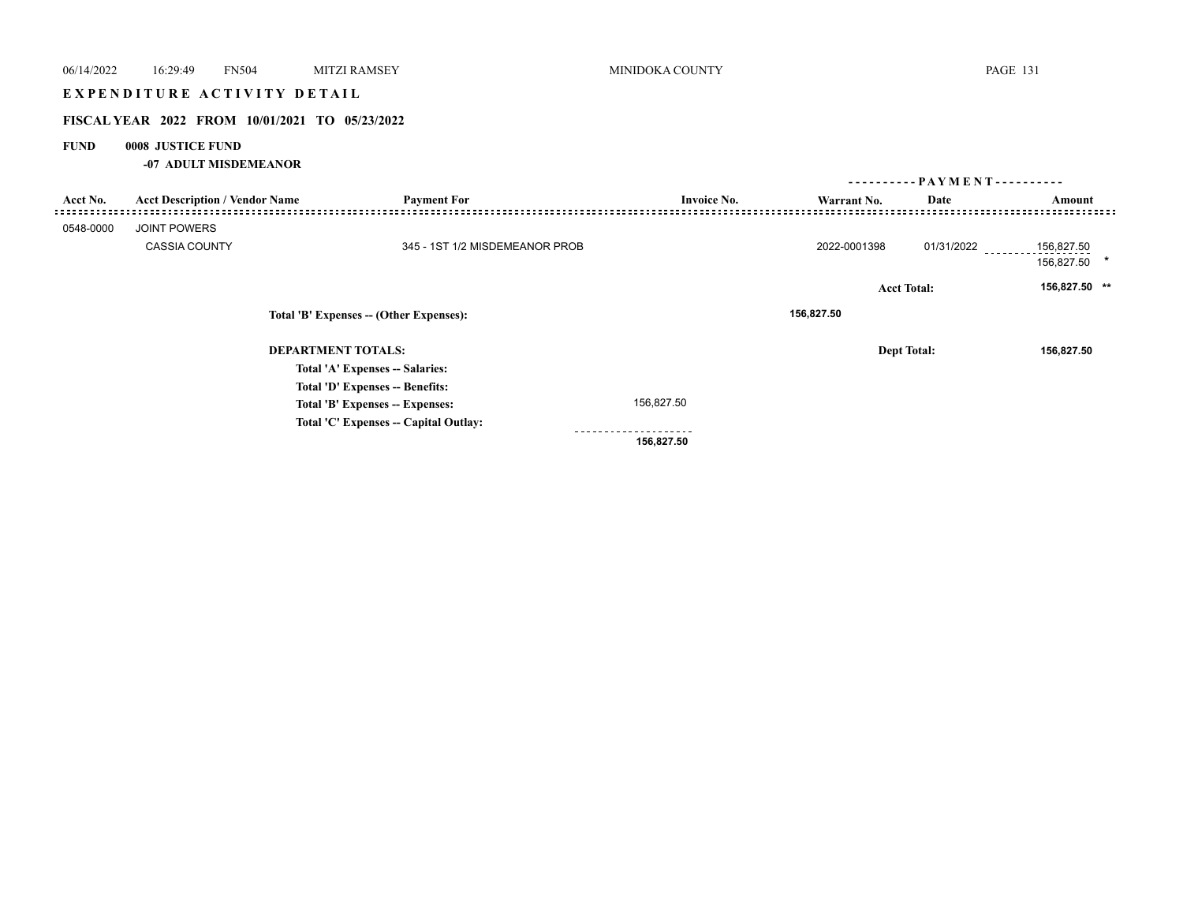# EXPENDITURE ACTIVITY DETAIL

## FISCAL YEAR 2022 FROM 10/01/2021 TO 05/23/2022

**FUND 0008 JUSTICE FUND**

**-07 ADULT MISDEMEANOR**

| Acct No. | Acct Description / Vendor Name | Payment For | Invoice No. | Warrant No. | Date | Amount |
|---|---|---|---|---|---|---|
| 0548-0000 | JOINT POWERS | | | | | |
| | CASSIA COUNTY | 345 - 1ST 1/2 MISDEMEANOR PROB | | 2022-0001398 | 01/31/2022 | 156,827.50 |
| | | | | | | 156,827.50 * |
| | | | | | **Acct Total:** | **156,827.50 ** ** |

**Total 'B' Expenses -- (Other Expenses):** **156,827.50**

**DEPARTMENT TOTALS:** **Dept Total:** **156,827.50**

| | |
|---|---|
| **Total 'A' Expenses -- Salaries:** | |
| **Total 'D' Expenses -- Benefits:** | |
| **Total 'B' Expenses -- Expenses:** | 156,827.50 |
| **Total 'C' Expenses -- Capital Outlay:** | |
| | **156,827.50** |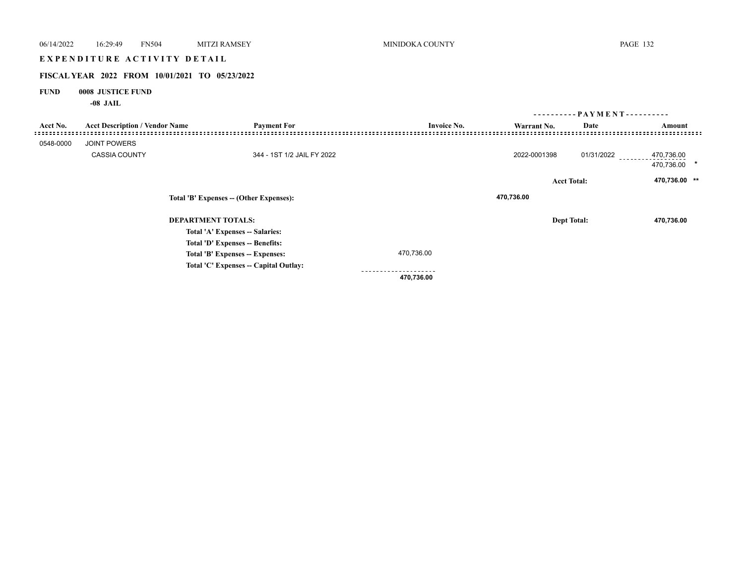## EXPENDITURE ACTIVITY DETAIL

### FISCAL YEAR 2022 FROM 10/01/2021 TO 05/23/2022

**FUND 0008 JUSTICE FUND**

**-08 JAIL**

| Acct No. | Acct Description / Vendor Name | Payment For | Invoice No. | Warrant No. | PAYMENT Date | PAYMENT Amount |
|---|---|---|---|---|---|---|
| 0548-0000 | JOINT POWERS | | | | | |
| | CASSIA COUNTY | 344 - 1ST 1/2 JAIL FY 2022 | | 2022-0001398 | 01/31/2022 | 470,736.00 |
| | | | | | | 470,736.00 * |
| | | | | | Acct Total: | **470,736.00** ** |

**Total 'B' Expenses -- (Other Expenses):** **470,736.00**

**DEPARTMENT TOTALS:** Dept Total: **470,736.00**

| | |
|---|---|
| **Total 'A' Expenses -- Salaries:** | |
| **Total 'D' Expenses -- Benefits:** | |
| **Total 'B' Expenses -- Expenses:** | 470,736.00 |
| **Total 'C' Expenses -- Capital Outlay:** | |
| | **470,736.00** |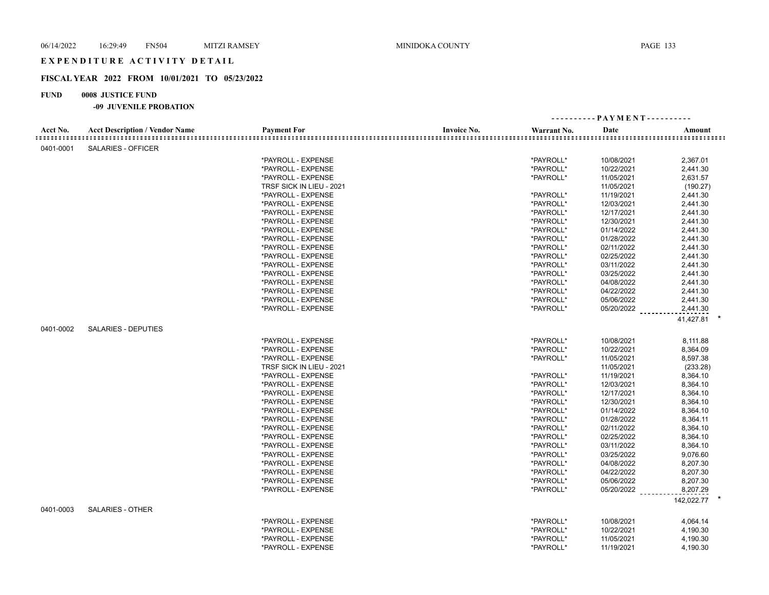# EXPENDITURE ACTIVITY DETAIL

## FISCAL YEAR 2022 FROM 10/01/2021 TO 05/23/2022

**FUND 0008 JUSTICE FUND**

**-09 JUVENILE PROBATION**

| Acct No. | Acct Description / Vendor Name | Payment For | Invoice No. | Warrant No. | PAYMENT Date | Amount |
|---|---|---|---|---|---|---|
| 0401-0001 | SALARIES - OFFICER | | | | | |
| | | *PAYROLL - EXPENSE | | *PAYROLL* | 10/08/2021 | 2,367.01 |
| | | *PAYROLL - EXPENSE | | *PAYROLL* | 10/22/2021 | 2,441.30 |
| | | *PAYROLL - EXPENSE | | *PAYROLL* | 11/05/2021 | 2,631.57 |
| | | TRSF SICK IN LIEU - 2021 | | | 11/05/2021 | (190.27) |
| | | *PAYROLL - EXPENSE | | *PAYROLL* | 11/19/2021 | 2,441.30 |
| | | *PAYROLL - EXPENSE | | *PAYROLL* | 12/03/2021 | 2,441.30 |
| | | *PAYROLL - EXPENSE | | *PAYROLL* | 12/17/2021 | 2,441.30 |
| | | *PAYROLL - EXPENSE | | *PAYROLL* | 12/30/2021 | 2,441.30 |
| | | *PAYROLL - EXPENSE | | *PAYROLL* | 01/14/2022 | 2,441.30 |
| | | *PAYROLL - EXPENSE | | *PAYROLL* | 01/28/2022 | 2,441.30 |
| | | *PAYROLL - EXPENSE | | *PAYROLL* | 02/11/2022 | 2,441.30 |
| | | *PAYROLL - EXPENSE | | *PAYROLL* | 02/25/2022 | 2,441.30 |
| | | *PAYROLL - EXPENSE | | *PAYROLL* | 03/11/2022 | 2,441.30 |
| | | *PAYROLL - EXPENSE | | *PAYROLL* | 03/25/2022 | 2,441.30 |
| | | *PAYROLL - EXPENSE | | *PAYROLL* | 04/08/2022 | 2,441.30 |
| | | *PAYROLL - EXPENSE | | *PAYROLL* | 04/22/2022 | 2,441.30 |
| | | *PAYROLL - EXPENSE | | *PAYROLL* | 05/06/2022 | 2,441.30 |
| | | *PAYROLL - EXPENSE | | *PAYROLL* | 05/20/2022 | 2,441.30 |
| | | | | | | 41,427.81 * |
| 0401-0002 | SALARIES - DEPUTIES | | | | | |
| | | *PAYROLL - EXPENSE | | *PAYROLL* | 10/08/2021 | 8,111.88 |
| | | *PAYROLL - EXPENSE | | *PAYROLL* | 10/22/2021 | 8,364.09 |
| | | *PAYROLL - EXPENSE | | *PAYROLL* | 11/05/2021 | 8,597.38 |
| | | TRSF SICK IN LIEU - 2021 | | | 11/05/2021 | (233.28) |
| | | *PAYROLL - EXPENSE | | *PAYROLL* | 11/19/2021 | 8,364.10 |
| | | *PAYROLL - EXPENSE | | *PAYROLL* | 12/03/2021 | 8,364.10 |
| | | *PAYROLL - EXPENSE | | *PAYROLL* | 12/17/2021 | 8,364.10 |
| | | *PAYROLL - EXPENSE | | *PAYROLL* | 12/30/2021 | 8,364.10 |
| | | *PAYROLL - EXPENSE | | *PAYROLL* | 01/14/2022 | 8,364.10 |
| | | *PAYROLL - EXPENSE | | *PAYROLL* | 01/28/2022 | 8,364.11 |
| | | *PAYROLL - EXPENSE | | *PAYROLL* | 02/11/2022 | 8,364.10 |
| | | *PAYROLL - EXPENSE | | *PAYROLL* | 02/25/2022 | 8,364.10 |
| | | *PAYROLL - EXPENSE | | *PAYROLL* | 03/11/2022 | 8,364.10 |
| | | *PAYROLL - EXPENSE | | *PAYROLL* | 03/25/2022 | 9,076.60 |
| | | *PAYROLL - EXPENSE | | *PAYROLL* | 04/08/2022 | 8,207.30 |
| | | *PAYROLL - EXPENSE | | *PAYROLL* | 04/22/2022 | 8,207.30 |
| | | *PAYROLL - EXPENSE | | *PAYROLL* | 05/06/2022 | 8,207.30 |
| | | *PAYROLL - EXPENSE | | *PAYROLL* | 05/20/2022 | 8,207.29 |
| | | | | | | 142,022.77 * |
| 0401-0003 | SALARIES - OTHER | | | | | |
| | | *PAYROLL - EXPENSE | | *PAYROLL* | 10/08/2021 | 4,064.14 |
| | | *PAYROLL - EXPENSE | | *PAYROLL* | 10/22/2021 | 4,190.30 |
| | | *PAYROLL - EXPENSE | | *PAYROLL* | 11/05/2021 | 4,190.30 |
| | | *PAYROLL - EXPENSE | | *PAYROLL* | 11/19/2021 | 4,190.30 |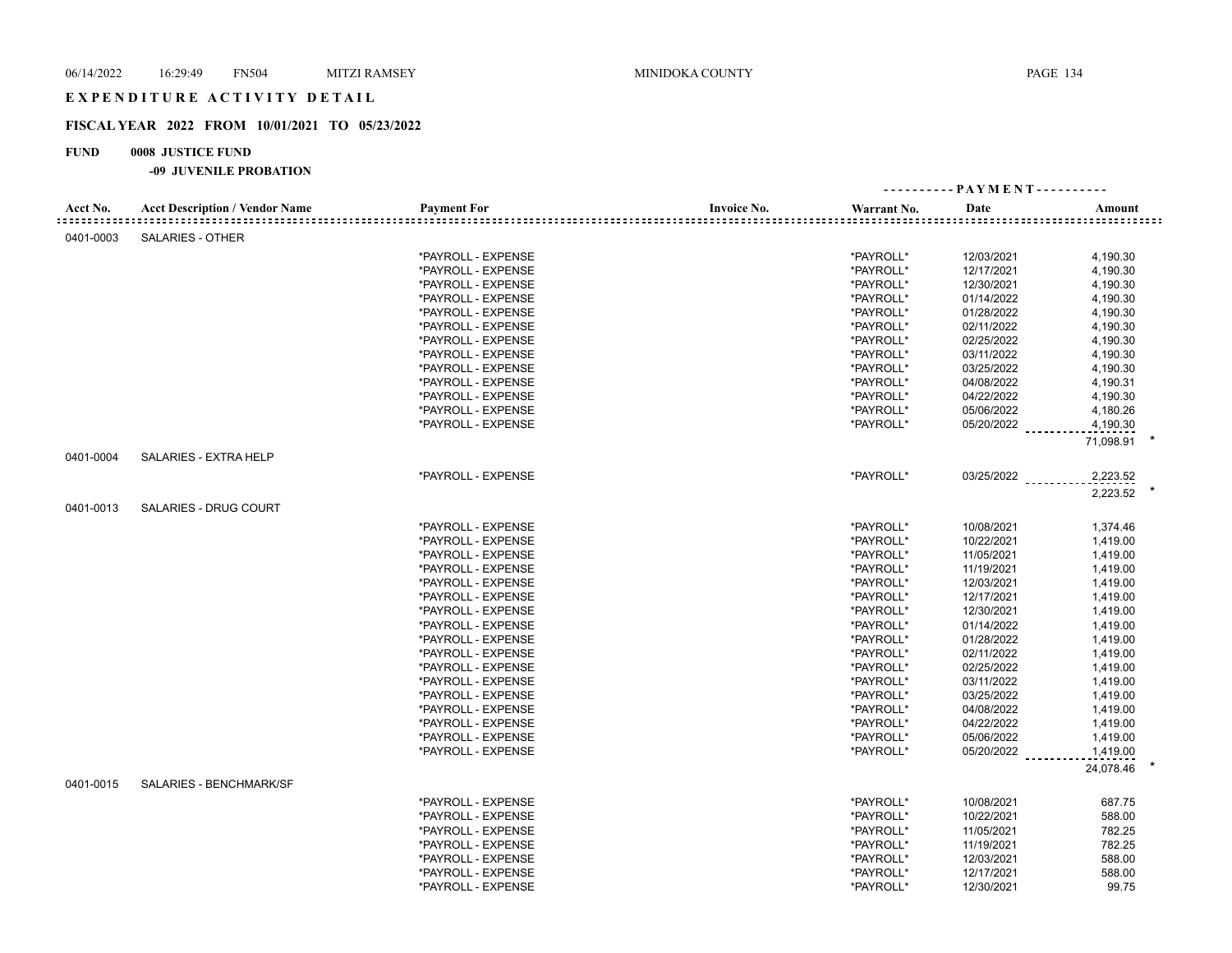# EXPENDITURE ACTIVITY DETAIL

## FISCAL YEAR 2022 FROM 10/01/2021 TO 05/23/2022

**FUND 0008 JUSTICE FUND**

**-09 JUVENILE PROBATION**

| Acct No. | Acct Description / Vendor Name | Payment For | Invoice No. | Warrant No. | Date | Amount |
|---|---|---|---|---|---|---|
| 0401-0003 | SALARIES - OTHER | | | | | |
| | | *PAYROLL - EXPENSE | | *PAYROLL* | 12/03/2021 | 4,190.30 |
| | | *PAYROLL - EXPENSE | | *PAYROLL* | 12/17/2021 | 4,190.30 |
| | | *PAYROLL - EXPENSE | | *PAYROLL* | 12/30/2021 | 4,190.30 |
| | | *PAYROLL - EXPENSE | | *PAYROLL* | 01/14/2022 | 4,190.30 |
| | | *PAYROLL - EXPENSE | | *PAYROLL* | 01/28/2022 | 4,190.30 |
| | | *PAYROLL - EXPENSE | | *PAYROLL* | 02/11/2022 | 4,190.30 |
| | | *PAYROLL - EXPENSE | | *PAYROLL* | 02/25/2022 | 4,190.30 |
| | | *PAYROLL - EXPENSE | | *PAYROLL* | 03/11/2022 | 4,190.30 |
| | | *PAYROLL - EXPENSE | | *PAYROLL* | 03/25/2022 | 4,190.30 |
| | | *PAYROLL - EXPENSE | | *PAYROLL* | 04/08/2022 | 4,190.31 |
| | | *PAYROLL - EXPENSE | | *PAYROLL* | 04/22/2022 | 4,190.30 |
| | | *PAYROLL - EXPENSE | | *PAYROLL* | 05/06/2022 | 4,180.26 |
| | | *PAYROLL - EXPENSE | | *PAYROLL* | 05/20/2022 | 4,190.30 |
| | | | | | | 71,098.91 * |
| 0401-0004 | SALARIES - EXTRA HELP | | | | | |
| | | *PAYROLL - EXPENSE | | *PAYROLL* | 03/25/2022 | 2,223.52 |
| | | | | | | 2,223.52 * |
| 0401-0013 | SALARIES - DRUG COURT | | | | | |
| | | *PAYROLL - EXPENSE | | *PAYROLL* | 10/08/2021 | 1,374.46 |
| | | *PAYROLL - EXPENSE | | *PAYROLL* | 10/22/2021 | 1,419.00 |
| | | *PAYROLL - EXPENSE | | *PAYROLL* | 11/05/2021 | 1,419.00 |
| | | *PAYROLL - EXPENSE | | *PAYROLL* | 11/19/2021 | 1,419.00 |
| | | *PAYROLL - EXPENSE | | *PAYROLL* | 12/03/2021 | 1,419.00 |
| | | *PAYROLL - EXPENSE | | *PAYROLL* | 12/17/2021 | 1,419.00 |
| | | *PAYROLL - EXPENSE | | *PAYROLL* | 12/30/2021 | 1,419.00 |
| | | *PAYROLL - EXPENSE | | *PAYROLL* | 01/14/2022 | 1,419.00 |
| | | *PAYROLL - EXPENSE | | *PAYROLL* | 01/28/2022 | 1,419.00 |
| | | *PAYROLL - EXPENSE | | *PAYROLL* | 02/11/2022 | 1,419.00 |
| | | *PAYROLL - EXPENSE | | *PAYROLL* | 02/25/2022 | 1,419.00 |
| | | *PAYROLL - EXPENSE | | *PAYROLL* | 03/11/2022 | 1,419.00 |
| | | *PAYROLL - EXPENSE | | *PAYROLL* | 03/25/2022 | 1,419.00 |
| | | *PAYROLL - EXPENSE | | *PAYROLL* | 04/08/2022 | 1,419.00 |
| | | *PAYROLL - EXPENSE | | *PAYROLL* | 04/22/2022 | 1,419.00 |
| | | *PAYROLL - EXPENSE | | *PAYROLL* | 05/06/2022 | 1,419.00 |
| | | *PAYROLL - EXPENSE | | *PAYROLL* | 05/20/2022 | 1,419.00 |
| | | | | | | 24,078.46 * |
| 0401-0015 | SALARIES - BENCHMARK/SF | | | | | |
| | | *PAYROLL - EXPENSE | | *PAYROLL* | 10/08/2021 | 687.75 |
| | | *PAYROLL - EXPENSE | | *PAYROLL* | 10/22/2021 | 588.00 |
| | | *PAYROLL - EXPENSE | | *PAYROLL* | 11/05/2021 | 782.25 |
| | | *PAYROLL - EXPENSE | | *PAYROLL* | 11/19/2021 | 782.25 |
| | | *PAYROLL - EXPENSE | | *PAYROLL* | 12/03/2021 | 588.00 |
| | | *PAYROLL - EXPENSE | | *PAYROLL* | 12/17/2021 | 588.00 |
| | | *PAYROLL - EXPENSE | | *PAYROLL* | 12/30/2021 | 99.75 |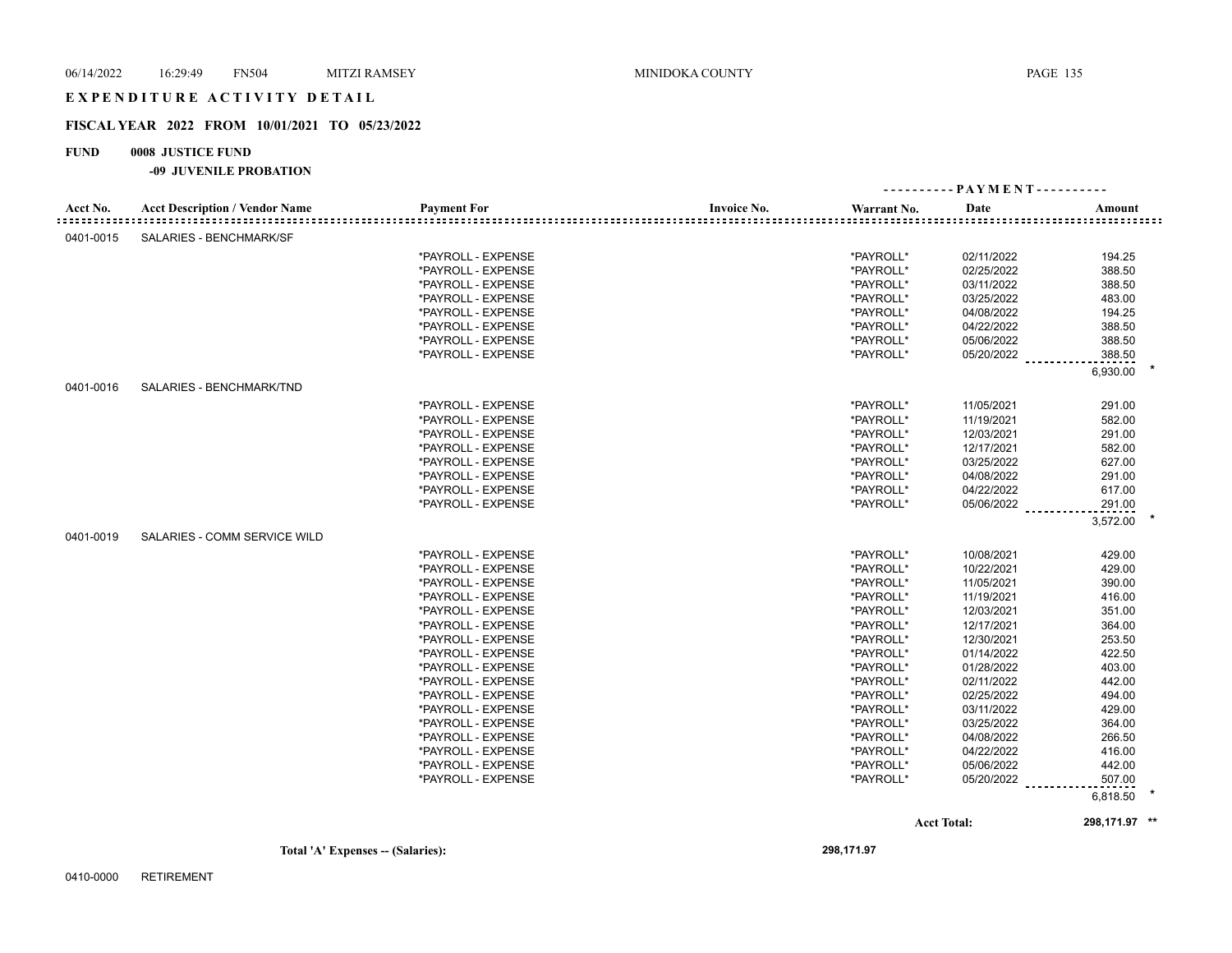# EXPENDITURE ACTIVITY DETAIL

## FISCAL YEAR 2022 FROM 10/01/2021 TO 05/23/2022

**FUND 0008 JUSTICE FUND**

**-09 JUVENILE PROBATION**

| Acct No. | Acct Description / Vendor Name | Payment For | Invoice No. | Warrant No. | Date | Amount |
|---|---|---|---|---|---|---|
| 0401-0015 | SALARIES - BENCHMARK/SF | | | | | |
| | | *PAYROLL - EXPENSE | | *PAYROLL* | 02/11/2022 | 194.25 |
| | | *PAYROLL - EXPENSE | | *PAYROLL* | 02/25/2022 | 388.50 |
| | | *PAYROLL - EXPENSE | | *PAYROLL* | 03/11/2022 | 388.50 |
| | | *PAYROLL - EXPENSE | | *PAYROLL* | 03/25/2022 | 483.00 |
| | | *PAYROLL - EXPENSE | | *PAYROLL* | 04/08/2022 | 194.25 |
| | | *PAYROLL - EXPENSE | | *PAYROLL* | 04/22/2022 | 388.50 |
| | | *PAYROLL - EXPENSE | | *PAYROLL* | 05/06/2022 | 388.50 |
| | | *PAYROLL - EXPENSE | | *PAYROLL* | 05/20/2022 | 388.50 |
| | | | | | | 6,930.00 * |
| 0401-0016 | SALARIES - BENCHMARK/TND | | | | | |
| | | *PAYROLL - EXPENSE | | *PAYROLL* | 11/05/2021 | 291.00 |
| | | *PAYROLL - EXPENSE | | *PAYROLL* | 11/19/2021 | 582.00 |
| | | *PAYROLL - EXPENSE | | *PAYROLL* | 12/03/2021 | 291.00 |
| | | *PAYROLL - EXPENSE | | *PAYROLL* | 12/17/2021 | 582.00 |
| | | *PAYROLL - EXPENSE | | *PAYROLL* | 03/25/2022 | 627.00 |
| | | *PAYROLL - EXPENSE | | *PAYROLL* | 04/08/2022 | 291.00 |
| | | *PAYROLL - EXPENSE | | *PAYROLL* | 04/22/2022 | 617.00 |
| | | *PAYROLL - EXPENSE | | *PAYROLL* | 05/06/2022 | 291.00 |
| | | | | | | 3,572.00 * |
| 0401-0019 | SALARIES - COMM SERVICE WILD | | | | | |
| | | *PAYROLL - EXPENSE | | *PAYROLL* | 10/08/2021 | 429.00 |
| | | *PAYROLL - EXPENSE | | *PAYROLL* | 10/22/2021 | 429.00 |
| | | *PAYROLL - EXPENSE | | *PAYROLL* | 11/05/2021 | 390.00 |
| | | *PAYROLL - EXPENSE | | *PAYROLL* | 11/19/2021 | 416.00 |
| | | *PAYROLL - EXPENSE | | *PAYROLL* | 12/03/2021 | 351.00 |
| | | *PAYROLL - EXPENSE | | *PAYROLL* | 12/17/2021 | 364.00 |
| | | *PAYROLL - EXPENSE | | *PAYROLL* | 12/30/2021 | 253.50 |
| | | *PAYROLL - EXPENSE | | *PAYROLL* | 01/14/2022 | 422.50 |
| | | *PAYROLL - EXPENSE | | *PAYROLL* | 01/28/2022 | 403.00 |
| | | *PAYROLL - EXPENSE | | *PAYROLL* | 02/11/2022 | 442.00 |
| | | *PAYROLL - EXPENSE | | *PAYROLL* | 02/25/2022 | 494.00 |
| | | *PAYROLL - EXPENSE | | *PAYROLL* | 03/11/2022 | 429.00 |
| | | *PAYROLL - EXPENSE | | *PAYROLL* | 03/25/2022 | 364.00 |
| | | *PAYROLL - EXPENSE | | *PAYROLL* | 04/08/2022 | 266.50 |
| | | *PAYROLL - EXPENSE | | *PAYROLL* | 04/22/2022 | 416.00 |
| | | *PAYROLL - EXPENSE | | *PAYROLL* | 05/06/2022 | 442.00 |
| | | *PAYROLL - EXPENSE | | *PAYROLL* | 05/20/2022 | 507.00 |
| | | | | | | 6,818.50 * |
| | | | | | **Acct Total:** | **298,171.97 \*\*** |

**Total 'A' Expenses -- (Salaries):** **298,171.97**

0410-0000 RETIREMENT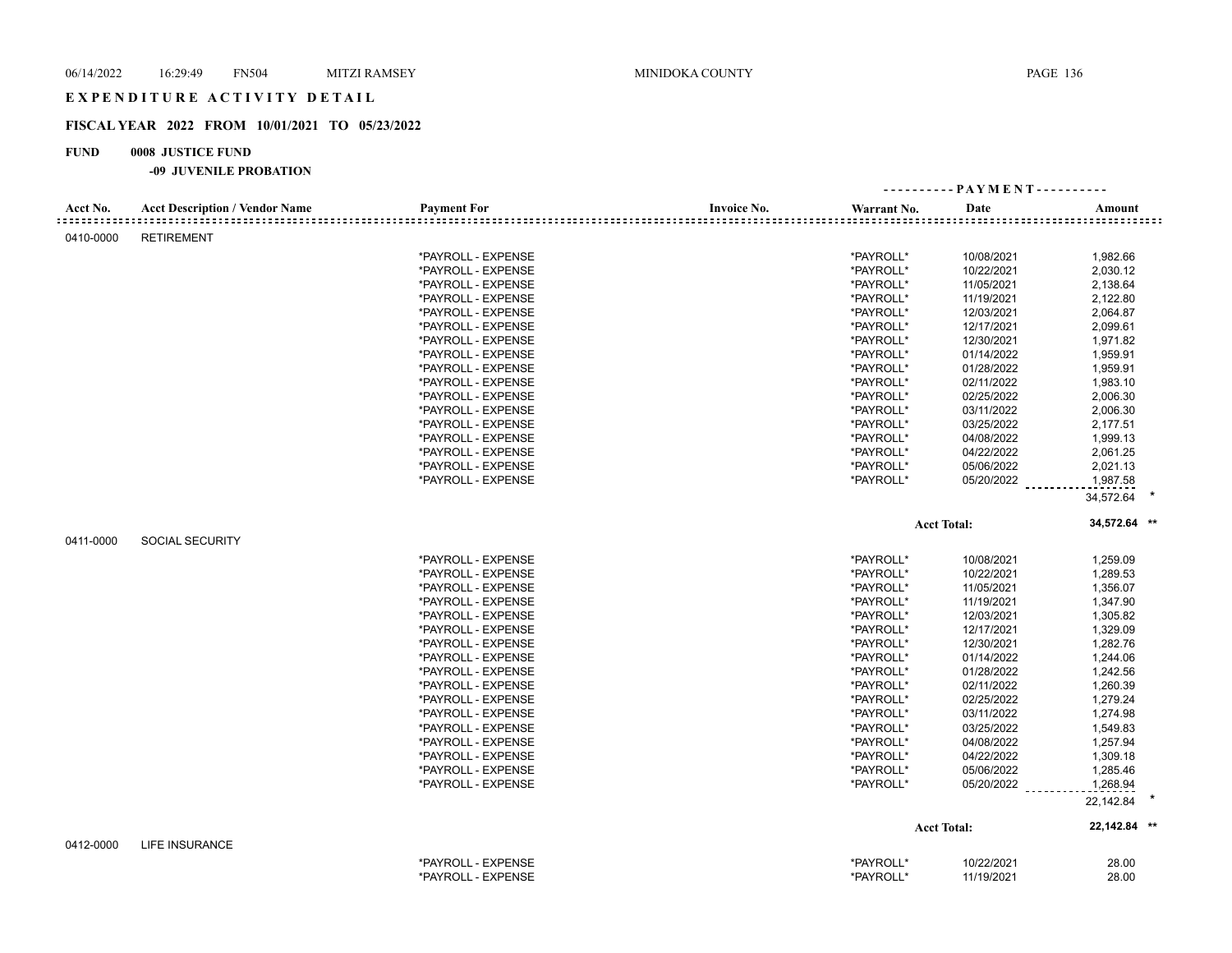EXPENDITURE ACTIVITY DETAIL

**FISCAL YEAR 2022 FROM 10/01/2021 TO 05/23/2022**

**FUND 0008 JUSTICE FUND**

**-09 JUVENILE PROBATION**

| Acct No. | Acct Description / Vendor Name | Payment For | Invoice No. | Warrant No. | Date | Amount |
|---|---|---|---|---|---|---|
| 0410-0000 | RETIREMENT | | | | | |
| | | *PAYROLL - EXPENSE | | *PAYROLL* | 10/08/2021 | 1,982.66 |
| | | *PAYROLL - EXPENSE | | *PAYROLL* | 10/22/2021 | 2,030.12 |
| | | *PAYROLL - EXPENSE | | *PAYROLL* | 11/05/2021 | 2,138.64 |
| | | *PAYROLL - EXPENSE | | *PAYROLL* | 11/19/2021 | 2,122.80 |
| | | *PAYROLL - EXPENSE | | *PAYROLL* | 12/03/2021 | 2,064.87 |
| | | *PAYROLL - EXPENSE | | *PAYROLL* | 12/17/2021 | 2,099.61 |
| | | *PAYROLL - EXPENSE | | *PAYROLL* | 12/30/2021 | 1,971.82 |
| | | *PAYROLL - EXPENSE | | *PAYROLL* | 01/14/2022 | 1,959.91 |
| | | *PAYROLL - EXPENSE | | *PAYROLL* | 01/28/2022 | 1,959.91 |
| | | *PAYROLL - EXPENSE | | *PAYROLL* | 02/11/2022 | 1,983.10 |
| | | *PAYROLL - EXPENSE | | *PAYROLL* | 02/25/2022 | 2,006.30 |
| | | *PAYROLL - EXPENSE | | *PAYROLL* | 03/11/2022 | 2,006.30 |
| | | *PAYROLL - EXPENSE | | *PAYROLL* | 03/25/2022 | 2,177.51 |
| | | *PAYROLL - EXPENSE | | *PAYROLL* | 04/08/2022 | 1,999.13 |
| | | *PAYROLL - EXPENSE | | *PAYROLL* | 04/22/2022 | 2,061.25 |
| | | *PAYROLL - EXPENSE | | *PAYROLL* | 05/06/2022 | 2,021.13 |
| | | *PAYROLL - EXPENSE | | *PAYROLL* | 05/20/2022 | 1,987.58 |
| | | | | | | 34,572.64 * |
| | | | | | Acct Total: | 34,572.64 ** |
| 0411-0000 | SOCIAL SECURITY | | | | | |
| | | *PAYROLL - EXPENSE | | *PAYROLL* | 10/08/2021 | 1,259.09 |
| | | *PAYROLL - EXPENSE | | *PAYROLL* | 10/22/2021 | 1,289.53 |
| | | *PAYROLL - EXPENSE | | *PAYROLL* | 11/05/2021 | 1,356.07 |
| | | *PAYROLL - EXPENSE | | *PAYROLL* | 11/19/2021 | 1,347.90 |
| | | *PAYROLL - EXPENSE | | *PAYROLL* | 12/03/2021 | 1,305.82 |
| | | *PAYROLL - EXPENSE | | *PAYROLL* | 12/17/2021 | 1,329.09 |
| | | *PAYROLL - EXPENSE | | *PAYROLL* | 12/30/2021 | 1,282.76 |
| | | *PAYROLL - EXPENSE | | *PAYROLL* | 01/14/2022 | 1,244.06 |
| | | *PAYROLL - EXPENSE | | *PAYROLL* | 01/28/2022 | 1,242.56 |
| | | *PAYROLL - EXPENSE | | *PAYROLL* | 02/11/2022 | 1,260.39 |
| | | *PAYROLL - EXPENSE | | *PAYROLL* | 02/25/2022 | 1,279.24 |
| | | *PAYROLL - EXPENSE | | *PAYROLL* | 03/11/2022 | 1,274.98 |
| | | *PAYROLL - EXPENSE | | *PAYROLL* | 03/25/2022 | 1,549.83 |
| | | *PAYROLL - EXPENSE | | *PAYROLL* | 04/08/2022 | 1,257.94 |
| | | *PAYROLL - EXPENSE | | *PAYROLL* | 04/22/2022 | 1,309.18 |
| | | *PAYROLL - EXPENSE | | *PAYROLL* | 05/06/2022 | 1,285.46 |
| | | *PAYROLL - EXPENSE | | *PAYROLL* | 05/20/2022 | 1,268.94 |
| | | | | | | 22,142.84 * |
| | | | | | Acct Total: | 22,142.84 ** |
| 0412-0000 | LIFE INSURANCE | | | | | |
| | | *PAYROLL - EXPENSE | | *PAYROLL* | 10/22/2021 | 28.00 |
| | | *PAYROLL - EXPENSE | | *PAYROLL* | 11/19/2021 | 28.00 |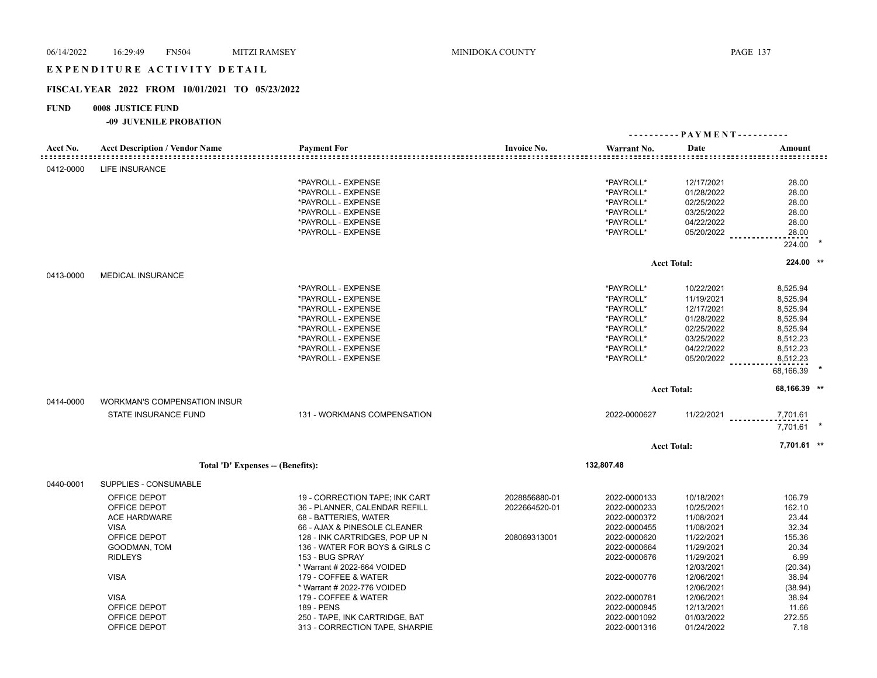EXPENDITURE ACTIVITY DETAIL

**FISCAL YEAR 2022 FROM 10/01/2021 TO 05/23/2022**

**FUND 0008 JUSTICE FUND**

**-09 JUVENILE PROBATION**

| Acct No. | Acct Description / Vendor Name | Payment For | Invoice No. | Warrant No. | Date | Amount |
|---|---|---|---|---|---|---|
| 0412-0000 | LIFE INSURANCE | | | | | |
| | | *PAYROLL - EXPENSE | | *PAYROLL* | 12/17/2021 | 28.00 |
| | | *PAYROLL - EXPENSE | | *PAYROLL* | 01/28/2022 | 28.00 |
| | | *PAYROLL - EXPENSE | | *PAYROLL* | 02/25/2022 | 28.00 |
| | | *PAYROLL - EXPENSE | | *PAYROLL* | 03/25/2022 | 28.00 |
| | | *PAYROLL - EXPENSE | | *PAYROLL* | 04/22/2022 | 28.00 |
| | | *PAYROLL - EXPENSE | | *PAYROLL* | 05/20/2022 | 28.00 |
| | | | | | | 224.00 * |
| | | | | | Acct Total: | 224.00 ** |
| 0413-0000 | MEDICAL INSURANCE | | | | | |
| | | *PAYROLL - EXPENSE | | *PAYROLL* | 10/22/2021 | 8,525.94 |
| | | *PAYROLL - EXPENSE | | *PAYROLL* | 11/19/2021 | 8,525.94 |
| | | *PAYROLL - EXPENSE | | *PAYROLL* | 12/17/2021 | 8,525.94 |
| | | *PAYROLL - EXPENSE | | *PAYROLL* | 01/28/2022 | 8,525.94 |
| | | *PAYROLL - EXPENSE | | *PAYROLL* | 02/25/2022 | 8,525.94 |
| | | *PAYROLL - EXPENSE | | *PAYROLL* | 03/25/2022 | 8,512.23 |
| | | *PAYROLL - EXPENSE | | *PAYROLL* | 04/22/2022 | 8,512.23 |
| | | *PAYROLL - EXPENSE | | *PAYROLL* | 05/20/2022 | 8,512.23 |
| | | | | | | 68,166.39 * |
| | | | | | Acct Total: | 68,166.39 ** |
| 0414-0000 | WORKMAN'S COMPENSATION INSUR | | | | | |
| | STATE INSURANCE FUND | 131 - WORKMANS COMPENSATION | | 2022-0000627 | 11/22/2021 | 7,701.61 |
| | | | | | | 7,701.61 * |
| | | | | | Acct Total: | 7,701.61 ** |
| | **Total 'D' Expenses -- (Benefits):** | | | **132,807.48** | | |
| 0440-0001 | SUPPLIES - CONSUMABLE | | | | | |
| | OFFICE DEPOT | 19 - CORRECTION TAPE; INK CART | 2028856880-01 | 2022-0000133 | 10/18/2021 | 106.79 |
| | OFFICE DEPOT | 36 - PLANNER, CALENDAR REFILL | 2022664520-01 | 2022-0000233 | 10/25/2021 | 162.10 |
| | ACE HARDWARE | 68 - BATTERIES, WATER | | 2022-0000372 | 11/08/2021 | 23.44 |
| | VISA | 66 - AJAX & PINESOLE CLEANER | | 2022-0000455 | 11/08/2021 | 32.34 |
| | OFFICE DEPOT | 128 - INK CARTRIDGES, POP UP N | 208069313001 | 2022-0000620 | 11/22/2021 | 155.36 |
| | GOODMAN, TOM | 136 - WATER FOR BOYS & GIRLS C | | 2022-0000664 | 11/29/2021 | 20.34 |
| | RIDLEYS | 153 - BUG SPRAY | | 2022-0000676 | 11/29/2021 | 6.99 |
| | | * Warrant # 2022-664 VOIDED | | | 12/03/2021 | (20.34) |
| | VISA | 179 - COFFEE & WATER | | 2022-0000776 | 12/06/2021 | 38.94 |
| | | * Warrant # 2022-776 VOIDED | | | 12/06/2021 | (38.94) |
| | VISA | 179 - COFFEE & WATER | | 2022-0000781 | 12/06/2021 | 38.94 |
| | OFFICE DEPOT | 189 - PENS | | 2022-0000845 | 12/13/2021 | 11.66 |
| | OFFICE DEPOT | 250 - TAPE, INK CARTRIDGE, BAT | | 2022-0001092 | 01/03/2022 | 272.55 |
| | OFFICE DEPOT | 313 - CORRECTION TAPE, SHARPIE | | 2022-0001316 | 01/24/2022 | 7.18 |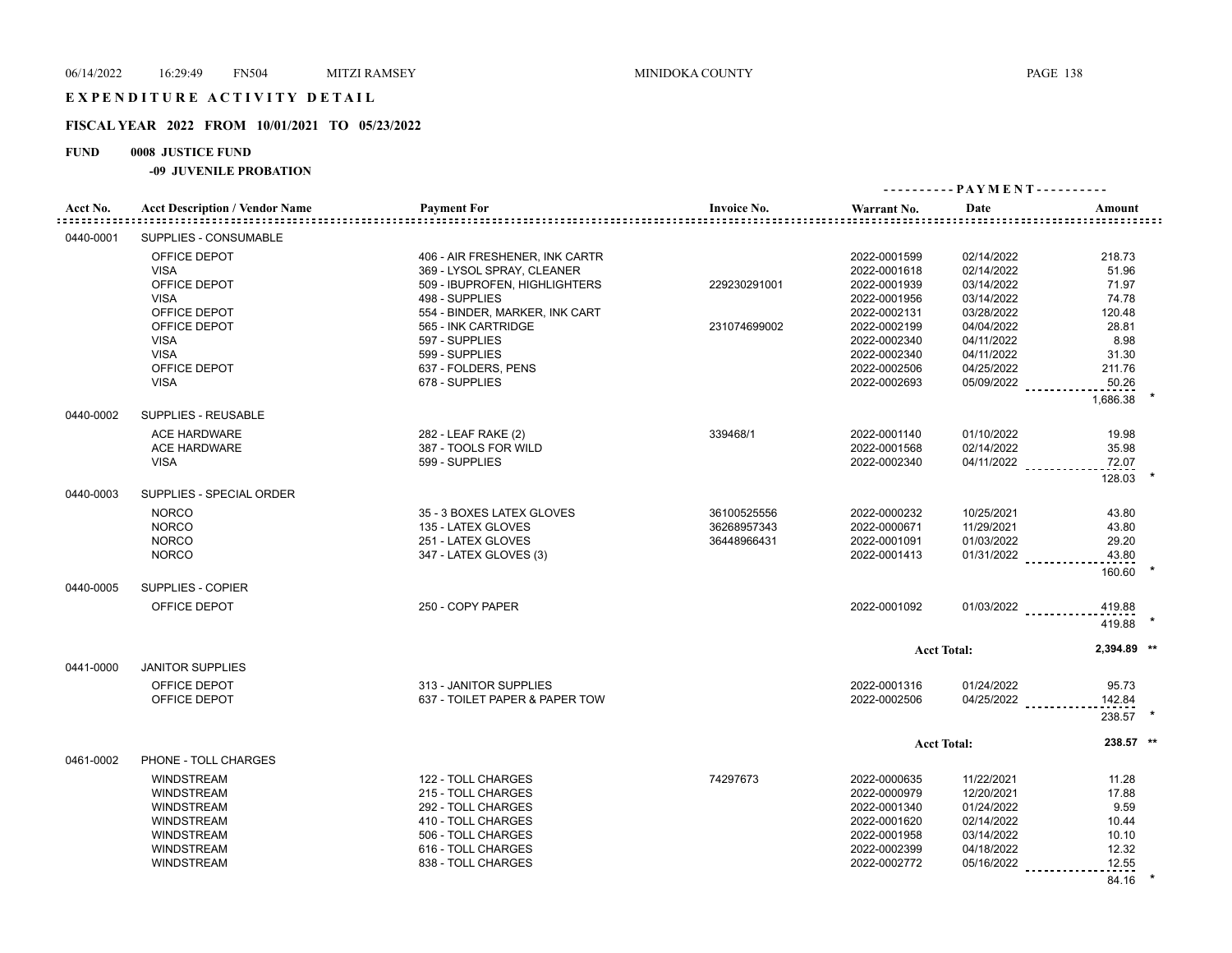# EXPENDITURE ACTIVITY DETAIL

## FISCAL YEAR 2022 FROM 10/01/2021 TO 05/23/2022

**FUND 0008 JUSTICE FUND**

**-09 JUVENILE PROBATION**

| Acct No. | Acct Description / Vendor Name | Payment For | Invoice No. | Warrant No. | Date | Amount |
|---|---|---|---|---|---|---|
| 0440-0001 | SUPPLIES - CONSUMABLE | | | | | |
| | OFFICE DEPOT | 406 - AIR FRESHENER, INK CARTR | | 2022-0001599 | 02/14/2022 | 218.73 |
| | VISA | 369 - LYSOL SPRAY, CLEANER | | 2022-0001618 | 02/14/2022 | 51.96 |
| | OFFICE DEPOT | 509 - IBUPROFEN, HIGHLIGHTERS | 229230291001 | 2022-0001939 | 03/14/2022 | 71.97 |
| | VISA | 498 - SUPPLIES | | 2022-0001956 | 03/14/2022 | 74.78 |
| | OFFICE DEPOT | 554 - BINDER, MARKER, INK CART | | 2022-0002131 | 03/28/2022 | 120.48 |
| | OFFICE DEPOT | 565 - INK CARTRIDGE | 231074699002 | 2022-0002199 | 04/04/2022 | 28.81 |
| | VISA | 597 - SUPPLIES | | 2022-0002340 | 04/11/2022 | 8.98 |
| | VISA | 599 - SUPPLIES | | 2022-0002340 | 04/11/2022 | 31.30 |
| | OFFICE DEPOT | 637 - FOLDERS, PENS | | 2022-0002506 | 04/25/2022 | 211.76 |
| | VISA | 678 - SUPPLIES | | 2022-0002693 | 05/09/2022 | 50.26 |
| | | | | | | 1,686.38 * |
| 0440-0002 | SUPPLIES - REUSABLE | | | | | |
| | ACE HARDWARE | 282 - LEAF RAKE (2) | 339468/1 | 2022-0001140 | 01/10/2022 | 19.98 |
| | ACE HARDWARE | 387 - TOOLS FOR WILD | | 2022-0001568 | 02/14/2022 | 35.98 |
| | VISA | 599 - SUPPLIES | | 2022-0002340 | 04/11/2022 | 72.07 |
| | | | | | | 128.03 * |
| 0440-0003 | SUPPLIES - SPECIAL ORDER | | | | | |
| | NORCO | 35 - 3 BOXES LATEX GLOVES | 36100525556 | 2022-0000232 | 10/25/2021 | 43.80 |
| | NORCO | 135 - LATEX GLOVES | 36268957343 | 2022-0000671 | 11/29/2021 | 43.80 |
| | NORCO | 251 - LATEX GLOVES | 36448966431 | 2022-0001091 | 01/03/2022 | 29.20 |
| | NORCO | 347 - LATEX GLOVES (3) | | 2022-0001413 | 01/31/2022 | 43.80 |
| | | | | | | 160.60 * |
| 0440-0005 | SUPPLIES - COPIER | | | | | |
| | OFFICE DEPOT | 250 - COPY PAPER | | 2022-0001092 | 01/03/2022 | 419.88 |
| | | | | | | 419.88 * |
| | | | | | Acct Total: | 2,394.89 ** |
| 0441-0000 | JANITOR SUPPLIES | | | | | |
| | OFFICE DEPOT | 313 - JANITOR SUPPLIES | | 2022-0001316 | 01/24/2022 | 95.73 |
| | OFFICE DEPOT | 637 - TOILET PAPER & PAPER TOW | | 2022-0002506 | 04/25/2022 | 142.84 |
| | | | | | | 238.57 * |
| | | | | | Acct Total: | 238.57 ** |
| 0461-0002 | PHONE - TOLL CHARGES | | | | | |
| | WINDSTREAM | 122 - TOLL CHARGES | 74297673 | 2022-0000635 | 11/22/2021 | 11.28 |
| | WINDSTREAM | 215 - TOLL CHARGES | | 2022-0000979 | 12/20/2021 | 17.88 |
| | WINDSTREAM | 292 - TOLL CHARGES | | 2022-0001340 | 01/24/2022 | 9.59 |
| | WINDSTREAM | 410 - TOLL CHARGES | | 2022-0001620 | 02/14/2022 | 10.44 |
| | WINDSTREAM | 506 - TOLL CHARGES | | 2022-0001958 | 03/14/2022 | 10.10 |
| | WINDSTREAM | 616 - TOLL CHARGES | | 2022-0002399 | 04/18/2022 | 12.32 |
| | WINDSTREAM | 838 - TOLL CHARGES | | 2022-0002772 | 05/16/2022 | 12.55 |
| | | | | | | 84.16 * |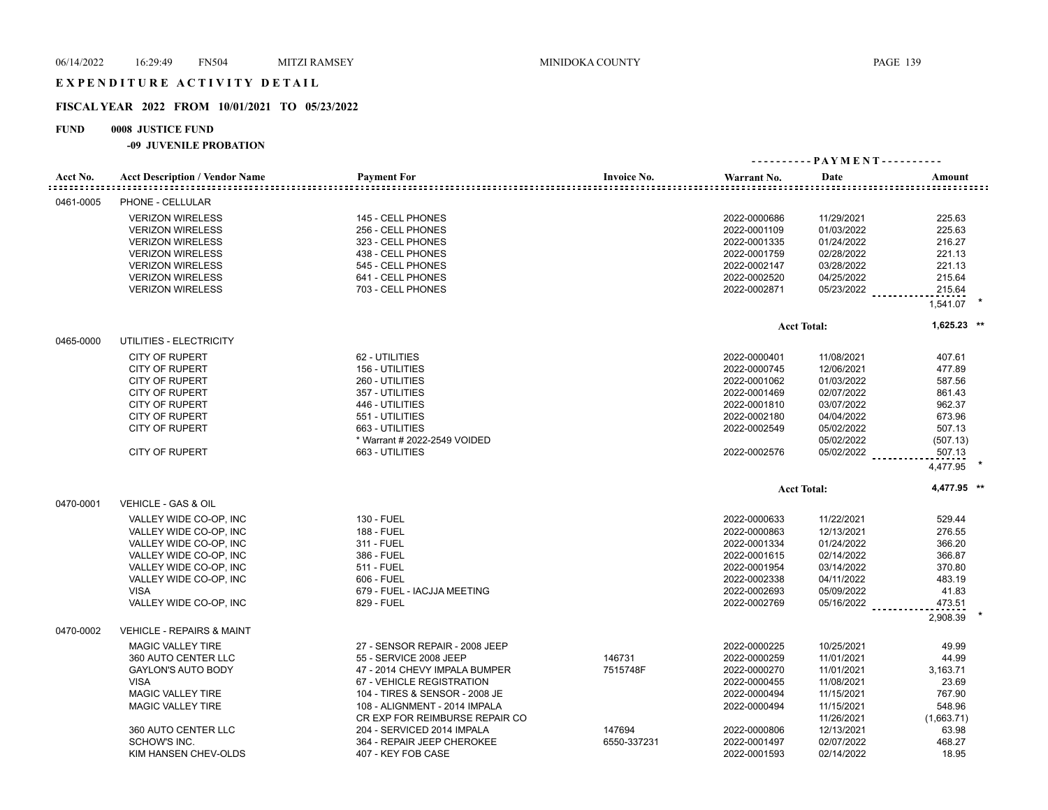# EXPENDITURE ACTIVITY DETAIL

## FISCAL YEAR 2022 FROM 10/01/2021 TO 05/23/2022

**FUND 0008 JUSTICE FUND**

**-09 JUVENILE PROBATION**

| Acct No. | Acct Description / Vendor Name | Payment For | Invoice No. | Warrant No. | Date | Amount |
|---|---|---|---|---|---|---|
| 0461-0005 | PHONE - CELLULAR | | | | | |
| | VERIZON WIRELESS | 145 - CELL PHONES | | 2022-0000686 | 11/29/2021 | 225.63 |
| | VERIZON WIRELESS | 256 - CELL PHONES | | 2022-0001109 | 01/03/2022 | 225.63 |
| | VERIZON WIRELESS | 323 - CELL PHONES | | 2022-0001335 | 01/24/2022 | 216.27 |
| | VERIZON WIRELESS | 438 - CELL PHONES | | 2022-0001759 | 02/28/2022 | 221.13 |
| | VERIZON WIRELESS | 545 - CELL PHONES | | 2022-0002147 | 03/28/2022 | 221.13 |
| | VERIZON WIRELESS | 641 - CELL PHONES | | 2022-0002520 | 04/25/2022 | 215.64 |
| | VERIZON WIRELESS | 703 - CELL PHONES | | 2022-0002871 | 05/23/2022 | 215.64 |
| | | | | | | 1,541.07 * |
| | | | | | **Acct Total:** | **1,625.23 \*\*** |
| 0465-0000 | UTILITIES - ELECTRICITY | | | | | |
| | CITY OF RUPERT | 62 - UTILITIES | | 2022-0000401 | 11/08/2021 | 407.61 |
| | CITY OF RUPERT | 156 - UTILITIES | | 2022-0000745 | 12/06/2021 | 477.89 |
| | CITY OF RUPERT | 260 - UTILITIES | | 2022-0001062 | 01/03/2022 | 587.56 |
| | CITY OF RUPERT | 357 - UTILITIES | | 2022-0001469 | 02/07/2022 | 861.43 |
| | CITY OF RUPERT | 446 - UTILITIES | | 2022-0001810 | 03/07/2022 | 962.37 |
| | CITY OF RUPERT | 551 - UTILITIES | | 2022-0002180 | 04/04/2022 | 673.96 |
| | CITY OF RUPERT | 663 - UTILITIES | | 2022-0002549 | 05/02/2022 | 507.13 |
| | | * Warrant # 2022-2549 VOIDED | | | 05/02/2022 | (507.13) |
| | CITY OF RUPERT | 663 - UTILITIES | | 2022-0002576 | 05/02/2022 | 507.13 |
| | | | | | | 4,477.95 * |
| | | | | | **Acct Total:** | **4,477.95 \*\*** |
| 0470-0001 | VEHICLE - GAS & OIL | | | | | |
| | VALLEY WIDE CO-OP, INC | 130 - FUEL | | 2022-0000633 | 11/22/2021 | 529.44 |
| | VALLEY WIDE CO-OP, INC | 188 - FUEL | | 2022-0000863 | 12/13/2021 | 276.55 |
| | VALLEY WIDE CO-OP, INC | 311 - FUEL | | 2022-0001334 | 01/24/2022 | 366.20 |
| | VALLEY WIDE CO-OP, INC | 386 - FUEL | | 2022-0001615 | 02/14/2022 | 366.87 |
| | VALLEY WIDE CO-OP, INC | 511 - FUEL | | 2022-0001954 | 03/14/2022 | 370.80 |
| | VALLEY WIDE CO-OP, INC | 606 - FUEL | | 2022-0002338 | 04/11/2022 | 483.19 |
| | VISA | 679 - FUEL - IACJJA MEETING | | 2022-0002693 | 05/09/2022 | 41.83 |
| | VALLEY WIDE CO-OP, INC | 829 - FUEL | | 2022-0002769 | 05/16/2022 | 473.51 |
| | | | | | | 2,908.39 * |
| 0470-0002 | VEHICLE - REPAIRS & MAINT | | | | | |
| | MAGIC VALLEY TIRE | 27 - SENSOR REPAIR - 2008 JEEP | | 2022-0000225 | 10/25/2021 | 49.99 |
| | 360 AUTO CENTER LLC | 55 - SERVICE 2008 JEEP | 146731 | 2022-0000259 | 11/01/2021 | 44.99 |
| | GAYLON'S AUTO BODY | 47 - 2014 CHEVY IMPALA BUMPER | 7515748F | 2022-0000270 | 11/01/2021 | 3,163.71 |
| | VISA | 67 - VEHICLE REGISTRATION | | 2022-0000455 | 11/08/2021 | 23.69 |
| | MAGIC VALLEY TIRE | 104 - TIRES & SENSOR - 2008 JE | | 2022-0000494 | 11/15/2021 | 767.90 |
| | MAGIC VALLEY TIRE | 108 - ALIGNMENT - 2014 IMPALA | | 2022-0000494 | 11/15/2021 | 548.96 |
| | | CR EXP FOR REIMBURSE REPAIR CO | | | 11/26/2021 | (1,663.71) |
| | 360 AUTO CENTER LLC | 204 - SERVICED 2014 IMPALA | 147694 | 2022-0000806 | 12/13/2021 | 63.98 |
| | SCHOW'S INC. | 364 - REPAIR JEEP CHEROKEE | 6550-337231 | 2022-0001497 | 02/07/2022 | 468.27 |
| | KIM HANSEN CHEV-OLDS | 407 - KEY FOB CASE | | 2022-0001593 | 02/14/2022 | 18.95 |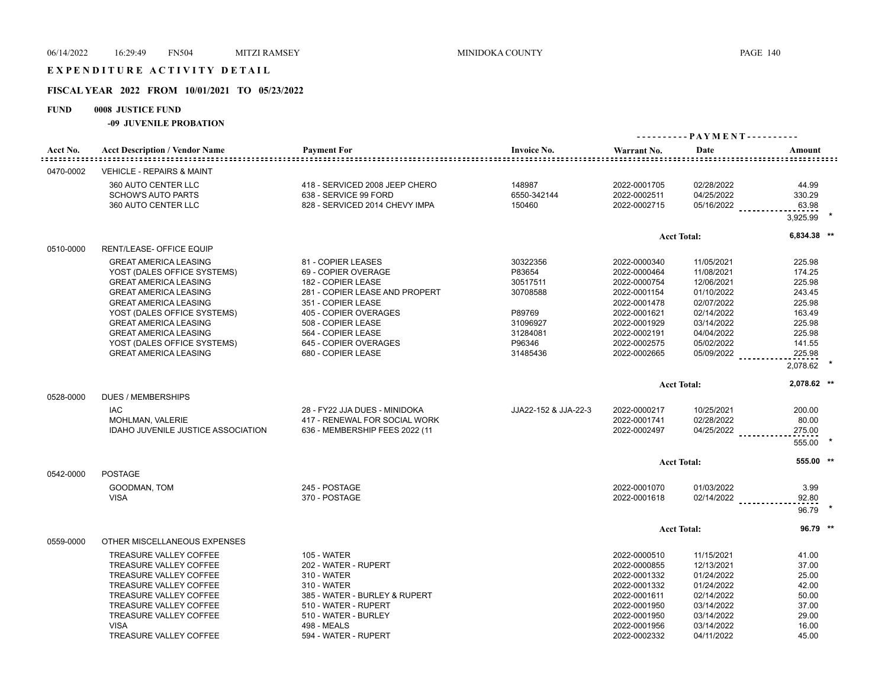# EXPENDITURE ACTIVITY DETAIL

## FISCAL YEAR 2022 FROM 10/01/2021 TO 05/23/2022

**FUND 0008 JUSTICE FUND**

**-09 JUVENILE PROBATION**

| Acct No. | Acct Description / Vendor Name | Payment For | Invoice No. | Warrant No. | Date | Amount |
|---|---|---|---|---|---|---|
| 0470-0002 | VEHICLE - REPAIRS & MAINT | | | | | |
| | 360 AUTO CENTER LLC | 418 - SERVICED 2008 JEEP CHERO | 148987 | 2022-0001705 | 02/28/2022 | 44.99 |
| | SCHOW'S AUTO PARTS | 638 - SERVICE 99 FORD | 6550-342144 | 2022-0002511 | 04/25/2022 | 330.29 |
| | 360 AUTO CENTER LLC | 828 - SERVICED 2014 CHEVY IMPA | 150460 | 2022-0002715 | 05/16/2022 | 63.98 |
| | | | | | | 3,925.99 * |
| | | | | Acct Total: | | 6,834.38 ** |
| 0510-0000 | RENT/LEASE- OFFICE EQUIP | | | | | |
| | GREAT AMERICA LEASING | 81 - COPIER LEASES | 30322356 | 2022-0000340 | 11/05/2021 | 225.98 |
| | YOST (DALES OFFICE SYSTEMS) | 69 - COPIER OVERAGE | P83654 | 2022-0000464 | 11/08/2021 | 174.25 |
| | GREAT AMERICA LEASING | 182 - COPIER LEASE | 30517511 | 2022-0000754 | 12/06/2021 | 225.98 |
| | GREAT AMERICA LEASING | 281 - COPIER LEASE AND PROPERT | 30708588 | 2022-0001154 | 01/10/2022 | 243.45 |
| | GREAT AMERICA LEASING | 351 - COPIER LEASE | | 2022-0001478 | 02/07/2022 | 225.98 |
| | YOST (DALES OFFICE SYSTEMS) | 405 - COPIER OVERAGES | P89769 | 2022-0001621 | 02/14/2022 | 163.49 |
| | GREAT AMERICA LEASING | 508 - COPIER LEASE | 31096927 | 2022-0001929 | 03/14/2022 | 225.98 |
| | GREAT AMERICA LEASING | 564 - COPIER LEASE | 31284081 | 2022-0002191 | 04/04/2022 | 225.98 |
| | YOST (DALES OFFICE SYSTEMS) | 645 - COPIER OVERAGES | P96346 | 2022-0002575 | 05/02/2022 | 141.55 |
| | GREAT AMERICA LEASING | 680 - COPIER LEASE | 31485436 | 2022-0002665 | 05/09/2022 | 225.98 |
| | | | | | | 2,078.62 * |
| | | | | Acct Total: | | 2,078.62 ** |
| 0528-0000 | DUES / MEMBERSHIPS | | | | | |
| | IAC | 28 - FY22 JJA DUES - MINIDOKA | JJA22-152 & JJA-22-3 | 2022-0000217 | 10/25/2021 | 200.00 |
| | MOHLMAN, VALERIE | 417 - RENEWAL FOR SOCIAL WORK | | 2022-0001741 | 02/28/2022 | 80.00 |
| | IDAHO JUVENILE JUSTICE ASSOCIATION | 636 - MEMBERSHIP FEES 2022 (11 | | 2022-0002497 | 04/25/2022 | 275.00 |
| | | | | | | 555.00 * |
| | | | | Acct Total: | | 555.00 ** |
| 0542-0000 | POSTAGE | | | | | |
| | GOODMAN, TOM | 245 - POSTAGE | | 2022-0001070 | 01/03/2022 | 3.99 |
| | VISA | 370 - POSTAGE | | 2022-0001618 | 02/14/2022 | 92.80 |
| | | | | | | 96.79 * |
| | | | | Acct Total: | | 96.79 ** |
| 0559-0000 | OTHER MISCELLANEOUS EXPENSES | | | | | |
| | TREASURE VALLEY COFFEE | 105 - WATER | | 2022-0000510 | 11/15/2021 | 41.00 |
| | TREASURE VALLEY COFFEE | 202 - WATER - RUPERT | | 2022-0000855 | 12/13/2021 | 37.00 |
| | TREASURE VALLEY COFFEE | 310 - WATER | | 2022-0001332 | 01/24/2022 | 25.00 |
| | TREASURE VALLEY COFFEE | 310 - WATER | | 2022-0001332 | 01/24/2022 | 42.00 |
| | TREASURE VALLEY COFFEE | 385 - WATER - BURLEY & RUPERT | | 2022-0001611 | 02/14/2022 | 50.00 |
| | TREASURE VALLEY COFFEE | 510 - WATER - RUPERT | | 2022-0001950 | 03/14/2022 | 37.00 |
| | TREASURE VALLEY COFFEE | 510 - WATER - BURLEY | | 2022-0001950 | 03/14/2022 | 29.00 |
| | VISA | 498 - MEALS | | 2022-0001956 | 03/14/2022 | 16.00 |
| | TREASURE VALLEY COFFEE | 594 - WATER - RUPERT | | 2022-0002332 | 04/11/2022 | 45.00 |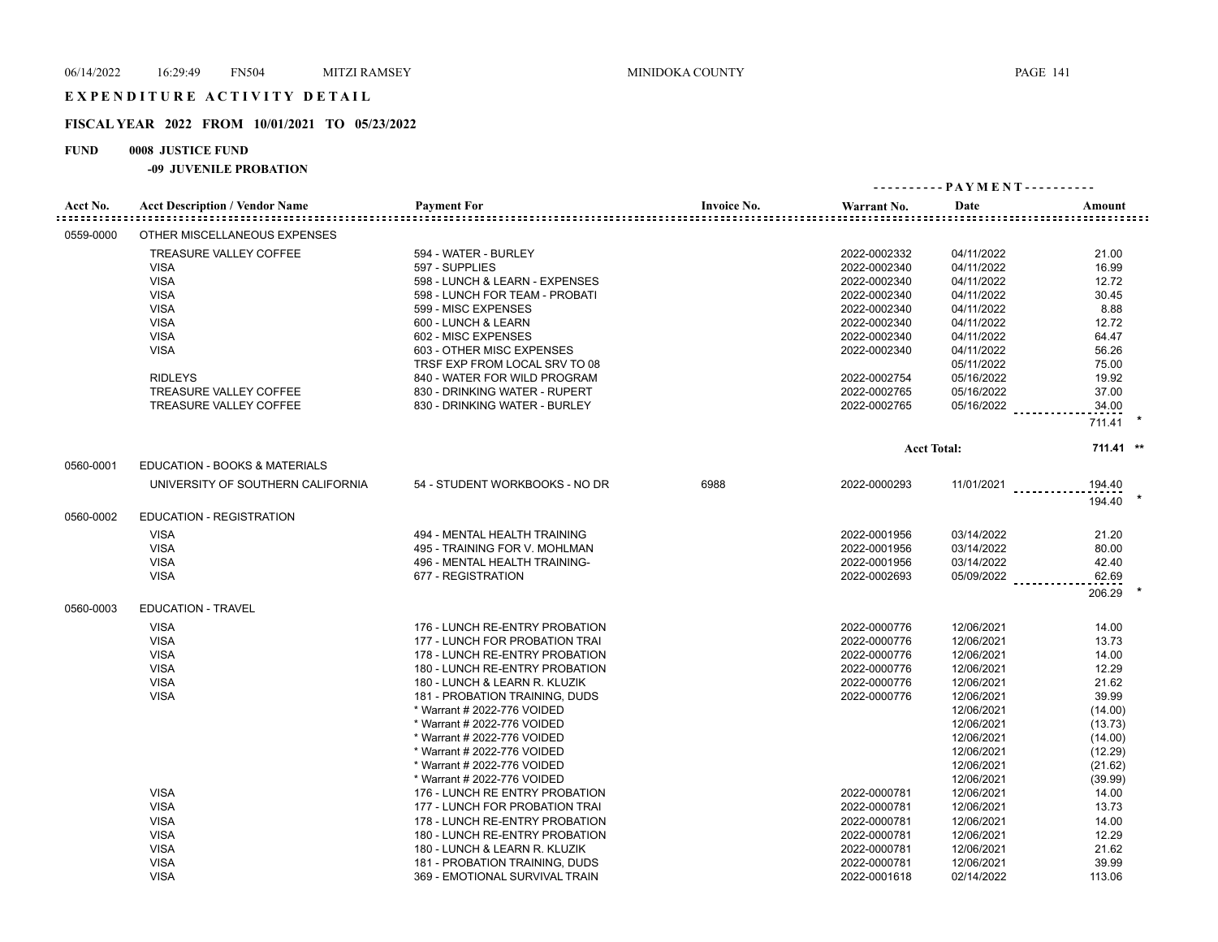# EXPENDITURE ACTIVITY DETAIL

## FISCAL YEAR 2022 FROM 10/01/2021 TO 05/23/2022

**FUND 0008 JUSTICE FUND**

**-09 JUVENILE PROBATION**

| Acct No. | Acct Description / Vendor Name | Payment For | Invoice No. | Warrant No. | Date | Amount |
|---|---|---|---|---|---|---|
| 0559-0000 | OTHER MISCELLANEOUS EXPENSES | | | | | |
| | TREASURE VALLEY COFFEE | 594 - WATER - BURLEY | | 2022-0002332 | 04/11/2022 | 21.00 |
| | VISA | 597 - SUPPLIES | | 2022-0002340 | 04/11/2022 | 16.99 |
| | VISA | 598 - LUNCH & LEARN - EXPENSES | | 2022-0002340 | 04/11/2022 | 12.72 |
| | VISA | 598 - LUNCH FOR TEAM - PROBATI | | 2022-0002340 | 04/11/2022 | 30.45 |
| | VISA | 599 - MISC EXPENSES | | 2022-0002340 | 04/11/2022 | 8.88 |
| | VISA | 600 - LUNCH & LEARN | | 2022-0002340 | 04/11/2022 | 12.72 |
| | VISA | 602 - MISC EXPENSES | | 2022-0002340 | 04/11/2022 | 64.47 |
| | VISA | 603 - OTHER MISC EXPENSES | | 2022-0002340 | 04/11/2022 | 56.26 |
| | | TRSF EXP FROM LOCAL SRV TO 08 | | | 05/11/2022 | 75.00 |
| | RIDLEYS | 840 - WATER FOR WILD PROGRAM | | 2022-0002754 | 05/16/2022 | 19.92 |
| | TREASURE VALLEY COFFEE | 830 - DRINKING WATER - RUPERT | | 2022-0002765 | 05/16/2022 | 37.00 |
| | TREASURE VALLEY COFFEE | 830 - DRINKING WATER - BURLEY | | 2022-0002765 | 05/16/2022 | 34.00 |
| | | | | | | 711.41 * |
| | | | | | Acct Total: | 711.41 ** |
| 0560-0001 | EDUCATION - BOOKS & MATERIALS | | | | | |
| | UNIVERSITY OF SOUTHERN CALIFORNIA | 54 - STUDENT WORKBOOKS - NO DR | 6988 | 2022-0000293 | 11/01/2021 | 194.40 |
| | | | | | | 194.40 * |
| 0560-0002 | EDUCATION - REGISTRATION | | | | | |
| | VISA | 494 - MENTAL HEALTH TRAINING | | 2022-0001956 | 03/14/2022 | 21.20 |
| | VISA | 495 - TRAINING FOR V. MOHLMAN | | 2022-0001956 | 03/14/2022 | 80.00 |
| | VISA | 496 - MENTAL HEALTH TRAINING- | | 2022-0001956 | 03/14/2022 | 42.40 |
| | VISA | 677 - REGISTRATION | | 2022-0002693 | 05/09/2022 | 62.69 |
| | | | | | | 206.29 * |
| 0560-0003 | EDUCATION - TRAVEL | | | | | |
| | VISA | 176 - LUNCH RE-ENTRY PROBATION | | 2022-0000776 | 12/06/2021 | 14.00 |
| | VISA | 177 - LUNCH FOR PROBATION TRAI | | 2022-0000776 | 12/06/2021 | 13.73 |
| | VISA | 178 - LUNCH RE-ENTRY PROBATION | | 2022-0000776 | 12/06/2021 | 14.00 |
| | VISA | 180 - LUNCH RE-ENTRY PROBATION | | 2022-0000776 | 12/06/2021 | 12.29 |
| | VISA | 180 - LUNCH & LEARN R. KLUZIK | | 2022-0000776 | 12/06/2021 | 21.62 |
| | VISA | 181 - PROBATION TRAINING, DUDS | | 2022-0000776 | 12/06/2021 | 39.99 |
| | | * Warrant # 2022-776 VOIDED | | | 12/06/2021 | (14.00) |
| | | * Warrant # 2022-776 VOIDED | | | 12/06/2021 | (13.73) |
| | | * Warrant # 2022-776 VOIDED | | | 12/06/2021 | (14.00) |
| | | * Warrant # 2022-776 VOIDED | | | 12/06/2021 | (12.29) |
| | | * Warrant # 2022-776 VOIDED | | | 12/06/2021 | (21.62) |
| | | * Warrant # 2022-776 VOIDED | | | 12/06/2021 | (39.99) |
| | VISA | 176 - LUNCH RE ENTRY PROBATION | | 2022-0000781 | 12/06/2021 | 14.00 |
| | VISA | 177 - LUNCH FOR PROBATION TRAI | | 2022-0000781 | 12/06/2021 | 13.73 |
| | VISA | 178 - LUNCH RE-ENTRY PROBATION | | 2022-0000781 | 12/06/2021 | 14.00 |
| | VISA | 180 - LUNCH RE-ENTRY PROBATION | | 2022-0000781 | 12/06/2021 | 12.29 |
| | VISA | 180 - LUNCH & LEARN R. KLUZIK | | 2022-0000781 | 12/06/2021 | 21.62 |
| | VISA | 181 - PROBATION TRAINING, DUDS | | 2022-0000781 | 12/06/2021 | 39.99 |
| | VISA | 369 - EMOTIONAL SURVIVAL TRAIN | | 2022-0001618 | 02/14/2022 | 113.06 |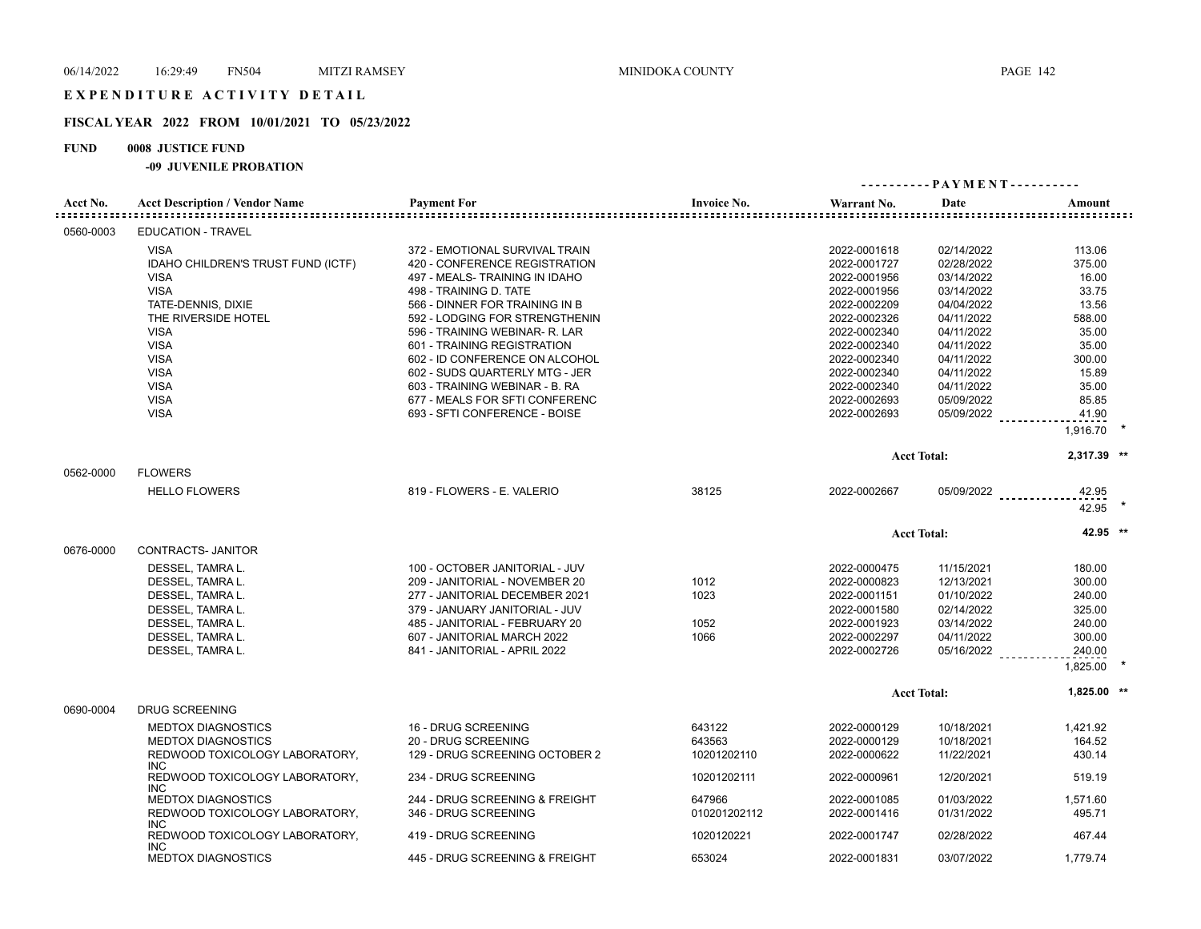# EXPENDITURE ACTIVITY DETAIL

## FISCAL YEAR 2022 FROM 10/01/2021 TO 05/23/2022

**FUND 0008 JUSTICE FUND**

**-09 JUVENILE PROBATION**

| Acct No. | Acct Description / Vendor Name | Payment For | Invoice No. | Warrant No. | Date | Amount |
|---|---|---|---|---|---|---|
| 0560-0003 | EDUCATION - TRAVEL | | | | | |
| | VISA | 372 - EMOTIONAL SURVIVAL TRAIN | | 2022-0001618 | 02/14/2022 | 113.06 |
| | IDAHO CHILDREN'S TRUST FUND (ICTF) | 420 - CONFERENCE REGISTRATION | | 2022-0001727 | 02/28/2022 | 375.00 |
| | VISA | 497 - MEALS- TRAINING IN IDAHO | | 2022-0001956 | 03/14/2022 | 16.00 |
| | VISA | 498 - TRAINING D. TATE | | 2022-0001956 | 03/14/2022 | 33.75 |
| | TATE-DENNIS, DIXIE | 566 - DINNER FOR TRAINING IN B | | 2022-0002209 | 04/04/2022 | 13.56 |
| | THE RIVERSIDE HOTEL | 592 - LODGING FOR STRENGTHENIN | | 2022-0002326 | 04/11/2022 | 588.00 |
| | VISA | 596 - TRAINING WEBINAR- R. LAR | | 2022-0002340 | 04/11/2022 | 35.00 |
| | VISA | 601 - TRAINING REGISTRATION | | 2022-0002340 | 04/11/2022 | 35.00 |
| | VISA | 602 - ID CONFERENCE ON ALCOHOL | | 2022-0002340 | 04/11/2022 | 300.00 |
| | VISA | 602 - SUDS QUARTERLY MTG - JER | | 2022-0002340 | 04/11/2022 | 15.89 |
| | VISA | 603 - TRAINING WEBINAR - B. RA | | 2022-0002340 | 04/11/2022 | 35.00 |
| | VISA | 677 - MEALS FOR SFTI CONFERENC | | 2022-0002693 | 05/09/2022 | 85.85 |
| | VISA | 693 - SFTI CONFERENCE - BOISE | | 2022-0002693 | 05/09/2022 | 41.90 |
| | | | | | | 1,916.70 * |
| | | | | | Acct Total: | 2,317.39 ** |
| 0562-0000 | FLOWERS | | | | | |
| | HELLO FLOWERS | 819 - FLOWERS - E. VALERIO | 38125 | 2022-0002667 | 05/09/2022 | 42.95 |
| | | | | | | 42.95 * |
| | | | | | Acct Total: | 42.95 ** |
| 0676-0000 | CONTRACTS- JANITOR | | | | | |
| | DESSEL, TAMRA L. | 100 - OCTOBER JANITORIAL - JUV | | 2022-0000475 | 11/15/2021 | 180.00 |
| | DESSEL, TAMRA L. | 209 - JANITORIAL - NOVEMBER 20 | 1012 | 2022-0000823 | 12/13/2021 | 300.00 |
| | DESSEL, TAMRA L. | 277 - JANITORIAL DECEMBER 2021 | 1023 | 2022-0001151 | 01/10/2022 | 240.00 |
| | DESSEL, TAMRA L. | 379 - JANUARY JANITORIAL - JUV | | 2022-0001580 | 02/14/2022 | 325.00 |
| | DESSEL, TAMRA L. | 485 - JANITORIAL - FEBRUARY 20 | 1052 | 2022-0001923 | 03/14/2022 | 240.00 |
| | DESSEL, TAMRA L. | 607 - JANITORIAL MARCH 2022 | 1066 | 2022-0002297 | 04/11/2022 | 300.00 |
| | DESSEL, TAMRA L. | 841 - JANITORIAL - APRIL 2022 | | 2022-0002726 | 05/16/2022 | 240.00 |
| | | | | | | 1,825.00 * |
| | | | | | Acct Total: | 1,825.00 ** |
| 0690-0004 | DRUG SCREENING | | | | | |
| | MEDTOX DIAGNOSTICS | 16 - DRUG SCREENING | 643122 | 2022-0000129 | 10/18/2021 | 1,421.92 |
| | MEDTOX DIAGNOSTICS | 20 - DRUG SCREENING | 643563 | 2022-0000129 | 10/18/2021 | 164.52 |
| | REDWOOD TOXICOLOGY LABORATORY, INC | 129 - DRUG SCREENING OCTOBER 2 | 10201202110 | 2022-0000622 | 11/22/2021 | 430.14 |
| | REDWOOD TOXICOLOGY LABORATORY, INC | 234 - DRUG SCREENING | 10201202111 | 2022-0000961 | 12/20/2021 | 519.19 |
| | MEDTOX DIAGNOSTICS | 244 - DRUG SCREENING & FREIGHT | 647966 | 2022-0001085 | 01/03/2022 | 1,571.60 |
| | REDWOOD TOXICOLOGY LABORATORY, INC | 346 - DRUG SCREENING | 010201202112 | 2022-0001416 | 01/31/2022 | 495.71 |
| | REDWOOD TOXICOLOGY LABORATORY, INC | 419 - DRUG SCREENING | 1020120221 | 2022-0001747 | 02/28/2022 | 467.44 |
| | MEDTOX DIAGNOSTICS | 445 - DRUG SCREENING & FREIGHT | 653024 | 2022-0001831 | 03/07/2022 | 1,779.74 |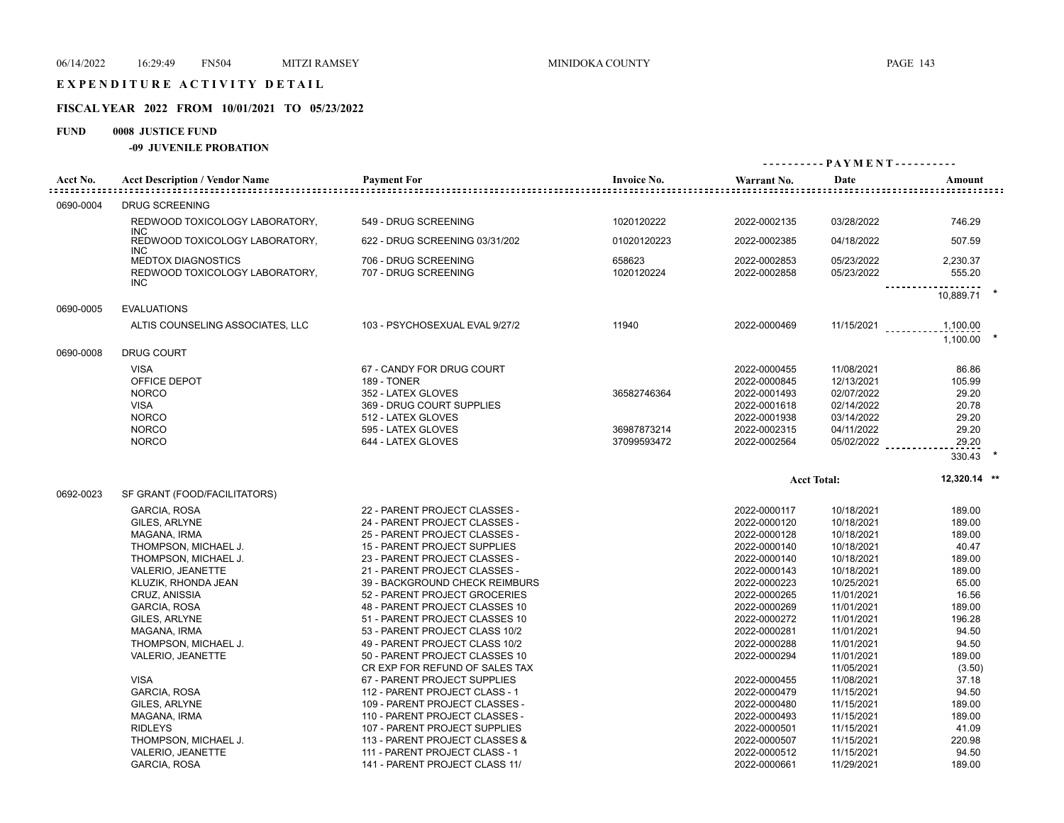# EXPENDITURE ACTIVITY DETAIL

## FISCAL YEAR 2022 FROM 10/01/2021 TO 05/23/2022

**FUND 0008 JUSTICE FUND**

**-09 JUVENILE PROBATION**

| Acct No. | Acct Description / Vendor Name | Payment For | Invoice No. | Warrant No. | Date | Amount |
|---|---|---|---|---|---|---|
| 0690-0004 | DRUG SCREENING | | | | | |
| | REDWOOD TOXICOLOGY LABORATORY, INC | 549 - DRUG SCREENING | 1020120222 | 2022-0002135 | 03/28/2022 | 746.29 |
| | REDWOOD TOXICOLOGY LABORATORY, INC | 622 - DRUG SCREENING 03/31/202 | 01020120223 | 2022-0002385 | 04/18/2022 | 507.59 |
| | MEDTOX DIAGNOSTICS | 706 - DRUG SCREENING | 658623 | 2022-0002853 | 05/23/2022 | 2,230.37 |
| | REDWOOD TOXICOLOGY LABORATORY, INC | 707 - DRUG SCREENING | 1020120224 | 2022-0002858 | 05/23/2022 | 555.20 |
| | | | | | | 10,889.71 * |
| 0690-0005 | EVALUATIONS | | | | | |
| | ALTIS COUNSELING ASSOCIATES, LLC | 103 - PSYCHOSEXUAL EVAL 9/27/2 | 11940 | 2022-0000469 | 11/15/2021 | 1,100.00 |
| | | | | | | 1,100.00 * |
| 0690-0008 | DRUG COURT | | | | | |
| | VISA | 67 - CANDY FOR DRUG COURT | | 2022-0000455 | 11/08/2021 | 86.86 |
| | OFFICE DEPOT | 189 - TONER | | 2022-0000845 | 12/13/2021 | 105.99 |
| | NORCO | 352 - LATEX GLOVES | 36582746364 | 2022-0001493 | 02/07/2022 | 29.20 |
| | VISA | 369 - DRUG COURT SUPPLIES | | 2022-0001618 | 02/14/2022 | 20.78 |
| | NORCO | 512 - LATEX GLOVES | | 2022-0001938 | 03/14/2022 | 29.20 |
| | NORCO | 595 - LATEX GLOVES | 36987873214 | 2022-0002315 | 04/11/2022 | 29.20 |
| | NORCO | 644 - LATEX GLOVES | 37099593472 | 2022-0002564 | 05/02/2022 | 29.20 |
| | | | | | | 330.43 * |
| | | | | | Acct Total: | 12,320.14 ** |
| 0692-0023 | SF GRANT (FOOD/FACILITATORS) | | | | | |
| | GARCIA, ROSA | 22 - PARENT PROJECT CLASSES - | | 2022-0000117 | 10/18/2021 | 189.00 |
| | GILES, ARLYNE | 24 - PARENT PROJECT CLASSES - | | 2022-0000120 | 10/18/2021 | 189.00 |
| | MAGANA, IRMA | 25 - PARENT PROJECT CLASSES - | | 2022-0000128 | 10/18/2021 | 189.00 |
| | THOMPSON, MICHAEL J. | 15 - PARENT PROJECT SUPPLIES | | 2022-0000140 | 10/18/2021 | 40.47 |
| | THOMPSON, MICHAEL J. | 23 - PARENT PROJECT CLASSES - | | 2022-0000140 | 10/18/2021 | 189.00 |
| | VALERIO, JEANETTE | 21 - PARENT PROJECT CLASSES - | | 2022-0000143 | 10/18/2021 | 189.00 |
| | KLUZIK, RHONDA JEAN | 39 - BACKGROUND CHECK REIMBURS | | 2022-0000223 | 10/25/2021 | 65.00 |
| | CRUZ, ANISSIA | 52 - PARENT PROJECT GROCERIES | | 2022-0000265 | 11/01/2021 | 16.56 |
| | GARCIA, ROSA | 48 - PARENT PROJECT CLASSES 10 | | 2022-0000269 | 11/01/2021 | 189.00 |
| | GILES, ARLYNE | 51 - PARENT PROJECT CLASSES 10 | | 2022-0000272 | 11/01/2021 | 196.28 |
| | MAGANA, IRMA | 53 - PARENT PROJECT CLASS 10/2 | | 2022-0000281 | 11/01/2021 | 94.50 |
| | THOMPSON, MICHAEL J. | 49 - PARENT PROJECT CLASS 10/2 | | 2022-0000288 | 11/01/2021 | 94.50 |
| | VALERIO, JEANETTE | 50 - PARENT PROJECT CLASSES 10 | | 2022-0000294 | 11/01/2021 | 189.00 |
| | | CR EXP FOR REFUND OF SALES TAX | | | 11/05/2021 | (3.50) |
| | VISA | 67 - PARENT PROJECT SUPPLIES | | 2022-0000455 | 11/08/2021 | 37.18 |
| | GARCIA, ROSA | 112 - PARENT PROJECT CLASS - 1 | | 2022-0000479 | 11/15/2021 | 94.50 |
| | GILES, ARLYNE | 109 - PARENT PROJECT CLASSES - | | 2022-0000480 | 11/15/2021 | 189.00 |
| | MAGANA, IRMA | 110 - PARENT PROJECT CLASSES - | | 2022-0000493 | 11/15/2021 | 189.00 |
| | RIDLEYS | 107 - PARENT PROJECT SUPPLIES | | 2022-0000501 | 11/15/2021 | 41.09 |
| | THOMPSON, MICHAEL J. | 113 - PARENT PROJECT CLASSES & | | 2022-0000507 | 11/15/2021 | 220.98 |
| | VALERIO, JEANETTE | 111 - PARENT PROJECT CLASS - 1 | | 2022-0000512 | 11/15/2021 | 94.50 |
| | GARCIA, ROSA | 141 - PARENT PROJECT CLASS 11/ | | 2022-0000661 | 11/29/2021 | 189.00 |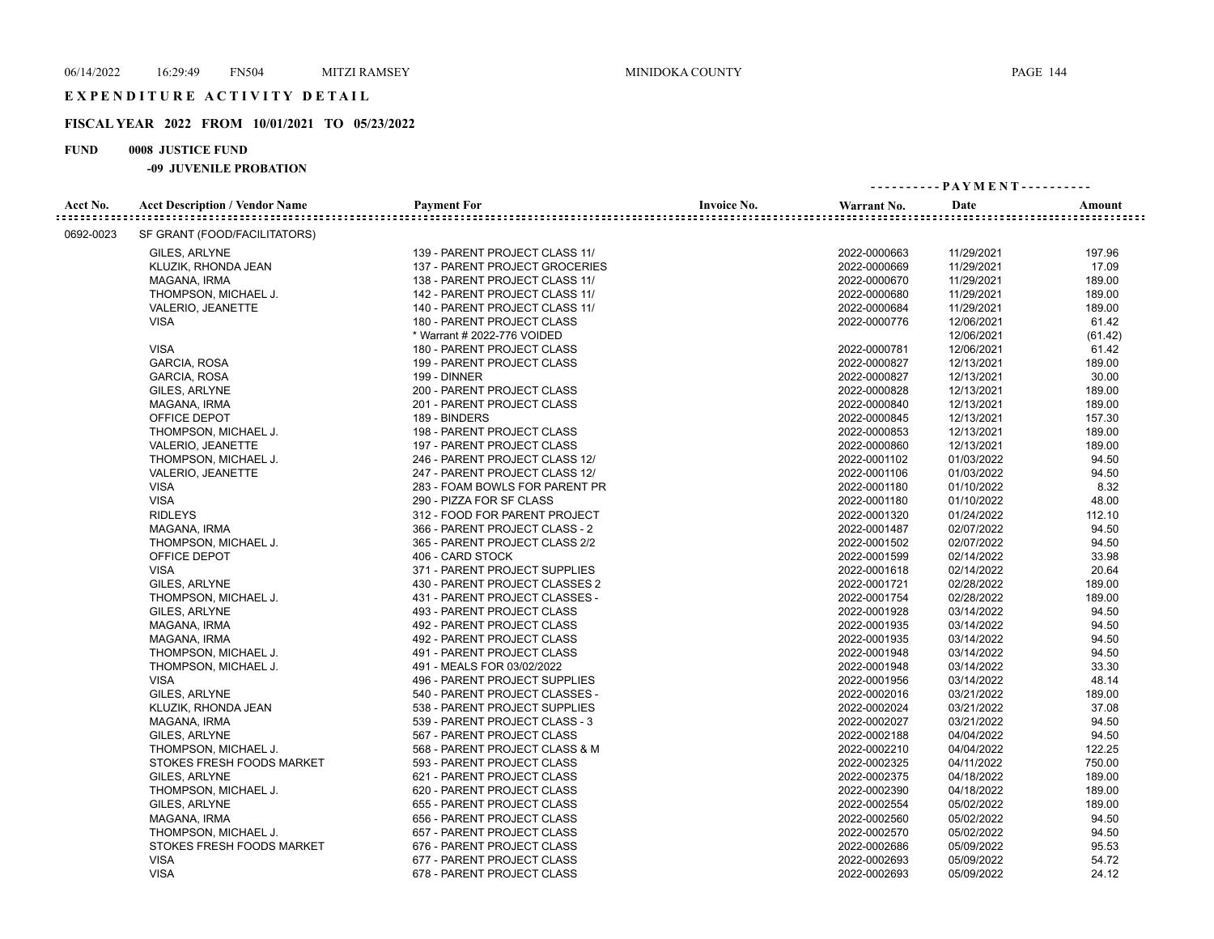# EXPENDITURE ACTIVITY DETAIL

## FISCAL YEAR 2022 FROM 10/01/2021 TO 05/23/2022

**FUND 0008 JUSTICE FUND**

**-09 JUVENILE PROBATION**

| Acct No. | Acct Description / Vendor Name | Payment For | Invoice No. | Warrant No. | Date | Amount |
|---|---|---|---|---|---|---|
| 0692-0023 | SF GRANT (FOOD/FACILITATORS) | | | | | |
| | GILES, ARLYNE | 139 - PARENT PROJECT CLASS 11/ | | 2022-0000663 | 11/29/2021 | 197.96 |
| | KLUZIK, RHONDA JEAN | 137 - PARENT PROJECT GROCERIES | | 2022-0000669 | 11/29/2021 | 17.09 |
| | MAGANA, IRMA | 138 - PARENT PROJECT CLASS 11/ | | 2022-0000670 | 11/29/2021 | 189.00 |
| | THOMPSON, MICHAEL J. | 142 - PARENT PROJECT CLASS 11/ | | 2022-0000680 | 11/29/2021 | 189.00 |
| | VALERIO, JEANETTE | 140 - PARENT PROJECT CLASS 11/ | | 2022-0000684 | 11/29/2021 | 189.00 |
| | VISA | 180 - PARENT PROJECT CLASS | | 2022-0000776 | 12/06/2021 | 61.42 |
| | | * Warrant # 2022-776 VOIDED | | | 12/06/2021 | (61.42) |
| | VISA | 180 - PARENT PROJECT CLASS | | 2022-0000781 | 12/06/2021 | 61.42 |
| | GARCIA, ROSA | 199 - PARENT PROJECT CLASS | | 2022-0000827 | 12/13/2021 | 189.00 |
| | GARCIA, ROSA | 199 - DINNER | | 2022-0000827 | 12/13/2021 | 30.00 |
| | GILES, ARLYNE | 200 - PARENT PROJECT CLASS | | 2022-0000828 | 12/13/2021 | 189.00 |
| | MAGANA, IRMA | 201 - PARENT PROJECT CLASS | | 2022-0000840 | 12/13/2021 | 189.00 |
| | OFFICE DEPOT | 189 - BINDERS | | 2022-0000845 | 12/13/2021 | 157.30 |
| | THOMPSON, MICHAEL J. | 198 - PARENT PROJECT CLASS | | 2022-0000853 | 12/13/2021 | 189.00 |
| | VALERIO, JEANETTE | 197 - PARENT PROJECT CLASS | | 2022-0000860 | 12/13/2021 | 189.00 |
| | THOMPSON, MICHAEL J. | 246 - PARENT PROJECT CLASS 12/ | | 2022-0001102 | 01/03/2022 | 94.50 |
| | VALERIO, JEANETTE | 247 - PARENT PROJECT CLASS 12/ | | 2022-0001106 | 01/03/2022 | 94.50 |
| | VISA | 283 - FOAM BOWLS FOR PARENT PR | | 2022-0001180 | 01/10/2022 | 8.32 |
| | VISA | 290 - PIZZA FOR SF CLASS | | 2022-0001180 | 01/10/2022 | 48.00 |
| | RIDLEYS | 312 - FOOD FOR PARENT PROJECT | | 2022-0001320 | 01/24/2022 | 112.10 |
| | MAGANA, IRMA | 366 - PARENT PROJECT CLASS - 2 | | 2022-0001487 | 02/07/2022 | 94.50 |
| | THOMPSON, MICHAEL J. | 365 - PARENT PROJECT CLASS 2/2 | | 2022-0001502 | 02/07/2022 | 94.50 |
| | OFFICE DEPOT | 406 - CARD STOCK | | 2022-0001599 | 02/14/2022 | 33.98 |
| | VISA | 371 - PARENT PROJECT SUPPLIES | | 2022-0001618 | 02/14/2022 | 20.64 |
| | GILES, ARLYNE | 430 - PARENT PROJECT CLASSES 2 | | 2022-0001721 | 02/28/2022 | 189.00 |
| | THOMPSON, MICHAEL J. | 431 - PARENT PROJECT CLASSES - | | 2022-0001754 | 02/28/2022 | 189.00 |
| | GILES, ARLYNE | 493 - PARENT PROJECT CLASS | | 2022-0001928 | 03/14/2022 | 94.50 |
| | MAGANA, IRMA | 492 - PARENT PROJECT CLASS | | 2022-0001935 | 03/14/2022 | 94.50 |
| | MAGANA, IRMA | 492 - PARENT PROJECT CLASS | | 2022-0001935 | 03/14/2022 | 94.50 |
| | THOMPSON, MICHAEL J. | 491 - PARENT PROJECT CLASS | | 2022-0001948 | 03/14/2022 | 94.50 |
| | THOMPSON, MICHAEL J. | 491 - MEALS FOR 03/02/2022 | | 2022-0001948 | 03/14/2022 | 33.30 |
| | VISA | 496 - PARENT PROJECT SUPPLIES | | 2022-0001956 | 03/14/2022 | 48.14 |
| | GILES, ARLYNE | 540 - PARENT PROJECT CLASSES - | | 2022-0002016 | 03/21/2022 | 189.00 |
| | KLUZIK, RHONDA JEAN | 538 - PARENT PROJECT SUPPLIES | | 2022-0002024 | 03/21/2022 | 37.08 |
| | MAGANA, IRMA | 539 - PARENT PROJECT CLASS - 3 | | 2022-0002027 | 03/21/2022 | 94.50 |
| | GILES, ARLYNE | 567 - PARENT PROJECT CLASS | | 2022-0002188 | 04/04/2022 | 94.50 |
| | THOMPSON, MICHAEL J. | 568 - PARENT PROJECT CLASS & M | | 2022-0002210 | 04/04/2022 | 122.25 |
| | STOKES FRESH FOODS MARKET | 593 - PARENT PROJECT CLASS | | 2022-0002325 | 04/11/2022 | 750.00 |
| | GILES, ARLYNE | 621 - PARENT PROJECT CLASS | | 2022-0002375 | 04/18/2022 | 189.00 |
| | THOMPSON, MICHAEL J. | 620 - PARENT PROJECT CLASS | | 2022-0002390 | 04/18/2022 | 189.00 |
| | GILES, ARLYNE | 655 - PARENT PROJECT CLASS | | 2022-0002554 | 05/02/2022 | 189.00 |
| | MAGANA, IRMA | 656 - PARENT PROJECT CLASS | | 2022-0002560 | 05/02/2022 | 94.50 |
| | THOMPSON, MICHAEL J. | 657 - PARENT PROJECT CLASS | | 2022-0002570 | 05/02/2022 | 94.50 |
| | STOKES FRESH FOODS MARKET | 676 - PARENT PROJECT CLASS | | 2022-0002686 | 05/09/2022 | 95.53 |
| | VISA | 677 - PARENT PROJECT CLASS | | 2022-0002693 | 05/09/2022 | 54.72 |
| | VISA | 678 - PARENT PROJECT CLASS | | 2022-0002693 | 05/09/2022 | 24.12 |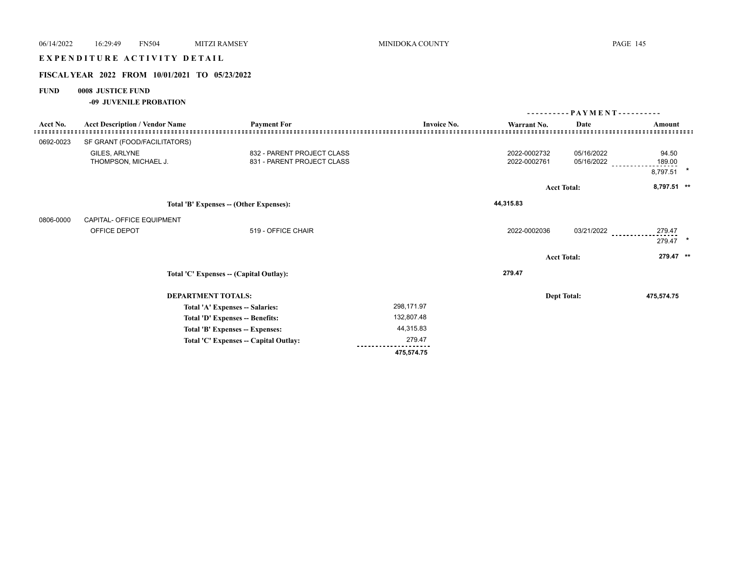**EXPENDITURE ACTIVITY DETAIL**

**FISCAL YEAR 2022 FROM 10/01/2021 TO 05/23/2022**

**FUND 0008 JUSTICE FUND**

**-09 JUVENILE PROBATION**

| Acct No. | Acct Description / Vendor Name | Payment For | Invoice No. | Warrant No. | Date | Amount |
|---|---|---|---|---|---|---|
| 0692-0023 | SF GRANT (FOOD/FACILITATORS) | | | | | |
| | GILES, ARLYNE | 832 - PARENT PROJECT CLASS | | 2022-0002732 | 05/16/2022 | 94.50 |
| | THOMPSON, MICHAEL J. | 831 - PARENT PROJECT CLASS | | 2022-0002761 | 05/16/2022 | 189.00 |
| | | | | | | 8,797.51 * |
| | | | | | Acct Total: | 8,797.51 ** |
| | Total 'B' Expenses -- (Other Expenses): | | | 44,315.83 | | |
| 0806-0000 | CAPITAL- OFFICE EQUIPMENT | | | | | |
| | OFFICE DEPOT | 519 - OFFICE CHAIR | | 2022-0002036 | 03/21/2022 | 279.47 |
| | | | | | | 279.47 * |
| | | | | | Acct Total: | 279.47 ** |
| | Total 'C' Expenses -- (Capital Outlay): | | | 279.47 | | |

**DEPARTMENT TOTALS:** Dept Total: **475,574.75**

| | |
|---|---|
| Total 'A' Expenses -- Salaries: | 298,171.97 |
| Total 'D' Expenses -- Benefits: | 132,807.48 |
| Total 'B' Expenses -- Expenses: | 44,315.83 |
| Total 'C' Expenses -- Capital Outlay: | 279.47 |
| | **475,574.75** |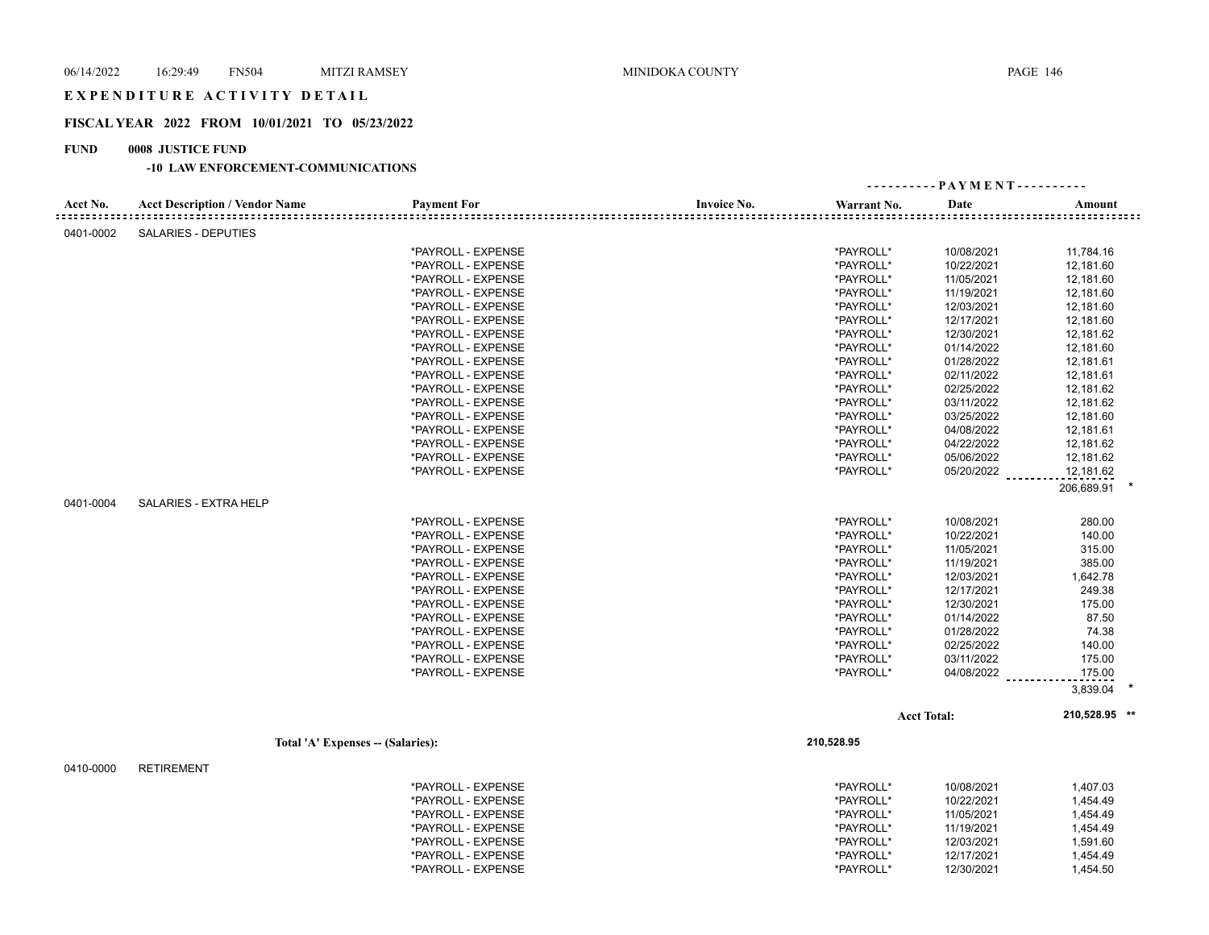# EXPENDITURE ACTIVITY DETAIL

## FISCAL YEAR 2022 FROM 10/01/2021 TO 05/23/2022

**FUND 0008 JUSTICE FUND**

**-10 LAW ENFORCEMENT-COMMUNICATIONS**

| Acct No. | Acct Description / Vendor Name | Payment For | Invoice No. | Warrant No. | Date | Amount |
|---|---|---|---|---|---|---|
| 0401-0002 | SALARIES - DEPUTIES | | | | | |
| | | *PAYROLL - EXPENSE | | *PAYROLL* | 10/08/2021 | 11,784.16 |
| | | *PAYROLL - EXPENSE | | *PAYROLL* | 10/22/2021 | 12,181.60 |
| | | *PAYROLL - EXPENSE | | *PAYROLL* | 11/05/2021 | 12,181.60 |
| | | *PAYROLL - EXPENSE | | *PAYROLL* | 11/19/2021 | 12,181.60 |
| | | *PAYROLL - EXPENSE | | *PAYROLL* | 12/03/2021 | 12,181.60 |
| | | *PAYROLL - EXPENSE | | *PAYROLL* | 12/17/2021 | 12,181.60 |
| | | *PAYROLL - EXPENSE | | *PAYROLL* | 12/30/2021 | 12,181.62 |
| | | *PAYROLL - EXPENSE | | *PAYROLL* | 01/14/2022 | 12,181.60 |
| | | *PAYROLL - EXPENSE | | *PAYROLL* | 01/28/2022 | 12,181.61 |
| | | *PAYROLL - EXPENSE | | *PAYROLL* | 02/11/2022 | 12,181.61 |
| | | *PAYROLL - EXPENSE | | *PAYROLL* | 02/25/2022 | 12,181.62 |
| | | *PAYROLL - EXPENSE | | *PAYROLL* | 03/11/2022 | 12,181.62 |
| | | *PAYROLL - EXPENSE | | *PAYROLL* | 03/25/2022 | 12,181.60 |
| | | *PAYROLL - EXPENSE | | *PAYROLL* | 04/08/2022 | 12,181.61 |
| | | *PAYROLL - EXPENSE | | *PAYROLL* | 04/22/2022 | 12,181.62 |
| | | *PAYROLL - EXPENSE | | *PAYROLL* | 05/06/2022 | 12,181.62 |
| | | *PAYROLL - EXPENSE | | *PAYROLL* | 05/20/2022 | 12,181.62 |
| | | | | | | 206,689.91 * |
| 0401-0004 | SALARIES - EXTRA HELP | | | | | |
| | | *PAYROLL - EXPENSE | | *PAYROLL* | 10/08/2021 | 280.00 |
| | | *PAYROLL - EXPENSE | | *PAYROLL* | 10/22/2021 | 140.00 |
| | | *PAYROLL - EXPENSE | | *PAYROLL* | 11/05/2021 | 315.00 |
| | | *PAYROLL - EXPENSE | | *PAYROLL* | 11/19/2021 | 385.00 |
| | | *PAYROLL - EXPENSE | | *PAYROLL* | 12/03/2021 | 1,642.78 |
| | | *PAYROLL - EXPENSE | | *PAYROLL* | 12/17/2021 | 249.38 |
| | | *PAYROLL - EXPENSE | | *PAYROLL* | 12/30/2021 | 175.00 |
| | | *PAYROLL - EXPENSE | | *PAYROLL* | 01/14/2022 | 87.50 |
| | | *PAYROLL - EXPENSE | | *PAYROLL* | 01/28/2022 | 74.38 |
| | | *PAYROLL - EXPENSE | | *PAYROLL* | 02/25/2022 | 140.00 |
| | | *PAYROLL - EXPENSE | | *PAYROLL* | 03/11/2022 | 175.00 |
| | | *PAYROLL - EXPENSE | | *PAYROLL* | 04/08/2022 | 175.00 |
| | | | | | | 3,839.04 * |
| | | | | | Acct Total: | 210,528.95 ** |
| | Total 'A' Expenses -- (Salaries): | | | 210,528.95 | | |
| 0410-0000 | RETIREMENT | | | | | |
| | | *PAYROLL - EXPENSE | | *PAYROLL* | 10/08/2021 | 1,407.03 |
| | | *PAYROLL - EXPENSE | | *PAYROLL* | 10/22/2021 | 1,454.49 |
| | | *PAYROLL - EXPENSE | | *PAYROLL* | 11/05/2021 | 1,454.49 |
| | | *PAYROLL - EXPENSE | | *PAYROLL* | 11/19/2021 | 1,454.49 |
| | | *PAYROLL - EXPENSE | | *PAYROLL* | 12/03/2021 | 1,591.60 |
| | | *PAYROLL - EXPENSE | | *PAYROLL* | 12/17/2021 | 1,454.49 |
| | | *PAYROLL - EXPENSE | | *PAYROLL* | 12/30/2021 | 1,454.50 |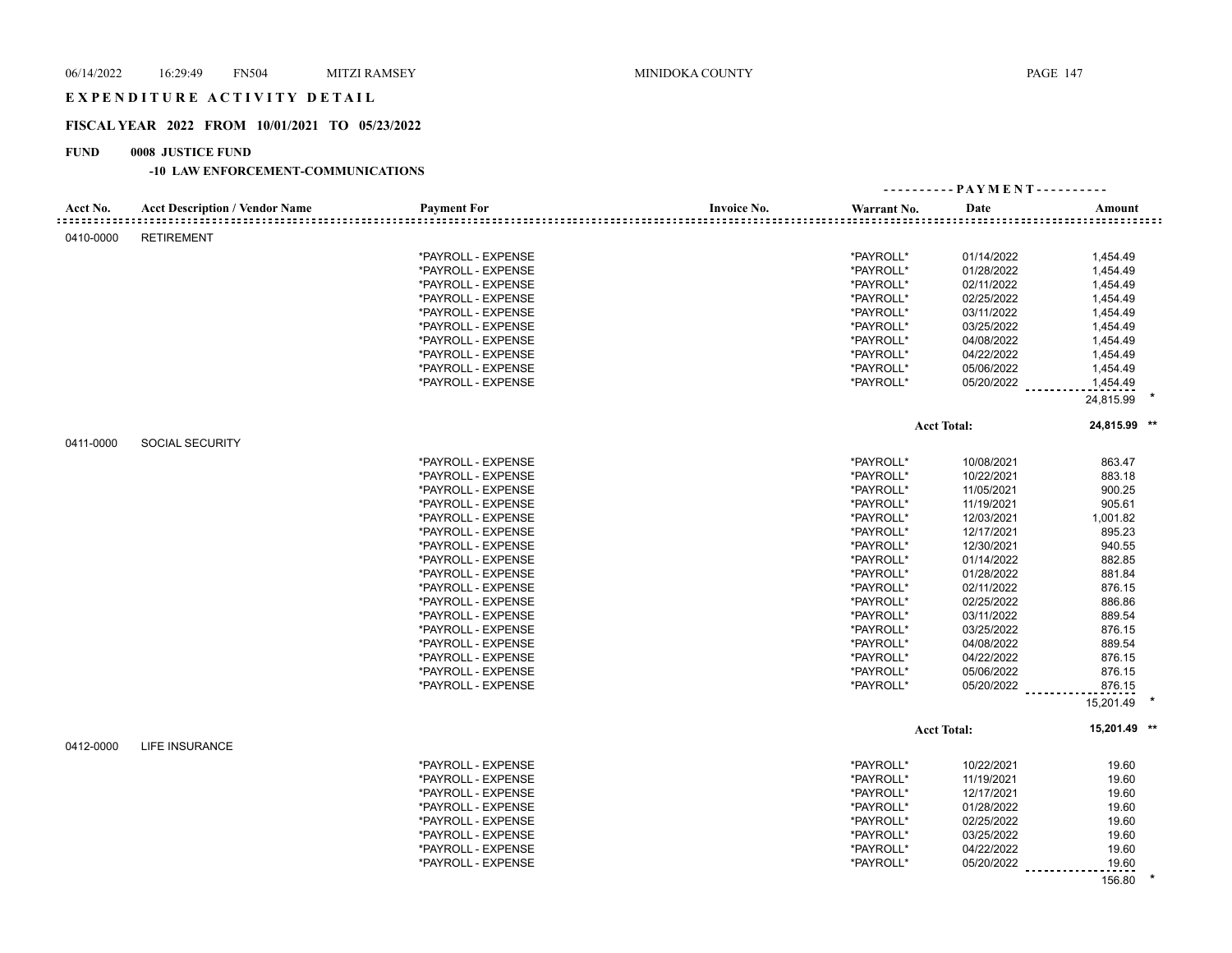# EXPENDITURE ACTIVITY DETAIL

## FISCAL YEAR 2022 FROM 10/01/2021 TO 05/23/2022

**FUND 0008 JUSTICE FUND**

**-10 LAW ENFORCEMENT-COMMUNICATIONS**

| Acct No. | Acct Description / Vendor Name | Payment For | Invoice No. | Warrant No. | Date | Amount |
|---|---|---|---|---|---|---|
| 0410-0000 | RETIREMENT | | | | | |
| | | *PAYROLL - EXPENSE | | *PAYROLL* | 01/14/2022 | 1,454.49 |
| | | *PAYROLL - EXPENSE | | *PAYROLL* | 01/28/2022 | 1,454.49 |
| | | *PAYROLL - EXPENSE | | *PAYROLL* | 02/11/2022 | 1,454.49 |
| | | *PAYROLL - EXPENSE | | *PAYROLL* | 02/25/2022 | 1,454.49 |
| | | *PAYROLL - EXPENSE | | *PAYROLL* | 03/11/2022 | 1,454.49 |
| | | *PAYROLL - EXPENSE | | *PAYROLL* | 03/25/2022 | 1,454.49 |
| | | *PAYROLL - EXPENSE | | *PAYROLL* | 04/08/2022 | 1,454.49 |
| | | *PAYROLL - EXPENSE | | *PAYROLL* | 04/22/2022 | 1,454.49 |
| | | *PAYROLL - EXPENSE | | *PAYROLL* | 05/06/2022 | 1,454.49 |
| | | *PAYROLL - EXPENSE | | *PAYROLL* | 05/20/2022 | 1,454.49 |
| | | | | | | 24,815.99 * |
| | | | | | Acct Total: | 24,815.99 ** |
| 0411-0000 | SOCIAL SECURITY | | | | | |
| | | *PAYROLL - EXPENSE | | *PAYROLL* | 10/08/2021 | 863.47 |
| | | *PAYROLL - EXPENSE | | *PAYROLL* | 10/22/2021 | 883.18 |
| | | *PAYROLL - EXPENSE | | *PAYROLL* | 11/05/2021 | 900.25 |
| | | *PAYROLL - EXPENSE | | *PAYROLL* | 11/19/2021 | 905.61 |
| | | *PAYROLL - EXPENSE | | *PAYROLL* | 12/03/2021 | 1,001.82 |
| | | *PAYROLL - EXPENSE | | *PAYROLL* | 12/17/2021 | 895.23 |
| | | *PAYROLL - EXPENSE | | *PAYROLL* | 12/30/2021 | 940.55 |
| | | *PAYROLL - EXPENSE | | *PAYROLL* | 01/14/2022 | 882.85 |
| | | *PAYROLL - EXPENSE | | *PAYROLL* | 01/28/2022 | 881.84 |
| | | *PAYROLL - EXPENSE | | *PAYROLL* | 02/11/2022 | 876.15 |
| | | *PAYROLL - EXPENSE | | *PAYROLL* | 02/25/2022 | 886.86 |
| | | *PAYROLL - EXPENSE | | *PAYROLL* | 03/11/2022 | 889.54 |
| | | *PAYROLL - EXPENSE | | *PAYROLL* | 03/25/2022 | 876.15 |
| | | *PAYROLL - EXPENSE | | *PAYROLL* | 04/08/2022 | 889.54 |
| | | *PAYROLL - EXPENSE | | *PAYROLL* | 04/22/2022 | 876.15 |
| | | *PAYROLL - EXPENSE | | *PAYROLL* | 05/06/2022 | 876.15 |
| | | *PAYROLL - EXPENSE | | *PAYROLL* | 05/20/2022 | 876.15 |
| | | | | | | 15,201.49 * |
| | | | | | Acct Total: | 15,201.49 ** |
| 0412-0000 | LIFE INSURANCE | | | | | |
| | | *PAYROLL - EXPENSE | | *PAYROLL* | 10/22/2021 | 19.60 |
| | | *PAYROLL - EXPENSE | | *PAYROLL* | 11/19/2021 | 19.60 |
| | | *PAYROLL - EXPENSE | | *PAYROLL* | 12/17/2021 | 19.60 |
| | | *PAYROLL - EXPENSE | | *PAYROLL* | 01/28/2022 | 19.60 |
| | | *PAYROLL - EXPENSE | | *PAYROLL* | 02/25/2022 | 19.60 |
| | | *PAYROLL - EXPENSE | | *PAYROLL* | 03/25/2022 | 19.60 |
| | | *PAYROLL - EXPENSE | | *PAYROLL* | 04/22/2022 | 19.60 |
| | | *PAYROLL - EXPENSE | | *PAYROLL* | 05/20/2022 | 19.60 |
| | | | | | | 156.80 * |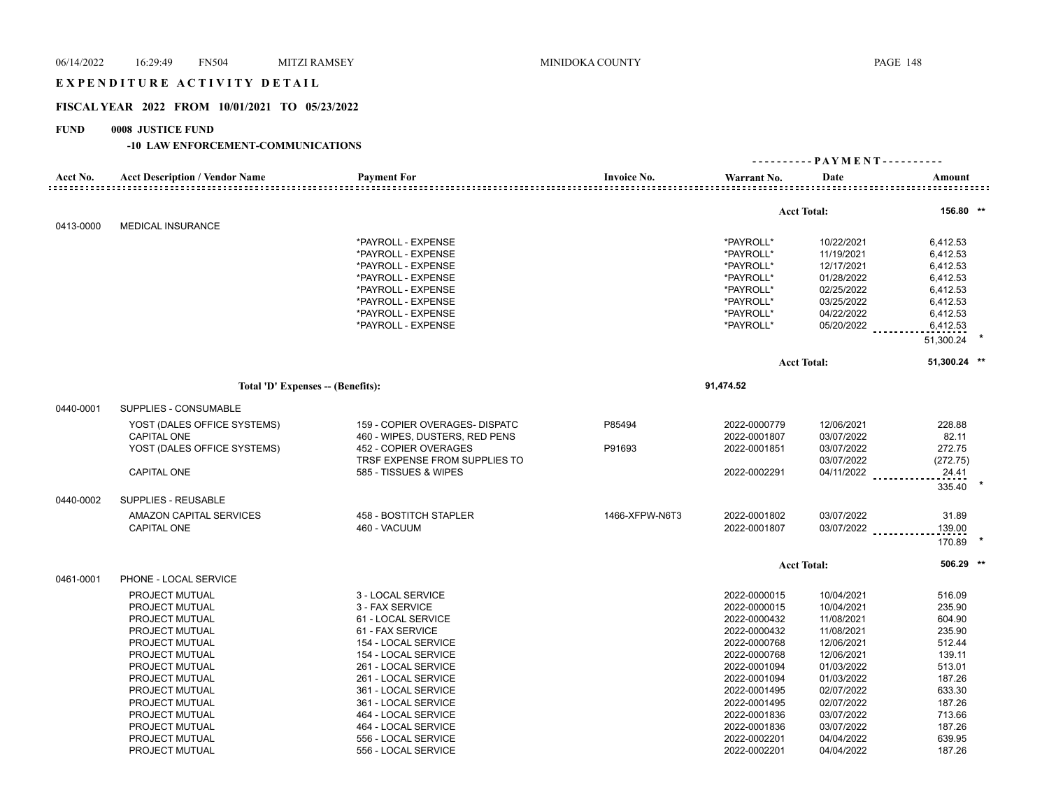# EXPENDITURE ACTIVITY DETAIL

## FISCAL YEAR 2022 FROM 10/01/2021 TO 05/23/2022

**FUND 0008 JUSTICE FUND**

**-10 LAW ENFORCEMENT-COMMUNICATIONS**

| Acct No. | Acct Description / Vendor Name | Payment For | Invoice No. | Warrant No. | Date | Amount |
|---|---|---|---|---|---|---|
| | | | | | Acct Total: | 156.80 ** |
| 0413-0000 | MEDICAL INSURANCE | | | | | |
| | | *PAYROLL - EXPENSE | | *PAYROLL* | 10/22/2021 | 6,412.53 |
| | | *PAYROLL - EXPENSE | | *PAYROLL* | 11/19/2021 | 6,412.53 |
| | | *PAYROLL - EXPENSE | | *PAYROLL* | 12/17/2021 | 6,412.53 |
| | | *PAYROLL - EXPENSE | | *PAYROLL* | 01/28/2022 | 6,412.53 |
| | | *PAYROLL - EXPENSE | | *PAYROLL* | 02/25/2022 | 6,412.53 |
| | | *PAYROLL - EXPENSE | | *PAYROLL* | 03/25/2022 | 6,412.53 |
| | | *PAYROLL - EXPENSE | | *PAYROLL* | 04/22/2022 | 6,412.53 |
| | | *PAYROLL - EXPENSE | | *PAYROLL* | 05/20/2022 | 6,412.53 |
| | | | | | | 51,300.24 * |
| | | | | | Acct Total: | 51,300.24 ** |
| | Total 'D' Expenses -- (Benefits): | | | 91,474.52 | | |
| 0440-0001 | SUPPLIES - CONSUMABLE | | | | | |
| | YOST (DALES OFFICE SYSTEMS) | 159 - COPIER OVERAGES- DISPATC | P85494 | 2022-0000779 | 12/06/2021 | 228.88 |
| | CAPITAL ONE | 460 - WIPES, DUSTERS, RED PENS | | 2022-0001807 | 03/07/2022 | 82.11 |
| | YOST (DALES OFFICE SYSTEMS) | 452 - COPIER OVERAGES | P91693 | 2022-0001851 | 03/07/2022 | 272.75 |
| | | TRSF EXPENSE FROM SUPPLIES TO | | | 03/07/2022 | (272.75) |
| | CAPITAL ONE | 585 - TISSUES & WIPES | | 2022-0002291 | 04/11/2022 | 24.41 |
| | | | | | | 335.40 * |
| 0440-0002 | SUPPLIES - REUSABLE | | | | | |
| | AMAZON CAPITAL SERVICES | 458 - BOSTITCH STAPLER | 1466-XFPW-N6T3 | 2022-0001802 | 03/07/2022 | 31.89 |
| | CAPITAL ONE | 460 - VACUUM | | 2022-0001807 | 03/07/2022 | 139.00 |
| | | | | | | 170.89 * |
| | | | | | Acct Total: | 506.29 ** |
| 0461-0001 | PHONE - LOCAL SERVICE | | | | | |
| | PROJECT MUTUAL | 3 - LOCAL SERVICE | | 2022-0000015 | 10/04/2021 | 516.09 |
| | PROJECT MUTUAL | 3 - FAX SERVICE | | 2022-0000015 | 10/04/2021 | 235.90 |
| | PROJECT MUTUAL | 61 - LOCAL SERVICE | | 2022-0000432 | 11/08/2021 | 604.90 |
| | PROJECT MUTUAL | 61 - FAX SERVICE | | 2022-0000432 | 11/08/2021 | 235.90 |
| | PROJECT MUTUAL | 154 - LOCAL SERVICE | | 2022-0000768 | 12/06/2021 | 512.44 |
| | PROJECT MUTUAL | 154 - LOCAL SERVICE | | 2022-0000768 | 12/06/2021 | 139.11 |
| | PROJECT MUTUAL | 261 - LOCAL SERVICE | | 2022-0001094 | 01/03/2022 | 513.01 |
| | PROJECT MUTUAL | 261 - LOCAL SERVICE | | 2022-0001094 | 01/03/2022 | 187.26 |
| | PROJECT MUTUAL | 361 - LOCAL SERVICE | | 2022-0001495 | 02/07/2022 | 633.30 |
| | PROJECT MUTUAL | 361 - LOCAL SERVICE | | 2022-0001495 | 02/07/2022 | 187.26 |
| | PROJECT MUTUAL | 464 - LOCAL SERVICE | | 2022-0001836 | 03/07/2022 | 713.66 |
| | PROJECT MUTUAL | 464 - LOCAL SERVICE | | 2022-0001836 | 03/07/2022 | 187.26 |
| | PROJECT MUTUAL | 556 - LOCAL SERVICE | | 2022-0002201 | 04/04/2022 | 639.95 |
| | PROJECT MUTUAL | 556 - LOCAL SERVICE | | 2022-0002201 | 04/04/2022 | 187.26 |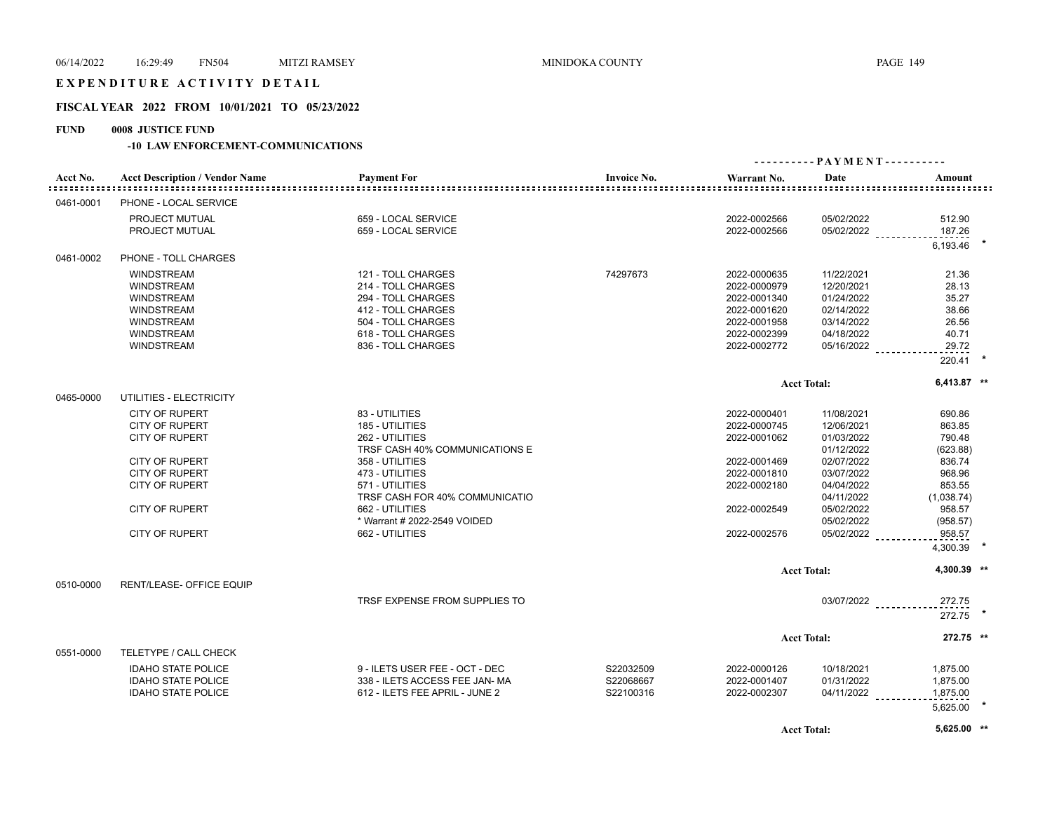# EXPENDITURE ACTIVITY DETAIL

## FISCAL YEAR 2022 FROM 10/01/2021 TO 05/23/2022

**FUND 0008 JUSTICE FUND**

**-10 LAW ENFORCEMENT-COMMUNICATIONS**

| Acct No. | Acct Description / Vendor Name | Payment For | Invoice No. | Warrant No. | Date | Amount |
|---|---|---|---|---|---|---|
| 0461-0001 | PHONE - LOCAL SERVICE | | | | | |
| | PROJECT MUTUAL | 659 - LOCAL SERVICE | | 2022-0002566 | 05/02/2022 | 512.90 |
| | PROJECT MUTUAL | 659 - LOCAL SERVICE | | 2022-0002566 | 05/02/2022 | 187.26 |
| | | | | | | 6,193.46 * |
| 0461-0002 | PHONE - TOLL CHARGES | | | | | |
| | WINDSTREAM | 121 - TOLL CHARGES | 74297673 | 2022-0000635 | 11/22/2021 | 21.36 |
| | WINDSTREAM | 214 - TOLL CHARGES | | 2022-0000979 | 12/20/2021 | 28.13 |
| | WINDSTREAM | 294 - TOLL CHARGES | | 2022-0001340 | 01/24/2022 | 35.27 |
| | WINDSTREAM | 412 - TOLL CHARGES | | 2022-0001620 | 02/14/2022 | 38.66 |
| | WINDSTREAM | 504 - TOLL CHARGES | | 2022-0001958 | 03/14/2022 | 26.56 |
| | WINDSTREAM | 618 - TOLL CHARGES | | 2022-0002399 | 04/18/2022 | 40.71 |
| | WINDSTREAM | 836 - TOLL CHARGES | | 2022-0002772 | 05/16/2022 | 29.72 |
| | | | | | | 220.41 * |
| | | | | Acct Total: | | 6,413.87 ** |
| 0465-0000 | UTILITIES - ELECTRICITY | | | | | |
| | CITY OF RUPERT | 83 - UTILITIES | | 2022-0000401 | 11/08/2021 | 690.86 |
| | CITY OF RUPERT | 185 - UTILITIES | | 2022-0000745 | 12/06/2021 | 863.85 |
| | CITY OF RUPERT | 262 - UTILITIES | | 2022-0001062 | 01/03/2022 | 790.48 |
| | | TRSF CASH 40% COMMUNICATIONS E | | | 01/12/2022 | (623.88) |
| | CITY OF RUPERT | 358 - UTILITIES | | 2022-0001469 | 02/07/2022 | 836.74 |
| | CITY OF RUPERT | 473 - UTILITIES | | 2022-0001810 | 03/07/2022 | 968.96 |
| | CITY OF RUPERT | 571 - UTILITIES | | 2022-0002180 | 04/04/2022 | 853.55 |
| | | TRSF CASH FOR 40% COMMUNICATIO | | | 04/11/2022 | (1,038.74) |
| | CITY OF RUPERT | 662 - UTILITIES | | 2022-0002549 | 05/02/2022 | 958.57 |
| | | * Warrant # 2022-2549 VOIDED | | | 05/02/2022 | (958.57) |
| | CITY OF RUPERT | 662 - UTILITIES | | 2022-0002576 | 05/02/2022 | 958.57 |
| | | | | | | 4,300.39 * |
| | | | | Acct Total: | | 4,300.39 ** |
| 0510-0000 | RENT/LEASE- OFFICE EQUIP | | | | | |
| | | TRSF EXPENSE FROM SUPPLIES TO | | | 03/07/2022 | 272.75 |
| | | | | | | 272.75 * |
| | | | | Acct Total: | | 272.75 ** |
| 0551-0000 | TELETYPE / CALL CHECK | | | | | |
| | IDAHO STATE POLICE | 9 - ILETS USER FEE - OCT - DEC | S22032509 | 2022-0000126 | 10/18/2021 | 1,875.00 |
| | IDAHO STATE POLICE | 338 - ILETS ACCESS FEE JAN- MA | S22068667 | 2022-0001407 | 01/31/2022 | 1,875.00 |
| | IDAHO STATE POLICE | 612 - ILETS FEE APRIL - JUNE 2 | S22100316 | 2022-0002307 | 04/11/2022 | 1,875.00 |
| | | | | | | 5,625.00 * |
| | | | | Acct Total: | | 5,625.00 ** |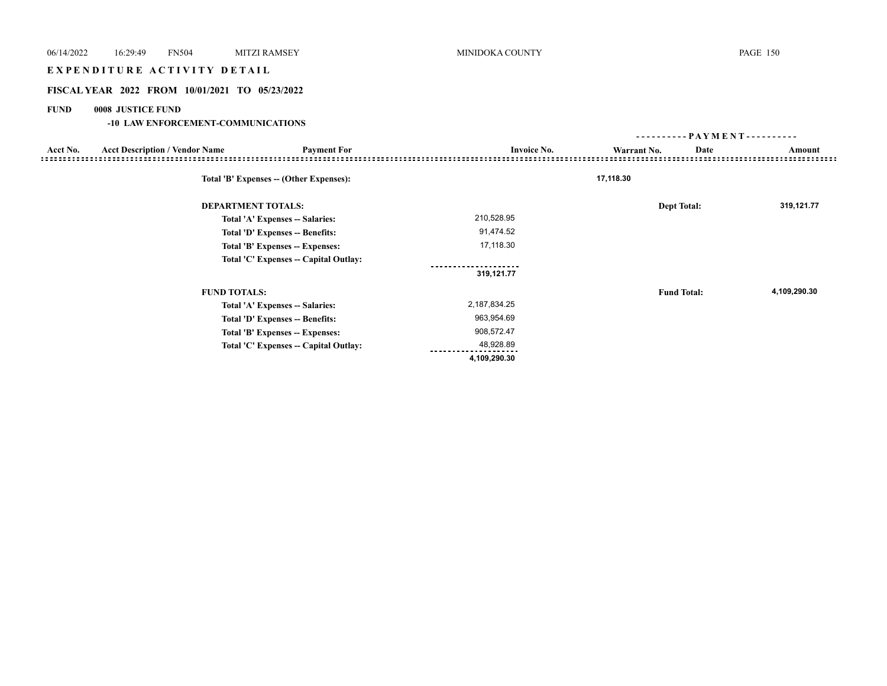# EXPENDITURE ACTIVITY DETAIL

## FISCAL YEAR 2022 FROM 10/01/2021 TO 05/23/2022

**FUND 0008 JUSTICE FUND**

**-10 LAW ENFORCEMENT-COMMUNICATIONS**

| Acct No. | Acct Description / Vendor Name | Payment For | Invoice No. | Warrant No. | Date | Amount |
|---|---|---|---|---|---|---|
| | | **Total 'B' Expenses -- (Other Expenses):** | | **17,118.30** | | |
| | | **DEPARTMENT TOTALS:** | | | **Dept Total:** | **319,121.77** |
| | | **Total 'A' Expenses -- Salaries:** | 210,528.95 | | | |
| | | **Total 'D' Expenses -- Benefits:** | 91,474.52 | | | |
| | | **Total 'B' Expenses -- Expenses:** | 17,118.30 | | | |
| | | **Total 'C' Expenses -- Capital Outlay:** | | | | |
| | | | **319,121.77** | | | |
| | | **FUND TOTALS:** | | | **Fund Total:** | **4,109,290.30** |
| | | **Total 'A' Expenses -- Salaries:** | 2,187,834.25 | | | |
| | | **Total 'D' Expenses -- Benefits:** | 963,954.69 | | | |
| | | **Total 'B' Expenses -- Expenses:** | 908,572.47 | | | |
| | | **Total 'C' Expenses -- Capital Outlay:** | 48,928.89 | | | |
| | | | **4,109,290.30** | | | |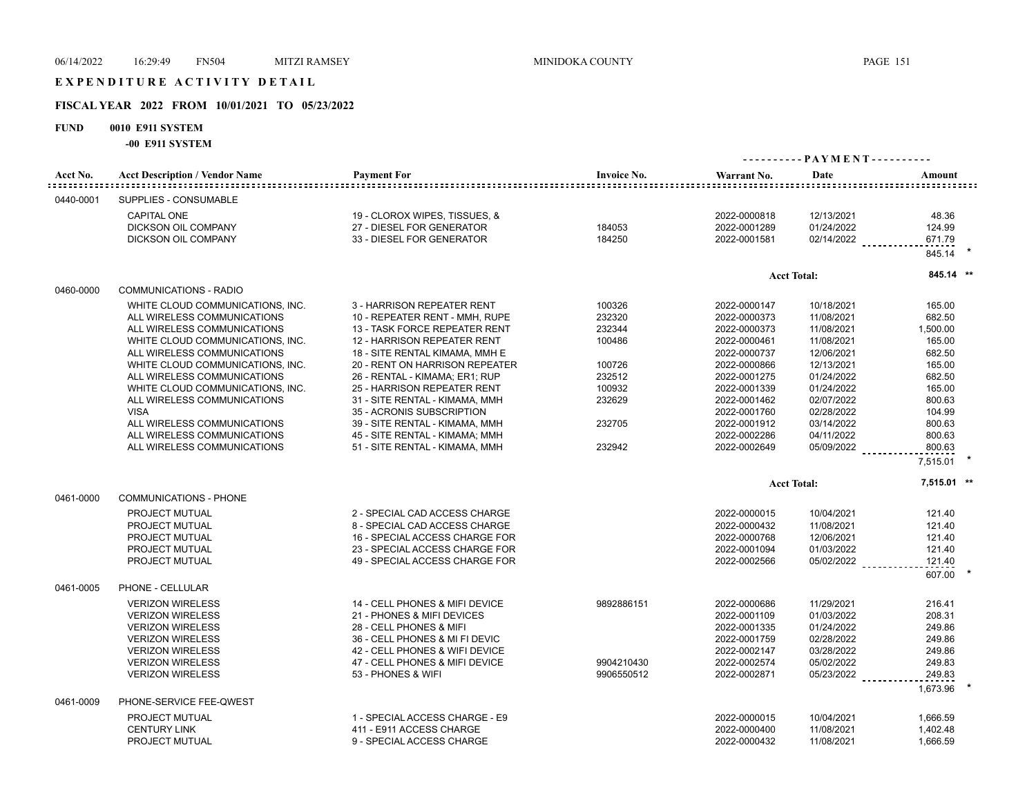# EXPENDITURE ACTIVITY DETAIL

## FISCAL YEAR 2022 FROM 10/01/2021 TO 05/23/2022

**FUND 0010 E911 SYSTEM**

**-00 E911 SYSTEM**

| Acct No. | Acct Description / Vendor Name | Payment For | Invoice No. | Warrant No. | Date | Amount |
|---|---|---|---|---|---|---|
| 0440-0001 | SUPPLIES - CONSUMABLE | | | | | |
| | CAPITAL ONE | 19 - CLOROX WIPES, TISSUES, & | | 2022-0000818 | 12/13/2021 | 48.36 |
| | DICKSON OIL COMPANY | 27 - DIESEL FOR GENERATOR | 184053 | 2022-0001289 | 01/24/2022 | 124.99 |
| | DICKSON OIL COMPANY | 33 - DIESEL FOR GENERATOR | 184250 | 2022-0001581 | 02/14/2022 | 671.79 |
| | | | | | | 845.14 * |
| | | | | | Acct Total: | 845.14 ** |
| 0460-0000 | COMMUNICATIONS - RADIO | | | | | |
| | WHITE CLOUD COMMUNICATIONS, INC. | 3 - HARRISON REPEATER RENT | 100326 | 2022-0000147 | 10/18/2021 | 165.00 |
| | ALL WIRELESS COMMUNICATIONS | 10 - REPEATER RENT - MMH, RUPE | 232320 | 2022-0000373 | 11/08/2021 | 682.50 |
| | ALL WIRELESS COMMUNICATIONS | 13 - TASK FORCE REPEATER RENT | 232344 | 2022-0000373 | 11/08/2021 | 1,500.00 |
| | WHITE CLOUD COMMUNICATIONS, INC. | 12 - HARRISON REPEATER RENT | 100486 | 2022-0000461 | 11/08/2021 | 165.00 |
| | ALL WIRELESS COMMUNICATIONS | 18 - SITE RENTAL KIMAMA, MMH E | | 2022-0000737 | 12/06/2021 | 682.50 |
| | WHITE CLOUD COMMUNICATIONS, INC. | 20 - RENT ON HARRISON REPEATER | 100726 | 2022-0000866 | 12/13/2021 | 165.00 |
| | ALL WIRELESS COMMUNICATIONS | 26 - RENTAL - KIMAMA; ER1; RUP | 232512 | 2022-0001275 | 01/24/2022 | 682.50 |
| | WHITE CLOUD COMMUNICATIONS, INC. | 25 - HARRISON REPEATER RENT | 100932 | 2022-0001339 | 01/24/2022 | 165.00 |
| | ALL WIRELESS COMMUNICATIONS | 31 - SITE RENTAL - KIMAMA, MMH | 232629 | 2022-0001462 | 02/07/2022 | 800.63 |
| | VISA | 35 - ACRONIS SUBSCRIPTION | | 2022-0001760 | 02/28/2022 | 104.99 |
| | ALL WIRELESS COMMUNICATIONS | 39 - SITE RENTAL - KIMAMA, MMH | 232705 | 2022-0001912 | 03/14/2022 | 800.63 |
| | ALL WIRELESS COMMUNICATIONS | 45 - SITE RENTAL - KIMAMA; MMH | | 2022-0002286 | 04/11/2022 | 800.63 |
| | ALL WIRELESS COMMUNICATIONS | 51 - SITE RENTAL - KIMAMA, MMH | 232942 | 2022-0002649 | 05/09/2022 | 800.63 |
| | | | | | | 7,515.01 * |
| | | | | | Acct Total: | 7,515.01 ** |
| 0461-0000 | COMMUNICATIONS - PHONE | | | | | |
| | PROJECT MUTUAL | 2 - SPECIAL CAD ACCESS CHARGE | | 2022-0000015 | 10/04/2021 | 121.40 |
| | PROJECT MUTUAL | 8 - SPECIAL CAD ACCESS CHARGE | | 2022-0000432 | 11/08/2021 | 121.40 |
| | PROJECT MUTUAL | 16 - SPECIAL ACCESS CHARGE FOR | | 2022-0000768 | 12/06/2021 | 121.40 |
| | PROJECT MUTUAL | 23 - SPECIAL ACCESS CHARGE FOR | | 2022-0001094 | 01/03/2022 | 121.40 |
| | PROJECT MUTUAL | 49 - SPECIAL ACCESS CHARGE FOR | | 2022-0002566 | 05/02/2022 | 121.40 |
| | | | | | | 607.00 * |
| 0461-0005 | PHONE - CELLULAR | | | | | |
| | VERIZON WIRELESS | 14 - CELL PHONES & MIFI DEVICE | 9892886151 | 2022-0000686 | 11/29/2021 | 216.41 |
| | VERIZON WIRELESS | 21 - PHONES & MIFI DEVICES | | 2022-0001109 | 01/03/2022 | 208.31 |
| | VERIZON WIRELESS | 28 - CELL PHONES & MIFI | | 2022-0001335 | 01/24/2022 | 249.86 |
| | VERIZON WIRELESS | 36 - CELL PHONES & MI FI DEVIC | | 2022-0001759 | 02/28/2022 | 249.86 |
| | VERIZON WIRELESS | 42 - CELL PHONES & WIFI DEVICE | | 2022-0002147 | 03/28/2022 | 249.86 |
| | VERIZON WIRELESS | 47 - CELL PHONES & MIFI DEVICE | 9904210430 | 2022-0002574 | 05/02/2022 | 249.83 |
| | VERIZON WIRELESS | 53 - PHONES & WIFI | 9906550512 | 2022-0002871 | 05/23/2022 | 249.83 |
| | | | | | | 1,673.96 * |
| 0461-0009 | PHONE-SERVICE FEE-QWEST | | | | | |
| | PROJECT MUTUAL | 1 - SPECIAL ACCESS CHARGE - E9 | | 2022-0000015 | 10/04/2021 | 1,666.59 |
| | CENTURY LINK | 411 - E911 ACCESS CHARGE | | 2022-0000400 | 11/08/2021 | 1,402.48 |
| | PROJECT MUTUAL | 9 - SPECIAL ACCESS CHARGE | | 2022-0000432 | 11/08/2021 | 1,666.59 |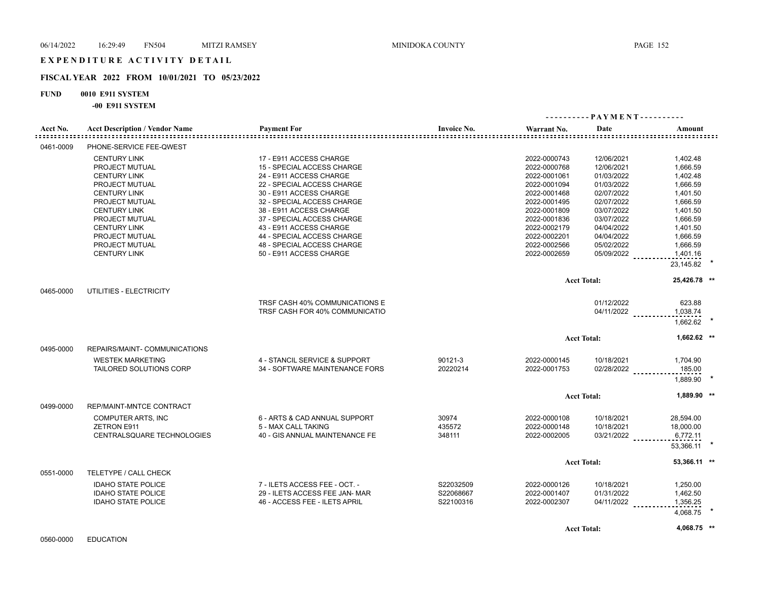# EXPENDITURE ACTIVITY DETAIL

## FISCAL YEAR 2022 FROM 10/01/2021 TO 05/23/2022

**FUND 0010 E911 SYSTEM**

**-00 E911 SYSTEM**

| Acct No. | Acct Description / Vendor Name | Payment For | Invoice No. | Warrant No. | Date | Amount | |
|---|---|---|---|---|---|---|---|
| 0461-0009 | PHONE-SERVICE FEE-QWEST | | | | | | |
| | CENTURY LINK | 17 - E911 ACCESS CHARGE | | 2022-0000743 | 12/06/2021 | 1,402.48 | |
| | PROJECT MUTUAL | 15 - SPECIAL ACCESS CHARGE | | 2022-0000768 | 12/06/2021 | 1,666.59 | |
| | CENTURY LINK | 24 - E911 ACCESS CHARGE | | 2022-0001061 | 01/03/2022 | 1,402.48 | |
| | PROJECT MUTUAL | 22 - SPECIAL ACCESS CHARGE | | 2022-0001094 | 01/03/2022 | 1,666.59 | |
| | CENTURY LINK | 30 - E911 ACCESS CHARGE | | 2022-0001468 | 02/07/2022 | 1,401.50 | |
| | PROJECT MUTUAL | 32 - SPECIAL ACCESS CHARGE | | 2022-0001495 | 02/07/2022 | 1,666.59 | |
| | CENTURY LINK | 38 - E911 ACCESS CHARGE | | 2022-0001809 | 03/07/2022 | 1,401.50 | |
| | PROJECT MUTUAL | 37 - SPECIAL ACCESS CHARGE | | 2022-0001836 | 03/07/2022 | 1,666.59 | |
| | CENTURY LINK | 43 - E911 ACCESS CHARGE | | 2022-0002179 | 04/04/2022 | 1,401.50 | |
| | PROJECT MUTUAL | 44 - SPECIAL ACCESS CHARGE | | 2022-0002201 | 04/04/2022 | 1,666.59 | |
| | PROJECT MUTUAL | 48 - SPECIAL ACCESS CHARGE | | 2022-0002566 | 05/02/2022 | 1,666.59 | |
| | CENTURY LINK | 50 - E911 ACCESS CHARGE | | 2022-0002659 | 05/09/2022 | 1,401.16 | |
| | | | | | | 23,145.82 | * |
| | | | | | Acct Total: | 25,426.78 | ** |
| 0465-0000 | UTILITIES - ELECTRICITY | | | | | | |
| | | TRSF CASH 40% COMMUNICATIONS E | | | 01/12/2022 | 623.88 | |
| | | TRSF CASH FOR 40% COMMUNICATIO | | | 04/11/2022 | 1,038.74 | |
| | | | | | | 1,662.62 | * |
| | | | | | Acct Total: | 1,662.62 | ** |
| 0495-0000 | REPAIRS/MAINT- COMMUNICATIONS | | | | | | |
| | WESTEK MARKETING | 4 - STANCIL SERVICE & SUPPORT | 90121-3 | 2022-0000145 | 10/18/2021 | 1,704.90 | |
| | TAILORED SOLUTIONS CORP | 34 - SOFTWARE MAINTENANCE FORS | 20220214 | 2022-0001753 | 02/28/2022 | 185.00 | |
| | | | | | | 1,889.90 | * |
| | | | | | Acct Total: | 1,889.90 | ** |
| 0499-0000 | REP/MAINT-MNTCE CONTRACT | | | | | | |
| | COMPUTER ARTS, INC | 6 - ARTS & CAD ANNUAL SUPPORT | 30974 | 2022-0000108 | 10/18/2021 | 28,594.00 | |
| | ZETRON E911 | 5 - MAX CALL TAKING | 435572 | 2022-0000148 | 10/18/2021 | 18,000.00 | |
| | CENTRALSQUARE TECHNOLOGIES | 40 - GIS ANNUAL MAINTENANCE FE | 348111 | 2022-0002005 | 03/21/2022 | 6,772.11 | |
| | | | | | | 53,366.11 | * |
| | | | | | Acct Total: | 53,366.11 | ** |
| 0551-0000 | TELETYPE / CALL CHECK | | | | | | |
| | IDAHO STATE POLICE | 7 - ILETS ACCESS FEE - OCT. - | S22032509 | 2022-0000126 | 10/18/2021 | 1,250.00 | |
| | IDAHO STATE POLICE | 29 - ILETS ACCESS FEE JAN- MAR | S22068667 | 2022-0001407 | 01/31/2022 | 1,462.50 | |
| | IDAHO STATE POLICE | 46 - ACCESS FEE - ILETS APRIL | S22100316 | 2022-0002307 | 04/11/2022 | 1,356.25 | |
| | | | | | | 4,068.75 | * |
| | | | | | Acct Total: | 4,068.75 | ** |
| 0560-0000 | EDUCATION | | | | | | |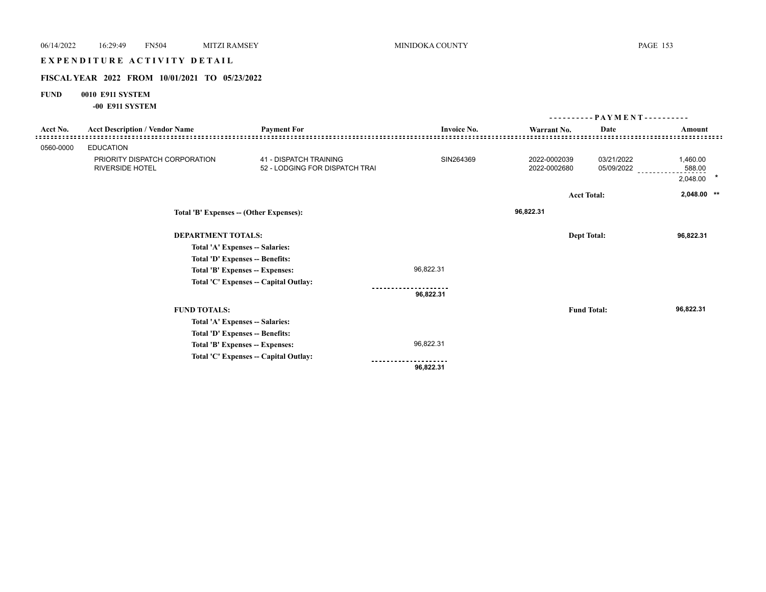# EXPENDITURE ACTIVITY DETAIL

## FISCAL YEAR 2022 FROM 10/01/2021 TO 05/23/2022

**FUND 0010 E911 SYSTEM**

**-00 E911 SYSTEM**

| Acct No. | Acct Description / Vendor Name | Payment For | Invoice No. | Warrant No. | Date | Amount |
|---|---|---|---|---|---|---|
| 0560-0000 | EDUCATION | | | | | |
| | PRIORITY DISPATCH CORPORATION | 41 - DISPATCH TRAINING | SIN264369 | 2022-0002039 | 03/21/2022 | 1,460.00 |
| | RIVERSIDE HOTEL | 52 - LODGING FOR DISPATCH TRAI | | 2022-0002680 | 05/09/2022 | 588.00 |
| | | | | | | 2,048.00 * |
| | | | | | **Acct Total:** | **2,048.00 ** ** |

**Total 'B' Expenses -- (Other Expenses):** 96,822.31

**DEPARTMENT TOTALS:** **Dept Total: 96,822.31**

| | |
|---|---|
| Total 'A' Expenses -- Salaries: | |
| Total 'D' Expenses -- Benefits: | |
| Total 'B' Expenses -- Expenses: | 96,822.31 |
| Total 'C' Expenses -- Capital Outlay: | |
| | **96,822.31** |

**FUND TOTALS:** **Fund Total: 96,822.31**

| | |
|---|---|
| Total 'A' Expenses -- Salaries: | |
| Total 'D' Expenses -- Benefits: | |
| Total 'B' Expenses -- Expenses: | 96,822.31 |
| Total 'C' Expenses -- Capital Outlay: | |
| | **96,822.31** |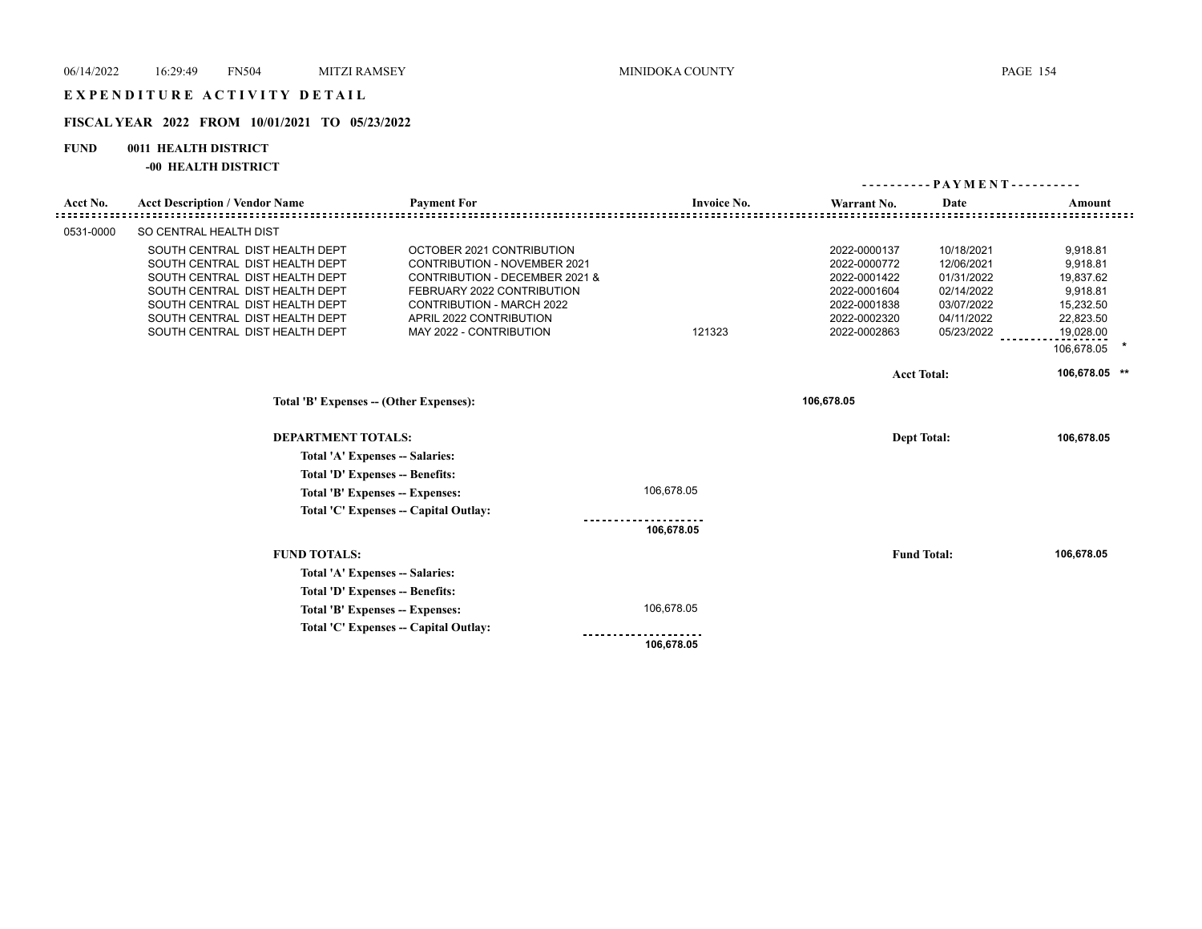# EXPENDITURE ACTIVITY DETAIL

## FISCAL YEAR 2022 FROM 10/01/2021 TO 05/23/2022

**FUND 0011 HEALTH DISTRICT**

**-00 HEALTH DISTRICT**

| Acct No. | Acct Description / Vendor Name | Payment For | Invoice No. | Warrant No. | Date | Amount |
|---|---|---|---|---|---|---|
| 0531-0000 | SO CENTRAL HEALTH DIST | | | | | |
| | SOUTH CENTRAL DIST HEALTH DEPT | OCTOBER 2021 CONTRIBUTION | | 2022-0000137 | 10/18/2021 | 9,918.81 |
| | SOUTH CENTRAL DIST HEALTH DEPT | CONTRIBUTION - NOVEMBER 2021 | | 2022-0000772 | 12/06/2021 | 9,918.81 |
| | SOUTH CENTRAL DIST HEALTH DEPT | CONTRIBUTION - DECEMBER 2021 & | | 2022-0001422 | 01/31/2022 | 19,837.62 |
| | SOUTH CENTRAL DIST HEALTH DEPT | FEBRUARY 2022 CONTRIBUTION | | 2022-0001604 | 02/14/2022 | 9,918.81 |
| | SOUTH CENTRAL DIST HEALTH DEPT | CONTRIBUTION - MARCH 2022 | | 2022-0001838 | 03/07/2022 | 15,232.50 |
| | SOUTH CENTRAL DIST HEALTH DEPT | APRIL 2022 CONTRIBUTION | | 2022-0002320 | 04/11/2022 | 22,823.50 |
| | SOUTH CENTRAL DIST HEALTH DEPT | MAY 2022 - CONTRIBUTION | 121323 | 2022-0002863 | 05/23/2022 | 19,028.00 |
| | | | | | | 106,678.05 * |
| | | | | | **Acct Total:** | **106,678.05 \*\*** |

**Total 'B' Expenses -- (Other Expenses):** **106,678.05**

**DEPARTMENT TOTALS:** **Dept Total:** **106,678.05**

| | |
|---|---|
| **Total 'A' Expenses -- Salaries:** | |
| **Total 'D' Expenses -- Benefits:** | |
| **Total 'B' Expenses -- Expenses:** | 106,678.05 |
| **Total 'C' Expenses -- Capital Outlay:** | |
| | **106,678.05** |

**FUND TOTALS:** **Fund Total:** **106,678.05**

| | |
|---|---|
| **Total 'A' Expenses -- Salaries:** | |
| **Total 'D' Expenses -- Benefits:** | |
| **Total 'B' Expenses -- Expenses:** | 106,678.05 |
| **Total 'C' Expenses -- Capital Outlay:** | |
| | **106,678.05** |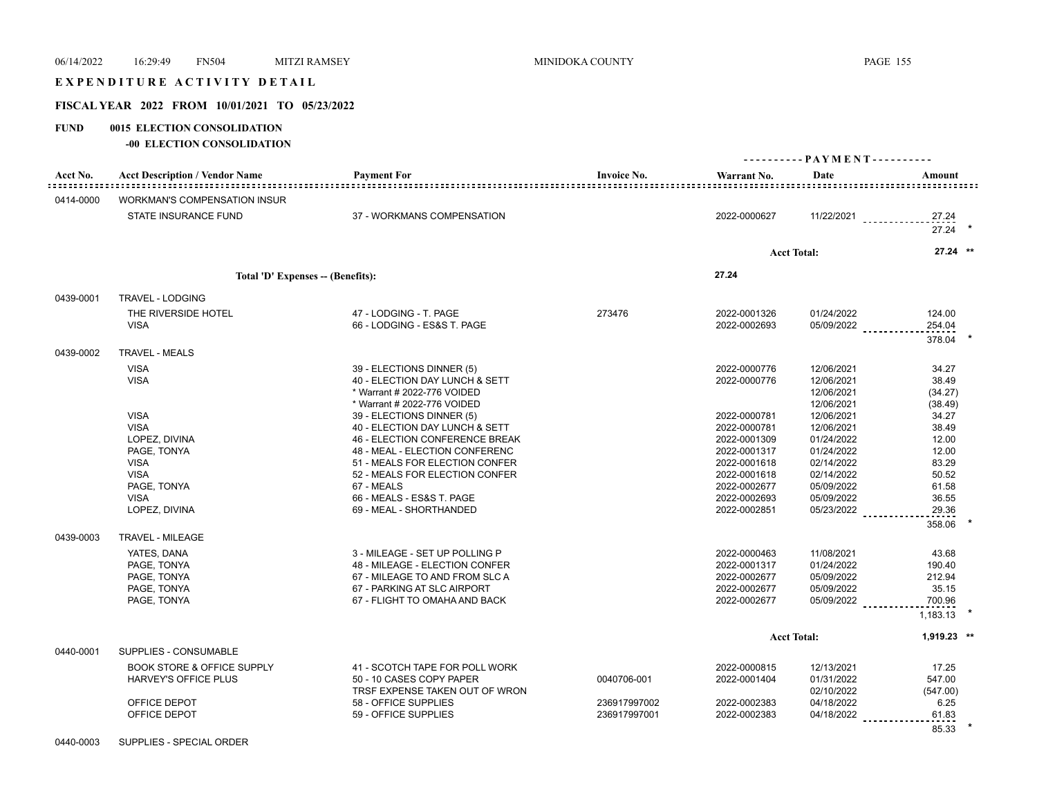# EXPENDITURE ACTIVITY DETAIL

## FISCAL YEAR 2022 FROM 10/01/2021 TO 05/23/2022

**FUND 0015 ELECTION CONSOLIDATION**

**-00 ELECTION CONSOLIDATION**

| Acct No. | Acct Description / Vendor Name | Payment For | Invoice No. | Warrant No. | PAYMENT Date | Amount |
|---|---|---|---|---|---|---|
| 0414-0000 | WORKMAN'S COMPENSATION INSUR | | | | | |
| | STATE INSURANCE FUND | 37 - WORKMANS COMPENSATION | | 2022-0000627 | 11/22/2021 | 27.24 |
| | | | | | | 27.24 * |
| | | | | | Acct Total: | 27.24 ** |
| | Total 'D' Expenses -- (Benefits): | | | 27.24 | | |
| 0439-0001 | TRAVEL - LODGING | | | | | |
| | THE RIVERSIDE HOTEL | 47 - LODGING - T. PAGE | 273476 | 2022-0001326 | 01/24/2022 | 124.00 |
| | VISA | 66 - LODGING - ES&S T. PAGE | | 2022-0002693 | 05/09/2022 | 254.04 |
| | | | | | | 378.04 * |
| 0439-0002 | TRAVEL - MEALS | | | | | |
| | VISA | 39 - ELECTIONS DINNER (5) | | 2022-0000776 | 12/06/2021 | 34.27 |
| | VISA | 40 - ELECTION DAY LUNCH & SETT | | 2022-0000776 | 12/06/2021 | 38.49 |
| | | * Warrant # 2022-776 VOIDED | | | 12/06/2021 | (34.27) |
| | | * Warrant # 2022-776 VOIDED | | | 12/06/2021 | (38.49) |
| | VISA | 39 - ELECTIONS DINNER (5) | | 2022-0000781 | 12/06/2021 | 34.27 |
| | VISA | 40 - ELECTION DAY LUNCH & SETT | | 2022-0000781 | 12/06/2021 | 38.49 |
| | LOPEZ, DIVINA | 46 - ELECTION CONFERENCE BREAK | | 2022-0001309 | 01/24/2022 | 12.00 |
| | PAGE, TONYA | 48 - MEAL - ELECTION CONFERENC | | 2022-0001317 | 01/24/2022 | 12.00 |
| | VISA | 51 - MEALS FOR ELECTION CONFER | | 2022-0001618 | 02/14/2022 | 83.29 |
| | VISA | 52 - MEALS FOR ELECTION CONFER | | 2022-0001618 | 02/14/2022 | 50.52 |
| | PAGE, TONYA | 67 - MEALS | | 2022-0002677 | 05/09/2022 | 61.58 |
| | VISA | 66 - MEALS - ES&S T. PAGE | | 2022-0002693 | 05/09/2022 | 36.55 |
| | LOPEZ, DIVINA | 69 - MEAL - SHORTHANDED | | 2022-0002851 | 05/23/2022 | 29.36 |
| | | | | | | 358.06 * |
| 0439-0003 | TRAVEL - MILEAGE | | | | | |
| | YATES, DANA | 3 - MILEAGE - SET UP POLLING P | | 2022-0000463 | 11/08/2021 | 43.68 |
| | PAGE, TONYA | 48 - MILEAGE - ELECTION CONFER | | 2022-0001317 | 01/24/2022 | 190.40 |
| | PAGE, TONYA | 67 - MILEAGE TO AND FROM SLC A | | 2022-0002677 | 05/09/2022 | 212.94 |
| | PAGE, TONYA | 67 - PARKING AT SLC AIRPORT | | 2022-0002677 | 05/09/2022 | 35.15 |
| | PAGE, TONYA | 67 - FLIGHT TO OMAHA AND BACK | | 2022-0002677 | 05/09/2022 | 700.96 |
| | | | | | | 1,183.13 * |
| | | | | | Acct Total: | 1,919.23 ** |
| 0440-0001 | SUPPLIES - CONSUMABLE | | | | | |
| | BOOK STORE & OFFICE SUPPLY | 41 - SCOTCH TAPE FOR POLL WORK | | 2022-0000815 | 12/13/2021 | 17.25 |
| | HARVEY'S OFFICE PLUS | 50 - 10 CASES COPY PAPER | 0040706-001 | 2022-0001404 | 01/31/2022 | 547.00 |
| | | TRSF EXPENSE TAKEN OUT OF WRON | | | 02/10/2022 | (547.00) |
| | OFFICE DEPOT | 58 - OFFICE SUPPLIES | 236917997002 | 2022-0002383 | 04/18/2022 | 6.25 |
| | OFFICE DEPOT | 59 - OFFICE SUPPLIES | 236917997001 | 2022-0002383 | 04/18/2022 | 61.83 |
| | | | | | | 85.33 * |
| 0440-0003 | SUPPLIES - SPECIAL ORDER | | | | | |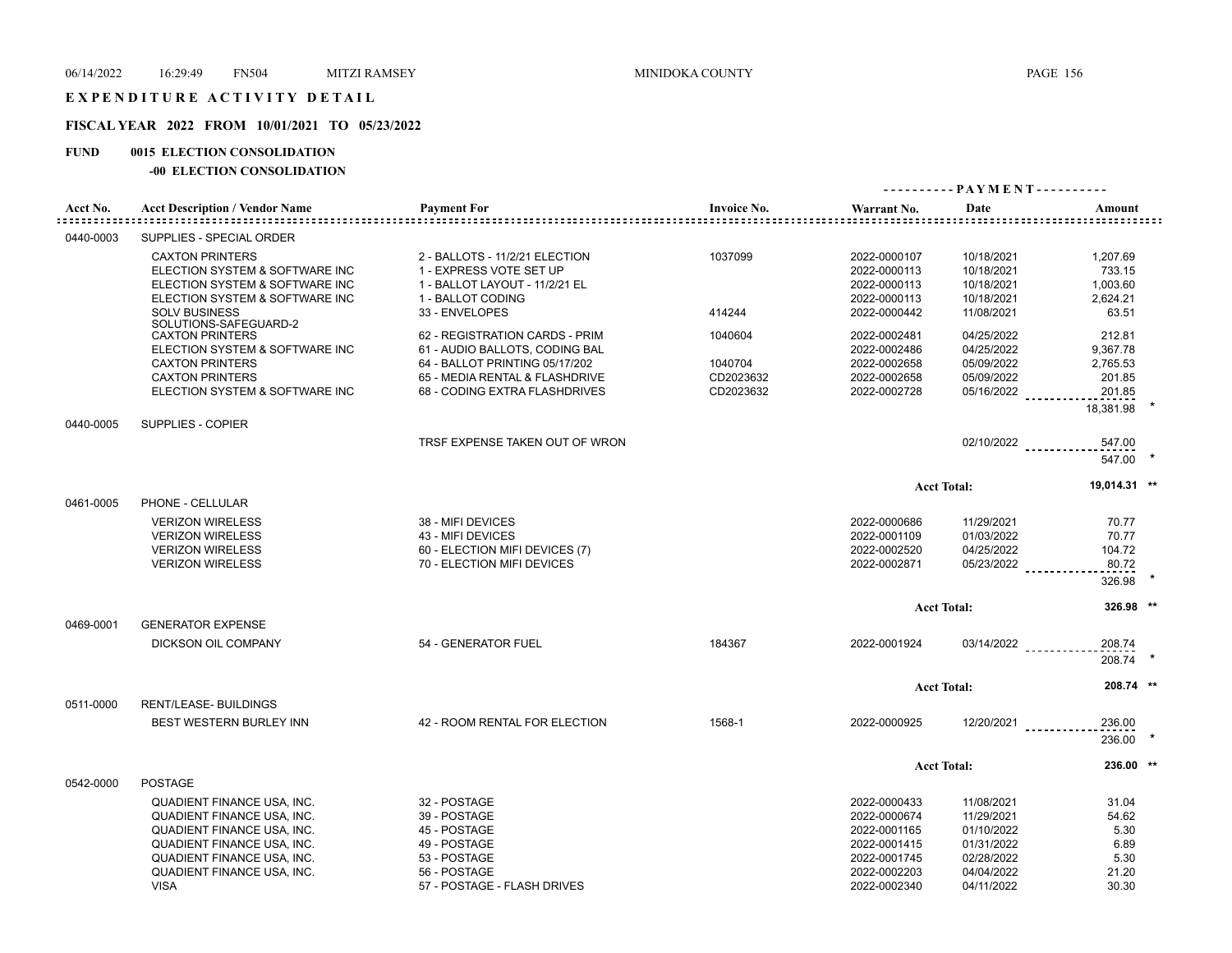# EXPENDITURE ACTIVITY DETAIL

## FISCAL YEAR 2022 FROM 10/01/2021 TO 05/23/2022

**FUND 0015 ELECTION CONSOLIDATION**

**-00 ELECTION CONSOLIDATION**

| Acct No. | Acct Description / Vendor Name | Payment For | Invoice No. | Warrant No. | Date | Amount |
|---|---|---|---|---|---|---|
| 0440-0003 | SUPPLIES - SPECIAL ORDER | | | | | |
| | CAXTON PRINTERS | 2 - BALLOTS - 11/2/21 ELECTION | 1037099 | 2022-0000107 | 10/18/2021 | 1,207.69 |
| | ELECTION SYSTEM & SOFTWARE INC | 1 - EXPRESS VOTE SET UP | | 2022-0000113 | 10/18/2021 | 733.15 |
| | ELECTION SYSTEM & SOFTWARE INC | 1 - BALLOT LAYOUT - 11/2/21 EL | | 2022-0000113 | 10/18/2021 | 1,003.60 |
| | ELECTION SYSTEM & SOFTWARE INC | 1 - BALLOT CODING | | 2022-0000113 | 10/18/2021 | 2,624.21 |
| | SOLV BUSINESS SOLUTIONS-SAFEGUARD-2 | 33 - ENVELOPES | 414244 | 2022-0000442 | 11/08/2021 | 63.51 |
| | CAXTON PRINTERS | 62 - REGISTRATION CARDS - PRIM | 1040604 | 2022-0002481 | 04/25/2022 | 212.81 |
| | ELECTION SYSTEM & SOFTWARE INC | 61 - AUDIO BALLOTS, CODING BAL | | 2022-0002486 | 04/25/2022 | 9,367.78 |
| | CAXTON PRINTERS | 64 - BALLOT PRINTING 05/17/202 | 1040704 | 2022-0002658 | 05/09/2022 | 2,765.53 |
| | CAXTON PRINTERS | 65 - MEDIA RENTAL & FLASHDRIVE | CD2023632 | 2022-0002658 | 05/09/2022 | 201.85 |
| | ELECTION SYSTEM & SOFTWARE INC | 68 - CODING EXTRA FLASHDRIVES | CD2023632 | 2022-0002728 | 05/16/2022 | 201.85 |
| | | | | | | 18,381.98 * |
| 0440-0005 | SUPPLIES - COPIER | | | | | |
| | | TRSF EXPENSE TAKEN OUT OF WRON | | | 02/10/2022 | 547.00 |
| | | | | | | 547.00 * |
| | | | | | Acct Total: | 19,014.31 ** |
| 0461-0005 | PHONE - CELLULAR | | | | | |
| | VERIZON WIRELESS | 38 - MIFI DEVICES | | 2022-0000686 | 11/29/2021 | 70.77 |
| | VERIZON WIRELESS | 43 - MIFI DEVICES | | 2022-0001109 | 01/03/2022 | 70.77 |
| | VERIZON WIRELESS | 60 - ELECTION MIFI DEVICES (7) | | 2022-0002520 | 04/25/2022 | 104.72 |
| | VERIZON WIRELESS | 70 - ELECTION MIFI DEVICES | | 2022-0002871 | 05/23/2022 | 80.72 |
| | | | | | | 326.98 * |
| | | | | | Acct Total: | 326.98 ** |
| 0469-0001 | GENERATOR EXPENSE | | | | | |
| | DICKSON OIL COMPANY | 54 - GENERATOR FUEL | 184367 | 2022-0001924 | 03/14/2022 | 208.74 |
| | | | | | | 208.74 * |
| | | | | | Acct Total: | 208.74 ** |
| 0511-0000 | RENT/LEASE- BUILDINGS | | | | | |
| | BEST WESTERN BURLEY INN | 42 - ROOM RENTAL FOR ELECTION | 1568-1 | 2022-0000925 | 12/20/2021 | 236.00 |
| | | | | | | 236.00 * |
| | | | | | Acct Total: | 236.00 ** |
| 0542-0000 | POSTAGE | | | | | |
| | QUADIENT FINANCE USA, INC. | 32 - POSTAGE | | 2022-0000433 | 11/08/2021 | 31.04 |
| | QUADIENT FINANCE USA, INC. | 39 - POSTAGE | | 2022-0000674 | 11/29/2021 | 54.62 |
| | QUADIENT FINANCE USA, INC. | 45 - POSTAGE | | 2022-0001165 | 01/10/2022 | 5.30 |
| | QUADIENT FINANCE USA, INC. | 49 - POSTAGE | | 2022-0001415 | 01/31/2022 | 6.89 |
| | QUADIENT FINANCE USA, INC. | 53 - POSTAGE | | 2022-0001745 | 02/28/2022 | 5.30 |
| | QUADIENT FINANCE USA, INC. | 56 - POSTAGE | | 2022-0002203 | 04/04/2022 | 21.20 |
| | VISA | 57 - POSTAGE - FLASH DRIVES | | 2022-0002340 | 04/11/2022 | 30.30 |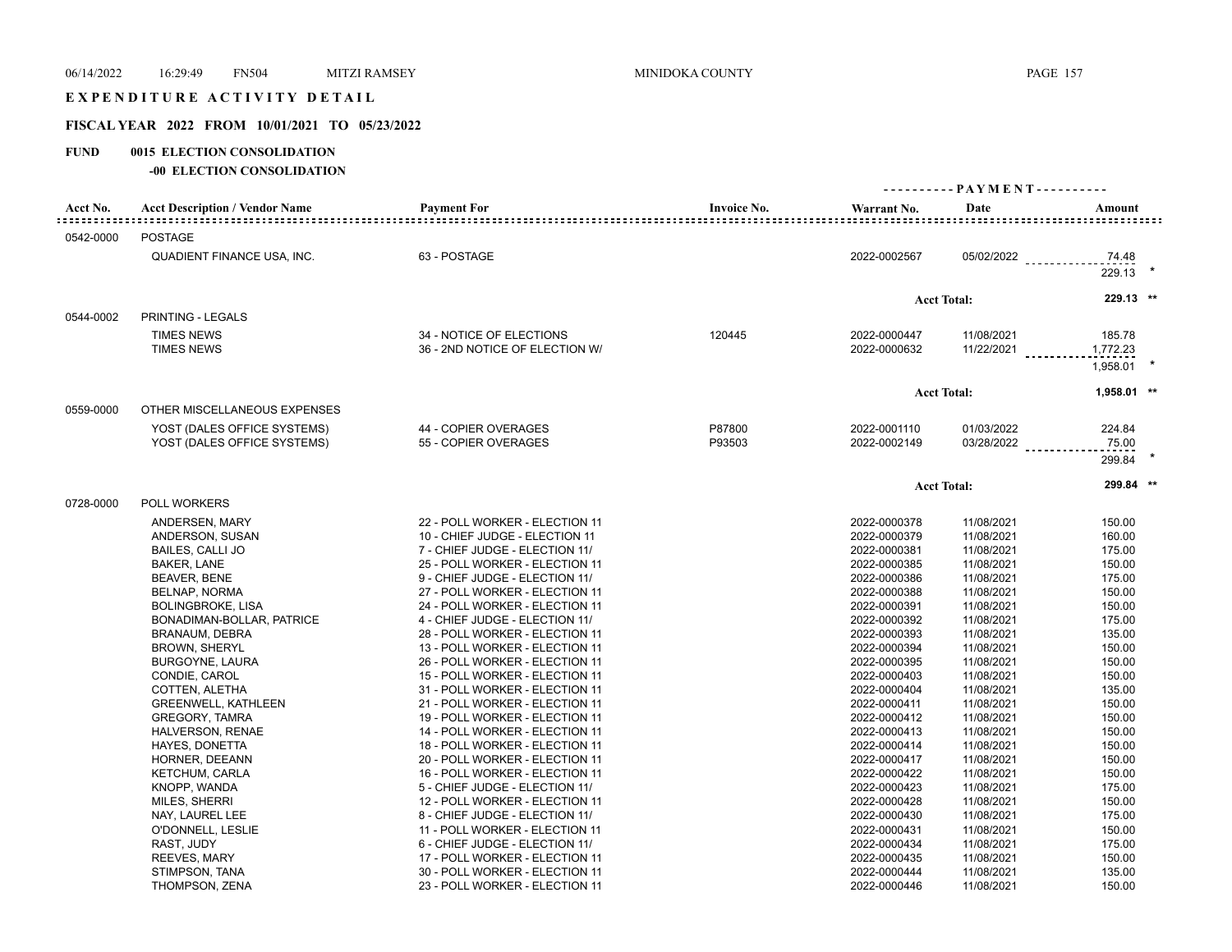# EXPENDITURE ACTIVITY DETAIL

## FISCAL YEAR 2022 FROM 10/01/2021 TO 05/23/2022

**FUND 0015 ELECTION CONSOLIDATION**

**-00 ELECTION CONSOLIDATION**

| Acct No. | Acct Description / Vendor Name | Payment For | Invoice No. | Warrant No. | Date | Amount |
|---|---|---|---|---|---|---|
| 0542-0000 | POSTAGE | | | | | |
| | QUADIENT FINANCE USA, INC. | 63 - POSTAGE | | 2022-0002567 | 05/02/2022 | 74.48 |
| | | | | | | 229.13 * |
| | | | | | Acct Total: | 229.13 ** |
| 0544-0002 | PRINTING - LEGALS | | | | | |
| | TIMES NEWS | 34 - NOTICE OF ELECTIONS | 120445 | 2022-0000447 | 11/08/2021 | 185.78 |
| | TIMES NEWS | 36 - 2ND NOTICE OF ELECTION W/ | | 2022-0000632 | 11/22/2021 | 1,772.23 |
| | | | | | | 1,958.01 * |
| | | | | | Acct Total: | 1,958.01 ** |
| 0559-0000 | OTHER MISCELLANEOUS EXPENSES | | | | | |
| | YOST (DALES OFFICE SYSTEMS) | 44 - COPIER OVERAGES | P87800 | 2022-0001110 | 01/03/2022 | 224.84 |
| | YOST (DALES OFFICE SYSTEMS) | 55 - COPIER OVERAGES | P93503 | 2022-0002149 | 03/28/2022 | 75.00 |
| | | | | | | 299.84 * |
| | | | | | Acct Total: | 299.84 ** |
| 0728-0000 | POLL WORKERS | | | | | |
| | ANDERSEN, MARY | 22 - POLL WORKER - ELECTION 11 | | 2022-0000378 | 11/08/2021 | 150.00 |
| | ANDERSON, SUSAN | 10 - CHIEF JUDGE - ELECTION 11 | | 2022-0000379 | 11/08/2021 | 160.00 |
| | BAILES, CALLI JO | 7 - CHIEF JUDGE - ELECTION 11/ | | 2022-0000381 | 11/08/2021 | 175.00 |
| | BAKER, LANE | 25 - POLL WORKER - ELECTION 11 | | 2022-0000385 | 11/08/2021 | 150.00 |
| | BEAVER, BENE | 9 - CHIEF JUDGE - ELECTION 11/ | | 2022-0000386 | 11/08/2021 | 175.00 |
| | BELNAP, NORMA | 27 - POLL WORKER - ELECTION 11 | | 2022-0000388 | 11/08/2021 | 150.00 |
| | BOLINGBROKE, LISA | 24 - POLL WORKER - ELECTION 11 | | 2022-0000391 | 11/08/2021 | 150.00 |
| | BONADIMAN-BOLLAR, PATRICE | 4 - CHIEF JUDGE - ELECTION 11/ | | 2022-0000392 | 11/08/2021 | 175.00 |
| | BRANAUM, DEBRA | 28 - POLL WORKER - ELECTION 11 | | 2022-0000393 | 11/08/2021 | 135.00 |
| | BROWN, SHERYL | 13 - POLL WORKER - ELECTION 11 | | 2022-0000394 | 11/08/2021 | 150.00 |
| | BURGOYNE, LAURA | 26 - POLL WORKER - ELECTION 11 | | 2022-0000395 | 11/08/2021 | 150.00 |
| | CONDIE, CAROL | 15 - POLL WORKER - ELECTION 11 | | 2022-0000403 | 11/08/2021 | 150.00 |
| | COTTEN, ALETHA | 31 - POLL WORKER - ELECTION 11 | | 2022-0000404 | 11/08/2021 | 135.00 |
| | GREENWELL, KATHLEEN | 21 - POLL WORKER - ELECTION 11 | | 2022-0000411 | 11/08/2021 | 150.00 |
| | GREGORY, TAMRA | 19 - POLL WORKER - ELECTION 11 | | 2022-0000412 | 11/08/2021 | 150.00 |
| | HALVERSON, RENAE | 14 - POLL WORKER - ELECTION 11 | | 2022-0000413 | 11/08/2021 | 150.00 |
| | HAYES, DONETTA | 18 - POLL WORKER - ELECTION 11 | | 2022-0000414 | 11/08/2021 | 150.00 |
| | HORNER, DEEANN | 20 - POLL WORKER - ELECTION 11 | | 2022-0000417 | 11/08/2021 | 150.00 |
| | KETCHUM, CARLA | 16 - POLL WORKER - ELECTION 11 | | 2022-0000422 | 11/08/2021 | 150.00 |
| | KNOPP, WANDA | 5 - CHIEF JUDGE - ELECTION 11/ | | 2022-0000423 | 11/08/2021 | 175.00 |
| | MILES, SHERRI | 12 - POLL WORKER - ELECTION 11 | | 2022-0000428 | 11/08/2021 | 150.00 |
| | NAY, LAUREL LEE | 8 - CHIEF JUDGE - ELECTION 11/ | | 2022-0000430 | 11/08/2021 | 175.00 |
| | O'DONNELL, LESLIE | 11 - POLL WORKER - ELECTION 11 | | 2022-0000431 | 11/08/2021 | 150.00 |
| | RAST, JUDY | 6 - CHIEF JUDGE - ELECTION 11/ | | 2022-0000434 | 11/08/2021 | 175.00 |
| | REEVES, MARY | 17 - POLL WORKER - ELECTION 11 | | 2022-0000435 | 11/08/2021 | 150.00 |
| | STIMPSON, TANA | 30 - POLL WORKER - ELECTION 11 | | 2022-0000444 | 11/08/2021 | 135.00 |
| | THOMPSON, ZENA | 23 - POLL WORKER - ELECTION 11 | | 2022-0000446 | 11/08/2021 | 150.00 |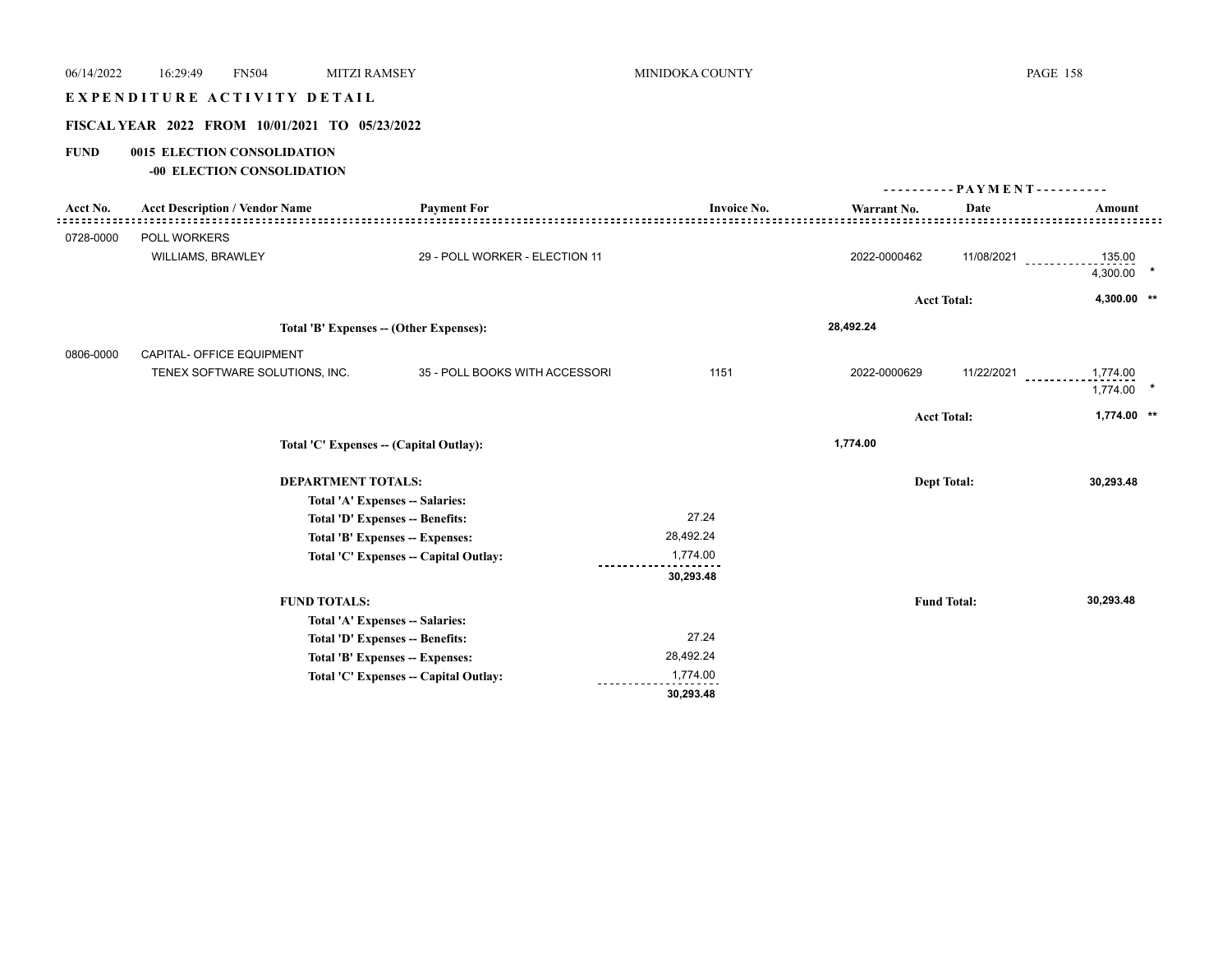# EXPENDITURE ACTIVITY DETAIL

## FISCAL YEAR 2022 FROM 10/01/2021 TO 05/23/2022

**FUND 0015 ELECTION CONSOLIDATION**

**-00 ELECTION CONSOLIDATION**

| Acct No. | Acct Description / Vendor Name | Payment For | Invoice No. | Warrant No. | PAYMENT Date | Amount |
|---|---|---|---|---|---|---|
| 0728-0000 | POLL WORKERS | | | | | |
| | WILLIAMS, BRAWLEY | 29 - POLL WORKER - ELECTION 11 | | 2022-0000462 | 11/08/2021 | 135.00 |
| | | | | | | 4,300.00 * |
| | | | | | **Acct Total:** | **4,300.00 \*\*** |
| | **Total 'B' Expenses -- (Other Expenses):** | | | **28,492.24** | | |
| 0806-0000 | CAPITAL- OFFICE EQUIPMENT | | | | | |
| | TENEX SOFTWARE SOLUTIONS, INC. | 35 - POLL BOOKS WITH ACCESSORI | 1151 | 2022-0000629 | 11/22/2021 | 1,774.00 |
| | | | | | | 1,774.00 * |
| | | | | | **Acct Total:** | **1,774.00 \*\*** |
| | **Total 'C' Expenses -- (Capital Outlay):** | | | **1,774.00** | | |

**DEPARTMENT TOTALS:** **Dept Total:** **30,293.48**

| | |
|---|---|
| **Total 'A' Expenses -- Salaries:** | |
| **Total 'D' Expenses -- Benefits:** | 27.24 |
| **Total 'B' Expenses -- Expenses:** | 28,492.24 |
| **Total 'C' Expenses -- Capital Outlay:** | 1,774.00 |
| | **30,293.48** |

**FUND TOTALS:** **Fund Total:** **30,293.48**

| | |
|---|---|
| **Total 'A' Expenses -- Salaries:** | |
| **Total 'D' Expenses -- Benefits:** | 27.24 |
| **Total 'B' Expenses -- Expenses:** | 28,492.24 |
| **Total 'C' Expenses -- Capital Outlay:** | 1,774.00 |
| | **30,293.48** |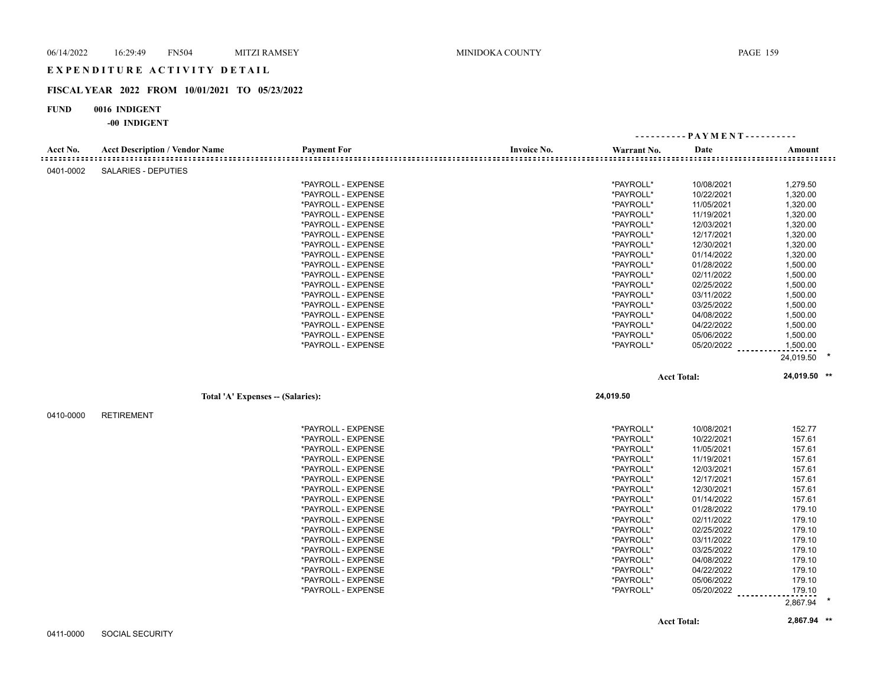# EXPENDITURE ACTIVITY DETAIL

## FISCAL YEAR 2022 FROM 10/01/2021 TO 05/23/2022

**FUND 0016 INDIGENT**

**-00 INDIGENT**

| Acct No. | Acct Description / Vendor Name | Payment For | Invoice No. | Warrant No. | Date | Amount |
|---|---|---|---|---|---|---|
| 0401-0002 | SALARIES - DEPUTIES | | | | | |
| | | *PAYROLL - EXPENSE | | *PAYROLL* | 10/08/2021 | 1,279.50 |
| | | *PAYROLL - EXPENSE | | *PAYROLL* | 10/22/2021 | 1,320.00 |
| | | *PAYROLL - EXPENSE | | *PAYROLL* | 11/05/2021 | 1,320.00 |
| | | *PAYROLL - EXPENSE | | *PAYROLL* | 11/19/2021 | 1,320.00 |
| | | *PAYROLL - EXPENSE | | *PAYROLL* | 12/03/2021 | 1,320.00 |
| | | *PAYROLL - EXPENSE | | *PAYROLL* | 12/17/2021 | 1,320.00 |
| | | *PAYROLL - EXPENSE | | *PAYROLL* | 12/30/2021 | 1,320.00 |
| | | *PAYROLL - EXPENSE | | *PAYROLL* | 01/14/2022 | 1,320.00 |
| | | *PAYROLL - EXPENSE | | *PAYROLL* | 01/28/2022 | 1,500.00 |
| | | *PAYROLL - EXPENSE | | *PAYROLL* | 02/11/2022 | 1,500.00 |
| | | *PAYROLL - EXPENSE | | *PAYROLL* | 02/25/2022 | 1,500.00 |
| | | *PAYROLL - EXPENSE | | *PAYROLL* | 03/11/2022 | 1,500.00 |
| | | *PAYROLL - EXPENSE | | *PAYROLL* | 03/25/2022 | 1,500.00 |
| | | *PAYROLL - EXPENSE | | *PAYROLL* | 04/08/2022 | 1,500.00 |
| | | *PAYROLL - EXPENSE | | *PAYROLL* | 04/22/2022 | 1,500.00 |
| | | *PAYROLL - EXPENSE | | *PAYROLL* | 05/06/2022 | 1,500.00 |
| | | *PAYROLL - EXPENSE | | *PAYROLL* | 05/20/2022 | 1,500.00 |
| | | | | | | 24,019.50 * |
| | | | | | **Acct Total:** | **24,019.50 ** |
| | **Total 'A' Expenses -- (Salaries):** | | | **24,019.50** | | |
| 0410-0000 | RETIREMENT | | | | | |
| | | *PAYROLL - EXPENSE | | *PAYROLL* | 10/08/2021 | 152.77 |
| | | *PAYROLL - EXPENSE | | *PAYROLL* | 10/22/2021 | 157.61 |
| | | *PAYROLL - EXPENSE | | *PAYROLL* | 11/05/2021 | 157.61 |
| | | *PAYROLL - EXPENSE | | *PAYROLL* | 11/19/2021 | 157.61 |
| | | *PAYROLL - EXPENSE | | *PAYROLL* | 12/03/2021 | 157.61 |
| | | *PAYROLL - EXPENSE | | *PAYROLL* | 12/17/2021 | 157.61 |
| | | *PAYROLL - EXPENSE | | *PAYROLL* | 12/30/2021 | 157.61 |
| | | *PAYROLL - EXPENSE | | *PAYROLL* | 01/14/2022 | 157.61 |
| | | *PAYROLL - EXPENSE | | *PAYROLL* | 01/28/2022 | 179.10 |
| | | *PAYROLL - EXPENSE | | *PAYROLL* | 02/11/2022 | 179.10 |
| | | *PAYROLL - EXPENSE | | *PAYROLL* | 02/25/2022 | 179.10 |
| | | *PAYROLL - EXPENSE | | *PAYROLL* | 03/11/2022 | 179.10 |
| | | *PAYROLL - EXPENSE | | *PAYROLL* | 03/25/2022 | 179.10 |
| | | *PAYROLL - EXPENSE | | *PAYROLL* | 04/08/2022 | 179.10 |
| | | *PAYROLL - EXPENSE | | *PAYROLL* | 04/22/2022 | 179.10 |
| | | *PAYROLL - EXPENSE | | *PAYROLL* | 05/06/2022 | 179.10 |
| | | *PAYROLL - EXPENSE | | *PAYROLL* | 05/20/2022 | 179.10 |
| | | | | | | 2,867.94 * |
| | | | | | **Acct Total:** | **2,867.94 ** |
| 0411-0000 | SOCIAL SECURITY | | | | | |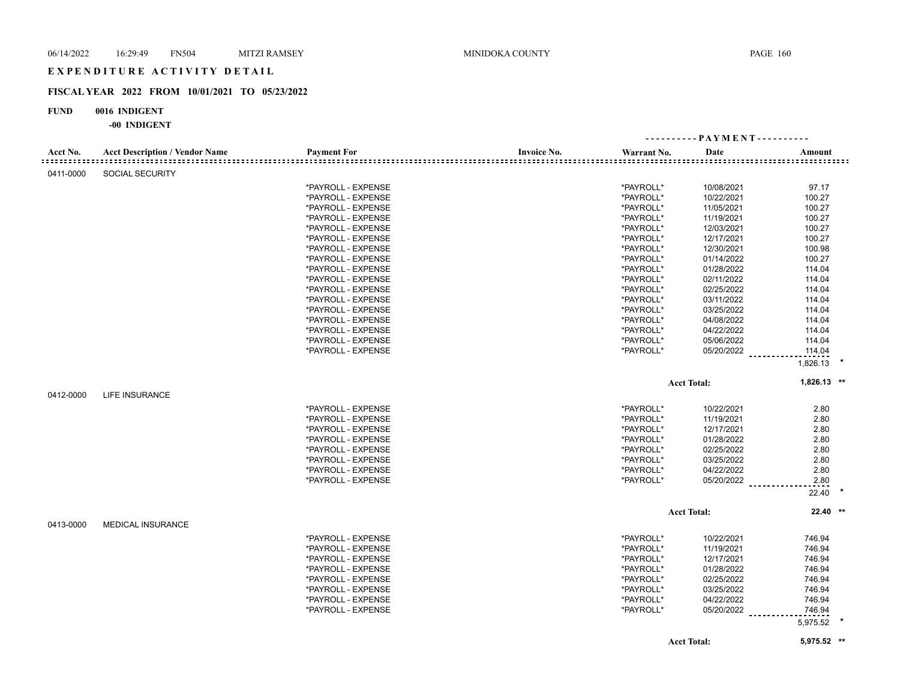# EXPENDITURE ACTIVITY DETAIL

## FISCAL YEAR 2022 FROM 10/01/2021 TO 05/23/2022

**FUND** 0016 INDIGENT

-00 INDIGENT

| Acct No. | Acct Description / Vendor Name | Payment For | Invoice No. | Warrant No. | Date | Amount |
|---|---|---|---|---|---|---|
| 0411-0000 | SOCIAL SECURITY | | | | | |
| | | *PAYROLL - EXPENSE | | *PAYROLL* | 10/08/2021 | 97.17 |
| | | *PAYROLL - EXPENSE | | *PAYROLL* | 10/22/2021 | 100.27 |
| | | *PAYROLL - EXPENSE | | *PAYROLL* | 11/05/2021 | 100.27 |
| | | *PAYROLL - EXPENSE | | *PAYROLL* | 11/19/2021 | 100.27 |
| | | *PAYROLL - EXPENSE | | *PAYROLL* | 12/03/2021 | 100.27 |
| | | *PAYROLL - EXPENSE | | *PAYROLL* | 12/17/2021 | 100.27 |
| | | *PAYROLL - EXPENSE | | *PAYROLL* | 12/30/2021 | 100.98 |
| | | *PAYROLL - EXPENSE | | *PAYROLL* | 01/14/2022 | 100.27 |
| | | *PAYROLL - EXPENSE | | *PAYROLL* | 01/28/2022 | 114.04 |
| | | *PAYROLL - EXPENSE | | *PAYROLL* | 02/11/2022 | 114.04 |
| | | *PAYROLL - EXPENSE | | *PAYROLL* | 02/25/2022 | 114.04 |
| | | *PAYROLL - EXPENSE | | *PAYROLL* | 03/11/2022 | 114.04 |
| | | *PAYROLL - EXPENSE | | *PAYROLL* | 03/25/2022 | 114.04 |
| | | *PAYROLL - EXPENSE | | *PAYROLL* | 04/08/2022 | 114.04 |
| | | *PAYROLL - EXPENSE | | *PAYROLL* | 04/22/2022 | 114.04 |
| | | *PAYROLL - EXPENSE | | *PAYROLL* | 05/06/2022 | 114.04 |
| | | *PAYROLL - EXPENSE | | *PAYROLL* | 05/20/2022 | 114.04 |
| | | | | | | 1,826.13 * |
| | | | | | **Acct Total:** | **1,826.13 \*\*** |
| 0412-0000 | LIFE INSURANCE | | | | | |
| | | *PAYROLL - EXPENSE | | *PAYROLL* | 10/22/2021 | 2.80 |
| | | *PAYROLL - EXPENSE | | *PAYROLL* | 11/19/2021 | 2.80 |
| | | *PAYROLL - EXPENSE | | *PAYROLL* | 12/17/2021 | 2.80 |
| | | *PAYROLL - EXPENSE | | *PAYROLL* | 01/28/2022 | 2.80 |
| | | *PAYROLL - EXPENSE | | *PAYROLL* | 02/25/2022 | 2.80 |
| | | *PAYROLL - EXPENSE | | *PAYROLL* | 03/25/2022 | 2.80 |
| | | *PAYROLL - EXPENSE | | *PAYROLL* | 04/22/2022 | 2.80 |
| | | *PAYROLL - EXPENSE | | *PAYROLL* | 05/20/2022 | 2.80 |
| | | | | | | 22.40 * |
| | | | | | **Acct Total:** | **22.40 \*\*** |
| 0413-0000 | MEDICAL INSURANCE | | | | | |
| | | *PAYROLL - EXPENSE | | *PAYROLL* | 10/22/2021 | 746.94 |
| | | *PAYROLL - EXPENSE | | *PAYROLL* | 11/19/2021 | 746.94 |
| | | *PAYROLL - EXPENSE | | *PAYROLL* | 12/17/2021 | 746.94 |
| | | *PAYROLL - EXPENSE | | *PAYROLL* | 01/28/2022 | 746.94 |
| | | *PAYROLL - EXPENSE | | *PAYROLL* | 02/25/2022 | 746.94 |
| | | *PAYROLL - EXPENSE | | *PAYROLL* | 03/25/2022 | 746.94 |
| | | *PAYROLL - EXPENSE | | *PAYROLL* | 04/22/2022 | 746.94 |
| | | *PAYROLL - EXPENSE | | *PAYROLL* | 05/20/2022 | 746.94 |
| | | | | | | 5,975.52 * |
| | | | | | **Acct Total:** | **5,975.52 \*\*** |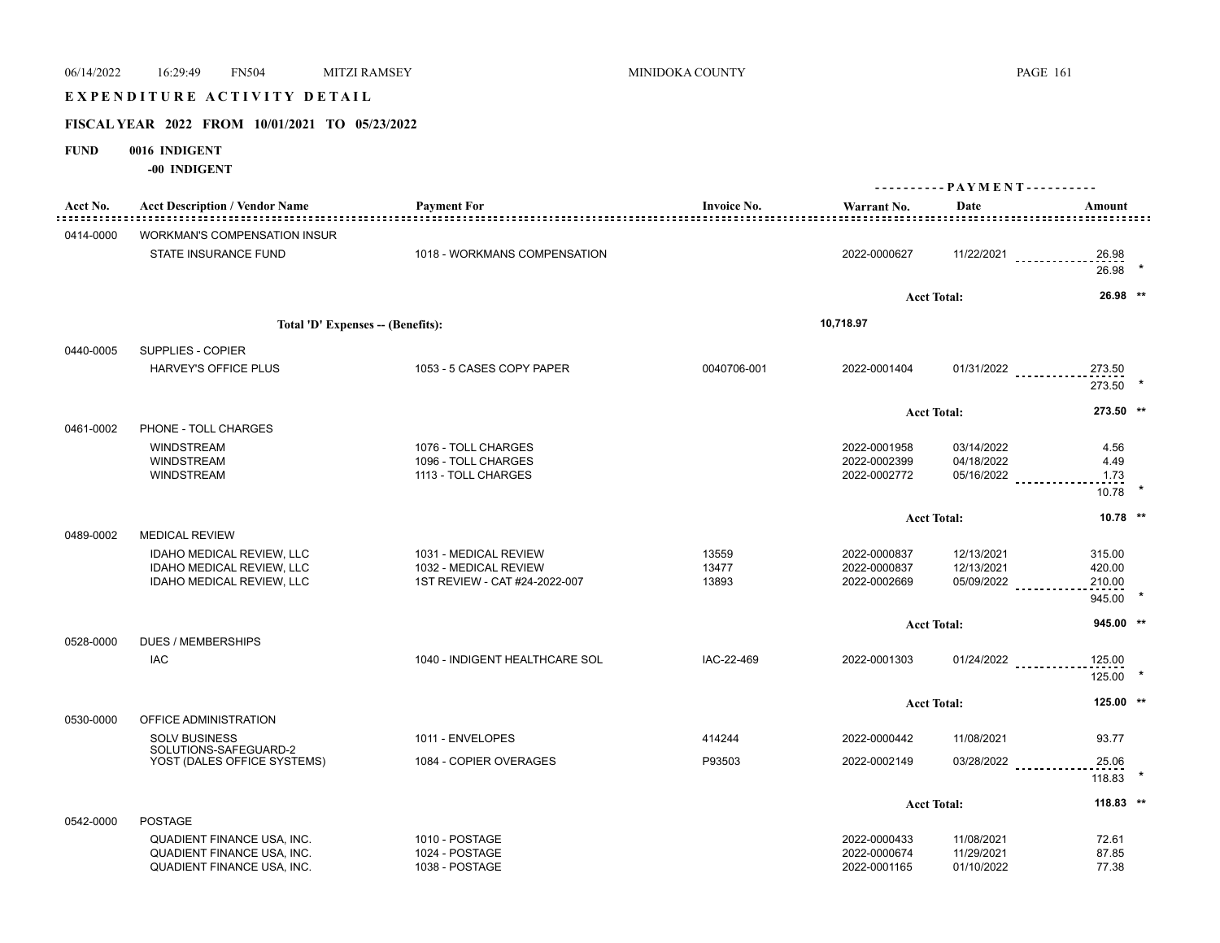# EXPENDITURE ACTIVITY DETAIL

## FISCAL YEAR 2022 FROM 10/01/2021 TO 05/23/2022

**FUND 0016 INDIGENT**

**-00 INDIGENT**

| Acct No. | Acct Description / Vendor Name | Payment For | Invoice No. | Warrant No. | Date | Amount |
|---|---|---|---|---|---|---|
| 0414-0000 | WORKMAN'S COMPENSATION INSUR | | | | | |
| | STATE INSURANCE FUND | 1018 - WORKMANS COMPENSATION | | 2022-0000627 | 11/22/2021 | 26.98 |
| | | | | | | 26.98 * |
| | | | | | Acct Total: | 26.98 ** |
| | Total 'D' Expenses -- (Benefits): | | | 10,718.97 | | |
| 0440-0005 | SUPPLIES - COPIER | | | | | |
| | HARVEY'S OFFICE PLUS | 1053 - 5 CASES COPY PAPER | 0040706-001 | 2022-0001404 | 01/31/2022 | 273.50 |
| | | | | | | 273.50 * |
| | | | | | Acct Total: | 273.50 ** |
| 0461-0002 | PHONE - TOLL CHARGES | | | | | |
| | WINDSTREAM | 1076 - TOLL CHARGES | | 2022-0001958 | 03/14/2022 | 4.56 |
| | WINDSTREAM | 1096 - TOLL CHARGES | | 2022-0002399 | 04/18/2022 | 4.49 |
| | WINDSTREAM | 1113 - TOLL CHARGES | | 2022-0002772 | 05/16/2022 | 1.73 |
| | | | | | | 10.78 * |
| | | | | | Acct Total: | 10.78 ** |
| 0489-0002 | MEDICAL REVIEW | | | | | |
| | IDAHO MEDICAL REVIEW, LLC | 1031 - MEDICAL REVIEW | 13559 | 2022-0000837 | 12/13/2021 | 315.00 |
| | IDAHO MEDICAL REVIEW, LLC | 1032 - MEDICAL REVIEW | 13477 | 2022-0000837 | 12/13/2021 | 420.00 |
| | IDAHO MEDICAL REVIEW, LLC | 1ST REVIEW - CAT #24-2022-007 | 13893 | 2022-0002669 | 05/09/2022 | 210.00 |
| | | | | | | 945.00 * |
| | | | | | Acct Total: | 945.00 ** |
| 0528-0000 | DUES / MEMBERSHIPS | | | | | |
| | IAC | 1040 - INDIGENT HEALTHCARE SOL | IAC-22-469 | 2022-0001303 | 01/24/2022 | 125.00 |
| | | | | | | 125.00 * |
| | | | | | Acct Total: | 125.00 ** |
| 0530-0000 | OFFICE ADMINISTRATION | | | | | |
| | SOLV BUSINESS SOLUTIONS-SAFEGUARD-2 | 1011 - ENVELOPES | 414244 | 2022-0000442 | 11/08/2021 | 93.77 |
| | YOST (DALES OFFICE SYSTEMS) | 1084 - COPIER OVERAGES | P93503 | 2022-0002149 | 03/28/2022 | 25.06 |
| | | | | | | 118.83 * |
| | | | | | Acct Total: | 118.83 ** |
| 0542-0000 | POSTAGE | | | | | |
| | QUADIENT FINANCE USA, INC. | 1010 - POSTAGE | | 2022-0000433 | 11/08/2021 | 72.61 |
| | QUADIENT FINANCE USA, INC. | 1024 - POSTAGE | | 2022-0000674 | 11/29/2021 | 87.85 |
| | QUADIENT FINANCE USA, INC. | 1038 - POSTAGE | | 2022-0001165 | 01/10/2022 | 77.38 |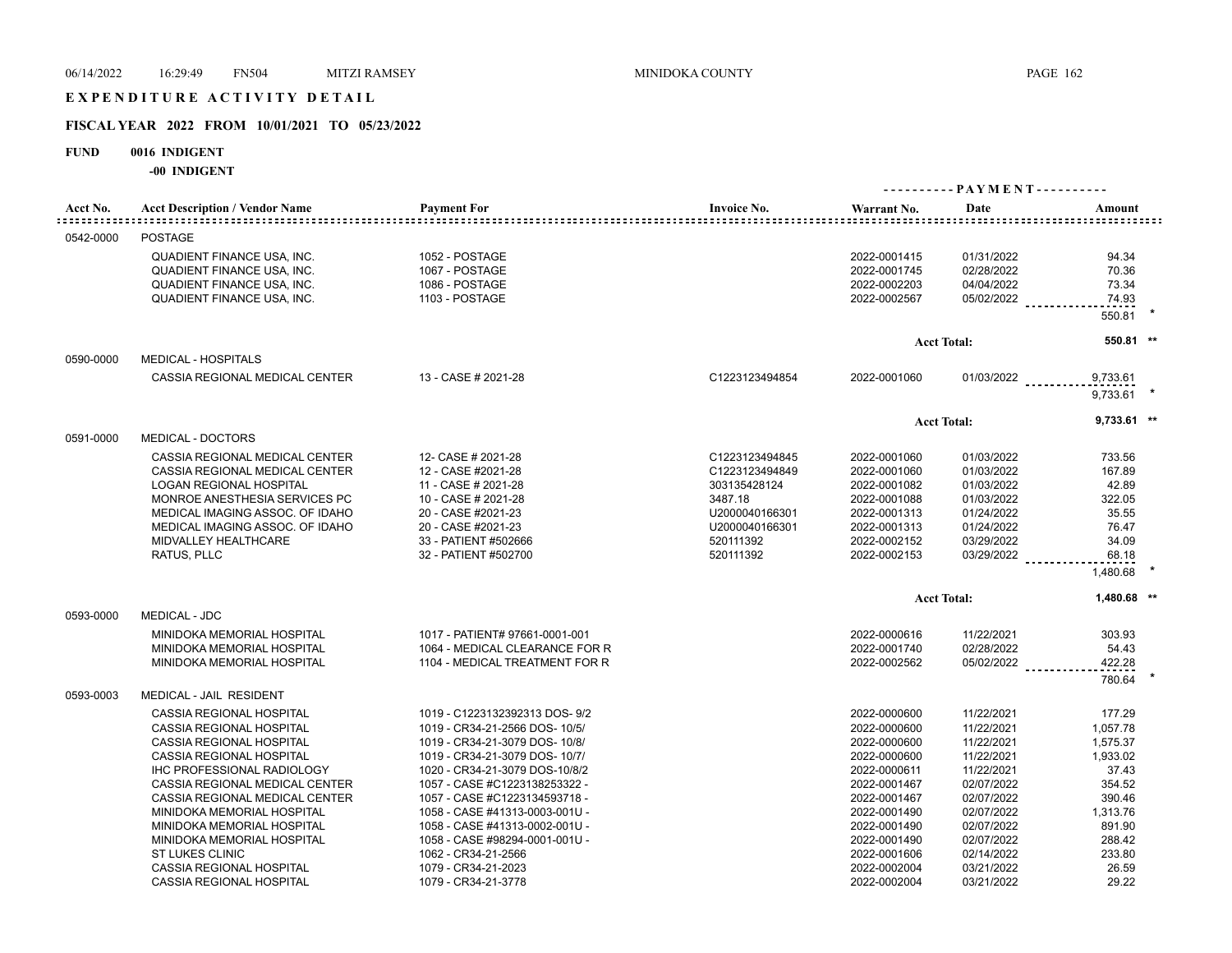**EXPENDITURE ACTIVITY DETAIL**

**FISCAL YEAR 2022 FROM 10/01/2021 TO 05/23/2022**

**FUND 0016 INDIGENT**

**-00 INDIGENT**

| Acct No. | Acct Description / Vendor Name | Payment For | Invoice No. | Warrant No. | Date | Amount |
|---|---|---|---|---|---|---|
| 0542-0000 | POSTAGE | | | | | |
| | QUADIENT FINANCE USA, INC. | 1052 - POSTAGE | | 2022-0001415 | 01/31/2022 | 94.34 |
| | QUADIENT FINANCE USA, INC. | 1067 - POSTAGE | | 2022-0001745 | 02/28/2022 | 70.36 |
| | QUADIENT FINANCE USA, INC. | 1086 - POSTAGE | | 2022-0002203 | 04/04/2022 | 73.34 |
| | QUADIENT FINANCE USA, INC. | 1103 - POSTAGE | | 2022-0002567 | 05/02/2022 | 74.93 |
| | | | | | | 550.81 * |
| | | | | | Acct Total: | 550.81 ** |
| 0590-0000 | MEDICAL - HOSPITALS | | | | | |
| | CASSIA REGIONAL MEDICAL CENTER | 13 - CASE # 2021-28 | C1223123494854 | 2022-0001060 | 01/03/2022 | 9,733.61 |
| | | | | | | 9,733.61 * |
| | | | | | Acct Total: | 9,733.61 ** |
| 0591-0000 | MEDICAL - DOCTORS | | | | | |
| | CASSIA REGIONAL MEDICAL CENTER | 12- CASE # 2021-28 | C1223123494845 | 2022-0001060 | 01/03/2022 | 733.56 |
| | CASSIA REGIONAL MEDICAL CENTER | 12 - CASE #2021-28 | C1223123494849 | 2022-0001060 | 01/03/2022 | 167.89 |
| | LOGAN REGIONAL HOSPITAL | 11 - CASE # 2021-28 | 303135428124 | 2022-0001082 | 01/03/2022 | 42.89 |
| | MONROE ANESTHESIA SERVICES PC | 10 - CASE # 2021-28 | 3487.18 | 2022-0001088 | 01/03/2022 | 322.05 |
| | MEDICAL IMAGING ASSOC. OF IDAHO | 20 - CASE #2021-23 | U2000040166301 | 2022-0001313 | 01/24/2022 | 35.55 |
| | MEDICAL IMAGING ASSOC. OF IDAHO | 20 - CASE #2021-23 | U2000040166301 | 2022-0001313 | 01/24/2022 | 76.47 |
| | MIDVALLEY HEALTHCARE | 33 - PATIENT #502666 | 520111392 | 2022-0002152 | 03/29/2022 | 34.09 |
| | RATUS, PLLC | 32 - PATIENT #502700 | 520111392 | 2022-0002153 | 03/29/2022 | 68.18 |
| | | | | | | 1,480.68 * |
| | | | | | Acct Total: | 1,480.68 ** |
| 0593-0000 | MEDICAL - JDC | | | | | |
| | MINIDOKA MEMORIAL HOSPITAL | 1017 - PATIENT# 97661-0001-001 | | 2022-0000616 | 11/22/2021 | 303.93 |
| | MINIDOKA MEMORIAL HOSPITAL | 1064 - MEDICAL CLEARANCE FOR R | | 2022-0001740 | 02/28/2022 | 54.43 |
| | MINIDOKA MEMORIAL HOSPITAL | 1104 - MEDICAL TREATMENT FOR R | | 2022-0002562 | 05/02/2022 | 422.28 |
| | | | | | | 780.64 * |
| 0593-0003 | MEDICAL - JAIL RESIDENT | | | | | |
| | CASSIA REGIONAL HOSPITAL | 1019 - C1223132392313 DOS- 9/2 | | 2022-0000600 | 11/22/2021 | 177.29 |
| | CASSIA REGIONAL HOSPITAL | 1019 - CR34-21-2566 DOS- 10/5/ | | 2022-0000600 | 11/22/2021 | 1,057.78 |
| | CASSIA REGIONAL HOSPITAL | 1019 - CR34-21-3079 DOS- 10/8/ | | 2022-0000600 | 11/22/2021 | 1,575.37 |
| | CASSIA REGIONAL HOSPITAL | 1019 - CR34-21-3079 DOS- 10/7/ | | 2022-0000600 | 11/22/2021 | 1,933.02 |
| | IHC PROFESSIONAL RADIOLOGY | 1020 - CR34-21-3079 DOS-10/8/2 | | 2022-0000611 | 11/22/2021 | 37.43 |
| | CASSIA REGIONAL MEDICAL CENTER | 1057 - CASE #C1223138253322 - | | 2022-0001467 | 02/07/2022 | 354.52 |
| | CASSIA REGIONAL MEDICAL CENTER | 1057 - CASE #C1223134593718 - | | 2022-0001467 | 02/07/2022 | 390.46 |
| | MINIDOKA MEMORIAL HOSPITAL | 1058 - CASE #41313-0003-001U - | | 2022-0001490 | 02/07/2022 | 1,313.76 |
| | MINIDOKA MEMORIAL HOSPITAL | 1058 - CASE #41313-0002-001U - | | 2022-0001490 | 02/07/2022 | 891.90 |
| | MINIDOKA MEMORIAL HOSPITAL | 1058 - CASE #98294-0001-001U - | | 2022-0001490 | 02/07/2022 | 288.42 |
| | ST LUKES CLINIC | 1062 - CR34-21-2566 | | 2022-0001606 | 02/14/2022 | 233.80 |
| | CASSIA REGIONAL HOSPITAL | 1079 - CR34-21-2023 | | 2022-0002004 | 03/21/2022 | 26.59 |
| | CASSIA REGIONAL HOSPITAL | 1079 - CR34-21-3778 | | 2022-0002004 | 03/21/2022 | 29.22 |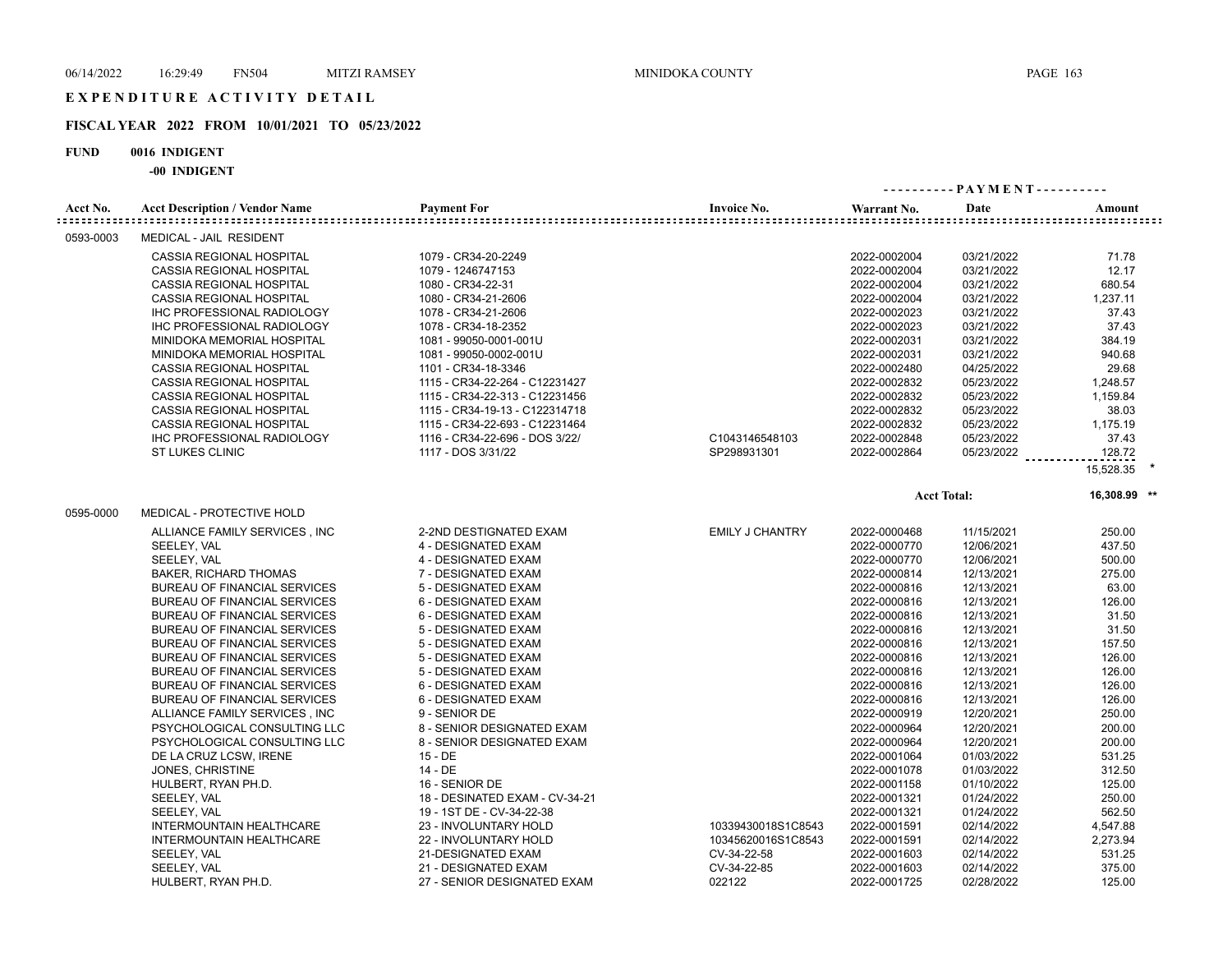# EXPENDITURE ACTIVITY DETAIL

## FISCAL YEAR 2022 FROM 10/01/2021 TO 05/23/2022

**FUND 0016 INDIGENT**

**-00 INDIGENT**

| Acct No. | Acct Description / Vendor Name | Payment For | Invoice No. | Warrant No. | Date | Amount |
|---|---|---|---|---|---|---|
| 0593-0003 | MEDICAL - JAIL RESIDENT | | | | | |
| | CASSIA REGIONAL HOSPITAL | 1079 - CR34-20-2249 | | 2022-0002004 | 03/21/2022 | 71.78 |
| | CASSIA REGIONAL HOSPITAL | 1079 - 1246747153 | | 2022-0002004 | 03/21/2022 | 12.17 |
| | CASSIA REGIONAL HOSPITAL | 1080 - CR34-22-31 | | 2022-0002004 | 03/21/2022 | 680.54 |
| | CASSIA REGIONAL HOSPITAL | 1080 - CR34-21-2606 | | 2022-0002004 | 03/21/2022 | 1,237.11 |
| | IHC PROFESSIONAL RADIOLOGY | 1078 - CR34-21-2606 | | 2022-0002023 | 03/21/2022 | 37.43 |
| | IHC PROFESSIONAL RADIOLOGY | 1078 - CR34-18-2352 | | 2022-0002023 | 03/21/2022 | 37.43 |
| | MINIDOKA MEMORIAL HOSPITAL | 1081 - 99050-0001-001U | | 2022-0002031 | 03/21/2022 | 384.19 |
| | MINIDOKA MEMORIAL HOSPITAL | 1081 - 99050-0002-001U | | 2022-0002031 | 03/21/2022 | 940.68 |
| | CASSIA REGIONAL HOSPITAL | 1101 - CR34-18-3346 | | 2022-0002480 | 04/25/2022 | 29.68 |
| | CASSIA REGIONAL HOSPITAL | 1115 - CR34-22-264 - C12231427 | | 2022-0002832 | 05/23/2022 | 1,248.57 |
| | CASSIA REGIONAL HOSPITAL | 1115 - CR34-22-313 - C12231456 | | 2022-0002832 | 05/23/2022 | 1,159.84 |
| | CASSIA REGIONAL HOSPITAL | 1115 - CR34-19-13 - C122314718 | | 2022-0002832 | 05/23/2022 | 38.03 |
| | CASSIA REGIONAL HOSPITAL | 1115 - CR34-22-693 - C12231464 | | 2022-0002832 | 05/23/2022 | 1,175.19 |
| | IHC PROFESSIONAL RADIOLOGY | 1116 - CR34-22-696 - DOS 3/22/ | C1043146548103 | 2022-0002848 | 05/23/2022 | 37.43 |
| | ST LUKES CLINIC | 1117 - DOS 3/31/22 | SP298931301 | 2022-0002864 | 05/23/2022 | 128.72 |
| | | | | | | 15,528.35 * |
| | | | | | **Acct Total:** | **16,308.99 ** ** |
| 0595-0000 | MEDICAL - PROTECTIVE HOLD | | | | | |
| | ALLIANCE FAMILY SERVICES , INC | 2-2ND DESTIGNATED EXAM | EMILY J CHANTRY | 2022-0000468 | 11/15/2021 | 250.00 |
| | SEELEY, VAL | 4 - DESIGNATED EXAM | | 2022-0000770 | 12/06/2021 | 437.50 |
| | SEELEY, VAL | 4 - DESIGNATED EXAM | | 2022-0000770 | 12/06/2021 | 500.00 |
| | BAKER, RICHARD THOMAS | 7 - DESIGNATED EXAM | | 2022-0000814 | 12/13/2021 | 275.00 |
| | BUREAU OF FINANCIAL SERVICES | 5 - DESIGNATED EXAM | | 2022-0000816 | 12/13/2021 | 63.00 |
| | BUREAU OF FINANCIAL SERVICES | 6 - DESIGNATED EXAM | | 2022-0000816 | 12/13/2021 | 126.00 |
| | BUREAU OF FINANCIAL SERVICES | 6 - DESIGNATED EXAM | | 2022-0000816 | 12/13/2021 | 31.50 |
| | BUREAU OF FINANCIAL SERVICES | 5 - DESIGNATED EXAM | | 2022-0000816 | 12/13/2021 | 31.50 |
| | BUREAU OF FINANCIAL SERVICES | 5 - DESIGNATED EXAM | | 2022-0000816 | 12/13/2021 | 157.50 |
| | BUREAU OF FINANCIAL SERVICES | 5 - DESIGNATED EXAM | | 2022-0000816 | 12/13/2021 | 126.00 |
| | BUREAU OF FINANCIAL SERVICES | 5 - DESIGNATED EXAM | | 2022-0000816 | 12/13/2021 | 126.00 |
| | BUREAU OF FINANCIAL SERVICES | 6 - DESIGNATED EXAM | | 2022-0000816 | 12/13/2021 | 126.00 |
| | BUREAU OF FINANCIAL SERVICES | 6 - DESIGNATED EXAM | | 2022-0000816 | 12/13/2021 | 126.00 |
| | ALLIANCE FAMILY SERVICES , INC | 9 - SENIOR DE | | 2022-0000919 | 12/20/2021 | 250.00 |
| | PSYCHOLOGICAL CONSULTING LLC | 8 - SENIOR DESIGNATED EXAM | | 2022-0000964 | 12/20/2021 | 200.00 |
| | PSYCHOLOGICAL CONSULTING LLC | 8 - SENIOR DESIGNATED EXAM | | 2022-0000964 | 12/20/2021 | 200.00 |
| | DE LA CRUZ LCSW, IRENE | 15 - DE | | 2022-0001064 | 01/03/2022 | 531.25 |
| | JONES, CHRISTINE | 14 - DE | | 2022-0001078 | 01/03/2022 | 312.50 |
| | HULBERT, RYAN PH.D. | 16 - SENIOR DE | | 2022-0001158 | 01/10/2022 | 125.00 |
| | SEELEY, VAL | 18 - DESINATED EXAM - CV-34-21 | | 2022-0001321 | 01/24/2022 | 250.00 |
| | SEELEY, VAL | 19 - 1ST DE - CV-34-22-38 | | 2022-0001321 | 01/24/2022 | 562.50 |
| | INTERMOUNTAIN HEALTHCARE | 23 - INVOLUNTARY HOLD | 10339430018S1C8543 | 2022-0001591 | 02/14/2022 | 4,547.88 |
| | INTERMOUNTAIN HEALTHCARE | 22 - INVOLUNTARY HOLD | 10345620016S1C8543 | 2022-0001591 | 02/14/2022 | 2,273.94 |
| | SEELEY, VAL | 21-DESIGNATED EXAM | CV-34-22-58 | 2022-0001603 | 02/14/2022 | 531.25 |
| | SEELEY, VAL | 21 - DESIGNATED EXAM | CV-34-22-85 | 2022-0001603 | 02/14/2022 | 375.00 |
| | HULBERT, RYAN PH.D. | 27 - SENIOR DESIGNATED EXAM | 022122 | 2022-0001725 | 02/28/2022 | 125.00 |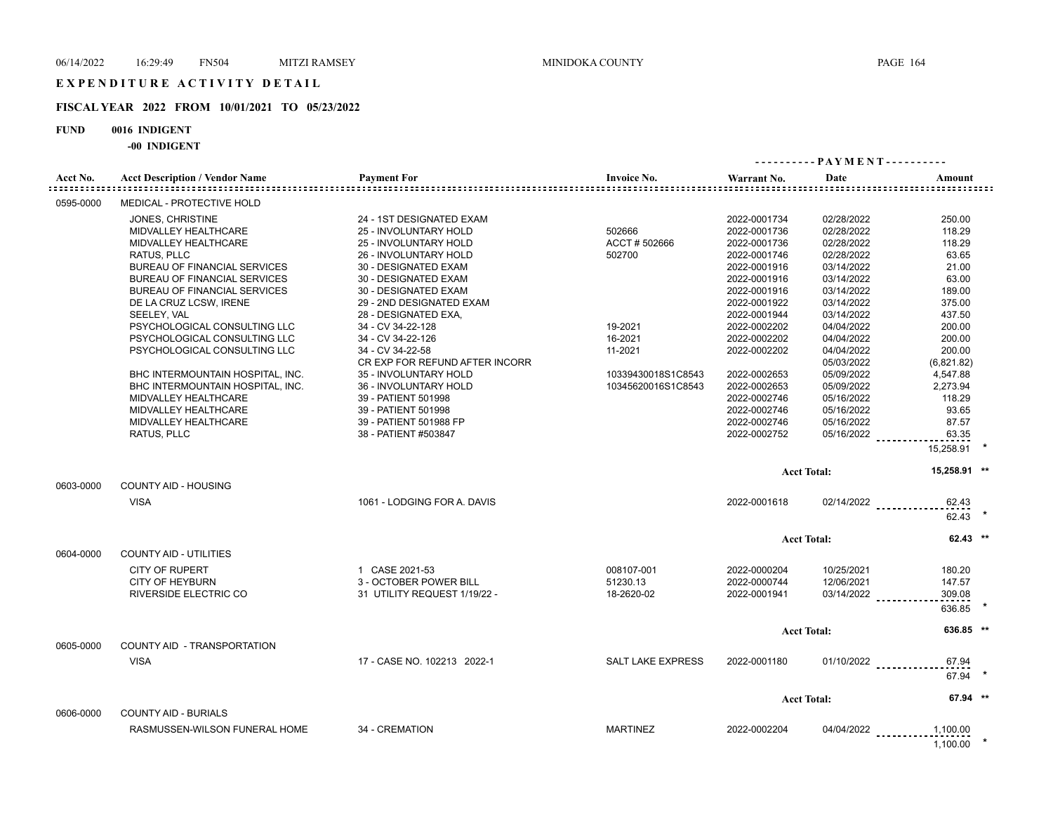# EXPENDITURE ACTIVITY DETAIL

## FISCAL YEAR 2022 FROM 10/01/2021 TO 05/23/2022

**FUND 0016 INDIGENT**

**-00 INDIGENT**

| Acct No. | Acct Description / Vendor Name | Payment For | Invoice No. | Warrant No. | Date | Amount |
|---|---|---|---|---|---|---|
| 0595-0000 | MEDICAL - PROTECTIVE HOLD | | | | | |
| | JONES, CHRISTINE | 24 - 1ST DESIGNATED EXAM | | 2022-0001734 | 02/28/2022 | 250.00 |
| | MIDVALLEY HEALTHCARE | 25 - INVOLUNTARY HOLD | 502666 | 2022-0001736 | 02/28/2022 | 118.29 |
| | MIDVALLEY HEALTHCARE | 25 - INVOLUNTARY HOLD | ACCT # 502666 | 2022-0001736 | 02/28/2022 | 118.29 |
| | RATUS, PLLC | 26 - INVOLUNTARY HOLD | 502700 | 2022-0001746 | 02/28/2022 | 63.65 |
| | BUREAU OF FINANCIAL SERVICES | 30 - DESIGNATED EXAM | | 2022-0001916 | 03/14/2022 | 21.00 |
| | BUREAU OF FINANCIAL SERVICES | 30 - DESIGNATED EXAM | | 2022-0001916 | 03/14/2022 | 63.00 |
| | BUREAU OF FINANCIAL SERVICES | 30 - DESIGNATED EXAM | | 2022-0001916 | 03/14/2022 | 189.00 |
| | DE LA CRUZ LCSW, IRENE | 29 - 2ND DESIGNATED EXAM | | 2022-0001922 | 03/14/2022 | 375.00 |
| | SEELEY, VAL | 28 - DESIGNATED EXA, | | 2022-0001944 | 03/14/2022 | 437.50 |
| | PSYCHOLOGICAL CONSULTING LLC | 34 - CV 34-22-128 | 19-2021 | 2022-0002202 | 04/04/2022 | 200.00 |
| | PSYCHOLOGICAL CONSULTING LLC | 34 - CV 34-22-126 | 16-2021 | 2022-0002202 | 04/04/2022 | 200.00 |
| | PSYCHOLOGICAL CONSULTING LLC | 34 - CV 34-22-58 | 11-2021 | 2022-0002202 | 04/04/2022 | 200.00 |
| | | CR EXP FOR REFUND AFTER INCORR | | | 05/03/2022 | (6,821.82) |
| | BHC INTERMOUNTAIN HOSPITAL, INC. | 35 - INVOLUNTARY HOLD | 10339430018S1C8543 | 2022-0002653 | 05/09/2022 | 4,547.88 |
| | BHC INTERMOUNTAIN HOSPITAL, INC. | 36 - INVOLUNTARY HOLD | 10345620016S1C8543 | 2022-0002653 | 05/09/2022 | 2,273.94 |
| | MIDVALLEY HEALTHCARE | 39 - PATIENT 501998 | | 2022-0002746 | 05/16/2022 | 118.29 |
| | MIDVALLEY HEALTHCARE | 39 - PATIENT 501998 | | 2022-0002746 | 05/16/2022 | 93.65 |
| | MIDVALLEY HEALTHCARE | 39 - PATIENT 501988 FP | | 2022-0002746 | 05/16/2022 | 87.57 |
| | RATUS, PLLC | 38 - PATIENT #503847 | | 2022-0002752 | 05/16/2022 | 63.35 |
| | | | | | | 15,258.91 * |
| | | | | | **Acct Total:** | **15,258.91 \*\*** |
| 0603-0000 | COUNTY AID - HOUSING | | | | | |
| | VISA | 1061 - LODGING FOR A. DAVIS | | 2022-0001618 | 02/14/2022 | 62.43 |
| | | | | | | 62.43 * |
| | | | | | **Acct Total:** | **62.43 \*\*** |
| 0604-0000 | COUNTY AID - UTILITIES | | | | | |
| | CITY OF RUPERT | 1 CASE 2021-53 | 008107-001 | 2022-0000204 | 10/25/2021 | 180.20 |
| | CITY OF HEYBURN | 3 - OCTOBER POWER BILL | 51230.13 | 2022-0000744 | 12/06/2021 | 147.57 |
| | RIVERSIDE ELECTRIC CO | 31 UTILITY REQUEST 1/19/22 - | 18-2620-02 | 2022-0001941 | 03/14/2022 | 309.08 |
| | | | | | | 636.85 * |
| | | | | | **Acct Total:** | **636.85 \*\*** |
| 0605-0000 | COUNTY AID - TRANSPORTATION | | | | | |
| | VISA | 17 - CASE NO. 102213 2022-1 | SALT LAKE EXPRESS | 2022-0001180 | 01/10/2022 | 67.94 |
| | | | | | | 67.94 * |
| | | | | | **Acct Total:** | **67.94 \*\*** |
| 0606-0000 | COUNTY AID - BURIALS | | | | | |
| | RASMUSSEN-WILSON FUNERAL HOME | 34 - CREMATION | MARTINEZ | 2022-0002204 | 04/04/2022 | 1,100.00 |
| | | | | | | 1,100.00 * |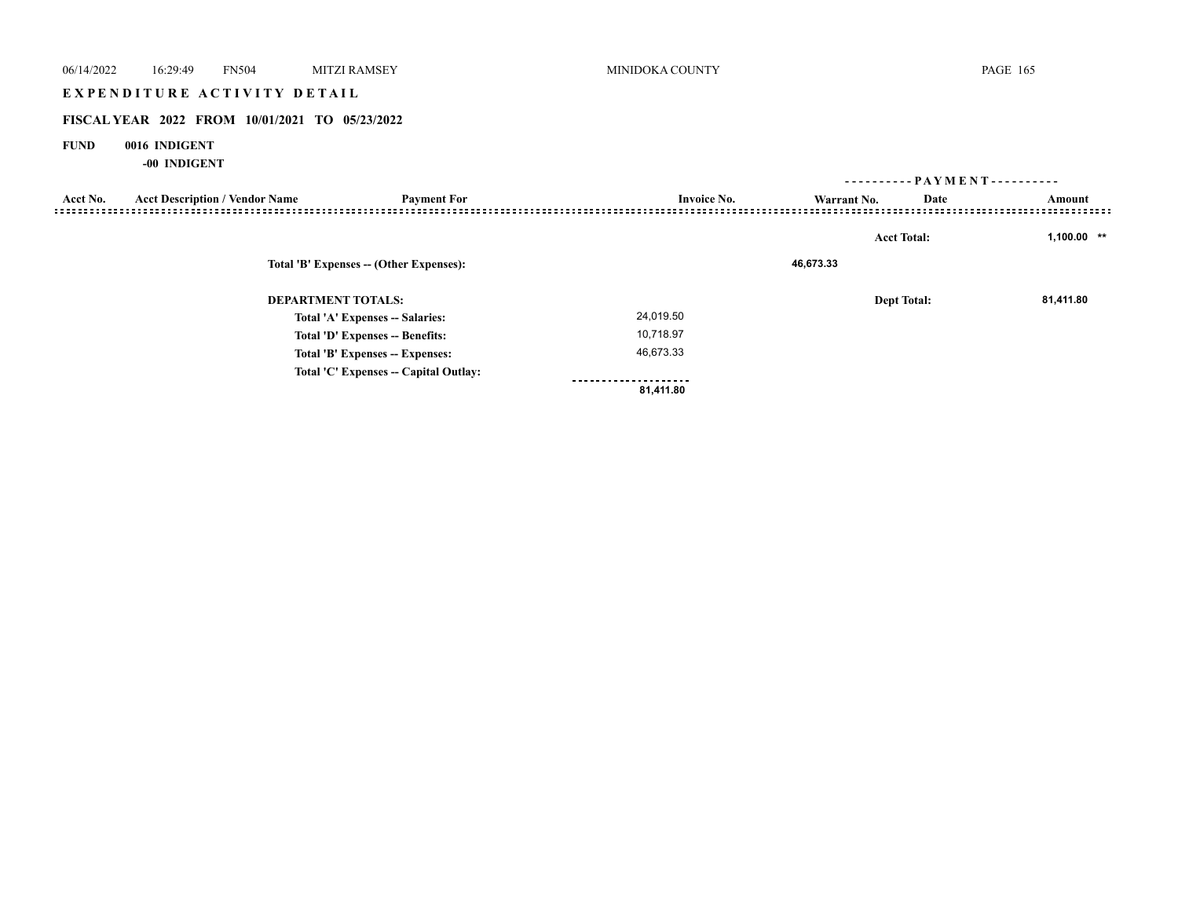**EXPENDITURE ACTIVITY DETAIL**

**FISCAL YEAR 2022 FROM 10/01/2021 TO 05/23/2022**

**FUND 0016 INDIGENT**

**-00 INDIGENT**

| Acct No. | Acct Description / Vendor Name | Payment For | Invoice No. | Warrant No. | Date | Amount |
|---|---|---|---|---|---|---|
| | | | | | **Acct Total:** | **1,100.00 \*\*** |
| | | **Total 'B' Expenses -- (Other Expenses):** | | **46,673.33** | | |
| | | **DEPARTMENT TOTALS:** | | | **Dept Total:** | **81,411.80** |
| | | **Total 'A' Expenses -- Salaries:** | 24,019.50 | | | |
| | | **Total 'D' Expenses -- Benefits:** | 10,718.97 | | | |
| | | **Total 'B' Expenses -- Expenses:** | 46,673.33 | | | |
| | | **Total 'C' Expenses -- Capital Outlay:** | | | | |
| | | | **81,411.80** | | | |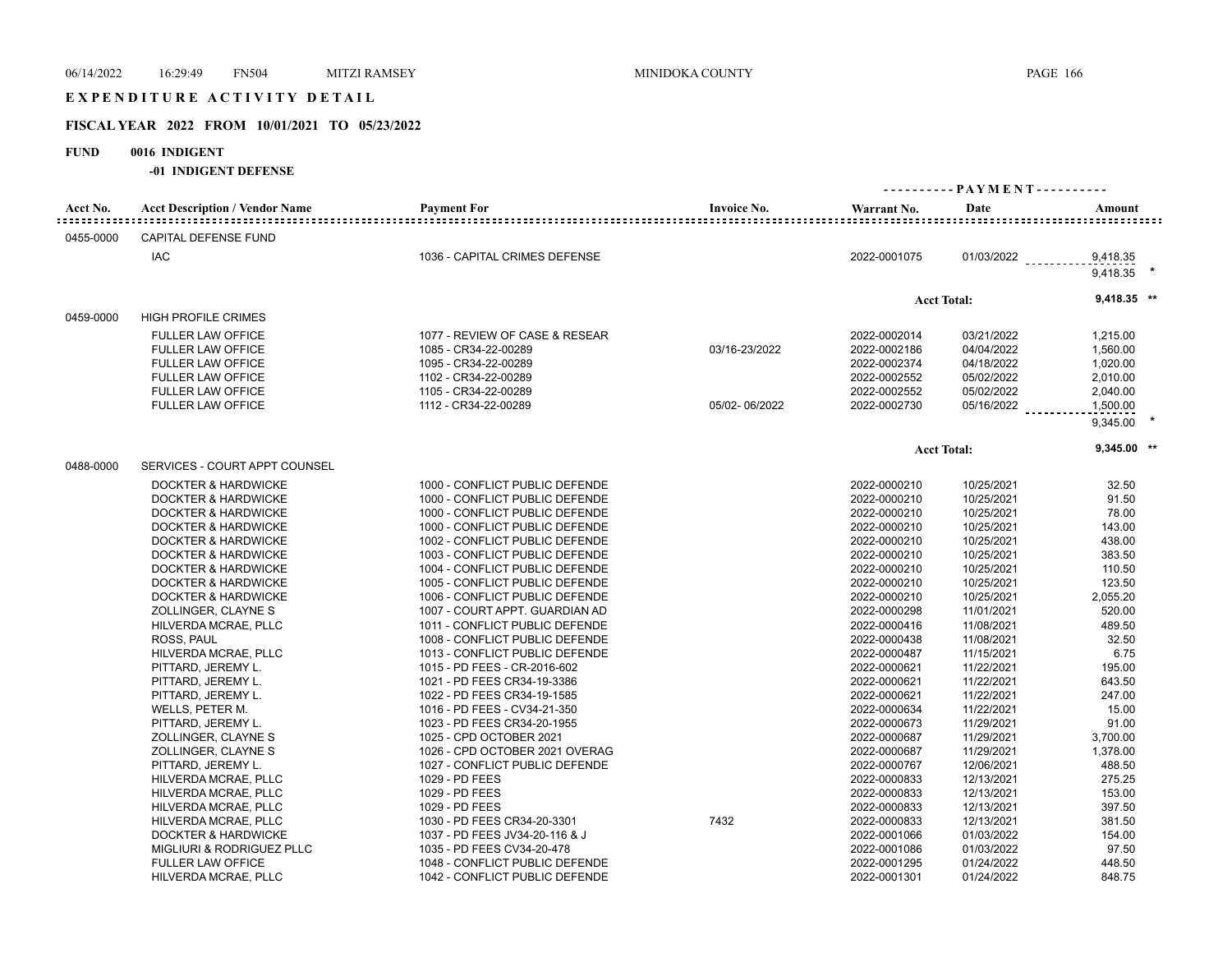EXPENDITURE ACTIVITY DETAIL

## FISCAL YEAR 2022 FROM 10/01/2021 TO 05/23/2022

**FUND 0016 INDIGENT**

**-01 INDIGENT DEFENSE**

| Acct No. | Acct Description / Vendor Name | Payment For | Invoice No. | Warrant No. | Date | Amount |
|---|---|---|---|---|---|---|
| 0455-0000 | CAPITAL DEFENSE FUND | | | | | |
| | IAC | 1036 - CAPITAL CRIMES DEFENSE | | 2022-0001075 | 01/03/2022 | 9,418.35 |
| | | | | | | 9,418.35 * |
| | | | | | Acct Total: | 9,418.35 ** |
| 0459-0000 | HIGH PROFILE CRIMES | | | | | |
| | FULLER LAW OFFICE | 1077 - REVIEW OF CASE & RESEAR | | 2022-0002014 | 03/21/2022 | 1,215.00 |
| | FULLER LAW OFFICE | 1085 - CR34-22-00289 | 03/16-23/2022 | 2022-0002186 | 04/04/2022 | 1,560.00 |
| | FULLER LAW OFFICE | 1095 - CR34-22-00289 | | 2022-0002374 | 04/18/2022 | 1,020.00 |
| | FULLER LAW OFFICE | 1102 - CR34-22-00289 | | 2022-0002552 | 05/02/2022 | 2,010.00 |
| | FULLER LAW OFFICE | 1105 - CR34-22-00289 | | 2022-0002552 | 05/02/2022 | 2,040.00 |
| | FULLER LAW OFFICE | 1112 - CR34-22-00289 | 05/02- 06/2022 | 2022-0002730 | 05/16/2022 | 1,500.00 |
| | | | | | | 9,345.00 * |
| | | | | | Acct Total: | 9,345.00 ** |
| 0488-0000 | SERVICES - COURT APPT COUNSEL | | | | | |
| | DOCKTER & HARDWICKE | 1000 - CONFLICT PUBLIC DEFENDE | | 2022-0000210 | 10/25/2021 | 32.50 |
| | DOCKTER & HARDWICKE | 1000 - CONFLICT PUBLIC DEFENDE | | 2022-0000210 | 10/25/2021 | 91.50 |
| | DOCKTER & HARDWICKE | 1000 - CONFLICT PUBLIC DEFENDE | | 2022-0000210 | 10/25/2021 | 78.00 |
| | DOCKTER & HARDWICKE | 1000 - CONFLICT PUBLIC DEFENDE | | 2022-0000210 | 10/25/2021 | 143.00 |
| | DOCKTER & HARDWICKE | 1002 - CONFLICT PUBLIC DEFENDE | | 2022-0000210 | 10/25/2021 | 438.00 |
| | DOCKTER & HARDWICKE | 1003 - CONFLICT PUBLIC DEFENDE | | 2022-0000210 | 10/25/2021 | 383.50 |
| | DOCKTER & HARDWICKE | 1004 - CONFLICT PUBLIC DEFENDE | | 2022-0000210 | 10/25/2021 | 110.50 |
| | DOCKTER & HARDWICKE | 1005 - CONFLICT PUBLIC DEFENDE | | 2022-0000210 | 10/25/2021 | 123.50 |
| | DOCKTER & HARDWICKE | 1006 - CONFLICT PUBLIC DEFENDE | | 2022-0000210 | 10/25/2021 | 2,055.20 |
| | ZOLLINGER, CLAYNE S | 1007 - COURT APPT. GUARDIAN AD | | 2022-0000298 | 11/01/2021 | 520.00 |
| | HILVERDA MCRAE, PLLC | 1011 - CONFLICT PUBLIC DEFENDE | | 2022-0000416 | 11/08/2021 | 489.50 |
| | ROSS, PAUL | 1008 - CONFLICT PUBLIC DEFENDE | | 2022-0000438 | 11/08/2021 | 32.50 |
| | HILVERDA MCRAE, PLLC | 1013 - CONFLICT PUBLIC DEFENDE | | 2022-0000487 | 11/15/2021 | 6.75 |
| | PITTARD, JEREMY L. | 1015 - PD FEES - CR-2016-602 | | 2022-0000621 | 11/22/2021 | 195.00 |
| | PITTARD, JEREMY L. | 1021 - PD FEES CR34-19-3386 | | 2022-0000621 | 11/22/2021 | 643.50 |
| | PITTARD, JEREMY L. | 1022 - PD FEES CR34-19-1585 | | 2022-0000621 | 11/22/2021 | 247.00 |
| | WELLS, PETER M. | 1016 - PD FEES - CV34-21-350 | | 2022-0000634 | 11/22/2021 | 15.00 |
| | PITTARD, JEREMY L. | 1023 - PD FEES CR34-20-1955 | | 2022-0000673 | 11/29/2021 | 91.00 |
| | ZOLLINGER, CLAYNE S | 1025 - CPD OCTOBER 2021 | | 2022-0000687 | 11/29/2021 | 3,700.00 |
| | ZOLLINGER, CLAYNE S | 1026 - CPD OCTOBER 2021 OVERAG | | 2022-0000687 | 11/29/2021 | 1,378.00 |
| | PITTARD, JEREMY L. | 1027 - CONFLICT PUBLIC DEFENDE | | 2022-0000767 | 12/06/2021 | 488.50 |
| | HILVERDA MCRAE, PLLC | 1029 - PD FEES | | 2022-0000833 | 12/13/2021 | 275.25 |
| | HILVERDA MCRAE, PLLC | 1029 - PD FEES | | 2022-0000833 | 12/13/2021 | 153.00 |
| | HILVERDA MCRAE, PLLC | 1029 - PD FEES | | 2022-0000833 | 12/13/2021 | 397.50 |
| | HILVERDA MCRAE, PLLC | 1030 - PD FEES CR34-20-3301 | 7432 | 2022-0000833 | 12/13/2021 | 381.50 |
| | DOCKTER & HARDWICKE | 1037 - PD FEES JV34-20-116 & J | | 2022-0001066 | 01/03/2022 | 154.00 |
| | MIGLIURI & RODRIGUEZ PLLC | 1035 - PD FEES CV34-20-478 | | 2022-0001086 | 01/03/2022 | 97.50 |
| | FULLER LAW OFFICE | 1048 - CONFLICT PUBLIC DEFENDE | | 2022-0001295 | 01/24/2022 | 448.50 |
| | HILVERDA MCRAE, PLLC | 1042 - CONFLICT PUBLIC DEFENDE | | 2022-0001301 | 01/24/2022 | 848.75 |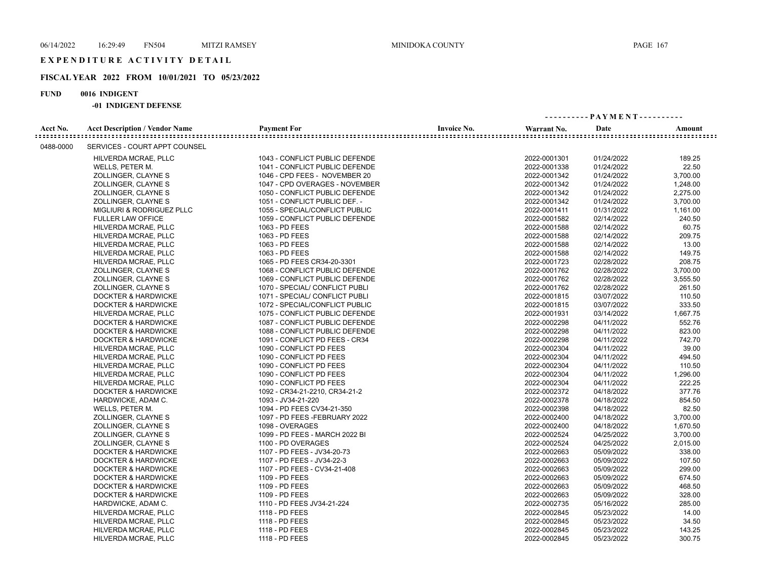# EXPENDITURE ACTIVITY DETAIL

## FISCAL YEAR 2022 FROM 10/01/2021 TO 05/23/2022

**FUND 0016 INDIGENT**

**-01 INDIGENT DEFENSE**

| Acct No. | Acct Description / Vendor Name | Payment For | Invoice No. | Warrant No. | Date | Amount |
|---|---|---|---|---|---|---|
| 0488-0000 | SERVICES - COURT APPT COUNSEL | | | | | |
| | HILVERDA MCRAE, PLLC | 1043 - CONFLICT PUBLIC DEFENDE | | 2022-0001301 | 01/24/2022 | 189.25 |
| | WELLS, PETER M. | 1041 - CONFLICT PUBLIC DEFENDE | | 2022-0001338 | 01/24/2022 | 22.50 |
| | ZOLLINGER, CLAYNE S | 1046 - CPD FEES - NOVEMBER 20 | | 2022-0001342 | 01/24/2022 | 3,700.00 |
| | ZOLLINGER, CLAYNE S | 1047 - CPD OVERAGES - NOVEMBER | | 2022-0001342 | 01/24/2022 | 1,248.00 |
| | ZOLLINGER, CLAYNE S | 1050 - CONFLICT PUBLIC DEFENDE | | 2022-0001342 | 01/24/2022 | 2,275.00 |
| | ZOLLINGER, CLAYNE S | 1051 - CONFLICT PUBLIC DEF. - | | 2022-0001342 | 01/24/2022 | 3,700.00 |
| | MIGLIURI & RODRIGUEZ PLLC | 1055 - SPECIAL/CONFLICT PUBLIC | | 2022-0001411 | 01/31/2022 | 1,161.00 |
| | FULLER LAW OFFICE | 1059 - CONFLICT PUBLIC DEFENDE | | 2022-0001582 | 02/14/2022 | 240.50 |
| | HILVERDA MCRAE, PLLC | 1063 - PD FEES | | 2022-0001588 | 02/14/2022 | 60.75 |
| | HILVERDA MCRAE, PLLC | 1063 - PD FEES | | 2022-0001588 | 02/14/2022 | 209.75 |
| | HILVERDA MCRAE, PLLC | 1063 - PD FEES | | 2022-0001588 | 02/14/2022 | 13.00 |
| | HILVERDA MCRAE, PLLC | 1063 - PD FEES | | 2022-0001588 | 02/14/2022 | 149.75 |
| | HILVERDA MCRAE, PLLC | 1065 - PD FEES CR34-20-3301 | | 2022-0001723 | 02/28/2022 | 208.75 |
| | ZOLLINGER, CLAYNE S | 1068 - CONFLICT PUBLIC DEFENDE | | 2022-0001762 | 02/28/2022 | 3,700.00 |
| | ZOLLINGER, CLAYNE S | 1069 - CONFLICT PUBLIC DEFENDE | | 2022-0001762 | 02/28/2022 | 3,555.50 |
| | ZOLLINGER, CLAYNE S | 1070 - SPECIAL/ CONFLICT PUBLI | | 2022-0001762 | 02/28/2022 | 261.50 |
| | DOCKTER & HARDWICKE | 1071 - SPECIAL/ CONFLICT PUBLI | | 2022-0001815 | 03/07/2022 | 110.50 |
| | DOCKTER & HARDWICKE | 1072 - SPECIAL/CONFLICT PUBLIC | | 2022-0001815 | 03/07/2022 | 333.50 |
| | HILVERDA MCRAE, PLLC | 1075 - CONFLICT PUBLIC DEFENDE | | 2022-0001931 | 03/14/2022 | 1,667.75 |
| | DOCKTER & HARDWICKE | 1087 - CONFLICT PUBLIC DEFENDE | | 2022-0002298 | 04/11/2022 | 552.76 |
| | DOCKTER & HARDWICKE | 1088 - CONFLICT PUBLIC DEFENDE | | 2022-0002298 | 04/11/2022 | 823.00 |
| | DOCKTER & HARDWICKE | 1091 - CONFLICT PD FEES - CR34 | | 2022-0002298 | 04/11/2022 | 742.70 |
| | HILVERDA MCRAE, PLLC | 1090 - CONFLICT PD FEES | | 2022-0002304 | 04/11/2022 | 39.00 |
| | HILVERDA MCRAE, PLLC | 1090 - CONFLICT PD FEES | | 2022-0002304 | 04/11/2022 | 494.50 |
| | HILVERDA MCRAE, PLLC | 1090 - CONFLICT PD FEES | | 2022-0002304 | 04/11/2022 | 110.50 |
| | HILVERDA MCRAE, PLLC | 1090 - CONFLICT PD FEES | | 2022-0002304 | 04/11/2022 | 1,296.00 |
| | HILVERDA MCRAE, PLLC | 1090 - CONFLICT PD FEES | | 2022-0002304 | 04/11/2022 | 222.25 |
| | DOCKTER & HARDWICKE | 1092 - CR34-21-2210, CR34-21-2 | | 2022-0002372 | 04/18/2022 | 377.76 |
| | HARDWICKE, ADAM C. | 1093 - JV34-21-220 | | 2022-0002378 | 04/18/2022 | 854.50 |
| | WELLS, PETER M. | 1094 - PD FEES CV34-21-350 | | 2022-0002398 | 04/18/2022 | 82.50 |
| | ZOLLINGER, CLAYNE S | 1097 - PD FEES -FEBRUARY 2022 | | 2022-0002400 | 04/18/2022 | 3,700.00 |
| | ZOLLINGER, CLAYNE S | 1098 - OVERAGES | | 2022-0002400 | 04/18/2022 | 1,670.50 |
| | ZOLLINGER, CLAYNE S | 1099 - PD FEES - MARCH 2022 BI | | 2022-0002524 | 04/25/2022 | 3,700.00 |
| | ZOLLINGER, CLAYNE S | 1100 - PD OVERAGES | | 2022-0002524 | 04/25/2022 | 2,015.00 |
| | DOCKTER & HARDWICKE | 1107 - PD FEES - JV34-20-73 | | 2022-0002663 | 05/09/2022 | 338.00 |
| | DOCKTER & HARDWICKE | 1107 - PD FEES - JV34-22-3 | | 2022-0002663 | 05/09/2022 | 107.50 |
| | DOCKTER & HARDWICKE | 1107 - PD FEES - CV34-21-408 | | 2022-0002663 | 05/09/2022 | 299.00 |
| | DOCKTER & HARDWICKE | 1109 - PD FEES | | 2022-0002663 | 05/09/2022 | 674.50 |
| | DOCKTER & HARDWICKE | 1109 - PD FEES | | 2022-0002663 | 05/09/2022 | 468.50 |
| | DOCKTER & HARDWICKE | 1109 - PD FEES | | 2022-0002663 | 05/09/2022 | 328.00 |
| | HARDWICKE, ADAM C. | 1110 - PD FEES JV34-21-224 | | 2022-0002735 | 05/16/2022 | 285.00 |
| | HILVERDA MCRAE, PLLC | 1118 - PD FEES | | 2022-0002845 | 05/23/2022 | 14.00 |
| | HILVERDA MCRAE, PLLC | 1118 - PD FEES | | 2022-0002845 | 05/23/2022 | 34.50 |
| | HILVERDA MCRAE, PLLC | 1118 - PD FEES | | 2022-0002845 | 05/23/2022 | 143.25 |
| | HILVERDA MCRAE, PLLC | 1118 - PD FEES | | 2022-0002845 | 05/23/2022 | 300.75 |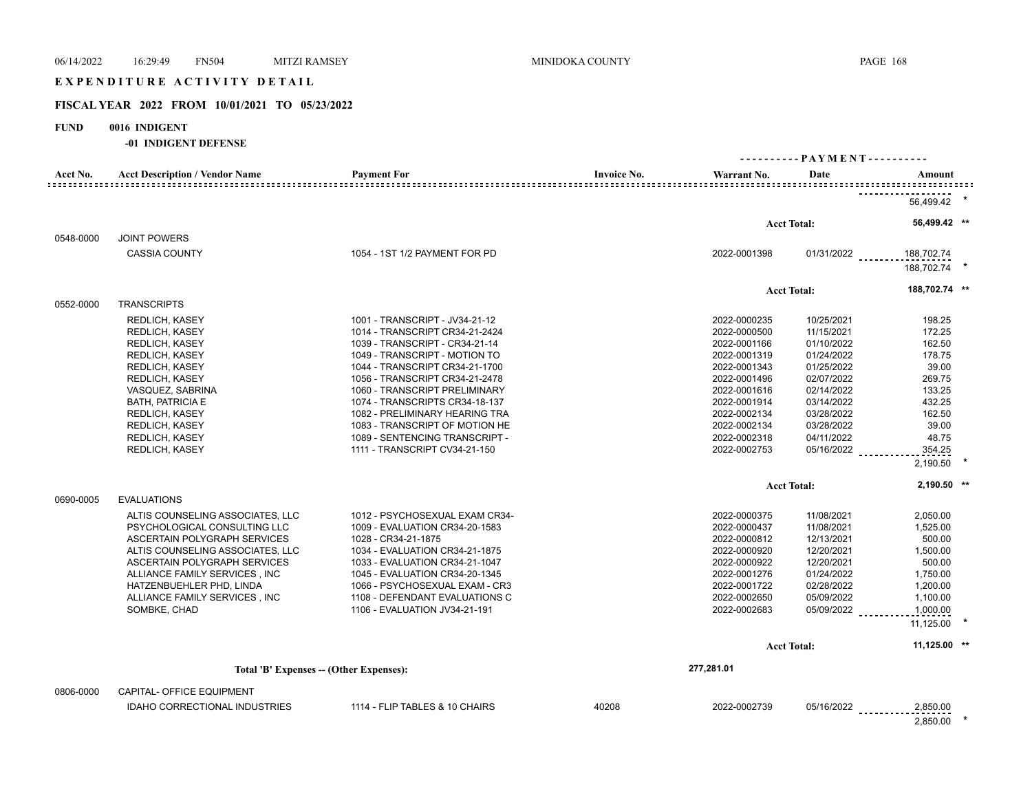# EXPENDITURE ACTIVITY DETAIL

## FISCAL YEAR 2022 FROM 10/01/2021 TO 05/23/2022

**FUND 0016 INDIGENT**

**-01 INDIGENT DEFENSE**

| Acct No. | Acct Description / Vendor Name | Payment For | Invoice No. | Warrant No. | Date | Amount |
|---|---|---|---|---|---|---|
| | | | | | | 56,499.42 * |
| | | | | | Acct Total: | 56,499.42 ** |
| 0548-0000 | JOINT POWERS | | | | | |
| | CASSIA COUNTY | 1054 - 1ST 1/2 PAYMENT FOR PD | | 2022-0001398 | 01/31/2022 | 188,702.74 |
| | | | | | | 188,702.74 * |
| | | | | | Acct Total: | 188,702.74 ** |
| 0552-0000 | TRANSCRIPTS | | | | | |
| | REDLICH, KASEY | 1001 - TRANSCRIPT - JV34-21-12 | | 2022-0000235 | 10/25/2021 | 198.25 |
| | REDLICH, KASEY | 1014 - TRANSCRIPT CR34-21-2424 | | 2022-0000500 | 11/15/2021 | 172.25 |
| | REDLICH, KASEY | 1039 - TRANSCRIPT - CR34-21-14 | | 2022-0001166 | 01/10/2022 | 162.50 |
| | REDLICH, KASEY | 1049 - TRANSCRIPT - MOTION TO | | 2022-0001319 | 01/24/2022 | 178.75 |
| | REDLICH, KASEY | 1044 - TRANSCRIPT CR34-21-1700 | | 2022-0001343 | 01/25/2022 | 39.00 |
| | REDLICH, KASEY | 1056 - TRANSCRIPT CR34-21-2478 | | 2022-0001496 | 02/07/2022 | 269.75 |
| | VASQUEZ, SABRINA | 1060 - TRANSCRIPT PRELIMINARY | | 2022-0001616 | 02/14/2022 | 133.25 |
| | BATH, PATRICIA E | 1074 - TRANSCRIPTS CR34-18-137 | | 2022-0001914 | 03/14/2022 | 432.25 |
| | REDLICH, KASEY | 1082 - PRELIMINARY HEARING TRA | | 2022-0002134 | 03/28/2022 | 162.50 |
| | REDLICH, KASEY | 1083 - TRANSCRIPT OF MOTION HE | | 2022-0002134 | 03/28/2022 | 39.00 |
| | REDLICH, KASEY | 1089 - SENTENCING TRANSCRIPT - | | 2022-0002318 | 04/11/2022 | 48.75 |
| | REDLICH, KASEY | 1111 - TRANSCRIPT CV34-21-150 | | 2022-0002753 | 05/16/2022 | 354.25 |
| | | | | | | 2,190.50 * |
| | | | | | Acct Total: | 2,190.50 ** |
| 0690-0005 | EVALUATIONS | | | | | |
| | ALTIS COUNSELING ASSOCIATES, LLC | 1012 - PSYCHOSEXUAL EXAM CR34- | | 2022-0000375 | 11/08/2021 | 2,050.00 |
| | PSYCHOLOGICAL CONSULTING LLC | 1009 - EVALUATION CR34-20-1583 | | 2022-0000437 | 11/08/2021 | 1,525.00 |
| | ASCERTAIN POLYGRAPH SERVICES | 1028 - CR34-21-1875 | | 2022-0000812 | 12/13/2021 | 500.00 |
| | ALTIS COUNSELING ASSOCIATES, LLC | 1034 - EVALUATION CR34-21-1875 | | 2022-0000920 | 12/20/2021 | 1,500.00 |
| | ASCERTAIN POLYGRAPH SERVICES | 1033 - EVALUATION CR34-21-1047 | | 2022-0000922 | 12/20/2021 | 500.00 |
| | ALLIANCE FAMILY SERVICES , INC | 1045 - EVALUATION CR34-20-1345 | | 2022-0001276 | 01/24/2022 | 1,750.00 |
| | HATZENBUEHLER PHD, LINDA | 1066 - PSYCHOSEXUAL EXAM - CR3 | | 2022-0001722 | 02/28/2022 | 1,200.00 |
| | ALLIANCE FAMILY SERVICES , INC | 1108 - DEFENDANT EVALUATIONS C | | 2022-0002650 | 05/09/2022 | 1,100.00 |
| | SOMBKE, CHAD | 1106 - EVALUATION JV34-21-191 | | 2022-0002683 | 05/09/2022 | 1,000.00 |
| | | | | | | 11,125.00 * |
| | | | | | Acct Total: | 11,125.00 ** |
| | Total 'B' Expenses -- (Other Expenses): | | | 277,281.01 | | |
| 0806-0000 | CAPITAL- OFFICE EQUIPMENT | | | | | |
| | IDAHO CORRECTIONAL INDUSTRIES | 1114 - FLIP TABLES & 10 CHAIRS | 40208 | 2022-0002739 | 05/16/2022 | 2,850.00 |
| | | | | | | 2,850.00 * |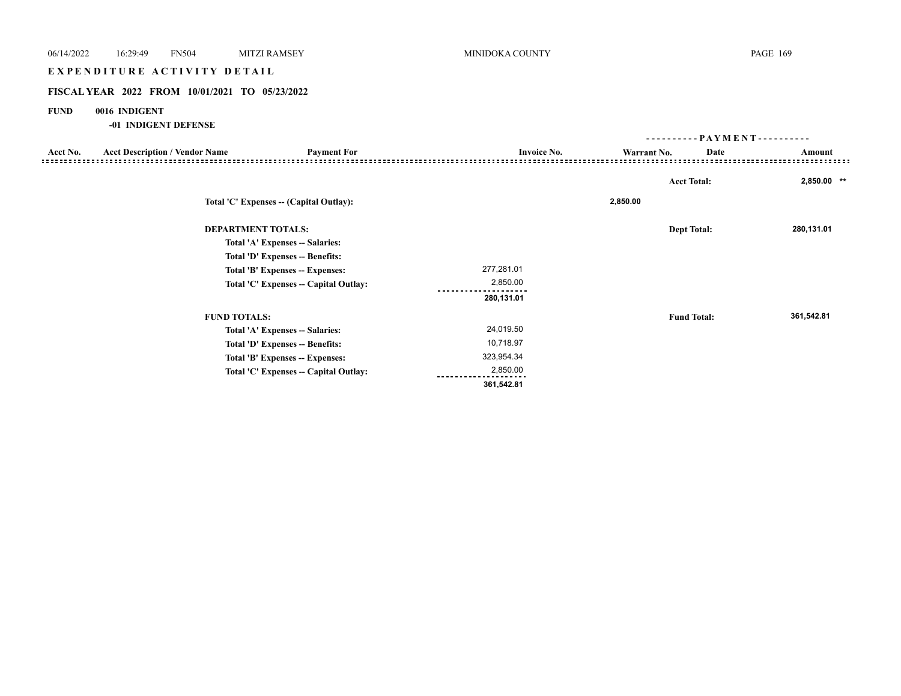# EXPENDITURE ACTIVITY DETAIL

## FISCAL YEAR 2022 FROM 10/01/2021 TO 05/23/2022

**FUND** **0016 INDIGENT**

**-01 INDIGENT DEFENSE**

| Acct No. | Acct Description / Vendor Name | Payment For | Invoice No. | Warrant No. | Date | Amount |
|---|---|---|---|---|---|---|
| | | | | | **Acct Total:** | **2,850.00 \*\*** |
| | | **Total 'C' Expenses -- (Capital Outlay):** | | **2,850.00** | | |
| | | **DEPARTMENT TOTALS:** | | | **Dept Total:** | **280,131.01** |
| | | **Total 'A' Expenses -- Salaries:** | | | | |
| | | **Total 'D' Expenses -- Benefits:** | | | | |
| | | **Total 'B' Expenses -- Expenses:** | 277,281.01 | | | |
| | | **Total 'C' Expenses -- Capital Outlay:** | 2,850.00 | | | |
| | | | **280,131.01** | | | |
| | | **FUND TOTALS:** | | | **Fund Total:** | **361,542.81** |
| | | **Total 'A' Expenses -- Salaries:** | 24,019.50 | | | |
| | | **Total 'D' Expenses -- Benefits:** | 10,718.97 | | | |
| | | **Total 'B' Expenses -- Expenses:** | 323,954.34 | | | |
| | | **Total 'C' Expenses -- Capital Outlay:** | 2,850.00 | | | |
| | | | **361,542.81** | | | |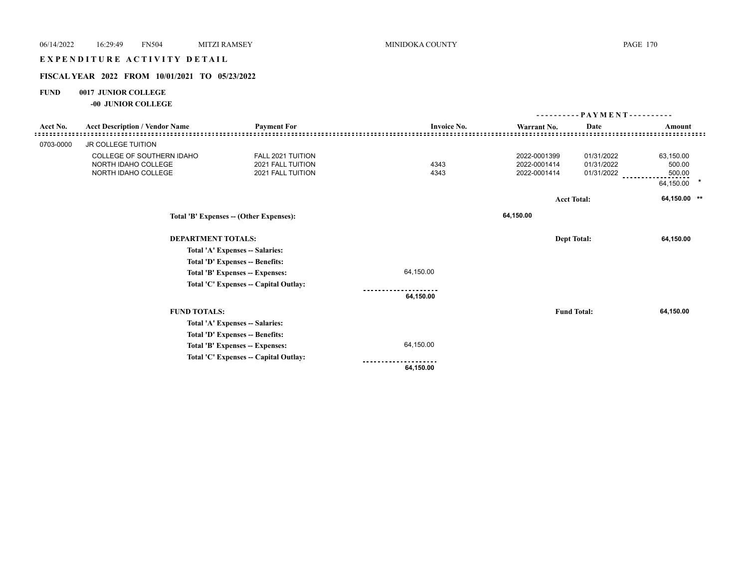# EXPENDITURE ACTIVITY DETAIL

## FISCAL YEAR 2022 FROM 10/01/2021 TO 05/23/2022

**FUND 0017 JUNIOR COLLEGE**

**-00 JUNIOR COLLEGE**

| Acct No. | Acct Description / Vendor Name | Payment For | Invoice No. | Warrant No. | Date | Amount |
|---|---|---|---|---|---|---|
| 0703-0000 | JR COLLEGE TUITION | | | | | |
| | COLLEGE OF SOUTHERN IDAHO | FALL 2021 TUITION | | 2022-0001399 | 01/31/2022 | 63,150.00 |
| | NORTH IDAHO COLLEGE | 2021 FALL TUITION | 4343 | 2022-0001414 | 01/31/2022 | 500.00 |
| | NORTH IDAHO COLLEGE | 2021 FALL TUITION | 4343 | 2022-0001414 | 01/31/2022 | 500.00 |
| | | | | | | 64,150.00 * |
| | | | | | Acct Total: | 64,150.00 ** |

**Total 'B' Expenses -- (Other Expenses):** 64,150.00

**DEPARTMENT TOTALS:** Dept Total: 64,150.00

| | |
|---|---|
| Total 'A' Expenses -- Salaries: | |
| Total 'D' Expenses -- Benefits: | |
| Total 'B' Expenses -- Expenses: | 64,150.00 |
| Total 'C' Expenses -- Capital Outlay: | |
| | 64,150.00 |

**FUND TOTALS:** Fund Total: 64,150.00

| | |
|---|---|
| Total 'A' Expenses -- Salaries: | |
| Total 'D' Expenses -- Benefits: | |
| Total 'B' Expenses -- Expenses: | 64,150.00 |
| Total 'C' Expenses -- Capital Outlay: | |
| | 64,150.00 |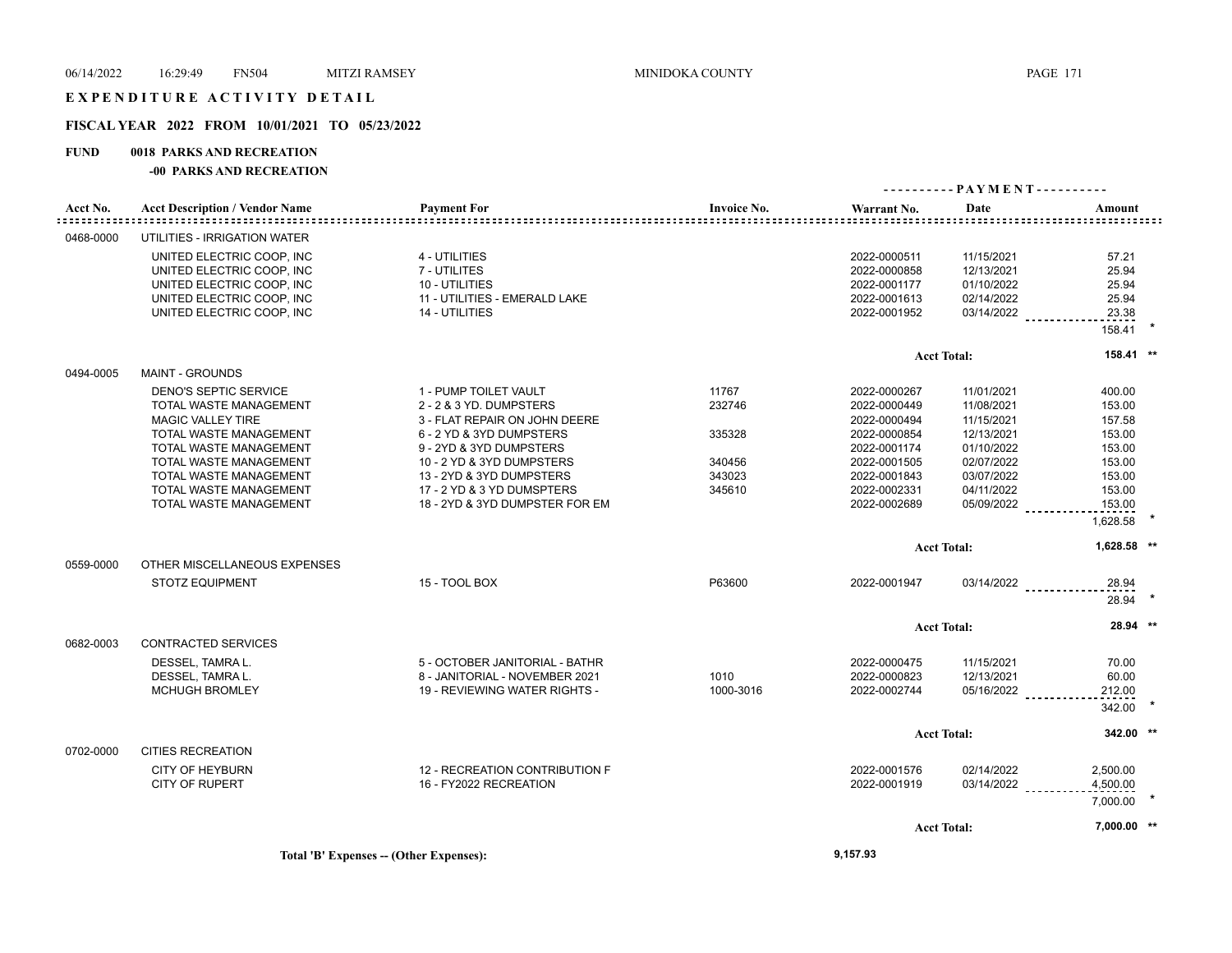# EXPENDITURE ACTIVITY DETAIL

## FISCAL YEAR 2022 FROM 10/01/2021 TO 05/23/2022

### FUND 0018 PARKS AND RECREATION

#### -00 PARKS AND RECREATION

| Acct No. | Acct Description / Vendor Name | Payment For | Invoice No. | Warrant No. | Date | Amount |
|---|---|---|---|---|---|---|
| 0468-0000 | UTILITIES - IRRIGATION WATER | | | | | |
| | UNITED ELECTRIC COOP, INC | 4 - UTILITIES | | 2022-0000511 | 11/15/2021 | 57.21 |
| | UNITED ELECTRIC COOP, INC | 7 - UTILITES | | 2022-0000858 | 12/13/2021 | 25.94 |
| | UNITED ELECTRIC COOP, INC | 10 - UTILITIES | | 2022-0001177 | 01/10/2022 | 25.94 |
| | UNITED ELECTRIC COOP, INC | 11 - UTILITIES - EMERALD LAKE | | 2022-0001613 | 02/14/2022 | 25.94 |
| | UNITED ELECTRIC COOP, INC | 14 - UTILITIES | | 2022-0001952 | 03/14/2022 | 23.38 |
| | | | | | | 158.41 * |
| | | | | | Acct Total: | 158.41 ** |
| 0494-0005 | MAINT - GROUNDS | | | | | |
| | DENO'S SEPTIC SERVICE | 1 - PUMP TOILET VAULT | 11767 | 2022-0000267 | 11/01/2021 | 400.00 |
| | TOTAL WASTE MANAGEMENT | 2 - 2 & 3 YD. DUMPSTERS | 232746 | 2022-0000449 | 11/08/2021 | 153.00 |
| | MAGIC VALLEY TIRE | 3 - FLAT REPAIR ON JOHN DEERE | | 2022-0000494 | 11/15/2021 | 157.58 |
| | TOTAL WASTE MANAGEMENT | 6 - 2 YD & 3YD DUMPSTERS | 335328 | 2022-0000854 | 12/13/2021 | 153.00 |
| | TOTAL WASTE MANAGEMENT | 9 - 2YD & 3YD DUMPSTERS | | 2022-0001174 | 01/10/2022 | 153.00 |
| | TOTAL WASTE MANAGEMENT | 10 - 2 YD & 3YD DUMPSTERS | 340456 | 2022-0001505 | 02/07/2022 | 153.00 |
| | TOTAL WASTE MANAGEMENT | 13 - 2YD & 3YD DUMPSTERS | 343023 | 2022-0001843 | 03/07/2022 | 153.00 |
| | TOTAL WASTE MANAGEMENT | 17 - 2 YD & 3 YD DUMSPTERS | 345610 | 2022-0002331 | 04/11/2022 | 153.00 |
| | TOTAL WASTE MANAGEMENT | 18 - 2YD & 3YD DUMPSTER FOR EM | | 2022-0002689 | 05/09/2022 | 153.00 |
| | | | | | | 1,628.58 * |
| | | | | | Acct Total: | 1,628.58 ** |
| 0559-0000 | OTHER MISCELLANEOUS EXPENSES | | | | | |
| | STOTZ EQUIPMENT | 15 - TOOL BOX | P63600 | 2022-0001947 | 03/14/2022 | 28.94 |
| | | | | | | 28.94 * |
| | | | | | Acct Total: | 28.94 ** |
| 0682-0003 | CONTRACTED SERVICES | | | | | |
| | DESSEL, TAMRA L. | 5 - OCTOBER JANITORIAL - BATHR | | 2022-0000475 | 11/15/2021 | 70.00 |
| | DESSEL, TAMRA L. | 8 - JANITORIAL - NOVEMBER 2021 | 1010 | 2022-0000823 | 12/13/2021 | 60.00 |
| | MCHUGH BROMLEY | 19 - REVIEWING WATER RIGHTS - | 1000-3016 | 2022-0002744 | 05/16/2022 | 212.00 |
| | | | | | | 342.00 * |
| | | | | | Acct Total: | 342.00 ** |
| 0702-0000 | CITIES RECREATION | | | | | |
| | CITY OF HEYBURN | 12 - RECREATION CONTRIBUTION F | | 2022-0001576 | 02/14/2022 | 2,500.00 |
| | CITY OF RUPERT | 16 - FY2022 RECREATION | | 2022-0001919 | 03/14/2022 | 4,500.00 |
| | | | | | | 7,000.00 * |
| | | | | | Acct Total: | 7,000.00 ** |

**Total 'B' Expenses -- (Other Expenses):** 9,157.93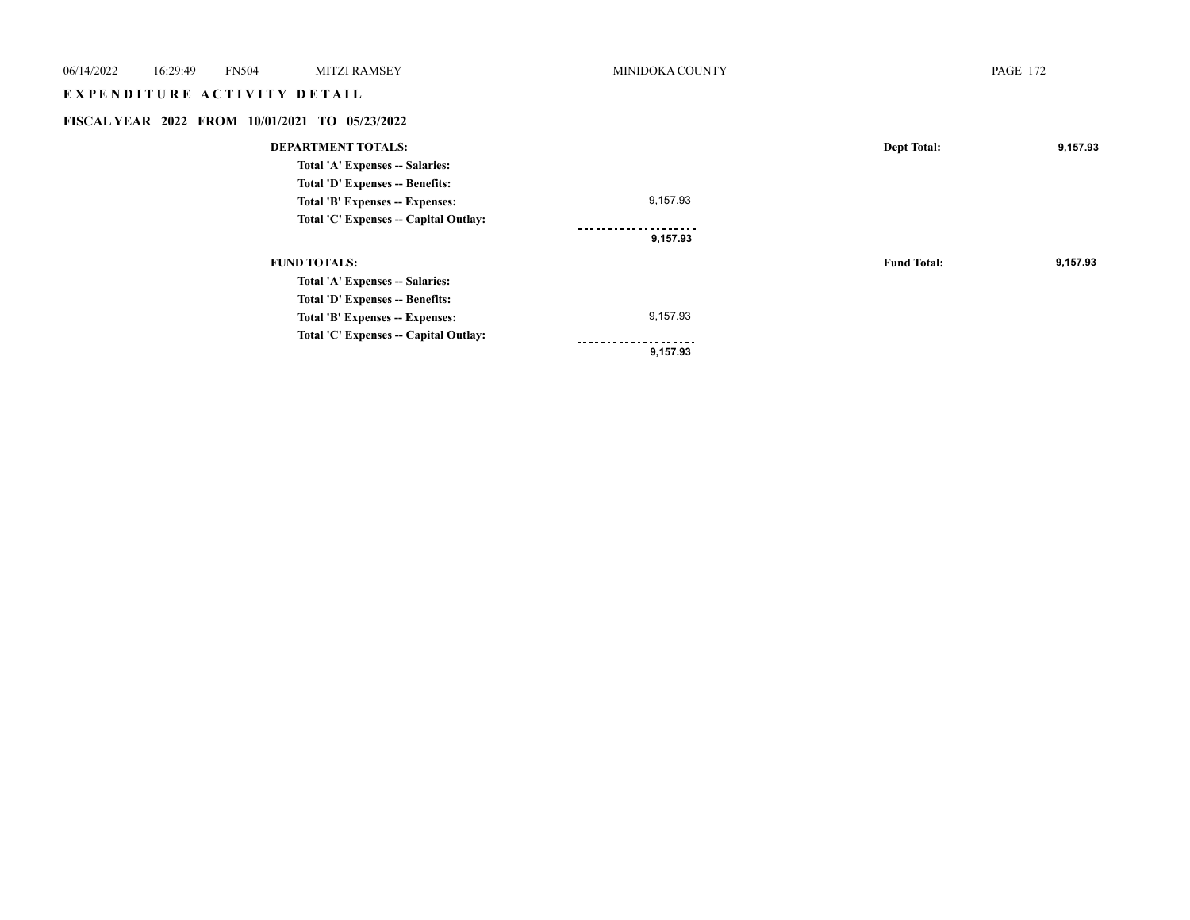# EXPENDITURE ACTIVITY DETAIL

## FISCAL YEAR 2022 FROM 10/01/2021 TO 05/23/2022

| | | | |
|---|---|---|---|
| **DEPARTMENT TOTALS:** | | **Dept Total:** | **9,157.93** |
| **Total 'A' Expenses -- Salaries:** | | | |
| **Total 'D' Expenses -- Benefits:** | | | |
| **Total 'B' Expenses -- Expenses:** | 9,157.93 | | |
| **Total 'C' Expenses -- Capital Outlay:** | | | |
| | **9,157.93** | | |
| **FUND TOTALS:** | | **Fund Total:** | **9,157.93** |
| **Total 'A' Expenses -- Salaries:** | | | |
| **Total 'D' Expenses -- Benefits:** | | | |
| **Total 'B' Expenses -- Expenses:** | 9,157.93 | | |
| **Total 'C' Expenses -- Capital Outlay:** | | | |
| | **9,157.93** | | |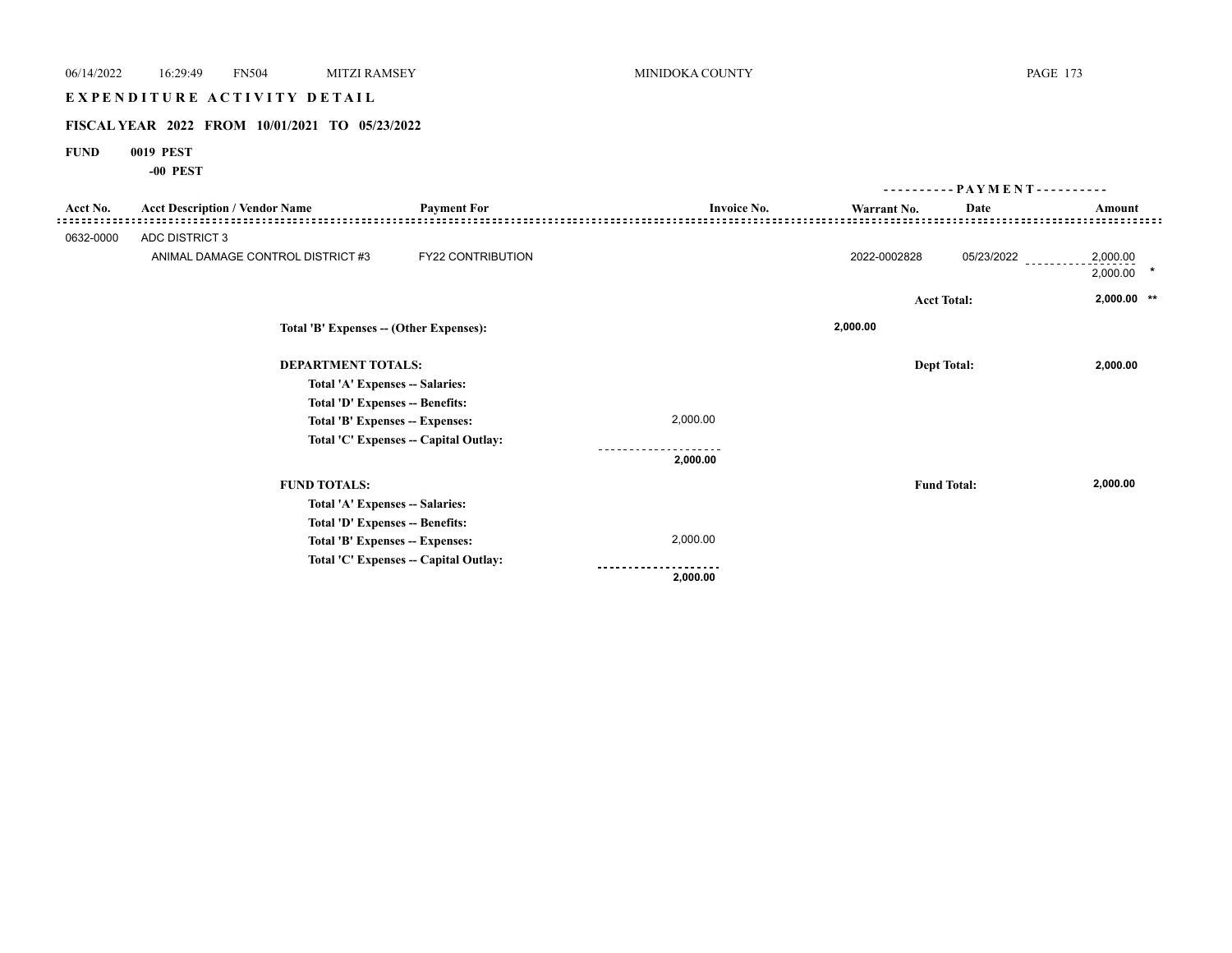# EXPENDITURE ACTIVITY DETAIL

## FISCAL YEAR 2022 FROM 10/01/2021 TO 05/23/2022

**FUND 0019 PEST**

**-00 PEST**

| Acct No. | Acct Description / Vendor Name | Payment For | Invoice No. | Warrant No. | PAYMENT Date | Amount |
|---|---|---|---|---|---|---|
| 0632-0000 | ADC DISTRICT 3 | | | | | |
| | ANIMAL DAMAGE CONTROL DISTRICT #3 | FY22 CONTRIBUTION | | 2022-0002828 | 05/23/2022 | 2,000.00 |
| | | | | | | 2,000.00 * |
| | | | | | Acct Total: | 2,000.00 ** |

**Total 'B' Expenses -- (Other Expenses):** 2,000.00

**DEPARTMENT TOTALS:** Dept Total: 2,000.00

| | |
|---|---|
| Total 'A' Expenses -- Salaries: | |
| Total 'D' Expenses -- Benefits: | |
| Total 'B' Expenses -- Expenses: | 2,000.00 |
| Total 'C' Expenses -- Capital Outlay: | |
| | 2,000.00 |

**FUND TOTALS:** Fund Total: 2,000.00

| | |
|---|---|
| Total 'A' Expenses -- Salaries: | |
| Total 'D' Expenses -- Benefits: | |
| Total 'B' Expenses -- Expenses: | 2,000.00 |
| Total 'C' Expenses -- Capital Outlay: | |
| | 2,000.00 |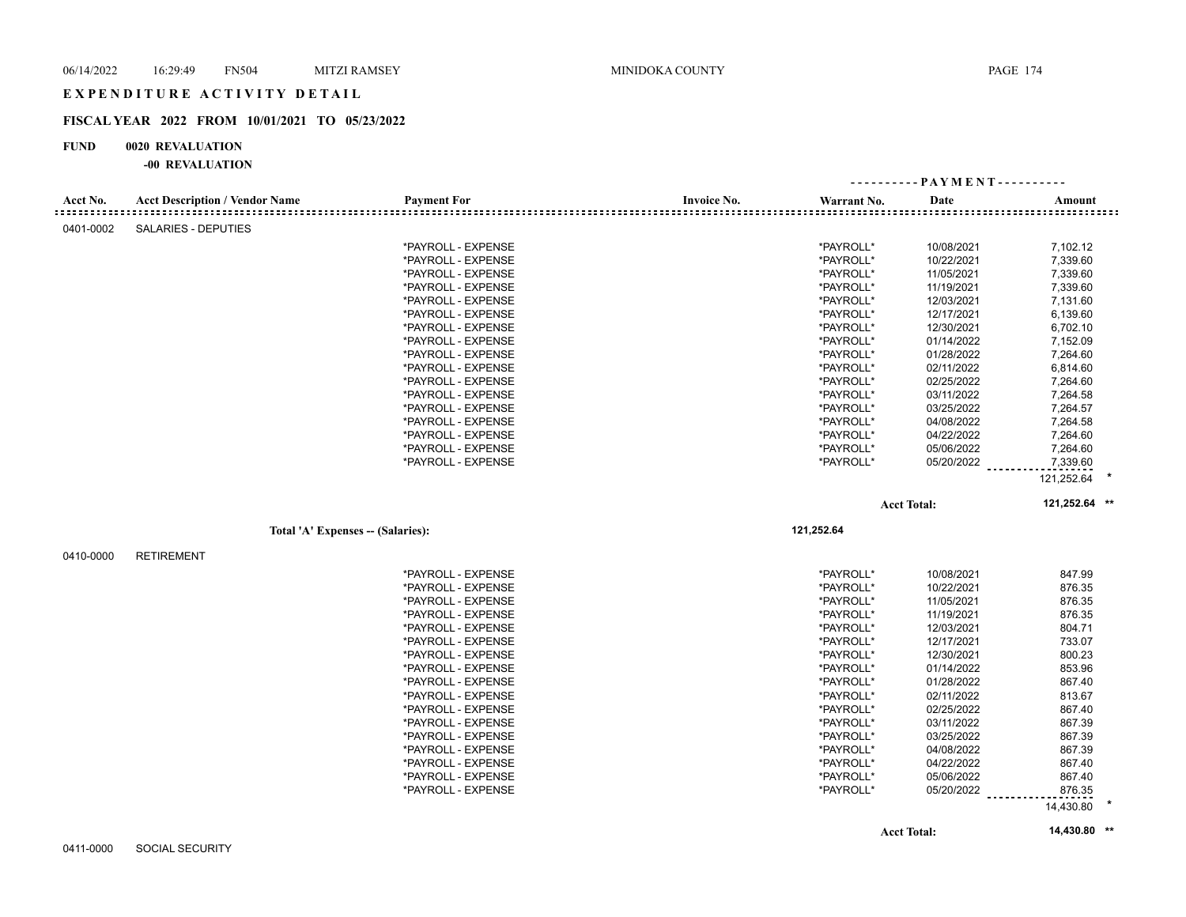# EXPENDITURE ACTIVITY DETAIL

## FISCAL YEAR 2022 FROM 10/01/2021 TO 05/23/2022

**FUND 0020 REVALUATION**

**-00 REVALUATION**

| Acct No. | Acct Description / Vendor Name | Payment For | Invoice No. | Warrant No. | Date | Amount |
|---|---|---|---|---|---|---|
| 0401-0002 | SALARIES - DEPUTIES | | | | | |
| | | *PAYROLL - EXPENSE | | *PAYROLL* | 10/08/2021 | 7,102.12 |
| | | *PAYROLL - EXPENSE | | *PAYROLL* | 10/22/2021 | 7,339.60 |
| | | *PAYROLL - EXPENSE | | *PAYROLL* | 11/05/2021 | 7,339.60 |
| | | *PAYROLL - EXPENSE | | *PAYROLL* | 11/19/2021 | 7,339.60 |
| | | *PAYROLL - EXPENSE | | *PAYROLL* | 12/03/2021 | 7,131.60 |
| | | *PAYROLL - EXPENSE | | *PAYROLL* | 12/17/2021 | 6,139.60 |
| | | *PAYROLL - EXPENSE | | *PAYROLL* | 12/30/2021 | 6,702.10 |
| | | *PAYROLL - EXPENSE | | *PAYROLL* | 01/14/2022 | 7,152.09 |
| | | *PAYROLL - EXPENSE | | *PAYROLL* | 01/28/2022 | 7,264.60 |
| | | *PAYROLL - EXPENSE | | *PAYROLL* | 02/11/2022 | 6,814.60 |
| | | *PAYROLL - EXPENSE | | *PAYROLL* | 02/25/2022 | 7,264.60 |
| | | *PAYROLL - EXPENSE | | *PAYROLL* | 03/11/2022 | 7,264.58 |
| | | *PAYROLL - EXPENSE | | *PAYROLL* | 03/25/2022 | 7,264.57 |
| | | *PAYROLL - EXPENSE | | *PAYROLL* | 04/08/2022 | 7,264.58 |
| | | *PAYROLL - EXPENSE | | *PAYROLL* | 04/22/2022 | 7,264.60 |
| | | *PAYROLL - EXPENSE | | *PAYROLL* | 05/06/2022 | 7,264.60 |
| | | *PAYROLL - EXPENSE | | *PAYROLL* | 05/20/2022 | 7,339.60 |
| | | | | | | 121,252.64 * |
| | | | | | **Acct Total:** | **121,252.64 \*\*** |
| | **Total 'A' Expenses -- (Salaries):** | | | **121,252.64** | | |
| 0410-0000 | RETIREMENT | | | | | |
| | | *PAYROLL - EXPENSE | | *PAYROLL* | 10/08/2021 | 847.99 |
| | | *PAYROLL - EXPENSE | | *PAYROLL* | 10/22/2021 | 876.35 |
| | | *PAYROLL - EXPENSE | | *PAYROLL* | 11/05/2021 | 876.35 |
| | | *PAYROLL - EXPENSE | | *PAYROLL* | 11/19/2021 | 876.35 |
| | | *PAYROLL - EXPENSE | | *PAYROLL* | 12/03/2021 | 804.71 |
| | | *PAYROLL - EXPENSE | | *PAYROLL* | 12/17/2021 | 733.07 |
| | | *PAYROLL - EXPENSE | | *PAYROLL* | 12/30/2021 | 800.23 |
| | | *PAYROLL - EXPENSE | | *PAYROLL* | 01/14/2022 | 853.96 |
| | | *PAYROLL - EXPENSE | | *PAYROLL* | 01/28/2022 | 867.40 |
| | | *PAYROLL - EXPENSE | | *PAYROLL* | 02/11/2022 | 813.67 |
| | | *PAYROLL - EXPENSE | | *PAYROLL* | 02/25/2022 | 867.40 |
| | | *PAYROLL - EXPENSE | | *PAYROLL* | 03/11/2022 | 867.39 |
| | | *PAYROLL - EXPENSE | | *PAYROLL* | 03/25/2022 | 867.39 |
| | | *PAYROLL - EXPENSE | | *PAYROLL* | 04/08/2022 | 867.39 |
| | | *PAYROLL - EXPENSE | | *PAYROLL* | 04/22/2022 | 867.40 |
| | | *PAYROLL - EXPENSE | | *PAYROLL* | 05/06/2022 | 867.40 |
| | | *PAYROLL - EXPENSE | | *PAYROLL* | 05/20/2022 | 876.35 |
| | | | | | | 14,430.80 * |
| | | | | | **Acct Total:** | **14,430.80 \*\*** |
| 0411-0000 | SOCIAL SECURITY | | | | | |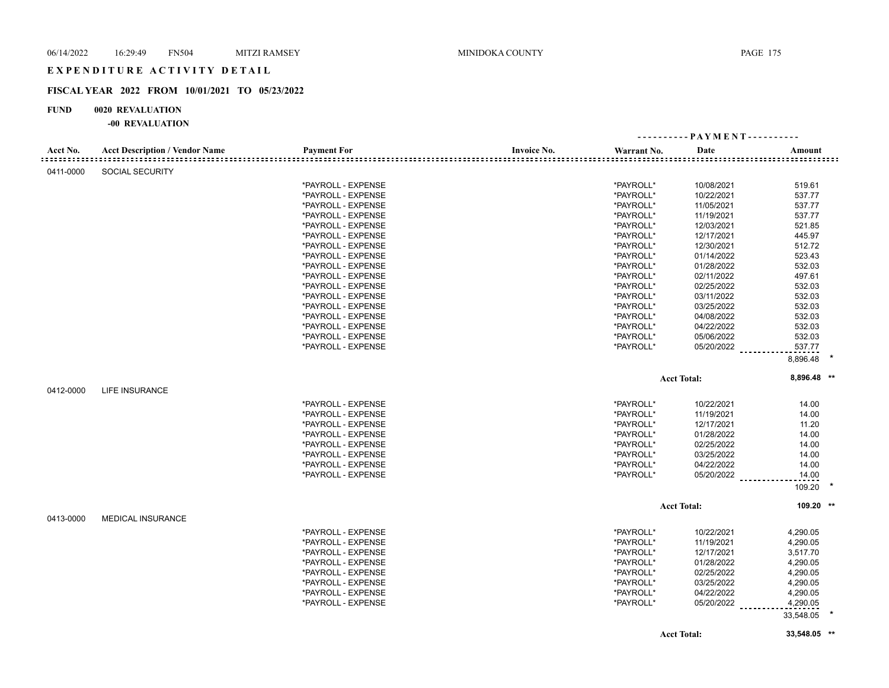# EXPENDITURE ACTIVITY DETAIL

## FISCAL YEAR 2022 FROM 10/01/2021 TO 05/23/2022

**FUND 0020 REVALUATION**

**-00 REVALUATION**

| Acct No. | Acct Description / Vendor Name | Payment For | Invoice No. | Warrant No. | Date | Amount |
|---|---|---|---|---|---|---|
| 0411-0000 | SOCIAL SECURITY | | | | | |
| | | *PAYROLL - EXPENSE | | *PAYROLL* | 10/08/2021 | 519.61 |
| | | *PAYROLL - EXPENSE | | *PAYROLL* | 10/22/2021 | 537.77 |
| | | *PAYROLL - EXPENSE | | *PAYROLL* | 11/05/2021 | 537.77 |
| | | *PAYROLL - EXPENSE | | *PAYROLL* | 11/19/2021 | 537.77 |
| | | *PAYROLL - EXPENSE | | *PAYROLL* | 12/03/2021 | 521.85 |
| | | *PAYROLL - EXPENSE | | *PAYROLL* | 12/17/2021 | 445.97 |
| | | *PAYROLL - EXPENSE | | *PAYROLL* | 12/30/2021 | 512.72 |
| | | *PAYROLL - EXPENSE | | *PAYROLL* | 01/14/2022 | 523.43 |
| | | *PAYROLL - EXPENSE | | *PAYROLL* | 01/28/2022 | 532.03 |
| | | *PAYROLL - EXPENSE | | *PAYROLL* | 02/11/2022 | 497.61 |
| | | *PAYROLL - EXPENSE | | *PAYROLL* | 02/25/2022 | 532.03 |
| | | *PAYROLL - EXPENSE | | *PAYROLL* | 03/11/2022 | 532.03 |
| | | *PAYROLL - EXPENSE | | *PAYROLL* | 03/25/2022 | 532.03 |
| | | *PAYROLL - EXPENSE | | *PAYROLL* | 04/08/2022 | 532.03 |
| | | *PAYROLL - EXPENSE | | *PAYROLL* | 04/22/2022 | 532.03 |
| | | *PAYROLL - EXPENSE | | *PAYROLL* | 05/06/2022 | 532.03 |
| | | *PAYROLL - EXPENSE | | *PAYROLL* | 05/20/2022 | 537.77 |
| | | | | | | 8,896.48 * |
| | | | | | **Acct Total:** | **8,896.48 \*\*** |
| 0412-0000 | LIFE INSURANCE | | | | | |
| | | *PAYROLL - EXPENSE | | *PAYROLL* | 10/22/2021 | 14.00 |
| | | *PAYROLL - EXPENSE | | *PAYROLL* | 11/19/2021 | 14.00 |
| | | *PAYROLL - EXPENSE | | *PAYROLL* | 12/17/2021 | 11.20 |
| | | *PAYROLL - EXPENSE | | *PAYROLL* | 01/28/2022 | 14.00 |
| | | *PAYROLL - EXPENSE | | *PAYROLL* | 02/25/2022 | 14.00 |
| | | *PAYROLL - EXPENSE | | *PAYROLL* | 03/25/2022 | 14.00 |
| | | *PAYROLL - EXPENSE | | *PAYROLL* | 04/22/2022 | 14.00 |
| | | *PAYROLL - EXPENSE | | *PAYROLL* | 05/20/2022 | 14.00 |
| | | | | | | 109.20 * |
| | | | | | **Acct Total:** | **109.20 \*\*** |
| 0413-0000 | MEDICAL INSURANCE | | | | | |
| | | *PAYROLL - EXPENSE | | *PAYROLL* | 10/22/2021 | 4,290.05 |
| | | *PAYROLL - EXPENSE | | *PAYROLL* | 11/19/2021 | 4,290.05 |
| | | *PAYROLL - EXPENSE | | *PAYROLL* | 12/17/2021 | 3,517.70 |
| | | *PAYROLL - EXPENSE | | *PAYROLL* | 01/28/2022 | 4,290.05 |
| | | *PAYROLL - EXPENSE | | *PAYROLL* | 02/25/2022 | 4,290.05 |
| | | *PAYROLL - EXPENSE | | *PAYROLL* | 03/25/2022 | 4,290.05 |
| | | *PAYROLL - EXPENSE | | *PAYROLL* | 04/22/2022 | 4,290.05 |
| | | *PAYROLL - EXPENSE | | *PAYROLL* | 05/20/2022 | 4,290.05 |
| | | | | | | 33,548.05 * |
| | | | | | **Acct Total:** | **33,548.05 \*\*** |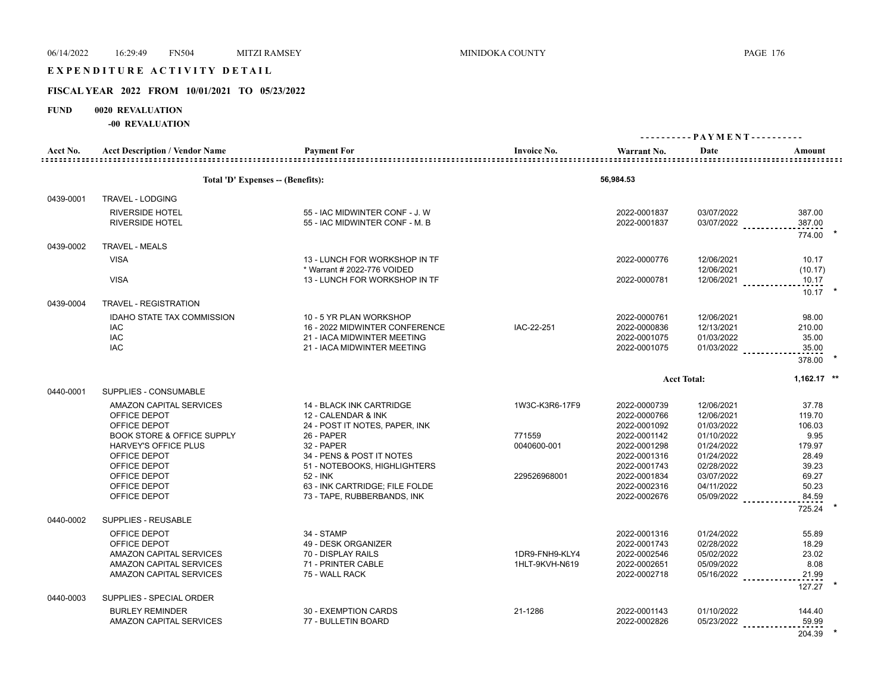# EXPENDITURE ACTIVITY DETAIL

## FISCAL YEAR 2022 FROM 10/01/2021 TO 05/23/2022

**FUND 0020 REVALUATION**

**-00 REVALUATION**

| Acct No. | Acct Description / Vendor Name | Payment For | Invoice No. | Warrant No. | Date | Amount |
|---|---|---|---|---|---|---|
| | **Total 'D' Expenses -- (Benefits):** | | | 56,984.53 | | |
| 0439-0001 | TRAVEL - LODGING | | | | | |
| | RIVERSIDE HOTEL | 55 - IAC MIDWINTER CONF - J. W | | 2022-0001837 | 03/07/2022 | 387.00 |
| | RIVERSIDE HOTEL | 55 - IAC MIDWINTER CONF - M. B | | 2022-0001837 | 03/07/2022 | 387.00 |
| | | | | | | 774.00 * |
| 0439-0002 | TRAVEL - MEALS | | | | | |
| | VISA | 13 - LUNCH FOR WORKSHOP IN TF | | 2022-0000776 | 12/06/2021 | 10.17 |
| | | * Warrant # 2022-776 VOIDED | | | 12/06/2021 | (10.17) |
| | VISA | 13 - LUNCH FOR WORKSHOP IN TF | | 2022-0000781 | 12/06/2021 | 10.17 |
| | | | | | | 10.17 * |
| 0439-0004 | TRAVEL - REGISTRATION | | | | | |
| | IDAHO STATE TAX COMMISSION | 10 - 5 YR PLAN WORKSHOP | | 2022-0000761 | 12/06/2021 | 98.00 |
| | IAC | 16 - 2022 MIDWINTER CONFERENCE | IAC-22-251 | 2022-0000836 | 12/13/2021 | 210.00 |
| | IAC | 21 - IACA MIDWINTER MEETING | | 2022-0001075 | 01/03/2022 | 35.00 |
| | IAC | 21 - IACA MIDWINTER MEETING | | 2022-0001075 | 01/03/2022 | 35.00 |
| | | | | | | 378.00 * |
| | | | | | **Acct Total:** | **1,162.17 \*\*** |
| 0440-0001 | SUPPLIES - CONSUMABLE | | | | | |
| | AMAZON CAPITAL SERVICES | 14 - BLACK INK CARTRIDGE | 1W3C-K3R6-17F9 | 2022-0000739 | 12/06/2021 | 37.78 |
| | OFFICE DEPOT | 12 - CALENDAR & INK | | 2022-0000766 | 12/06/2021 | 119.70 |
| | OFFICE DEPOT | 24 - POST IT NOTES, PAPER, INK | | 2022-0001092 | 01/03/2022 | 106.03 |
| | BOOK STORE & OFFICE SUPPLY | 26 - PAPER | 771559 | 2022-0001142 | 01/10/2022 | 9.95 |
| | HARVEY'S OFFICE PLUS | 32 - PAPER | 0040600-001 | 2022-0001298 | 01/24/2022 | 179.97 |
| | OFFICE DEPOT | 34 - PENS & POST IT NOTES | | 2022-0001316 | 01/24/2022 | 28.49 |
| | OFFICE DEPOT | 51 - NOTEBOOKS, HIGHLIGHTERS | | 2022-0001743 | 02/28/2022 | 39.23 |
| | OFFICE DEPOT | 52 - INK | 229526968001 | 2022-0001834 | 03/07/2022 | 69.27 |
| | OFFICE DEPOT | 63 - INK CARTRIDGE; FILE FOLDE | | 2022-0002316 | 04/11/2022 | 50.23 |
| | OFFICE DEPOT | 73 - TAPE, RUBBERBANDS, INK | | 2022-0002676 | 05/09/2022 | 84.59 |
| | | | | | | 725.24 * |
| 0440-0002 | SUPPLIES - REUSABLE | | | | | |
| | OFFICE DEPOT | 34 - STAMP | | 2022-0001316 | 01/24/2022 | 55.89 |
| | OFFICE DEPOT | 49 - DESK ORGANIZER | | 2022-0001743 | 02/28/2022 | 18.29 |
| | AMAZON CAPITAL SERVICES | 70 - DISPLAY RAILS | 1DR9-FNH9-KLY4 | 2022-0002546 | 05/02/2022 | 23.02 |
| | AMAZON CAPITAL SERVICES | 71 - PRINTER CABLE | 1HLT-9KVH-N619 | 2022-0002651 | 05/09/2022 | 8.08 |
| | AMAZON CAPITAL SERVICES | 75 - WALL RACK | | 2022-0002718 | 05/16/2022 | 21.99 |
| | | | | | | 127.27 * |
| 0440-0003 | SUPPLIES - SPECIAL ORDER | | | | | |
| | BURLEY REMINDER | 30 - EXEMPTION CARDS | 21-1286 | 2022-0001143 | 01/10/2022 | 144.40 |
| | AMAZON CAPITAL SERVICES | 77 - BULLETIN BOARD | | 2022-0002826 | 05/23/2022 | 59.99 |
| | | | | | | 204.39 * |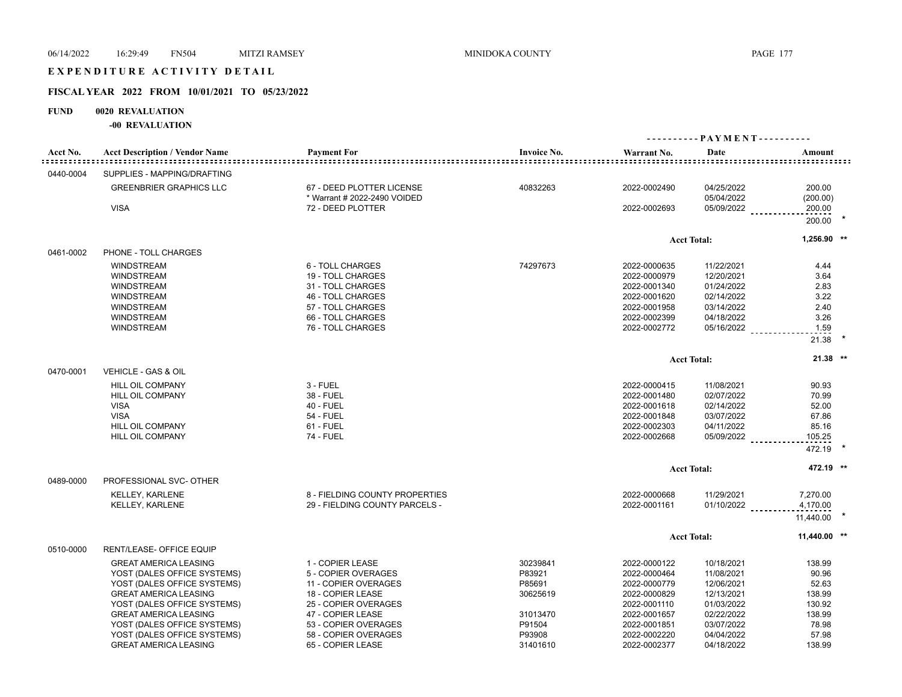# EXPENDITURE ACTIVITY DETAIL

## FISCAL YEAR 2022 FROM 10/01/2021 TO 05/23/2022

**FUND 0020 REVALUATION**

**-00 REVALUATION**

| Acct No. | Acct Description / Vendor Name | Payment For | Invoice No. | Warrant No. | Date | Amount |
|---|---|---|---|---|---|---|
| 0440-0004 | SUPPLIES - MAPPING/DRAFTING | | | | | |
| | GREENBRIER GRAPHICS LLC | 67 - DEED PLOTTER LICENSE | 40832263 | 2022-0002490 | 04/25/2022 | 200.00 |
| | | * Warrant # 2022-2490 VOIDED | | | 05/04/2022 | (200.00) |
| | VISA | 72 - DEED PLOTTER | | 2022-0002693 | 05/09/2022 | 200.00 |
| | | | | | | 200.00 * |
| | | | | | Acct Total: | 1,256.90 ** |
| 0461-0002 | PHONE - TOLL CHARGES | | | | | |
| | WINDSTREAM | 6 - TOLL CHARGES | 74297673 | 2022-0000635 | 11/22/2021 | 4.44 |
| | WINDSTREAM | 19 - TOLL CHARGES | | 2022-0000979 | 12/20/2021 | 3.64 |
| | WINDSTREAM | 31 - TOLL CHARGES | | 2022-0001340 | 01/24/2022 | 2.83 |
| | WINDSTREAM | 46 - TOLL CHARGES | | 2022-0001620 | 02/14/2022 | 3.22 |
| | WINDSTREAM | 57 - TOLL CHARGES | | 2022-0001958 | 03/14/2022 | 2.40 |
| | WINDSTREAM | 66 - TOLL CHARGES | | 2022-0002399 | 04/18/2022 | 3.26 |
| | WINDSTREAM | 76 - TOLL CHARGES | | 2022-0002772 | 05/16/2022 | 1.59 |
| | | | | | | 21.38 * |
| | | | | | Acct Total: | 21.38 ** |
| 0470-0001 | VEHICLE - GAS & OIL | | | | | |
| | HILL OIL COMPANY | 3 - FUEL | | 2022-0000415 | 11/08/2021 | 90.93 |
| | HILL OIL COMPANY | 38 - FUEL | | 2022-0001480 | 02/07/2022 | 70.99 |
| | VISA | 40 - FUEL | | 2022-0001618 | 02/14/2022 | 52.00 |
| | VISA | 54 - FUEL | | 2022-0001848 | 03/07/2022 | 67.86 |
| | HILL OIL COMPANY | 61 - FUEL | | 2022-0002303 | 04/11/2022 | 85.16 |
| | HILL OIL COMPANY | 74 - FUEL | | 2022-0002668 | 05/09/2022 | 105.25 |
| | | | | | | 472.19 * |
| | | | | | Acct Total: | 472.19 ** |
| 0489-0000 | PROFESSIONAL SVC- OTHER | | | | | |
| | KELLEY, KARLENE | 8 - FIELDING COUNTY PROPERTIES | | 2022-0000668 | 11/29/2021 | 7,270.00 |
| | KELLEY, KARLENE | 29 - FIELDING COUNTY PARCELS - | | 2022-0001161 | 01/10/2022 | 4,170.00 |
| | | | | | | 11,440.00 * |
| | | | | | Acct Total: | 11,440.00 ** |
| 0510-0000 | RENT/LEASE- OFFICE EQUIP | | | | | |
| | GREAT AMERICA LEASING | 1 - COPIER LEASE | 30239841 | 2022-0000122 | 10/18/2021 | 138.99 |
| | YOST (DALES OFFICE SYSTEMS) | 5 - COPIER OVERAGES | P83921 | 2022-0000464 | 11/08/2021 | 90.96 |
| | YOST (DALES OFFICE SYSTEMS) | 11 - COPIER OVERAGES | P85691 | 2022-0000779 | 12/06/2021 | 52.63 |
| | GREAT AMERICA LEASING | 18 - COPIER LEASE | 30625619 | 2022-0000829 | 12/13/2021 | 138.99 |
| | YOST (DALES OFFICE SYSTEMS) | 25 - COPIER OVERAGES | | 2022-0001110 | 01/03/2022 | 130.92 |
| | GREAT AMERICA LEASING | 47 - COPIER LEASE | 31013470 | 2022-0001657 | 02/22/2022 | 138.99 |
| | YOST (DALES OFFICE SYSTEMS) | 53 - COPIER OVERAGES | P91504 | 2022-0001851 | 03/07/2022 | 78.98 |
| | YOST (DALES OFFICE SYSTEMS) | 58 - COPIER OVERAGES | P93908 | 2022-0002220 | 04/04/2022 | 57.98 |
| | GREAT AMERICA LEASING | 65 - COPIER LEASE | 31401610 | 2022-0002377 | 04/18/2022 | 138.99 |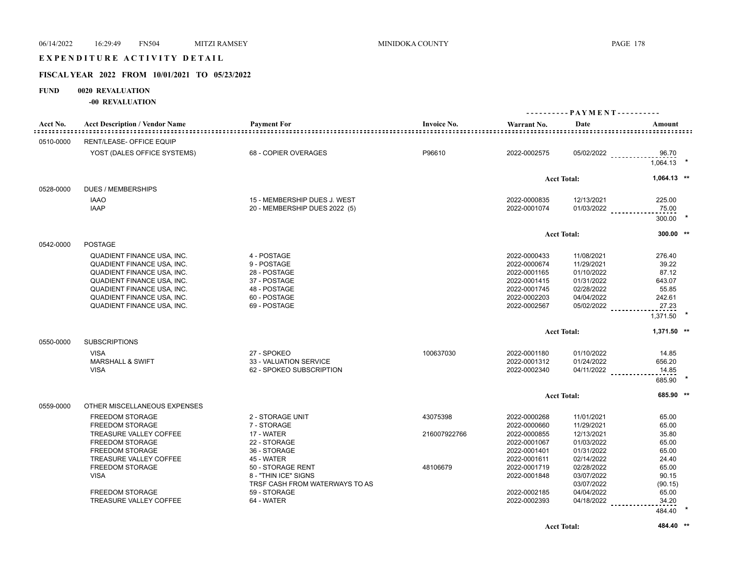# EXPENDITURE ACTIVITY DETAIL

## FISCAL YEAR 2022 FROM 10/01/2021 TO 05/23/2022

**FUND 0020 REVALUATION**

**-00 REVALUATION**

| Acct No. | Acct Description / Vendor Name | Payment For | Invoice No. | Warrant No. | Date | Amount |
|---|---|---|---|---|---|---|
| 0510-0000 | RENT/LEASE- OFFICE EQUIP | | | | | |
| | YOST (DALES OFFICE SYSTEMS) | 68 - COPIER OVERAGES | P96610 | 2022-0002575 | 05/02/2022 | 96.70 |
| | | | | | | 1,064.13 * |
| | | | | | Acct Total: | 1,064.13 ** |
| 0528-0000 | DUES / MEMBERSHIPS | | | | | |
| | IAAO | 15 - MEMBERSHIP DUES J. WEST | | 2022-0000835 | 12/13/2021 | 225.00 |
| | IAAP | 20 - MEMBERSHIP DUES 2022 (5) | | 2022-0001074 | 01/03/2022 | 75.00 |
| | | | | | | 300.00 * |
| | | | | | Acct Total: | 300.00 ** |
| 0542-0000 | POSTAGE | | | | | |
| | QUADIENT FINANCE USA, INC. | 4 - POSTAGE | | 2022-0000433 | 11/08/2021 | 276.40 |
| | QUADIENT FINANCE USA, INC. | 9 - POSTAGE | | 2022-0000674 | 11/29/2021 | 39.22 |
| | QUADIENT FINANCE USA, INC. | 28 - POSTAGE | | 2022-0001165 | 01/10/2022 | 87.12 |
| | QUADIENT FINANCE USA, INC. | 37 - POSTAGE | | 2022-0001415 | 01/31/2022 | 643.07 |
| | QUADIENT FINANCE USA, INC. | 48 - POSTAGE | | 2022-0001745 | 02/28/2022 | 55.85 |
| | QUADIENT FINANCE USA, INC. | 60 - POSTAGE | | 2022-0002203 | 04/04/2022 | 242.61 |
| | QUADIENT FINANCE USA, INC. | 69 - POSTAGE | | 2022-0002567 | 05/02/2022 | 27.23 |
| | | | | | | 1,371.50 * |
| | | | | | Acct Total: | 1,371.50 ** |
| 0550-0000 | SUBSCRIPTIONS | | | | | |
| | VISA | 27 - SPOKEO | 100637030 | 2022-0001180 | 01/10/2022 | 14.85 |
| | MARSHALL & SWIFT | 33 - VALUATION SERVICE | | 2022-0001312 | 01/24/2022 | 656.20 |
| | VISA | 62 - SPOKEO SUBSCRIPTION | | 2022-0002340 | 04/11/2022 | 14.85 |
| | | | | | | 685.90 * |
| | | | | | Acct Total: | 685.90 ** |
| 0559-0000 | OTHER MISCELLANEOUS EXPENSES | | | | | |
| | FREEDOM STORAGE | 2 - STORAGE UNIT | 43075398 | 2022-0000268 | 11/01/2021 | 65.00 |
| | FREEDOM STORAGE | 7 - STORAGE | | 2022-0000660 | 11/29/2021 | 65.00 |
| | TREASURE VALLEY COFFEE | 17 - WATER | 216007922766 | 2022-0000855 | 12/13/2021 | 35.80 |
| | FREEDOM STORAGE | 22 - STORAGE | | 2022-0001067 | 01/03/2022 | 65.00 |
| | FREEDOM STORAGE | 36 - STORAGE | | 2022-0001401 | 01/31/2022 | 65.00 |
| | TREASURE VALLEY COFFEE | 45 - WATER | | 2022-0001611 | 02/14/2022 | 24.40 |
| | FREEDOM STORAGE | 50 - STORAGE RENT | 48106679 | 2022-0001719 | 02/28/2022 | 65.00 |
| | VISA | 8 - "THIN ICE" SIGNS | | 2022-0001848 | 03/07/2022 | 90.15 |
| | | TRSF CASH FROM WATERWAYS TO AS | | | 03/07/2022 | (90.15) |
| | FREEDOM STORAGE | 59 - STORAGE | | 2022-0002185 | 04/04/2022 | 65.00 |
| | TREASURE VALLEY COFFEE | 64 - WATER | | 2022-0002393 | 04/18/2022 | 34.20 |
| | | | | | | 484.40 * |
| | | | | | Acct Total: | 484.40 ** |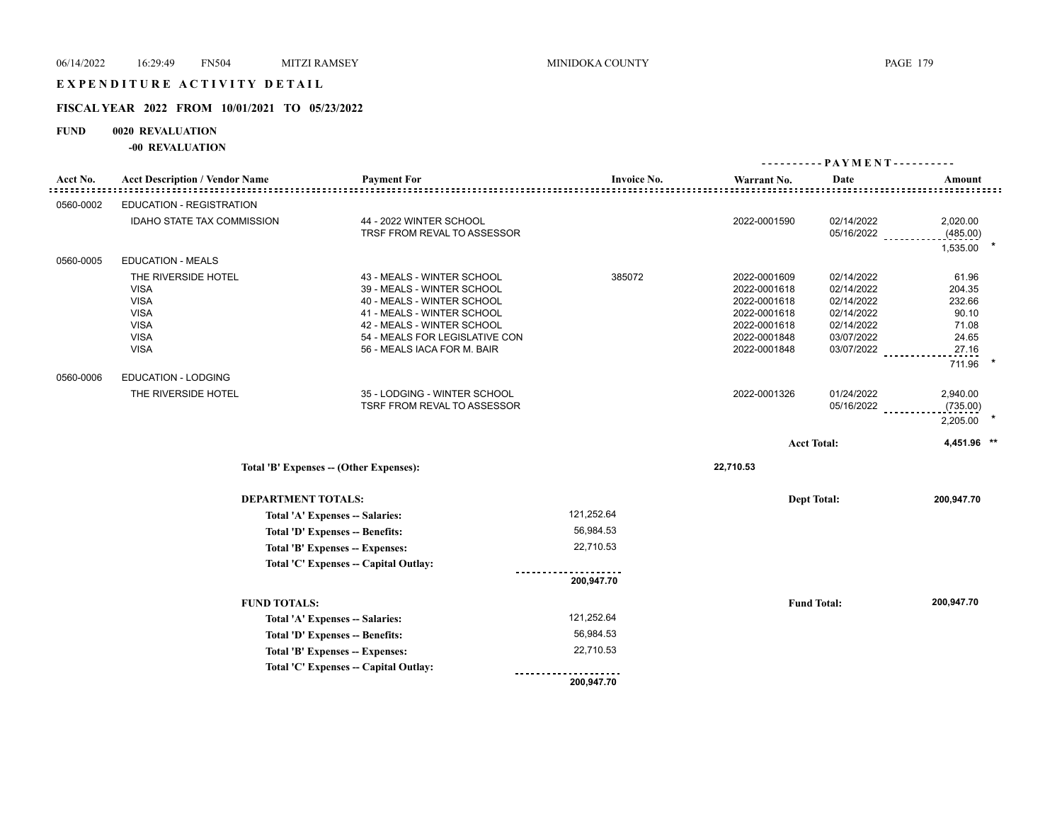# EXPENDITURE ACTIVITY DETAIL

## FISCAL YEAR 2022 FROM 10/01/2021 TO 05/23/2022

**FUND 0020 REVALUATION**

**-00 REVALUATION**

| Acct No. | Acct Description / Vendor Name | Payment For | Invoice No. | Warrant No. | Date | Amount |
|---|---|---|---|---|---|---|
| 0560-0002 | EDUCATION - REGISTRATION | | | | | |
| | IDAHO STATE TAX COMMISSION | 44 - 2022 WINTER SCHOOL | | 2022-0001590 | 02/14/2022 | 2,020.00 |
| | | TRSF FROM REVAL TO ASSESSOR | | | 05/16/2022 | (485.00) |
| | | | | | | 1,535.00 * |
| 0560-0005 | EDUCATION - MEALS | | | | | |
| | THE RIVERSIDE HOTEL | 43 - MEALS - WINTER SCHOOL | 385072 | 2022-0001609 | 02/14/2022 | 61.96 |
| | VISA | 39 - MEALS - WINTER SCHOOL | | 2022-0001618 | 02/14/2022 | 204.35 |
| | VISA | 40 - MEALS - WINTER SCHOOL | | 2022-0001618 | 02/14/2022 | 232.66 |
| | VISA | 41 - MEALS - WINTER SCHOOL | | 2022-0001618 | 02/14/2022 | 90.10 |
| | VISA | 42 - MEALS - WINTER SCHOOL | | 2022-0001618 | 02/14/2022 | 71.08 |
| | VISA | 54 - MEALS FOR LEGISLATIVE CON | | 2022-0001848 | 03/07/2022 | 24.65 |
| | VISA | 56 - MEALS IACA FOR M. BAIR | | 2022-0001848 | 03/07/2022 | 27.16 |
| | | | | | | 711.96 * |
| 0560-0006 | EDUCATION - LODGING | | | | | |
| | THE RIVERSIDE HOTEL | 35 - LODGING - WINTER SCHOOL | | 2022-0001326 | 01/24/2022 | 2,940.00 |
| | | TSRF FROM REVAL TO ASSESSOR | | | 05/16/2022 | (735.00) |
| | | | | | | 2,205.00 * |
| | | | | | Acct Total: | 4,451.96 ** |

**Total 'B' Expenses -- (Other Expenses):** 22,710.53

**DEPARTMENT TOTALS:** Dept Total: **200,947.70**

| | |
|---|---|
| Total 'A' Expenses -- Salaries: | 121,252.64 |
| Total 'D' Expenses -- Benefits: | 56,984.53 |
| Total 'B' Expenses -- Expenses: | 22,710.53 |
| Total 'C' Expenses -- Capital Outlay: | |
| | **200,947.70** |

**FUND TOTALS:** Fund Total: **200,947.70**

| | |
|---|---|
| Total 'A' Expenses -- Salaries: | 121,252.64 |
| Total 'D' Expenses -- Benefits: | 56,984.53 |
| Total 'B' Expenses -- Expenses: | 22,710.53 |
| Total 'C' Expenses -- Capital Outlay: | |
| | **200,947.70** |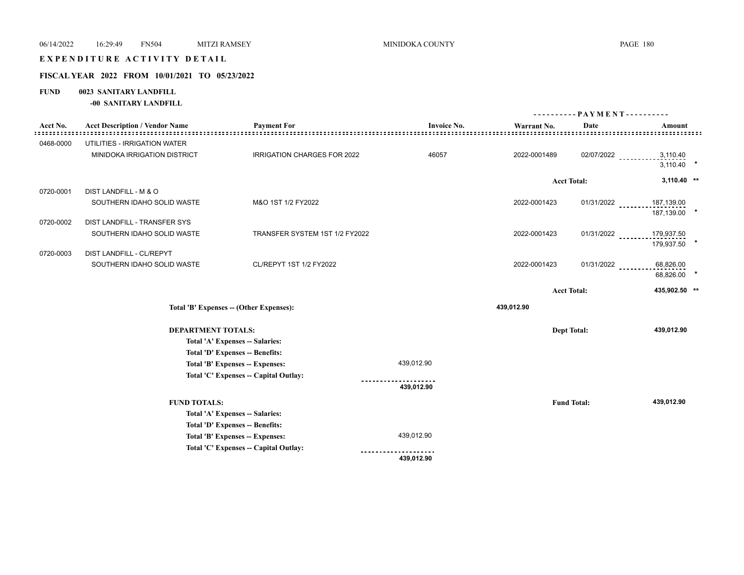# EXPENDITURE ACTIVITY DETAIL

## FISCAL YEAR 2022 FROM 10/01/2021 TO 05/23/2022

**FUND 0023 SANITARY LANDFILL**

**-00 SANITARY LANDFILL**

| Acct No. | Acct Description / Vendor Name | Payment For | Invoice No. | Warrant No. | PAYMENT Date | Amount |
|---|---|---|---|---|---|---|
| 0468-0000 | UTILITIES - IRRIGATION WATER | | | | | |
| | MINIDOKA IRRIGATION DISTRICT | IRRIGATION CHARGES FOR 2022 | 46057 | 2022-0001489 | 02/07/2022 | 3,110.40 |
| | | | | | | 3,110.40 * |
| | | | | | Acct Total: | 3,110.40 ** |
| 0720-0001 | DIST LANDFILL - M & O | | | | | |
| | SOUTHERN IDAHO SOLID WASTE | M&O 1ST 1/2 FY2022 | | 2022-0001423 | 01/31/2022 | 187,139.00 |
| | | | | | | 187,139.00 * |
| 0720-0002 | DIST LANDFILL - TRANSFER SYS | | | | | |
| | SOUTHERN IDAHO SOLID WASTE | TRANSFER SYSTEM 1ST 1/2 FY2022 | | 2022-0001423 | 01/31/2022 | 179,937.50 |
| | | | | | | 179,937.50 * |
| 0720-0003 | DIST LANDFILL - CL/REPYT | | | | | |
| | SOUTHERN IDAHO SOLID WASTE | CL/REPYT 1ST 1/2 FY2022 | | 2022-0001423 | 01/31/2022 | 68,826.00 |
| | | | | | | 68,826.00 * |
| | | | | | Acct Total: | 435,902.50 ** |

**Total 'B' Expenses -- (Other Expenses):** 439,012.90

**DEPARTMENT TOTALS:** Dept Total: **439,012.90**

| | |
|---|---|
| **Total 'A' Expenses -- Salaries:** | |
| **Total 'D' Expenses -- Benefits:** | |
| **Total 'B' Expenses -- Expenses:** | 439,012.90 |
| **Total 'C' Expenses -- Capital Outlay:** | |
| | **439,012.90** |

**FUND TOTALS:** Fund Total: **439,012.90**

| | |
|---|---|
| **Total 'A' Expenses -- Salaries:** | |
| **Total 'D' Expenses -- Benefits:** | |
| **Total 'B' Expenses -- Expenses:** | 439,012.90 |
| **Total 'C' Expenses -- Capital Outlay:** | |
| | **439,012.90** |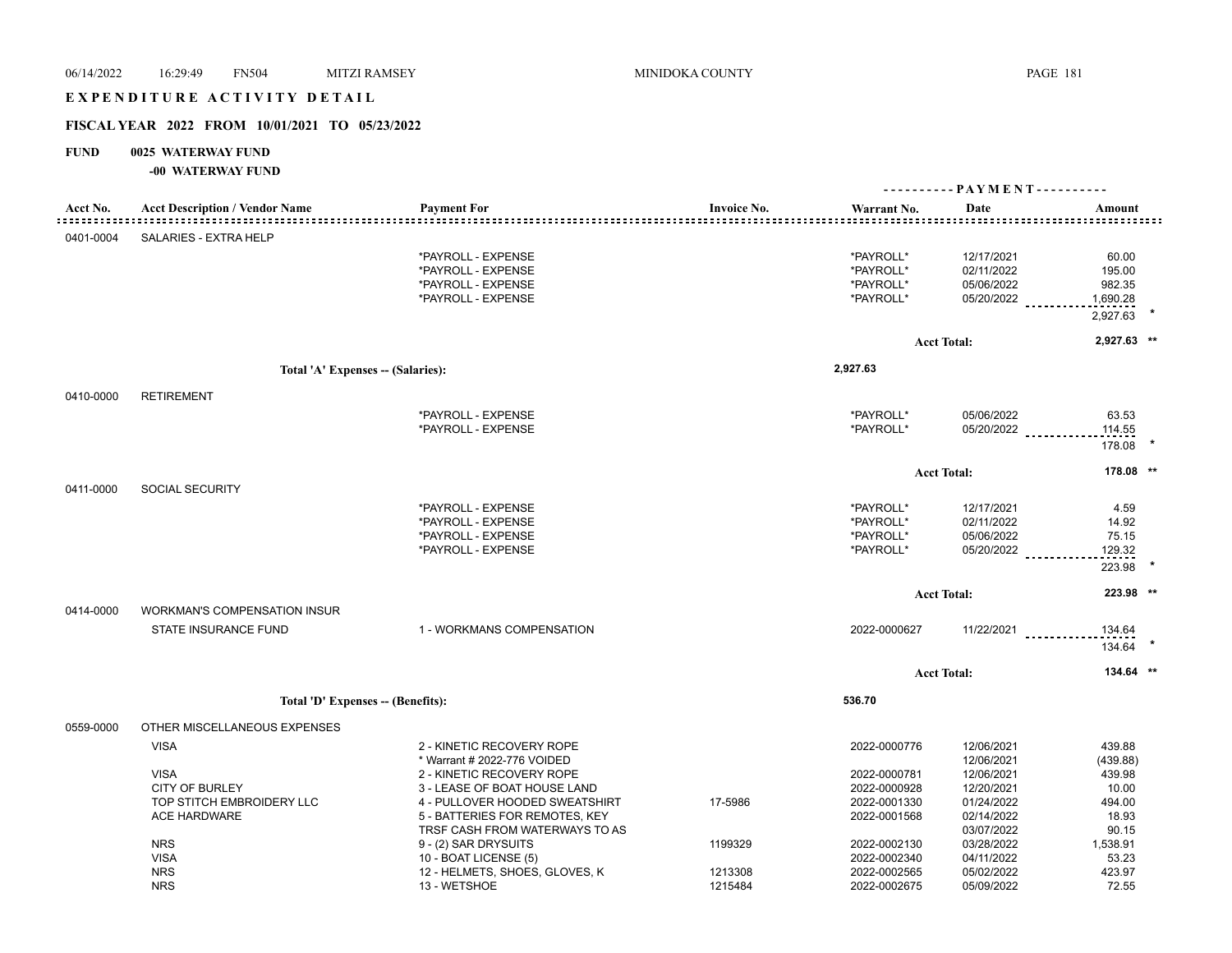# EXPENDITURE ACTIVITY DETAIL

## FISCAL YEAR 2022 FROM 10/01/2021 TO 05/23/2022

**FUND 0025 WATERWAY FUND**

**-00 WATERWAY FUND**

| Acct No. | Acct Description / Vendor Name | Payment For | Invoice No. | Warrant No. | Date | Amount |
|---|---|---|---|---|---|---|
| 0401-0004 | SALARIES - EXTRA HELP | | | | | |
| | | *PAYROLL - EXPENSE | | *PAYROLL* | 12/17/2021 | 60.00 |
| | | *PAYROLL - EXPENSE | | *PAYROLL* | 02/11/2022 | 195.00 |
| | | *PAYROLL - EXPENSE | | *PAYROLL* | 05/06/2022 | 982.35 |
| | | *PAYROLL - EXPENSE | | *PAYROLL* | 05/20/2022 | 1,690.28 |
| | | | | | | 2,927.63 * |
| | | | | | Acct Total: | 2,927.63 ** |
| | Total 'A' Expenses -- (Salaries): | | | 2,927.63 | | |
| 0410-0000 | RETIREMENT | | | | | |
| | | *PAYROLL - EXPENSE | | *PAYROLL* | 05/06/2022 | 63.53 |
| | | *PAYROLL - EXPENSE | | *PAYROLL* | 05/20/2022 | 114.55 |
| | | | | | | 178.08 * |
| | | | | | Acct Total: | 178.08 ** |
| 0411-0000 | SOCIAL SECURITY | | | | | |
| | | *PAYROLL - EXPENSE | | *PAYROLL* | 12/17/2021 | 4.59 |
| | | *PAYROLL - EXPENSE | | *PAYROLL* | 02/11/2022 | 14.92 |
| | | *PAYROLL - EXPENSE | | *PAYROLL* | 05/06/2022 | 75.15 |
| | | *PAYROLL - EXPENSE | | *PAYROLL* | 05/20/2022 | 129.32 |
| | | | | | | 223.98 * |
| | | | | | Acct Total: | 223.98 ** |
| 0414-0000 | WORKMAN'S COMPENSATION INSUR | | | | | |
| | STATE INSURANCE FUND | 1 - WORKMANS COMPENSATION | | 2022-0000627 | 11/22/2021 | 134.64 |
| | | | | | | 134.64 * |
| | | | | | Acct Total: | 134.64 ** |
| | Total 'D' Expenses -- (Benefits): | | | 536.70 | | |
| 0559-0000 | OTHER MISCELLANEOUS EXPENSES | | | | | |
| | VISA | 2 - KINETIC RECOVERY ROPE | | 2022-0000776 | 12/06/2021 | 439.88 |
| | | * Warrant # 2022-776 VOIDED | | | 12/06/2021 | (439.88) |
| | VISA | 2 - KINETIC RECOVERY ROPE | | 2022-0000781 | 12/06/2021 | 439.98 |
| | CITY OF BURLEY | 3 - LEASE OF BOAT HOUSE LAND | | 2022-0000928 | 12/20/2021 | 10.00 |
| | TOP STITCH EMBROIDERY LLC | 4 - PULLOVER HOODED SWEATSHIRT | 17-5986 | 2022-0001330 | 01/24/2022 | 494.00 |
| | ACE HARDWARE | 5 - BATTERIES FOR REMOTES, KEY | | 2022-0001568 | 02/14/2022 | 18.93 |
| | | TRSF CASH FROM WATERWAYS TO AS | | | 03/07/2022 | 90.15 |
| | NRS | 9 - (2) SAR DRYSUITS | 1199329 | 2022-0002130 | 03/28/2022 | 1,538.91 |
| | VISA | 10 - BOAT LICENSE (5) | | 2022-0002340 | 04/11/2022 | 53.23 |
| | NRS | 12 - HELMETS, SHOES, GLOVES, K | 1213308 | 2022-0002565 | 05/02/2022 | 423.97 |
| | NRS | 13 - WETSHOE | 1215484 | 2022-0002675 | 05/09/2022 | 72.55 |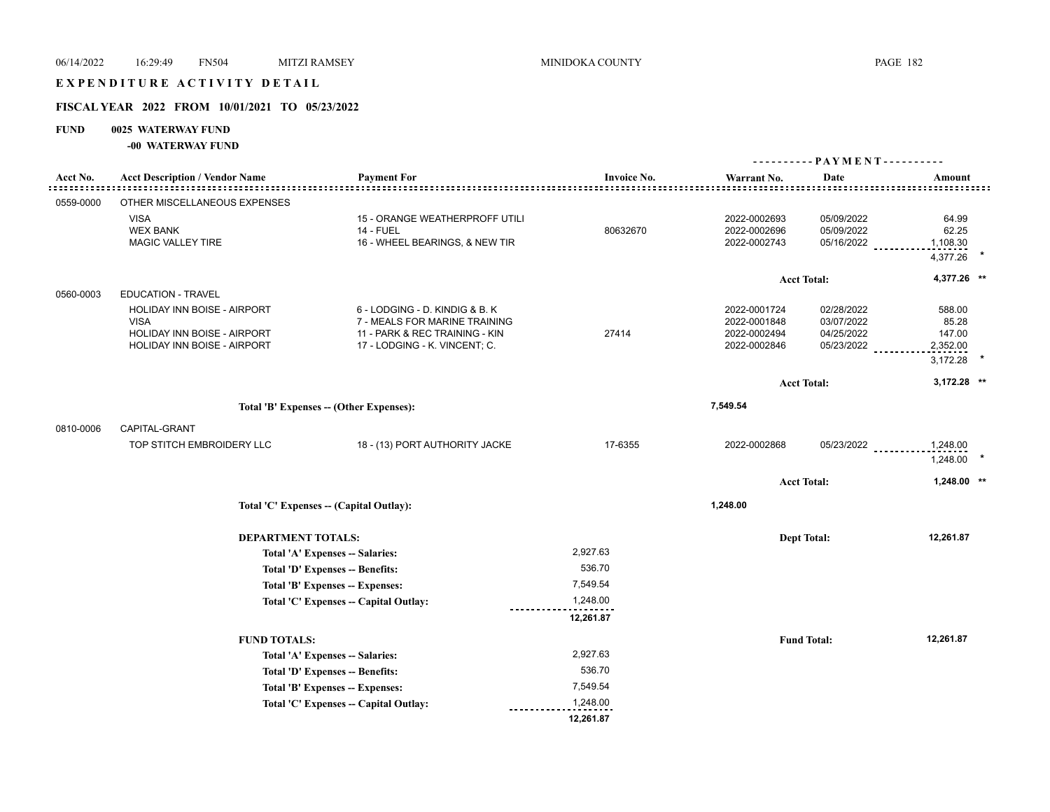# EXPENDITURE ACTIVITY DETAIL

## FISCAL YEAR 2022 FROM 10/01/2021 TO 05/23/2022

**FUND 0025 WATERWAY FUND**

**-00 WATERWAY FUND**

| Acct No. | Acct Description / Vendor Name | Payment For | Invoice No. | Warrant No. | PAYMENT Date | Amount |
|---|---|---|---|---|---|---|
| 0559-0000 | OTHER MISCELLANEOUS EXPENSES | | | | | |
| | VISA | 15 - ORANGE WEATHERPROFF UTILI | | 2022-0002693 | 05/09/2022 | 64.99 |
| | WEX BANK | 14 - FUEL | 80632670 | 2022-0002696 | 05/09/2022 | 62.25 |
| | MAGIC VALLEY TIRE | 16 - WHEEL BEARINGS, & NEW TIR | | 2022-0002743 | 05/16/2022 | 1,108.30 |
| | | | | | | 4,377.26 * |
| | | | | | Acct Total: | 4,377.26 ** |
| 0560-0003 | EDUCATION - TRAVEL | | | | | |
| | HOLIDAY INN BOISE - AIRPORT | 6 - LODGING - D. KINDIG & B. K | | 2022-0001724 | 02/28/2022 | 588.00 |
| | VISA | 7 - MEALS FOR MARINE TRAINING | | 2022-0001848 | 03/07/2022 | 85.28 |
| | HOLIDAY INN BOISE - AIRPORT | 11 - PARK & REC TRAINING - KIN | 27414 | 2022-0002494 | 04/25/2022 | 147.00 |
| | HOLIDAY INN BOISE - AIRPORT | 17 - LODGING - K. VINCENT; C. | | 2022-0002846 | 05/23/2022 | 2,352.00 |
| | | | | | | 3,172.28 * |
| | | | | | Acct Total: | 3,172.28 ** |
| | Total 'B' Expenses -- (Other Expenses): | | | 7,549.54 | | |
| 0810-0006 | CAPITAL-GRANT | | | | | |
| | TOP STITCH EMBROIDERY LLC | 18 - (13) PORT AUTHORITY JACKE | 17-6355 | 2022-0002868 | 05/23/2022 | 1,248.00 |
| | | | | | | 1,248.00 * |
| | | | | | Acct Total: | 1,248.00 ** |
| | Total 'C' Expenses -- (Capital Outlay): | | | 1,248.00 | | |

**DEPARTMENT TOTALS:** Dept Total: **12,261.87**

| | |
|---|---|
| Total 'A' Expenses -- Salaries: | 2,927.63 |
| Total 'D' Expenses -- Benefits: | 536.70 |
| Total 'B' Expenses -- Expenses: | 7,549.54 |
| Total 'C' Expenses -- Capital Outlay: | 1,248.00 |
| | 12,261.87 |

**FUND TOTALS:** Fund Total: **12,261.87**

| | |
|---|---|
| Total 'A' Expenses -- Salaries: | 2,927.63 |
| Total 'D' Expenses -- Benefits: | 536.70 |
| Total 'B' Expenses -- Expenses: | 7,549.54 |
| Total 'C' Expenses -- Capital Outlay: | 1,248.00 |
| | 12,261.87 |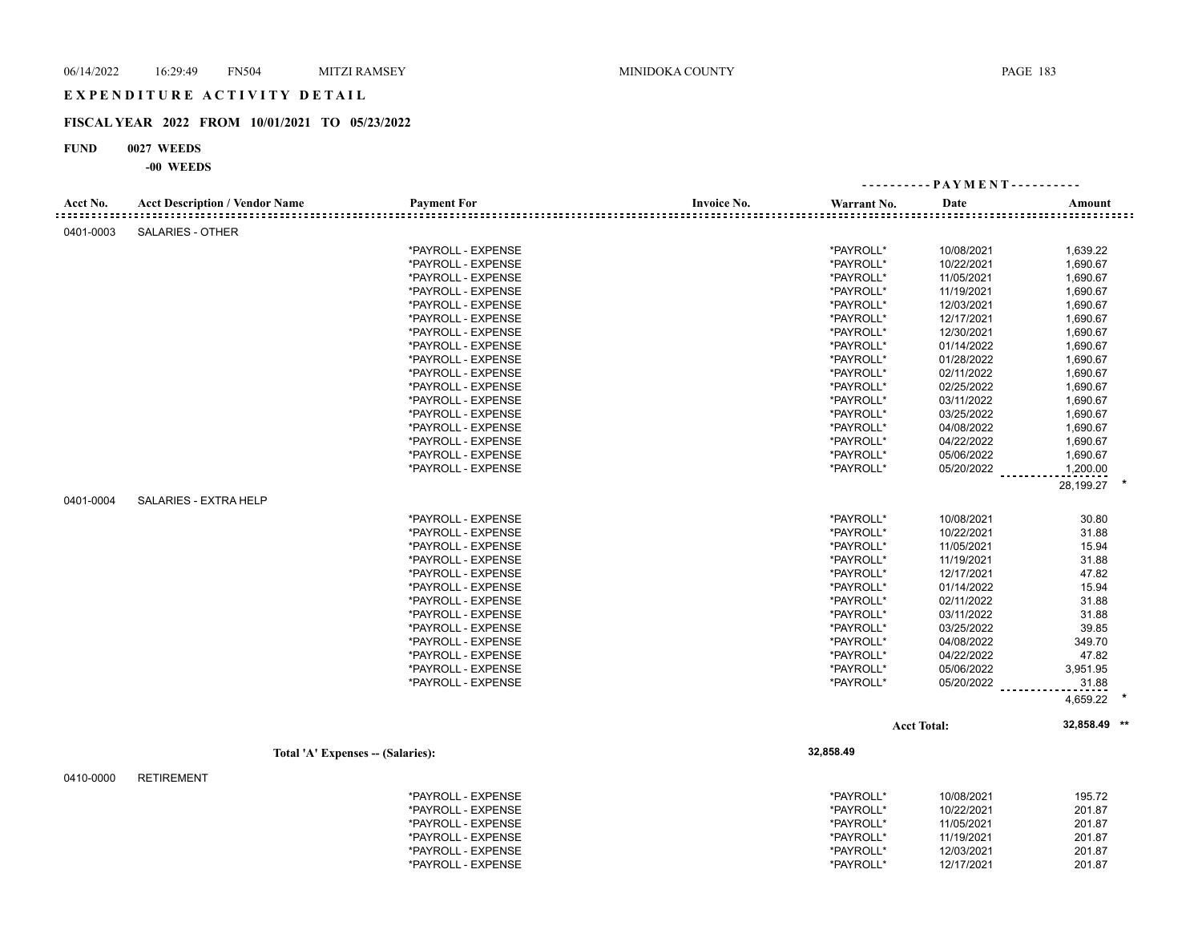# EXPENDITURE ACTIVITY DETAIL

## FISCAL YEAR 2022 FROM 10/01/2021 TO 05/23/2022

**FUND 0027 WEEDS**

**-00 WEEDS**

| Acct No. | Acct Description / Vendor Name | Payment For | Invoice No. | Warrant No. | Date | Amount |
|---|---|---|---|---|---|---|
| 0401-0003 | SALARIES - OTHER | | | | | |
| | | *PAYROLL - EXPENSE | | *PAYROLL* | 10/08/2021 | 1,639.22 |
| | | *PAYROLL - EXPENSE | | *PAYROLL* | 10/22/2021 | 1,690.67 |
| | | *PAYROLL - EXPENSE | | *PAYROLL* | 11/05/2021 | 1,690.67 |
| | | *PAYROLL - EXPENSE | | *PAYROLL* | 11/19/2021 | 1,690.67 |
| | | *PAYROLL - EXPENSE | | *PAYROLL* | 12/03/2021 | 1,690.67 |
| | | *PAYROLL - EXPENSE | | *PAYROLL* | 12/17/2021 | 1,690.67 |
| | | *PAYROLL - EXPENSE | | *PAYROLL* | 12/30/2021 | 1,690.67 |
| | | *PAYROLL - EXPENSE | | *PAYROLL* | 01/14/2022 | 1,690.67 |
| | | *PAYROLL - EXPENSE | | *PAYROLL* | 01/28/2022 | 1,690.67 |
| | | *PAYROLL - EXPENSE | | *PAYROLL* | 02/11/2022 | 1,690.67 |
| | | *PAYROLL - EXPENSE | | *PAYROLL* | 02/25/2022 | 1,690.67 |
| | | *PAYROLL - EXPENSE | | *PAYROLL* | 03/11/2022 | 1,690.67 |
| | | *PAYROLL - EXPENSE | | *PAYROLL* | 03/25/2022 | 1,690.67 |
| | | *PAYROLL - EXPENSE | | *PAYROLL* | 04/08/2022 | 1,690.67 |
| | | *PAYROLL - EXPENSE | | *PAYROLL* | 04/22/2022 | 1,690.67 |
| | | *PAYROLL - EXPENSE | | *PAYROLL* | 05/06/2022 | 1,690.67 |
| | | *PAYROLL - EXPENSE | | *PAYROLL* | 05/20/2022 | 1,200.00 |
| | | | | | | 28,199.27 * |
| 0401-0004 | SALARIES - EXTRA HELP | | | | | |
| | | *PAYROLL - EXPENSE | | *PAYROLL* | 10/08/2021 | 30.80 |
| | | *PAYROLL - EXPENSE | | *PAYROLL* | 10/22/2021 | 31.88 |
| | | *PAYROLL - EXPENSE | | *PAYROLL* | 11/05/2021 | 15.94 |
| | | *PAYROLL - EXPENSE | | *PAYROLL* | 11/19/2021 | 31.88 |
| | | *PAYROLL - EXPENSE | | *PAYROLL* | 12/17/2021 | 47.82 |
| | | *PAYROLL - EXPENSE | | *PAYROLL* | 01/14/2022 | 15.94 |
| | | *PAYROLL - EXPENSE | | *PAYROLL* | 02/11/2022 | 31.88 |
| | | *PAYROLL - EXPENSE | | *PAYROLL* | 03/11/2022 | 31.88 |
| | | *PAYROLL - EXPENSE | | *PAYROLL* | 03/25/2022 | 39.85 |
| | | *PAYROLL - EXPENSE | | *PAYROLL* | 04/08/2022 | 349.70 |
| | | *PAYROLL - EXPENSE | | *PAYROLL* | 04/22/2022 | 47.82 |
| | | *PAYROLL - EXPENSE | | *PAYROLL* | 05/06/2022 | 3,951.95 |
| | | *PAYROLL - EXPENSE | | *PAYROLL* | 05/20/2022 | 31.88 |
| | | | | | | 4,659.22 * |
| | | | | | Acct Total: | 32,858.49 ** |
| | Total 'A' Expenses -- (Salaries): | | | 32,858.49 | | |
| 0410-0000 | RETIREMENT | | | | | |
| | | *PAYROLL - EXPENSE | | *PAYROLL* | 10/08/2021 | 195.72 |
| | | *PAYROLL - EXPENSE | | *PAYROLL* | 10/22/2021 | 201.87 |
| | | *PAYROLL - EXPENSE | | *PAYROLL* | 11/05/2021 | 201.87 |
| | | *PAYROLL - EXPENSE | | *PAYROLL* | 11/19/2021 | 201.87 |
| | | *PAYROLL - EXPENSE | | *PAYROLL* | 12/03/2021 | 201.87 |
| | | *PAYROLL - EXPENSE | | *PAYROLL* | 12/17/2021 | 201.87 |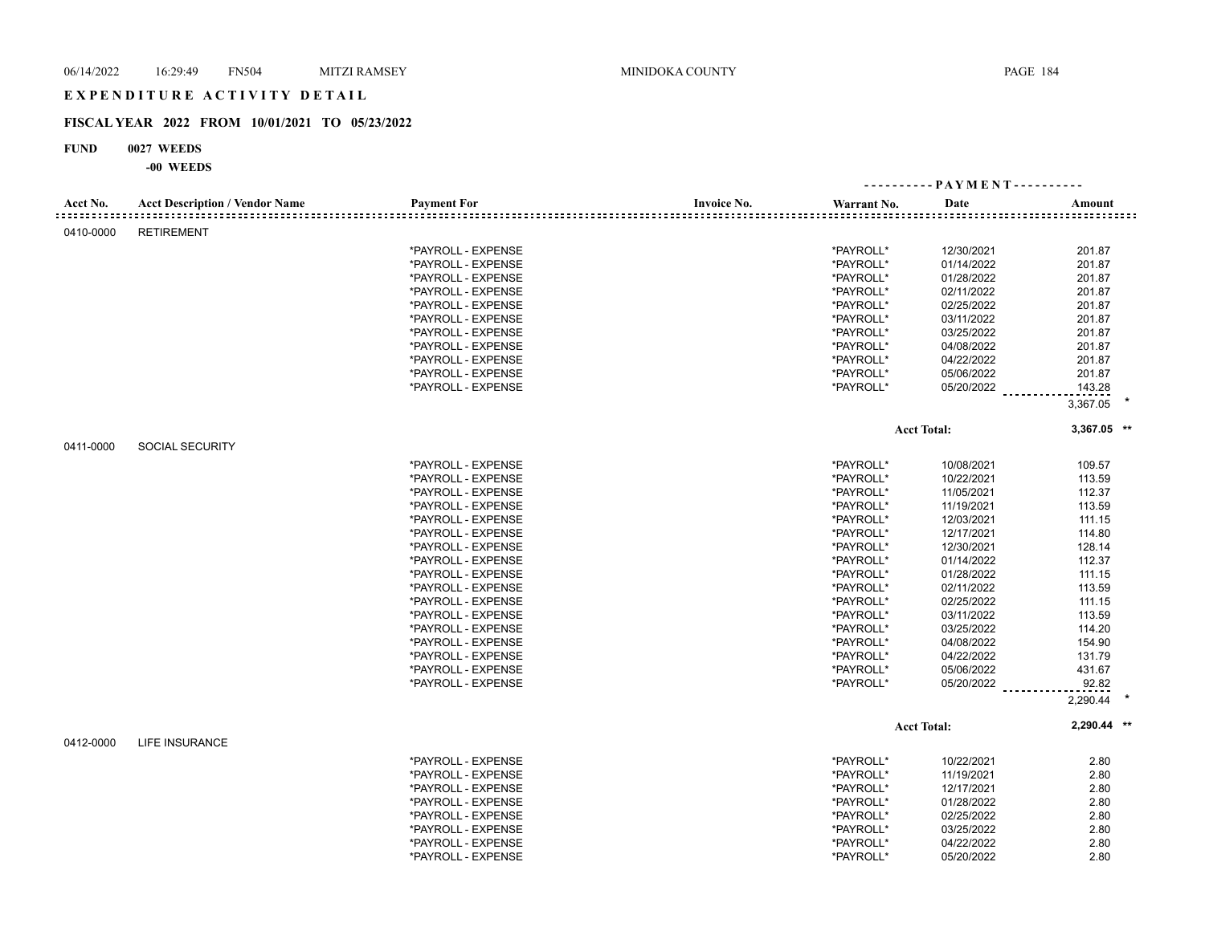# EXPENDITURE ACTIVITY DETAIL

## FISCAL YEAR 2022 FROM 10/01/2021 TO 05/23/2022

**FUND 0027 WEEDS**

**-00 WEEDS**

| Acct No. | Acct Description / Vendor Name | Payment For | Invoice No. | Warrant No. | Date | Amount |
|---|---|---|---|---|---|---|
| 0410-0000 | RETIREMENT | | | | | |
| | | *PAYROLL - EXPENSE | | *PAYROLL* | 12/30/2021 | 201.87 |
| | | *PAYROLL - EXPENSE | | *PAYROLL* | 01/14/2022 | 201.87 |
| | | *PAYROLL - EXPENSE | | *PAYROLL* | 01/28/2022 | 201.87 |
| | | *PAYROLL - EXPENSE | | *PAYROLL* | 02/11/2022 | 201.87 |
| | | *PAYROLL - EXPENSE | | *PAYROLL* | 02/25/2022 | 201.87 |
| | | *PAYROLL - EXPENSE | | *PAYROLL* | 03/11/2022 | 201.87 |
| | | *PAYROLL - EXPENSE | | *PAYROLL* | 03/25/2022 | 201.87 |
| | | *PAYROLL - EXPENSE | | *PAYROLL* | 04/08/2022 | 201.87 |
| | | *PAYROLL - EXPENSE | | *PAYROLL* | 04/22/2022 | 201.87 |
| | | *PAYROLL - EXPENSE | | *PAYROLL* | 05/06/2022 | 201.87 |
| | | *PAYROLL - EXPENSE | | *PAYROLL* | 05/20/2022 | 143.28 |
| | | | | | | 3,367.05 * |
| | | | | Acct Total: | | 3,367.05 ** |
| 0411-0000 | SOCIAL SECURITY | | | | | |
| | | *PAYROLL - EXPENSE | | *PAYROLL* | 10/08/2021 | 109.57 |
| | | *PAYROLL - EXPENSE | | *PAYROLL* | 10/22/2021 | 113.59 |
| | | *PAYROLL - EXPENSE | | *PAYROLL* | 11/05/2021 | 112.37 |
| | | *PAYROLL - EXPENSE | | *PAYROLL* | 11/19/2021 | 113.59 |
| | | *PAYROLL - EXPENSE | | *PAYROLL* | 12/03/2021 | 111.15 |
| | | *PAYROLL - EXPENSE | | *PAYROLL* | 12/17/2021 | 114.80 |
| | | *PAYROLL - EXPENSE | | *PAYROLL* | 12/30/2021 | 128.14 |
| | | *PAYROLL - EXPENSE | | *PAYROLL* | 01/14/2022 | 112.37 |
| | | *PAYROLL - EXPENSE | | *PAYROLL* | 01/28/2022 | 111.15 |
| | | *PAYROLL - EXPENSE | | *PAYROLL* | 02/11/2022 | 113.59 |
| | | *PAYROLL - EXPENSE | | *PAYROLL* | 02/25/2022 | 111.15 |
| | | *PAYROLL - EXPENSE | | *PAYROLL* | 03/11/2022 | 113.59 |
| | | *PAYROLL - EXPENSE | | *PAYROLL* | 03/25/2022 | 114.20 |
| | | *PAYROLL - EXPENSE | | *PAYROLL* | 04/08/2022 | 154.90 |
| | | *PAYROLL - EXPENSE | | *PAYROLL* | 04/22/2022 | 131.79 |
| | | *PAYROLL - EXPENSE | | *PAYROLL* | 05/06/2022 | 431.67 |
| | | *PAYROLL - EXPENSE | | *PAYROLL* | 05/20/2022 | 92.82 |
| | | | | | | 2,290.44 * |
| | | | | Acct Total: | | 2,290.44 ** |
| 0412-0000 | LIFE INSURANCE | | | | | |
| | | *PAYROLL - EXPENSE | | *PAYROLL* | 10/22/2021 | 2.80 |
| | | *PAYROLL - EXPENSE | | *PAYROLL* | 11/19/2021 | 2.80 |
| | | *PAYROLL - EXPENSE | | *PAYROLL* | 12/17/2021 | 2.80 |
| | | *PAYROLL - EXPENSE | | *PAYROLL* | 01/28/2022 | 2.80 |
| | | *PAYROLL - EXPENSE | | *PAYROLL* | 02/25/2022 | 2.80 |
| | | *PAYROLL - EXPENSE | | *PAYROLL* | 03/25/2022 | 2.80 |
| | | *PAYROLL - EXPENSE | | *PAYROLL* | 04/22/2022 | 2.80 |
| | | *PAYROLL - EXPENSE | | *PAYROLL* | 05/20/2022 | 2.80 |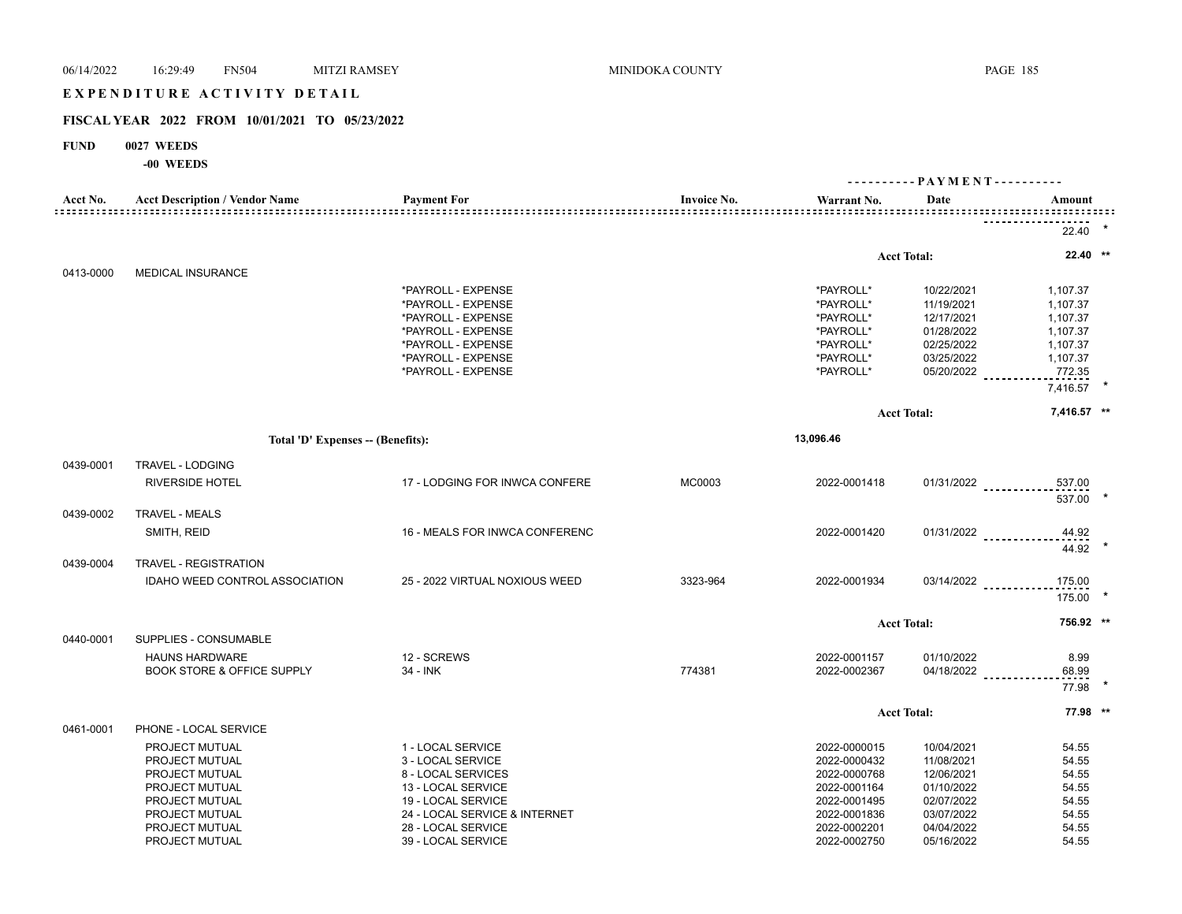# EXPENDITURE ACTIVITY DETAIL

## FISCAL YEAR 2022 FROM 10/01/2021 TO 05/23/2022

**FUND 0027 WEEDS**

**-00 WEEDS**

| Acct No. | Acct Description / Vendor Name | Payment For | Invoice No. | Warrant No. | Date | Amount |
|---|---|---|---|---|---|---|
| | | | | | | 22.40 * |
| | | | | | Acct Total: | 22.40 ** |
| 0413-0000 | MEDICAL INSURANCE | | | | | |
| | | *PAYROLL - EXPENSE | | *PAYROLL* | 10/22/2021 | 1,107.37 |
| | | *PAYROLL - EXPENSE | | *PAYROLL* | 11/19/2021 | 1,107.37 |
| | | *PAYROLL - EXPENSE | | *PAYROLL* | 12/17/2021 | 1,107.37 |
| | | *PAYROLL - EXPENSE | | *PAYROLL* | 01/28/2022 | 1,107.37 |
| | | *PAYROLL - EXPENSE | | *PAYROLL* | 02/25/2022 | 1,107.37 |
| | | *PAYROLL - EXPENSE | | *PAYROLL* | 03/25/2022 | 1,107.37 |
| | | *PAYROLL - EXPENSE | | *PAYROLL* | 05/20/2022 | 772.35 |
| | | | | | | 7,416.57 * |
| | | | | | Acct Total: | 7,416.57 ** |
| | Total 'D' Expenses -- (Benefits): | | | 13,096.46 | | |
| 0439-0001 | TRAVEL - LODGING | | | | | |
| | RIVERSIDE HOTEL | 17 - LODGING FOR INWCA CONFERE | MC0003 | 2022-0001418 | 01/31/2022 | 537.00 |
| | | | | | | 537.00 * |
| 0439-0002 | TRAVEL - MEALS | | | | | |
| | SMITH, REID | 16 - MEALS FOR INWCA CONFERENC | | 2022-0001420 | 01/31/2022 | 44.92 |
| | | | | | | 44.92 * |
| 0439-0004 | TRAVEL - REGISTRATION | | | | | |
| | IDAHO WEED CONTROL ASSOCIATION | 25 - 2022 VIRTUAL NOXIOUS WEED | 3323-964 | 2022-0001934 | 03/14/2022 | 175.00 |
| | | | | | | 175.00 * |
| | | | | | Acct Total: | 756.92 ** |
| 0440-0001 | SUPPLIES - CONSUMABLE | | | | | |
| | HAUNS HARDWARE | 12 - SCREWS | | 2022-0001157 | 01/10/2022 | 8.99 |
| | BOOK STORE & OFFICE SUPPLY | 34 - INK | 774381 | 2022-0002367 | 04/18/2022 | 68.99 |
| | | | | | | 77.98 * |
| | | | | | Acct Total: | 77.98 ** |
| 0461-0001 | PHONE - LOCAL SERVICE | | | | | |
| | PROJECT MUTUAL | 1 - LOCAL SERVICE | | 2022-0000015 | 10/04/2021 | 54.55 |
| | PROJECT MUTUAL | 3 - LOCAL SERVICE | | 2022-0000432 | 11/08/2021 | 54.55 |
| | PROJECT MUTUAL | 8 - LOCAL SERVICES | | 2022-0000768 | 12/06/2021 | 54.55 |
| | PROJECT MUTUAL | 13 - LOCAL SERVICE | | 2022-0001164 | 01/10/2022 | 54.55 |
| | PROJECT MUTUAL | 19 - LOCAL SERVICE | | 2022-0001495 | 02/07/2022 | 54.55 |
| | PROJECT MUTUAL | 24 - LOCAL SERVICE & INTERNET | | 2022-0001836 | 03/07/2022 | 54.55 |
| | PROJECT MUTUAL | 28 - LOCAL SERVICE | | 2022-0002201 | 04/04/2022 | 54.55 |
| | PROJECT MUTUAL | 39 - LOCAL SERVICE | | 2022-0002750 | 05/16/2022 | 54.55 |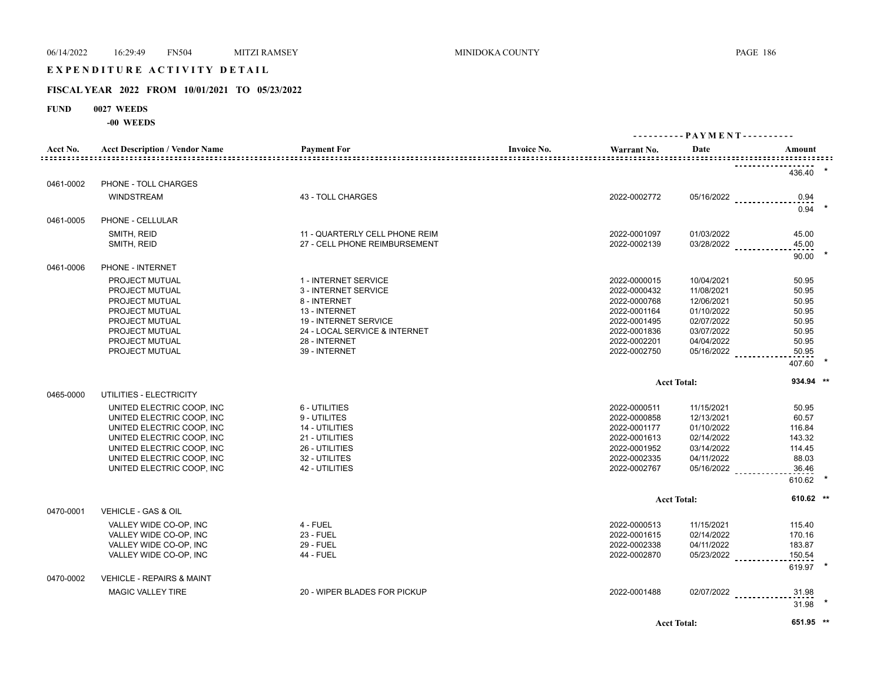# EXPENDITURE ACTIVITY DETAIL

## FISCAL YEAR 2022 FROM 10/01/2021 TO 05/23/2022

**FUND 0027 WEEDS**

**-00 WEEDS**

| Acct No. | Acct Description / Vendor Name | Payment For | Invoice No. | Warrant No. | Date | Amount |
|---|---|---|---|---|---|---|
| | | | | | | 436.40 * |
| 0461-0002 | PHONE - TOLL CHARGES | | | | | |
| | WINDSTREAM | 43 - TOLL CHARGES | | 2022-0002772 | 05/16/2022 | 0.94 |
| | | | | | | 0.94 * |
| 0461-0005 | PHONE - CELLULAR | | | | | |
| | SMITH, REID | 11 - QUARTERLY CELL PHONE REIM | | 2022-0001097 | 01/03/2022 | 45.00 |
| | SMITH, REID | 27 - CELL PHONE REIMBURSEMENT | | 2022-0002139 | 03/28/2022 | 45.00 |
| | | | | | | 90.00 * |
| 0461-0006 | PHONE - INTERNET | | | | | |
| | PROJECT MUTUAL | 1 - INTERNET SERVICE | | 2022-0000015 | 10/04/2021 | 50.95 |
| | PROJECT MUTUAL | 3 - INTERNET SERVICE | | 2022-0000432 | 11/08/2021 | 50.95 |
| | PROJECT MUTUAL | 8 - INTERNET | | 2022-0000768 | 12/06/2021 | 50.95 |
| | PROJECT MUTUAL | 13 - INTERNET | | 2022-0001164 | 01/10/2022 | 50.95 |
| | PROJECT MUTUAL | 19 - INTERNET SERVICE | | 2022-0001495 | 02/07/2022 | 50.95 |
| | PROJECT MUTUAL | 24 - LOCAL SERVICE & INTERNET | | 2022-0001836 | 03/07/2022 | 50.95 |
| | PROJECT MUTUAL | 28 - INTERNET | | 2022-0002201 | 04/04/2022 | 50.95 |
| | PROJECT MUTUAL | 39 - INTERNET | | 2022-0002750 | 05/16/2022 | 50.95 |
| | | | | | | 407.60 * |
| | | | | | Acct Total: | 934.94 ** |
| 0465-0000 | UTILITIES - ELECTRICITY | | | | | |
| | UNITED ELECTRIC COOP, INC | 6 - UTILITIES | | 2022-0000511 | 11/15/2021 | 50.95 |
| | UNITED ELECTRIC COOP, INC | 9 - UTILITES | | 2022-0000858 | 12/13/2021 | 60.57 |
| | UNITED ELECTRIC COOP, INC | 14 - UTILITIES | | 2022-0001177 | 01/10/2022 | 116.84 |
| | UNITED ELECTRIC COOP, INC | 21 - UTILITIES | | 2022-0001613 | 02/14/2022 | 143.32 |
| | UNITED ELECTRIC COOP, INC | 26 - UTILITIES | | 2022-0001952 | 03/14/2022 | 114.45 |
| | UNITED ELECTRIC COOP, INC | 32 - UTILITES | | 2022-0002335 | 04/11/2022 | 88.03 |
| | UNITED ELECTRIC COOP, INC | 42 - UTILITIES | | 2022-0002767 | 05/16/2022 | 36.46 |
| | | | | | | 610.62 * |
| | | | | | Acct Total: | 610.62 ** |
| 0470-0001 | VEHICLE - GAS & OIL | | | | | |
| | VALLEY WIDE CO-OP, INC | 4 - FUEL | | 2022-0000513 | 11/15/2021 | 115.40 |
| | VALLEY WIDE CO-OP, INC | 23 - FUEL | | 2022-0001615 | 02/14/2022 | 170.16 |
| | VALLEY WIDE CO-OP, INC | 29 - FUEL | | 2022-0002338 | 04/11/2022 | 183.87 |
| | VALLEY WIDE CO-OP, INC | 44 - FUEL | | 2022-0002870 | 05/23/2022 | 150.54 |
| | | | | | | 619.97 * |
| 0470-0002 | VEHICLE - REPAIRS & MAINT | | | | | |
| | MAGIC VALLEY TIRE | 20 - WIPER BLADES FOR PICKUP | | 2022-0001488 | 02/07/2022 | 31.98 |
| | | | | | | 31.98 * |
| | | | | | Acct Total: | 651.95 ** |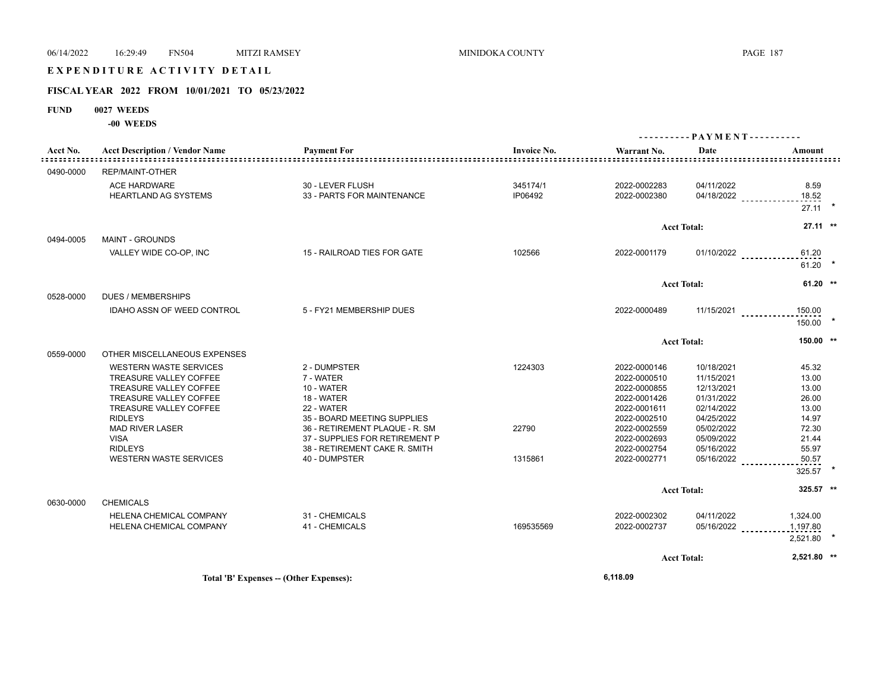# EXPENDITURE ACTIVITY DETAIL

## FISCAL YEAR 2022 FROM 10/01/2021 TO 05/23/2022

**FUND 0027 WEEDS**

**-00 WEEDS**

| Acct No. | Acct Description / Vendor Name | Payment For | Invoice No. | Warrant No. | Date | Amount |
|---|---|---|---|---|---|---|
| 0490-0000 | REP/MAINT-OTHER | | | | | |
| | ACE HARDWARE | 30 - LEVER FLUSH | 345174/1 | 2022-0002283 | 04/11/2022 | 8.59 |
| | HEARTLAND AG SYSTEMS | 33 - PARTS FOR MAINTENANCE | IP06492 | 2022-0002380 | 04/18/2022 | 18.52 |
| | | | | | | 27.11 * |
| | | | | | Acct Total: | 27.11 ** |
| 0494-0005 | MAINT - GROUNDS | | | | | |
| | VALLEY WIDE CO-OP, INC | 15 - RAILROAD TIES FOR GATE | 102566 | 2022-0001179 | 01/10/2022 | 61.20 |
| | | | | | | 61.20 * |
| | | | | | Acct Total: | 61.20 ** |
| 0528-0000 | DUES / MEMBERSHIPS | | | | | |
| | IDAHO ASSN OF WEED CONTROL | 5 - FY21 MEMBERSHIP DUES | | 2022-0000489 | 11/15/2021 | 150.00 |
| | | | | | | 150.00 * |
| | | | | | Acct Total: | 150.00 ** |
| 0559-0000 | OTHER MISCELLANEOUS EXPENSES | | | | | |
| | WESTERN WASTE SERVICES | 2 - DUMPSTER | 1224303 | 2022-0000146 | 10/18/2021 | 45.32 |
| | TREASURE VALLEY COFFEE | 7 - WATER | | 2022-0000510 | 11/15/2021 | 13.00 |
| | TREASURE VALLEY COFFEE | 10 - WATER | | 2022-0000855 | 12/13/2021 | 13.00 |
| | TREASURE VALLEY COFFEE | 18 - WATER | | 2022-0001426 | 01/31/2022 | 26.00 |
| | TREASURE VALLEY COFFEE | 22 - WATER | | 2022-0001611 | 02/14/2022 | 13.00 |
| | RIDLEYS | 35 - BOARD MEETING SUPPLIES | | 2022-0002510 | 04/25/2022 | 14.97 |
| | MAD RIVER LASER | 36 - RETIREMENT PLAQUE - R. SM | 22790 | 2022-0002559 | 05/02/2022 | 72.30 |
| | VISA | 37 - SUPPLIES FOR RETIREMENT P | | 2022-0002693 | 05/09/2022 | 21.44 |
| | RIDLEYS | 38 - RETIREMENT CAKE R. SMITH | | 2022-0002754 | 05/16/2022 | 55.97 |
| | WESTERN WASTE SERVICES | 40 - DUMPSTER | 1315861 | 2022-0002771 | 05/16/2022 | 50.57 |
| | | | | | | 325.57 * |
| | | | | | Acct Total: | 325.57 ** |
| 0630-0000 | CHEMICALS | | | | | |
| | HELENA CHEMICAL COMPANY | 31 - CHEMICALS | | 2022-0002302 | 04/11/2022 | 1,324.00 |
| | HELENA CHEMICAL COMPANY | 41 - CHEMICALS | 169535569 | 2022-0002737 | 05/16/2022 | 1,197.80 |
| | | | | | | 2,521.80 * |
| | | | | | Acct Total: | 2,521.80 ** |

**Total 'B' Expenses -- (Other Expenses): 6,118.09**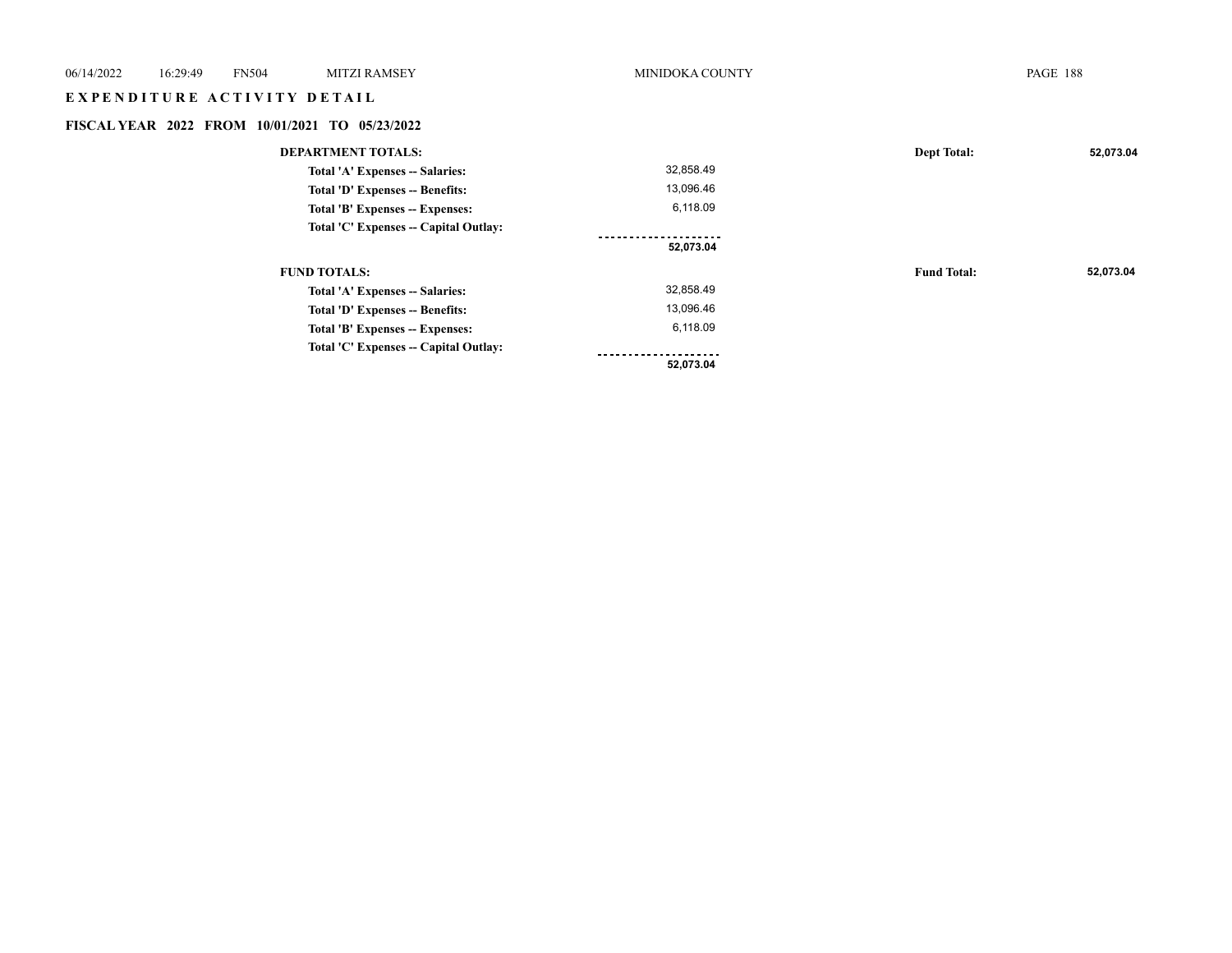## EXPENDITURE ACTIVITY DETAIL

### FISCAL YEAR 2022 FROM 10/01/2021 TO 05/23/2022

| | | | |
|---|---|---|---|
| **DEPARTMENT TOTALS:** | | **Dept Total:** | **52,073.04** |
| **Total 'A' Expenses -- Salaries:** | 32,858.49 | | |
| **Total 'D' Expenses -- Benefits:** | 13,096.46 | | |
| **Total 'B' Expenses -- Expenses:** | 6,118.09 | | |
| **Total 'C' Expenses -- Capital Outlay:** | | | |
| | **52,073.04** | | |
| **FUND TOTALS:** | | **Fund Total:** | **52,073.04** |
| **Total 'A' Expenses -- Salaries:** | 32,858.49 | | |
| **Total 'D' Expenses -- Benefits:** | 13,096.46 | | |
| **Total 'B' Expenses -- Expenses:** | 6,118.09 | | |
| **Total 'C' Expenses -- Capital Outlay:** | | | |
| | **52,073.04** | | |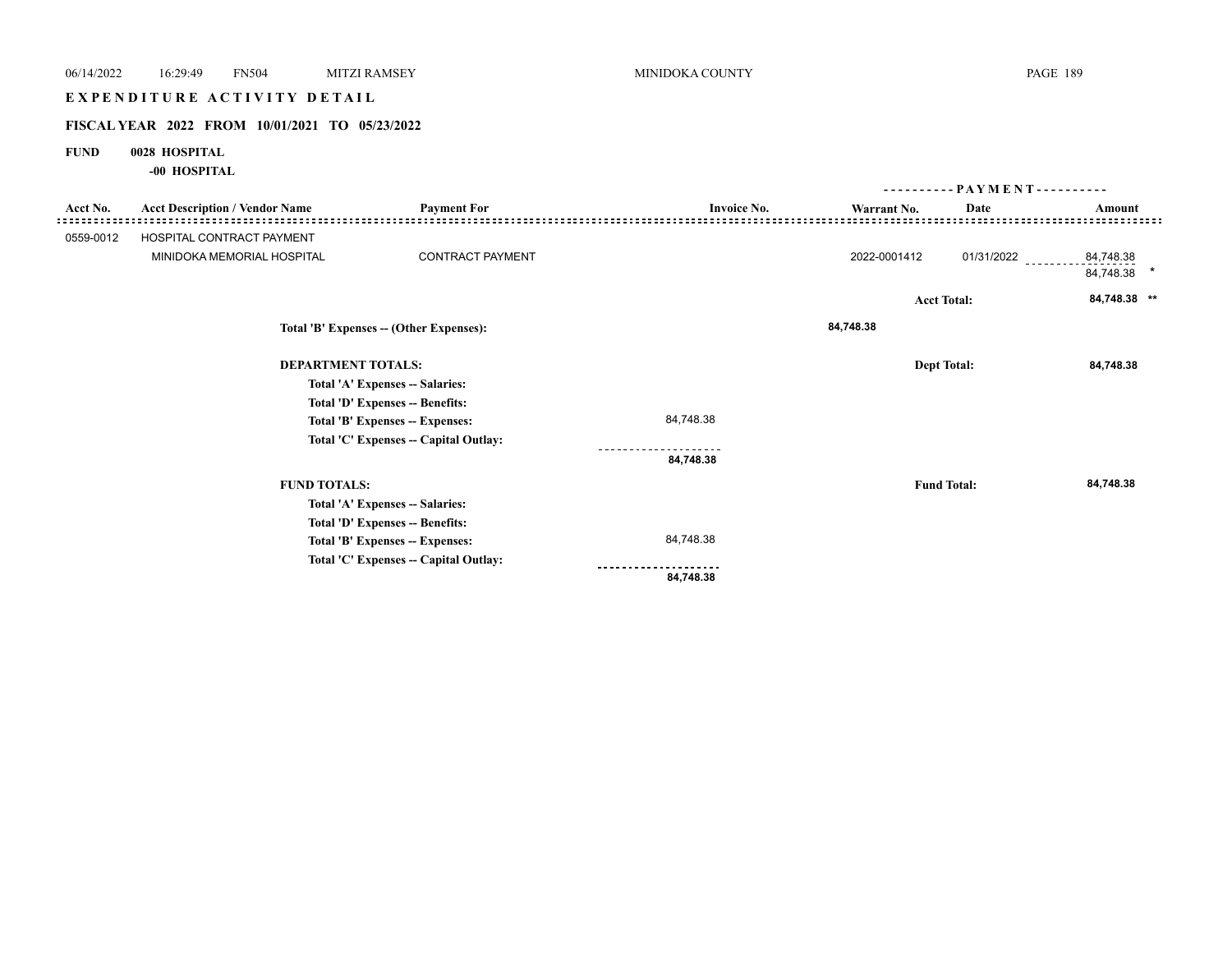# EXPENDITURE ACTIVITY DETAIL

## FISCAL YEAR 2022 FROM 10/01/2021 TO 05/23/2022

**FUND 0028 HOSPITAL**

**-00 HOSPITAL**

| Acct No. | Acct Description / Vendor Name | Payment For | Invoice No. | Warrant No. | Date | Amount |
|---|---|---|---|---|---|---|
| 0559-0012 | HOSPITAL CONTRACT PAYMENT | | | | | |
| | MINIDOKA MEMORIAL HOSPITAL | CONTRACT PAYMENT | | 2022-0001412 | 01/31/2022 | 84,748.38 |
| | | | | | | 84,748.38 * |
| | | | | | Acct Total: | 84,748.38 ** |

**Total 'B' Expenses -- (Other Expenses):** 84,748.38

**DEPARTMENT TOTALS:** Dept Total: 84,748.38

| | |
|---|---|
| Total 'A' Expenses -- Salaries: | |
| Total 'D' Expenses -- Benefits: | |
| Total 'B' Expenses -- Expenses: | 84,748.38 |
| Total 'C' Expenses -- Capital Outlay: | |
| | 84,748.38 |

**FUND TOTALS:** Fund Total: 84,748.38

| | |
|---|---|
| Total 'A' Expenses -- Salaries: | |
| Total 'D' Expenses -- Benefits: | |
| Total 'B' Expenses -- Expenses: | 84,748.38 |
| Total 'C' Expenses -- Capital Outlay: | |
| | 84,748.38 |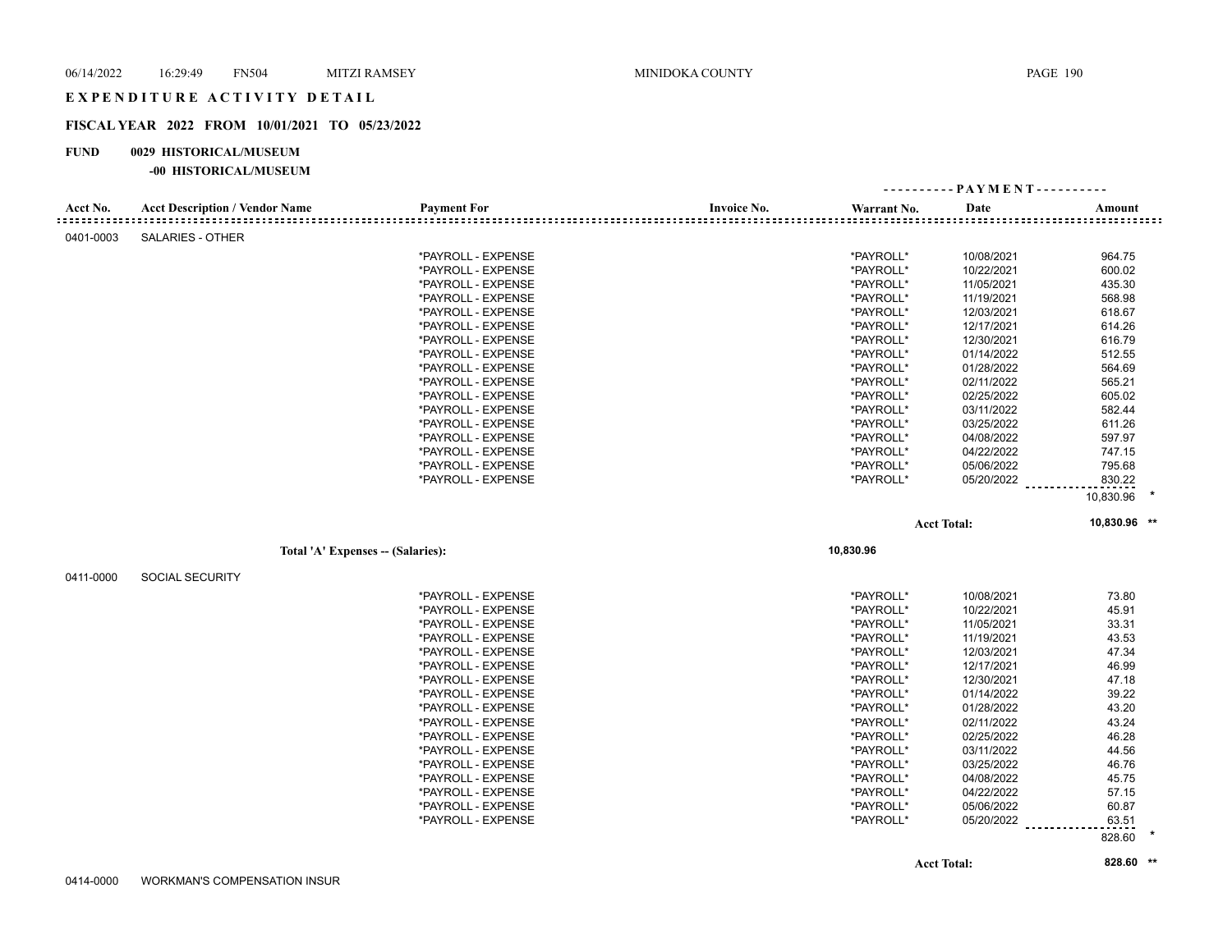# EXPENDITURE ACTIVITY DETAIL

## FISCAL YEAR 2022 FROM 10/01/2021 TO 05/23/2022

**FUND 0029 HISTORICAL/MUSEUM**

**-00 HISTORICAL/MUSEUM**

| Acct No. | Acct Description / Vendor Name | Payment For | Invoice No. | Warrant No. | Date | Amount |
|---|---|---|---|---|---|---|
| 0401-0003 | SALARIES - OTHER | | | | | |
| | | *PAYROLL - EXPENSE | | *PAYROLL* | 10/08/2021 | 964.75 |
| | | *PAYROLL - EXPENSE | | *PAYROLL* | 10/22/2021 | 600.02 |
| | | *PAYROLL - EXPENSE | | *PAYROLL* | 11/05/2021 | 435.30 |
| | | *PAYROLL - EXPENSE | | *PAYROLL* | 11/19/2021 | 568.98 |
| | | *PAYROLL - EXPENSE | | *PAYROLL* | 12/03/2021 | 618.67 |
| | | *PAYROLL - EXPENSE | | *PAYROLL* | 12/17/2021 | 614.26 |
| | | *PAYROLL - EXPENSE | | *PAYROLL* | 12/30/2021 | 616.79 |
| | | *PAYROLL - EXPENSE | | *PAYROLL* | 01/14/2022 | 512.55 |
| | | *PAYROLL - EXPENSE | | *PAYROLL* | 01/28/2022 | 564.69 |
| | | *PAYROLL - EXPENSE | | *PAYROLL* | 02/11/2022 | 565.21 |
| | | *PAYROLL - EXPENSE | | *PAYROLL* | 02/25/2022 | 605.02 |
| | | *PAYROLL - EXPENSE | | *PAYROLL* | 03/11/2022 | 582.44 |
| | | *PAYROLL - EXPENSE | | *PAYROLL* | 03/25/2022 | 611.26 |
| | | *PAYROLL - EXPENSE | | *PAYROLL* | 04/08/2022 | 597.97 |
| | | *PAYROLL - EXPENSE | | *PAYROLL* | 04/22/2022 | 747.15 |
| | | *PAYROLL - EXPENSE | | *PAYROLL* | 05/06/2022 | 795.68 |
| | | *PAYROLL - EXPENSE | | *PAYROLL* | 05/20/2022 | 830.22 |
| | | | | | | 10,830.96 * |
| | | | | | Acct Total: | 10,830.96 ** |
| | Total 'A' Expenses -- (Salaries): | | | 10,830.96 | | |
| 0411-0000 | SOCIAL SECURITY | | | | | |
| | | *PAYROLL - EXPENSE | | *PAYROLL* | 10/08/2021 | 73.80 |
| | | *PAYROLL - EXPENSE | | *PAYROLL* | 10/22/2021 | 45.91 |
| | | *PAYROLL - EXPENSE | | *PAYROLL* | 11/05/2021 | 33.31 |
| | | *PAYROLL - EXPENSE | | *PAYROLL* | 11/19/2021 | 43.53 |
| | | *PAYROLL - EXPENSE | | *PAYROLL* | 12/03/2021 | 47.34 |
| | | *PAYROLL - EXPENSE | | *PAYROLL* | 12/17/2021 | 46.99 |
| | | *PAYROLL - EXPENSE | | *PAYROLL* | 12/30/2021 | 47.18 |
| | | *PAYROLL - EXPENSE | | *PAYROLL* | 01/14/2022 | 39.22 |
| | | *PAYROLL - EXPENSE | | *PAYROLL* | 01/28/2022 | 43.20 |
| | | *PAYROLL - EXPENSE | | *PAYROLL* | 02/11/2022 | 43.24 |
| | | *PAYROLL - EXPENSE | | *PAYROLL* | 02/25/2022 | 46.28 |
| | | *PAYROLL - EXPENSE | | *PAYROLL* | 03/11/2022 | 44.56 |
| | | *PAYROLL - EXPENSE | | *PAYROLL* | 03/25/2022 | 46.76 |
| | | *PAYROLL - EXPENSE | | *PAYROLL* | 04/08/2022 | 45.75 |
| | | *PAYROLL - EXPENSE | | *PAYROLL* | 04/22/2022 | 57.15 |
| | | *PAYROLL - EXPENSE | | *PAYROLL* | 05/06/2022 | 60.87 |
| | | *PAYROLL - EXPENSE | | *PAYROLL* | 05/20/2022 | 63.51 |
| | | | | | | 828.60 * |
| | | | | | Acct Total: | 828.60 ** |
| 0414-0000 | WORKMAN'S COMPENSATION INSUR | | | | | |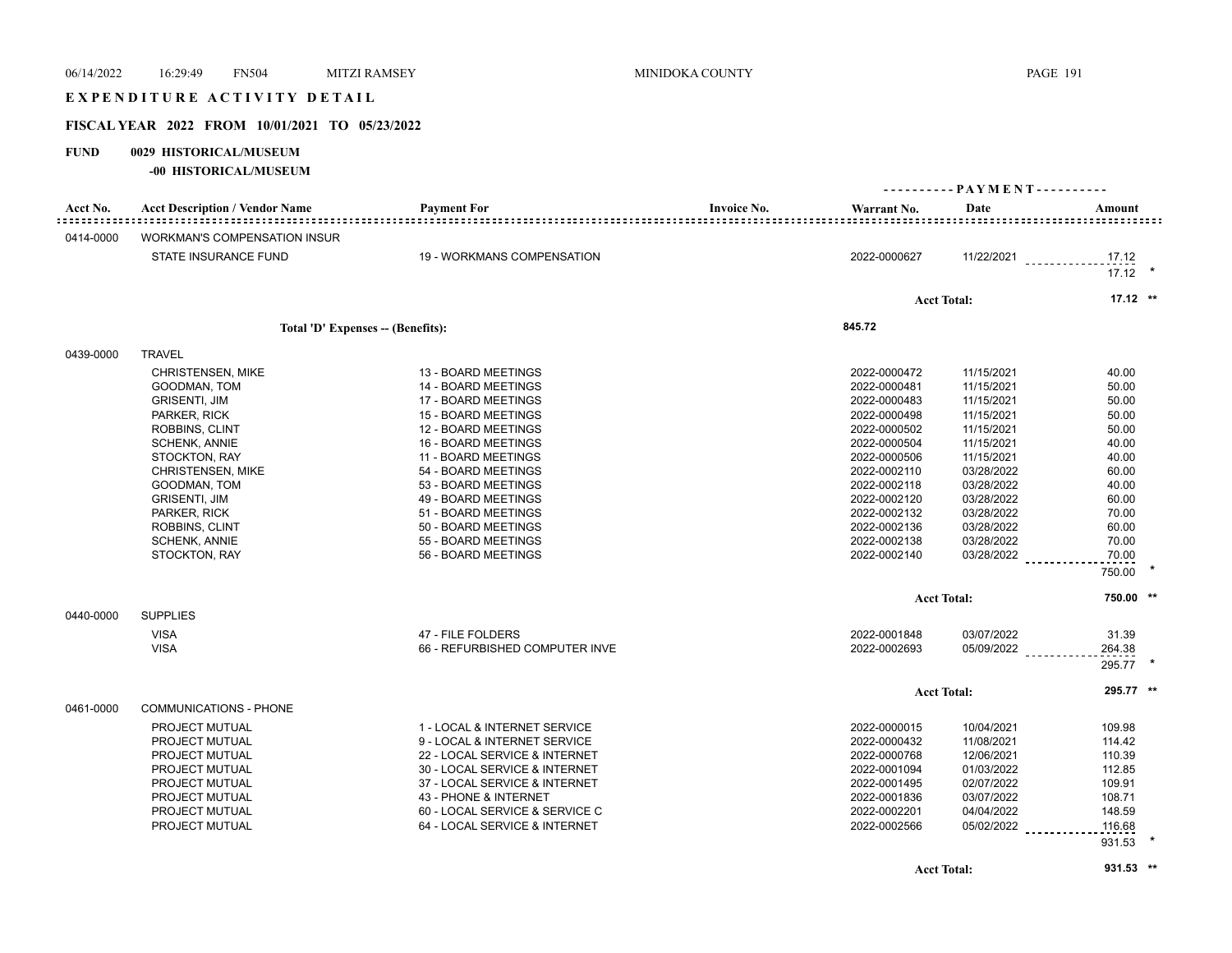## EXPENDITURE ACTIVITY DETAIL

### FISCAL YEAR 2022 FROM 10/01/2021 TO 05/23/2022

**FUND 0029 HISTORICAL/MUSEUM**

**-00 HISTORICAL/MUSEUM**

| Acct No. | Acct Description / Vendor Name | Payment For | Invoice No. | Warrant No. | Date | Amount |
|---|---|---|---|---|---|---|
| 0414-0000 | WORKMAN'S COMPENSATION INSUR | | | | | |
| | STATE INSURANCE FUND | 19 - WORKMANS COMPENSATION | | 2022-0000627 | 11/22/2021 | 17.12 |
| | | | | | | 17.12 * |
| | | | | | Acct Total: | 17.12 ** |
| | Total 'D' Expenses -- (Benefits): | | | 845.72 | | |
| 0439-0000 | TRAVEL | | | | | |
| | CHRISTENSEN, MIKE | 13 - BOARD MEETINGS | | 2022-0000472 | 11/15/2021 | 40.00 |
| | GOODMAN, TOM | 14 - BOARD MEETINGS | | 2022-0000481 | 11/15/2021 | 50.00 |
| | GRISENTI, JIM | 17 - BOARD MEETINGS | | 2022-0000483 | 11/15/2021 | 50.00 |
| | PARKER, RICK | 15 - BOARD MEETINGS | | 2022-0000498 | 11/15/2021 | 50.00 |
| | ROBBINS, CLINT | 12 - BOARD MEETINGS | | 2022-0000502 | 11/15/2021 | 50.00 |
| | SCHENK, ANNIE | 16 - BOARD MEETINGS | | 2022-0000504 | 11/15/2021 | 40.00 |
| | STOCKTON, RAY | 11 - BOARD MEETINGS | | 2022-0000506 | 11/15/2021 | 40.00 |
| | CHRISTENSEN, MIKE | 54 - BOARD MEETINGS | | 2022-0002110 | 03/28/2022 | 60.00 |
| | GOODMAN, TOM | 53 - BOARD MEETINGS | | 2022-0002118 | 03/28/2022 | 40.00 |
| | GRISENTI, JIM | 49 - BOARD MEETINGS | | 2022-0002120 | 03/28/2022 | 60.00 |
| | PARKER, RICK | 51 - BOARD MEETINGS | | 2022-0002132 | 03/28/2022 | 70.00 |
| | ROBBINS, CLINT | 50 - BOARD MEETINGS | | 2022-0002136 | 03/28/2022 | 60.00 |
| | SCHENK, ANNIE | 55 - BOARD MEETINGS | | 2022-0002138 | 03/28/2022 | 70.00 |
| | STOCKTON, RAY | 56 - BOARD MEETINGS | | 2022-0002140 | 03/28/2022 | 70.00 |
| | | | | | | 750.00 * |
| | | | | | Acct Total: | 750.00 ** |
| 0440-0000 | SUPPLIES | | | | | |
| | VISA | 47 - FILE FOLDERS | | 2022-0001848 | 03/07/2022 | 31.39 |
| | VISA | 66 - REFURBISHED COMPUTER INVE | | 2022-0002693 | 05/09/2022 | 264.38 |
| | | | | | | 295.77 * |
| | | | | | Acct Total: | 295.77 ** |
| 0461-0000 | COMMUNICATIONS - PHONE | | | | | |
| | PROJECT MUTUAL | 1 - LOCAL & INTERNET SERVICE | | 2022-0000015 | 10/04/2021 | 109.98 |
| | PROJECT MUTUAL | 9 - LOCAL & INTERNET SERVICE | | 2022-0000432 | 11/08/2021 | 114.42 |
| | PROJECT MUTUAL | 22 - LOCAL SERVICE & INTERNET | | 2022-0000768 | 12/06/2021 | 110.39 |
| | PROJECT MUTUAL | 30 - LOCAL SERVICE & INTERNET | | 2022-0001094 | 01/03/2022 | 112.85 |
| | PROJECT MUTUAL | 37 - LOCAL SERVICE & INTERNET | | 2022-0001495 | 02/07/2022 | 109.91 |
| | PROJECT MUTUAL | 43 - PHONE & INTERNET | | 2022-0001836 | 03/07/2022 | 108.71 |
| | PROJECT MUTUAL | 60 - LOCAL SERVICE & SERVICE C | | 2022-0002201 | 04/04/2022 | 148.59 |
| | PROJECT MUTUAL | 64 - LOCAL SERVICE & INTERNET | | 2022-0002566 | 05/02/2022 | 116.68 |
| | | | | | | 931.53 * |
| | | | | | Acct Total: | 931.53 ** |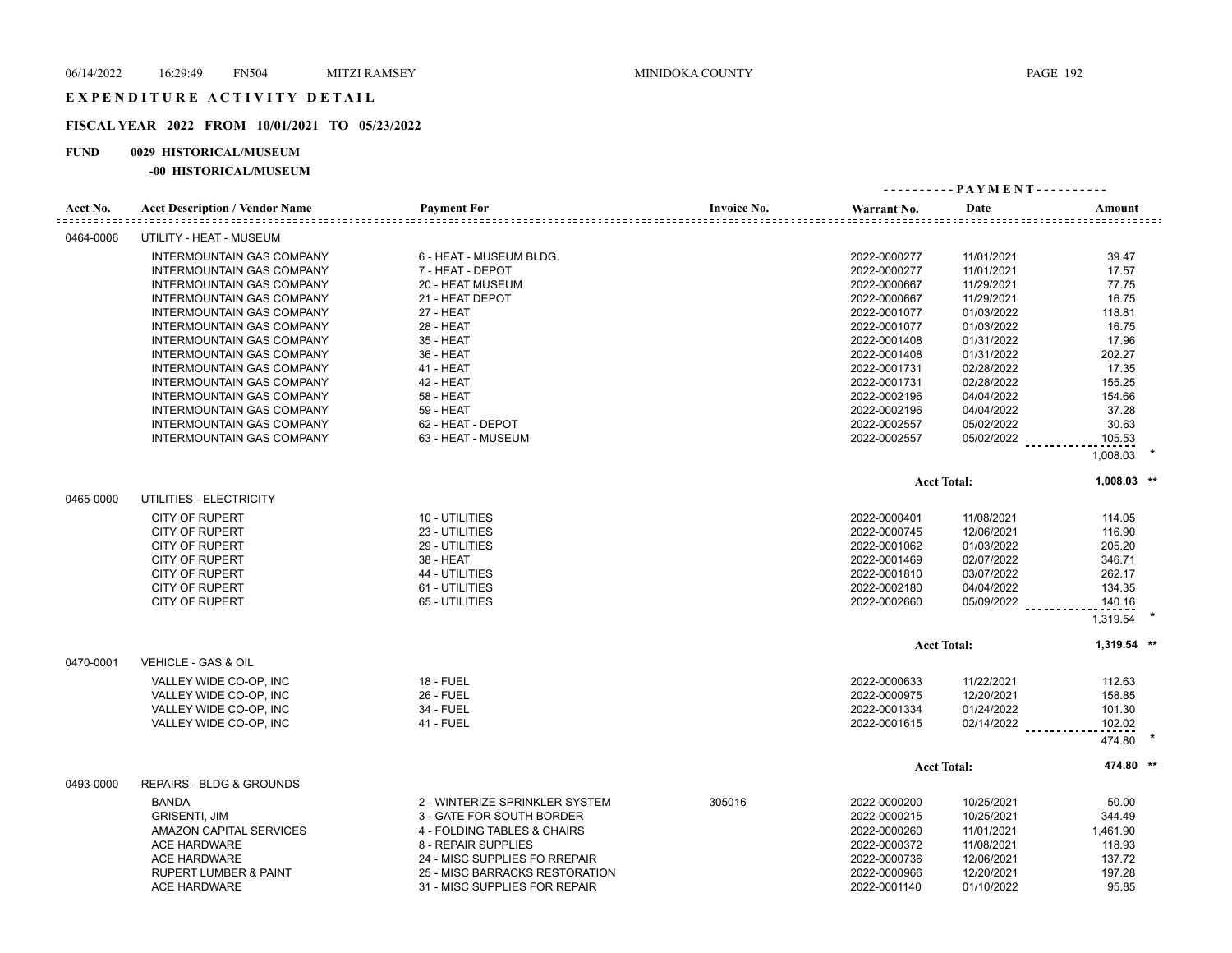# EXPENDITURE ACTIVITY DETAIL

## FISCAL YEAR 2022 FROM 10/01/2021 TO 05/23/2022

### FUND 0029 HISTORICAL/MUSEUM

#### -00 HISTORICAL/MUSEUM

| Acct No. | Acct Description / Vendor Name | Payment For | Invoice No. | Warrant No. | Date | Amount |
|---|---|---|---|---|---|---|
| 0464-0006 | UTILITY - HEAT - MUSEUM | | | | | |
| | INTERMOUNTAIN GAS COMPANY | 6 - HEAT - MUSEUM BLDG. | | 2022-0000277 | 11/01/2021 | 39.47 |
| | INTERMOUNTAIN GAS COMPANY | 7 - HEAT - DEPOT | | 2022-0000277 | 11/01/2021 | 17.57 |
| | INTERMOUNTAIN GAS COMPANY | 20 - HEAT MUSEUM | | 2022-0000667 | 11/29/2021 | 77.75 |
| | INTERMOUNTAIN GAS COMPANY | 21 - HEAT DEPOT | | 2022-0000667 | 11/29/2021 | 16.75 |
| | INTERMOUNTAIN GAS COMPANY | 27 - HEAT | | 2022-0001077 | 01/03/2022 | 118.81 |
| | INTERMOUNTAIN GAS COMPANY | 28 - HEAT | | 2022-0001077 | 01/03/2022 | 16.75 |
| | INTERMOUNTAIN GAS COMPANY | 35 - HEAT | | 2022-0001408 | 01/31/2022 | 17.96 |
| | INTERMOUNTAIN GAS COMPANY | 36 - HEAT | | 2022-0001408 | 01/31/2022 | 202.27 |
| | INTERMOUNTAIN GAS COMPANY | 41 - HEAT | | 2022-0001731 | 02/28/2022 | 17.35 |
| | INTERMOUNTAIN GAS COMPANY | 42 - HEAT | | 2022-0001731 | 02/28/2022 | 155.25 |
| | INTERMOUNTAIN GAS COMPANY | 58 - HEAT | | 2022-0002196 | 04/04/2022 | 154.66 |
| | INTERMOUNTAIN GAS COMPANY | 59 - HEAT | | 2022-0002196 | 04/04/2022 | 37.28 |
| | INTERMOUNTAIN GAS COMPANY | 62 - HEAT - DEPOT | | 2022-0002557 | 05/02/2022 | 30.63 |
| | INTERMOUNTAIN GAS COMPANY | 63 - HEAT - MUSEUM | | 2022-0002557 | 05/02/2022 | 105.53 |
| | | | | | | 1,008.03 * |
| | | | | | Acct Total: | 1,008.03 ** |
| 0465-0000 | UTILITIES - ELECTRICITY | | | | | |
| | CITY OF RUPERT | 10 - UTILITIES | | 2022-0000401 | 11/08/2021 | 114.05 |
| | CITY OF RUPERT | 23 - UTILITIES | | 2022-0000745 | 12/06/2021 | 116.90 |
| | CITY OF RUPERT | 29 - UTILITIES | | 2022-0001062 | 01/03/2022 | 205.20 |
| | CITY OF RUPERT | 38 - HEAT | | 2022-0001469 | 02/07/2022 | 346.71 |
| | CITY OF RUPERT | 44 - UTILITIES | | 2022-0001810 | 03/07/2022 | 262.17 |
| | CITY OF RUPERT | 61 - UTILITIES | | 2022-0002180 | 04/04/2022 | 134.35 |
| | CITY OF RUPERT | 65 - UTILITIES | | 2022-0002660 | 05/09/2022 | 140.16 |
| | | | | | | 1,319.54 * |
| | | | | | Acct Total: | 1,319.54 ** |
| 0470-0001 | VEHICLE - GAS & OIL | | | | | |
| | VALLEY WIDE CO-OP, INC | 18 - FUEL | | 2022-0000633 | 11/22/2021 | 112.63 |
| | VALLEY WIDE CO-OP, INC | 26 - FUEL | | 2022-0000975 | 12/20/2021 | 158.85 |
| | VALLEY WIDE CO-OP, INC | 34 - FUEL | | 2022-0001334 | 01/24/2022 | 101.30 |
| | VALLEY WIDE CO-OP, INC | 41 - FUEL | | 2022-0001615 | 02/14/2022 | 102.02 |
| | | | | | | 474.80 * |
| | | | | | Acct Total: | 474.80 ** |
| 0493-0000 | REPAIRS - BLDG & GROUNDS | | | | | |
| | BANDA | 2 - WINTERIZE SPRINKLER SYSTEM | 305016 | 2022-0000200 | 10/25/2021 | 50.00 |
| | GRISENTI, JIM | 3 - GATE FOR SOUTH BORDER | | 2022-0000215 | 10/25/2021 | 344.49 |
| | AMAZON CAPITAL SERVICES | 4 - FOLDING TABLES & CHAIRS | | 2022-0000260 | 11/01/2021 | 1,461.90 |
| | ACE HARDWARE | 8 - REPAIR SUPPLIES | | 2022-0000372 | 11/08/2021 | 118.93 |
| | ACE HARDWARE | 24 - MISC SUPPLIES FO RREPAIR | | 2022-0000736 | 12/06/2021 | 137.72 |
| | RUPERT LUMBER & PAINT | 25 - MISC BARRACKS RESTORATION | | 2022-0000966 | 12/20/2021 | 197.28 |
| | ACE HARDWARE | 31 - MISC SUPPLIES FOR REPAIR | | 2022-0001140 | 01/10/2022 | 95.85 |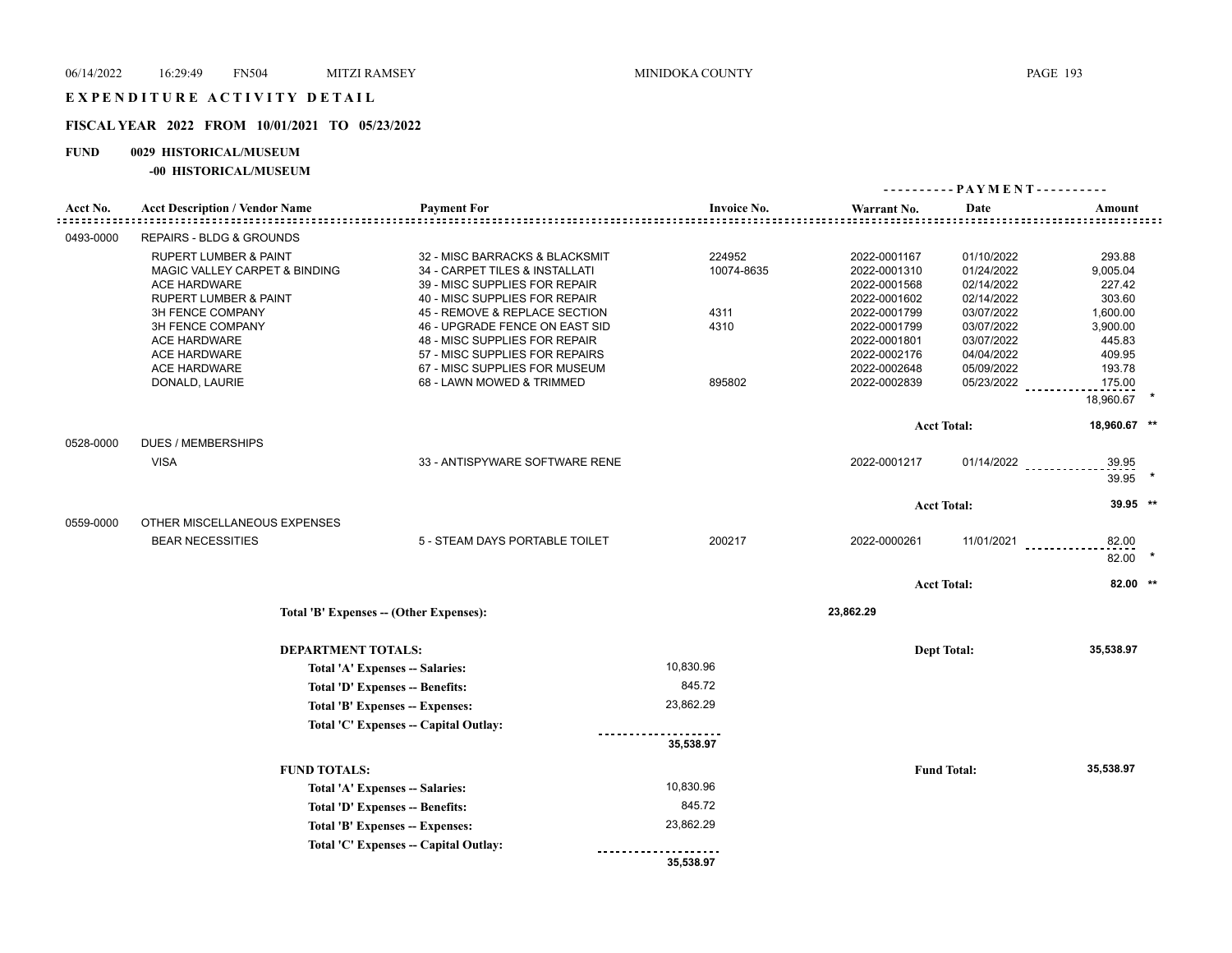# EXPENDITURE ACTIVITY DETAIL

## FISCAL YEAR 2022 FROM 10/01/2021 TO 05/23/2022

**FUND 0029 HISTORICAL/MUSEUM**

**-00 HISTORICAL/MUSEUM**

| Acct No. | Acct Description / Vendor Name | Payment For | Invoice No. | Warrant No. | PAYMENT Date | PAYMENT Amount |
|---|---|---|---|---|---|---|
| 0493-0000 | REPAIRS - BLDG & GROUNDS | | | | | |
| | RUPERT LUMBER & PAINT | 32 - MISC BARRACKS & BLACKSMIT | 224952 | 2022-0001167 | 01/10/2022 | 293.88 |
| | MAGIC VALLEY CARPET & BINDING | 34 - CARPET TILES & INSTALLATI | 10074-8635 | 2022-0001310 | 01/24/2022 | 9,005.04 |
| | ACE HARDWARE | 39 - MISC SUPPLIES FOR REPAIR | | 2022-0001568 | 02/14/2022 | 227.42 |
| | RUPERT LUMBER & PAINT | 40 - MISC SUPPLIES FOR REPAIR | | 2022-0001602 | 02/14/2022 | 303.60 |
| | 3H FENCE COMPANY | 45 - REMOVE & REPLACE SECTION | 4311 | 2022-0001799 | 03/07/2022 | 1,600.00 |
| | 3H FENCE COMPANY | 46 - UPGRADE FENCE ON EAST SID | 4310 | 2022-0001799 | 03/07/2022 | 3,900.00 |
| | ACE HARDWARE | 48 - MISC SUPPLIES FOR REPAIR | | 2022-0001801 | 03/07/2022 | 445.83 |
| | ACE HARDWARE | 57 - MISC SUPPLIES FOR REPAIRS | | 2022-0002176 | 04/04/2022 | 409.95 |
| | ACE HARDWARE | 67 - MISC SUPPLIES FOR MUSEUM | | 2022-0002648 | 05/09/2022 | 193.78 |
| | DONALD, LAURIE | 68 - LAWN MOWED & TRIMMED | 895802 | 2022-0002839 | 05/23/2022 | 175.00 |
| | | | | | | 18,960.67 * |
| | | | | | Acct Total: | 18,960.67 ** |
| 0528-0000 | DUES / MEMBERSHIPS | | | | | |
| | VISA | 33 - ANTISPYWARE SOFTWARE RENE | | 2022-0001217 | 01/14/2022 | 39.95 |
| | | | | | | 39.95 * |
| | | | | | Acct Total: | 39.95 ** |
| 0559-0000 | OTHER MISCELLANEOUS EXPENSES | | | | | |
| | BEAR NECESSITIES | 5 - STEAM DAYS PORTABLE TOILET | 200217 | 2022-0000261 | 11/01/2021 | 82.00 |
| | | | | | | 82.00 * |
| | | | | | Acct Total: | 82.00 ** |

**Total 'B' Expenses -- (Other Expenses):** 23,862.29

**DEPARTMENT TOTALS:** Dept Total: **35,538.97**

| | |
|---|---|
| Total 'A' Expenses -- Salaries: | 10,830.96 |
| Total 'D' Expenses -- Benefits: | 845.72 |
| Total 'B' Expenses -- Expenses: | 23,862.29 |
| Total 'C' Expenses -- Capital Outlay: | |
| | 35,538.97 |

**FUND TOTALS:** Fund Total: **35,538.97**

| | |
|---|---|
| Total 'A' Expenses -- Salaries: | 10,830.96 |
| Total 'D' Expenses -- Benefits: | 845.72 |
| Total 'B' Expenses -- Expenses: | 23,862.29 |
| Total 'C' Expenses -- Capital Outlay: | |
| | 35,538.97 |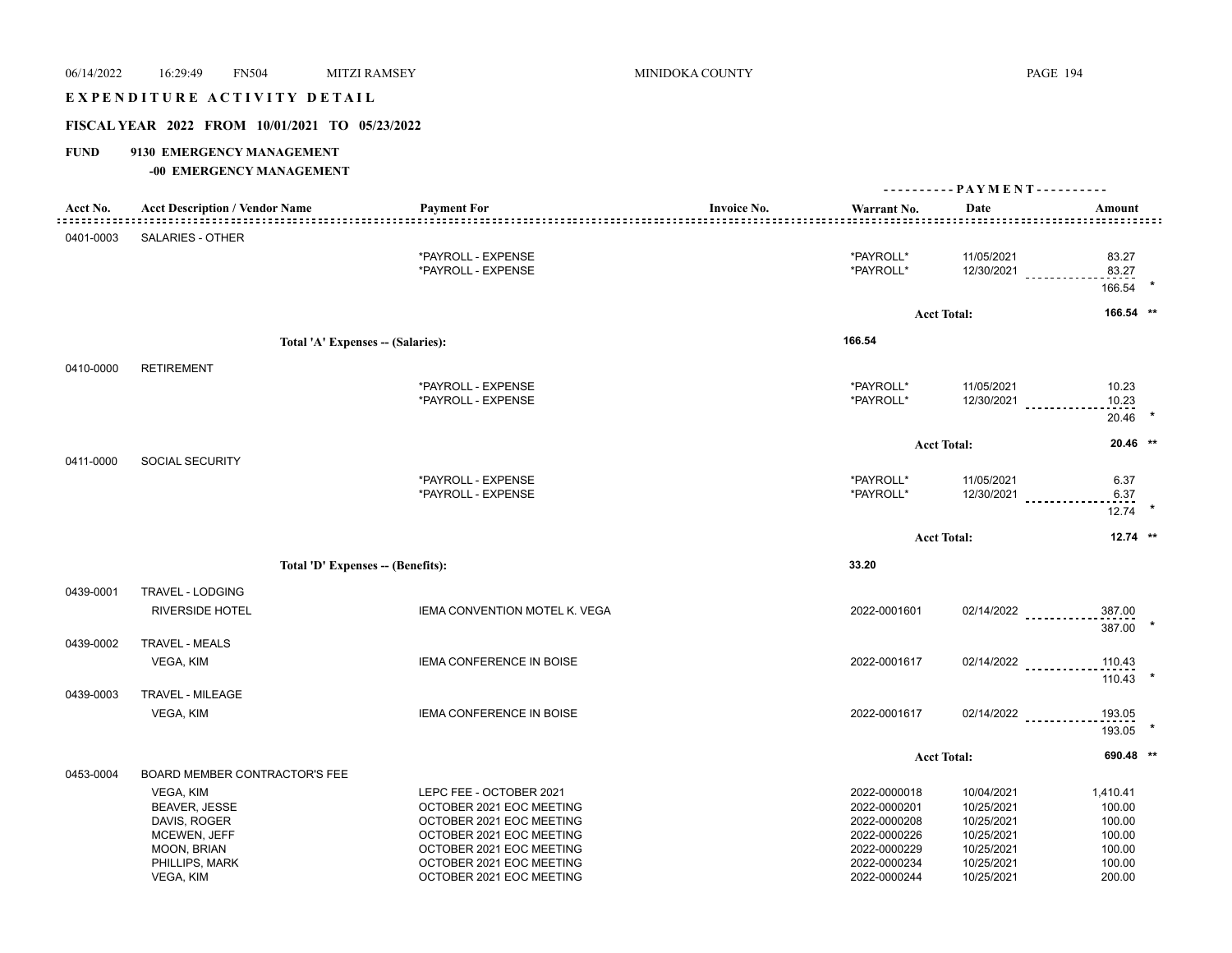# EXPENDITURE ACTIVITY DETAIL

## FISCAL YEAR 2022 FROM 10/01/2021 TO 05/23/2022

**FUND 9130 EMERGENCY MANAGEMENT**

**-00 EMERGENCY MANAGEMENT**

| Acct No. | Acct Description / Vendor Name | Payment For | Invoice No. | Warrant No. | Date | Amount |
|---|---|---|---|---|---|---|
| 0401-0003 | SALARIES - OTHER | | | | | |
| | | *PAYROLL - EXPENSE | | *PAYROLL* | 11/05/2021 | 83.27 |
| | | *PAYROLL - EXPENSE | | *PAYROLL* | 12/30/2021 | 83.27 |
| | | | | | | 166.54 * |
| | | | | | Acct Total: | 166.54 ** |
| | Total 'A' Expenses -- (Salaries): | | | 166.54 | | |
| 0410-0000 | RETIREMENT | | | | | |
| | | *PAYROLL - EXPENSE | | *PAYROLL* | 11/05/2021 | 10.23 |
| | | *PAYROLL - EXPENSE | | *PAYROLL* | 12/30/2021 | 10.23 |
| | | | | | | 20.46 * |
| | | | | | Acct Total: | 20.46 ** |
| 0411-0000 | SOCIAL SECURITY | | | | | |
| | | *PAYROLL - EXPENSE | | *PAYROLL* | 11/05/2021 | 6.37 |
| | | *PAYROLL - EXPENSE | | *PAYROLL* | 12/30/2021 | 6.37 |
| | | | | | | 12.74 * |
| | | | | | Acct Total: | 12.74 ** |
| | Total 'D' Expenses -- (Benefits): | | | 33.20 | | |
| 0439-0001 | TRAVEL - LODGING | | | | | |
| | RIVERSIDE HOTEL | IEMA CONVENTION MOTEL K. VEGA | | 2022-0001601 | 02/14/2022 | 387.00 |
| | | | | | | 387.00 * |
| 0439-0002 | TRAVEL - MEALS | | | | | |
| | VEGA, KIM | IEMA CONFERENCE IN BOISE | | 2022-0001617 | 02/14/2022 | 110.43 |
| | | | | | | 110.43 * |
| 0439-0003 | TRAVEL - MILEAGE | | | | | |
| | VEGA, KIM | IEMA CONFERENCE IN BOISE | | 2022-0001617 | 02/14/2022 | 193.05 |
| | | | | | | 193.05 * |
| | | | | | Acct Total: | 690.48 ** |
| 0453-0004 | BOARD MEMBER CONTRACTOR'S FEE | | | | | |
| | VEGA, KIM | LEPC FEE - OCTOBER 2021 | | 2022-0000018 | 10/04/2021 | 1,410.41 |
| | BEAVER, JESSE | OCTOBER 2021 EOC MEETING | | 2022-0000201 | 10/25/2021 | 100.00 |
| | DAVIS, ROGER | OCTOBER 2021 EOC MEETING | | 2022-0000208 | 10/25/2021 | 100.00 |
| | MCEWEN, JEFF | OCTOBER 2021 EOC MEETING | | 2022-0000226 | 10/25/2021 | 100.00 |
| | MOON, BRIAN | OCTOBER 2021 EOC MEETING | | 2022-0000229 | 10/25/2021 | 100.00 |
| | PHILLIPS, MARK | OCTOBER 2021 EOC MEETING | | 2022-0000234 | 10/25/2021 | 100.00 |
| | VEGA, KIM | OCTOBER 2021 EOC MEETING | | 2022-0000244 | 10/25/2021 | 200.00 |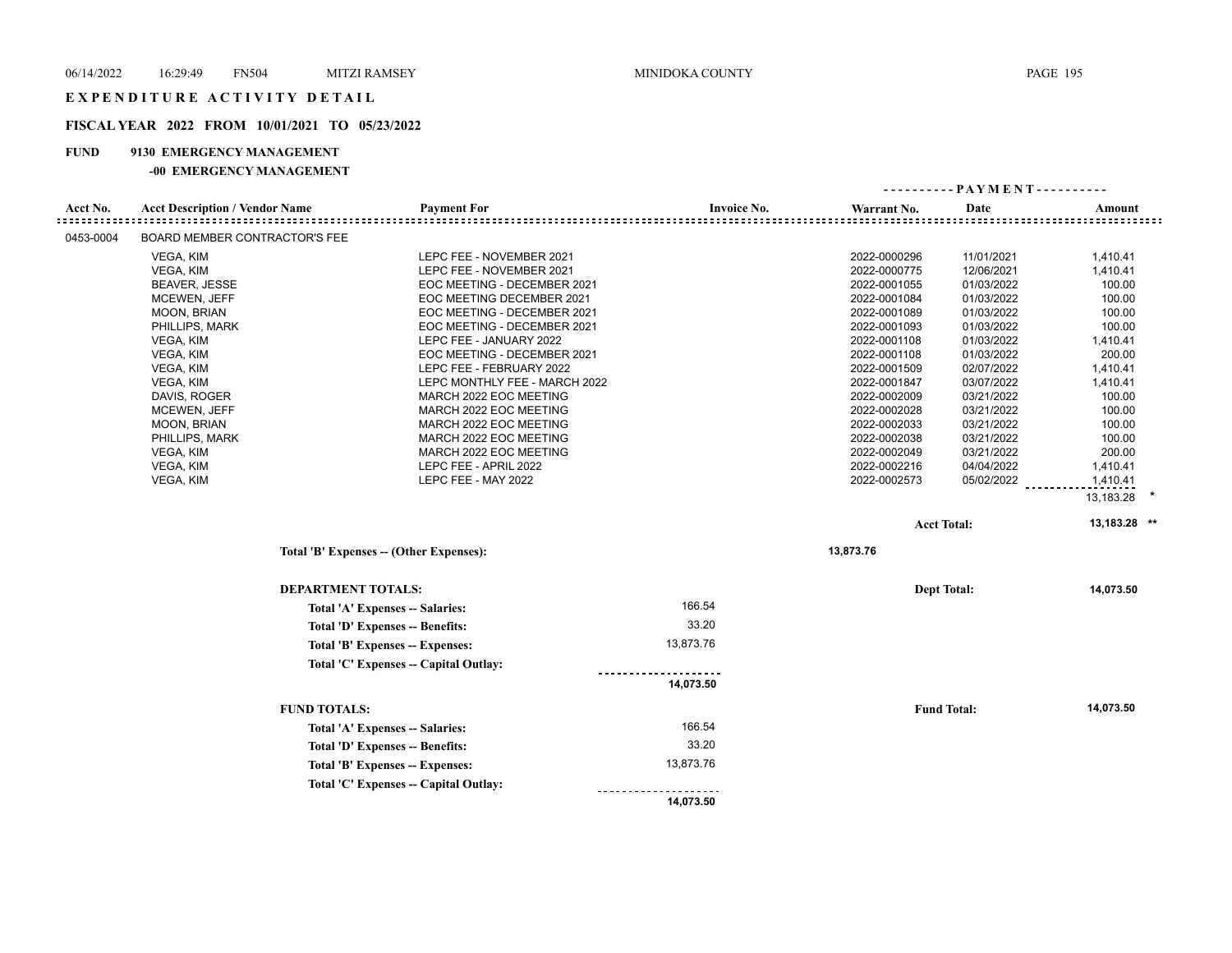# EXPENDITURE ACTIVITY DETAIL

## FISCAL YEAR 2022 FROM 10/01/2021 TO 05/23/2022

**FUND 9130 EMERGENCY MANAGEMENT**

**-00 EMERGENCY MANAGEMENT**

| Acct No. | Acct Description / Vendor Name | Payment For | Invoice No. | Warrant No. | Date | Amount |
|---|---|---|---|---|---|---|
| 0453-0004 | BOARD MEMBER CONTRACTOR'S FEE | | | | | |
| | VEGA, KIM | LEPC FEE - NOVEMBER 2021 | | 2022-0000296 | 11/01/2021 | 1,410.41 |
| | VEGA, KIM | LEPC FEE - NOVEMBER 2021 | | 2022-0000775 | 12/06/2021 | 1,410.41 |
| | BEAVER, JESSE | EOC MEETING - DECEMBER 2021 | | 2022-0001055 | 01/03/2022 | 100.00 |
| | MCEWEN, JEFF | EOC MEETING DECEMBER 2021 | | 2022-0001084 | 01/03/2022 | 100.00 |
| | MOON, BRIAN | EOC MEETING - DECEMBER 2021 | | 2022-0001089 | 01/03/2022 | 100.00 |
| | PHILLIPS, MARK | EOC MEETING - DECEMBER 2021 | | 2022-0001093 | 01/03/2022 | 100.00 |
| | VEGA, KIM | LEPC FEE - JANUARY 2022 | | 2022-0001108 | 01/03/2022 | 1,410.41 |
| | VEGA, KIM | EOC MEETING - DECEMBER 2021 | | 2022-0001108 | 01/03/2022 | 200.00 |
| | VEGA, KIM | LEPC FEE - FEBRUARY 2022 | | 2022-0001509 | 02/07/2022 | 1,410.41 |
| | VEGA, KIM | LEPC MONTHLY FEE - MARCH 2022 | | 2022-0001847 | 03/07/2022 | 1,410.41 |
| | DAVIS, ROGER | MARCH 2022 EOC MEETING | | 2022-0002009 | 03/21/2022 | 100.00 |
| | MCEWEN, JEFF | MARCH 2022 EOC MEETING | | 2022-0002028 | 03/21/2022 | 100.00 |
| | MOON, BRIAN | MARCH 2022 EOC MEETING | | 2022-0002033 | 03/21/2022 | 100.00 |
| | PHILLIPS, MARK | MARCH 2022 EOC MEETING | | 2022-0002038 | 03/21/2022 | 100.00 |
| | VEGA, KIM | MARCH 2022 EOC MEETING | | 2022-0002049 | 03/21/2022 | 200.00 |
| | VEGA, KIM | LEPC FEE - APRIL 2022 | | 2022-0002216 | 04/04/2022 | 1,410.41 |
| | VEGA, KIM | LEPC FEE - MAY 2022 | | 2022-0002573 | 05/02/2022 | 1,410.41 |
| | | | | | | 13,183.28 * |
| | | | | | **Acct Total:** | **13,183.28 \*\*** |

**Total 'B' Expenses -- (Other Expenses):** **13,873.76**

**DEPARTMENT TOTALS:** — **Dept Total: 14,073.50**

| | |
|---|---|
| **Total 'A' Expenses -- Salaries:** | 166.54 |
| **Total 'D' Expenses -- Benefits:** | 33.20 |
| **Total 'B' Expenses -- Expenses:** | 13,873.76 |
| **Total 'C' Expenses -- Capital Outlay:** | |
| | **14,073.50** |

**FUND TOTALS:** — **Fund Total: 14,073.50**

| | |
|---|---|
| **Total 'A' Expenses -- Salaries:** | 166.54 |
| **Total 'D' Expenses -- Benefits:** | 33.20 |
| **Total 'B' Expenses -- Expenses:** | 13,873.76 |
| **Total 'C' Expenses -- Capital Outlay:** | |
| | **14,073.50** |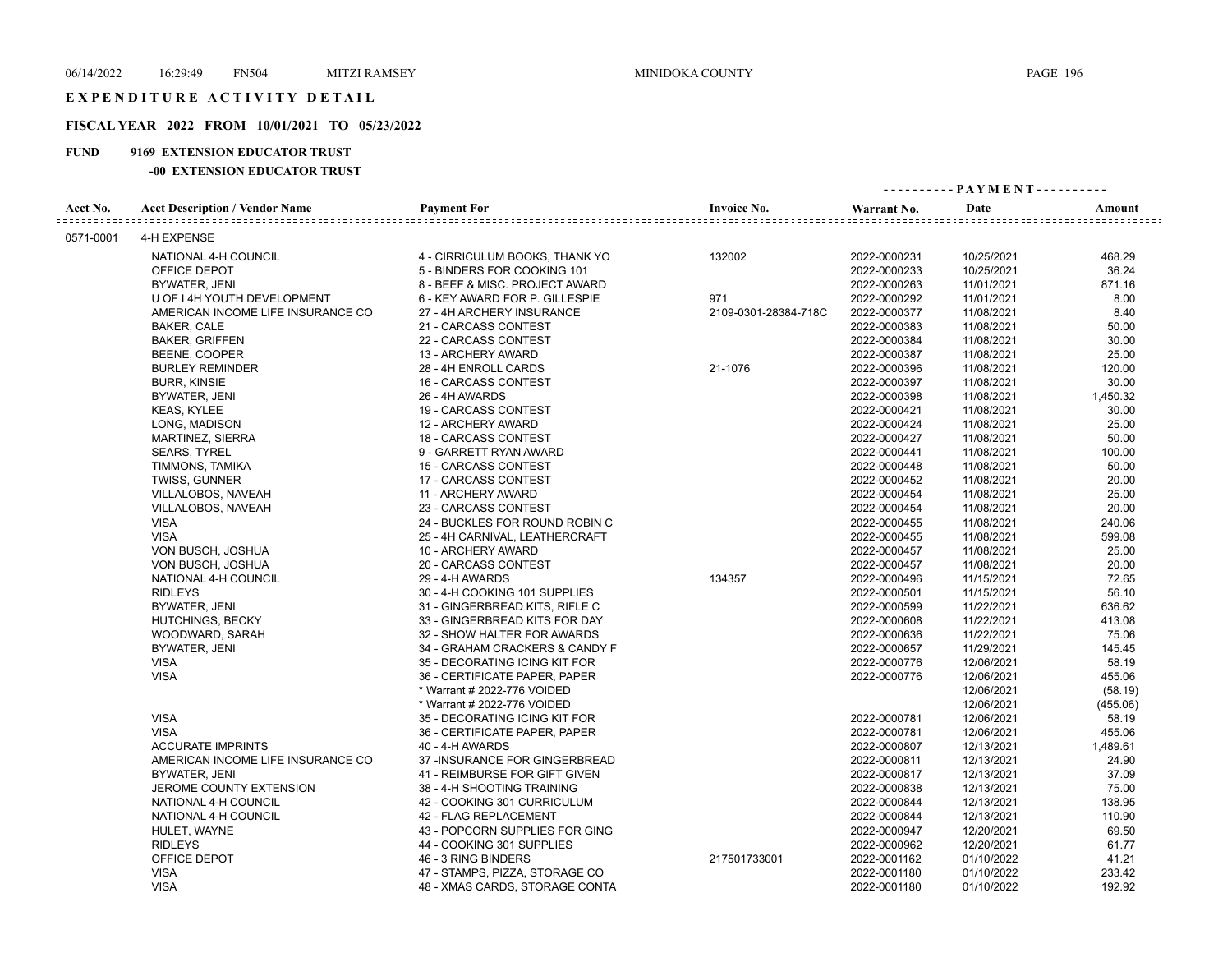# EXPENDITURE ACTIVITY DETAIL

## FISCAL YEAR 2022 FROM 10/01/2021 TO 05/23/2022

**FUND 9169 EXTENSION EDUCATOR TRUST**

**-00 EXTENSION EDUCATOR TRUST**

| Acct No. | Acct Description / Vendor Name | Payment For | Invoice No. | Warrant No. | Date | Amount |
|---|---|---|---|---|---|---|
| 0571-0001 | 4-H EXPENSE | | | | | |
| | NATIONAL 4-H COUNCIL | 4 - CIRRICULUM BOOKS, THANK YO | 132002 | 2022-0000231 | 10/25/2021 | 468.29 |
| | OFFICE DEPOT | 5 - BINDERS FOR COOKING 101 | | 2022-0000233 | 10/25/2021 | 36.24 |
| | BYWATER, JENI | 8 - BEEF & MISC. PROJECT AWARD | | 2022-0000263 | 11/01/2021 | 871.16 |
| | U OF I 4H YOUTH DEVELOPMENT | 6 - KEY AWARD FOR P. GILLESPIE | 971 | 2022-0000292 | 11/01/2021 | 8.00 |
| | AMERICAN INCOME LIFE INSURANCE CO | 27 - 4H ARCHERY INSURANCE | 2109-0301-28384-718C | 2022-0000377 | 11/08/2021 | 8.40 |
| | BAKER, CALE | 21 - CARCASS CONTEST | | 2022-0000383 | 11/08/2021 | 50.00 |
| | BAKER, GRIFFEN | 22 - CARCASS CONTEST | | 2022-0000384 | 11/08/2021 | 30.00 |
| | BEENE, COOPER | 13 - ARCHERY AWARD | | 2022-0000387 | 11/08/2021 | 25.00 |
| | BURLEY REMINDER | 28 - 4H ENROLL CARDS | 21-1076 | 2022-0000396 | 11/08/2021 | 120.00 |
| | BURR, KINSIE | 16 - CARCASS CONTEST | | 2022-0000397 | 11/08/2021 | 30.00 |
| | BYWATER, JENI | 26 - 4H AWARDS | | 2022-0000398 | 11/08/2021 | 1,450.32 |
| | KEAS, KYLEE | 19 - CARCASS CONTEST | | 2022-0000421 | 11/08/2021 | 30.00 |
| | LONG, MADISON | 12 - ARCHERY AWARD | | 2022-0000424 | 11/08/2021 | 25.00 |
| | MARTINEZ, SIERRA | 18 - CARCASS CONTEST | | 2022-0000427 | 11/08/2021 | 50.00 |
| | SEARS, TYREL | 9 - GARRETT RYAN AWARD | | 2022-0000441 | 11/08/2021 | 100.00 |
| | TIMMONS, TAMIKA | 15 - CARCASS CONTEST | | 2022-0000448 | 11/08/2021 | 50.00 |
| | TWISS, GUNNER | 17 - CARCASS CONTEST | | 2022-0000452 | 11/08/2021 | 20.00 |
| | VILLALOBOS, NAVEAH | 11 - ARCHERY AWARD | | 2022-0000454 | 11/08/2021 | 25.00 |
| | VILLALOBOS, NAVEAH | 23 - CARCASS CONTEST | | 2022-0000454 | 11/08/2021 | 20.00 |
| | VISA | 24 - BUCKLES FOR ROUND ROBIN C | | 2022-0000455 | 11/08/2021 | 240.06 |
| | VISA | 25 - 4H CARNIVAL, LEATHERCRAFT | | 2022-0000455 | 11/08/2021 | 599.08 |
| | VON BUSCH, JOSHUA | 10 - ARCHERY AWARD | | 2022-0000457 | 11/08/2021 | 25.00 |
| | VON BUSCH, JOSHUA | 20 - CARCASS CONTEST | | 2022-0000457 | 11/08/2021 | 20.00 |
| | NATIONAL 4-H COUNCIL | 29 - 4-H AWARDS | 134357 | 2022-0000496 | 11/15/2021 | 72.65 |
| | RIDLEYS | 30 - 4-H COOKING 101 SUPPLIES | | 2022-0000501 | 11/15/2021 | 56.10 |
| | BYWATER, JENI | 31 - GINGERBREAD KITS, RIFLE C | | 2022-0000599 | 11/22/2021 | 636.62 |
| | HUTCHINGS, BECKY | 33 - GINGERBREAD KITS FOR DAY | | 2022-0000608 | 11/22/2021 | 413.08 |
| | WOODWARD, SARAH | 32 - SHOW HALTER FOR AWARDS | | 2022-0000636 | 11/22/2021 | 75.06 |
| | BYWATER, JENI | 34 - GRAHAM CRACKERS & CANDY F | | 2022-0000657 | 11/29/2021 | 145.45 |
| | VISA | 35 - DECORATING ICING KIT FOR | | 2022-0000776 | 12/06/2021 | 58.19 |
| | VISA | 36 - CERTIFICATE PAPER, PAPER | | 2022-0000776 | 12/06/2021 | 455.06 |
| | | * Warrant # 2022-776 VOIDED | | | 12/06/2021 | (58.19) |
| | | * Warrant # 2022-776 VOIDED | | | 12/06/2021 | (455.06) |
| | VISA | 35 - DECORATING ICING KIT FOR | | 2022-0000781 | 12/06/2021 | 58.19 |
| | VISA | 36 - CERTIFICATE PAPER, PAPER | | 2022-0000781 | 12/06/2021 | 455.06 |
| | ACCURATE IMPRINTS | 40 - 4-H AWARDS | | 2022-0000807 | 12/13/2021 | 1,489.61 |
| | AMERICAN INCOME LIFE INSURANCE CO | 37 -INSURANCE FOR GINGERBREAD | | 2022-0000811 | 12/13/2021 | 24.90 |
| | BYWATER, JENI | 41 - REIMBURSE FOR GIFT GIVEN | | 2022-0000817 | 12/13/2021 | 37.09 |
| | JEROME COUNTY EXTENSION | 38 - 4-H SHOOTING TRAINING | | 2022-0000838 | 12/13/2021 | 75.00 |
| | NATIONAL 4-H COUNCIL | 42 - COOKING 301 CURRICULUM | | 2022-0000844 | 12/13/2021 | 138.95 |
| | NATIONAL 4-H COUNCIL | 42 - FLAG REPLACEMENT | | 2022-0000844 | 12/13/2021 | 110.90 |
| | HULET, WAYNE | 43 - POPCORN SUPPLIES FOR GING | | 2022-0000947 | 12/20/2021 | 69.50 |
| | RIDLEYS | 44 - COOKING 301 SUPPLIES | | 2022-0000962 | 12/20/2021 | 61.77 |
| | OFFICE DEPOT | 46 - 3 RING BINDERS | 217501733001 | 2022-0001162 | 01/10/2022 | 41.21 |
| | VISA | 47 - STAMPS, PIZZA, STORAGE CO | | 2022-0001180 | 01/10/2022 | 233.42 |
| | VISA | 48 - XMAS CARDS, STORAGE CONTA | | 2022-0001180 | 01/10/2022 | 192.92 |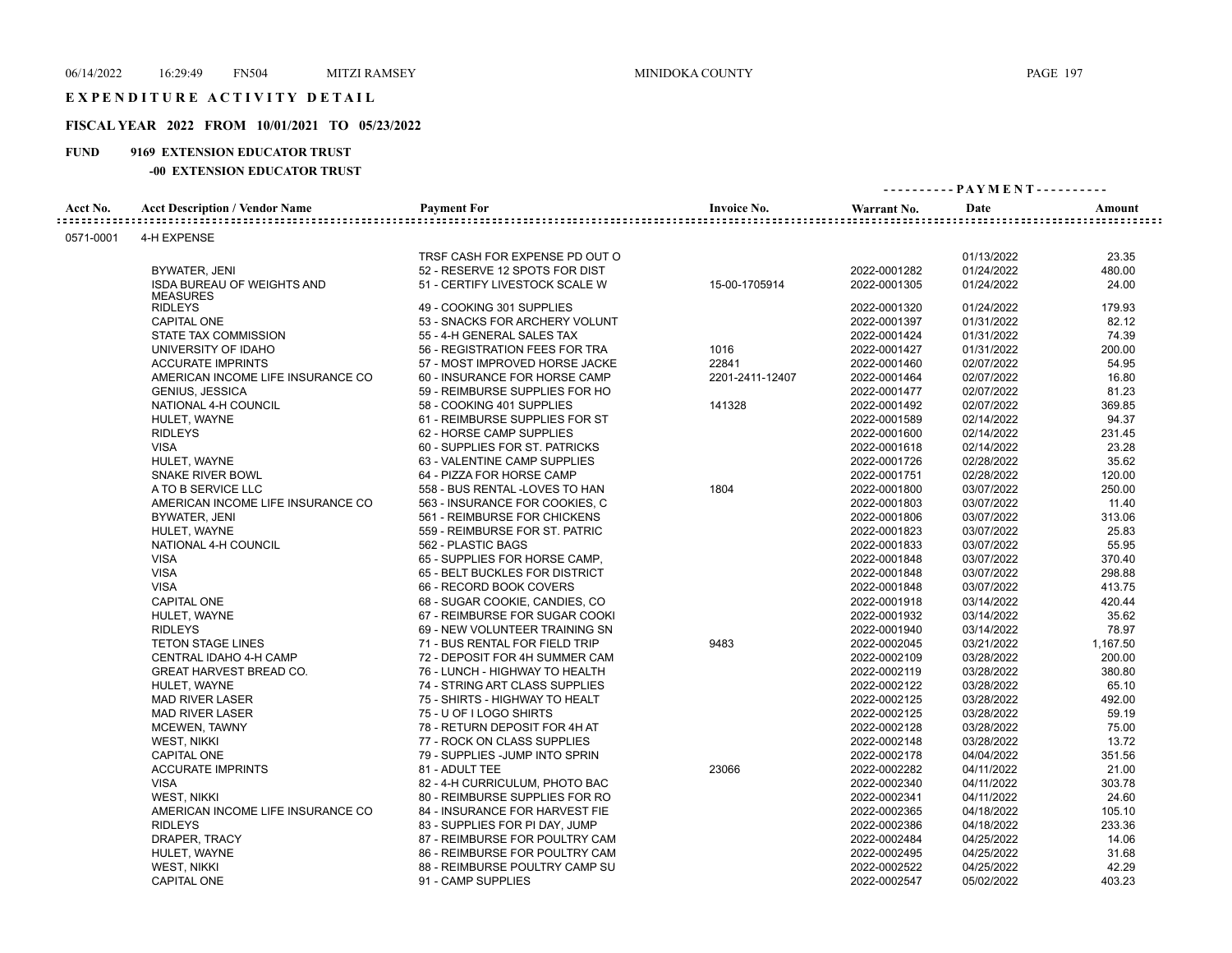# EXPENDITURE ACTIVITY DETAIL

## FISCAL YEAR 2022 FROM 10/01/2021 TO 05/23/2022

**FUND 9169 EXTENSION EDUCATOR TRUST**

**-00 EXTENSION EDUCATOR TRUST**

| Acct No. | Acct Description / Vendor Name | Payment For | Invoice No. | Warrant No. | PAYMENT Date | Amount |
|---|---|---|---|---|---|---|
| 0571-0001 | 4-H EXPENSE | | | | | |
| | | TRSF CASH FOR EXPENSE PD OUT O | | | 01/13/2022 | 23.35 |
| | BYWATER, JENI | 52 - RESERVE 12 SPOTS FOR DIST | | 2022-0001282 | 01/24/2022 | 480.00 |
| | ISDA BUREAU OF WEIGHTS AND MEASURES | 51 - CERTIFY LIVESTOCK SCALE W | 15-00-1705914 | 2022-0001305 | 01/24/2022 | 24.00 |
| | RIDLEYS | 49 - COOKING 301 SUPPLIES | | 2022-0001320 | 01/24/2022 | 179.93 |
| | CAPITAL ONE | 53 - SNACKS FOR ARCHERY VOLUNT | | 2022-0001397 | 01/31/2022 | 82.12 |
| | STATE TAX COMMISSION | 55 - 4-H GENERAL SALES TAX | | 2022-0001424 | 01/31/2022 | 74.39 |
| | UNIVERSITY OF IDAHO | 56 - REGISTRATION FEES FOR TRA | 1016 | 2022-0001427 | 01/31/2022 | 200.00 |
| | ACCURATE IMPRINTS | 57 - MOST IMPROVED HORSE JACKE | 22841 | 2022-0001460 | 02/07/2022 | 54.95 |
| | AMERICAN INCOME LIFE INSURANCE CO | 60 - INSURANCE FOR HORSE CAMP | 2201-2411-12407 | 2022-0001464 | 02/07/2022 | 16.80 |
| | GENIUS, JESSICA | 59 - REIMBURSE SUPPLIES FOR HO | | 2022-0001477 | 02/07/2022 | 81.23 |
| | NATIONAL 4-H COUNCIL | 58 - COOKING 401 SUPPLIES | 141328 | 2022-0001492 | 02/07/2022 | 369.85 |
| | HULET, WAYNE | 61 - REIMBURSE SUPPLIES FOR ST | | 2022-0001589 | 02/14/2022 | 94.37 |
| | RIDLEYS | 62 - HORSE CAMP SUPPLIES | | 2022-0001600 | 02/14/2022 | 231.45 |
| | VISA | 60 - SUPPLIES FOR ST. PATRICKS | | 2022-0001618 | 02/14/2022 | 23.28 |
| | HULET, WAYNE | 63 - VALENTINE CAMP SUPPLIES | | 2022-0001726 | 02/28/2022 | 35.62 |
| | SNAKE RIVER BOWL | 64 - PIZZA FOR HORSE CAMP | | 2022-0001751 | 02/28/2022 | 120.00 |
| | A TO B SERVICE LLC | 558 - BUS RENTAL -LOVES TO HAN | 1804 | 2022-0001800 | 03/07/2022 | 250.00 |
| | AMERICAN INCOME LIFE INSURANCE CO | 563 - INSURANCE FOR COOKIES, C | | 2022-0001803 | 03/07/2022 | 11.40 |
| | BYWATER, JENI | 561 - REIMBURSE FOR CHICKENS | | 2022-0001806 | 03/07/2022 | 313.06 |
| | HULET, WAYNE | 559 - REIMBURSE FOR ST. PATRIC | | 2022-0001823 | 03/07/2022 | 25.83 |
| | NATIONAL 4-H COUNCIL | 562 - PLASTIC BAGS | | 2022-0001833 | 03/07/2022 | 55.95 |
| | VISA | 65 - SUPPLIES FOR HORSE CAMP, | | 2022-0001848 | 03/07/2022 | 370.40 |
| | VISA | 65 - BELT BUCKLES FOR DISTRICT | | 2022-0001848 | 03/07/2022 | 298.88 |
| | VISA | 66 - RECORD BOOK COVERS | | 2022-0001848 | 03/07/2022 | 413.75 |
| | CAPITAL ONE | 68 - SUGAR COOKIE, CANDIES, CO | | 2022-0001918 | 03/14/2022 | 420.44 |
| | HULET, WAYNE | 67 - REIMBURSE FOR SUGAR COOKI | | 2022-0001932 | 03/14/2022 | 35.62 |
| | RIDLEYS | 69 - NEW VOLUNTEER TRAINING SN | | 2022-0001940 | 03/14/2022 | 78.97 |
| | TETON STAGE LINES | 71 - BUS RENTAL FOR FIELD TRIP | 9483 | 2022-0002045 | 03/21/2022 | 1,167.50 |
| | CENTRAL IDAHO 4-H CAMP | 72 - DEPOSIT FOR 4H SUMMER CAM | | 2022-0002109 | 03/28/2022 | 200.00 |
| | GREAT HARVEST BREAD CO. | 76 - LUNCH - HIGHWAY TO HEALTH | | 2022-0002119 | 03/28/2022 | 380.80 |
| | HULET, WAYNE | 74 - STRING ART CLASS SUPPLIES | | 2022-0002122 | 03/28/2022 | 65.10 |
| | MAD RIVER LASER | 75 - SHIRTS - HIGHWAY TO HEALT | | 2022-0002125 | 03/28/2022 | 492.00 |
| | MAD RIVER LASER | 75 - U OF I LOGO SHIRTS | | 2022-0002125 | 03/28/2022 | 59.19 |
| | MCEWEN, TAWNY | 78 - RETURN DEPOSIT FOR 4H AT | | 2022-0002128 | 03/28/2022 | 75.00 |
| | WEST, NIKKI | 77 - ROCK ON CLASS SUPPLIES | | 2022-0002148 | 03/28/2022 | 13.72 |
| | CAPITAL ONE | 79 - SUPPLIES -JUMP INTO SPRIN | | 2022-0002178 | 04/04/2022 | 351.56 |
| | ACCURATE IMPRINTS | 81 - ADULT TEE | 23066 | 2022-0002282 | 04/11/2022 | 21.00 |
| | VISA | 82 - 4-H CURRICULUM, PHOTO BAC | | 2022-0002340 | 04/11/2022 | 303.78 |
| | WEST, NIKKI | 80 - REIMBURSE SUPPLIES FOR RO | | 2022-0002341 | 04/11/2022 | 24.60 |
| | AMERICAN INCOME LIFE INSURANCE CO | 84 - INSURANCE FOR HARVEST FIE | | 2022-0002365 | 04/18/2022 | 105.10 |
| | RIDLEYS | 83 - SUPPLIES FOR PI DAY, JUMP | | 2022-0002386 | 04/18/2022 | 233.36 |
| | DRAPER, TRACY | 87 - REIMBURSE FOR POULTRY CAM | | 2022-0002484 | 04/25/2022 | 14.06 |
| | HULET, WAYNE | 86 - REIMBURSE FOR POULTRY CAM | | 2022-0002495 | 04/25/2022 | 31.68 |
| | WEST, NIKKI | 88 - REIMBURSE POULTRY CAMP SU | | 2022-0002522 | 04/25/2022 | 42.29 |
| | CAPITAL ONE | 91 - CAMP SUPPLIES | | 2022-0002547 | 05/02/2022 | 403.23 |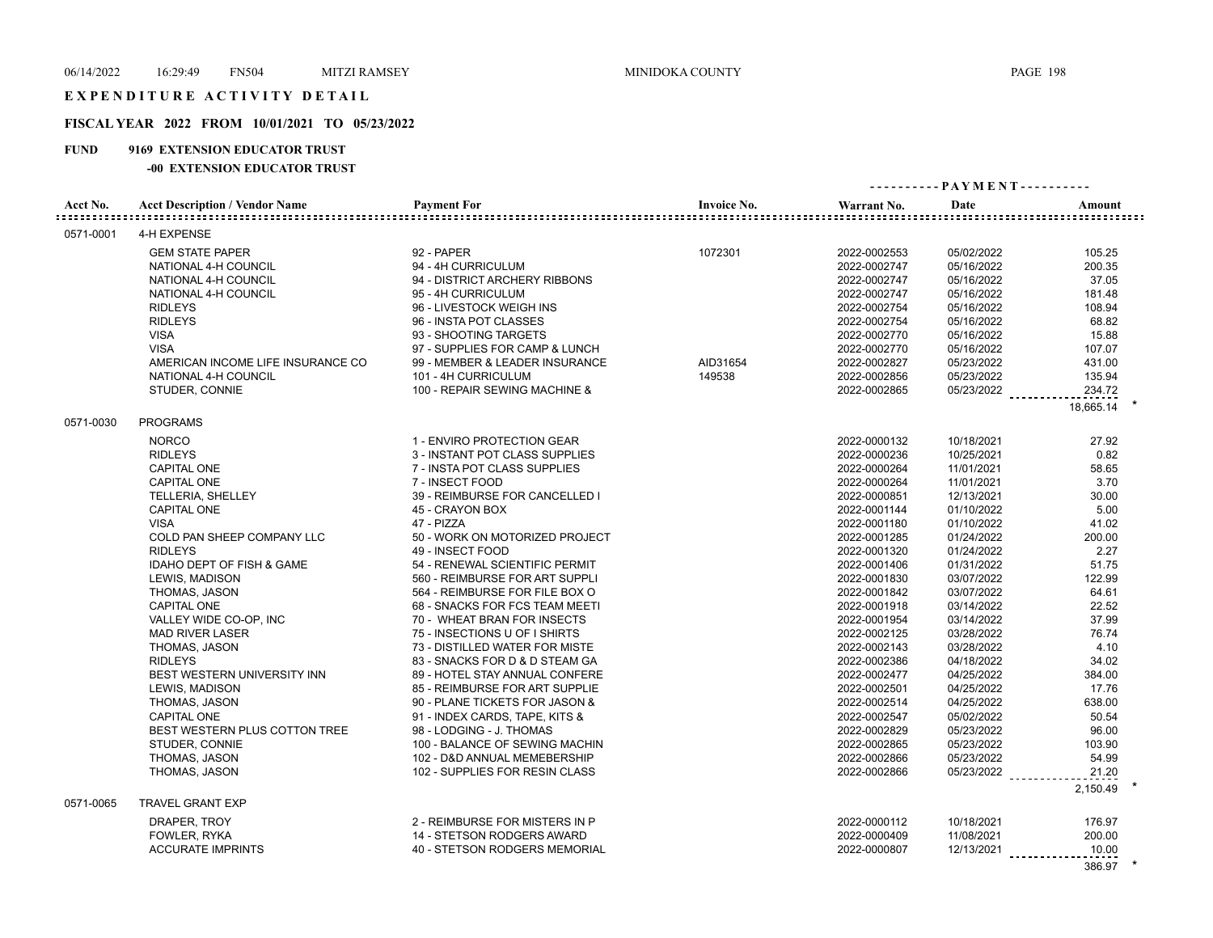# EXPENDITURE ACTIVITY DETAIL

## FISCAL YEAR 2022 FROM 10/01/2021 TO 05/23/2022

### FUND 9169 EXTENSION EDUCATOR TRUST

#### -00 EXTENSION EDUCATOR TRUST

| Acct No. | Acct Description / Vendor Name | Payment For | Invoice No. | Warrant No. | Date | Amount |
|---|---|---|---|---|---|---|
| 0571-0001 | 4-H EXPENSE | | | | | |
| | GEM STATE PAPER | 92 - PAPER | 1072301 | 2022-0002553 | 05/02/2022 | 105.25 |
| | NATIONAL 4-H COUNCIL | 94 - 4H CURRICULUM | | 2022-0002747 | 05/16/2022 | 200.35 |
| | NATIONAL 4-H COUNCIL | 94 - DISTRICT ARCHERY RIBBONS | | 2022-0002747 | 05/16/2022 | 37.05 |
| | NATIONAL 4-H COUNCIL | 95 - 4H CURRICULUM | | 2022-0002747 | 05/16/2022 | 181.48 |
| | RIDLEYS | 96 - LIVESTOCK WEIGH INS | | 2022-0002754 | 05/16/2022 | 108.94 |
| | RIDLEYS | 96 - INSTA POT CLASSES | | 2022-0002754 | 05/16/2022 | 68.82 |
| | VISA | 93 - SHOOTING TARGETS | | 2022-0002770 | 05/16/2022 | 15.88 |
| | VISA | 97 - SUPPLIES FOR CAMP & LUNCH | | 2022-0002770 | 05/16/2022 | 107.07 |
| | AMERICAN INCOME LIFE INSURANCE CO | 99 - MEMBER & LEADER INSURANCE | AID31654 | 2022-0002827 | 05/23/2022 | 431.00 |
| | NATIONAL 4-H COUNCIL | 101 - 4H CURRICULUM | 149538 | 2022-0002856 | 05/23/2022 | 135.94 |
| | STUDER, CONNIE | 100 - REPAIR SEWING MACHINE & | | 2022-0002865 | 05/23/2022 | 234.72 |
| | | | | | | 18,665.14 * |
| 0571-0030 | PROGRAMS | | | | | |
| | NORCO | 1 - ENVIRO PROTECTION GEAR | | 2022-0000132 | 10/18/2021 | 27.92 |
| | RIDLEYS | 3 - INSTANT POT CLASS SUPPLIES | | 2022-0000236 | 10/25/2021 | 0.82 |
| | CAPITAL ONE | 7 - INSTA POT CLASS SUPPLIES | | 2022-0000264 | 11/01/2021 | 58.65 |
| | CAPITAL ONE | 7 - INSECT FOOD | | 2022-0000264 | 11/01/2021 | 3.70 |
| | TELLERIA, SHELLEY | 39 - REIMBURSE FOR CANCELLED I | | 2022-0000851 | 12/13/2021 | 30.00 |
| | CAPITAL ONE | 45 - CRAYON BOX | | 2022-0001144 | 01/10/2022 | 5.00 |
| | VISA | 47 - PIZZA | | 2022-0001180 | 01/10/2022 | 41.02 |
| | COLD PAN SHEEP COMPANY LLC | 50 - WORK ON MOTORIZED PROJECT | | 2022-0001285 | 01/24/2022 | 200.00 |
| | RIDLEYS | 49 - INSECT FOOD | | 2022-0001320 | 01/24/2022 | 2.27 |
| | IDAHO DEPT OF FISH & GAME | 54 - RENEWAL SCIENTIFIC PERMIT | | 2022-0001406 | 01/31/2022 | 51.75 |
| | LEWIS, MADISON | 560 - REIMBURSE FOR ART SUPPLI | | 2022-0001830 | 03/07/2022 | 122.99 |
| | THOMAS, JASON | 564 - REIMBURSE FOR FILE BOX O | | 2022-0001842 | 03/07/2022 | 64.61 |
| | CAPITAL ONE | 68 - SNACKS FOR FCS TEAM MEETI | | 2022-0001918 | 03/14/2022 | 22.52 |
| | VALLEY WIDE CO-OP, INC | 70 - WHEAT BRAN FOR INSECTS | | 2022-0001954 | 03/14/2022 | 37.99 |
| | MAD RIVER LASER | 75 - INSECTIONS U OF I SHIRTS | | 2022-0002125 | 03/28/2022 | 76.74 |
| | THOMAS, JASON | 73 - DISTILLED WATER FOR MISTE | | 2022-0002143 | 03/28/2022 | 4.10 |
| | RIDLEYS | 83 - SNACKS FOR D & D STEAM GA | | 2022-0002386 | 04/18/2022 | 34.02 |
| | BEST WESTERN UNIVERSITY INN | 89 - HOTEL STAY ANNUAL CONFERE | | 2022-0002477 | 04/25/2022 | 384.00 |
| | LEWIS, MADISON | 85 - REIMBURSE FOR ART SUPPLIE | | 2022-0002501 | 04/25/2022 | 17.76 |
| | THOMAS, JASON | 90 - PLANE TICKETS FOR JASON & | | 2022-0002514 | 04/25/2022 | 638.00 |
| | CAPITAL ONE | 91 - INDEX CARDS, TAPE, KITS & | | 2022-0002547 | 05/02/2022 | 50.54 |
| | BEST WESTERN PLUS COTTON TREE | 98 - LODGING - J. THOMAS | | 2022-0002829 | 05/23/2022 | 96.00 |
| | STUDER, CONNIE | 100 - BALANCE OF SEWING MACHIN | | 2022-0002865 | 05/23/2022 | 103.90 |
| | THOMAS, JASON | 102 - D&D ANNUAL MEMEBERSHIP | | 2022-0002866 | 05/23/2022 | 54.99 |
| | THOMAS, JASON | 102 - SUPPLIES FOR RESIN CLASS | | 2022-0002866 | 05/23/2022 | 21.20 |
| | | | | | | 2,150.49 * |
| 0571-0065 | TRAVEL GRANT EXP | | | | | |
| | DRAPER, TROY | 2 - REIMBURSE FOR MISTERS IN P | | 2022-0000112 | 10/18/2021 | 176.97 |
| | FOWLER, RYKA | 14 - STETSON RODGERS AWARD | | 2022-0000409 | 11/08/2021 | 200.00 |
| | ACCURATE IMPRINTS | 40 - STETSON RODGERS MEMORIAL | | 2022-0000807 | 12/13/2021 | 10.00 |
| | | | | | | 386.97 * |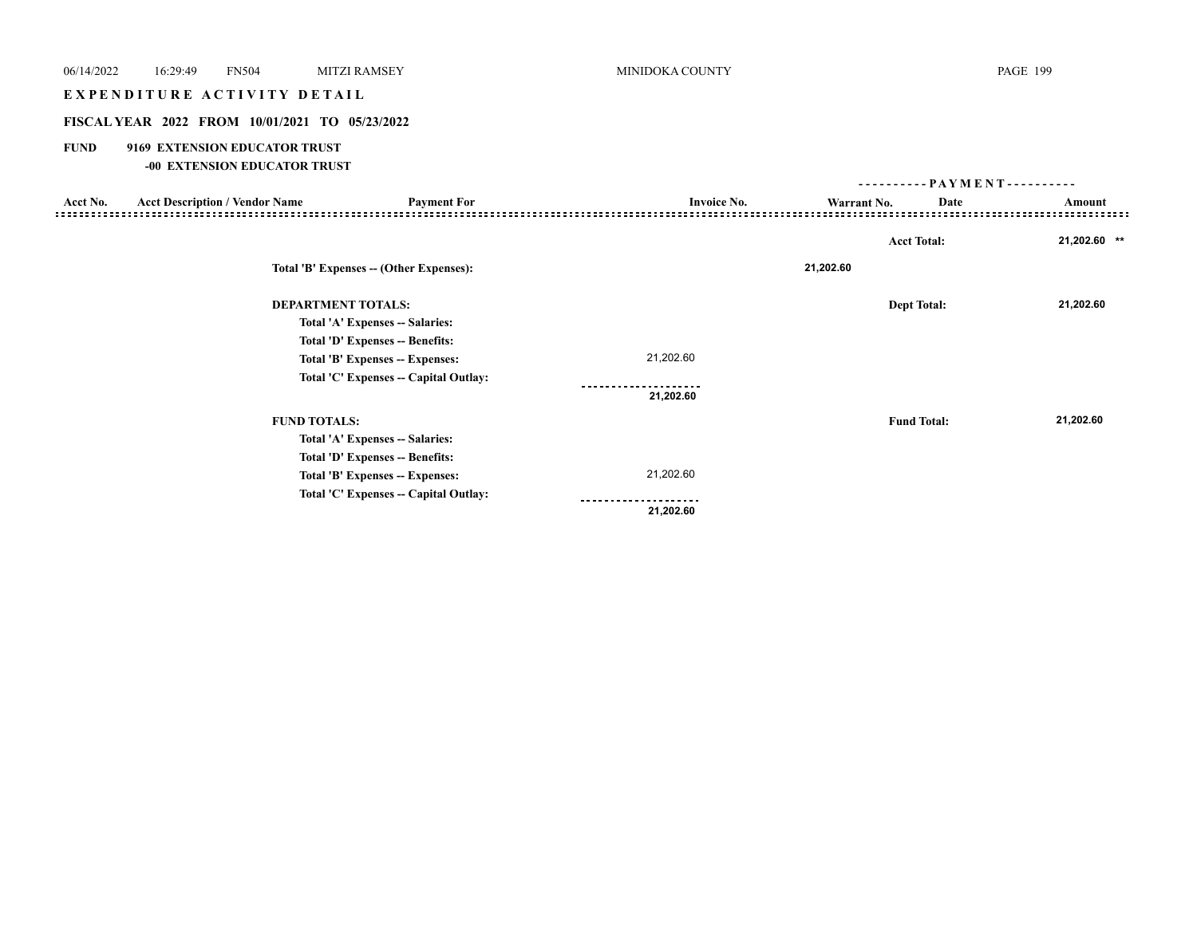# EXPENDITURE ACTIVITY DETAIL

## FISCAL YEAR 2022 FROM 10/01/2021 TO 05/23/2022

**FUND 9169 EXTENSION EDUCATOR TRUST**

**-00 EXTENSION EDUCATOR TRUST**

| Acct No. | Acct Description / Vendor Name | Payment For | Invoice No. | Warrant No. | Date | Amount |
|---|---|---|---|---|---|---|
| | | | | | Acct Total: | 21,202.60 ** |

**Total 'B' Expenses -- (Other Expenses):** 21,202.60

**DEPARTMENT TOTALS:** Dept Total: 21,202.60

| | |
|---|---|
| Total 'A' Expenses -- Salaries: | |
| Total 'D' Expenses -- Benefits: | |
| Total 'B' Expenses -- Expenses: | 21,202.60 |
| Total 'C' Expenses -- Capital Outlay: | |
| | 21,202.60 |

**FUND TOTALS:** Fund Total: 21,202.60

| | |
|---|---|
| Total 'A' Expenses -- Salaries: | |
| Total 'D' Expenses -- Benefits: | |
| Total 'B' Expenses -- Expenses: | 21,202.60 |
| Total 'C' Expenses -- Capital Outlay: | |
| | 21,202.60 |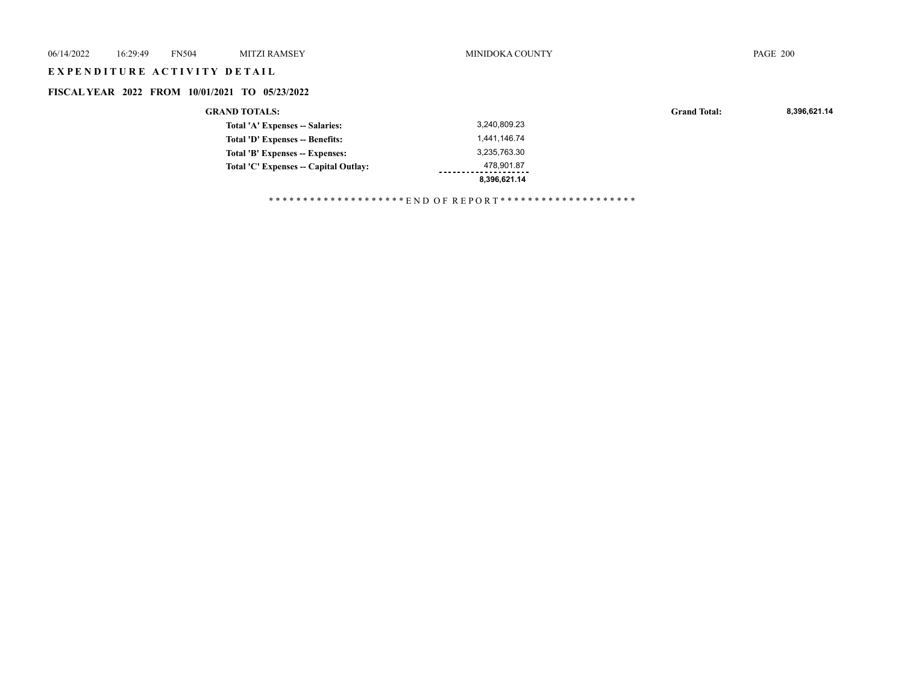## EXPENDITURE ACTIVITY DETAIL

### FISCAL YEAR 2022 FROM 10/01/2021 TO 05/23/2022

**GRAND TOTALS:** **Grand Total:** **8,396,621.14**

| | |
|---|---|
| **Total 'A' Expenses -- Salaries:** | 3,240,809.23 |
| **Total 'D' Expenses -- Benefits:** | 1,441,146.74 |
| **Total 'B' Expenses -- Expenses:** | 3,235,763.30 |
| **Total 'C' Expenses -- Capital Outlay:** | 478,901.87 |
| | **8,396,621.14** |

********************END OF REPORT********************